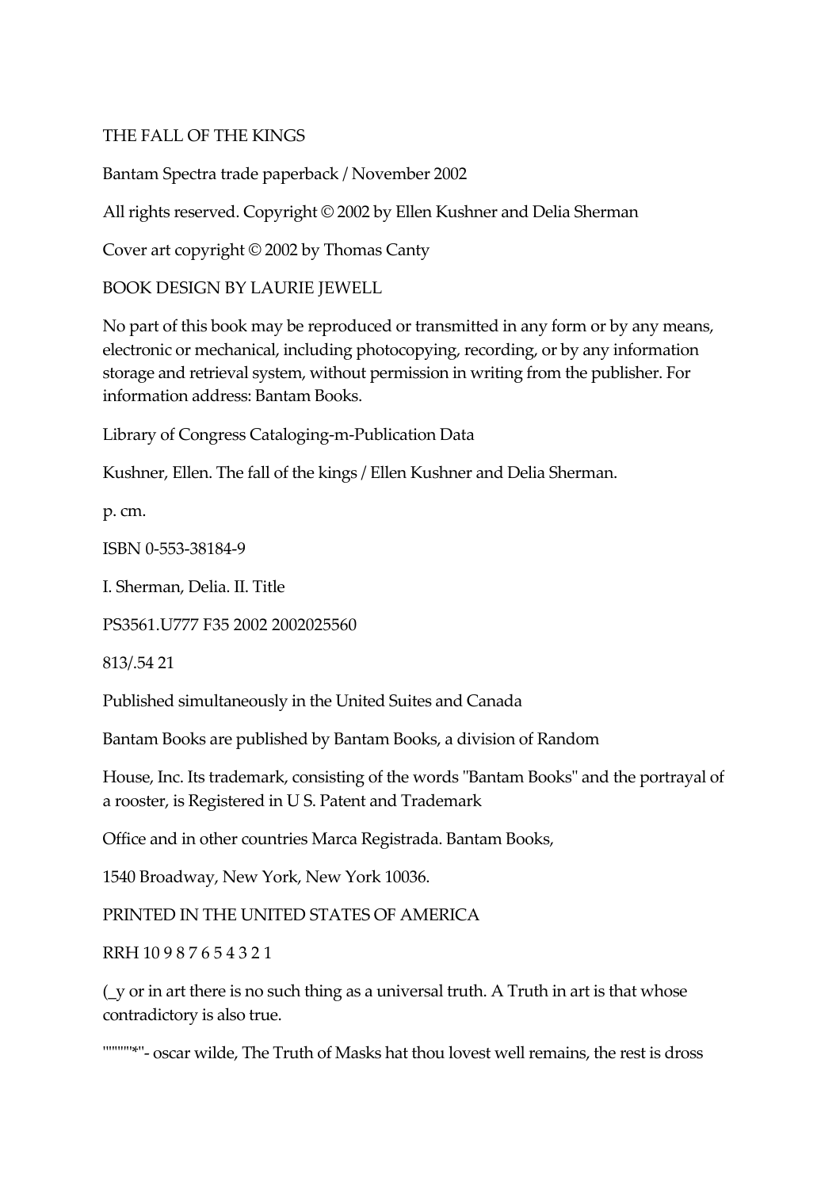THE FALL OF THE KINGS

Bantam Spectra trade paperback / November 2002

All rights reserved. Copyright © 2002 by Ellen Kushner and Delia Sherman

Cover art copyright © 2002 by Thomas Canty

BOOK DESIGN BY LAURIE JEWELL

No part of this book may be reproduced or transmitted in any form or by any means, electronic or mechanical, including photocopying, recording, or by any information storage and retrieval system, without permission in writing from the publisher. For information address: Bantam Books.

Library of Congress Cataloging-m-Publication Data

Kushner, Ellen. The fall of the kings / Ellen Kushner and Delia Sherman.

p. cm.

ISBN 0-553-38184-9

I. Sherman, Delia. II. Title

PS3561.U777 F35 2002 2002025560

813/.54 21

Published simultaneously in the United Suites and Canada

Bantam Books are published by Bantam Books, a division of Random

House, Inc. Its trademark, consisting of the words "Bantam Books" and the portrayal of a rooster, is Registered in U S. Patent and Trademark

Office and in other countries Marca Registrada. Bantam Books,

1540 Broadway, New York, New York 10036.

PRINTED IN THE UNITED STATES OF AMERICA

RRH 10 9 8 7 6 5 4 3 2 1

(_y or in art there is no such thing as a universal truth. A Truth in art is that whose contradictory is also true.

""""*"- oscar wilde, The Truth of Masks hat thou lovest well remains, the rest is dross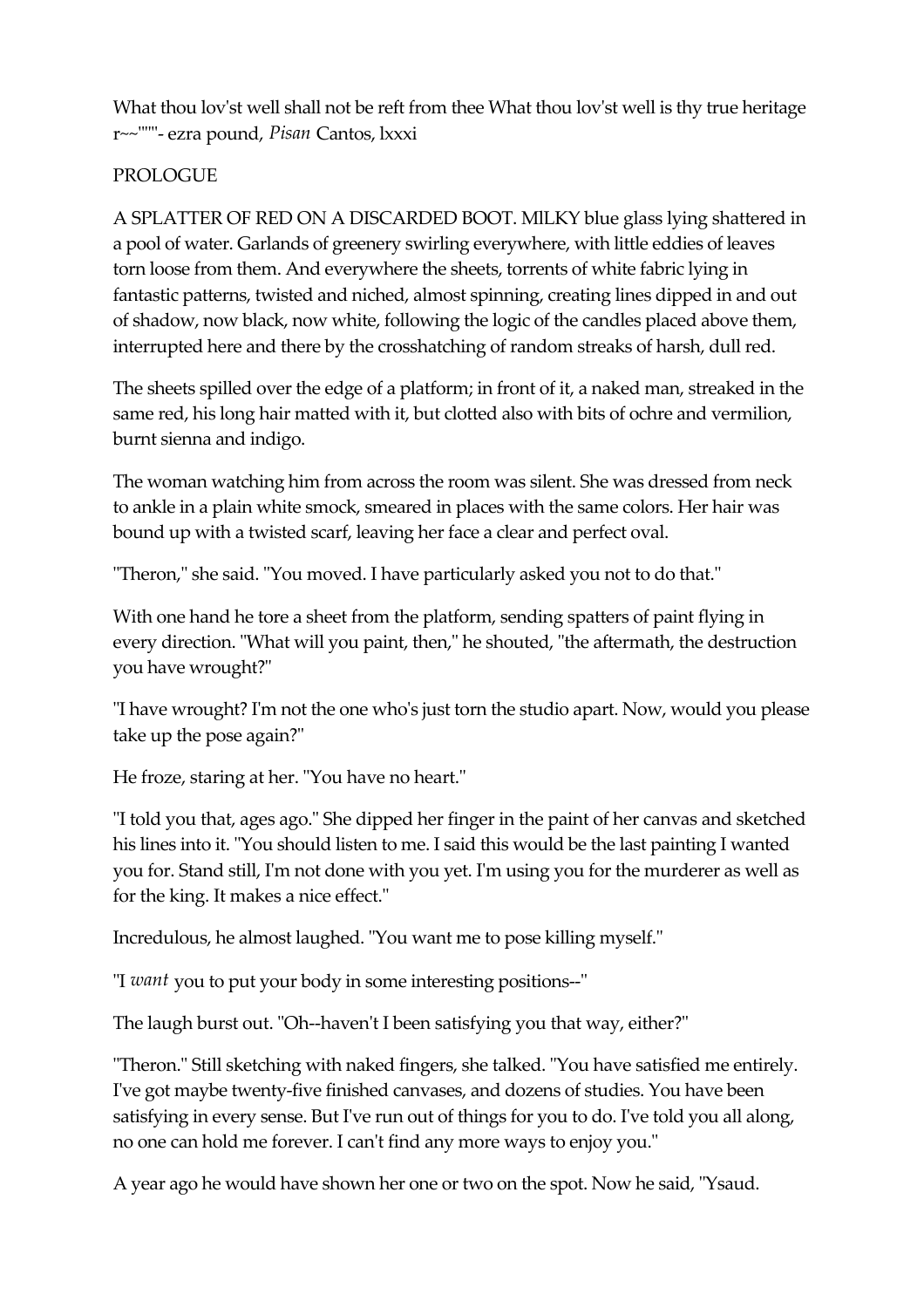What thou lov'st well shall not be reft from thee What thou lov'st well is thy true heritage r~~"""- ezra pound, *Pisan* Cantos, lxxxi

PROLOGUE

A SPLATTER OF RED ON A DISCARDED BOOT. MILKY blue glass lying shattered in a pool of water. Garlands of greenery swirling everywhere, with little eddies of leaves torn loose from them. And everywhere the sheets, torrents of white fabric lying in fantastic patterns, twisted and niched, almost spinning, creating lines dipped in and out of shadow, now black, now white, following the logic of the candles placed above them, interrupted here and there by the crosshatching of random streaks of harsh, dull red.

The sheets spilled over the edge of a platform; in front of it, a naked man, streaked in the same red, his long hair matted with it, but clotted also with bits of ochre and vermilion, burnt sienna and indigo.

The woman watching him from across the room was silent. She was dressed from neck to ankle in a plain white smock, smeared in places with the same colors. Her hair was bound up with a twisted scarf, leaving her face a clear and perfect oval.

"Theron," she said. "You moved. I have particularly asked you not to do that."

With one hand he tore a sheet from the platform, sending spatters of paint flying in every direction. "What will you paint, then," he shouted, "the aftermath, the destruction you have wrought?"

"I have wrought? I'm not the one who's just torn the studio apart. Now, would you please take up the pose again?"

He froze, staring at her. "You have no heart."

"I told you that, ages ago." She dipped her finger in the paint of her canvas and sketched his lines into it. "You should listen to me. I said this would be the last painting I wanted you for. Stand still, I'm not done with you yet. I'm using you for the murderer as well as for the king. It makes a nice effect."

Incredulous, he almost laughed. "You want me to pose killing myself."

"I *want* you to put your body in some interesting positions--"

The laugh burst out. "Oh--haven't I been satisfying you that way, either?"

"Theron." Still sketching with naked fingers, she talked. "You have satisfied me entirely. I've got maybe twenty-five finished canvases, and dozens of studies. You have been satisfying in every sense. But I've run out of things for you to do. I've told you all along, no one can hold me forever. I can't find any more ways to enjoy you."

A year ago he would have shown her one or two on the spot. Now he said, "Ysaud.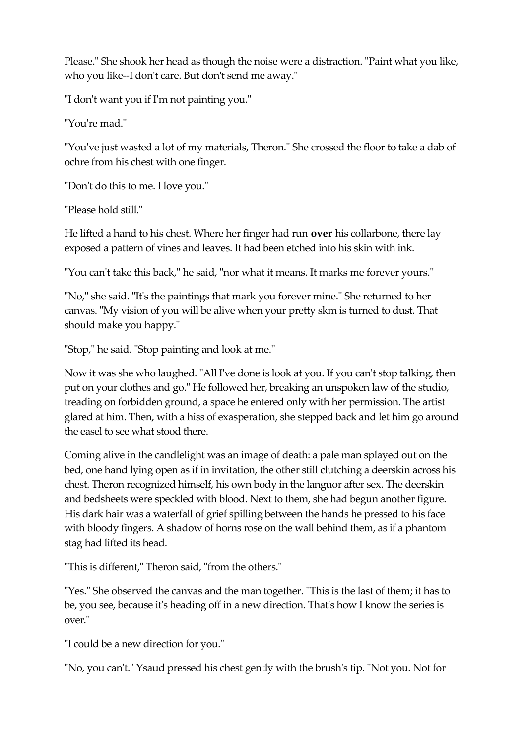Please." She shook her head as though the noise were a distraction. "Paint what you like, who you like--I don't care. But don't send me away."

"I don't want you if I'm not painting you."

"You're mad."

"You've just wasted a lot of my materials, Theron." She crossed the floor to take a dab of ochre from his chest with one finger.

"Don't do this to me. I love you."

"Please hold still."

He lifted a hand to his chest. Where her finger had run **over** his collarbone, there lay exposed a pattern of vines and leaves. It had been etched into his skin with ink.

"You can't take this back," he said, "nor what it means. It marks me forever yours."

"No," she said. "It's the paintings that mark you forever mine." She returned to her canvas. "My vision of you will be alive when your pretty skm is turned to dust. That should make you happy."

"Stop," he said. "Stop painting and look at me."

Now it was she who laughed. "All I've done is look at you. If you can't stop talking, then put on your clothes and go." He followed her, breaking an unspoken law of the studio, treading on forbidden ground, a space he entered only with her permission. The artist glared at him. Then, with a hiss of exasperation, she stepped back and let him go around the easel to see what stood there.

Coming alive in the candlelight was an image of death: a pale man splayed out on the bed, one hand lying open as if in invitation, the other still clutching a deerskin across his chest. Theron recognized himself, his own body in the languor after sex. The deerskin and bedsheets were speckled with blood. Next to them, she had begun another figure. His dark hair was a waterfall of grief spilling between the hands he pressed to his face with bloody fingers. A shadow of horns rose on the wall behind them, as if a phantom stag had lifted its head.

"This is different," Theron said, "from the others."

"Yes." She observed the canvas and the man together. "This is the last of them; it has to be, you see, because it's heading off in a new direction. That's how I know the series is over."

"I could be a new direction for you."

"No, you can't." Ysaud pressed his chest gently with the brush's tip. "Not you. Not for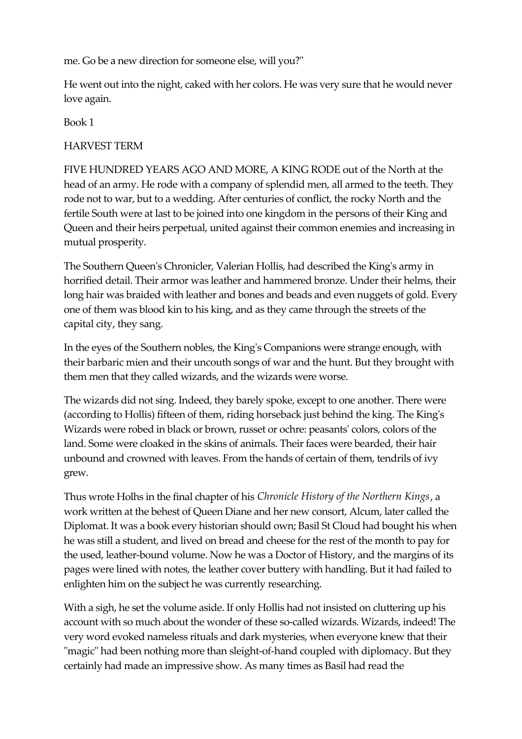me. Go be a new direction for someone else, will you?"

He went out into the night, caked with her colors. He was very sure that he would never love again.

# Book 1

## HARVEST TERM

FIVE HUNDRED YEARS AGO AND MORE, A KING RODE out of the North at the head of an army. He rode with a company of splendid men, all armed to the teeth. They rode not to war, but to a wedding. After centuries of conflict, the rocky North and the fertile South were at last to be joined into one kingdom in the persons of their King and Queen and their heirs perpetual, united against their common enemies and increasing in mutual prosperity.

The Southern Queen's Chronicler, Valerian Hollis, had described the King's army in horrified detail. Their armor was leather and hammered bronze. Under their helms, their long hair was braided with leather and bones and beads and even nuggets of gold. Every one of them was blood kin to his king, and as they came through the streets of the capital city, they sang.

In the eyes of the Southern nobles, the King's Companions were strange enough, with their barbaric mien and their uncouth songs of war and the hunt. But they brought with them men that they called wizards, and the wizards were worse.

The wizards did not sing. Indeed, they barely spoke, except to one another. There were (according to Hollis) fifteen of them, riding horseback just behind the king. The King's Wizards were robed in black or brown, russet or ochre: peasants' colors, colors of the land. Some were cloaked in the skins of animals. Their faces were bearded, their hair unbound and crowned with leaves. From the hands of certain of them, tendrils of ivy grew.

Thus wrote Holhs in the final chapter of his *Chronicle History of the Northern Kings*, a work written at the behest of Queen Diane and her new consort, Alcum, later called the Diplomat. It was a book every historian should own; Basil St Cloud had bought his when he was still a student, and lived on bread and cheese for the rest of the month to pay for the used, leather-bound volume. Now he was a Doctor of History, and the margins of its pages were lined with notes, the leather cover buttery with handling. But it had failed to enlighten him on the subject he was currently researching.

With a sigh, he set the volume aside. If only Hollis had not insisted on cluttering up his account with so much about the wonder of these so-called wizards. Wizards, indeed! The very word evoked nameless rituals and dark mysteries, when everyone knew that their "magic" had been nothing more than sleight-of-hand coupled with diplomacy. But they certainly had made an impressive show. As many times as Basil had read the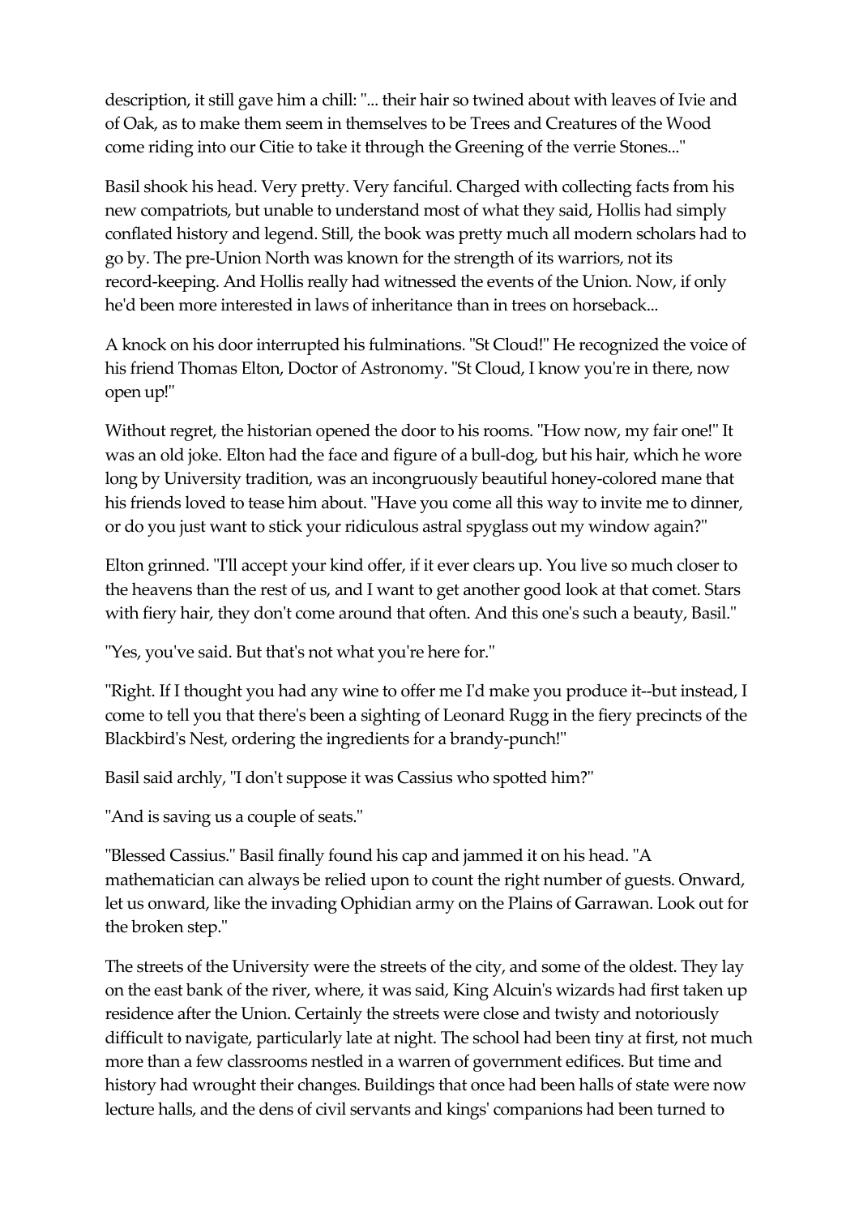description, it still gave him a chill: "... their hair so twined about with leaves of Ivie and of Oak, as to make them seem in themselves to be Trees and Creatures of the Wood come riding into our Citie to take it through the Greening of the verrie Stones..."

Basil shook his head. Very pretty. Very fanciful. Charged with collecting facts from his new compatriots, but unable to understand most of what they said, Hollis had simply conflated history and legend. Still, the book was pretty much all modern scholars had to go by. The pre-Union North was known for the strength of its warriors, not its record-keeping. And Hollis really had witnessed the events of the Union. Now, if only he'd been more interested in laws of inheritance than in trees on horseback...

A knock on his door interrupted his fulminations. "St Cloud!" He recognized the voice of his friend Thomas Elton, Doctor of Astronomy. "St Cloud, I know you're in there, now open up!"

Without regret, the historian opened the door to his rooms. "How now, my fair one!" It was an old joke. Elton had the face and figure of a bull-dog, but his hair, which he wore long by University tradition, was an incongruously beautiful honey-colored mane that his friends loved to tease him about. "Have you come all this way to invite me to dinner, or do you just want to stick your ridiculous astral spyglass out my window again?"

Elton grinned. "I'll accept your kind offer, if it ever clears up. You live so much closer to the heavens than the rest of us, and I want to get another good look at that comet. Stars with fiery hair, they don't come around that often. And this one's such a beauty, Basil."

"Yes, you've said. But that's not what you're here for."

"Right. If I thought you had any wine to offer me I'd make you produce it--but instead, I come to tell you that there's been a sighting of Leonard Rugg in the fiery precincts of the Blackbird's Nest, ordering the ingredients for a brandy-punch!"

Basil said archly, "I don't suppose it was Cassius who spotted him?"

"And is saving us a couple of seats."

"Blessed Cassius." Basil finally found his cap and jammed it on his head. "A mathematician can always be relied upon to count the right number of guests. Onward, let us onward, like the invading Ophidian army on the Plains of Garrawan. Look out for the broken step."

The streets of the University were the streets of the city, and some of the oldest. They lay on the east bank of the river, where, it was said, King Alcuin's wizards had first taken up residence after the Union. Certainly the streets were close and twisty and notoriously difficult to navigate, particularly late at night. The school had been tiny at first, not much more than a few classrooms nestled in a warren of government edifices. But time and history had wrought their changes. Buildings that once had been halls of state were now lecture halls, and the dens of civil servants and kings' companions had been turned to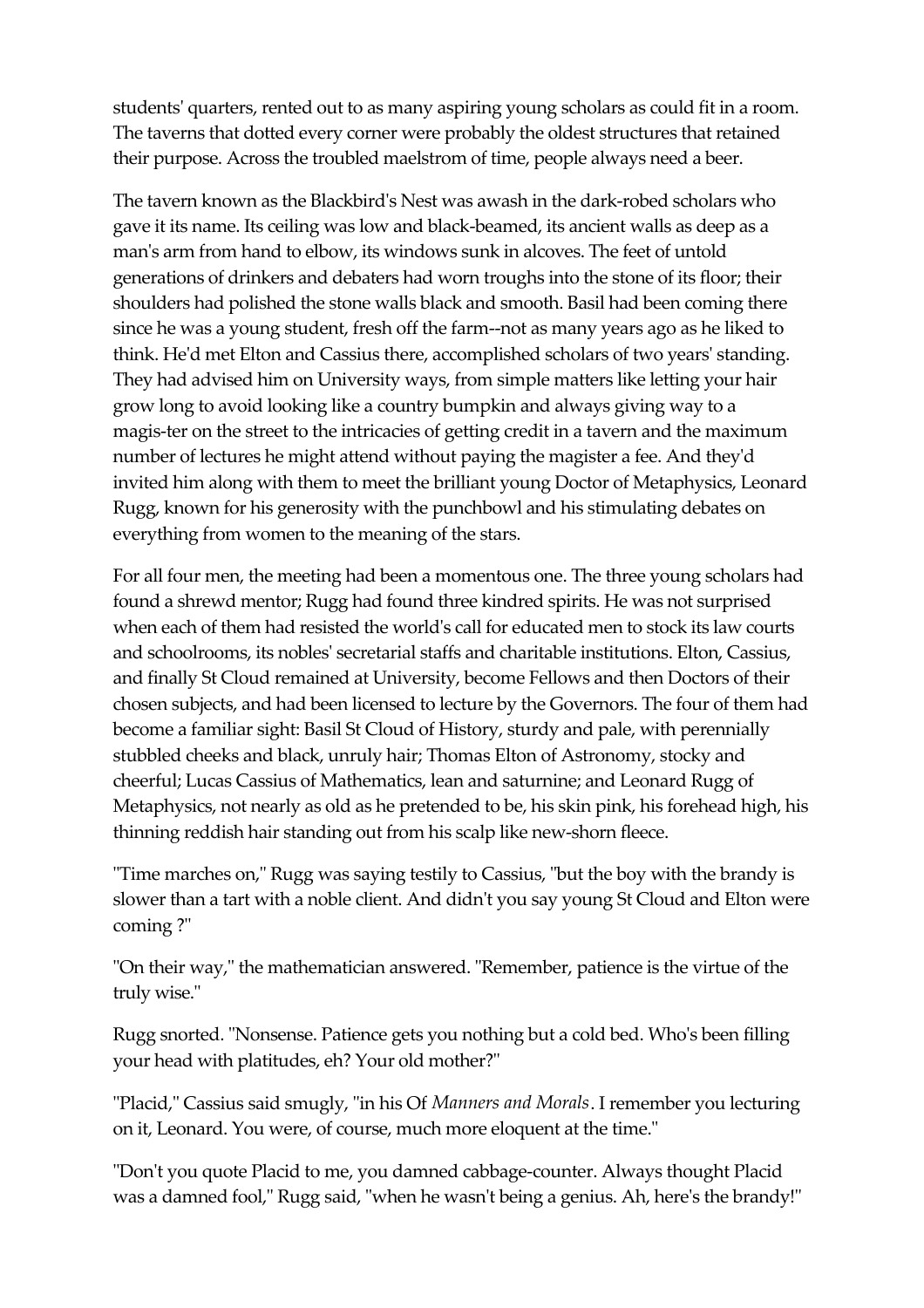students' quarters, rented out to as many aspiring young scholars as could fit in a room. The taverns that dotted every corner were probably the oldest structures that retained their purpose. Across the troubled maelstrom of time, people always need a beer.

The tavern known as the Blackbird's Nest was awash in the dark-robed scholars who gave it its name. Its ceiling was low and black-beamed, its ancient walls as deep as a man's arm from hand to elbow, its windows sunk in alcoves. The feet of untold generations of drinkers and debaters had worn troughs into the stone of its floor; their shoulders had polished the stone walls black and smooth. Basil had been coming there since he was a young student, fresh off the farm--not as many years ago as he liked to think. He'd met Elton and Cassius there, accomplished scholars of two years' standing. They had advised him on University ways, from simple matters like letting your hair grow long to avoid looking like a country bumpkin and always giving way to a magis-ter on the street to the intricacies of getting credit in a tavern and the maximum number of lectures he might attend without paying the magister a fee. And they'd invited him along with them to meet the brilliant young Doctor of Metaphysics, Leonard Rugg, known for his generosity with the punchbowl and his stimulating debates on everything from women to the meaning of the stars.

For all four men, the meeting had been a momentous one. The three young scholars had found a shrewd mentor; Rugg had found three kindred spirits. He was not surprised when each of them had resisted the world's call for educated men to stock its law courts and schoolrooms, its nobles' secretarial staffs and charitable institutions. Elton, Cassius, and finally St Cloud remained at University, become Fellows and then Doctors of their chosen subjects, and had been licensed to lecture by the Governors. The four of them had become a familiar sight: Basil St Cloud of History, sturdy and pale, with perennially stubbled cheeks and black, unruly hair; Thomas Elton of Astronomy, stocky and cheerful; Lucas Cassius of Mathematics, lean and saturnine; and Leonard Rugg of Metaphysics, not nearly as old as he pretended to be, his skin pink, his forehead high, his thinning reddish hair standing out from his scalp like new-shorn fleece.

"Time marches on," Rugg was saying testily to Cassius, "but the boy with the brandy is slower than a tart with a noble client. And didn't you say young St Cloud and Elton were coming ?"

"On their way," the mathematician answered. "Remember, patience is the virtue of the truly wise."

Rugg snorted. "Nonsense. Patience gets you nothing but a cold bed. Who's been filling your head with platitudes, eh? Your old mother?"

"Placid," Cassius said smugly, "in his Of *Manners and Morals*. I remember you lecturing on it, Leonard. You were, of course, much more eloquent at the time."

"Don't you quote Placid to me, you damned cabbage-counter. Always thought Placid was a damned fool," Rugg said, "when he wasn't being a genius. Ah, here's the brandy!"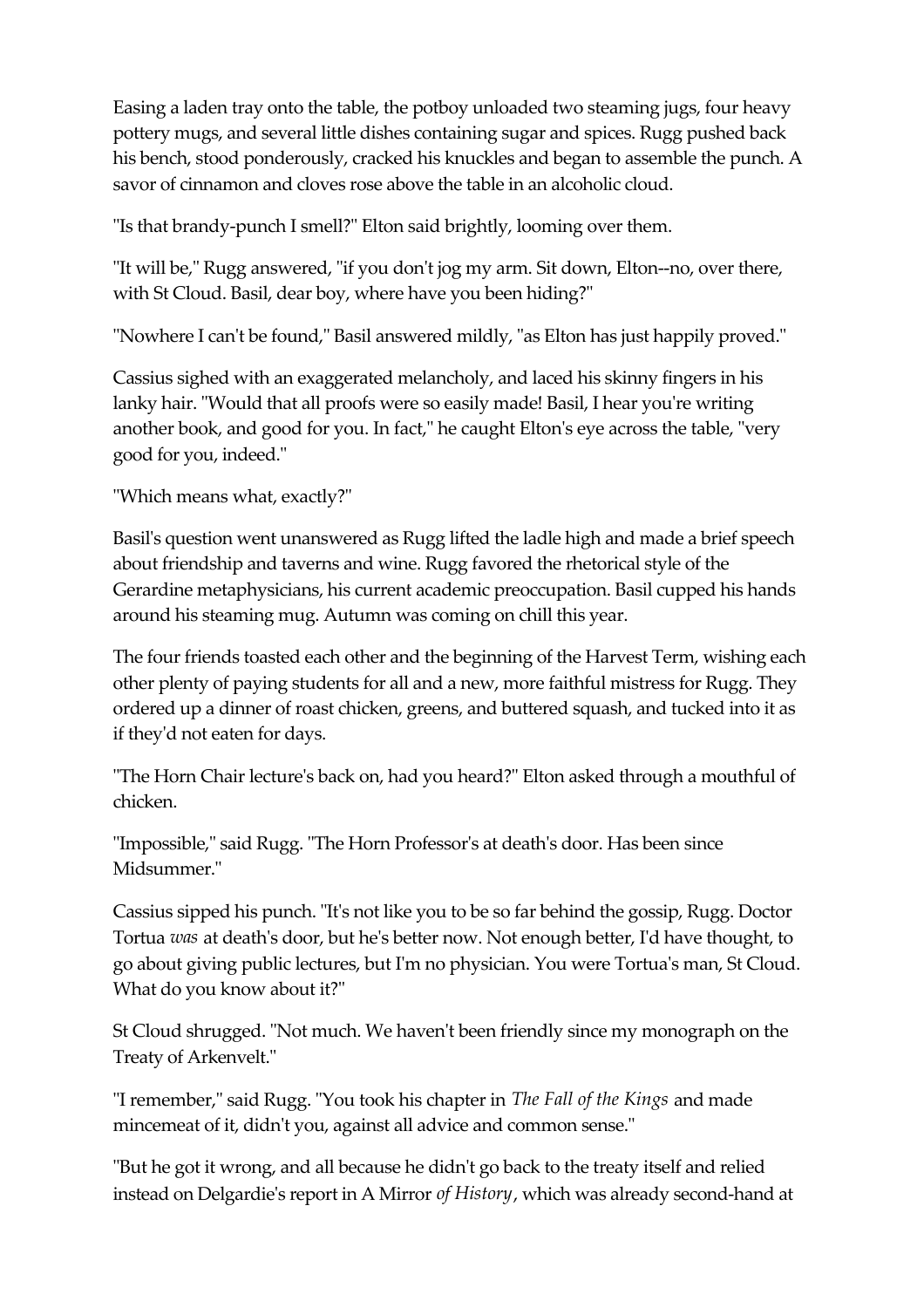Easing a laden tray onto the table, the potboy unloaded two steaming jugs, four heavy pottery mugs, and several little dishes containing sugar and spices. Rugg pushed back his bench, stood ponderously, cracked his knuckles and began to assemble the punch. A savor of cinnamon and cloves rose above the table in an alcoholic cloud.

"Is that brandy-punch I smell?" Elton said brightly, looming over them.

"It will be," Rugg answered, "if you don't jog my arm. Sit down, Elton--no, over there, with St Cloud. Basil, dear boy, where have you been hiding?"

"Nowhere I can't be found," Basil answered mildly, "as Elton has just happily proved."

Cassius sighed with an exaggerated melancholy, and laced his skinny fingers in his lanky hair. "Would that all proofs were so easily made! Basil, I hear you're writing another book, and good for you. In fact," he caught Elton's eye across the table, "very good for you, indeed."

"Which means what, exactly?"

Basil's question went unanswered as Rugg lifted the ladle high and made a brief speech about friendship and taverns and wine. Rugg favored the rhetorical style of the Gerardine metaphysicians, his current academic preoccupation. Basil cupped his hands around his steaming mug. Autumn was coming on chill this year.

The four friends toasted each other and the beginning of the Harvest Term, wishing each other plenty of paying students for all and a new, more faithful mistress for Rugg. They ordered up a dinner of roast chicken, greens, and buttered squash, and tucked into it as if they'd not eaten for days.

"The Horn Chair lecture's back on, had you heard?" Elton asked through a mouthful of chicken.

"Impossible," said Rugg. "The Horn Professor's at death's door. Has been since Midsummer."

Cassius sipped his punch. "It's not like you to be so far behind the gossip, Rugg. Doctor Tortua *was* at death's door, but he's better now. Not enough better, I'd have thought, to go about giving public lectures, but I'm no physician. You were Tortua's man, St Cloud. What do you know about it?"

St Cloud shrugged. "Not much. We haven't been friendly since my monograph on the Treaty of Arkenvelt."

"I remember," said Rugg. "You took his chapter in *The Fall of the Kings* and made mincemeat of it, didn't you, against all advice and common sense."

"But he got it wrong, and all because he didn't go back to the treaty itself and relied instead on Delgardie's report in A Mirror *of History*, which was already second-hand at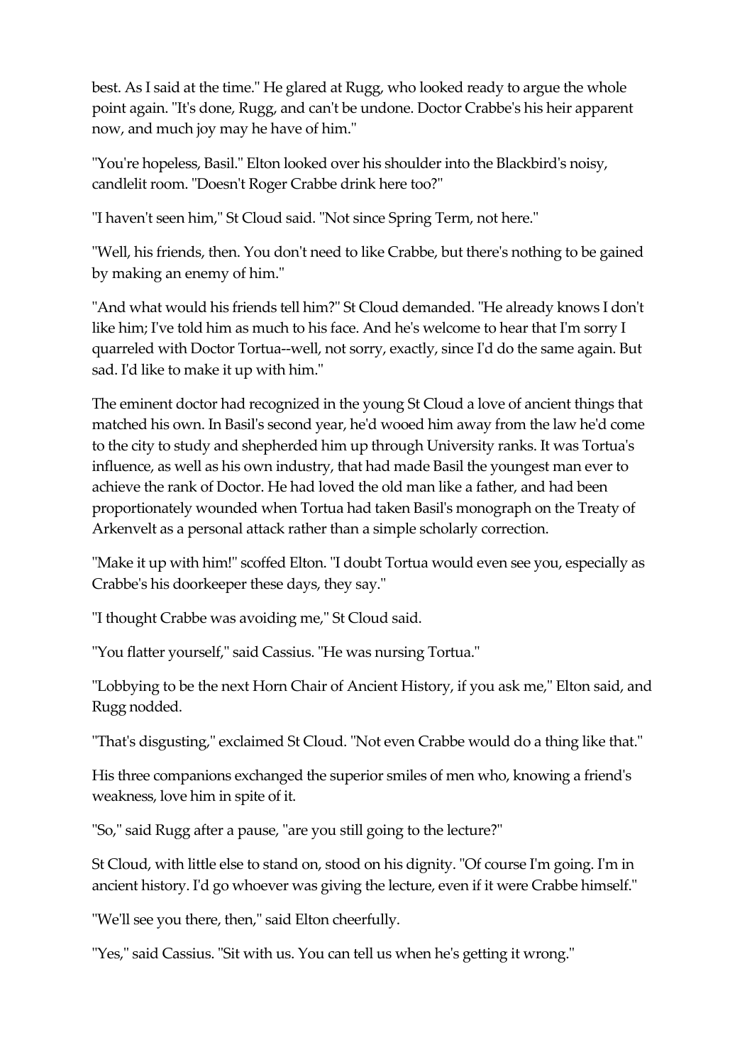best. As I said at the time." He glared at Rugg, who looked ready to argue the whole point again. "It's done, Rugg, and can't be undone. Doctor Crabbe's his heir apparent now, and much joy may he have of him."

"You're hopeless, Basil." Elton looked over his shoulder into the Blackbird's noisy, candlelit room. "Doesn't Roger Crabbe drink here too?"

"I haven't seen him," St Cloud said. "Not since Spring Term, not here."

"Well, his friends, then. You don't need to like Crabbe, but there's nothing to be gained by making an enemy of him."

"And what would his friends tell him?" St Cloud demanded. "He already knows I don't like him; I've told him as much to his face. And he's welcome to hear that I'm sorry I quarreled with Doctor Tortua--well, not sorry, exactly, since I'd do the same again. But sad. I'd like to make it up with him."

The eminent doctor had recognized in the young St Cloud a love of ancient things that matched his own. In Basil's second year, he'd wooed him away from the law he'd come to the city to study and shepherded him up through University ranks. It was Tortua's influence, as well as his own industry, that had made Basil the youngest man ever to achieve the rank of Doctor. He had loved the old man like a father, and had been proportionately wounded when Tortua had taken Basil's monograph on the Treaty of Arkenvelt as a personal attack rather than a simple scholarly correction.

"Make it up with him!" scoffed Elton. "I doubt Tortua would even see you, especially as Crabbe's his doorkeeper these days, they say."

"I thought Crabbe was avoiding me," St Cloud said.

"You flatter yourself," said Cassius. "He was nursing Tortua."

"Lobbying to be the next Horn Chair of Ancient History, if you ask me," Elton said, and Rugg nodded.

"That's disgusting," exclaimed St Cloud. "Not even Crabbe would do a thing like that."

His three companions exchanged the superior smiles of men who, knowing a friend's weakness, love him in spite of it.

"So," said Rugg after a pause, "are you still going to the lecture?"

St Cloud, with little else to stand on, stood on his dignity. "Of course I'm going. I'm in ancient history. I'd go whoever was giving the lecture, even if it were Crabbe himself."

"We'll see you there, then," said Elton cheerfully.

"Yes," said Cassius. "Sit with us. You can tell us when he's getting it wrong."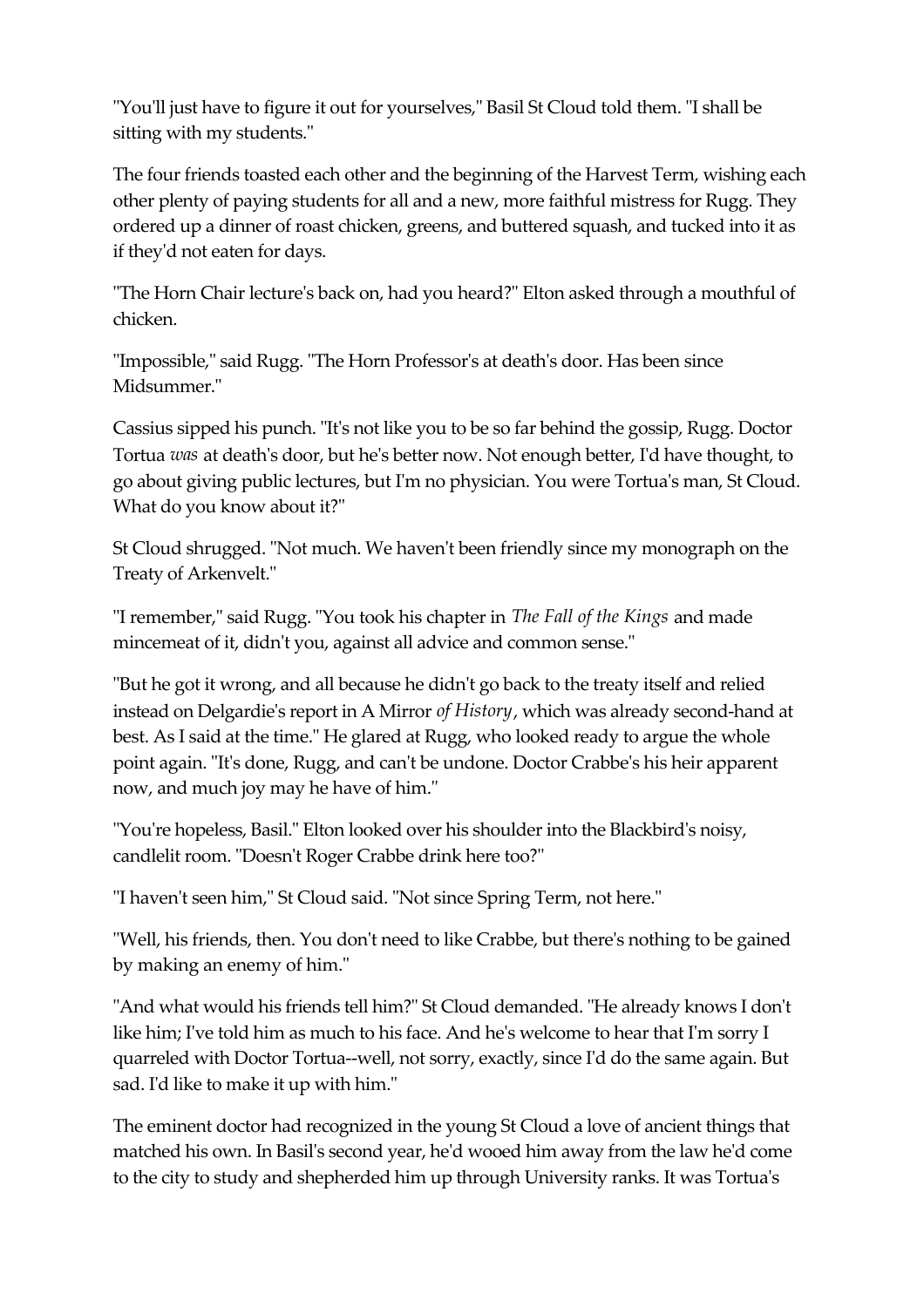"You'll just have to figure it out for yourselves," Basil St Cloud told them. "I shall be sitting with my students."

The four friends toasted each other and the beginning of the Harvest Term, wishing each other plenty of paying students for all and a new, more faithful mistress for Rugg. They ordered up a dinner of roast chicken, greens, and buttered squash, and tucked into it as if they'd not eaten for days.

"The Horn Chair lecture's back on, had you heard?" Elton asked through a mouthful of chicken.

"Impossible," said Rugg. "The Horn Professor's at death's door. Has been since Midsummer."

Cassius sipped his punch. "It's not like you to be so far behind the gossip, Rugg. Doctor Tortua *was* at death's door, but he's better now. Not enough better, I'd have thought, to go about giving public lectures, but I'm no physician. You were Tortua's man, St Cloud. What do you know about it?"

St Cloud shrugged. "Not much. We haven't been friendly since my monograph on the Treaty of Arkenvelt."

"I remember," said Rugg. "You took his chapter in *The Fall of the Kings* and made mincemeat of it, didn't you, against all advice and common sense."

"But he got it wrong, and all because he didn't go back to the treaty itself and relied instead on Delgardie's report in A Mirror *of History*, which was already second-hand at best. As I said at the time." He glared at Rugg, who looked ready to argue the whole point again. "It's done, Rugg, and can't be undone. Doctor Crabbe's his heir apparent now, and much joy may he have of him."

"You're hopeless, Basil." Elton looked over his shoulder into the Blackbird's noisy, candlelit room. "Doesn't Roger Crabbe drink here too?"

"I haven't seen him," St Cloud said. "Not since Spring Term, not here."

"Well, his friends, then. You don't need to like Crabbe, but there's nothing to be gained by making an enemy of him."

"And what would his friends tell him?" St Cloud demanded. "He already knows I don't like him; I've told him as much to his face. And he's welcome to hear that I'm sorry I quarreled with Doctor Tortua--well, not sorry, exactly, since I'd do the same again. But sad. I'd like to make it up with him."

The eminent doctor had recognized in the young St Cloud a love of ancient things that matched his own. In Basil's second year, he'd wooed him away from the law he'd come to the city to study and shepherded him up through University ranks. It was Tortua's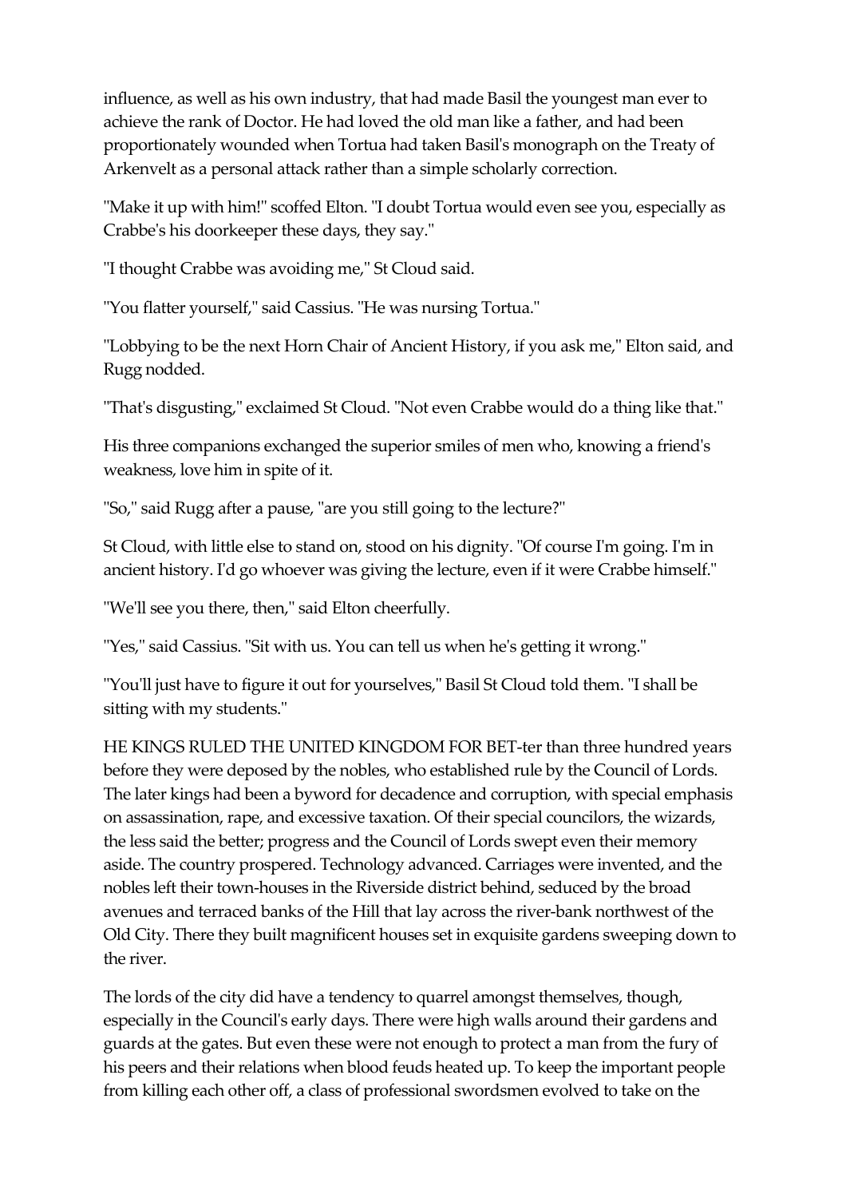influence, as well as his own industry, that had made Basil the youngest man ever to achieve the rank of Doctor. He had loved the old man like a father, and had been proportionately wounded when Tortua had taken Basil's monograph on the Treaty of Arkenvelt as a personal attack rather than a simple scholarly correction.

"Make it up with him!" scoffed Elton. "I doubt Tortua would even see you, especially as Crabbe's his doorkeeper these days, they say."

"I thought Crabbe was avoiding me," St Cloud said.

"You flatter yourself," said Cassius. "He was nursing Tortua."

"Lobbying to be the next Horn Chair of Ancient History, if you ask me," Elton said, and Rugg nodded.

"That's disgusting," exclaimed St Cloud. "Not even Crabbe would do a thing like that."

His three companions exchanged the superior smiles of men who, knowing a friend's weakness, love him in spite of it.

"So," said Rugg after a pause, "are you still going to the lecture?"

St Cloud, with little else to stand on, stood on his dignity. "Of course I'm going. I'm in ancient history. I'd go whoever was giving the lecture, even if it were Crabbe himself."

"We'll see you there, then," said Elton cheerfully.

"Yes," said Cassius. "Sit with us. You can tell us when he's getting it wrong."

"You'll just have to figure it out for yourselves," Basil St Cloud told them. "I shall be sitting with my students."

HE KINGS RULED THE UNITED KINGDOM FOR BET-ter than three hundred years before they were deposed by the nobles, who established rule by the Council of Lords. The later kings had been a byword for decadence and corruption, with special emphasis on assassination, rape, and excessive taxation. Of their special councilors, the wizards, the less said the better; progress and the Council of Lords swept even their memory aside. The country prospered. Technology advanced. Carriages were invented, and the nobles left their town-houses in the Riverside district behind, seduced by the broad avenues and terraced banks of the Hill that lay across the river-bank northwest of the Old City. There they built magnificent houses set in exquisite gardens sweeping down to the river.

The lords of the city did have a tendency to quarrel amongst themselves, though, especially in the Council's early days. There were high walls around their gardens and guards at the gates. But even these were not enough to protect a man from the fury of his peers and their relations when blood feuds heated up. To keep the important people from killing each other off, a class of professional swordsmen evolved to take on the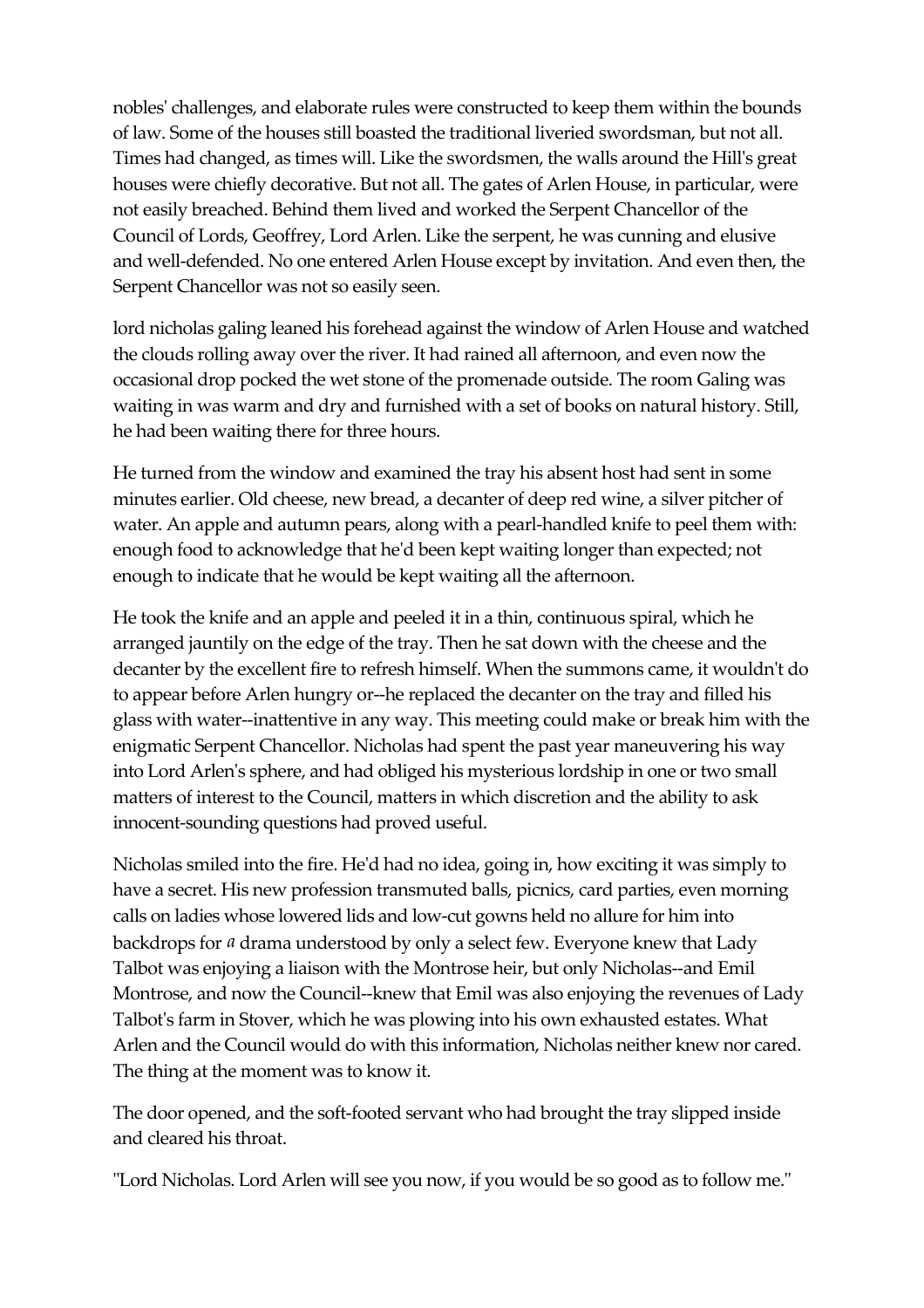nobles' challenges, and elaborate rules were constructed to keep them within the bounds of law. Some of the houses still boasted the traditional liveried swordsman, but not all. Times had changed, as times will. Like the swordsmen, the walls around the Hill's great houses were chiefly decorative. But not all. The gates of Arlen House, in particular, were not easily breached. Behind them lived and worked the Serpent Chancellor of the Council of Lords, Geoffrey, Lord Arlen. Like the serpent, he was cunning and elusive and well-defended. No one entered Arlen House except by invitation. And even then, the Serpent Chancellor was not so easily seen.

lord nicholas galing leaned his forehead against the window of Arlen House and watched the clouds rolling away over the river. It had rained all afternoon, and even now the occasional drop pocked the wet stone of the promenade outside. The room Galing was waiting in was warm and dry and furnished with a set of books on natural history. Still, he had been waiting there for three hours.

He turned from the window and examined the tray his absent host had sent in some minutes earlier. Old cheese, new bread, a decanter of deep red wine, a silver pitcher of water. An apple and autumn pears, along with a pearl-handled knife to peel them with: enough food to acknowledge that he'd been kept waiting longer than expected; not enough to indicate that he would be kept waiting all the afternoon.

He took the knife and an apple and peeled it in a thin, continuous spiral, which he arranged jauntily on the edge of the tray. Then he sat down with the cheese and the decanter by the excellent fire to refresh himself. When the summons came, it wouldn't do to appear before Arlen hungry or--he replaced the decanter on the tray and filled his glass with water--inattentive in any way. This meeting could make or break him with the enigmatic Serpent Chancellor. Nicholas had spent the past year maneuvering his way into Lord Arlen's sphere, and had obliged his mysterious lordship in one or two small matters of interest to the Council, matters in which discretion and the ability to ask innocent-sounding questions had proved useful.

Nicholas smiled into the fire. He'd had no idea, going in, how exciting it was simply to have a secret. His new profession transmuted balls, picnics, card parties, even morning calls on ladies whose lowered lids and low-cut gowns held no allure for him into backdrops for *a* drama understood by only a select few. Everyone knew that Lady Talbot was enjoying a liaison with the Montrose heir, but only Nicholas--and Emil Montrose, and now the Council--knew that Emil was also enjoying the revenues of Lady Talbot's farm in Stover, which he was plowing into his own exhausted estates. What Arlen and the Council would do with this information, Nicholas neither knew nor cared. The thing at the moment was to know it.

The door opened, and the soft-footed servant who had brought the tray slipped inside and cleared his throat.

"Lord Nicholas. Lord Arlen will see you now, if you would be so good as to follow me."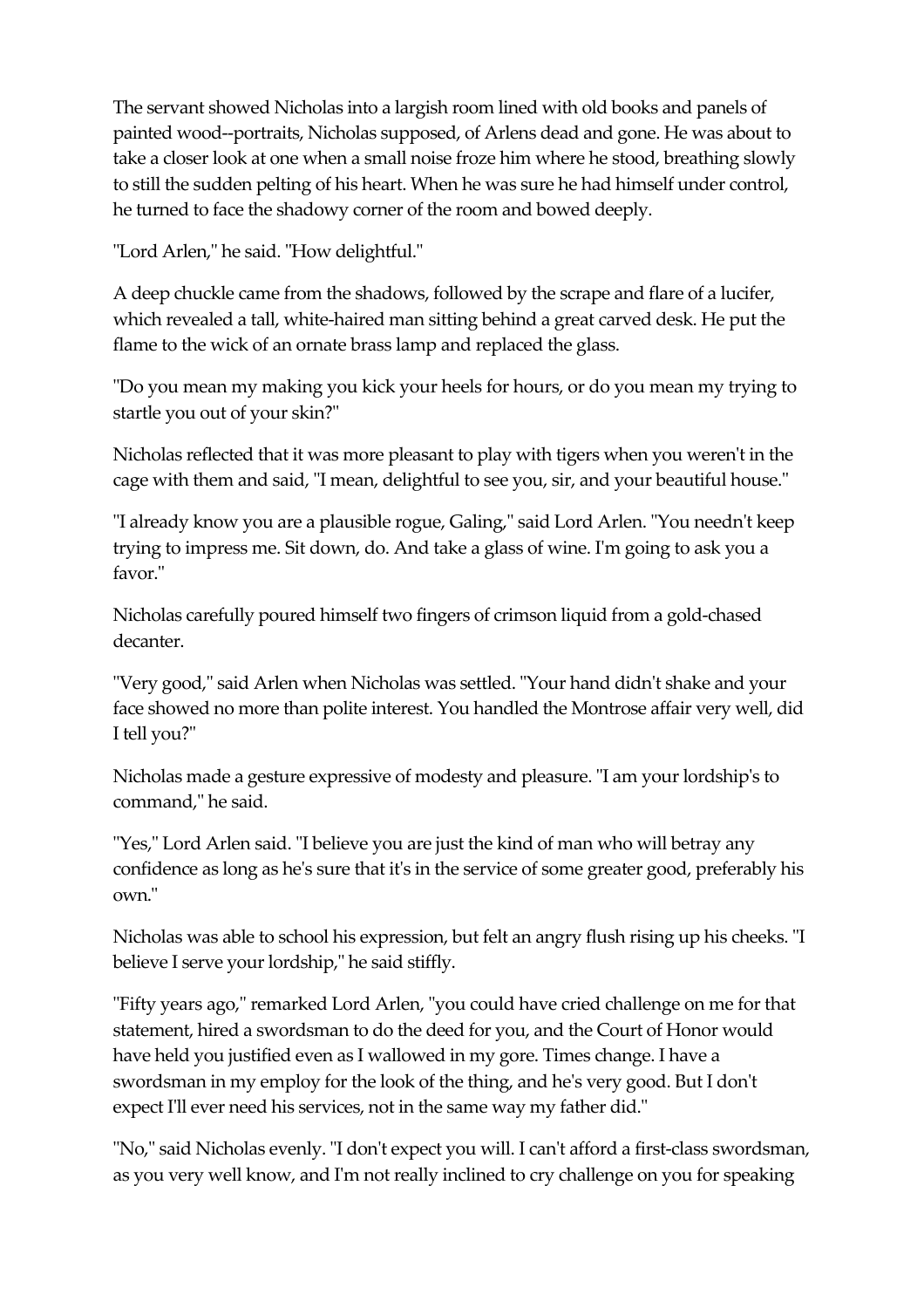The servant showed Nicholas into a largish room lined with old books and panels of painted wood--portraits, Nicholas supposed, of Arlens dead and gone. He was about to take a closer look at one when a small noise froze him where he stood, breathing slowly to still the sudden pelting of his heart. When he was sure he had himself under control, he turned to face the shadowy corner of the room and bowed deeply.

"Lord Arlen," he said. "How delightful."

A deep chuckle came from the shadows, followed by the scrape and flare of a lucifer, which revealed a tall, white-haired man sitting behind a great carved desk. He put the flame to the wick of an ornate brass lamp and replaced the glass.

"Do you mean my making you kick your heels for hours, or do you mean my trying to startle you out of your skin?"

Nicholas reflected that it was more pleasant to play with tigers when you weren't in the cage with them and said, "I mean, delightful to see you, sir, and your beautiful house."

"I already know you are a plausible rogue, Galing," said Lord Arlen. "You needn't keep trying to impress me. Sit down, do. And take a glass of wine. I'm going to ask you a favor."

Nicholas carefully poured himself two fingers of crimson liquid from a gold-chased decanter.

"Very good," said Arlen when Nicholas was settled. "Your hand didn't shake and your face showed no more than polite interest. You handled the Montrose affair very well, did I tell you?"

Nicholas made a gesture expressive of modesty and pleasure. "I am your lordship's to command," he said.

"Yes," Lord Arlen said. "I believe you are just the kind of man who will betray any confidence as long as he's sure that it's in the service of some greater good, preferably his own."

Nicholas was able to school his expression, but felt an angry flush rising up his cheeks. "I believe I serve your lordship," he said stiffly.

"Fifty years ago," remarked Lord Arlen, "you could have cried challenge on me for that statement, hired a swordsman to do the deed for you, and the Court of Honor would have held you justified even as I wallowed in my gore. Times change. I have a swordsman in my employ for the look of the thing, and he's very good. But I don't expect I'll ever need his services, not in the same way my father did."

"No," said Nicholas evenly. "I don't expect you will. I can't afford a first-class swordsman, as you very well know, and I'm not really inclined to cry challenge on you for speaking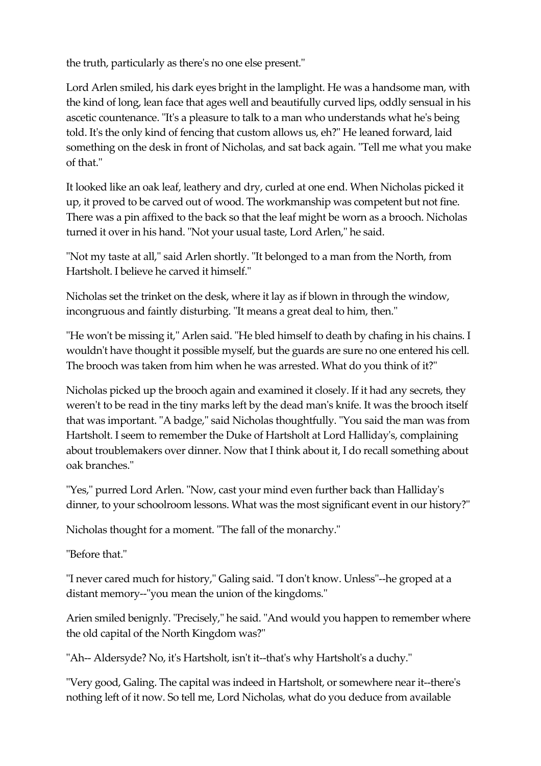the truth, particularly as there's no one else present."

Lord Arlen smiled, his dark eyes bright in the lamplight. He was a handsome man, with the kind of long, lean face that ages well and beautifully curved lips, oddly sensual in his ascetic countenance. "It's a pleasure to talk to a man who understands what he's being told. It's the only kind of fencing that custom allows us, eh?" He leaned forward, laid something on the desk in front of Nicholas, and sat back again. "Tell me what you make of that."

It looked like an oak leaf, leathery and dry, curled at one end. When Nicholas picked it up, it proved to be carved out of wood. The workmanship was competent but not fine. There was a pin affixed to the back so that the leaf might be worn as a brooch. Nicholas turned it over in his hand. "Not your usual taste, Lord Arlen," he said.

"Not my taste at all," said Arlen shortly. "It belonged to a man from the North, from Hartsholt. I believe he carved it himself."

Nicholas set the trinket on the desk, where it lay as if blown in through the window, incongruous and faintly disturbing. "It means a great deal to him, then."

"He won't be missing it," Arlen said. "He bled himself to death by chafing in his chains. I wouldn't have thought it possible myself, but the guards are sure no one entered his cell. The brooch was taken from him when he was arrested. What do you think of it?"

Nicholas picked up the brooch again and examined it closely. If it had any secrets, they weren't to be read in the tiny marks left by the dead man's knife. It was the brooch itself that was important. "A badge," said Nicholas thoughtfully. "You said the man was from Hartsholt. I seem to remember the Duke of Hartsholt at Lord Halliday's, complaining about troublemakers over dinner. Now that I think about it, I do recall something about oak branches."

"Yes," purred Lord Arlen. "Now, cast your mind even further back than Halliday's dinner, to your schoolroom lessons. What was the most significant event in our history?"

Nicholas thought for a moment. "The fall of the monarchy."

"Before that."

"I never cared much for history," Galing said. "I don't know. Unless"--he groped at a distant memory--"you mean the union of the kingdoms."

Arien smiled benignly. "Precisely," he said. "And would you happen to remember where the old capital of the North Kingdom was?"

"Ah-- Aldersyde? No, it's Hartsholt, isn't it--that's why Hartsholt's a duchy."

"Very good, Galing. The capital was indeed in Hartsholt, or somewhere near it--there's nothing left of it now. So tell me, Lord Nicholas, what do you deduce from available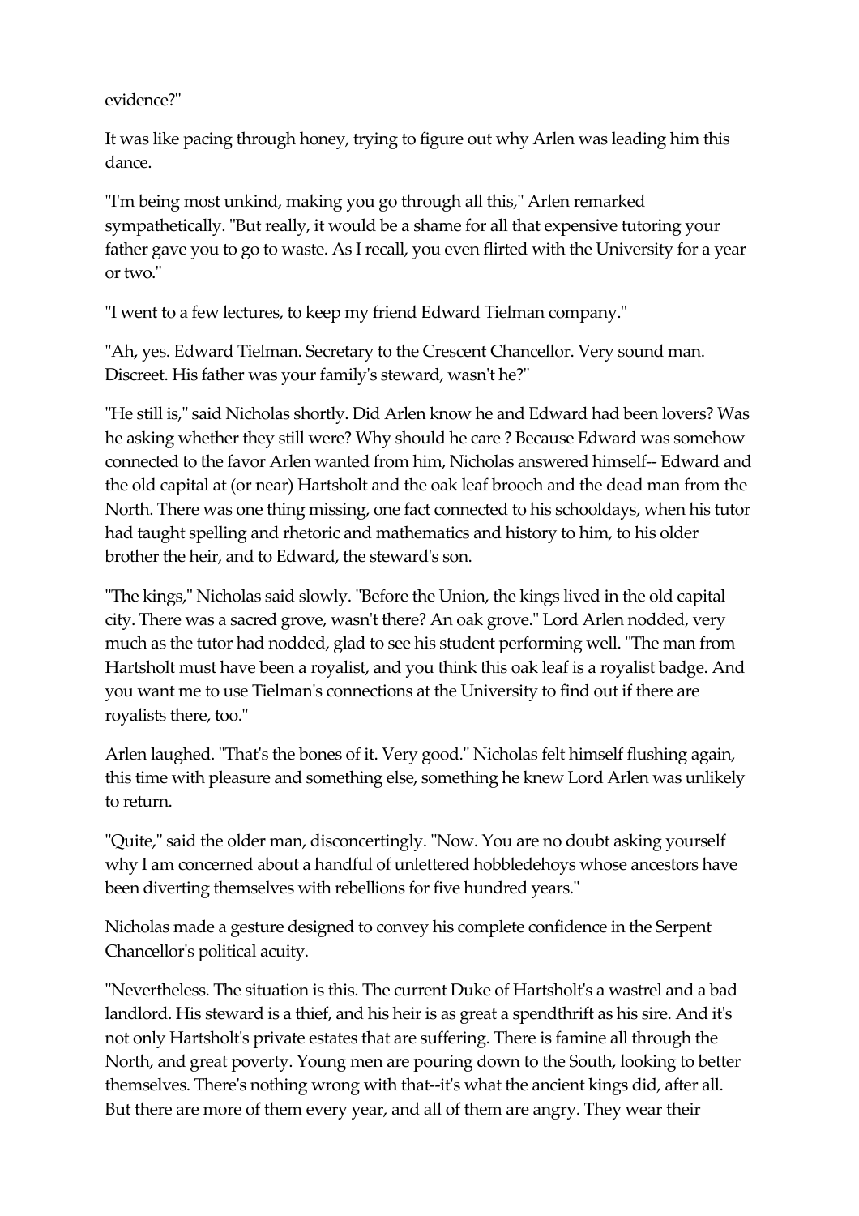evidence?"

It was like pacing through honey, trying to figure out why Arlen was leading him this dance.

"I'm being most unkind, making you go through all this," Arlen remarked sympathetically. "But really, it would be a shame for all that expensive tutoring your father gave you to go to waste. As I recall, you even flirted with the University for a year or two."

"I went to a few lectures, to keep my friend Edward Tielman company."

"Ah, yes. Edward Tielman. Secretary to the Crescent Chancellor. Very sound man. Discreet. His father was your family's steward, wasn't he?"

"He still is," said Nicholas shortly. Did Arlen know he and Edward had been lovers? Was he asking whether they still were? Why should he care ? Because Edward was somehow connected to the favor Arlen wanted from him, Nicholas answered himself-- Edward and the old capital at (or near) Hartsholt and the oak leaf brooch and the dead man from the North. There was one thing missing, one fact connected to his schooldays, when his tutor had taught spelling and rhetoric and mathematics and history to him, to his older brother the heir, and to Edward, the steward's son.

"The kings," Nicholas said slowly. "Before the Union, the kings lived in the old capital city. There was a sacred grove, wasn't there? An oak grove." Lord Arlen nodded, very much as the tutor had nodded, glad to see his student performing well. "The man from Hartsholt must have been a royalist, and you think this oak leaf is a royalist badge. And you want me to use Tielman's connections at the University to find out if there are royalists there, too."

Arlen laughed. "That's the bones of it. Very good." Nicholas felt himself flushing again, this time with pleasure and something else, something he knew Lord Arlen was unlikely to return.

"Quite," said the older man, disconcertingly. "Now. You are no doubt asking yourself why I am concerned about a handful of unlettered hobbledehoys whose ancestors have been diverting themselves with rebellions for five hundred years."

Nicholas made a gesture designed to convey his complete confidence in the Serpent Chancellor's political acuity.

"Nevertheless. The situation is this. The current Duke of Hartsholt's a wastrel and a bad landlord. His steward is a thief, and his heir is as great a spendthrift as his sire. And it's not only Hartsholt's private estates that are suffering. There is famine all through the North, and great poverty. Young men are pouring down to the South, looking to better themselves. There's nothing wrong with that--it's what the ancient kings did, after all. But there are more of them every year, and all of them are angry. They wear their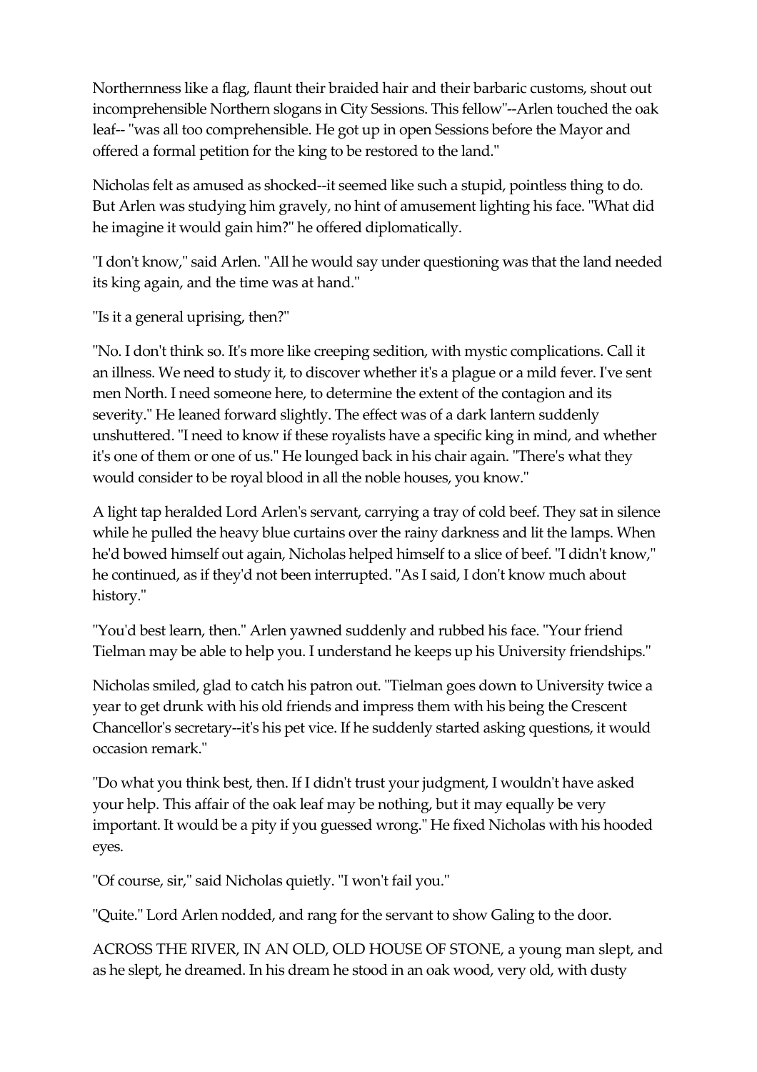Northernness like a flag, flaunt their braided hair and their barbaric customs, shout out incomprehensible Northern slogans in City Sessions. This fellow"--Arlen touched the oak leaf-- "was all too comprehensible. He got up in open Sessions before the Mayor and offered a formal petition for the king to be restored to the land."

Nicholas felt as amused as shocked--it seemed like such a stupid, pointless thing to do. But Arlen was studying him gravely, no hint of amusement lighting his face. "What did he imagine it would gain him?" he offered diplomatically.

"I don't know," said Arlen. "All he would say under questioning was that the land needed its king again, and the time was at hand."

"Is it a general uprising, then?"

"No. I don't think so. It's more like creeping sedition, with mystic complications. Call it an illness. We need to study it, to discover whether it's a plague or a mild fever. I've sent men North. I need someone here, to determine the extent of the contagion and its severity." He leaned forward slightly. The effect was of a dark lantern suddenly unshuttered. "I need to know if these royalists have a specific king in mind, and whether it's one of them or one of us." He lounged back in his chair again. "There's what they would consider to be royal blood in all the noble houses, you know."

A light tap heralded Lord Arlen's servant, carrying a tray of cold beef. They sat in silence while he pulled the heavy blue curtains over the rainy darkness and lit the lamps. When he'd bowed himself out again, Nicholas helped himself to a slice of beef. "I didn't know," he continued, as if they'd not been interrupted. "As I said, I don't know much about history."

"You'd best learn, then." Arlen yawned suddenly and rubbed his face. "Your friend Tielman may be able to help you. I understand he keeps up his University friendships."

Nicholas smiled, glad to catch his patron out. "Tielman goes down to University twice a year to get drunk with his old friends and impress them with his being the Crescent Chancellor's secretary--it's his pet vice. If he suddenly started asking questions, it would occasion remark."

"Do what you think best, then. If I didn't trust your judgment, I wouldn't have asked your help. This affair of the oak leaf may be nothing, but it may equally be very important. It would be a pity if you guessed wrong." He fixed Nicholas with his hooded eyes.

"Of course, sir," said Nicholas quietly. "I won't fail you."

"Quite." Lord Arlen nodded, and rang for the servant to show Galing to the door.

ACROSS THE RIVER, IN AN OLD, OLD HOUSE OF STONE, a young man slept, and as he slept, he dreamed. In his dream he stood in an oak wood, very old, with dusty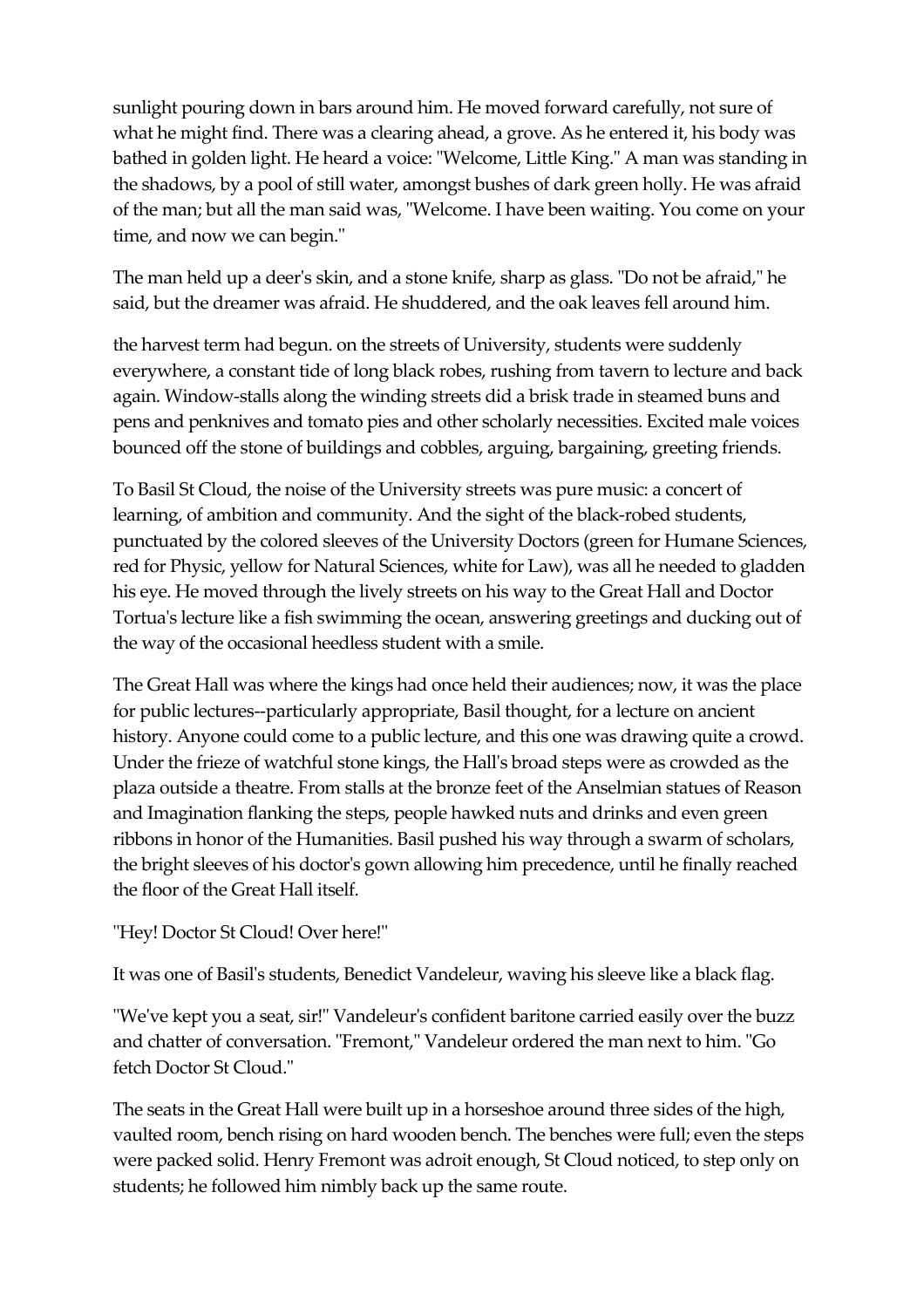sunlight pouring down in bars around him. He moved forward carefully, not sure of what he might find. There was a clearing ahead, a grove. As he entered it, his body was bathed in golden light. He heard a voice: "Welcome, Little King." A man was standing in the shadows, by a pool of still water, amongst bushes of dark green holly. He was afraid of the man; but all the man said was, "Welcome. I have been waiting. You come on your time, and now we can begin."

The man held up a deer's skin, and a stone knife, sharp as glass. "Do not be afraid," he said, but the dreamer was afraid. He shuddered, and the oak leaves fell around him.

the harvest term had begun. on the streets of University, students were suddenly everywhere, a constant tide of long black robes, rushing from tavern to lecture and back again. Window-stalls along the winding streets did a brisk trade in steamed buns and pens and penknives and tomato pies and other scholarly necessities. Excited male voices bounced off the stone of buildings and cobbles, arguing, bargaining, greeting friends.

To Basil St Cloud, the noise of the University streets was pure music: a concert of learning, of ambition and community. And the sight of the black-robed students, punctuated by the colored sleeves of the University Doctors (green for Humane Sciences, red for Physic, yellow for Natural Sciences, white for Law), was all he needed to gladden his eye. He moved through the lively streets on his way to the Great Hall and Doctor Tortua's lecture like a fish swimming the ocean, answering greetings and ducking out of the way of the occasional heedless student with a smile.

The Great Hall was where the kings had once held their audiences; now, it was the place for public lectures--particularly appropriate, Basil thought, for a lecture on ancient history. Anyone could come to a public lecture, and this one was drawing quite a crowd. Under the frieze of watchful stone kings, the Hall's broad steps were as crowded as the plaza outside a theatre. From stalls at the bronze feet of the Anselmian statues of Reason and Imagination flanking the steps, people hawked nuts and drinks and even green ribbons in honor of the Humanities. Basil pushed his way through a swarm of scholars, the bright sleeves of his doctor's gown allowing him precedence, until he finally reached the floor of the Great Hall itself.

"Hey! Doctor St Cloud! Over here!"

It was one of Basil's students, Benedict Vandeleur, waving his sleeve like a black flag.

"We've kept you a seat, sir!" Vandeleur's confident baritone carried easily over the buzz and chatter of conversation. "Fremont," Vandeleur ordered the man next to him. "Go fetch Doctor St Cloud."

The seats in the Great Hall were built up in a horseshoe around three sides of the high, vaulted room, bench rising on hard wooden bench. The benches were full; even the steps were packed solid. Henry Fremont was adroit enough, St Cloud noticed, to step only on students; he followed him nimbly back up the same route.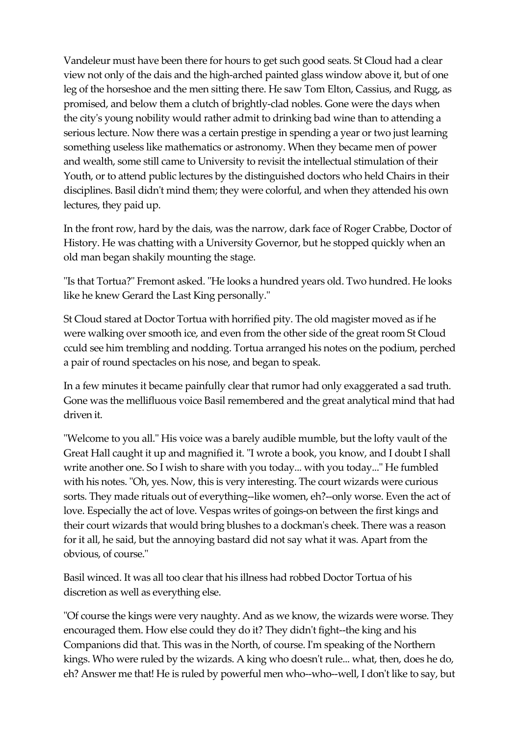Vandeleur must have been there for hours to get such good seats. St Cloud had a clear view not only of the dais and the high-arched painted glass window above it, but of one leg of the horseshoe and the men sitting there. He saw Tom Elton, Cassius, and Rugg, as promised, and below them a clutch of brightly-clad nobles. Gone were the days when the city's young nobility would rather admit to drinking bad wine than to attending a serious lecture. Now there was a certain prestige in spending a year or two just learning something useless like mathematics or astronomy. When they became men of power and wealth, some still came to University to revisit the intellectual stimulation of their Youth, or to attend public lectures by the distinguished doctors who held Chairs in their disciplines. Basil didn't mind them; they were colorful, and when they attended his own lectures, they paid up.

In the front row, hard by the dais, was the narrow, dark face of Roger Crabbe, Doctor of History. He was chatting with a University Governor, but he stopped quickly when an old man began shakily mounting the stage.

"Is that Tortua?" Fremont asked. "He looks a hundred years old. Two hundred. He looks like he knew Gerard the Last King personally."

St Cloud stared at Doctor Tortua with horrified pity. The old magister moved as if he were walking over smooth ice, and even from the other side of the great room St Cloud cculd see him trembling and nodding. Tortua arranged his notes on the podium, perched a pair of round spectacles on his nose, and began to speak.

In a few minutes it became painfully clear that rumor had only exaggerated a sad truth. Gone was the mellifluous voice Basil remembered and the great analytical mind that had driven it.

"Welcome to you all." His voice was a barely audible mumble, but the lofty vault of the Great Hall caught it up and magnified it. "I wrote a book, you know, and I doubt I shall write another one. So I wish to share with you today... with you today..." He fumbled with his notes. "Oh, yes. Now, this is very interesting. The court wizards were curious sorts. They made rituals out of everything--like women, eh?--only worse. Even the act of love. Especially the act of love. Vespas writes of goings-on between the first kings and their court wizards that would bring blushes to a dockman's cheek. There was a reason for it all, he said, but the annoying bastard did not say what it was. Apart from the obvious, of course."

Basil winced. It was all too clear that his illness had robbed Doctor Tortua of his discretion as well as everything else.

"Of course the kings were very naughty. And as we know, the wizards were worse. They encouraged them. How else could they do it? They didn't fight--the king and his Companions did that. This was in the North, of course. I'm speaking of the Northern kings. Who were ruled by the wizards. A king who doesn't rule... what, then, does he do, eh? Answer me that! He is ruled by powerful men who--who--well, I don't like to say, but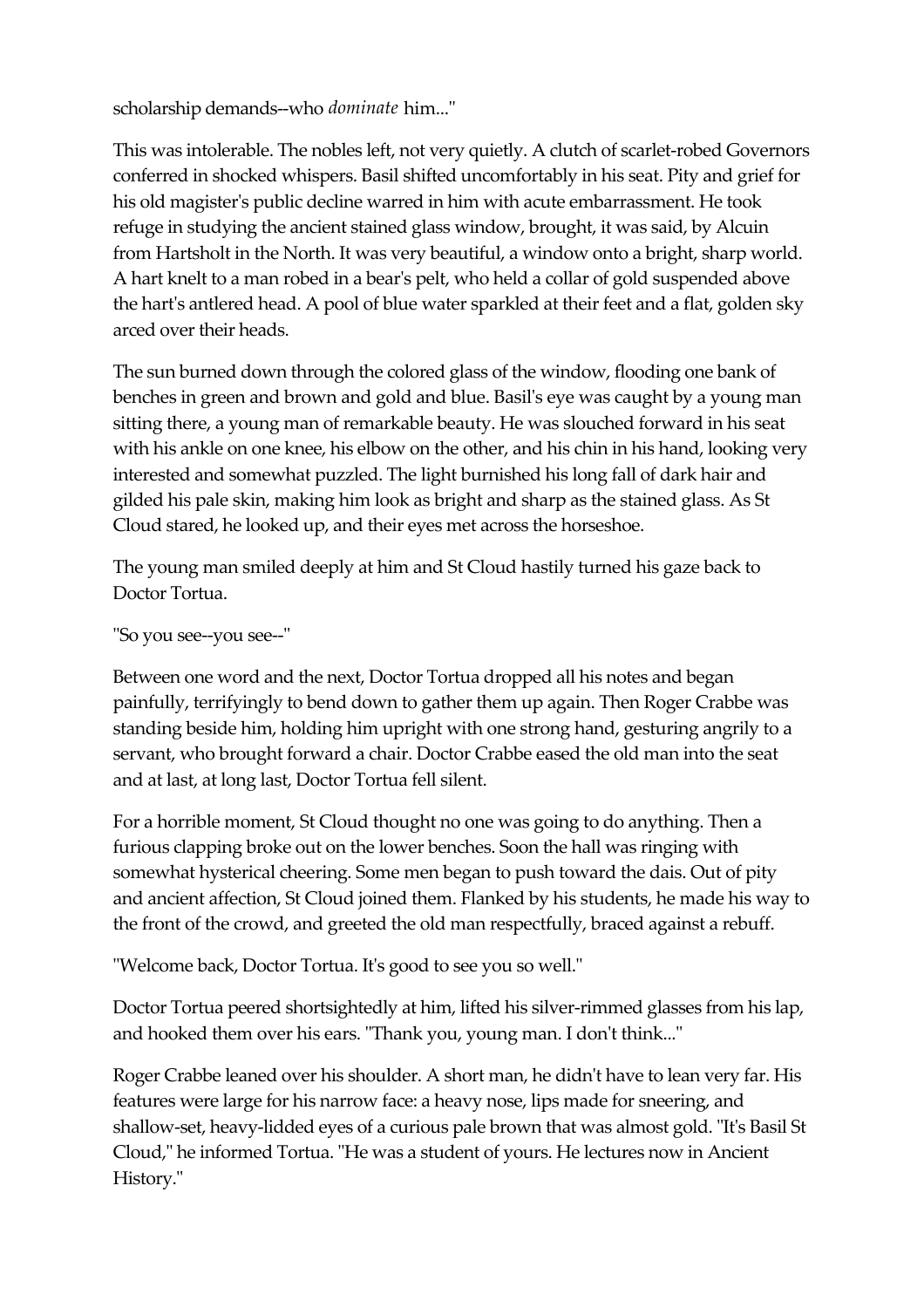scholarship demands--who *dominate* him..."

This was intolerable. The nobles left, not very quietly. A clutch of scarlet-robed Governors conferred in shocked whispers. Basil shifted uncomfortably in his seat. Pity and grief for his old magister's public decline warred in him with acute embarrassment. He took refuge in studying the ancient stained glass window, brought, it was said, by Alcuin from Hartsholt in the North. It was very beautiful, a window onto a bright, sharp world. A hart knelt to a man robed in a bear's pelt, who held a collar of gold suspended above the hart's antlered head. A pool of blue water sparkled at their feet and a flat, golden sky arced over their heads.

The sun burned down through the colored glass of the window, flooding one bank of benches in green and brown and gold and blue. Basil's eye was caught by a young man sitting there, a young man of remarkable beauty. He was slouched forward in his seat with his ankle on one knee, his elbow on the other, and his chin in his hand, looking very interested and somewhat puzzled. The light burnished his long fall of dark hair and gilded his pale skin, making him look as bright and sharp as the stained glass. As St Cloud stared, he looked up, and their eyes met across the horseshoe.

The young man smiled deeply at him and St Cloud hastily turned his gaze back to Doctor Tortua.

"So you see--you see--"

Between one word and the next, Doctor Tortua dropped all his notes and began painfully, terrifyingly to bend down to gather them up again. Then Roger Crabbe was standing beside him, holding him upright with one strong hand, gesturing angrily to a servant, who brought forward a chair. Doctor Crabbe eased the old man into the seat and at last, at long last, Doctor Tortua fell silent.

For a horrible moment, St Cloud thought no one was going to do anything. Then a furious clapping broke out on the lower benches. Soon the hall was ringing with somewhat hysterical cheering. Some men began to push toward the dais. Out of pity and ancient affection, St Cloud joined them. Flanked by his students, he made his way to the front of the crowd, and greeted the old man respectfully, braced against a rebuff.

"Welcome back, Doctor Tortua. It's good to see you so well."

Doctor Tortua peered shortsightedly at him, lifted his silver-rimmed glasses from his lap, and hooked them over his ears. "Thank you, young man. I don't think..."

Roger Crabbe leaned over his shoulder. A short man, he didn't have to lean very far. His features were large for his narrow face: a heavy nose, lips made for sneering, and shallow-set, heavy-lidded eyes of a curious pale brown that was almost gold. "It's Basil St Cloud," he informed Tortua. "He was a student of yours. He lectures now in Ancient History."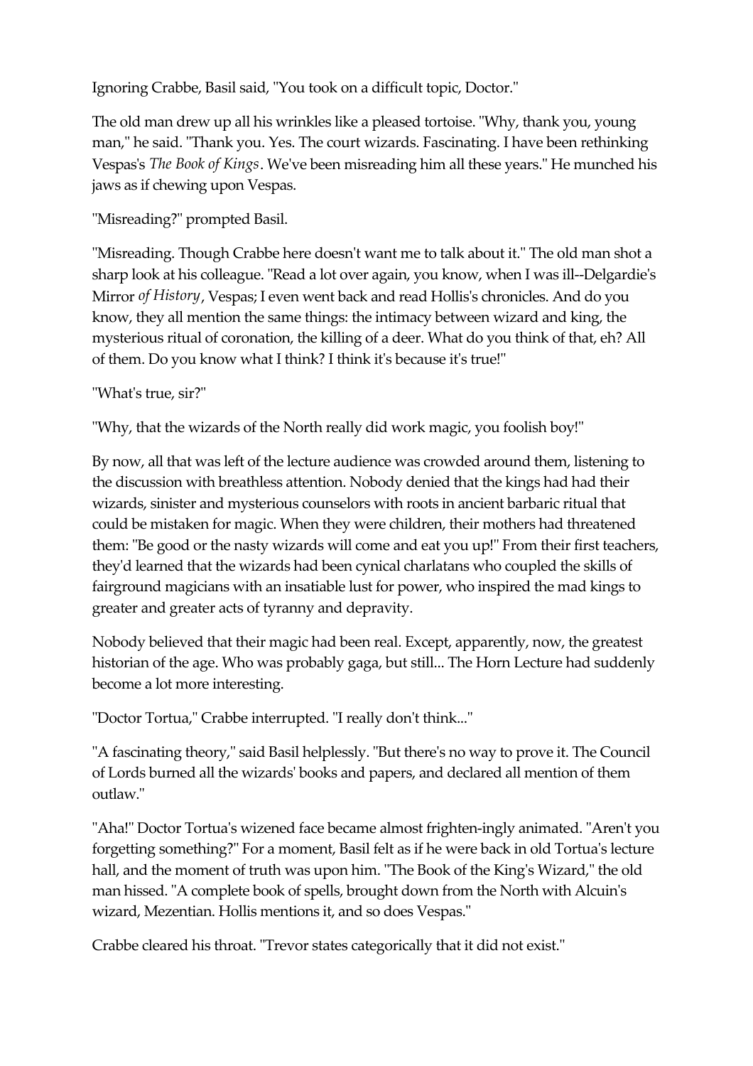Ignoring Crabbe, Basil said, "You took on a difficult topic, Doctor."

The old man drew up all his wrinkles like a pleased tortoise. "Why, thank you, young man," he said. "Thank you. Yes. The court wizards. Fascinating. I have been rethinking Vespas's *The Book of Kings*. We've been misreading him all these years." He munched his jaws as if chewing upon Vespas.

"Misreading?" prompted Basil.

"Misreading. Though Crabbe here doesn't want me to talk about it." The old man shot a sharp look at his colleague. "Read a lot over again, you know, when I was ill--Delgardie's Mirror *of History*, Vespas; I even went back and read Hollis's chronicles. And do you know, they all mention the same things: the intimacy between wizard and king, the mysterious ritual of coronation, the killing of a deer. What do you think of that, eh? All of them. Do you know what I think? I think it's because it's true!"

"What's true, sir?"

"Why, that the wizards of the North really did work magic, you foolish boy!"

By now, all that was left of the lecture audience was crowded around them, listening to the discussion with breathless attention. Nobody denied that the kings had had their wizards, sinister and mysterious counselors with roots in ancient barbaric ritual that could be mistaken for magic. When they were children, their mothers had threatened them: "Be good or the nasty wizards will come and eat you up!" From their first teachers, they'd learned that the wizards had been cynical charlatans who coupled the skills of fairground magicians with an insatiable lust for power, who inspired the mad kings to greater and greater acts of tyranny and depravity.

Nobody believed that their magic had been real. Except, apparently, now, the greatest historian of the age. Who was probably gaga, but still... The Horn Lecture had suddenly become a lot more interesting.

"Doctor Tortua," Crabbe interrupted. "I really don't think..."

"A fascinating theory," said Basil helplessly. "But there's no way to prove it. The Council of Lords burned all the wizards' books and papers, and declared all mention of them outlaw."

"Aha!" Doctor Tortua's wizened face became almost frighten-ingly animated. "Aren't you forgetting something?" For a moment, Basil felt as if he were back in old Tortua's lecture hall, and the moment of truth was upon him. "The Book of the King's Wizard," the old man hissed. "A complete book of spells, brought down from the North with Alcuin's wizard, Mezentian. Hollis mentions it, and so does Vespas."

Crabbe cleared his throat. "Trevor states categorically that it did not exist."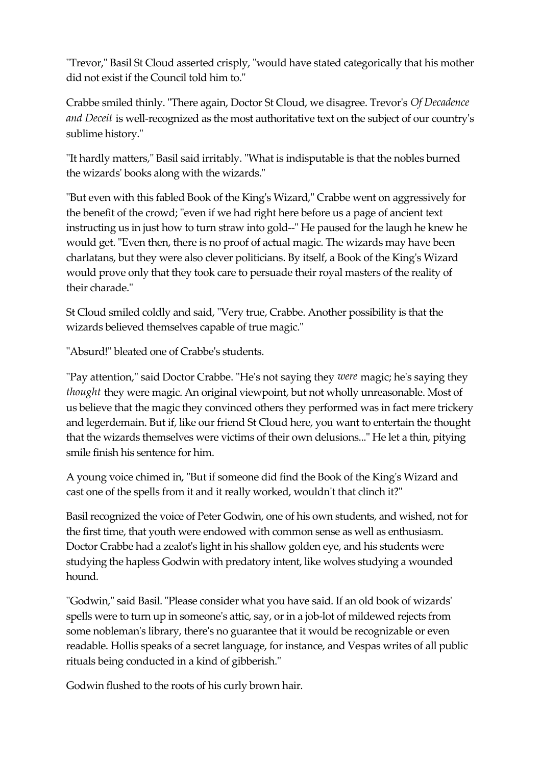"Trevor," Basil St Cloud asserted crisply, "would have stated categorically that his mother did not exist if the Council told him to."

Crabbe smiled thinly. "There again, Doctor St Cloud, we disagree. Trevor's *Of Decadence and Deceit* is well-recognized as the most authoritative text on the subject of our country's sublime history."

"It hardly matters," Basil said irritably. "What is indisputable is that the nobles burned the wizards' books along with the wizards."

"But even with this fabled Book of the King's Wizard," Crabbe went on aggressively for the benefit of the crowd; "even if we had right here before us a page of ancient text instructing us in just how to turn straw into gold--" He paused for the laugh he knew he would get. "Even then, there is no proof of actual magic. The wizards may have been charlatans, but they were also clever politicians. By itself, a Book of the King's Wizard would prove only that they took care to persuade their royal masters of the reality of their charade."

St Cloud smiled coldly and said, "Very true, Crabbe. Another possibility is that the wizards believed themselves capable of true magic."

"Absurd!" bleated one of Crabbe's students.

"Pay attention," said Doctor Crabbe. "He's not saying they *were* magic; he's saying they *thought* they were magic. An original viewpoint, but not wholly unreasonable. Most of us believe that the magic they convinced others they performed was in fact mere trickery and legerdemain. But if, like our friend St Cloud here, you want to entertain the thought that the wizards themselves were victims of their own delusions..." He let a thin, pitying smile finish his sentence for him.

A young voice chimed in, "But if someone did find the Book of the King's Wizard and cast one of the spells from it and it really worked, wouldn't that clinch it?"

Basil recognized the voice of Peter Godwin, one of his own students, and wished, not for the first time, that youth were endowed with common sense as well as enthusiasm. Doctor Crabbe had a zealot's light in his shallow golden eye, and his students were studying the hapless Godwin with predatory intent, like wolves studying a wounded hound.

"Godwin," said Basil. "Please consider what you have said. If an old book of wizards' spells were to turn up in someone's attic, say, or in a job-lot of mildewed rejects from some nobleman's library, there's no guarantee that it would be recognizable or even readable. Hollis speaks of a secret language, for instance, and Vespas writes of all public rituals being conducted in a kind of gibberish."

Godwin flushed to the roots of his curly brown hair.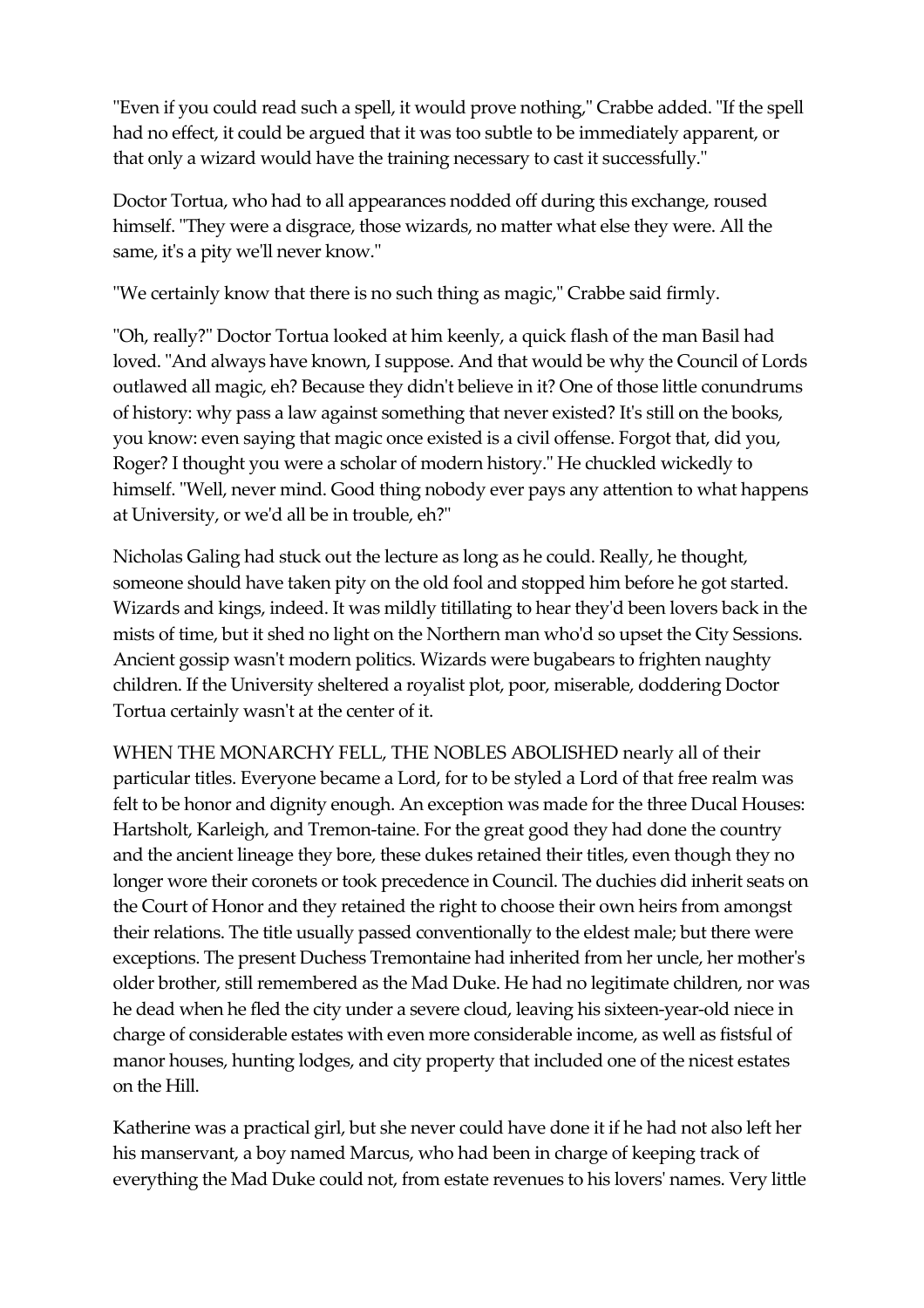"Even if you could read such a spell, it would prove nothing," Crabbe added. "If the spell had no effect, it could be argued that it was too subtle to be immediately apparent, or that only a wizard would have the training necessary to cast it successfully."

Doctor Tortua, who had to all appearances nodded off during this exchange, roused himself. "They were a disgrace, those wizards, no matter what else they were. All the same, it's a pity we'll never know."

"We certainly know that there is no such thing as magic," Crabbe said firmly.

"Oh, really?" Doctor Tortua looked at him keenly, a quick flash of the man Basil had loved. "And always have known, I suppose. And that would be why the Council of Lords outlawed all magic, eh? Because they didn't believe in it? One of those little conundrums of history: why pass a law against something that never existed? It's still on the books, you know: even saying that magic once existed is a civil offense. Forgot that, did you, Roger? I thought you were a scholar of modern history." He chuckled wickedly to himself. "Well, never mind. Good thing nobody ever pays any attention to what happens at University, or we'd all be in trouble, eh?"

Nicholas Galing had stuck out the lecture as long as he could. Really, he thought, someone should have taken pity on the old fool and stopped him before he got started. Wizards and kings, indeed. It was mildly titillating to hear they'd been lovers back in the mists of time, but it shed no light on the Northern man who'd so upset the City Sessions. Ancient gossip wasn't modern politics. Wizards were bugabears to frighten naughty children. If the University sheltered a royalist plot, poor, miserable, doddering Doctor Tortua certainly wasn't at the center of it.

WHEN THE MONARCHY FELL, THE NOBLES ABOLISHED nearly all of their particular titles. Everyone became a Lord, for to be styled a Lord of that free realm was felt to be honor and dignity enough. An exception was made for the three Ducal Houses: Hartsholt, Karleigh, and Tremon-taine. For the great good they had done the country and the ancient lineage they bore, these dukes retained their titles, even though they no longer wore their coronets or took precedence in Council. The duchies did inherit seats on the Court of Honor and they retained the right to choose their own heirs from amongst their relations. The title usually passed conventionally to the eldest male; but there were exceptions. The present Duchess Tremontaine had inherited from her uncle, her mother's older brother, still remembered as the Mad Duke. He had no legitimate children, nor was he dead when he fled the city under a severe cloud, leaving his sixteen-year-old niece in charge of considerable estates with even more considerable income, as well as fistsful of manor houses, hunting lodges, and city property that included one of the nicest estates on the Hill.

Katherine was a practical girl, but she never could have done it if he had not also left her his manservant, a boy named Marcus, who had been in charge of keeping track of everything the Mad Duke could not, from estate revenues to his lovers' names. Very little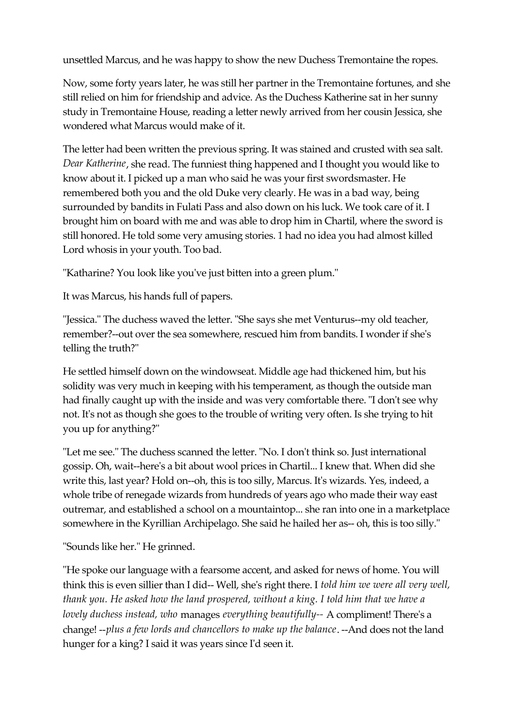unsettled Marcus, and he was happy to show the new Duchess Tremontaine the ropes.

Now, some forty years later, he was still her partner in the Tremontaine fortunes, and she still relied on him for friendship and advice. As the Duchess Katherine sat in her sunny study in Tremontaine House, reading a letter newly arrived from her cousin Jessica, she wondered what Marcus would make of it.

The letter had been written the previous spring. It was stained and crusted with sea salt. *Dear Katherine*, she read. The funniest thing happened and I thought you would like to know about it. I picked up a man who said he was your first swordsmaster. He remembered both you and the old Duke very clearly. He was in a bad way, being surrounded by bandits in Fulati Pass and also down on his luck. We took care of it. I brought him on board with me and was able to drop him in Chartil, where the sword is still honored. He told some very amusing stories. 1 had no idea you had almost killed Lord whosis in your youth. Too bad.

"Katharine? You look like you've just bitten into a green plum."

It was Marcus, his hands full of papers.

"Jessica." The duchess waved the letter. "She says she met Venturus--my old teacher, remember?--out over the sea somewhere, rescued him from bandits. I wonder if she's telling the truth?"

He settled himself down on the windowseat. Middle age had thickened him, but his solidity was very much in keeping with his temperament, as though the outside man had finally caught up with the inside and was very comfortable there. "I don't see why not. It's not as though she goes to the trouble of writing very often. Is she trying to hit you up for anything?"

"Let me see." The duchess scanned the letter. "No. I don't think so. Just international gossip. Oh, wait--here's a bit about wool prices in Chartil... I knew that. When did she write this, last year? Hold on--oh, this is too silly, Marcus. It's wizards. Yes, indeed, a whole tribe of renegade wizards from hundreds of years ago who made their way east outremar, and established a school on a mountaintop... she ran into one in a marketplace somewhere in the Kyrillian Archipelago. She said he hailed her as-- oh, this is too silly."

"Sounds like her." He grinned.

"He spoke our language with a fearsome accent, and asked for news of home. You will think this is even sillier than I did-- Well, she's right there. I *told him we were all very well, thank you. He asked how the land prospered, without a king. I told him that we have a lovely duchess instead, who* manages *everything beautifully--* A compliment! There's a change! --*plus a few lords and chancellors to make up the balance*. --And does not the land hunger for a king? I said it was years since I'd seen it.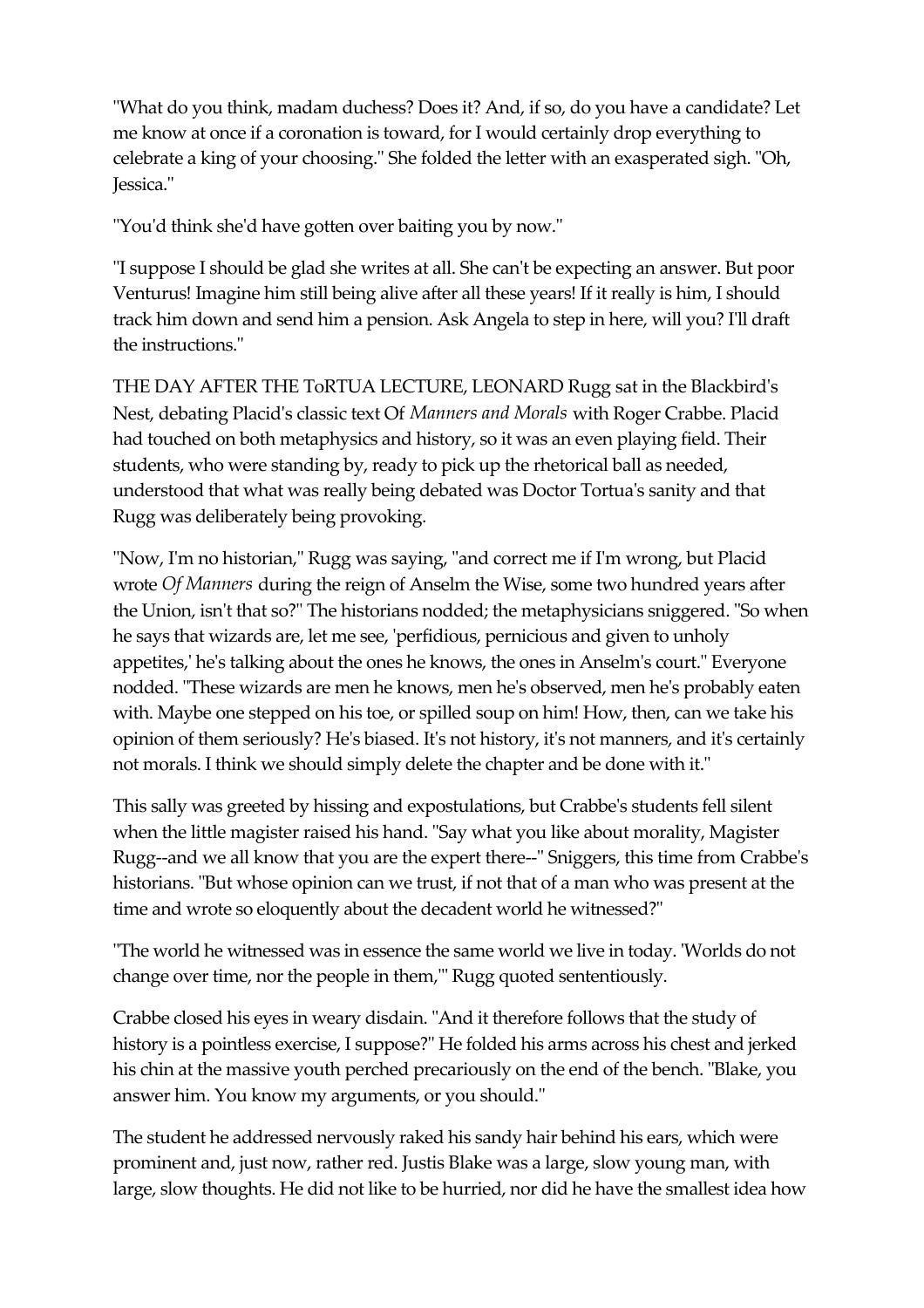"What do you think, madam duchess? Does it? And, if so, do you have a candidate? Let me know at once if a coronation is toward, for I would certainly drop everything to celebrate a king of your choosing." She folded the letter with an exasperated sigh. "Oh, Jessica."

"You'd think she'd have gotten over baiting you by now."

"I suppose I should be glad she writes at all. She can't be expecting an answer. But poor Venturus! Imagine him still being alive after all these years! If it really is him, I should track him down and send him a pension. Ask Angela to step in here, will you? I'll draft the instructions."

THE DAY AFTER THE ToRTUA LECTURE, LEONARD Rugg sat in the Blackbird's Nest, debating Placid's classic text Of *Manners and Morals* with Roger Crabbe. Placid had touched on both metaphysics and history, so it was an even playing field. Their students, who were standing by, ready to pick up the rhetorical ball as needed, understood that what was really being debated was Doctor Tortua's sanity and that Rugg was deliberately being provoking.

"Now, I'm no historian," Rugg was saying, "and correct me if I'm wrong, but Placid wrote *Of Manners* during the reign of Anselm the Wise, some two hundred years after the Union, isn't that so?" The historians nodded; the metaphysicians sniggered. "So when he says that wizards are, let me see, 'perfidious, pernicious and given to unholy appetites,' he's talking about the ones he knows, the ones in Anselm's court." Everyone nodded. "These wizards are men he knows, men he's observed, men he's probably eaten with. Maybe one stepped on his toe, or spilled soup on him! How, then, can we take his opinion of them seriously? He's biased. It's not history, it's not manners, and it's certainly not morals. I think we should simply delete the chapter and be done with it."

This sally was greeted by hissing and expostulations, but Crabbe's students fell silent when the little magister raised his hand. "Say what you like about morality, Magister Rugg--and we all know that you are the expert there--" Sniggers, this time from Crabbe's historians. "But whose opinion can we trust, if not that of a man who was present at the time and wrote so eloquently about the decadent world he witnessed?"

"The world he witnessed was in essence the same world we live in today. 'Worlds do not change over time, nor the people in them,'" Rugg quoted sententiously.

Crabbe closed his eyes in weary disdain. "And it therefore follows that the study of history is a pointless exercise, I suppose?" He folded his arms across his chest and jerked his chin at the massive youth perched precariously on the end of the bench. "Blake, you answer him. You know my arguments, or you should."

The student he addressed nervously raked his sandy hair behind his ears, which were prominent and, just now, rather red. Justis Blake was a large, slow young man, with large, slow thoughts. He did not like to be hurried, nor did he have the smallest idea how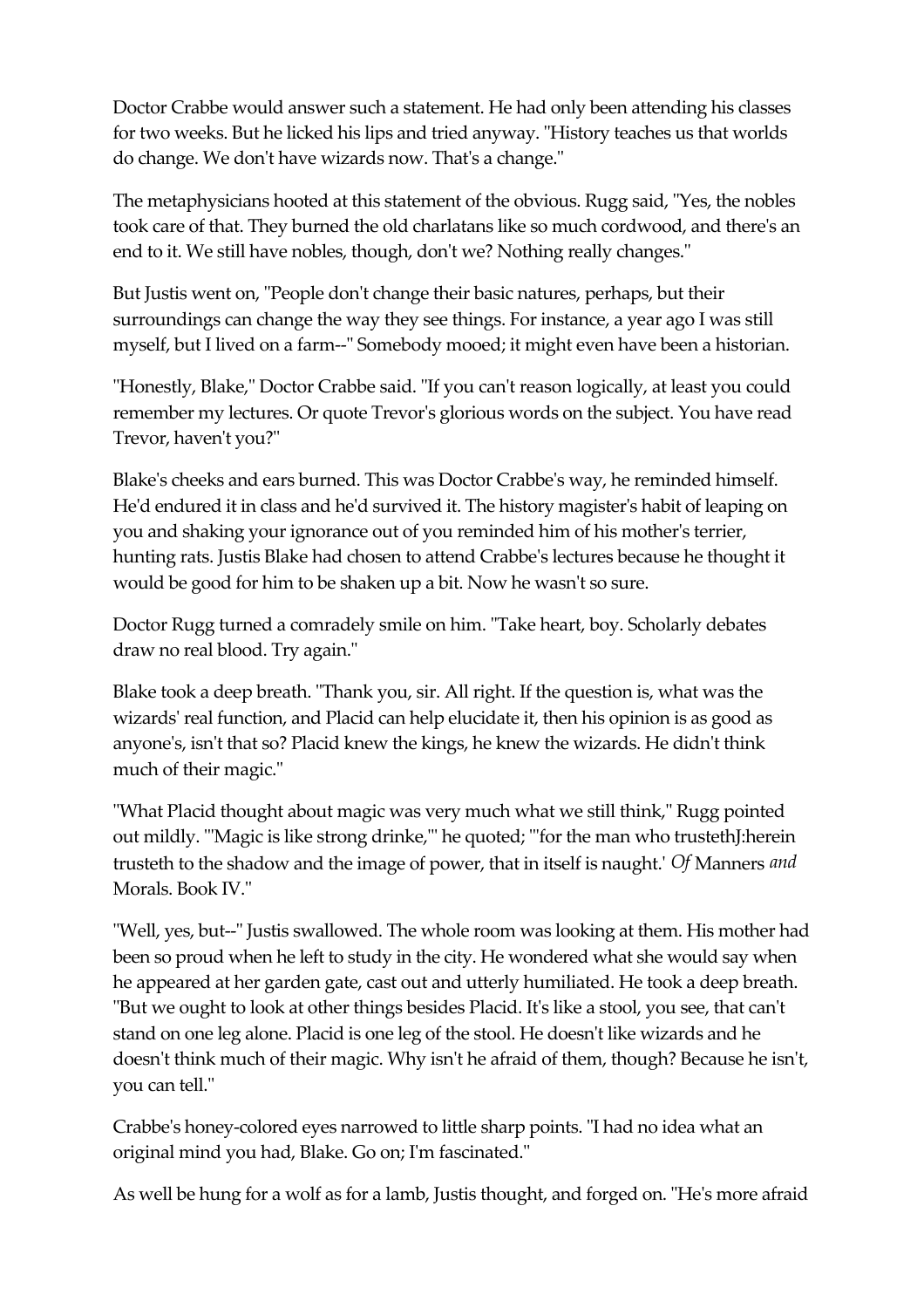Doctor Crabbe would answer such a statement. He had only been attending his classes for two weeks. But he licked his lips and tried anyway. "History teaches us that worlds do change. We don't have wizards now. That's a change."

The metaphysicians hooted at this statement of the obvious. Rugg said, "Yes, the nobles took care of that. They burned the old charlatans like so much cordwood, and there's an end to it. We still have nobles, though, don't we? Nothing really changes."

But Justis went on, "People don't change their basic natures, perhaps, but their surroundings can change the way they see things. For instance, a year ago I was still myself, but I lived on a farm--" Somebody mooed; it might even have been a historian.

"Honestly, Blake," Doctor Crabbe said. "If you can't reason logically, at least you could remember my lectures. Or quote Trevor's glorious words on the subject. You have read Trevor, haven't you?"

Blake's cheeks and ears burned. This was Doctor Crabbe's way, he reminded himself. He'd endured it in class and he'd survived it. The history magister's habit of leaping on you and shaking your ignorance out of you reminded him of his mother's terrier, hunting rats. Justis Blake had chosen to attend Crabbe's lectures because he thought it would be good for him to be shaken up a bit. Now he wasn't so sure.

Doctor Rugg turned a comradely smile on him. "Take heart, boy. Scholarly debates draw no real blood. Try again."

Blake took a deep breath. "Thank you, sir. All right. If the question is, what was the wizards' real function, and Placid can help elucidate it, then his opinion is as good as anyone's, isn't that so? Placid knew the kings, he knew the wizards. He didn't think much of their magic."

"What Placid thought about magic was very much what we still think," Rugg pointed out mildly. "'Magic is like strong drinke,'" he quoted; "'for the man who trustethJ:herein trusteth to the shadow and the image of power, that in itself is naught.' *Of* Manners *and* Morals. Book IV."

"Well, yes, but--" Justis swallowed. The whole room was looking at them. His mother had been so proud when he left to study in the city. He wondered what she would say when he appeared at her garden gate, cast out and utterly humiliated. He took a deep breath. "But we ought to look at other things besides Placid. It's like a stool, you see, that can't stand on one leg alone. Placid is one leg of the stool. He doesn't like wizards and he doesn't think much of their magic. Why isn't he afraid of them, though? Because he isn't, you can tell."

Crabbe's honey-colored eyes narrowed to little sharp points. "I had no idea what an original mind you had, Blake. Go on; I'm fascinated."

As well be hung for a wolf as for a lamb, Justis thought, and forged on. "He's more afraid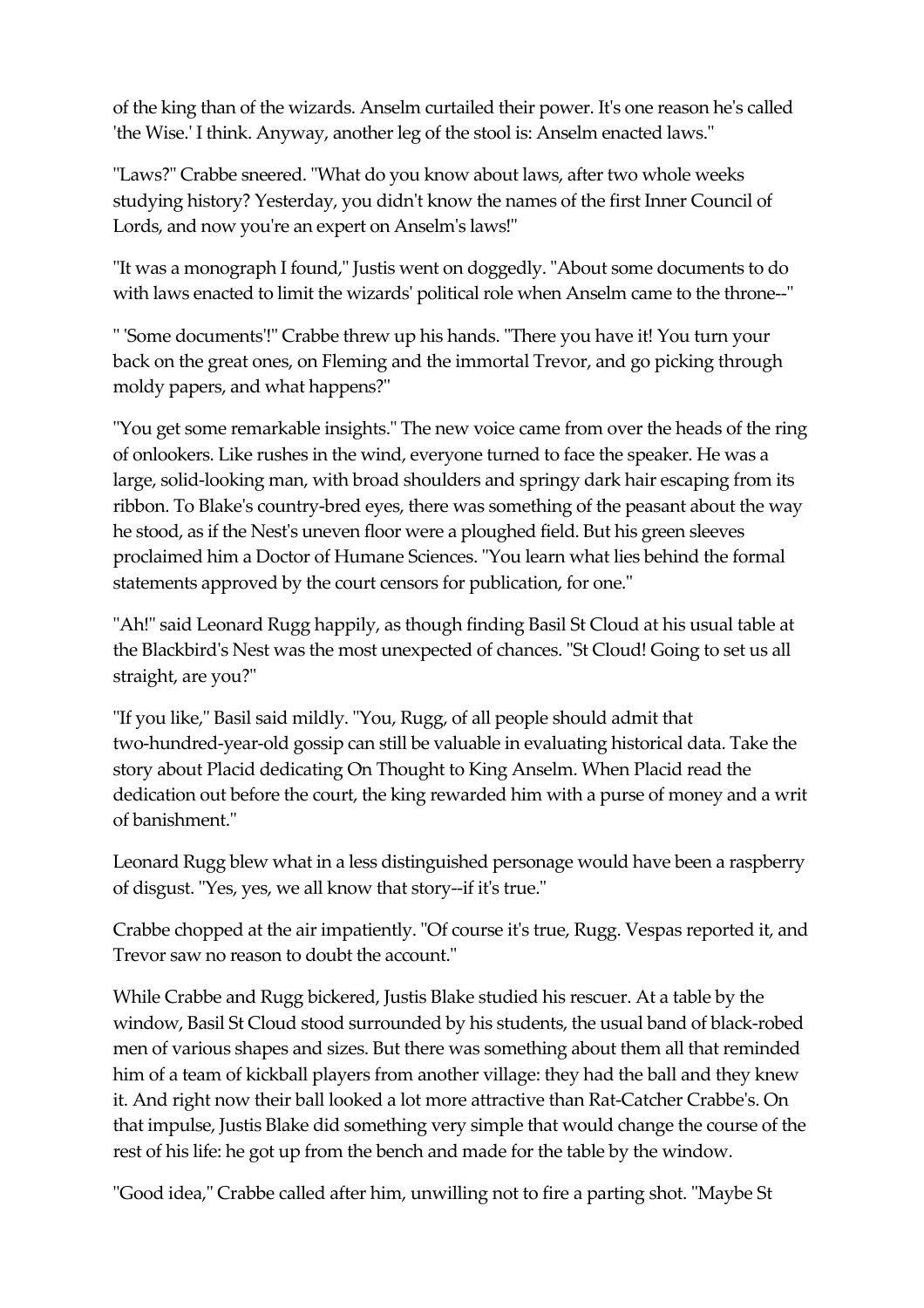of the king than of the wizards. Anselm curtailed their power. It's one reason he's called 'the Wise.' I think. Anyway, another leg of the stool is: Anselm enacted laws."

"Laws?" Crabbe sneered. "What do you know about laws, after two whole weeks studying history? Yesterday, you didn't know the names of the first Inner Council of Lords, and now you're an expert on Anselm's laws!"

"It was a monograph I found," Justis went on doggedly. "About some documents to do with laws enacted to limit the wizards' political role when Anselm came to the throne--"

" 'Some documents'!" Crabbe threw up his hands. "There you have it! You turn your back on the great ones, on Fleming and the immortal Trevor, and go picking through moldy papers, and what happens?"

"You get some remarkable insights." The new voice came from over the heads of the ring of onlookers. Like rushes in the wind, everyone turned to face the speaker. He was a large, solid-looking man, with broad shoulders and springy dark hair escaping from its ribbon. To Blake's country-bred eyes, there was something of the peasant about the way he stood, as if the Nest's uneven floor were a ploughed field. But his green sleeves proclaimed him a Doctor of Humane Sciences. "You learn what lies behind the formal statements approved by the court censors for publication, for one."

"Ah!" said Leonard Rugg happily, as though finding Basil St Cloud at his usual table at the Blackbird's Nest was the most unexpected of chances. "St Cloud! Going to set us all straight, are you?"

"If you like," Basil said mildly. "You, Rugg, of all people should admit that two-hundred-year-old gossip can still be valuable in evaluating historical data. Take the story about Placid dedicating On Thought to King Anselm. When Placid read the dedication out before the court, the king rewarded him with a purse of money and a writ of banishment."

Leonard Rugg blew what in a less distinguished personage would have been a raspberry of disgust. "Yes, yes, we all know that story--if it's true."

Crabbe chopped at the air impatiently. "Of course it's true, Rugg. Vespas reported it, and Trevor saw no reason to doubt the account."

While Crabbe and Rugg bickered, Justis Blake studied his rescuer. At a table by the window, Basil St Cloud stood surrounded by his students, the usual band of black-robed men of various shapes and sizes. But there was something about them all that reminded him of a team of kickball players from another village: they had the ball and they knew it. And right now their ball looked a lot more attractive than Rat-Catcher Crabbe's. On that impulse, Justis Blake did something very simple that would change the course of the rest of his life: he got up from the bench and made for the table by the window.

"Good idea," Crabbe called after him, unwilling not to fire a parting shot. "Maybe St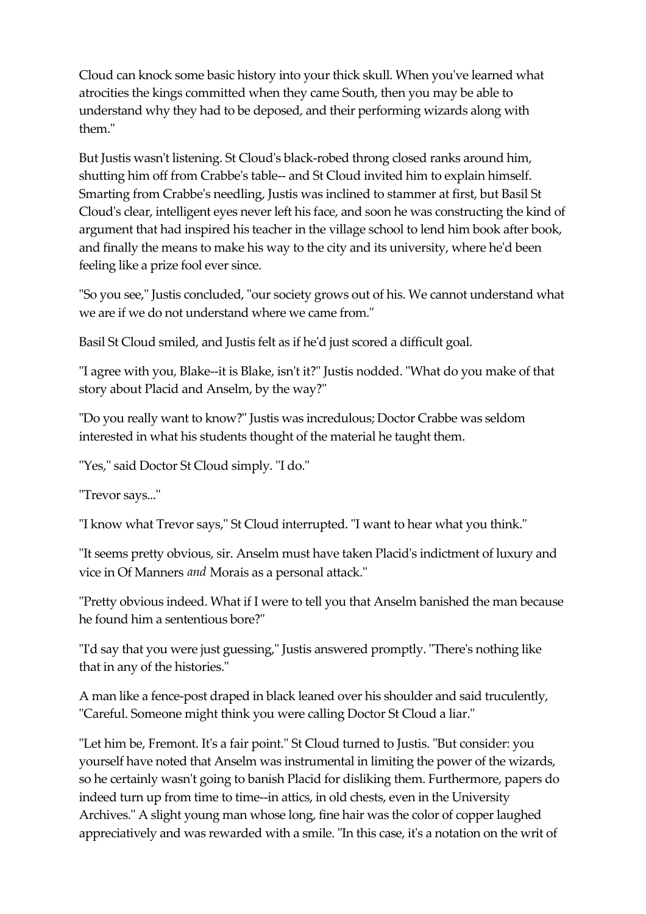Cloud can knock some basic history into your thick skull. When you've learned what atrocities the kings committed when they came South, then you may be able to understand why they had to be deposed, and their performing wizards along with them."

But Justis wasn't listening. St Cloud's black-robed throng closed ranks around him, shutting him off from Crabbe's table-- and St Cloud invited him to explain himself. Smarting from Crabbe's needling, Justis was inclined to stammer at first, but Basil St Cloud's clear, intelligent eyes never left his face, and soon he was constructing the kind of argument that had inspired his teacher in the village school to lend him book after book, and finally the means to make his way to the city and its university, where he'd been feeling like a prize fool ever since.

"So you see," Justis concluded, "our society grows out of his. We cannot understand what we are if we do not understand where we came from."

Basil St Cloud smiled, and Justis felt as if he'd just scored a difficult goal.

"I agree with you, Blake--it is Blake, isn't it?" Justis nodded. "What do you make of that story about Placid and Anselm, by the way?"

"Do you really want to know?" Justis was incredulous; Doctor Crabbe was seldom interested in what his students thought of the material he taught them.

"Yes," said Doctor St Cloud simply. "I do."

"Trevor says..."

"I know what Trevor says," St Cloud interrupted. "I want to hear what you think."

"It seems pretty obvious, sir. Anselm must have taken Placid's indictment of luxury and vice in Of Manners *and* Morais as a personal attack."

"Pretty obvious indeed. What if I were to tell you that Anselm banished the man because he found him a sententious bore?"

"I'd say that you were just guessing," Justis answered promptly. "There's nothing like that in any of the histories."

A man like a fence-post draped in black leaned over his shoulder and said truculently, "Careful. Someone might think you were calling Doctor St Cloud a liar."

"Let him be, Fremont. It's a fair point." St Cloud turned to Justis. "But consider: you yourself have noted that Anselm was instrumental in limiting the power of the wizards, so he certainly wasn't going to banish Placid for disliking them. Furthermore, papers do indeed turn up from time to time--in attics, in old chests, even in the University Archives." A slight young man whose long, fine hair was the color of copper laughed appreciatively and was rewarded with a smile. "In this case, it's a notation on the writ of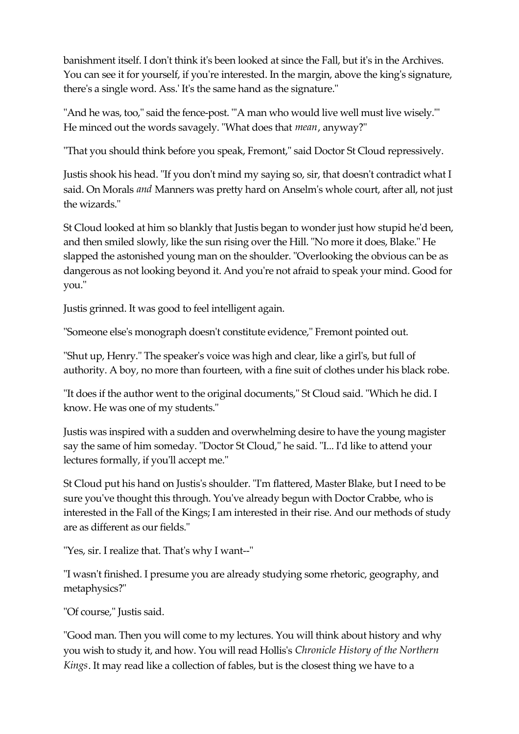banishment itself. I don't think it's been looked at since the Fall, but it's in the Archives. You can see it for yourself, if you're interested. In the margin, above the king's signature, there's a single word. Ass.' It's the same hand as the signature."

"And he was, too," said the fence-post. "'A man who would live well must live wisely.'" He minced out the words savagely. "What does that *mean*, anyway?"

"That you should think before you speak, Fremont," said Doctor St Cloud repressively.

Justis shook his head. "If you don't mind my saying so, sir, that doesn't contradict what I said. On Morals *and* Manners was pretty hard on Anselm's whole court, after all, not just the wizards."

St Cloud looked at him so blankly that Justis began to wonder just how stupid he'd been, and then smiled slowly, like the sun rising over the Hill. "No more it does, Blake." He slapped the astonished young man on the shoulder. "Overlooking the obvious can be as dangerous as not looking beyond it. And you're not afraid to speak your mind. Good for you."

Justis grinned. It was good to feel intelligent again.

"Someone else's monograph doesn't constitute evidence," Fremont pointed out.

"Shut up, Henry." The speaker's voice was high and clear, like a girl's, but full of authority. A boy, no more than fourteen, with a fine suit of clothes under his black robe.

"It does if the author went to the original documents," St Cloud said. "Which he did. I know. He was one of my students."

Justis was inspired with a sudden and overwhelming desire to have the young magister say the same of him someday. "Doctor St Cloud," he said. "I... I'd like to attend your lectures formally, if you'll accept me."

St Cloud put his hand on Justis's shoulder. "I'm flattered, Master Blake, but I need to be sure you've thought this through. You've already begun with Doctor Crabbe, who is interested in the Fall of the Kings; I am interested in their rise. And our methods of study are as different as our fields."

"Yes, sir. I realize that. That's why I want--"

"I wasn't finished. I presume you are already studying some rhetoric, geography, and metaphysics?"

"Of course," Justis said.

"Good man. Then you will come to my lectures. You will think about history and why you wish to study it, and how. You will read Hollis's *Chronicle History of the Northern Kings*. It may read like a collection of fables, but is the closest thing we have to a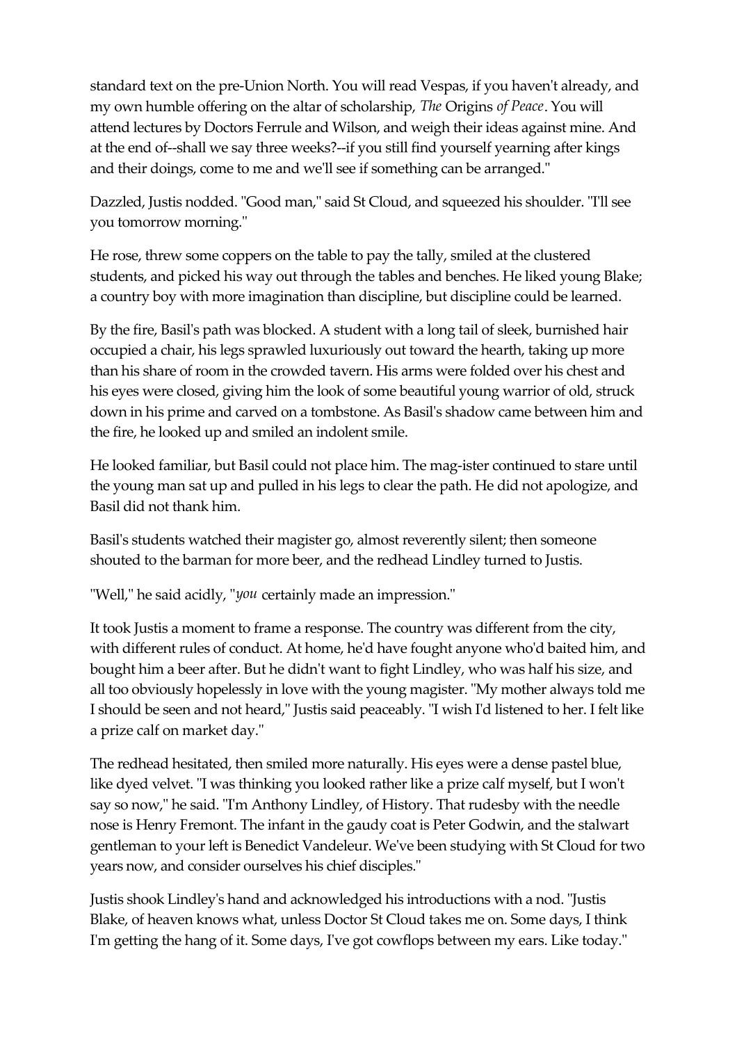standard text on the pre-Union North. You will read Vespas, if you haven't already, and my own humble offering on the altar of scholarship, *The* Origins *of Peace*. You will attend lectures by Doctors Ferrule and Wilson, and weigh their ideas against mine. And at the end of--shall we say three weeks?--if you still find yourself yearning after kings and their doings, come to me and we'll see if something can be arranged."

Dazzled, Justis nodded. "Good man," said St Cloud, and squeezed his shoulder. "I'll see you tomorrow morning."

He rose, threw some coppers on the table to pay the tally, smiled at the clustered students, and picked his way out through the tables and benches. He liked young Blake; a country boy with more imagination than discipline, but discipline could be learned.

By the fire, Basil's path was blocked. A student with a long tail of sleek, burnished hair occupied a chair, his legs sprawled luxuriously out toward the hearth, taking up more than his share of room in the crowded tavern. His arms were folded over his chest and his eyes were closed, giving him the look of some beautiful young warrior of old, struck down in his prime and carved on a tombstone. As Basil's shadow came between him and the fire, he looked up and smiled an indolent smile.

He looked familiar, but Basil could not place him. The mag-ister continued to stare until the young man sat up and pulled in his legs to clear the path. He did not apologize, and Basil did not thank him.

Basil's students watched their magister go, almost reverently silent; then someone shouted to the barman for more beer, and the redhead Lindley turned to Justis.

"Well," he said acidly, "*you* certainly made an impression."

It took Justis a moment to frame a response. The country was different from the city, with different rules of conduct. At home, he'd have fought anyone who'd baited him, and bought him a beer after. But he didn't want to fight Lindley, who was half his size, and all too obviously hopelessly in love with the young magister. "My mother always told me I should be seen and not heard," Justis said peaceably. "I wish I'd listened to her. I felt like a prize calf on market day."

The redhead hesitated, then smiled more naturally. His eyes were a dense pastel blue, like dyed velvet. "I was thinking you looked rather like a prize calf myself, but I won't say so now," he said. "I'm Anthony Lindley, of History. That rudesby with the needle nose is Henry Fremont. The infant in the gaudy coat is Peter Godwin, and the stalwart gentleman to your left is Benedict Vandeleur. We've been studying with St Cloud for two years now, and consider ourselves his chief disciples."

Justis shook Lindley's hand and acknowledged his introductions with a nod. "Justis Blake, of heaven knows what, unless Doctor St Cloud takes me on. Some days, I think I'm getting the hang of it. Some days, I've got cowflops between my ears. Like today."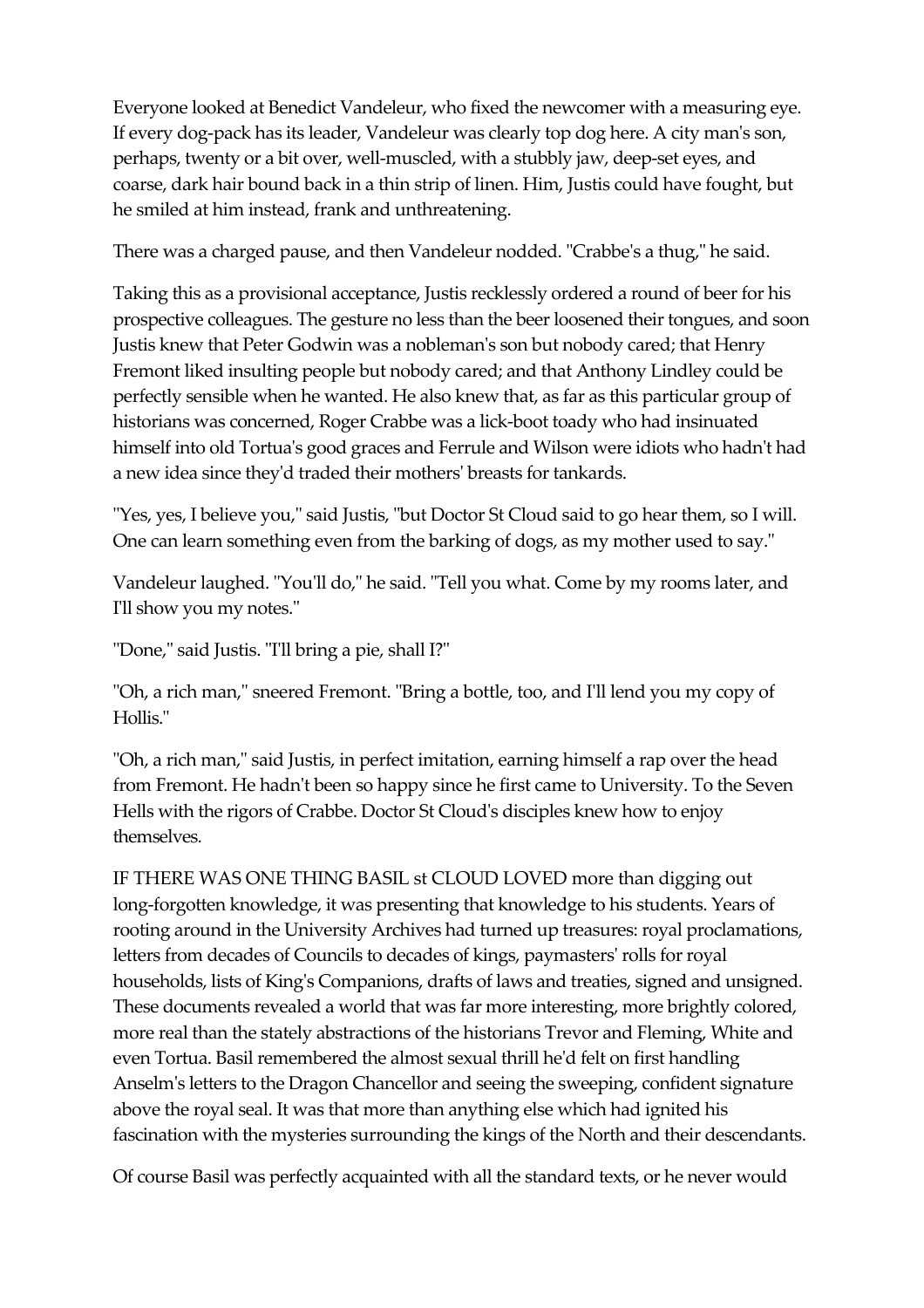Everyone looked at Benedict Vandeleur, who fixed the newcomer with a measuring eye. If every dog-pack has its leader, Vandeleur was clearly top dog here. A city man's son, perhaps, twenty or a bit over, well-muscled, with a stubbly jaw, deep-set eyes, and coarse, dark hair bound back in a thin strip of linen. Him, Justis could have fought, but he smiled at him instead, frank and unthreatening.

There was a charged pause, and then Vandeleur nodded. "Crabbe's a thug," he said.

Taking this as a provisional acceptance, Justis recklessly ordered a round of beer for his prospective colleagues. The gesture no less than the beer loosened their tongues, and soon Justis knew that Peter Godwin was a nobleman's son but nobody cared; that Henry Fremont liked insulting people but nobody cared; and that Anthony Lindley could be perfectly sensible when he wanted. He also knew that, as far as this particular group of historians was concerned, Roger Crabbe was a lick-boot toady who had insinuated himself into old Tortua's good graces and Ferrule and Wilson were idiots who hadn't had a new idea since they'd traded their mothers' breasts for tankards.

"Yes, yes, I believe you," said Justis, "but Doctor St Cloud said to go hear them, so I will. One can learn something even from the barking of dogs, as my mother used to say."

Vandeleur laughed. "You'll do," he said. "Tell you what. Come by my rooms later, and I'll show you my notes."

"Done," said Justis. "I'll bring a pie, shall I?"

"Oh, a rich man," sneered Fremont. "Bring a bottle, too, and I'll lend you my copy of Hollis."

"Oh, a rich man," said Justis, in perfect imitation, earning himself a rap over the head from Fremont. He hadn't been so happy since he first came to University. To the Seven Hells with the rigors of Crabbe. Doctor St Cloud's disciples knew how to enjoy themselves.

IF THERE WAS ONE THING BASIL st CLOUD LOVED more than digging out long-forgotten knowledge, it was presenting that knowledge to his students. Years of rooting around in the University Archives had turned up treasures: royal proclamations, letters from decades of Councils to decades of kings, paymasters' rolls for royal households, lists of King's Companions, drafts of laws and treaties, signed and unsigned. These documents revealed a world that was far more interesting, more brightly colored, more real than the stately abstractions of the historians Trevor and Fleming, White and even Tortua. Basil remembered the almost sexual thrill he'd felt on first handling Anselm's letters to the Dragon Chancellor and seeing the sweeping, confident signature above the royal seal. It was that more than anything else which had ignited his fascination with the mysteries surrounding the kings of the North and their descendants.

Of course Basil was perfectly acquainted with all the standard texts, or he never would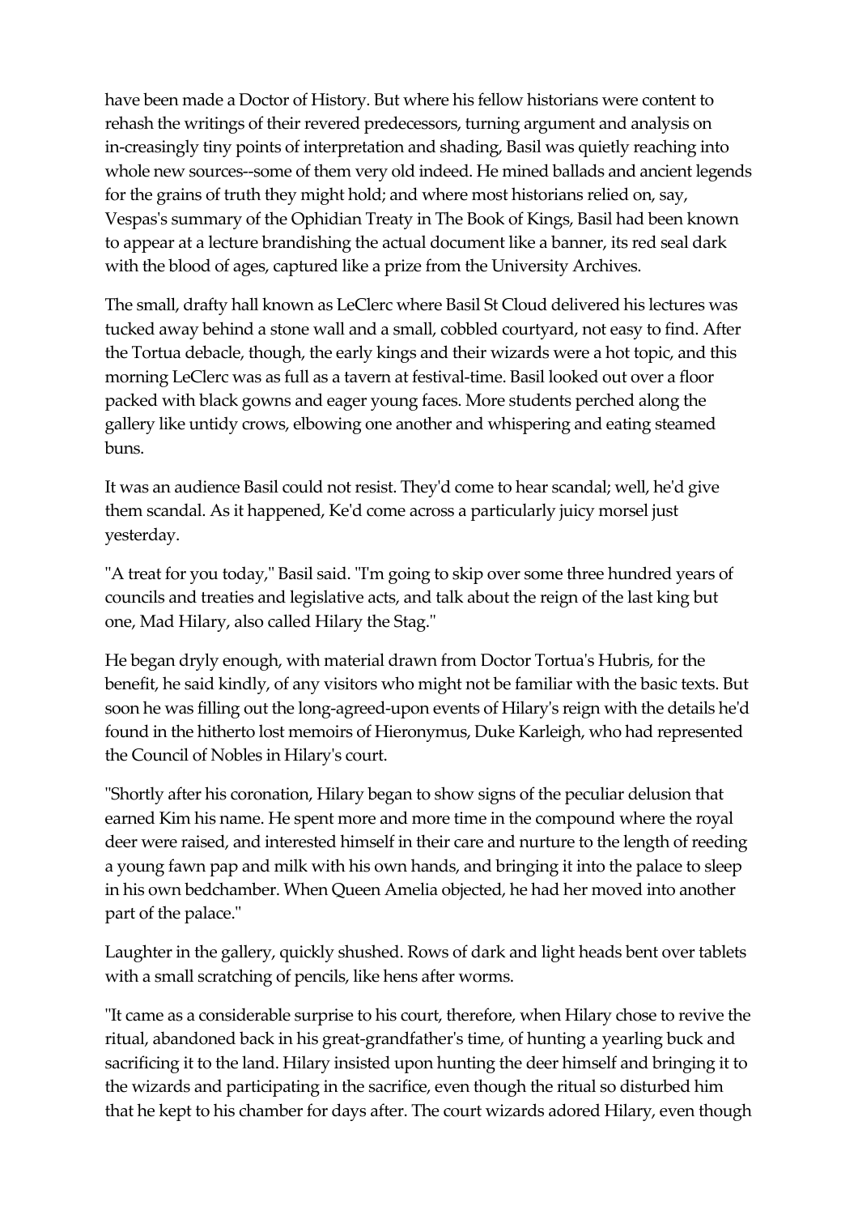have been made a Doctor of History. But where his fellow historians were content to rehash the writings of their revered predecessors, turning argument and analysis on in-creasingly tiny points of interpretation and shading, Basil was quietly reaching into whole new sources--some of them very old indeed. He mined ballads and ancient legends for the grains of truth they might hold; and where most historians relied on, say, Vespas's summary of the Ophidian Treaty in The Book of Kings, Basil had been known to appear at a lecture brandishing the actual document like a banner, its red seal dark with the blood of ages, captured like a prize from the University Archives.

The small, drafty hall known as LeClerc where Basil St Cloud delivered his lectures was tucked away behind a stone wall and a small, cobbled courtyard, not easy to find. After the Tortua debacle, though, the early kings and their wizards were a hot topic, and this morning LeClerc was as full as a tavern at festival-time. Basil looked out over a floor packed with black gowns and eager young faces. More students perched along the gallery like untidy crows, elbowing one another and whispering and eating steamed buns.

It was an audience Basil could not resist. They'd come to hear scandal; well, he'd give them scandal. As it happened, Ke'd come across a particularly juicy morsel just yesterday.

"A treat for you today," Basil said. "I'm going to skip over some three hundred years of councils and treaties and legislative acts, and talk about the reign of the last king but one, Mad Hilary, also called Hilary the Stag."

He began dryly enough, with material drawn from Doctor Tortua's Hubris, for the benefit, he said kindly, of any visitors who might not be familiar with the basic texts. But soon he was filling out the long-agreed-upon events of Hilary's reign with the details he'd found in the hitherto lost memoirs of Hieronymus, Duke Karleigh, who had represented the Council of Nobles in Hilary's court.

"Shortly after his coronation, Hilary began to show signs of the peculiar delusion that earned Kim his name. He spent more and more time in the compound where the royal deer were raised, and interested himself in their care and nurture to the length of reeding a young fawn pap and milk with his own hands, and bringing it into the palace to sleep in his own bedchamber. When Queen Amelia objected, he had her moved into another part of the palace."

Laughter in the gallery, quickly shushed. Rows of dark and light heads bent over tablets with a small scratching of pencils, like hens after worms.

"It came as a considerable surprise to his court, therefore, when Hilary chose to revive the ritual, abandoned back in his great-grandfather's time, of hunting a yearling buck and sacrificing it to the land. Hilary insisted upon hunting the deer himself and bringing it to the wizards and participating in the sacrifice, even though the ritual so disturbed him that he kept to his chamber for days after. The court wizards adored Hilary, even though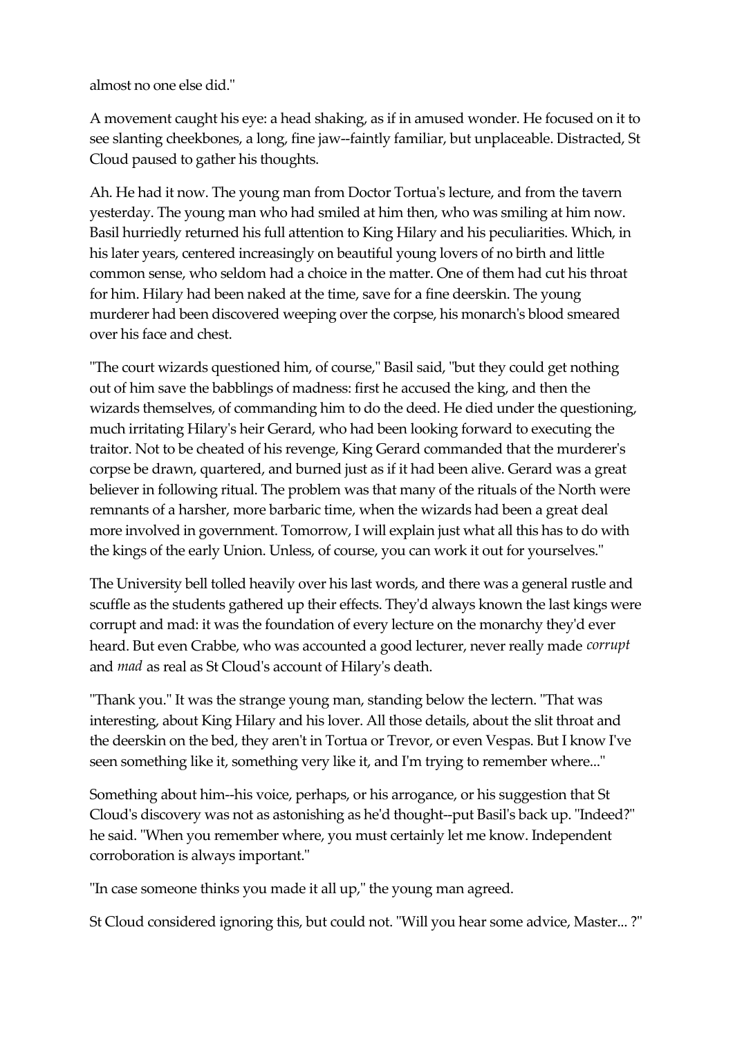almost no one else did."

A movement caught his eye: a head shaking, as if in amused wonder. He focused on it to see slanting cheekbones, a long, fine jaw--faintly familiar, but unplaceable. Distracted, St Cloud paused to gather his thoughts.

Ah. He had it now. The young man from Doctor Tortua's lecture, and from the tavern yesterday. The young man who had smiled at him then, who was smiling at him now. Basil hurriedly returned his full attention to King Hilary and his peculiarities. Which, in his later years, centered increasingly on beautiful young lovers of no birth and little common sense, who seldom had a choice in the matter. One of them had cut his throat for him. Hilary had been naked at the time, save for a fine deerskin. The young murderer had been discovered weeping over the corpse, his monarch's blood smeared over his face and chest.

"The court wizards questioned him, of course," Basil said, "but they could get nothing out of him save the babblings of madness: first he accused the king, and then the wizards themselves, of commanding him to do the deed. He died under the questioning, much irritating Hilary's heir Gerard, who had been looking forward to executing the traitor. Not to be cheated of his revenge, King Gerard commanded that the murderer's corpse be drawn, quartered, and burned just as if it had been alive. Gerard was a great believer in following ritual. The problem was that many of the rituals of the North were remnants of a harsher, more barbaric time, when the wizards had been a great deal more involved in government. Tomorrow, I will explain just what all this has to do with the kings of the early Union. Unless, of course, you can work it out for yourselves."

The University bell tolled heavily over his last words, and there was a general rustle and scuffle as the students gathered up their effects. They'd always known the last kings were corrupt and mad: it was the foundation of every lecture on the monarchy they'd ever heard. But even Crabbe, who was accounted a good lecturer, never really made *corrupt* and *mad* as real as St Cloud's account of Hilary's death.

"Thank you." It was the strange young man, standing below the lectern. "That was interesting, about King Hilary and his lover. All those details, about the slit throat and the deerskin on the bed, they aren't in Tortua or Trevor, or even Vespas. But I know I've seen something like it, something very like it, and I'm trying to remember where..."

Something about him--his voice, perhaps, or his arrogance, or his suggestion that St Cloud's discovery was not as astonishing as he'd thought--put Basil's back up. "Indeed?" he said. "When you remember where, you must certainly let me know. Independent corroboration is always important."

"In case someone thinks you made it all up," the young man agreed.

St Cloud considered ignoring this, but could not. "Will you hear some advice, Master... ?"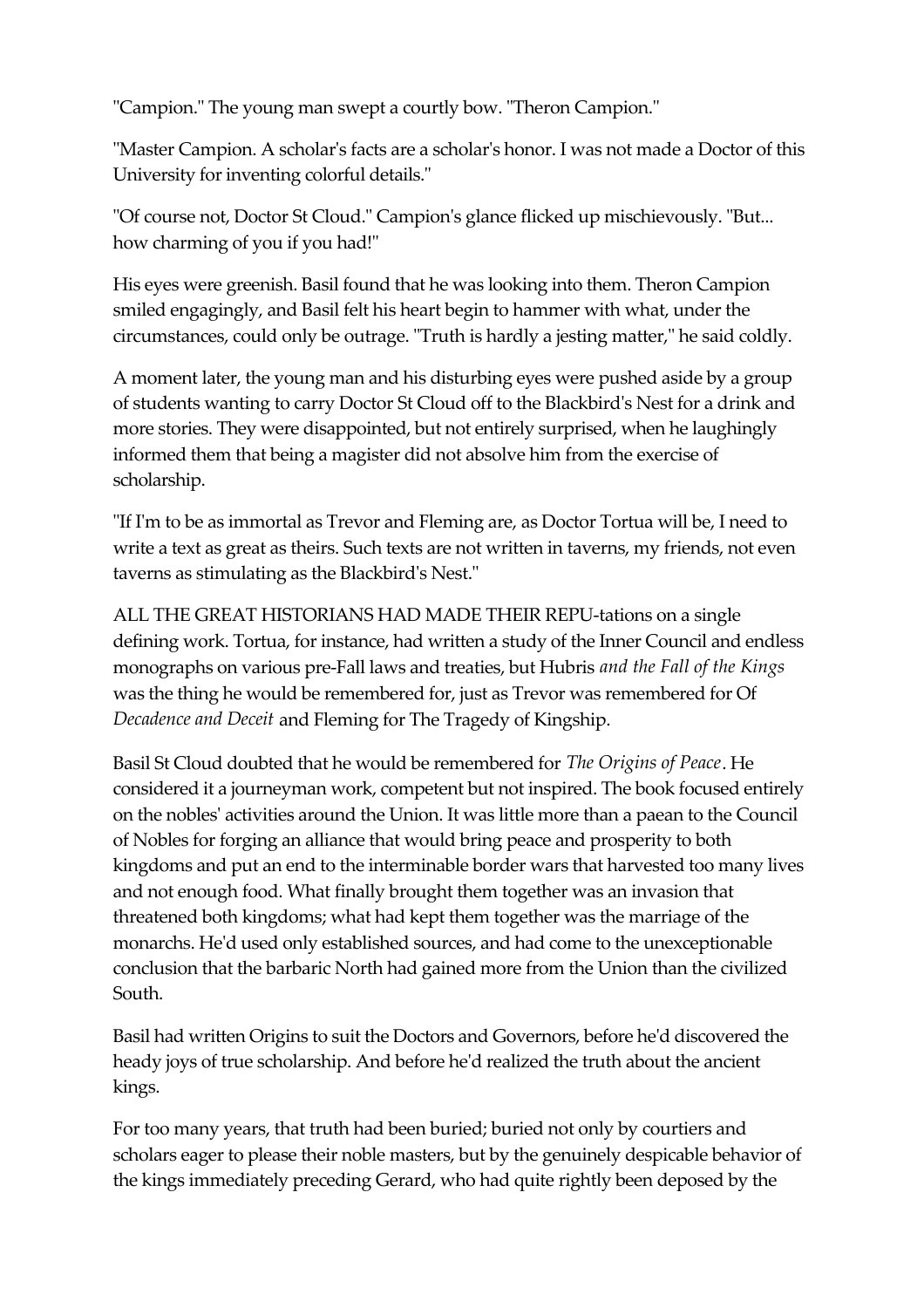"Campion." The young man swept a courtly bow. "Theron Campion."

"Master Campion. A scholar's facts are a scholar's honor. I was not made a Doctor of this University for inventing colorful details."

"Of course not, Doctor St Cloud." Campion's glance flicked up mischievously. "But... how charming of you if you had!"

His eyes were greenish. Basil found that he was looking into them. Theron Campion smiled engagingly, and Basil felt his heart begin to hammer with what, under the circumstances, could only be outrage. "Truth is hardly a jesting matter," he said coldly.

A moment later, the young man and his disturbing eyes were pushed aside by a group of students wanting to carry Doctor St Cloud off to the Blackbird's Nest for a drink and more stories. They were disappointed, but not entirely surprised, when he laughingly informed them that being a magister did not absolve him from the exercise of scholarship.

"If I'm to be as immortal as Trevor and Fleming are, as Doctor Tortua will be, I need to write a text as great as theirs. Such texts are not written in taverns, my friends, not even taverns as stimulating as the Blackbird's Nest."

ALL THE GREAT HISTORIANS HAD MADE THEIR REPU-tations on a single defining work. Tortua, for instance, had written a study of the Inner Council and endless monographs on various pre-Fall laws and treaties, but Hubris *and the Fall of the Kings* was the thing he would be remembered for, just as Trevor was remembered for Of *Decadence and Deceit* and Fleming for The Tragedy of Kingship.

Basil St Cloud doubted that he would be remembered for *The Origins of Peace*. He considered it a journeyman work, competent but not inspired. The book focused entirely on the nobles' activities around the Union. It was little more than a paean to the Council of Nobles for forging an alliance that would bring peace and prosperity to both kingdoms and put an end to the interminable border wars that harvested too many lives and not enough food. What finally brought them together was an invasion that threatened both kingdoms; what had kept them together was the marriage of the monarchs. He'd used only established sources, and had come to the unexceptionable conclusion that the barbaric North had gained more from the Union than the civilized South.

Basil had written Origins to suit the Doctors and Governors, before he'd discovered the heady joys of true scholarship. And before he'd realized the truth about the ancient kings.

For too many years, that truth had been buried; buried not only by courtiers and scholars eager to please their noble masters, but by the genuinely despicable behavior of the kings immediately preceding Gerard, who had quite rightly been deposed by the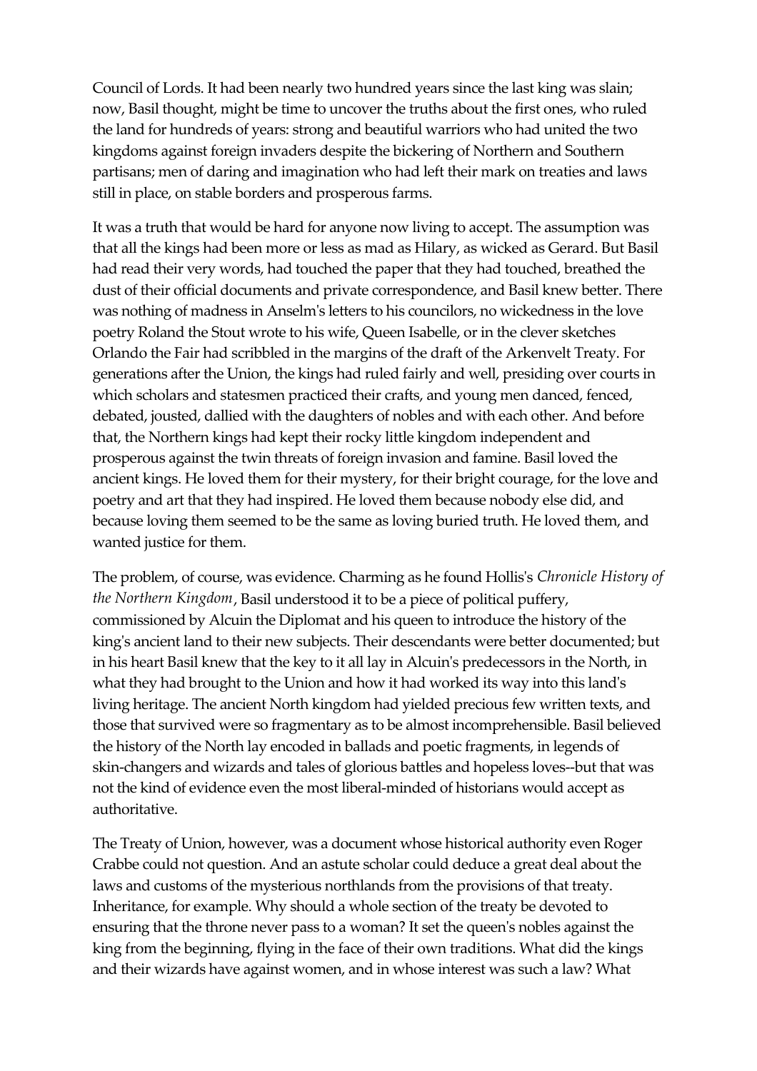Council of Lords. It had been nearly two hundred years since the last king was slain; now, Basil thought, might be time to uncover the truths about the first ones, who ruled the land for hundreds of years: strong and beautiful warriors who had united the two kingdoms against foreign invaders despite the bickering of Northern and Southern partisans; men of daring and imagination who had left their mark on treaties and laws still in place, on stable borders and prosperous farms.

It was a truth that would be hard for anyone now living to accept. The assumption was that all the kings had been more or less as mad as Hilary, as wicked as Gerard. But Basil had read their very words, had touched the paper that they had touched, breathed the dust of their official documents and private correspondence, and Basil knew better. There was nothing of madness in Anselm's letters to his councilors, no wickedness in the love poetry Roland the Stout wrote to his wife, Queen Isabelle, or in the clever sketches Orlando the Fair had scribbled in the margins of the draft of the Arkenvelt Treaty. For generations after the Union, the kings had ruled fairly and well, presiding over courts in which scholars and statesmen practiced their crafts, and young men danced, fenced, debated, jousted, dallied with the daughters of nobles and with each other. And before that, the Northern kings had kept their rocky little kingdom independent and prosperous against the twin threats of foreign invasion and famine. Basil loved the ancient kings. He loved them for their mystery, for their bright courage, for the love and poetry and art that they had inspired. He loved them because nobody else did, and because loving them seemed to be the same as loving buried truth. He loved them, and wanted justice for them.

The problem, of course, was evidence. Charming as he found Hollis's *Chronicle History of the Northern Kingdom*, Basil understood it to be a piece of political puffery, commissioned by Alcuin the Diplomat and his queen to introduce the history of the king's ancient land to their new subjects. Their descendants were better documented; but in his heart Basil knew that the key to it all lay in Alcuin's predecessors in the North, in what they had brought to the Union and how it had worked its way into this land's living heritage. The ancient North kingdom had yielded precious few written texts, and those that survived were so fragmentary as to be almost incomprehensible. Basil believed the history of the North lay encoded in ballads and poetic fragments, in legends of skin-changers and wizards and tales of glorious battles and hopeless loves--but that was not the kind of evidence even the most liberal-minded of historians would accept as authoritative.

The Treaty of Union, however, was a document whose historical authority even Roger Crabbe could not question. And an astute scholar could deduce a great deal about the laws and customs of the mysterious northlands from the provisions of that treaty. Inheritance, for example. Why should a whole section of the treaty be devoted to ensuring that the throne never pass to a woman? It set the queen's nobles against the king from the beginning, flying in the face of their own traditions. What did the kings and their wizards have against women, and in whose interest was such a law? What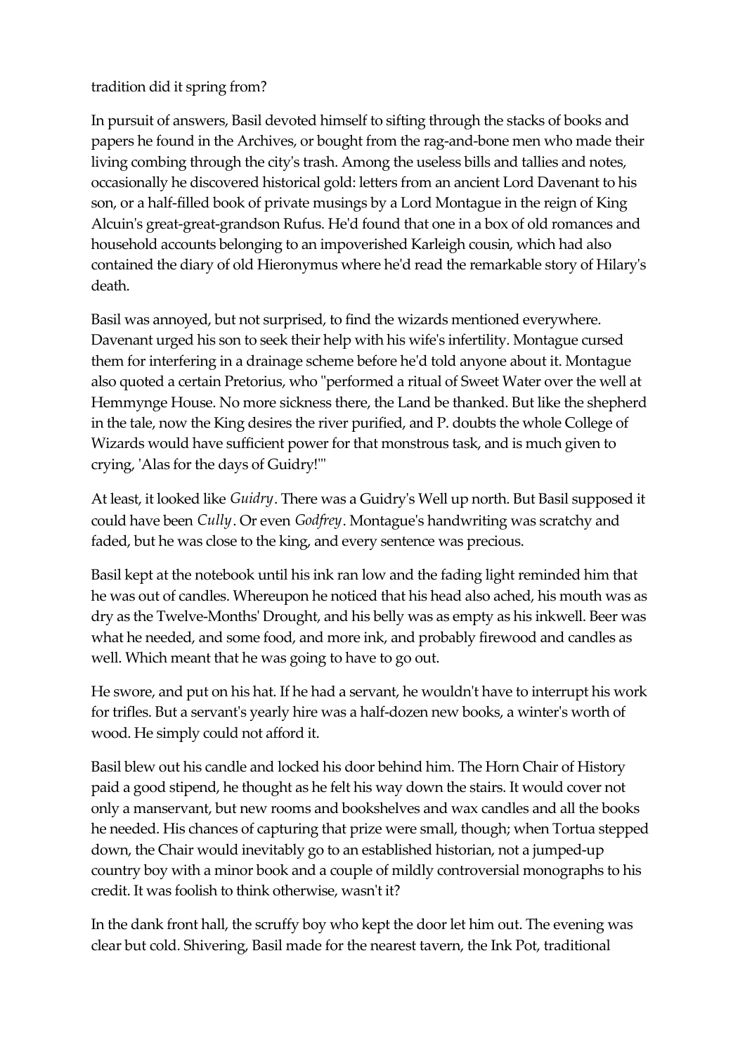tradition did it spring from?

In pursuit of answers, Basil devoted himself to sifting through the stacks of books and papers he found in the Archives, or bought from the rag-and-bone men who made their living combing through the city's trash. Among the useless bills and tallies and notes, occasionally he discovered historical gold: letters from an ancient Lord Davenant to his son, or a half-filled book of private musings by a Lord Montague in the reign of King Alcuin's great-great-grandson Rufus. He'd found that one in a box of old romances and household accounts belonging to an impoverished Karleigh cousin, which had also contained the diary of old Hieronymus where he'd read the remarkable story of Hilary's death.

Basil was annoyed, but not surprised, to find the wizards mentioned everywhere. Davenant urged his son to seek their help with his wife's infertility. Montague cursed them for interfering in a drainage scheme before he'd told anyone about it. Montague also quoted a certain Pretorius, who "performed a ritual of Sweet Water over the well at Hemmynge House. No more sickness there, the Land be thanked. But like the shepherd in the tale, now the King desires the river purified, and P. doubts the whole College of Wizards would have sufficient power for that monstrous task, and is much given to crying, 'Alas for the days of Guidry!'"

At least, it looked like *Guidry*. There was a Guidry's Well up north. But Basil supposed it could have been *Cully*. Or even *Godfrey*. Montague's handwriting was scratchy and faded, but he was close to the king, and every sentence was precious.

Basil kept at the notebook until his ink ran low and the fading light reminded him that he was out of candles. Whereupon he noticed that his head also ached, his mouth was as dry as the Twelve-Months' Drought, and his belly was as empty as his inkwell. Beer was what he needed, and some food, and more ink, and probably firewood and candles as well. Which meant that he was going to have to go out.

He swore, and put on his hat. If he had a servant, he wouldn't have to interrupt his work for trifles. But a servant's yearly hire was a half-dozen new books, a winter's worth of wood. He simply could not afford it.

Basil blew out his candle and locked his door behind him. The Horn Chair of History paid a good stipend, he thought as he felt his way down the stairs. It would cover not only a manservant, but new rooms and bookshelves and wax candles and all the books he needed. His chances of capturing that prize were small, though; when Tortua stepped down, the Chair would inevitably go to an established historian, not a jumped-up country boy with a minor book and a couple of mildly controversial monographs to his credit. It was foolish to think otherwise, wasn't it?

In the dank front hall, the scruffy boy who kept the door let him out. The evening was clear but cold. Shivering, Basil made for the nearest tavern, the Ink Pot, traditional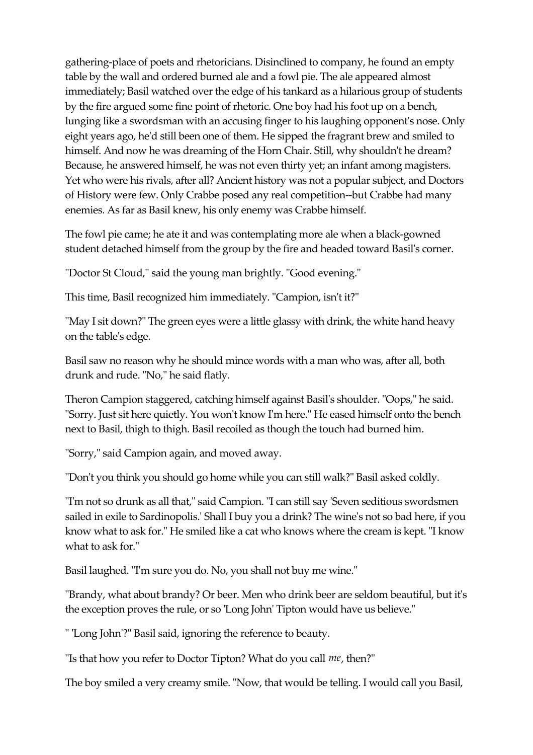gathering-place of poets and rhetoricians. Disinclined to company, he found an empty table by the wall and ordered burned ale and a fowl pie. The ale appeared almost immediately; Basil watched over the edge of his tankard as a hilarious group of students by the fire argued some fine point of rhetoric. One boy had his foot up on a bench, lunging like a swordsman with an accusing finger to his laughing opponent's nose. Only eight years ago, he'd still been one of them. He sipped the fragrant brew and smiled to himself. And now he was dreaming of the Horn Chair. Still, why shouldn't he dream? Because, he answered himself, he was not even thirty yet; an infant among magisters. Yet who were his rivals, after all? Ancient history was not a popular subject, and Doctors of History were few. Only Crabbe posed any real competition--but Crabbe had many enemies. As far as Basil knew, his only enemy was Crabbe himself.

The fowl pie came; he ate it and was contemplating more ale when a black-gowned student detached himself from the group by the fire and headed toward Basil's corner.

"Doctor St Cloud," said the young man brightly. "Good evening."

This time, Basil recognized him immediately. "Campion, isn't it?"

"May I sit down?" The green eyes were a little glassy with drink, the white hand heavy on the table's edge.

Basil saw no reason why he should mince words with a man who was, after all, both drunk and rude. "No," he said flatly.

Theron Campion staggered, catching himself against Basil's shoulder. "Oops," he said. "Sorry. Just sit here quietly. You won't know I'm here." He eased himself onto the bench next to Basil, thigh to thigh. Basil recoiled as though the touch had burned him.

"Sorry," said Campion again, and moved away.

"Don't you think you should go home while you can still walk?" Basil asked coldly.

"I'm not so drunk as all that," said Campion. "I can still say 'Seven seditious swordsmen sailed in exile to Sardinopolis.' Shall I buy you a drink? The wine's not so bad here, if you know what to ask for." He smiled like a cat who knows where the cream is kept. "I know what to ask for."

Basil laughed. "I'm sure you do. No, you shall not buy me wine."

"Brandy, what about brandy? Or beer. Men who drink beer are seldom beautiful, but it's the exception proves the rule, or so 'Long John' Tipton would have us believe."

" 'Long John'?" Basil said, ignoring the reference to beauty.

"Is that how you refer to Doctor Tipton? What do you call *me*, then?"

The boy smiled a very creamy smile. "Now, that would be telling. I would call you Basil,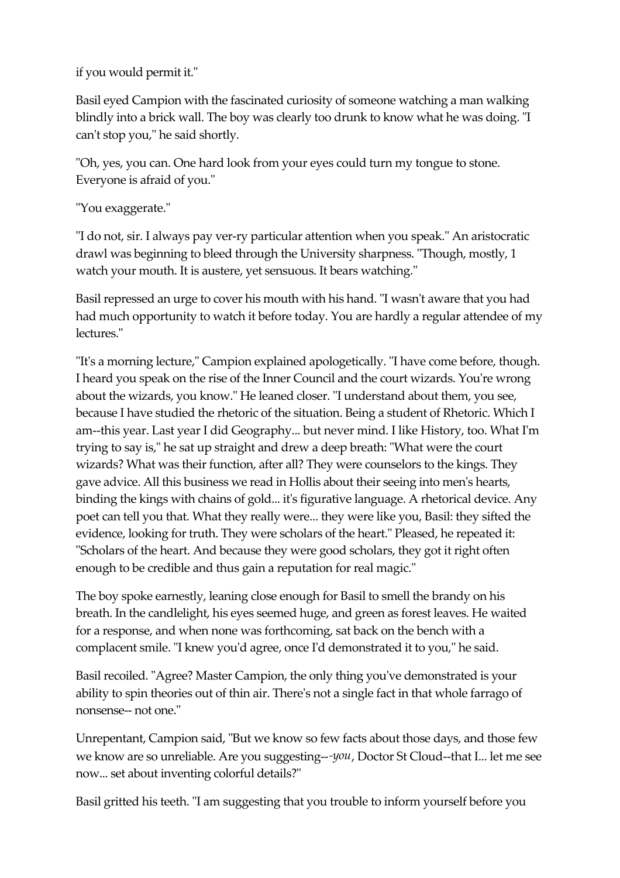if you would permit it."

Basil eyed Campion with the fascinated curiosity of someone watching a man walking blindly into a brick wall. The boy was clearly too drunk to know what he was doing. "I can't stop you," he said shortly.

"Oh, yes, you can. One hard look from your eyes could turn my tongue to stone. Everyone is afraid of you."

"You exaggerate."

"I do not, sir. I always pay ver-ry particular attention when you speak." An aristocratic drawl was beginning to bleed through the University sharpness. "Though, mostly, 1 watch your mouth. It is austere, yet sensuous. It bears watching."

Basil repressed an urge to cover his mouth with his hand. "I wasn't aware that you had had much opportunity to watch it before today. You are hardly a regular attendee of my lectures."

"It's a morning lecture," Campion explained apologetically. "I have come before, though. I heard you speak on the rise of the Inner Council and the court wizards. You're wrong about the wizards, you know." He leaned closer. "I understand about them, you see, because I have studied the rhetoric of the situation. Being a student of Rhetoric. Which I am--this year. Last year I did Geography... but never mind. I like History, too. What I'm trying to say is," he sat up straight and drew a deep breath: "What were the court wizards? What was their function, after all? They were counselors to the kings. They gave advice. All this business we read in Hollis about their seeing into men's hearts, binding the kings with chains of gold... it's figurative language. A rhetorical device. Any poet can tell you that. What they really were... they were like you, Basil: they sifted the evidence, looking for truth. They were scholars of the heart." Pleased, he repeated it: "Scholars of the heart. And because they were good scholars, they got it right often enough to be credible and thus gain a reputation for real magic."

The boy spoke earnestly, leaning close enough for Basil to smell the brandy on his breath. In the candlelight, his eyes seemed huge, and green as forest leaves. He waited for a response, and when none was forthcoming, sat back on the bench with a complacent smile. "I knew you'd agree, once I'd demonstrated it to you," he said.

Basil recoiled. "Agree? Master Campion, the only thing you've demonstrated is your ability to spin theories out of thin air. There's not a single fact in that whole farrago of nonsense-- not one."

Unrepentant, Campion said, "But we know so few facts about those days, and those few we know are so unreliable. Are you suggesting--*you*, Doctor St Cloud--that I... let me see now... set about inventing colorful details?"

Basil gritted his teeth. "I am suggesting that you trouble to inform yourself before you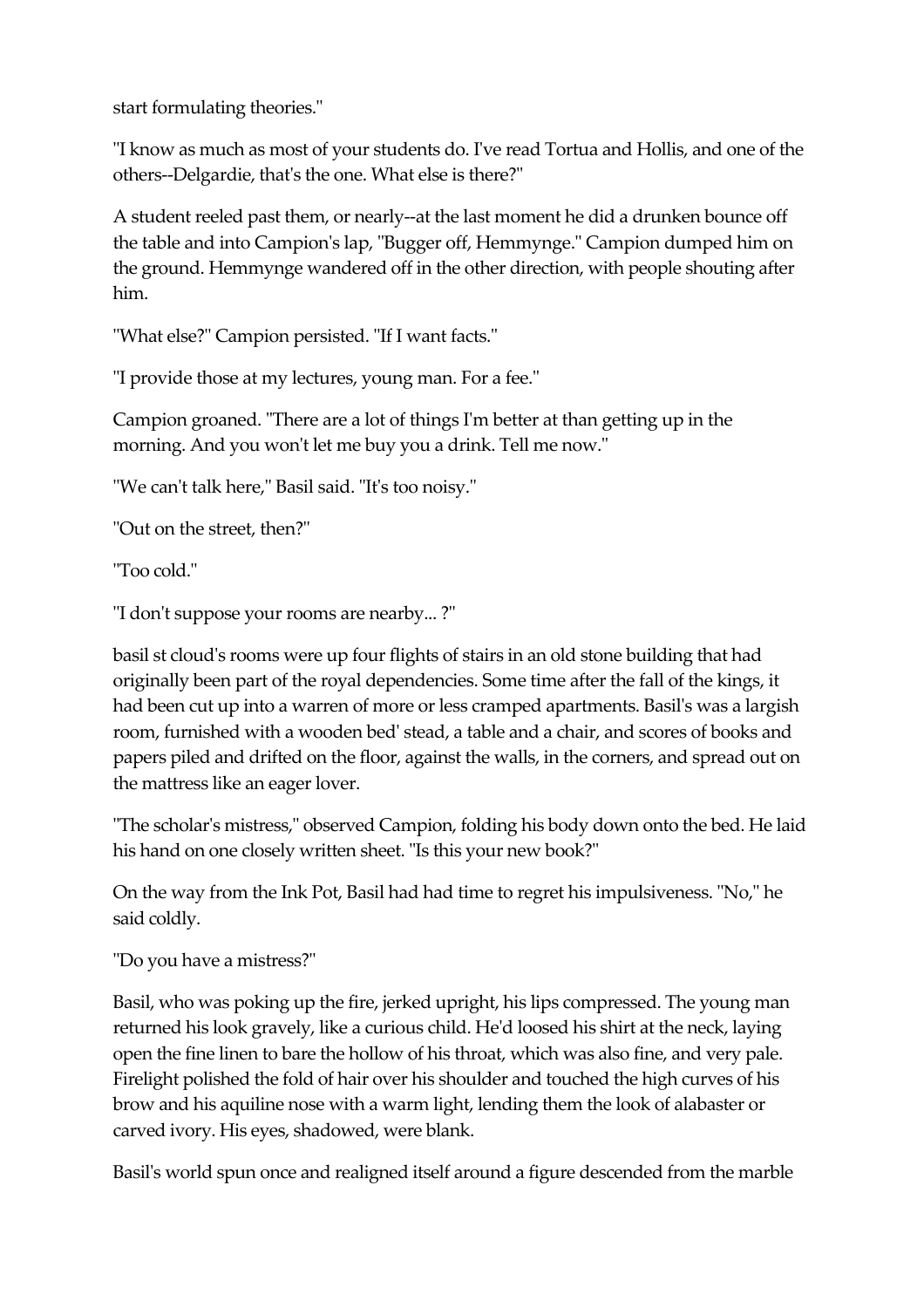start formulating theories."

"I know as much as most of your students do. I've read Tortua and Hollis, and one of the others--Delgardie, that's the one. What else is there?"

A student reeled past them, or nearly--at the last moment he did a drunken bounce off the table and into Campion's lap, "Bugger off, Hemmynge." Campion dumped him on the ground. Hemmynge wandered off in the other direction, with people shouting after him.

"What else?" Campion persisted. "If I want facts."

"I provide those at my lectures, young man. For a fee."

Campion groaned. "There are a lot of things I'm better at than getting up in the morning. And you won't let me buy you a drink. Tell me now."

"We can't talk here," Basil said. "It's too noisy."

"Out on the street, then?"

"Too cold."

"I don't suppose your rooms are nearby... ?"

basil st cloud's rooms were up four flights of stairs in an old stone building that had originally been part of the royal dependencies. Some time after the fall of the kings, it had been cut up into a warren of more or less cramped apartments. Basil's was a largish room, furnished with a wooden bed' stead, a table and a chair, and scores of books and papers piled and drifted on the floor, against the walls, in the corners, and spread out on the mattress like an eager lover.

"The scholar's mistress," observed Campion, folding his body down onto the bed. He laid his hand on one closely written sheet. "Is this your new book?"

On the way from the Ink Pot, Basil had had time to regret his impulsiveness. "No," he said coldly.

"Do you have a mistress?"

Basil, who was poking up the fire, jerked upright, his lips compressed. The young man returned his look gravely, like a curious child. He'd loosed his shirt at the neck, laying open the fine linen to bare the hollow of his throat, which was also fine, and very pale. Firelight polished the fold of hair over his shoulder and touched the high curves of his brow and his aquiline nose with a warm light, lending them the look of alabaster or carved ivory. His eyes, shadowed, were blank.

Basil's world spun once and realigned itself around a figure descended from the marble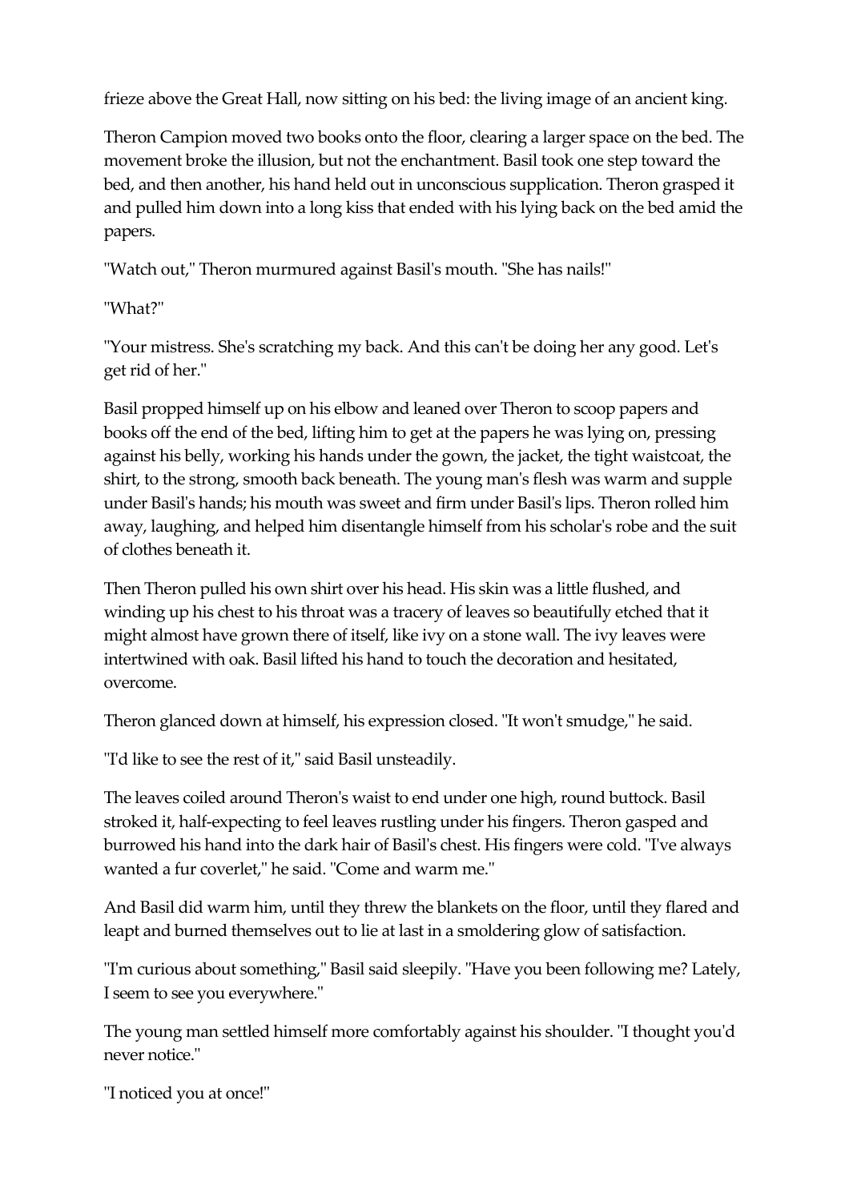frieze above the Great Hall, now sitting on his bed: the living image of an ancient king.

Theron Campion moved two books onto the floor, clearing a larger space on the bed. The movement broke the illusion, but not the enchantment. Basil took one step toward the bed, and then another, his hand held out in unconscious supplication. Theron grasped it and pulled him down into a long kiss that ended with his lying back on the bed amid the papers.

"Watch out," Theron murmured against Basil's mouth. "She has nails!"

"What?"

"Your mistress. She's scratching my back. And this can't be doing her any good. Let's get rid of her."

Basil propped himself up on his elbow and leaned over Theron to scoop papers and books off the end of the bed, lifting him to get at the papers he was lying on, pressing against his belly, working his hands under the gown, the jacket, the tight waistcoat, the shirt, to the strong, smooth back beneath. The young man's flesh was warm and supple under Basil's hands; his mouth was sweet and firm under Basil's lips. Theron rolled him away, laughing, and helped him disentangle himself from his scholar's robe and the suit of clothes beneath it.

Then Theron pulled his own shirt over his head. His skin was a little flushed, and winding up his chest to his throat was a tracery of leaves so beautifully etched that it might almost have grown there of itself, like ivy on a stone wall. The ivy leaves were intertwined with oak. Basil lifted his hand to touch the decoration and hesitated, overcome.

Theron glanced down at himself, his expression closed. "It won't smudge," he said.

"I'd like to see the rest of it," said Basil unsteadily.

The leaves coiled around Theron's waist to end under one high, round buttock. Basil stroked it, half-expecting to feel leaves rustling under his fingers. Theron gasped and burrowed his hand into the dark hair of Basil's chest. His fingers were cold. "I've always wanted a fur coverlet," he said. "Come and warm me."

And Basil did warm him, until they threw the blankets on the floor, until they flared and leapt and burned themselves out to lie at last in a smoldering glow of satisfaction.

"I'm curious about something," Basil said sleepily. "Have you been following me? Lately, I seem to see you everywhere."

The young man settled himself more comfortably against his shoulder. "I thought you'd never notice."

"I noticed you at once!"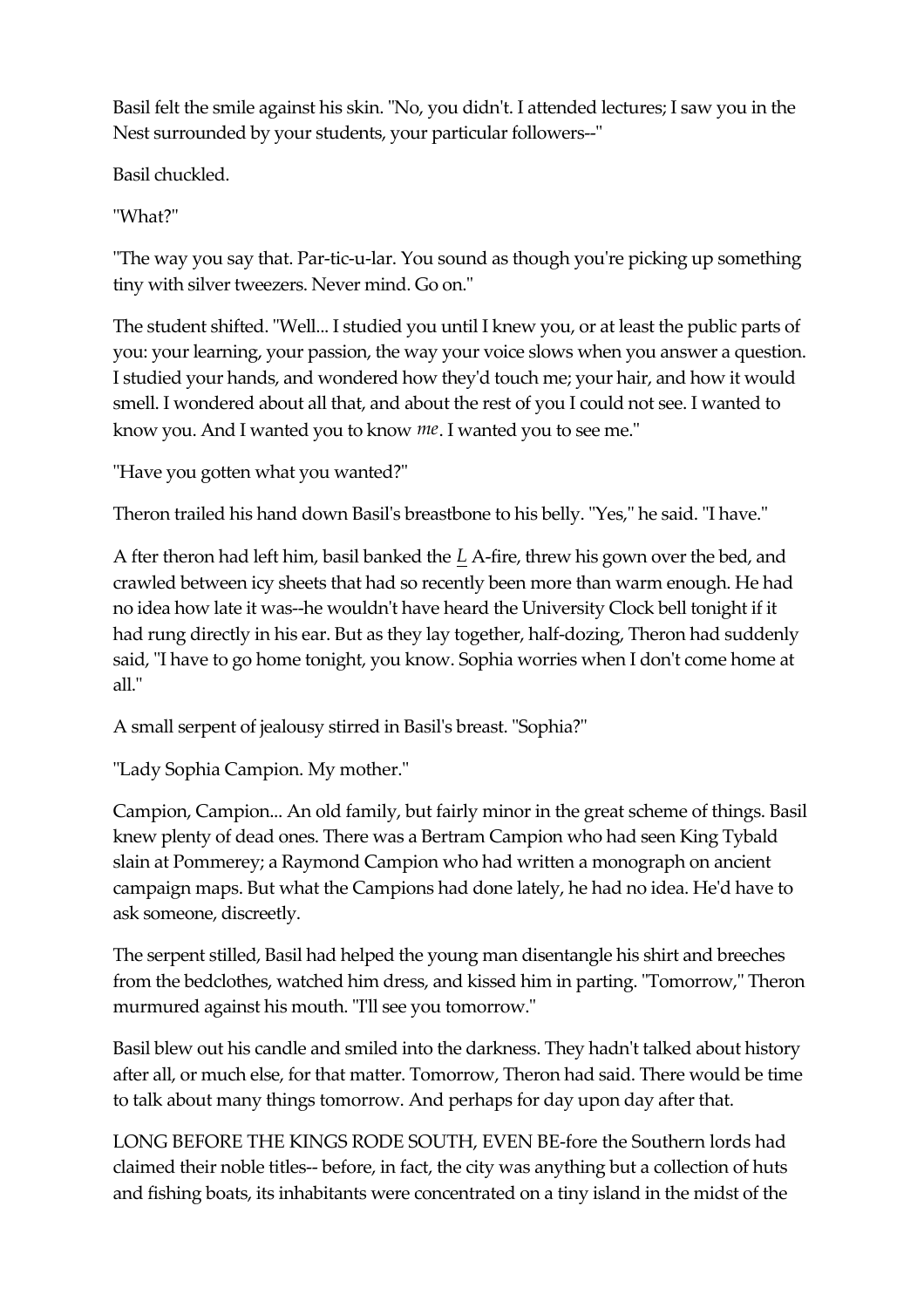Basil felt the smile against his skin. "No, you didn't. I attended lectures; I saw you in the Nest surrounded by your students, your particular followers--"

Basil chuckled.

"What?"

"The way you say that. Par-tic-u-lar. You sound as though you're picking up something tiny with silver tweezers. Never mind. Go on."

The student shifted. "Well... I studied you until I knew you, or at least the public parts of you: your learning, your passion, the way your voice slows when you answer a question. I studied your hands, and wondered how they'd touch me; your hair, and how it would smell. I wondered about all that, and about the rest of you I could not see. I wanted to know you. And I wanted you to know *me*. I wanted you to see me."

"Have you gotten what you wanted?"

Theron trailed his hand down Basil's breastbone to his belly. "Yes," he said. "I have."

A fter theron had left him, basil banked the *L* A-fire, threw his gown over the bed, and crawled between icy sheets that had so recently been more than warm enough. He had no idea how late it was--he wouldn't have heard the University Clock bell tonight if it had rung directly in his ear. But as they lay together, half-dozing, Theron had suddenly said, "I have to go home tonight, you know. Sophia worries when I don't come home at all."

A small serpent of jealousy stirred in Basil's breast. "Sophia?"

"Lady Sophia Campion. My mother."

Campion, Campion... An old family, but fairly minor in the great scheme of things. Basil knew plenty of dead ones. There was a Bertram Campion who had seen King Tybald slain at Pommerey; a Raymond Campion who had written a monograph on ancient campaign maps. But what the Campions had done lately, he had no idea. He'd have to ask someone, discreetly.

The serpent stilled, Basil had helped the young man disentangle his shirt and breeches from the bedclothes, watched him dress, and kissed him in parting. "Tomorrow," Theron murmured against his mouth. "I'll see you tomorrow."

Basil blew out his candle and smiled into the darkness. They hadn't talked about history after all, or much else, for that matter. Tomorrow, Theron had said. There would be time to talk about many things tomorrow. And perhaps for day upon day after that.

LONG BEFORE THE KINGS RODE SOUTH, EVEN BE-fore the Southern lords had claimed their noble titles-- before, in fact, the city was anything but a collection of huts and fishing boats, its inhabitants were concentrated on a tiny island in the midst of the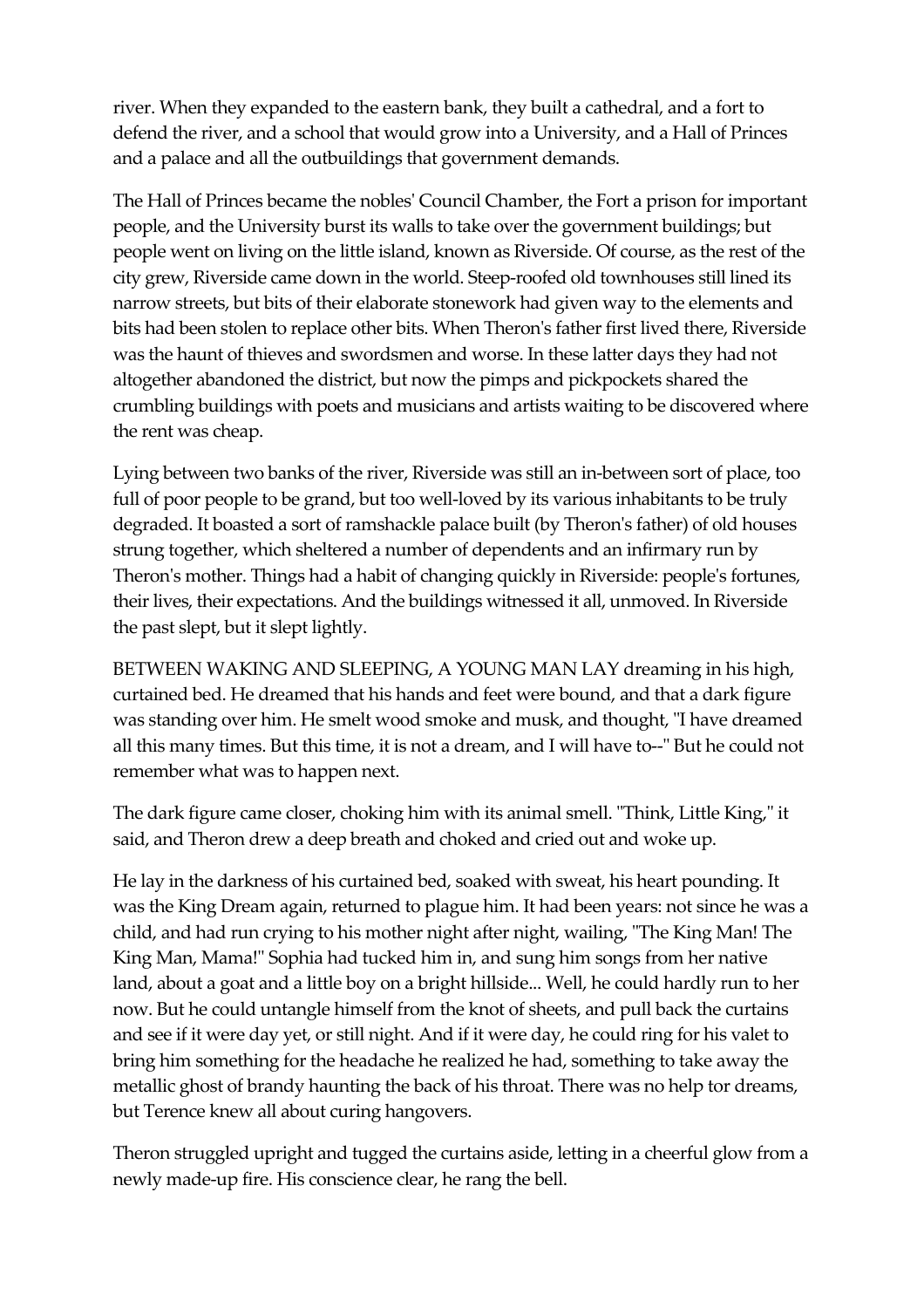river. When they expanded to the eastern bank, they built a cathedral, and a fort to defend the river, and a school that would grow into a University, and a Hall of Princes and a palace and all the outbuildings that government demands.

The Hall of Princes became the nobles' Council Chamber, the Fort a prison for important people, and the University burst its walls to take over the government buildings; but people went on living on the little island, known as Riverside. Of course, as the rest of the city grew, Riverside came down in the world. Steep-roofed old townhouses still lined its narrow streets, but bits of their elaborate stonework had given way to the elements and bits had been stolen to replace other bits. When Theron's father first lived there, Riverside was the haunt of thieves and swordsmen and worse. In these latter days they had not altogether abandoned the district, but now the pimps and pickpockets shared the crumbling buildings with poets and musicians and artists waiting to be discovered where the rent was cheap.

Lying between two banks of the river, Riverside was still an in-between sort of place, too full of poor people to be grand, but too well-loved by its various inhabitants to be truly degraded. It boasted a sort of ramshackle palace built (by Theron's father) of old houses strung together, which sheltered a number of dependents and an infirmary run by Theron's mother. Things had a habit of changing quickly in Riverside: people's fortunes, their lives, their expectations. And the buildings witnessed it all, unmoved. In Riverside the past slept, but it slept lightly.

BETWEEN WAKING AND SLEEPING, A YOUNG MAN LAY dreaming in his high, curtained bed. He dreamed that his hands and feet were bound, and that a dark figure was standing over him. He smelt wood smoke and musk, and thought, "I have dreamed all this many times. But this time, it is not a dream, and I will have to--" But he could not remember what was to happen next.

The dark figure came closer, choking him with its animal smell. "Think, Little King," it said, and Theron drew a deep breath and choked and cried out and woke up.

He lay in the darkness of his curtained bed, soaked with sweat, his heart pounding. It was the King Dream again, returned to plague him. It had been years: not since he was a child, and had run crying to his mother night after night, wailing, "The King Man! The King Man, Mama!" Sophia had tucked him in, and sung him songs from her native land, about a goat and a little boy on a bright hillside... Well, he could hardly run to her now. But he could untangle himself from the knot of sheets, and pull back the curtains and see if it were day yet, or still night. And if it were day, he could ring for his valet to bring him something for the headache he realized he had, something to take away the metallic ghost of brandy haunting the back of his throat. There was no help tor dreams, but Terence knew all about curing hangovers.

Theron struggled upright and tugged the curtains aside, letting in a cheerful glow from a newly made-up fire. His conscience clear, he rang the bell.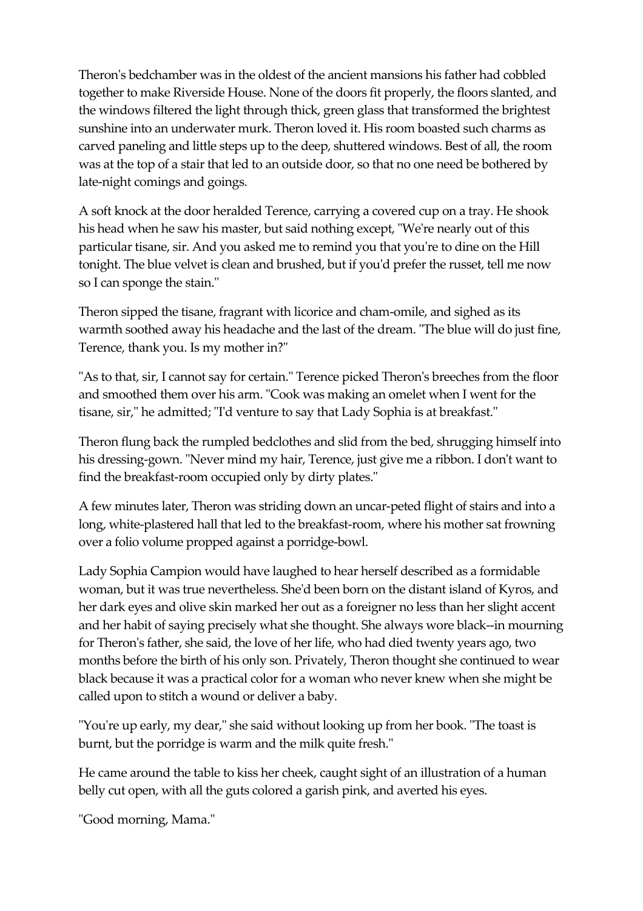Theron's bedchamber was in the oldest of the ancient mansions his father had cobbled together to make Riverside House. None of the doors fit properly, the floors slanted, and the windows filtered the light through thick, green glass that transformed the brightest sunshine into an underwater murk. Theron loved it. His room boasted such charms as carved paneling and little steps up to the deep, shuttered windows. Best of all, the room was at the top of a stair that led to an outside door, so that no one need be bothered by late-night comings and goings.

A soft knock at the door heralded Terence, carrying a covered cup on a tray. He shook his head when he saw his master, but said nothing except, "We're nearly out of this particular tisane, sir. And you asked me to remind you that you're to dine on the Hill tonight. The blue velvet is clean and brushed, but if you'd prefer the russet, tell me now so I can sponge the stain."

Theron sipped the tisane, fragrant with licorice and cham-omile, and sighed as its warmth soothed away his headache and the last of the dream. "The blue will do just fine, Terence, thank you. Is my mother in?"

"As to that, sir, I cannot say for certain." Terence picked Theron's breeches from the floor and smoothed them over his arm. "Cook was making an omelet when I went for the tisane, sir," he admitted; "I'd venture to say that Lady Sophia is at breakfast."

Theron flung back the rumpled bedclothes and slid from the bed, shrugging himself into his dressing-gown. "Never mind my hair, Terence, just give me a ribbon. I don't want to find the breakfast-room occupied only by dirty plates."

A few minutes later, Theron was striding down an uncar-peted flight of stairs and into a long, white-plastered hall that led to the breakfast-room, where his mother sat frowning over a folio volume propped against a porridge-bowl.

Lady Sophia Campion would have laughed to hear herself described as a formidable woman, but it was true nevertheless. She'd been born on the distant island of Kyros, and her dark eyes and olive skin marked her out as a foreigner no less than her slight accent and her habit of saying precisely what she thought. She always wore black--in mourning for Theron's father, she said, the love of her life, who had died twenty years ago, two months before the birth of his only son. Privately, Theron thought she continued to wear black because it was a practical color for a woman who never knew when she might be called upon to stitch a wound or deliver a baby.

"You're up early, my dear," she said without looking up from her book. "The toast is burnt, but the porridge is warm and the milk quite fresh."

He came around the table to kiss her cheek, caught sight of an illustration of a human belly cut open, with all the guts colored a garish pink, and averted his eyes.

"Good morning, Mama."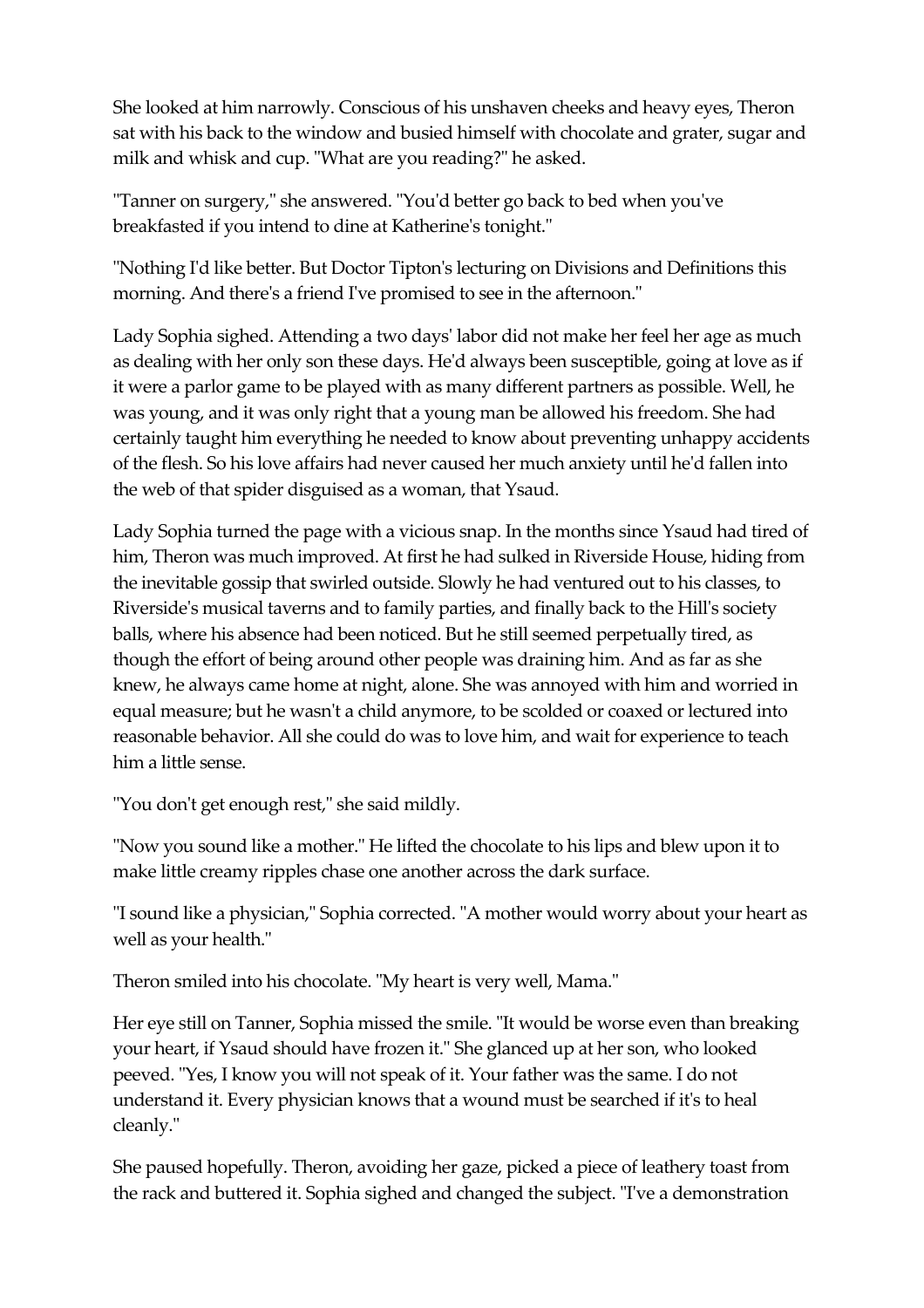She looked at him narrowly. Conscious of his unshaven cheeks and heavy eyes, Theron sat with his back to the window and busied himself with chocolate and grater, sugar and milk and whisk and cup. "What are you reading?" he asked.

"Tanner on surgery," she answered. "You'd better go back to bed when you've breakfasted if you intend to dine at Katherine's tonight."

"Nothing I'd like better. But Doctor Tipton's lecturing on Divisions and Definitions this morning. And there's a friend I've promised to see in the afternoon."

Lady Sophia sighed. Attending a two days' labor did not make her feel her age as much as dealing with her only son these days. He'd always been susceptible, going at love as if it were a parlor game to be played with as many different partners as possible. Well, he was young, and it was only right that a young man be allowed his freedom. She had certainly taught him everything he needed to know about preventing unhappy accidents of the flesh. So his love affairs had never caused her much anxiety until he'd fallen into the web of that spider disguised as a woman, that Ysaud.

Lady Sophia turned the page with a vicious snap. In the months since Ysaud had tired of him, Theron was much improved. At first he had sulked in Riverside House, hiding from the inevitable gossip that swirled outside. Slowly he had ventured out to his classes, to Riverside's musical taverns and to family parties, and finally back to the Hill's society balls, where his absence had been noticed. But he still seemed perpetually tired, as though the effort of being around other people was draining him. And as far as she knew, he always came home at night, alone. She was annoyed with him and worried in equal measure; but he wasn't a child anymore, to be scolded or coaxed or lectured into reasonable behavior. All she could do was to love him, and wait for experience to teach him a little sense.

"You don't get enough rest," she said mildly.

"Now you sound like a mother." He lifted the chocolate to his lips and blew upon it to make little creamy ripples chase one another across the dark surface.

"I sound like a physician," Sophia corrected. "A mother would worry about your heart as well as your health."

Theron smiled into his chocolate. "My heart is very well, Mama."

Her eye still on Tanner, Sophia missed the smile. "It would be worse even than breaking your heart, if Ysaud should have frozen it." She glanced up at her son, who looked peeved. "Yes, I know you will not speak of it. Your father was the same. I do not understand it. Every physician knows that a wound must be searched if it's to heal cleanly."

She paused hopefully. Theron, avoiding her gaze, picked a piece of leathery toast from the rack and buttered it. Sophia sighed and changed the subject. "I've a demonstration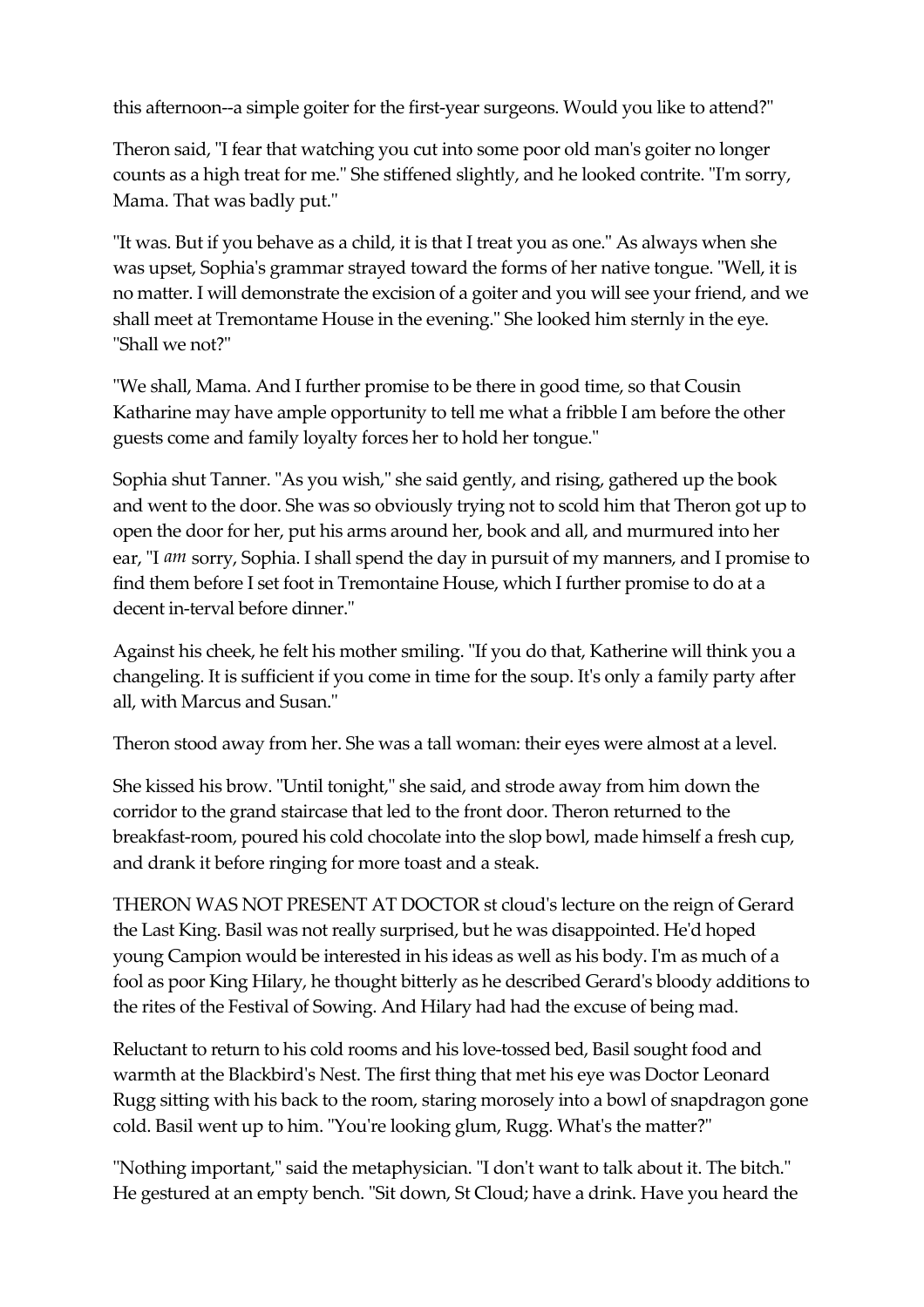this afternoon--a simple goiter for the first-year surgeons. Would you like to attend?"

Theron said, "I fear that watching you cut into some poor old man's goiter no longer counts as a high treat for me." She stiffened slightly, and he looked contrite. "I'm sorry, Mama. That was badly put."

"It was. But if you behave as a child, it is that I treat you as one." As always when she was upset, Sophia's grammar strayed toward the forms of her native tongue. "Well, it is no matter. I will demonstrate the excision of a goiter and you will see your friend, and we shall meet at Tremontame House in the evening." She looked him sternly in the eye. "Shall we not?"

"We shall, Mama. And I further promise to be there in good time, so that Cousin Katharine may have ample opportunity to tell me what a fribble I am before the other guests come and family loyalty forces her to hold her tongue."

Sophia shut Tanner. "As you wish," she said gently, and rising, gathered up the book and went to the door. She was so obviously trying not to scold him that Theron got up to open the door for her, put his arms around her, book and all, and murmured into her ear, "I *am* sorry, Sophia. I shall spend the day in pursuit of my manners, and I promise to find them before I set foot in Tremontaine House, which I further promise to do at a decent in-terval before dinner."

Against his cheek, he felt his mother smiling. "If you do that, Katherine will think you a changeling. It is sufficient if you come in time for the soup. It's only a family party after all, with Marcus and Susan."

Theron stood away from her. She was a tall woman: their eyes were almost at a level.

She kissed his brow. "Until tonight," she said, and strode away from him down the corridor to the grand staircase that led to the front door. Theron returned to the breakfast-room, poured his cold chocolate into the slop bowl, made himself a fresh cup, and drank it before ringing for more toast and a steak.

THERON WAS NOT PRESENT AT DOCTOR st cloud's lecture on the reign of Gerard the Last King. Basil was not really surprised, but he was disappointed. He'd hoped young Campion would be interested in his ideas as well as his body. I'm as much of a fool as poor King Hilary, he thought bitterly as he described Gerard's bloody additions to the rites of the Festival of Sowing. And Hilary had had the excuse of being mad.

Reluctant to return to his cold rooms and his love-tossed bed, Basil sought food and warmth at the Blackbird's Nest. The first thing that met his eye was Doctor Leonard Rugg sitting with his back to the room, staring morosely into a bowl of snapdragon gone cold. Basil went up to him. "You're looking glum, Rugg. What's the matter?"

"Nothing important," said the metaphysician. "I don't want to talk about it. The bitch." He gestured at an empty bench. "Sit down, St Cloud; have a drink. Have you heard the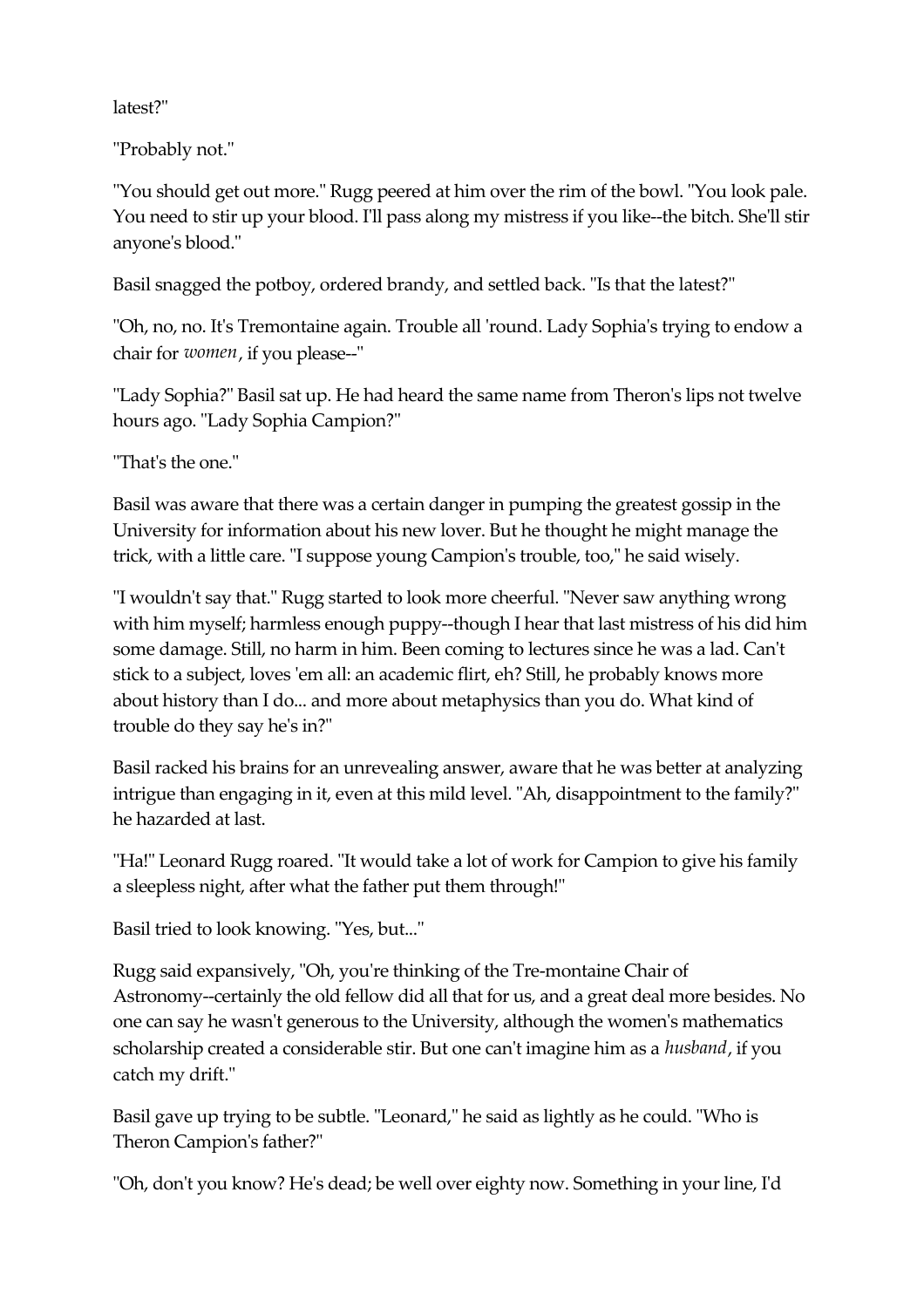latest?"

"Probably not."

"You should get out more." Rugg peered at him over the rim of the bowl. "You look pale. You need to stir up your blood. I'll pass along my mistress if you like--the bitch. She'll stir anyone's blood."

Basil snagged the potboy, ordered brandy, and settled back. "Is that the latest?"

"Oh, no, no. It's Tremontaine again. Trouble all 'round. Lady Sophia's trying to endow a chair for *women*, if you please--"

"Lady Sophia?" Basil sat up. He had heard the same name from Theron's lips not twelve hours ago. "Lady Sophia Campion?"

"That's the one."

Basil was aware that there was a certain danger in pumping the greatest gossip in the University for information about his new lover. But he thought he might manage the trick, with a little care. "I suppose young Campion's trouble, too," he said wisely.

"I wouldn't say that." Rugg started to look more cheerful. "Never saw anything wrong with him myself; harmless enough puppy--though I hear that last mistress of his did him some damage. Still, no harm in him. Been coming to lectures since he was a lad. Can't stick to a subject, loves 'em all: an academic flirt, eh? Still, he probably knows more about history than I do... and more about metaphysics than you do. What kind of trouble do they say he's in?"

Basil racked his brains for an unrevealing answer, aware that he was better at analyzing intrigue than engaging in it, even at this mild level. "Ah, disappointment to the family?" he hazarded at last.

"Ha!" Leonard Rugg roared. "It would take a lot of work for Campion to give his family a sleepless night, after what the father put them through!"

Basil tried to look knowing. "Yes, but..."

Rugg said expansively, "Oh, you're thinking of the Tre-montaine Chair of Astronomy--certainly the old fellow did all that for us, and a great deal more besides. No one can say he wasn't generous to the University, although the women's mathematics scholarship created a considerable stir. But one can't imagine him as a *husband*, if you catch my drift."

Basil gave up trying to be subtle. "Leonard," he said as lightly as he could. "Who is Theron Campion's father?"

"Oh, don't you know? He's dead; be well over eighty now. Something in your line, I'd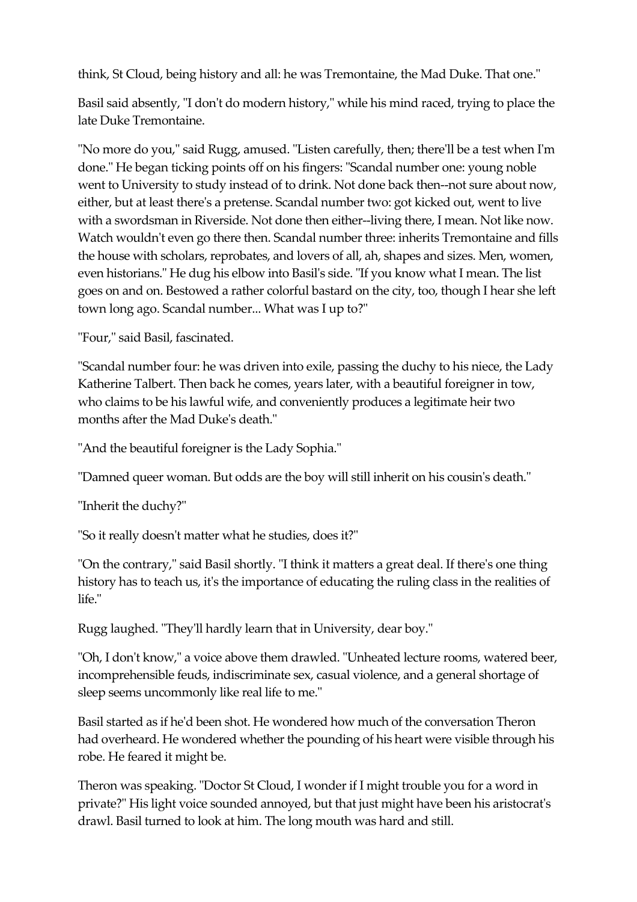think, St Cloud, being history and all: he was Tremontaine, the Mad Duke. That one."

Basil said absently, "I don't do modern history," while his mind raced, trying to place the late Duke Tremontaine.

"No more do you," said Rugg, amused. "Listen carefully, then; there'll be a test when I'm done." He began ticking points off on his fingers: "Scandal number one: young noble went to University to study instead of to drink. Not done back then--not sure about now, either, but at least there's a pretense. Scandal number two: got kicked out, went to live with a swordsman in Riverside. Not done then either--living there, I mean. Not like now. Watch wouldn't even go there then. Scandal number three: inherits Tremontaine and fills the house with scholars, reprobates, and lovers of all, ah, shapes and sizes. Men, women, even historians." He dug his elbow into Basil's side. "If you know what I mean. The list goes on and on. Bestowed a rather colorful bastard on the city, too, though I hear she left town long ago. Scandal number... What was I up to?"

"Four," said Basil, fascinated.

"Scandal number four: he was driven into exile, passing the duchy to his niece, the Lady Katherine Talbert. Then back he comes, years later, with a beautiful foreigner in tow, who claims to be his lawful wife, and conveniently produces a legitimate heir two months after the Mad Duke's death."

"And the beautiful foreigner is the Lady Sophia."

"Damned queer woman. But odds are the boy will still inherit on his cousin's death."

"Inherit the duchy?"

"So it really doesn't matter what he studies, does it?"

"On the contrary," said Basil shortly. "I think it matters a great deal. If there's one thing history has to teach us, it's the importance of educating the ruling class in the realities of life."

Rugg laughed. "They'll hardly learn that in University, dear boy."

"Oh, I don't know," a voice above them drawled. "Unheated lecture rooms, watered beer, incomprehensible feuds, indiscriminate sex, casual violence, and a general shortage of sleep seems uncommonly like real life to me."

Basil started as if he'd been shot. He wondered how much of the conversation Theron had overheard. He wondered whether the pounding of his heart were visible through his robe. He feared it might be.

Theron was speaking. "Doctor St Cloud, I wonder if I might trouble you for a word in private?" His light voice sounded annoyed, but that just might have been his aristocrat's drawl. Basil turned to look at him. The long mouth was hard and still.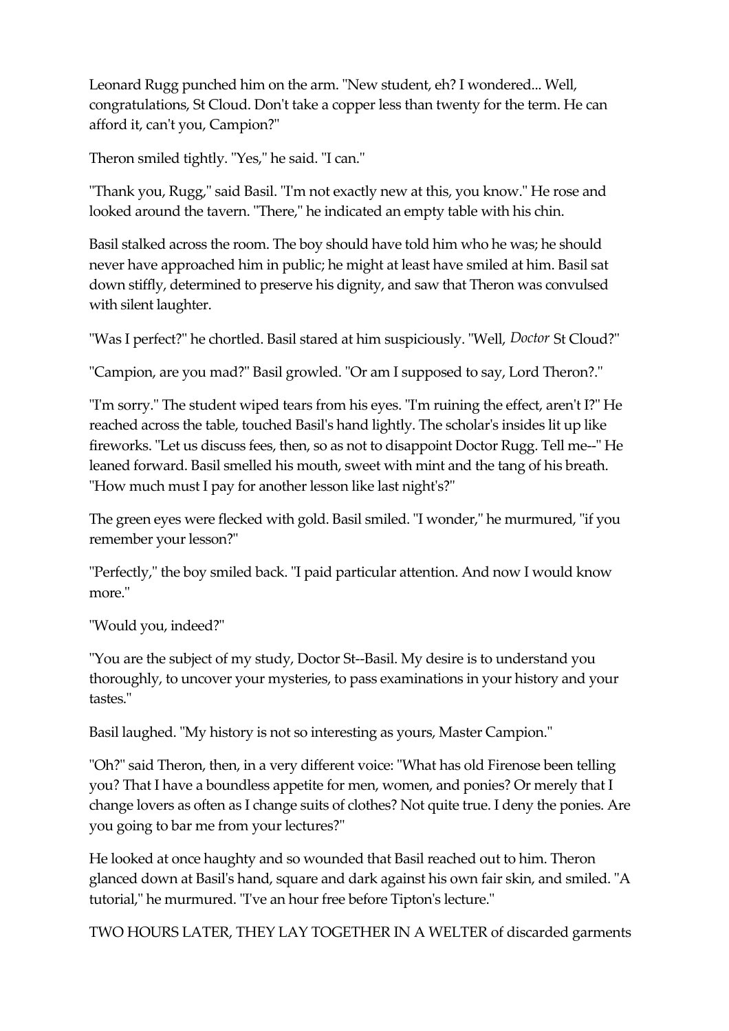Leonard Rugg punched him on the arm. "New student, eh? I wondered... Well, congratulations, St Cloud. Don't take a copper less than twenty for the term. He can afford it, can't you, Campion?"

Theron smiled tightly. "Yes," he said. "I can."

"Thank you, Rugg," said Basil. "I'm not exactly new at this, you know." He rose and looked around the tavern. "There," he indicated an empty table with his chin.

Basil stalked across the room. The boy should have told him who he was; he should never have approached him in public; he might at least have smiled at him. Basil sat down stiffly, determined to preserve his dignity, and saw that Theron was convulsed with silent laughter.

"Was I perfect?" he chortled. Basil stared at him suspiciously. "Well, *Doctor* St Cloud?"

"Campion, are you mad?" Basil growled. "Or am I supposed to say, Lord Theron?."

"I'm sorry." The student wiped tears from his eyes. "I'm ruining the effect, aren't I?" He reached across the table, touched Basil's hand lightly. The scholar's insides lit up like fireworks. "Let us discuss fees, then, so as not to disappoint Doctor Rugg. Tell me--" He leaned forward. Basil smelled his mouth, sweet with mint and the tang of his breath. "How much must I pay for another lesson like last night's?"

The green eyes were flecked with gold. Basil smiled. "I wonder," he murmured, "if you remember your lesson?"

"Perfectly," the boy smiled back. "I paid particular attention. And now I would know more."

"Would you, indeed?"

"You are the subject of my study, Doctor St--Basil. My desire is to understand you thoroughly, to uncover your mysteries, to pass examinations in your history and your tastes."

Basil laughed. "My history is not so interesting as yours, Master Campion."

"Oh?" said Theron, then, in a very different voice: "What has old Firenose been telling you? That I have a boundless appetite for men, women, and ponies? Or merely that I change lovers as often as I change suits of clothes? Not quite true. I deny the ponies. Are you going to bar me from your lectures?"

He looked at once haughty and so wounded that Basil reached out to him. Theron glanced down at Basil's hand, square and dark against his own fair skin, and smiled. "A tutorial," he murmured. "I've an hour free before Tipton's lecture."

TWO HOURS LATER, THEY LAY TOGETHER IN A WELTER of discarded garments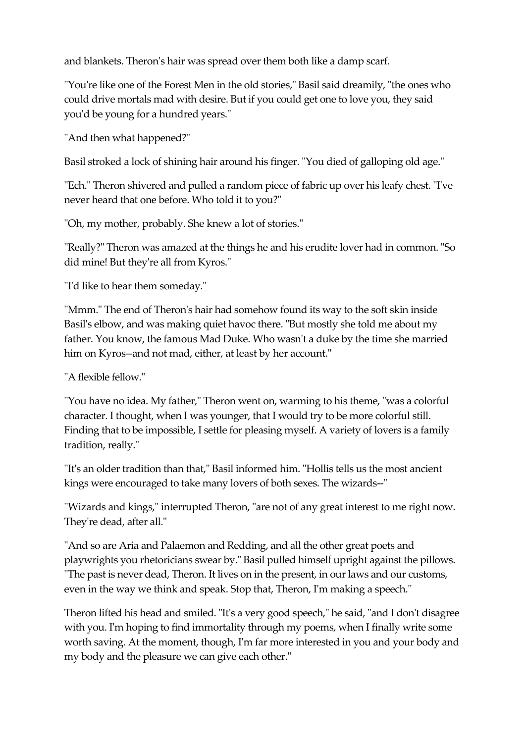and blankets. Theron's hair was spread over them both like a damp scarf.

"You're like one of the Forest Men in the old stories," Basil said dreamily, "the ones who could drive mortals mad with desire. But if you could get one to love you, they said you'd be young for a hundred years."

"And then what happened?"

Basil stroked a lock of shining hair around his finger. "You died of galloping old age."

"Ech." Theron shivered and pulled a random piece of fabric up over his leafy chest. "I've never heard that one before. Who told it to you?"

"Oh, my mother, probably. She knew a lot of stories."

"Really?" Theron was amazed at the things he and his erudite lover had in common. "So did mine! But they're all from Kyros."

"I'd like to hear them someday."

"Mmm." The end of Theron's hair had somehow found its way to the soft skin inside Basil's elbow, and was making quiet havoc there. "But mostly she told me about my father. You know, the famous Mad Duke. Who wasn't a duke by the time she married him on Kyros--and not mad, either, at least by her account."

"A flexible fellow."

"You have no idea. My father," Theron went on, warming to his theme, "was a colorful character. I thought, when I was younger, that I would try to be more colorful still. Finding that to be impossible, I settle for pleasing myself. A variety of lovers is a family tradition, really."

"It's an older tradition than that," Basil informed him. "Hollis tells us the most ancient kings were encouraged to take many lovers of both sexes. The wizards--"

"Wizards and kings," interrupted Theron, "are not of any great interest to me right now. They're dead, after all."

"And so are Aria and Palaemon and Redding, and all the other great poets and playwrights you rhetoricians swear by." Basil pulled himself upright against the pillows. "The past is never dead, Theron. It lives on in the present, in our laws and our customs, even in the way we think and speak. Stop that, Theron, I'm making a speech."

Theron lifted his head and smiled. "It's a very good speech," he said, "and I don't disagree with you. I'm hoping to find immortality through my poems, when I finally write some worth saving. At the moment, though, I'm far more interested in you and your body and my body and the pleasure we can give each other."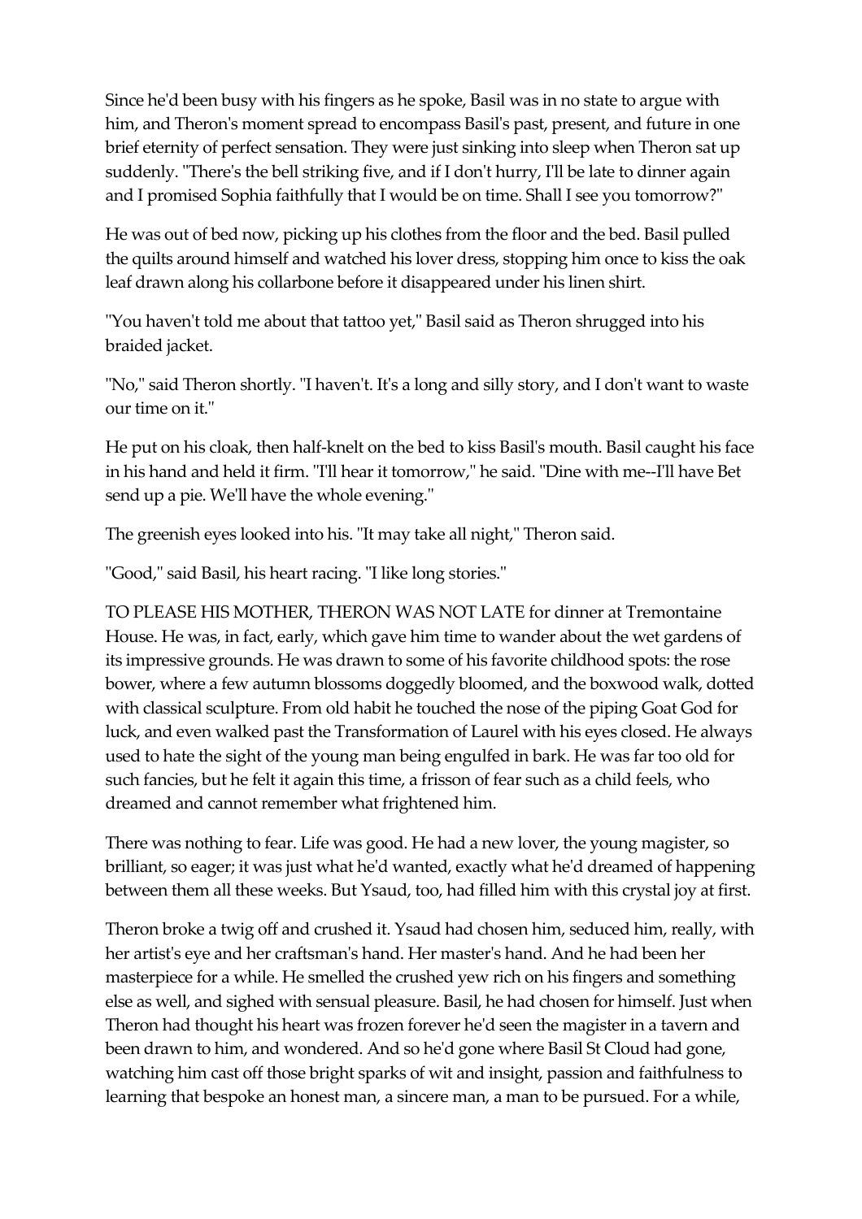Since he'd been busy with his fingers as he spoke, Basil was in no state to argue with him, and Theron's moment spread to encompass Basil's past, present, and future in one brief eternity of perfect sensation. They were just sinking into sleep when Theron sat up suddenly. "There's the bell striking five, and if I don't hurry, I'll be late to dinner again and I promised Sophia faithfully that I would be on time. Shall I see you tomorrow?"

He was out of bed now, picking up his clothes from the floor and the bed. Basil pulled the quilts around himself and watched his lover dress, stopping him once to kiss the oak leaf drawn along his collarbone before it disappeared under his linen shirt.

"You haven't told me about that tattoo yet," Basil said as Theron shrugged into his braided jacket.

"No," said Theron shortly. "I haven't. It's a long and silly story, and I don't want to waste our time on it."

He put on his cloak, then half-knelt on the bed to kiss Basil's mouth. Basil caught his face in his hand and held it firm. "I'll hear it tomorrow," he said. "Dine with me--I'll have Bet send up a pie. We'll have the whole evening."

The greenish eyes looked into his. "It may take all night," Theron said.

"Good," said Basil, his heart racing. "I like long stories."

TO PLEASE HIS MOTHER, THERON WAS NOT LATE for dinner at Tremontaine House. He was, in fact, early, which gave him time to wander about the wet gardens of its impressive grounds. He was drawn to some of his favorite childhood spots: the rose bower, where a few autumn blossoms doggedly bloomed, and the boxwood walk, dotted with classical sculpture. From old habit he touched the nose of the piping Goat God for luck, and even walked past the Transformation of Laurel with his eyes closed. He always used to hate the sight of the young man being engulfed in bark. He was far too old for such fancies, but he felt it again this time, a frisson of fear such as a child feels, who dreamed and cannot remember what frightened him.

There was nothing to fear. Life was good. He had a new lover, the young magister, so brilliant, so eager; it was just what he'd wanted, exactly what he'd dreamed of happening between them all these weeks. But Ysaud, too, had filled him with this crystal joy at first.

Theron broke a twig off and crushed it. Ysaud had chosen him, seduced him, really, with her artist's eye and her craftsman's hand. Her master's hand. And he had been her masterpiece for a while. He smelled the crushed yew rich on his fingers and something else as well, and sighed with sensual pleasure. Basil, he had chosen for himself. Just when Theron had thought his heart was frozen forever he'd seen the magister in a tavern and been drawn to him, and wondered. And so he'd gone where Basil St Cloud had gone, watching him cast off those bright sparks of wit and insight, passion and faithfulness to learning that bespoke an honest man, a sincere man, a man to be pursued. For a while,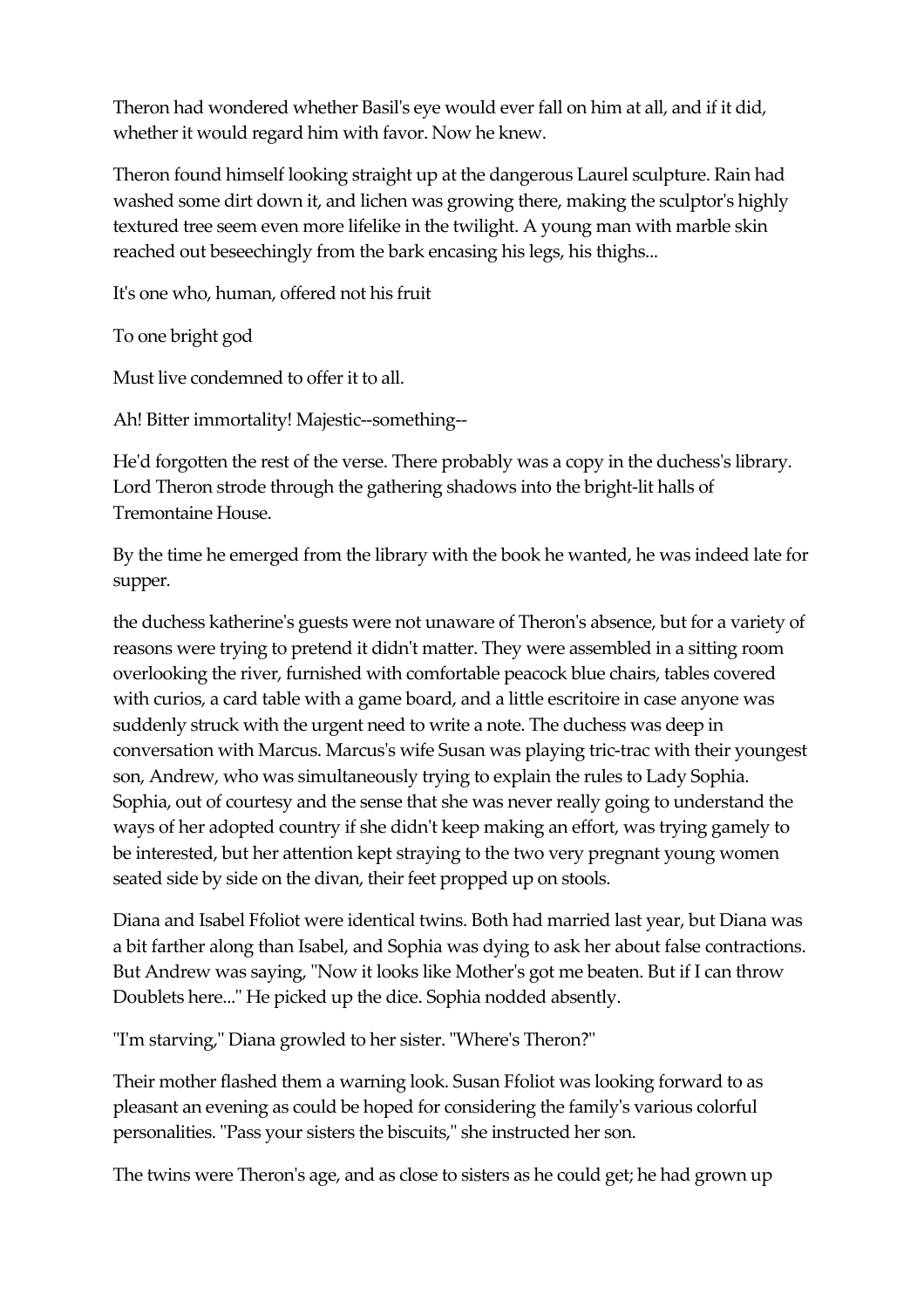Theron had wondered whether Basil's eye would ever fall on him at all, and if it did, whether it would regard him with favor. Now he knew.

Theron found himself looking straight up at the dangerous Laurel sculpture. Rain had washed some dirt down it, and lichen was growing there, making the sculptor's highly textured tree seem even more lifelike in the twilight. A young man with marble skin reached out beseechingly from the bark encasing his legs, his thighs...

It's one who, human, offered not his fruit

To one bright god

Must live condemned to offer it to all.

Ah! Bitter immortality! Majestic--something--

He'd forgotten the rest of the verse. There probably was a copy in the duchess's library. Lord Theron strode through the gathering shadows into the bright-lit halls of Tremontaine House.

By the time he emerged from the library with the book he wanted, he was indeed late for supper.

the duchess katherine's guests were not unaware of Theron's absence, but for a variety of reasons were trying to pretend it didn't matter. They were assembled in a sitting room overlooking the river, furnished with comfortable peacock blue chairs, tables covered with curios, a card table with a game board, and a little escritoire in case anyone was suddenly struck with the urgent need to write a note. The duchess was deep in conversation with Marcus. Marcus's wife Susan was playing tric-trac with their youngest son, Andrew, who was simultaneously trying to explain the rules to Lady Sophia. Sophia, out of courtesy and the sense that she was never really going to understand the ways of her adopted country if she didn't keep making an effort, was trying gamely to be interested, but her attention kept straying to the two very pregnant young women seated side by side on the divan, their feet propped up on stools.

Diana and Isabel Ffoliot were identical twins. Both had married last year, but Diana was a bit farther along than Isabel, and Sophia was dying to ask her about false contractions. But Andrew was saying, "Now it looks like Mother's got me beaten. But if I can throw Doublets here..." He picked up the dice. Sophia nodded absently.

"I'm starving," Diana growled to her sister. "Where's Theron?"

Their mother flashed them a warning look. Susan Ffoliot was looking forward to as pleasant an evening as could be hoped for considering the family's various colorful personalities. "Pass your sisters the biscuits," she instructed her son.

The twins were Theron's age, and as close to sisters as he could get; he had grown up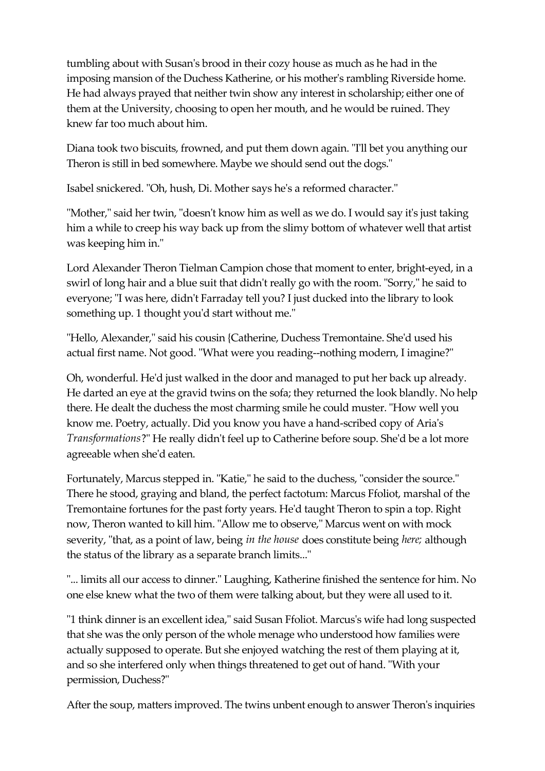tumbling about with Susan's brood in their cozy house as much as he had in the imposing mansion of the Duchess Katherine, or his mother's rambling Riverside home. He had always prayed that neither twin show any interest in scholarship; either one of them at the University, choosing to open her mouth, and he would be ruined. They knew far too much about him.

Diana took two biscuits, frowned, and put them down again. "I'll bet you anything our Theron is still in bed somewhere. Maybe we should send out the dogs."

Isabel snickered. "Oh, hush, Di. Mother says he's a reformed character."

"Mother," said her twin, "doesn't know him as well as we do. I would say it's just taking him a while to creep his way back up from the slimy bottom of whatever well that artist was keeping him in."

Lord Alexander Theron Tielman Campion chose that moment to enter, bright-eyed, in a swirl of long hair and a blue suit that didn't really go with the room. "Sorry," he said to everyone; "I was here, didn't Farraday tell you? I just ducked into the library to look something up. 1 thought you'd start without me."

"Hello, Alexander," said his cousin {Catherine, Duchess Tremontaine. She'd used his actual first name. Not good. "What were you reading--nothing modern, I imagine?"

Oh, wonderful. He'd just walked in the door and managed to put her back up already. He darted an eye at the gravid twins on the sofa; they returned the look blandly. No help there. He dealt the duchess the most charming smile he could muster. "How well you know me. Poetry, actually. Did you know you have a hand-scribed copy of Aria's *Transformations*?" He really didn't feel up to Catherine before soup. She'd be a lot more agreeable when she'd eaten.

Fortunately, Marcus stepped in. "Katie," he said to the duchess, "consider the source." There he stood, graying and bland, the perfect factotum: Marcus Ffoliot, marshal of the Tremontaine fortunes for the past forty years. He'd taught Theron to spin a top. Right now, Theron wanted to kill him. "Allow me to observe," Marcus went on with mock severity, "that, as a point of law, being *in the house* does constitute being *here;* although the status of the library as a separate branch limits..."

"... limits all our access to dinner." Laughing, Katherine finished the sentence for him. No one else knew what the two of them were talking about, but they were all used to it.

"1 think dinner is an excellent idea," said Susan Ffoliot. Marcus's wife had long suspected that she was the only person of the whole menage who understood how families were actually supposed to operate. But she enjoyed watching the rest of them playing at it, and so she interfered only when things threatened to get out of hand. "With your permission, Duchess?"

After the soup, matters improved. The twins unbent enough to answer Theron's inquiries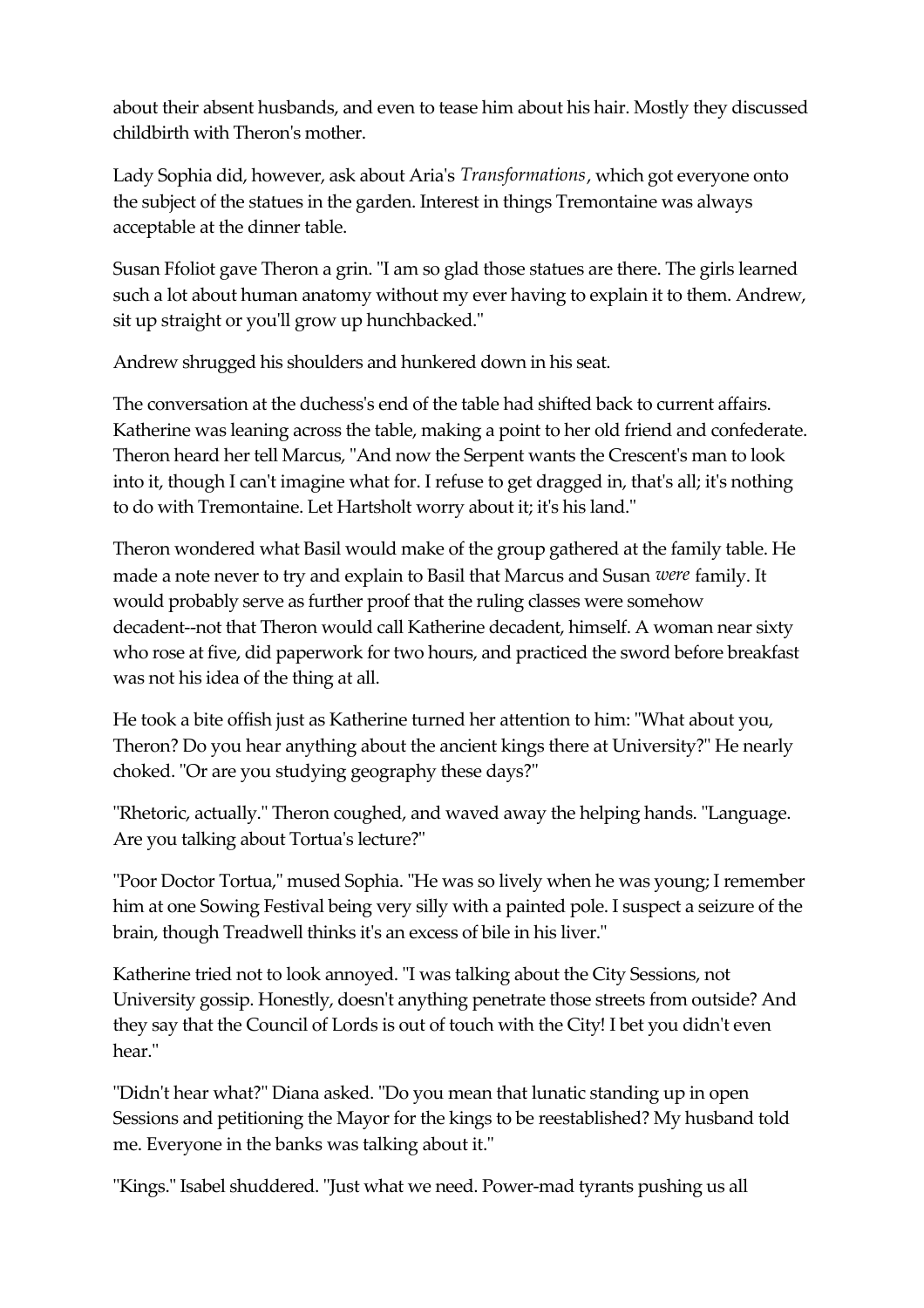about their absent husbands, and even to tease him about his hair. Mostly they discussed childbirth with Theron's mother.

Lady Sophia did, however, ask about Aria's *Transformations*, which got everyone onto the subject of the statues in the garden. Interest in things Tremontaine was always acceptable at the dinner table.

Susan Ffoliot gave Theron a grin. "I am so glad those statues are there. The girls learned such a lot about human anatomy without my ever having to explain it to them. Andrew, sit up straight or you'll grow up hunchbacked."

Andrew shrugged his shoulders and hunkered down in his seat.

The conversation at the duchess's end of the table had shifted back to current affairs. Katherine was leaning across the table, making a point to her old friend and confederate. Theron heard her tell Marcus, "And now the Serpent wants the Crescent's man to look into it, though I can't imagine what for. I refuse to get dragged in, that's all; it's nothing to do with Tremontaine. Let Hartsholt worry about it; it's his land."

Theron wondered what Basil would make of the group gathered at the family table. He made a note never to try and explain to Basil that Marcus and Susan *were* family. It would probably serve as further proof that the ruling classes were somehow decadent--not that Theron would call Katherine decadent, himself. A woman near sixty who rose at five, did paperwork for two hours, and practiced the sword before breakfast was not his idea of the thing at all.

He took a bite offish just as Katherine turned her attention to him: "What about you, Theron? Do you hear anything about the ancient kings there at University?" He nearly choked. "Or are you studying geography these days?"

"Rhetoric, actually." Theron coughed, and waved away the helping hands. "Language. Are you talking about Tortua's lecture?"

"Poor Doctor Tortua," mused Sophia. "He was so lively when he was young; I remember him at one Sowing Festival being very silly with a painted pole. I suspect a seizure of the brain, though Treadwell thinks it's an excess of bile in his liver."

Katherine tried not to look annoyed. "I was talking about the City Sessions, not University gossip. Honestly, doesn't anything penetrate those streets from outside? And they say that the Council of Lords is out of touch with the City! I bet you didn't even hear."

"Didn't hear what?" Diana asked. "Do you mean that lunatic standing up in open Sessions and petitioning the Mayor for the kings to be reestablished? My husband told me. Everyone in the banks was talking about it."

"Kings." Isabel shuddered. "Just what we need. Power-mad tyrants pushing us all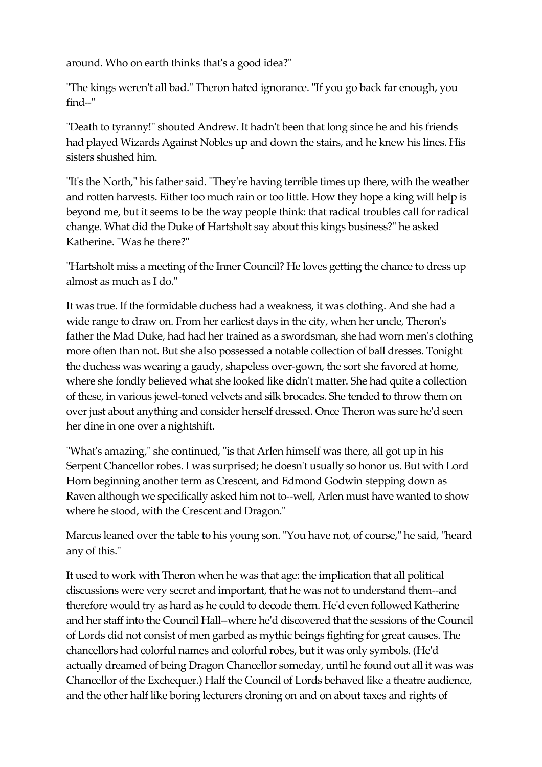around. Who on earth thinks that's a good idea?"

"The kings weren't all bad." Theron hated ignorance. "If you go back far enough, you find--"

"Death to tyranny!" shouted Andrew. It hadn't been that long since he and his friends had played Wizards Against Nobles up and down the stairs, and he knew his lines. His sisters shushed him.

"It's the North," his father said. "They're having terrible times up there, with the weather and rotten harvests. Either too much rain or too little. How they hope a king will help is beyond me, but it seems to be the way people think: that radical troubles call for radical change. What did the Duke of Hartsholt say about this kings business?" he asked Katherine. "Was he there?"

"Hartsholt miss a meeting of the Inner Council? He loves getting the chance to dress up almost as much as I do."

It was true. If the formidable duchess had a weakness, it was clothing. And she had a wide range to draw on. From her earliest days in the city, when her uncle, Theron's father the Mad Duke, had had her trained as a swordsman, she had worn men's clothing more often than not. But she also possessed a notable collection of ball dresses. Tonight the duchess was wearing a gaudy, shapeless over-gown, the sort she favored at home, where she fondly believed what she looked like didn't matter. She had quite a collection of these, in various jewel-toned velvets and silk brocades. She tended to throw them on over just about anything and consider herself dressed. Once Theron was sure he'd seen her dine in one over a nightshift.

"What's amazing," she continued, "is that Arlen himself was there, all got up in his Serpent Chancellor robes. I was surprised; he doesn't usually so honor us. But with Lord Horn beginning another term as Crescent, and Edmond Godwin stepping down as Raven although we specifically asked him not to--well, Arlen must have wanted to show where he stood, with the Crescent and Dragon."

Marcus leaned over the table to his young son. "You have not, of course," he said, "heard any of this."

It used to work with Theron when he was that age: the implication that all political discussions were very secret and important, that he was not to understand them--and therefore would try as hard as he could to decode them. He'd even followed Katherine and her staff into the Council Hall--where he'd discovered that the sessions of the Council of Lords did not consist of men garbed as mythic beings fighting for great causes. The chancellors had colorful names and colorful robes, but it was only symbols. (He'd actually dreamed of being Dragon Chancellor someday, until he found out all it was was Chancellor of the Exchequer.) Half the Council of Lords behaved like a theatre audience, and the other half like boring lecturers droning on and on about taxes and rights of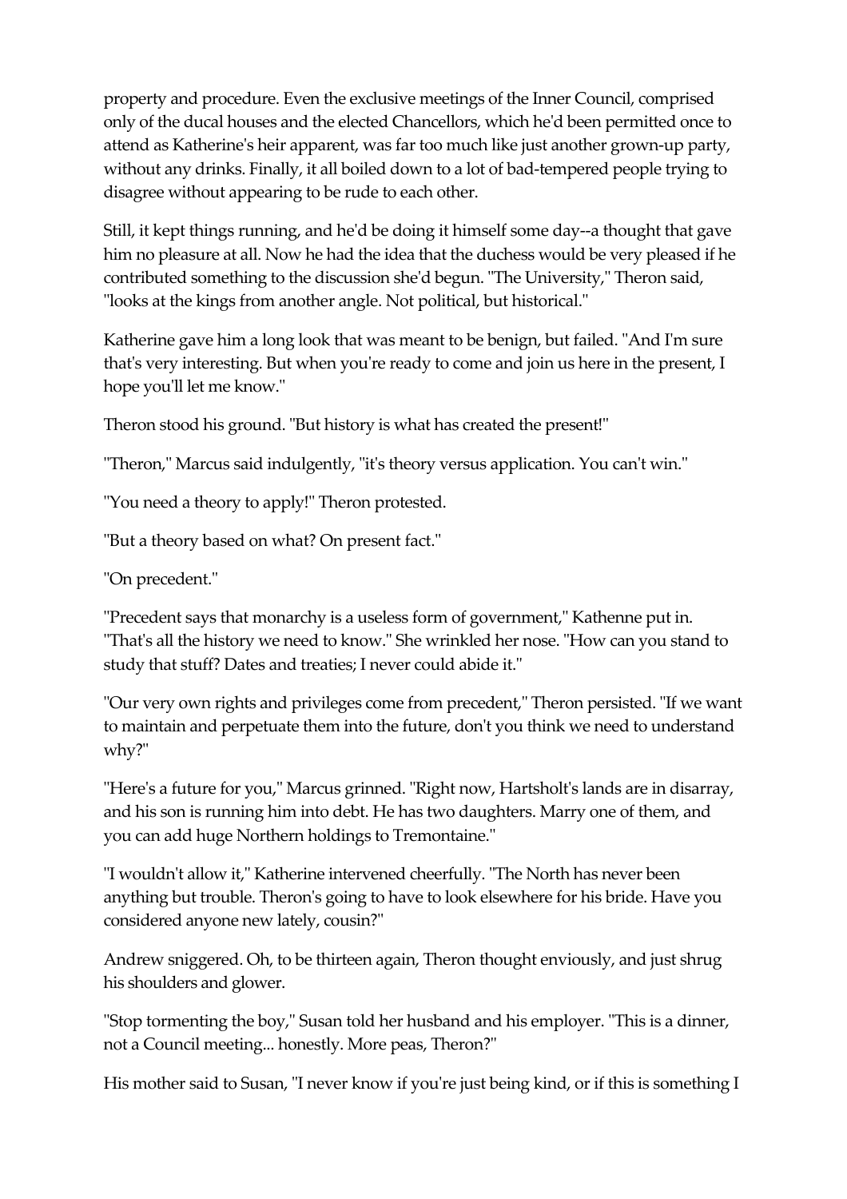property and procedure. Even the exclusive meetings of the Inner Council, comprised only of the ducal houses and the elected Chancellors, which he'd been permitted once to attend as Katherine's heir apparent, was far too much like just another grown-up party, without any drinks. Finally, it all boiled down to a lot of bad-tempered people trying to disagree without appearing to be rude to each other.

Still, it kept things running, and he'd be doing it himself some day--a thought that gave him no pleasure at all. Now he had the idea that the duchess would be very pleased if he contributed something to the discussion she'd begun. "The University," Theron said, "looks at the kings from another angle. Not political, but historical."

Katherine gave him a long look that was meant to be benign, but failed. "And I'm sure that's very interesting. But when you're ready to come and join us here in the present, I hope you'll let me know."

Theron stood his ground. "But history is what has created the present!"

"Theron," Marcus said indulgently, "it's theory versus application. You can't win."

"You need a theory to apply!" Theron protested.

"But a theory based on what? On present fact."

"On precedent."

"Precedent says that monarchy is a useless form of government," Kathenne put in. "That's all the history we need to know." She wrinkled her nose. "How can you stand to study that stuff? Dates and treaties; I never could abide it."

"Our very own rights and privileges come from precedent," Theron persisted. "If we want to maintain and perpetuate them into the future, don't you think we need to understand why?"

"Here's a future for you," Marcus grinned. "Right now, Hartsholt's lands are in disarray, and his son is running him into debt. He has two daughters. Marry one of them, and you can add huge Northern holdings to Tremontaine."

"I wouldn't allow it," Katherine intervened cheerfully. "The North has never been anything but trouble. Theron's going to have to look elsewhere for his bride. Have you considered anyone new lately, cousin?"

Andrew sniggered. Oh, to be thirteen again, Theron thought enviously, and just shrug his shoulders and glower.

"Stop tormenting the boy," Susan told her husband and his employer. "This is a dinner, not a Council meeting... honestly. More peas, Theron?"

His mother said to Susan, "I never know if you're just being kind, or if this is something I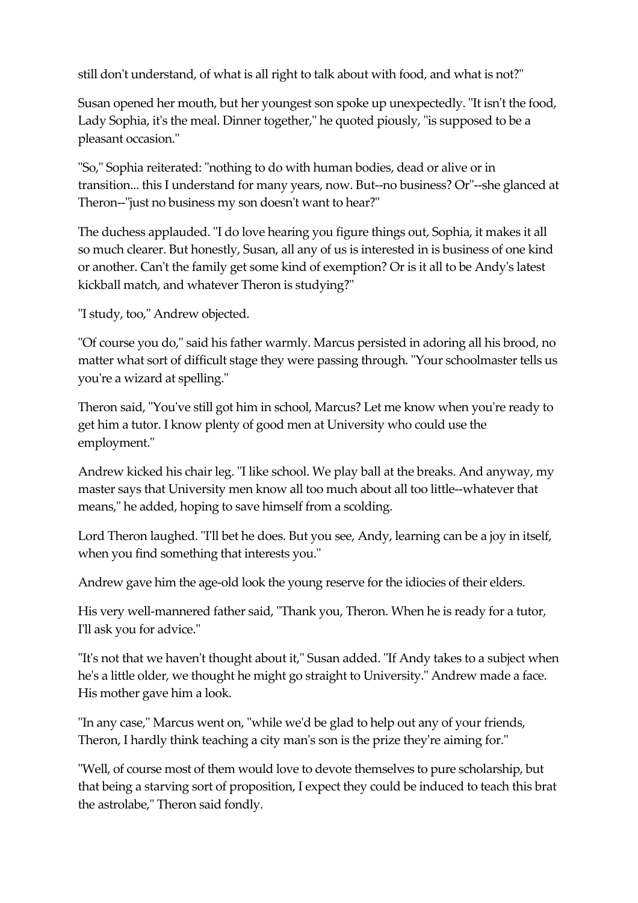still don't understand, of what is all right to talk about with food, and what is not?"

Susan opened her mouth, but her youngest son spoke up unexpectedly. "It isn't the food, Lady Sophia, it's the meal. Dinner together," he quoted piously, "is supposed to be a pleasant occasion."

"So," Sophia reiterated: "nothing to do with human bodies, dead or alive or in transition... this I understand for many years, now. But--no business? Or"--she glanced at Theron--"just no business my son doesn't want to hear?"

The duchess applauded. "I do love hearing you figure things out, Sophia, it makes it all so much clearer. But honestly, Susan, all any of us is interested in is business of one kind or another. Can't the family get some kind of exemption? Or is it all to be Andy's latest kickball match, and whatever Theron is studying?"

"I study, too," Andrew objected.

"Of course you do," said his father warmly. Marcus persisted in adoring all his brood, no matter what sort of difficult stage they were passing through. "Your schoolmaster tells us you're a wizard at spelling."

Theron said, "You've still got him in school, Marcus? Let me know when you're ready to get him a tutor. I know plenty of good men at University who could use the employment."

Andrew kicked his chair leg. "I like school. We play ball at the breaks. And anyway, my master says that University men know all too much about all too little--whatever that means," he added, hoping to save himself from a scolding.

Lord Theron laughed. "I'll bet he does. But you see, Andy, learning can be a joy in itself, when you find something that interests you."

Andrew gave him the age-old look the young reserve for the idiocies of their elders.

His very well-mannered father said, "Thank you, Theron. When he is ready for a tutor, I'll ask you for advice."

"It's not that we haven't thought about it," Susan added. "If Andy takes to a subject when he's a little older, we thought he might go straight to University." Andrew made a face. His mother gave him a look.

"In any case," Marcus went on, "while we'd be glad to help out any of your friends, Theron, I hardly think teaching a city man's son is the prize they're aiming for."

"Well, of course most of them would love to devote themselves to pure scholarship, but that being a starving sort of proposition, I expect they could be induced to teach this brat the astrolabe," Theron said fondly.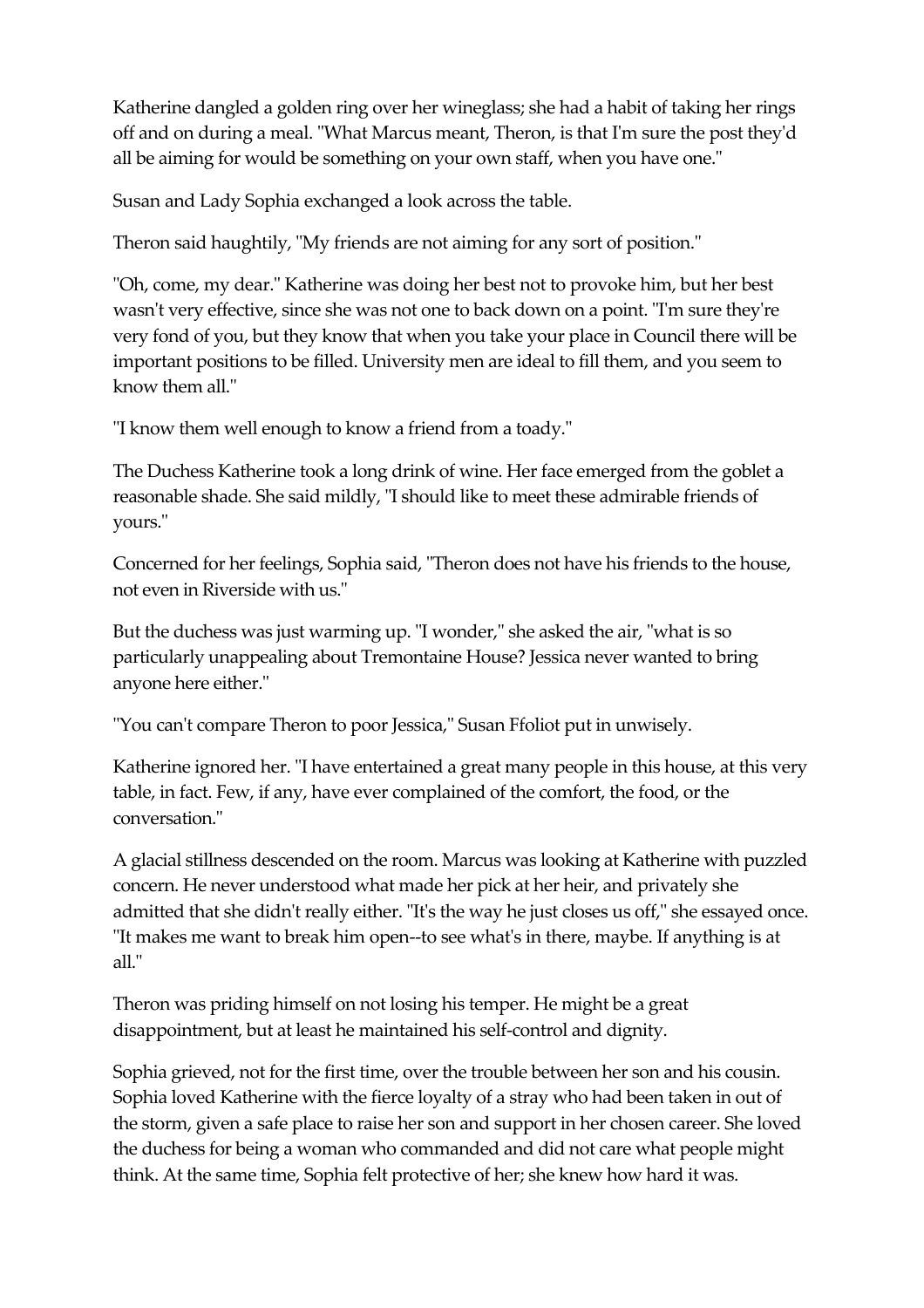Katherine dangled a golden ring over her wineglass; she had a habit of taking her rings off and on during a meal. "What Marcus meant, Theron, is that I'm sure the post they'd all be aiming for would be something on your own staff, when you have one."

Susan and Lady Sophia exchanged a look across the table.

Theron said haughtily, "My friends are not aiming for any sort of position."

"Oh, come, my dear." Katherine was doing her best not to provoke him, but her best wasn't very effective, since she was not one to back down on a point. "I'm sure they're very fond of you, but they know that when you take your place in Council there will be important positions to be filled. University men are ideal to fill them, and you seem to know them all."

"I know them well enough to know a friend from a toady."

The Duchess Katherine took a long drink of wine. Her face emerged from the goblet a reasonable shade. She said mildly, "I should like to meet these admirable friends of yours."

Concerned for her feelings, Sophia said, "Theron does not have his friends to the house, not even in Riverside with us."

But the duchess was just warming up. "I wonder," she asked the air, "what is so particularly unappealing about Tremontaine House? Jessica never wanted to bring anyone here either."

"You can't compare Theron to poor Jessica," Susan Ffoliot put in unwisely.

Katherine ignored her. "I have entertained a great many people in this house, at this very table, in fact. Few, if any, have ever complained of the comfort, the food, or the conversation."

A glacial stillness descended on the room. Marcus was looking at Katherine with puzzled concern. He never understood what made her pick at her heir, and privately she admitted that she didn't really either. "It's the way he just closes us off," she essayed once. "It makes me want to break him open--to see what's in there, maybe. If anything is at all."

Theron was priding himself on not losing his temper. He might be a great disappointment, but at least he maintained his self-control and dignity.

Sophia grieved, not for the first time, over the trouble between her son and his cousin. Sophia loved Katherine with the fierce loyalty of a stray who had been taken in out of the storm, given a safe place to raise her son and support in her chosen career. She loved the duchess for being a woman who commanded and did not care what people might think. At the same time, Sophia felt protective of her; she knew how hard it was.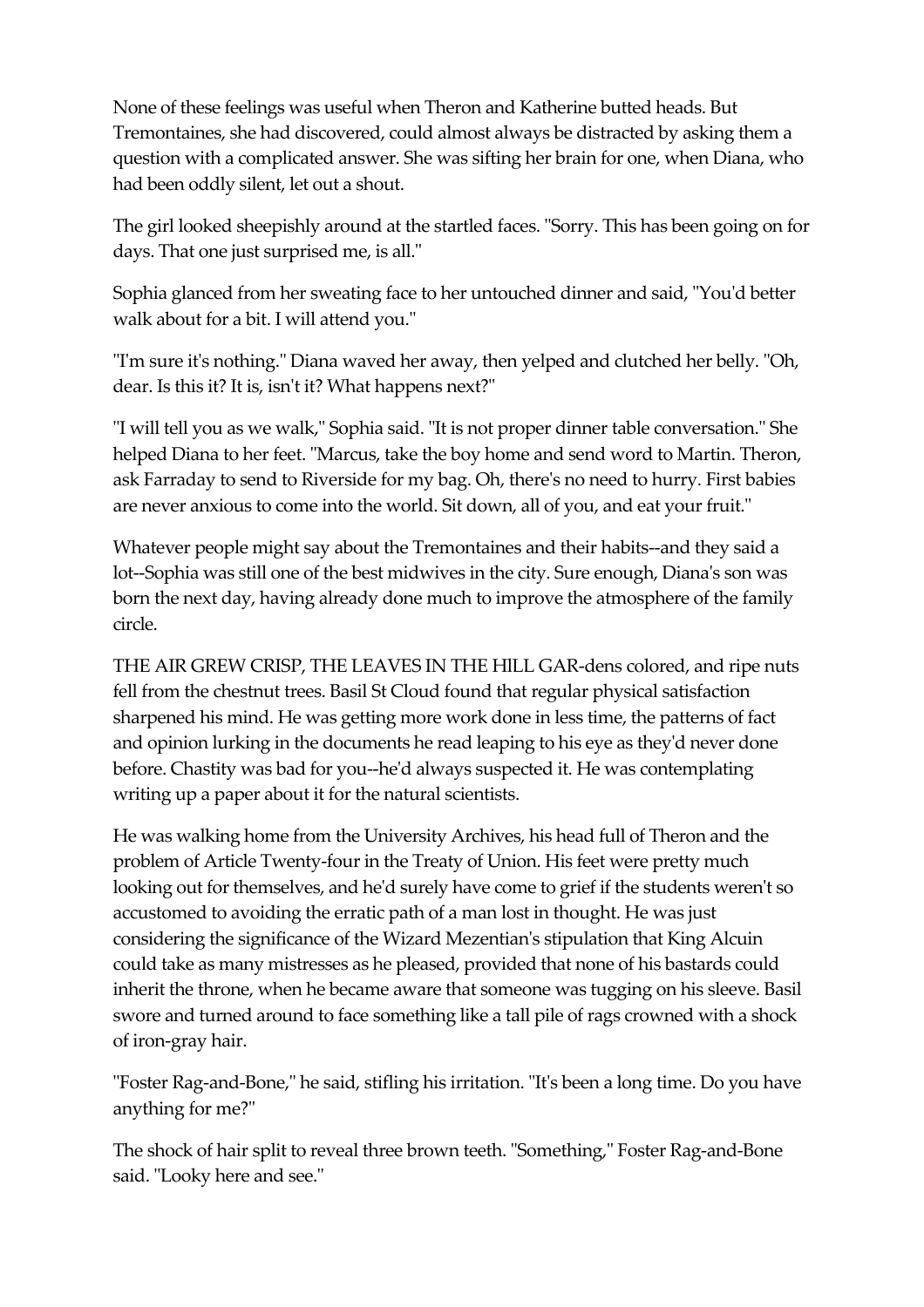None of these feelings was useful when Theron and Katherine butted heads. But Tremontaines, she had discovered, could almost always be distracted by asking them a question with a complicated answer. She was sifting her brain for one, when Diana, who had been oddly silent, let out a shout.

The girl looked sheepishly around at the startled faces. "Sorry. This has been going on for days. That one just surprised me, is all."

Sophia glanced from her sweating face to her untouched dinner and said, "You'd better walk about for a bit. I will attend you."

"I'm sure it's nothing." Diana waved her away, then yelped and clutched her belly. "Oh, dear. Is this it? It is, isn't it? What happens next?"

"I will tell you as we walk," Sophia said. "It is not proper dinner table conversation." She helped Diana to her feet. "Marcus, take the boy home and send word to Martin. Theron, ask Farraday to send to Riverside for my bag. Oh, there's no need to hurry. First babies are never anxious to come into the world. Sit down, all of you, and eat your fruit."

Whatever people might say about the Tremontaines and their habits--and they said a lot--Sophia was still one of the best midwives in the city. Sure enough, Diana's son was born the next day, having already done much to improve the atmosphere of the family circle.

THE AIR GREW CRISP, THE LEAVES IN THE HILL GAR-dens colored, and ripe nuts fell from the chestnut trees. Basil St Cloud found that regular physical satisfaction sharpened his mind. He was getting more work done in less time, the patterns of fact and opinion lurking in the documents he read leaping to his eye as they'd never done before. Chastity was bad for you--he'd always suspected it. He was contemplating writing up a paper about it for the natural scientists.

He was walking home from the University Archives, his head full of Theron and the problem of Article Twenty-four in the Treaty of Union. His feet were pretty much looking out for themselves, and he'd surely have come to grief if the students weren't so accustomed to avoiding the erratic path of a man lost in thought. He was just considering the significance of the Wizard Mezentian's stipulation that King Alcuin could take as many mistresses as he pleased, provided that none of his bastards could inherit the throne, when he became aware that someone was tugging on his sleeve. Basil swore and turned around to face something like a tall pile of rags crowned with a shock of iron-gray hair.

"Foster Rag-and-Bone," he said, stifling his irritation. "It's been a long time. Do you have anything for me?"

The shock of hair split to reveal three brown teeth. "Something," Foster Rag-and-Bone said. "Looky here and see."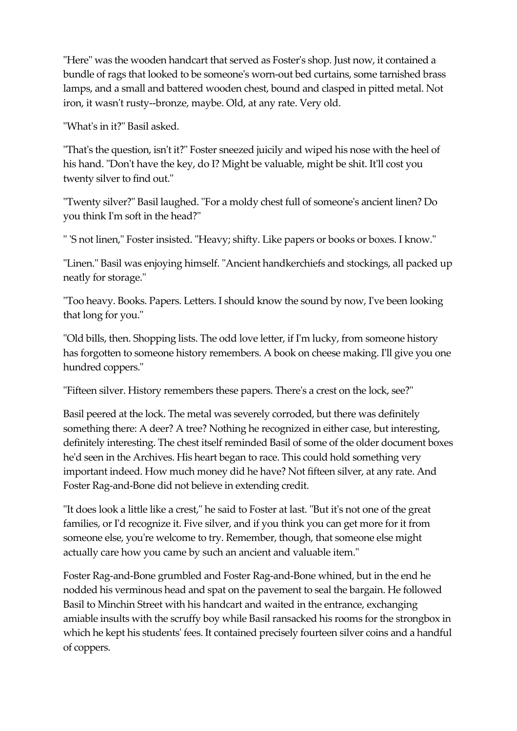"Here" was the wooden handcart that served as Foster's shop. Just now, it contained a bundle of rags that looked to be someone's worn-out bed curtains, some tarnished brass lamps, and a small and battered wooden chest, bound and clasped in pitted metal. Not iron, it wasn't rusty--bronze, maybe. Old, at any rate. Very old.

"What's in it?" Basil asked.

"That's the question, isn't it?" Foster sneezed juicily and wiped his nose with the heel of his hand. "Don't have the key, do I? Might be valuable, might be shit. It'll cost you twenty silver to find out."

"Twenty silver?" Basil laughed. "For a moldy chest full of someone's ancient linen? Do you think I'm soft in the head?"

" 'S not linen," Foster insisted. "Heavy; shifty. Like papers or books or boxes. I know."

"Linen." Basil was enjoying himself. "Ancient handkerchiefs and stockings, all packed up neatly for storage."

"Too heavy. Books. Papers. Letters. I should know the sound by now, I've been looking that long for you."

"Old bills, then. Shopping lists. The odd love letter, if I'm lucky, from someone history has forgotten to someone history remembers. A book on cheese making. I'll give you one hundred coppers."

"Fifteen silver. History remembers these papers. There's a crest on the lock, see?"

Basil peered at the lock. The metal was severely corroded, but there was definitely something there: A deer? A tree? Nothing he recognized in either case, but interesting, definitely interesting. The chest itself reminded Basil of some of the older document boxes he'd seen in the Archives. His heart began to race. This could hold something very important indeed. How much money did he have? Not fifteen silver, at any rate. And Foster Rag-and-Bone did not believe in extending credit.

"It does look a little like a crest," he said to Foster at last. "But it's not one of the great families, or I'd recognize it. Five silver, and if you think you can get more for it from someone else, you're welcome to try. Remember, though, that someone else might actually care how you came by such an ancient and valuable item."

Foster Rag-and-Bone grumbled and Foster Rag-and-Bone whined, but in the end he nodded his verminous head and spat on the pavement to seal the bargain. He followed Basil to Minchin Street with his handcart and waited in the entrance, exchanging amiable insults with the scruffy boy while Basil ransacked his rooms for the strongbox in which he kept his students' fees. It contained precisely fourteen silver coins and a handful of coppers.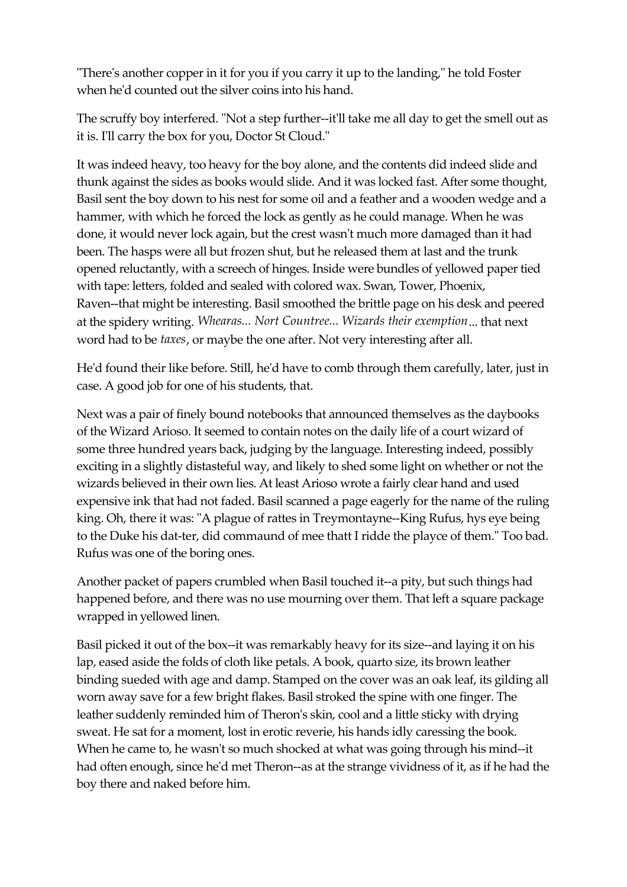"There's another copper in it for you if you carry it up to the landing," he told Foster when he'd counted out the silver coins into his hand.

The scruffy boy interfered. "Not a step further--it'll take me all day to get the smell out as it is. I'll carry the box for you, Doctor St Cloud."

It was indeed heavy, too heavy for the boy alone, and the contents did indeed slide and thunk against the sides as books would slide. And it was locked fast. After some thought, Basil sent the boy down to his nest for some oil and a feather and a wooden wedge and a hammer, with which he forced the lock as gently as he could manage. When he was done, it would never lock again, but the crest wasn't much more damaged than it had been. The hasps were all but frozen shut, but he released them at last and the trunk opened reluctantly, with a screech of hinges. Inside were bundles of yellowed paper tied with tape: letters, folded and sealed with colored wax. Swan, Tower, Phoenix, Raven--that might be interesting. Basil smoothed the brittle page on his desk and peered at the spidery writing. *Whearas... Nort Countree... Wizards their exemption*... that next word had to be *taxes*, or maybe the one after. Not very interesting after all.

He'd found their like before. Still, he'd have to comb through them carefully, later, just in case. A good job for one of his students, that.

Next was a pair of finely bound notebooks that announced themselves as the daybooks of the Wizard Arioso. It seemed to contain notes on the daily life of a court wizard of some three hundred years back, judging by the language. Interesting indeed, possibly exciting in a slightly distasteful way, and likely to shed some light on whether or not the wizards believed in their own lies. At least Arioso wrote a fairly clear hand and used expensive ink that had not faded. Basil scanned a page eagerly for the name of the ruling king. Oh, there it was: "A plague of rattes in Treymontayne--King Rufus, hys eye being to the Duke his dat-ter, did commaund of mee thatt I ridde the playce of them." Too bad. Rufus was one of the boring ones.

Another packet of papers crumbled when Basil touched it--a pity, but such things had happened before, and there was no use mourning over them. That left a square package wrapped in yellowed linen.

Basil picked it out of the box--it was remarkably heavy for its size--and laying it on his lap, eased aside the folds of cloth like petals. A book, quarto size, its brown leather binding sueded with age and damp. Stamped on the cover was an oak leaf, its gilding all worn away save for a few bright flakes. Basil stroked the spine with one finger. The leather suddenly reminded him of Theron's skin, cool and a little sticky with drying sweat. He sat for a moment, lost in erotic reverie, his hands idly caressing the book. When he came to, he wasn't so much shocked at what was going through his mind--it had often enough, since he'd met Theron--as at the strange vividness of it, as if he had the boy there and naked before him.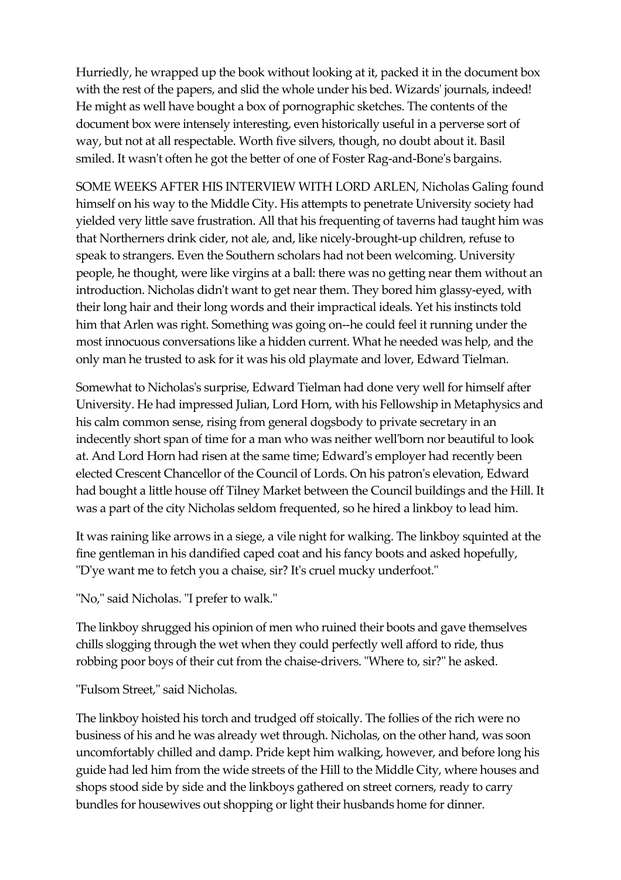Hurriedly, he wrapped up the book without looking at it, packed it in the document box with the rest of the papers, and slid the whole under his bed. Wizards' journals, indeed! He might as well have bought a box of pornographic sketches. The contents of the document box were intensely interesting, even historically useful in a perverse sort of way, but not at all respectable. Worth five silvers, though, no doubt about it. Basil smiled. It wasn't often he got the better of one of Foster Rag-and-Bone's bargains.

SOME WEEKS AFTER HIS INTERVIEW WITH LORD ARLEN, Nicholas Galing found himself on his way to the Middle City. His attempts to penetrate University society had yielded very little save frustration. All that his frequenting of taverns had taught him was that Northerners drink cider, not ale, and, like nicely-brought-up children, refuse to speak to strangers. Even the Southern scholars had not been welcoming. University people, he thought, were like virgins at a ball: there was no getting near them without an introduction. Nicholas didn't want to get near them. They bored him glassy-eyed, with their long hair and their long words and their impractical ideals. Yet his instincts told him that Arlen was right. Something was going on--he could feel it running under the most innocuous conversations like a hidden current. What he needed was help, and the only man he trusted to ask for it was his old playmate and lover, Edward Tielman.

Somewhat to Nicholas's surprise, Edward Tielman had done very well for himself after University. He had impressed Julian, Lord Horn, with his Fellowship in Metaphysics and his calm common sense, rising from general dogsbody to private secretary in an indecently short span of time for a man who was neither well'born nor beautiful to look at. And Lord Horn had risen at the same time; Edward's employer had recently been elected Crescent Chancellor of the Council of Lords. On his patron's elevation, Edward had bought a little house off Tilney Market between the Council buildings and the Hill. It was a part of the city Nicholas seldom frequented, so he hired a linkboy to lead him.

It was raining like arrows in a siege, a vile night for walking. The linkboy squinted at the fine gentleman in his dandified caped coat and his fancy boots and asked hopefully, "D'ye want me to fetch you a chaise, sir? It's cruel mucky underfoot."

"No," said Nicholas. "I prefer to walk."

The linkboy shrugged his opinion of men who ruined their boots and gave themselves chills slogging through the wet when they could perfectly well afford to ride, thus robbing poor boys of their cut from the chaise-drivers. "Where to, sir?" he asked.

"Fulsom Street," said Nicholas.

The linkboy hoisted his torch and trudged off stoically. The follies of the rich were no business of his and he was already wet through. Nicholas, on the other hand, was soon uncomfortably chilled and damp. Pride kept him walking, however, and before long his guide had led him from the wide streets of the Hill to the Middle City, where houses and shops stood side by side and the linkboys gathered on street corners, ready to carry bundles for housewives out shopping or light their husbands home for dinner.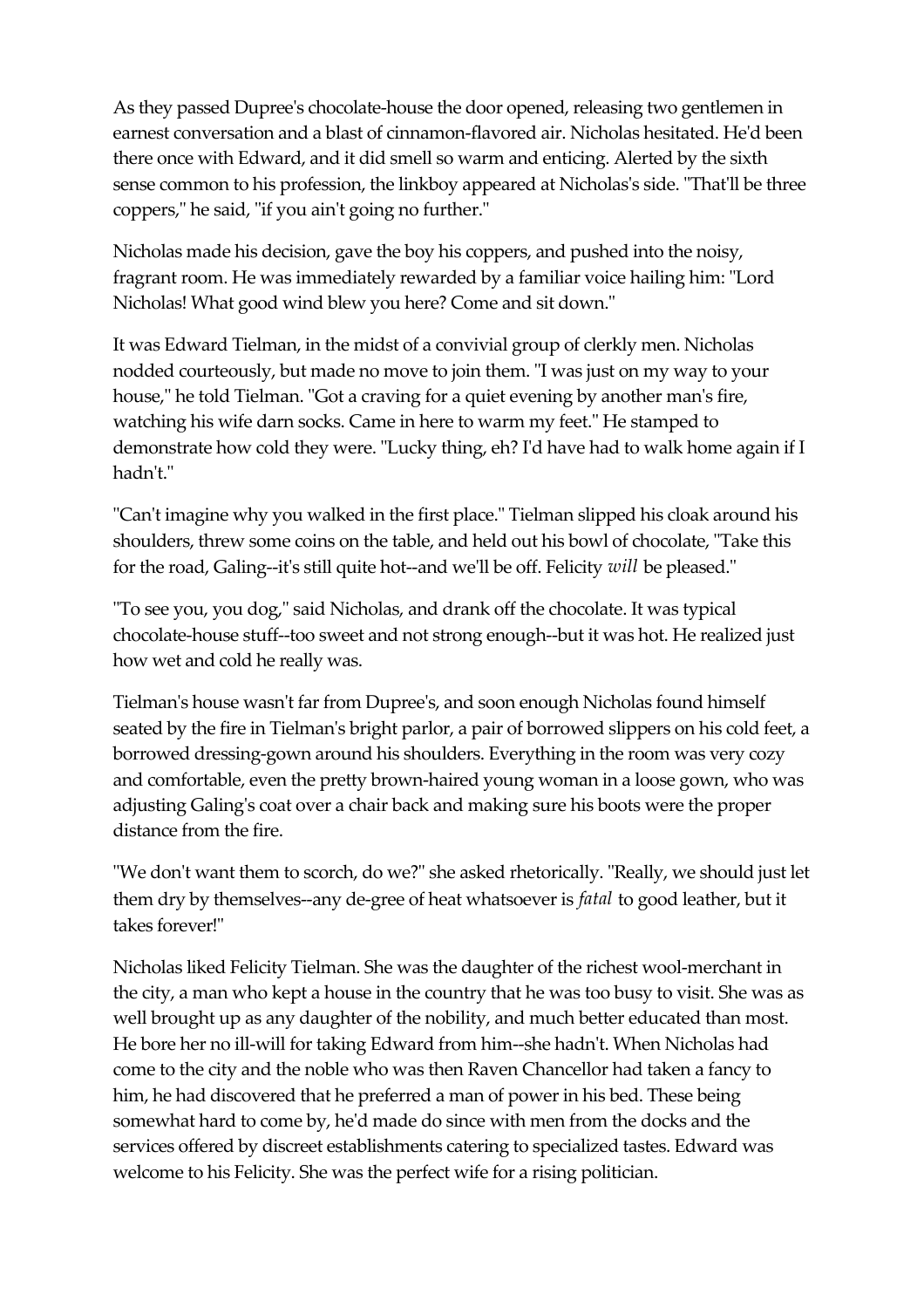As they passed Dupree's chocolate-house the door opened, releasing two gentlemen in earnest conversation and a blast of cinnamon-flavored air. Nicholas hesitated. He'd been there once with Edward, and it did smell so warm and enticing. Alerted by the sixth sense common to his profession, the linkboy appeared at Nicholas's side. "That'll be three coppers," he said, "if you ain't going no further."

Nicholas made his decision, gave the boy his coppers, and pushed into the noisy, fragrant room. He was immediately rewarded by a familiar voice hailing him: "Lord Nicholas! What good wind blew you here? Come and sit down."

It was Edward Tielman, in the midst of a convivial group of clerkly men. Nicholas nodded courteously, but made no move to join them. "I was just on my way to your house," he told Tielman. "Got a craving for a quiet evening by another man's fire, watching his wife darn socks. Came in here to warm my feet." He stamped to demonstrate how cold they were. "Lucky thing, eh? I'd have had to walk home again if I hadn't."

"Can't imagine why you walked in the first place." Tielman slipped his cloak around his shoulders, threw some coins on the table, and held out his bowl of chocolate, "Take this for the road, Galing--it's still quite hot--and we'll be off. Felicity *will* be pleased."

"To see you, you dog," said Nicholas, and drank off the chocolate. It was typical chocolate-house stuff--too sweet and not strong enough--but it was hot. He realized just how wet and cold he really was.

Tielman's house wasn't far from Dupree's, and soon enough Nicholas found himself seated by the fire in Tielman's bright parlor, a pair of borrowed slippers on his cold feet, a borrowed dressing-gown around his shoulders. Everything in the room was very cozy and comfortable, even the pretty brown-haired young woman in a loose gown, who was adjusting Galing's coat over a chair back and making sure his boots were the proper distance from the fire.

"We don't want them to scorch, do we?" she asked rhetorically. "Really, we should just let them dry by themselves--any de-gree of heat whatsoever is *fatal* to good leather, but it takes forever!"

Nicholas liked Felicity Tielman. She was the daughter of the richest wool-merchant in the city, a man who kept a house in the country that he was too busy to visit. She was as well brought up as any daughter of the nobility, and much better educated than most. He bore her no ill-will for taking Edward from him--she hadn't. When Nicholas had come to the city and the noble who was then Raven Chancellor had taken a fancy to him, he had discovered that he preferred a man of power in his bed. These being somewhat hard to come by, he'd made do since with men from the docks and the services offered by discreet establishments catering to specialized tastes. Edward was welcome to his Felicity. She was the perfect wife for a rising politician.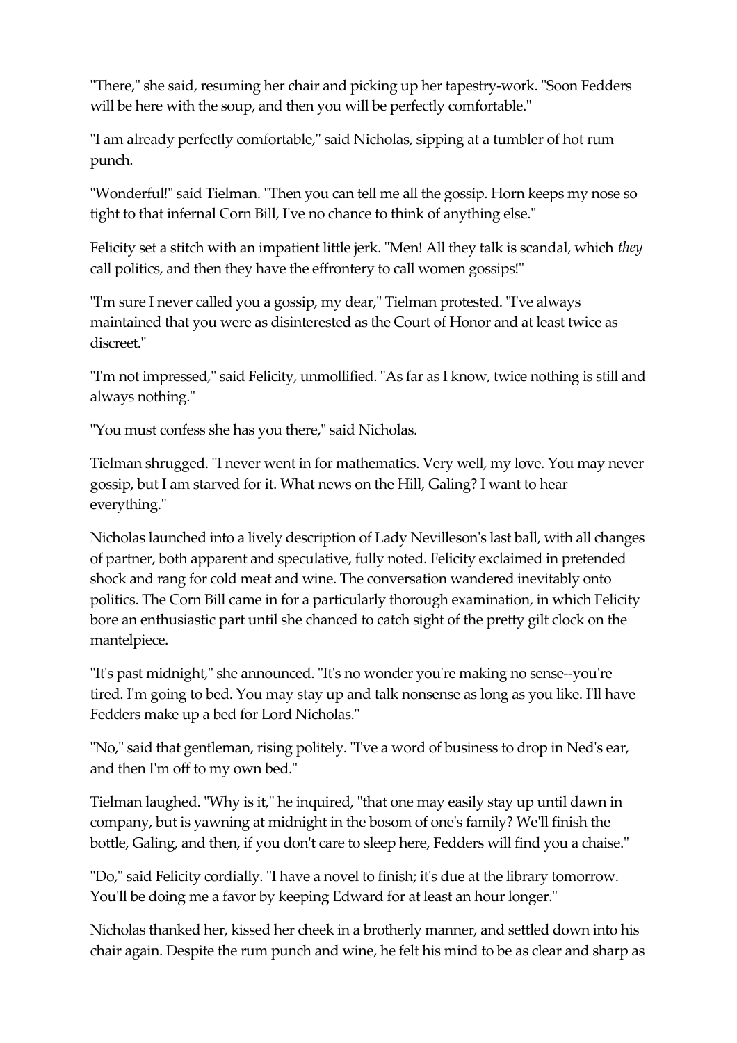"There," she said, resuming her chair and picking up her tapestry-work. "Soon Fedders will be here with the soup, and then you will be perfectly comfortable."

"I am already perfectly comfortable," said Nicholas, sipping at a tumbler of hot rum punch.

"Wonderful!" said Tielman. "Then you can tell me all the gossip. Horn keeps my nose so tight to that infernal Corn Bill, I've no chance to think of anything else."

Felicity set a stitch with an impatient little jerk. "Men! All they talk is scandal, which *they* call politics, and then they have the effrontery to call women gossips!"

"I'm sure I never called you a gossip, my dear," Tielman protested. "I've always maintained that you were as disinterested as the Court of Honor and at least twice as discreet."

"I'm not impressed," said Felicity, unmollified. "As far as I know, twice nothing is still and always nothing."

"You must confess she has you there," said Nicholas.

Tielman shrugged. "I never went in for mathematics. Very well, my love. You may never gossip, but I am starved for it. What news on the Hill, Galing? I want to hear everything."

Nicholas launched into a lively description of Lady Nevilleson's last ball, with all changes of partner, both apparent and speculative, fully noted. Felicity exclaimed in pretended shock and rang for cold meat and wine. The conversation wandered inevitably onto politics. The Corn Bill came in for a particularly thorough examination, in which Felicity bore an enthusiastic part until she chanced to catch sight of the pretty gilt clock on the mantelpiece.

"It's past midnight," she announced. "It's no wonder you're making no sense--you're tired. I'm going to bed. You may stay up and talk nonsense as long as you like. I'll have Fedders make up a bed for Lord Nicholas."

"No," said that gentleman, rising politely. "I've a word of business to drop in Ned's ear, and then I'm off to my own bed."

Tielman laughed. "Why is it," he inquired, "that one may easily stay up until dawn in company, but is yawning at midnight in the bosom of one's family? We'll finish the bottle, Galing, and then, if you don't care to sleep here, Fedders will find you a chaise."

"Do," said Felicity cordially. "I have a novel to finish; it's due at the library tomorrow. You'll be doing me a favor by keeping Edward for at least an hour longer."

Nicholas thanked her, kissed her cheek in a brotherly manner, and settled down into his chair again. Despite the rum punch and wine, he felt his mind to be as clear and sharp as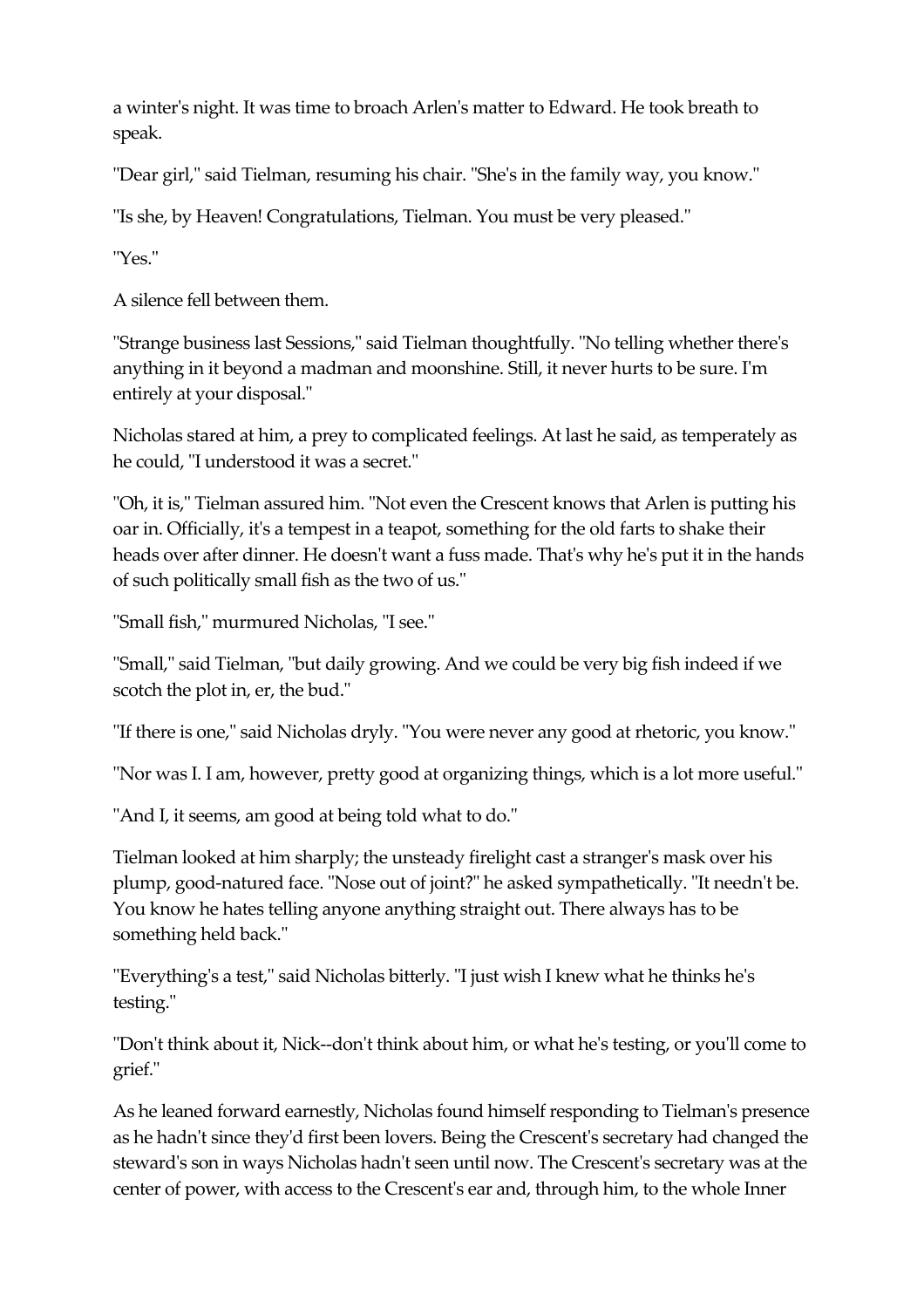a winter's night. It was time to broach Arlen's matter to Edward. He took breath to speak.

"Dear girl," said Tielman, resuming his chair. "She's in the family way, you know."

"Is she, by Heaven! Congratulations, Tielman. You must be very pleased."

"Yes."

A silence fell between them.

"Strange business last Sessions," said Tielman thoughtfully. "No telling whether there's anything in it beyond a madman and moonshine. Still, it never hurts to be sure. I'm entirely at your disposal."

Nicholas stared at him, a prey to complicated feelings. At last he said, as temperately as he could, "I understood it was a secret."

"Oh, it is," Tielman assured him. "Not even the Crescent knows that Arlen is putting his oar in. Officially, it's a tempest in a teapot, something for the old farts to shake their heads over after dinner. He doesn't want a fuss made. That's why he's put it in the hands of such politically small fish as the two of us."

"Small fish," murmured Nicholas, "I see."

"Small," said Tielman, "but daily growing. And we could be very big fish indeed if we scotch the plot in, er, the bud."

"If there is one," said Nicholas dryly. "You were never any good at rhetoric, you know."

"Nor was I. I am, however, pretty good at organizing things, which is a lot more useful."

"And I, it seems, am good at being told what to do."

Tielman looked at him sharply; the unsteady firelight cast a stranger's mask over his plump, good-natured face. "Nose out of joint?" he asked sympathetically. "It needn't be. You know he hates telling anyone anything straight out. There always has to be something held back."

"Everything's a test," said Nicholas bitterly. "I just wish I knew what he thinks he's testing."

"Don't think about it, Nick--don't think about him, or what he's testing, or you'll come to grief."

As he leaned forward earnestly, Nicholas found himself responding to Tielman's presence as he hadn't since they'd first been lovers. Being the Crescent's secretary had changed the steward's son in ways Nicholas hadn't seen until now. The Crescent's secretary was at the center of power, with access to the Crescent's ear and, through him, to the whole Inner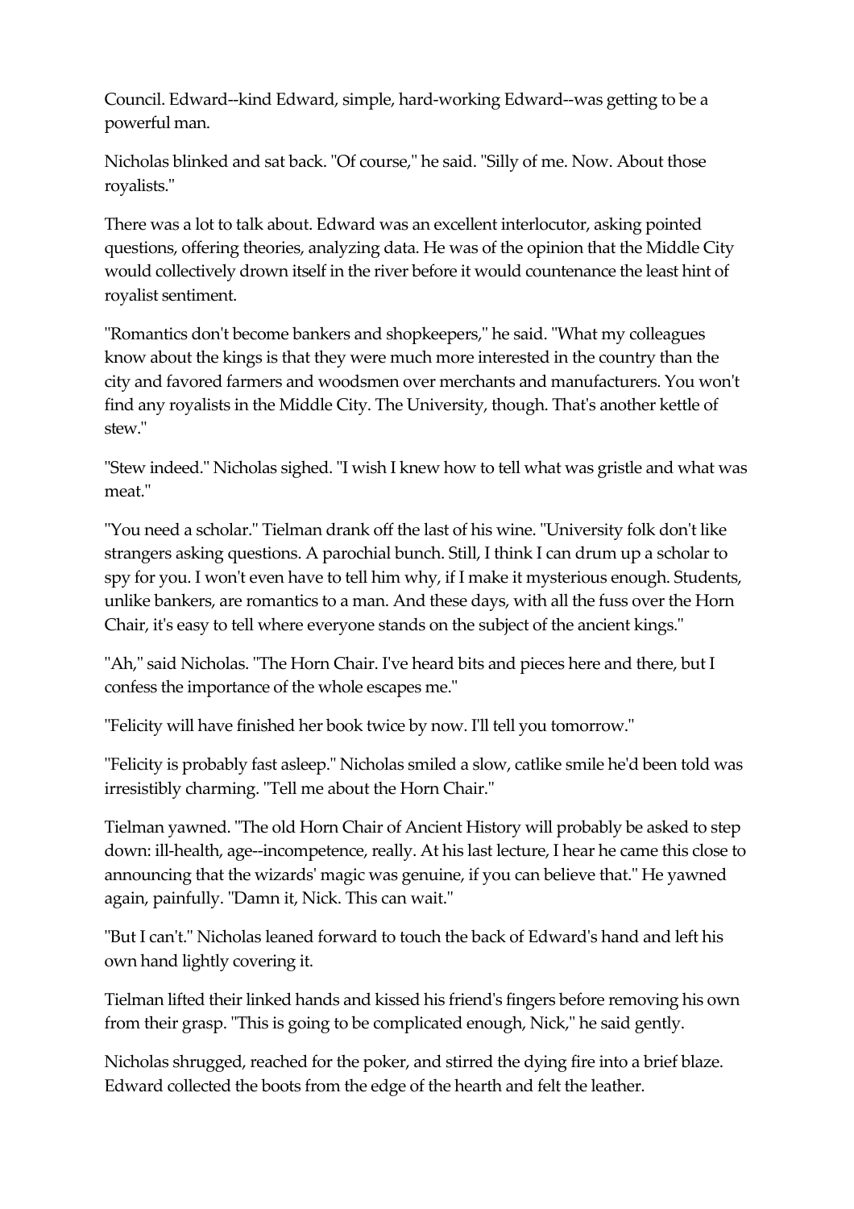Council. Edward--kind Edward, simple, hard-working Edward--was getting to be a powerful man.

Nicholas blinked and sat back. "Of course," he said. "Silly of me. Now. About those royalists."

There was a lot to talk about. Edward was an excellent interlocutor, asking pointed questions, offering theories, analyzing data. He was of the opinion that the Middle City would collectively drown itself in the river before it would countenance the least hint of royalist sentiment.

"Romantics don't become bankers and shopkeepers," he said. "What my colleagues know about the kings is that they were much more interested in the country than the city and favored farmers and woodsmen over merchants and manufacturers. You won't find any royalists in the Middle City. The University, though. That's another kettle of stew."

"Stew indeed." Nicholas sighed. "I wish I knew how to tell what was gristle and what was meat."

"You need a scholar." Tielman drank off the last of his wine. "University folk don't like strangers asking questions. A parochial bunch. Still, I think I can drum up a scholar to spy for you. I won't even have to tell him why, if I make it mysterious enough. Students, unlike bankers, are romantics to a man. And these days, with all the fuss over the Horn Chair, it's easy to tell where everyone stands on the subject of the ancient kings."

"Ah," said Nicholas. "The Horn Chair. I've heard bits and pieces here and there, but I confess the importance of the whole escapes me."

"Felicity will have finished her book twice by now. I'll tell you tomorrow."

"Felicity is probably fast asleep." Nicholas smiled a slow, catlike smile he'd been told was irresistibly charming. "Tell me about the Horn Chair."

Tielman yawned. "The old Horn Chair of Ancient History will probably be asked to step down: ill-health, age--incompetence, really. At his last lecture, I hear he came this close to announcing that the wizards' magic was genuine, if you can believe that." He yawned again, painfully. "Damn it, Nick. This can wait."

"But I can't." Nicholas leaned forward to touch the back of Edward's hand and left his own hand lightly covering it.

Tielman lifted their linked hands and kissed his friend's fingers before removing his own from their grasp. "This is going to be complicated enough, Nick," he said gently.

Nicholas shrugged, reached for the poker, and stirred the dying fire into a brief blaze. Edward collected the boots from the edge of the hearth and felt the leather.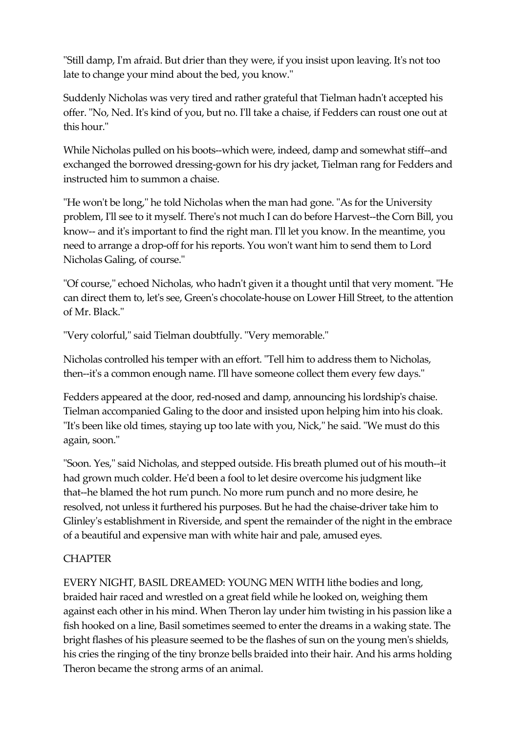"Still damp, I'm afraid. But drier than they were, if you insist upon leaving. It's not too late to change your mind about the bed, you know."

Suddenly Nicholas was very tired and rather grateful that Tielman hadn't accepted his offer. "No, Ned. It's kind of you, but no. I'll take a chaise, if Fedders can roust one out at this hour."

While Nicholas pulled on his boots--which were, indeed, damp and somewhat stiff--and exchanged the borrowed dressing-gown for his dry jacket, Tielman rang for Fedders and instructed him to summon a chaise.

"He won't be long," he told Nicholas when the man had gone. "As for the University problem, I'll see to it myself. There's not much I can do before Harvest--the Corn Bill, you know-- and it's important to find the right man. I'll let you know. In the meantime, you need to arrange a drop-off for his reports. You won't want him to send them to Lord Nicholas Galing, of course."

"Of course," echoed Nicholas, who hadn't given it a thought until that very moment. "He can direct them to, let's see, Green's chocolate-house on Lower Hill Street, to the attention of Mr. Black."

"Very colorful," said Tielman doubtfully. "Very memorable."

Nicholas controlled his temper with an effort. "Tell him to address them to Nicholas, then--it's a common enough name. I'll have someone collect them every few days."

Fedders appeared at the door, red-nosed and damp, announcing his lordship's chaise. Tielman accompanied Galing to the door and insisted upon helping him into his cloak. "It's been like old times, staying up too late with you, Nick," he said. "We must do this again, soon."

"Soon. Yes," said Nicholas, and stepped outside. His breath plumed out of his mouth--it had grown much colder. He'd been a fool to let desire overcome his judgment like that--he blamed the hot rum punch. No more rum punch and no more desire, he resolved, not unless it furthered his purposes. But he had the chaise-driver take him to Glinley's establishment in Riverside, and spent the remainder of the night in the embrace of a beautiful and expensive man with white hair and pale, amused eyes.

## CHAPTER

EVERY NIGHT, BASIL DREAMED: YOUNG MEN WITH lithe bodies and long, braided hair raced and wrestled on a great field while he looked on, weighing them against each other in his mind. When Theron lay under him twisting in his passion like a fish hooked on a line, Basil sometimes seemed to enter the dreams in a waking state. The bright flashes of his pleasure seemed to be the flashes of sun on the young men's shields, his cries the ringing of the tiny bronze bells braided into their hair. And his arms holding Theron became the strong arms of an animal.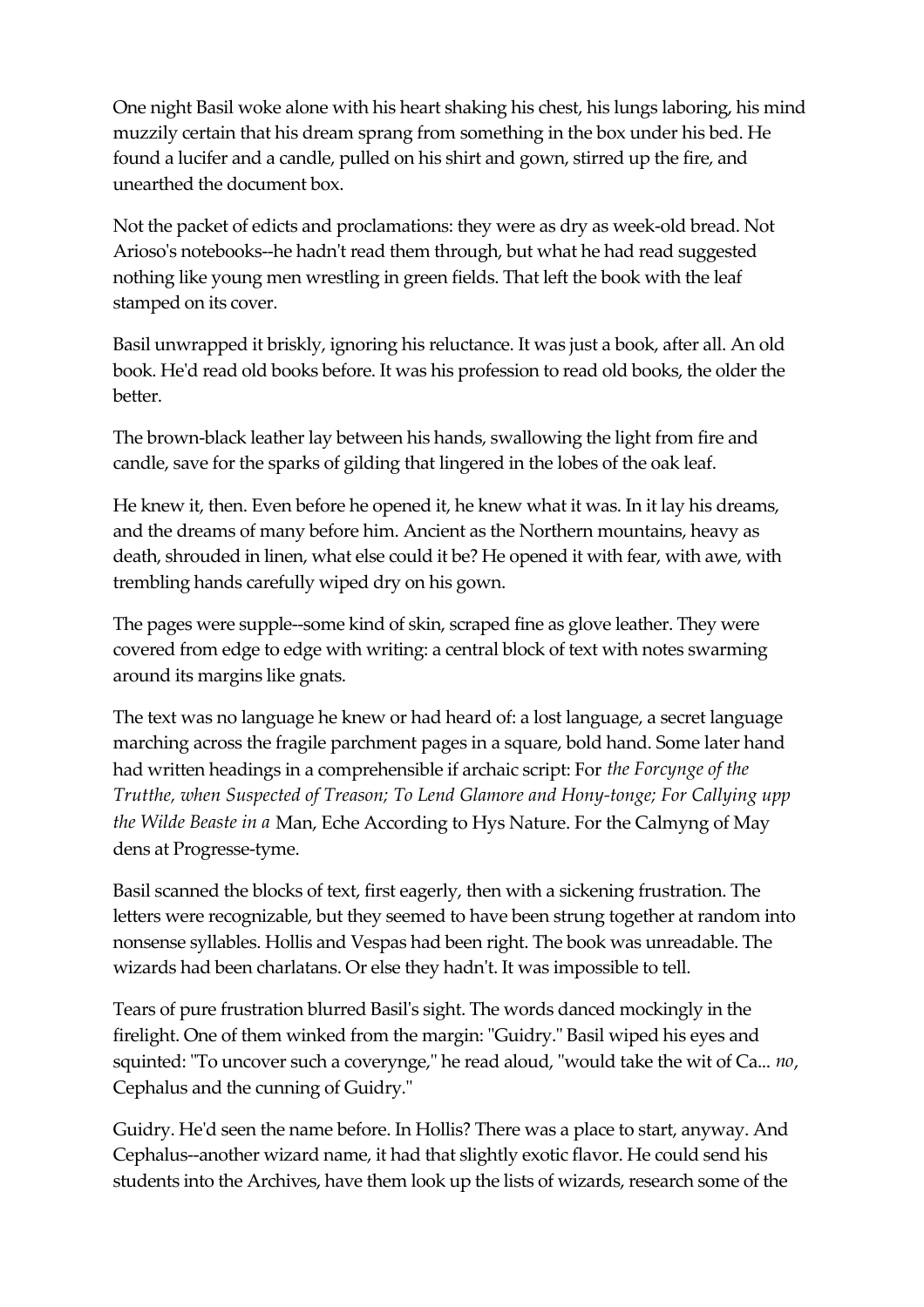One night Basil woke alone with his heart shaking his chest, his lungs laboring, his mind muzzily certain that his dream sprang from something in the box under his bed. He found a lucifer and a candle, pulled on his shirt and gown, stirred up the fire, and unearthed the document box.

Not the packet of edicts and proclamations: they were as dry as week-old bread. Not Arioso's notebooks--he hadn't read them through, but what he had read suggested nothing like young men wrestling in green fields. That left the book with the leaf stamped on its cover.

Basil unwrapped it briskly, ignoring his reluctance. It was just a book, after all. An old book. He'd read old books before. It was his profession to read old books, the older the better.

The brown-black leather lay between his hands, swallowing the light from fire and candle, save for the sparks of gilding that lingered in the lobes of the oak leaf.

He knew it, then. Even before he opened it, he knew what it was. In it lay his dreams, and the dreams of many before him. Ancient as the Northern mountains, heavy as death, shrouded in linen, what else could it be? He opened it with fear, with awe, with trembling hands carefully wiped dry on his gown.

The pages were supple--some kind of skin, scraped fine as glove leather. They were covered from edge to edge with writing: a central block of text with notes swarming around its margins like gnats.

The text was no language he knew or had heard of: a lost language, a secret language marching across the fragile parchment pages in a square, bold hand. Some later hand had written headings in a comprehensible if archaic script: For *the Forcynge of the Trutthe, when Suspected of Treason; To Lend Glamore and Hony-tonge; For Callying upp the Wilde Beaste in a* Man, Eche According to Hys Nature. For the Calmyng of May dens at Progresse-tyme.

Basil scanned the blocks of text, first eagerly, then with a sickening frustration. The letters were recognizable, but they seemed to have been strung together at random into nonsense syllables. Hollis and Vespas had been right. The book was unreadable. The wizards had been charlatans. Or else they hadn't. It was impossible to tell.

Tears of pure frustration blurred Basil's sight. The words danced mockingly in the firelight. One of them winked from the margin: "Guidry." Basil wiped his eyes and squinted: "To uncover such a coverynge," he read aloud, "would take the wit of Ca... *no*, Cephalus and the cunning of Guidry."

Guidry. He'd seen the name before. In Hollis? There was a place to start, anyway. And Cephalus--another wizard name, it had that slightly exotic flavor. He could send his students into the Archives, have them look up the lists of wizards, research some of the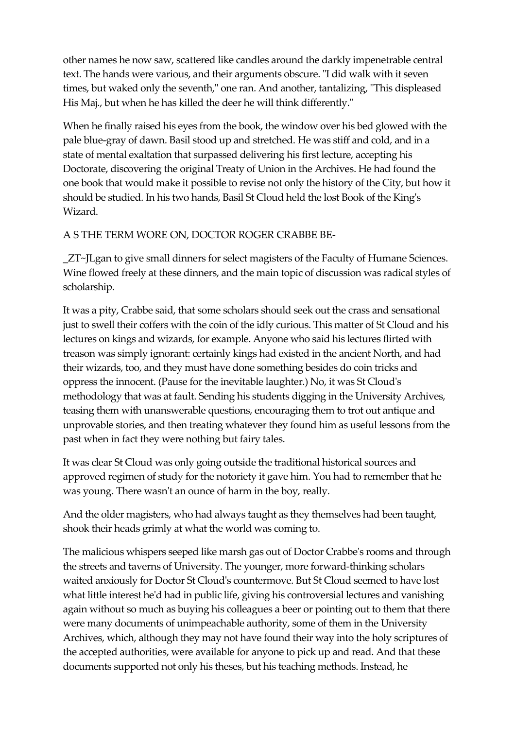other names he now saw, scattered like candles around the darkly impenetrable central text. The hands were various, and their arguments obscure. "I did walk with it seven times, but waked only the seventh," one ran. And another, tantalizing, "This displeased His Maj., but when he has killed the deer he will think differently."

When he finally raised his eyes from the book, the window over his bed glowed with the pale blue-gray of dawn. Basil stood up and stretched. He was stiff and cold, and in a state of mental exaltation that surpassed delivering his first lecture, accepting his Doctorate, discovering the original Treaty of Union in the Archives. He had found the one book that would make it possible to revise not only the history of the City, but how it should be studied. In his two hands, Basil St Cloud held the lost Book of the King's Wizard.

A S THE TERM WORE ON, DOCTOR ROGER CRABBE BE-

_ZT~JLgan to give small dinners for select magisters of the Faculty of Humane Sciences. Wine flowed freely at these dinners, and the main topic of discussion was radical styles of scholarship.

It was a pity, Crabbe said, that some scholars should seek out the crass and sensational just to swell their coffers with the coin of the idly curious. This matter of St Cloud and his lectures on kings and wizards, for example. Anyone who said his lectures flirted with treason was simply ignorant: certainly kings had existed in the ancient North, and had their wizards, too, and they must have done something besides do coin tricks and oppress the innocent. (Pause for the inevitable laughter.) No, it was St Cloud's methodology that was at fault. Sending his students digging in the University Archives, teasing them with unanswerable questions, encouraging them to trot out antique and unprovable stories, and then treating whatever they found him as useful lessons from the past when in fact they were nothing but fairy tales.

It was clear St Cloud was only going outside the traditional historical sources and approved regimen of study for the notoriety it gave him. You had to remember that he was young. There wasn't an ounce of harm in the boy, really.

And the older magisters, who had always taught as they themselves had been taught, shook their heads grimly at what the world was coming to.

The malicious whispers seeped like marsh gas out of Doctor Crabbe's rooms and through the streets and taverns of University. The younger, more forward-thinking scholars waited anxiously for Doctor St Cloud's countermove. But St Cloud seemed to have lost what little interest he'd had in public life, giving his controversial lectures and vanishing again without so much as buying his colleagues a beer or pointing out to them that there were many documents of unimpeachable authority, some of them in the University Archives, which, although they may not have found their way into the holy scriptures of the accepted authorities, were available for anyone to pick up and read. And that these documents supported not only his theses, but his teaching methods. Instead, he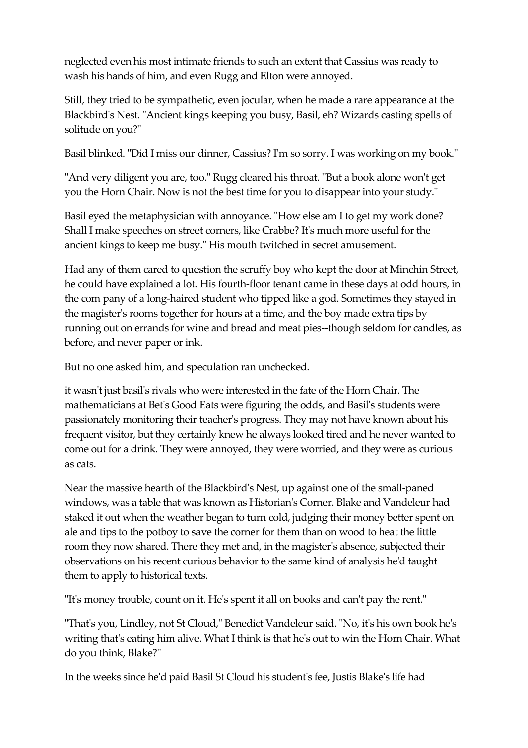neglected even his most intimate friends to such an extent that Cassius was ready to wash his hands of him, and even Rugg and Elton were annoyed.

Still, they tried to be sympathetic, even jocular, when he made a rare appearance at the Blackbird's Nest. "Ancient kings keeping you busy, Basil, eh? Wizards casting spells of solitude on you?"

Basil blinked. "Did I miss our dinner, Cassius? I'm so sorry. I was working on my book."

"And very diligent you are, too." Rugg cleared his throat. "But a book alone won't get you the Horn Chair. Now is not the best time for you to disappear into your study."

Basil eyed the metaphysician with annoyance. "How else am I to get my work done? Shall I make speeches on street corners, like Crabbe? It's much more useful for the ancient kings to keep me busy." His mouth twitched in secret amusement.

Had any of them cared to question the scruffy boy who kept the door at Minchin Street, he could have explained a lot. His fourth-floor tenant came in these days at odd hours, in the com pany of a long-haired student who tipped like a god. Sometimes they stayed in the magister's rooms together for hours at a time, and the boy made extra tips by running out on errands for wine and bread and meat pies--though seldom for candles, as before, and never paper or ink.

But no one asked him, and speculation ran unchecked.

it wasn't just basil's rivals who were interested in the fate of the Horn Chair. The mathematicians at Bet's Good Eats were figuring the odds, and Basil's students were passionately monitoring their teacher's progress. They may not have known about his frequent visitor, but they certainly knew he always looked tired and he never wanted to come out for a drink. They were annoyed, they were worried, and they were as curious as cats.

Near the massive hearth of the Blackbird's Nest, up against one of the small-paned windows, was a table that was known as Historian's Corner. Blake and Vandeleur had staked it out when the weather began to turn cold, judging their money better spent on ale and tips to the potboy to save the corner for them than on wood to heat the little room they now shared. There they met and, in the magister's absence, subjected their observations on his recent curious behavior to the same kind of analysis he'd taught them to apply to historical texts.

"It's money trouble, count on it. He's spent it all on books and can't pay the rent."

"That's you, Lindley, not St Cloud," Benedict Vandeleur said. "No, it's his own book he's writing that's eating him alive. What I think is that he's out to win the Horn Chair. What do you think, Blake?"

In the weeks since he'd paid Basil St Cloud his student's fee, Justis Blake's life had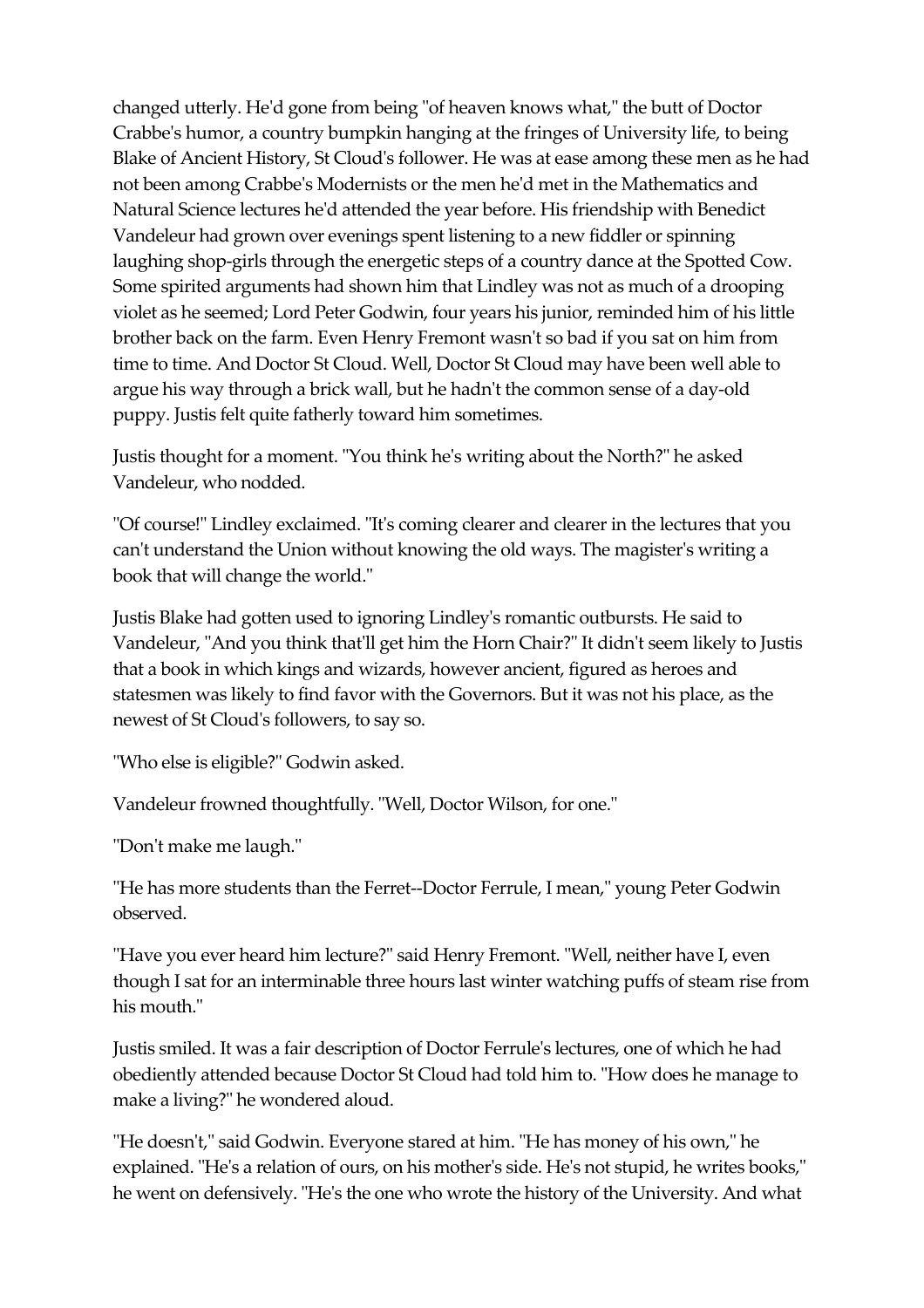changed utterly. He'd gone from being "of heaven knows what," the butt of Doctor Crabbe's humor, a country bumpkin hanging at the fringes of University life, to being Blake of Ancient History, St Cloud's follower. He was at ease among these men as he had not been among Crabbe's Modernists or the men he'd met in the Mathematics and Natural Science lectures he'd attended the year before. His friendship with Benedict Vandeleur had grown over evenings spent listening to a new fiddler or spinning laughing shop-girls through the energetic steps of a country dance at the Spotted Cow. Some spirited arguments had shown him that Lindley was not as much of a drooping violet as he seemed; Lord Peter Godwin, four years his junior, reminded him of his little brother back on the farm. Even Henry Fremont wasn't so bad if you sat on him from time to time. And Doctor St Cloud. Well, Doctor St Cloud may have been well able to argue his way through a brick wall, but he hadn't the common sense of a day-old puppy. Justis felt quite fatherly toward him sometimes.

Justis thought for a moment. "You think he's writing about the North?" he asked Vandeleur, who nodded.

"Of course!" Lindley exclaimed. "It's coming clearer and clearer in the lectures that you can't understand the Union without knowing the old ways. The magister's writing a book that will change the world."

Justis Blake had gotten used to ignoring Lindley's romantic outbursts. He said to Vandeleur, "And you think that'll get him the Horn Chair?" It didn't seem likely to Justis that a book in which kings and wizards, however ancient, figured as heroes and statesmen was likely to find favor with the Governors. But it was not his place, as the newest of St Cloud's followers, to say so.

"Who else is eligible?" Godwin asked.

Vandeleur frowned thoughtfully. "Well, Doctor Wilson, for one."

"Don't make me laugh."

"He has more students than the Ferret--Doctor Ferrule, I mean," young Peter Godwin observed.

"Have you ever heard him lecture?" said Henry Fremont. "Well, neither have I, even though I sat for an interminable three hours last winter watching puffs of steam rise from his mouth."

Justis smiled. It was a fair description of Doctor Ferrule's lectures, one of which he had obediently attended because Doctor St Cloud had told him to. "How does he manage to make a living?" he wondered aloud.

"He doesn't," said Godwin. Everyone stared at him. "He has money of his own," he explained. "He's a relation of ours, on his mother's side. He's not stupid, he writes books," he went on defensively. "He's the one who wrote the history of the University. And what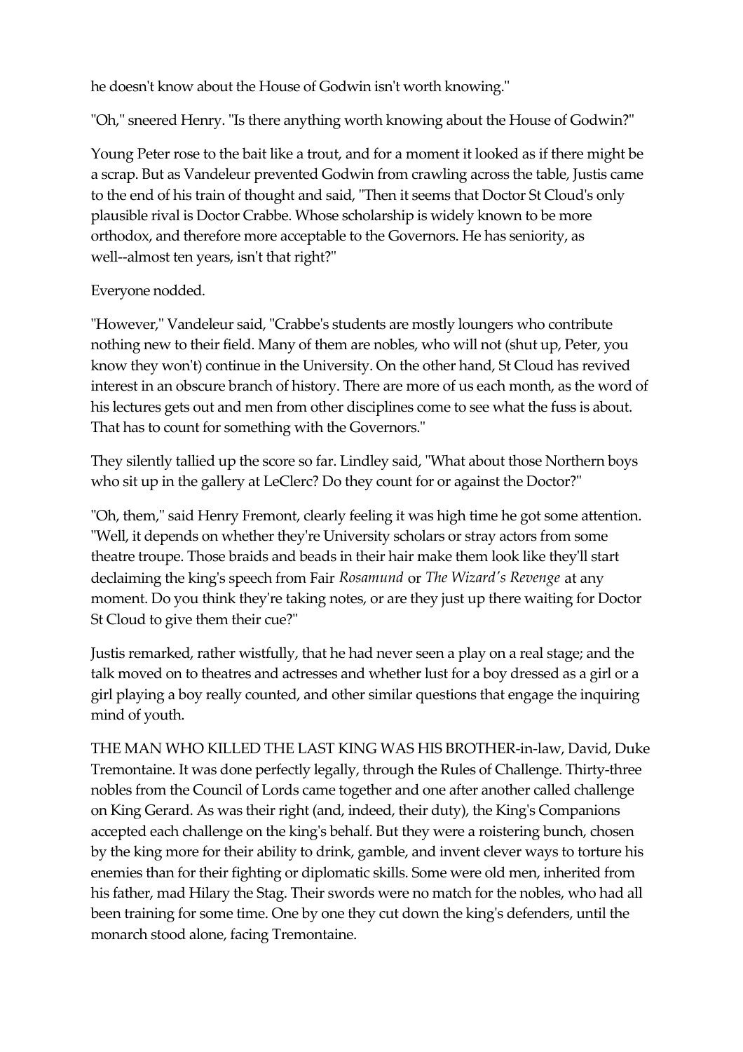he doesn't know about the House of Godwin isn't worth knowing."

"Oh," sneered Henry. "Is there anything worth knowing about the House of Godwin?"

Young Peter rose to the bait like a trout, and for a moment it looked as if there might be a scrap. But as Vandeleur prevented Godwin from crawling across the table, Justis came to the end of his train of thought and said, "Then it seems that Doctor St Cloud's only plausible rival is Doctor Crabbe. Whose scholarship is widely known to be more orthodox, and therefore more acceptable to the Governors. He has seniority, as well--almost ten years, isn't that right?"

Everyone nodded.

"However," Vandeleur said, "Crabbe's students are mostly loungers who contribute nothing new to their field. Many of them are nobles, who will not (shut up, Peter, you know they won't) continue in the University. On the other hand, St Cloud has revived interest in an obscure branch of history. There are more of us each month, as the word of his lectures gets out and men from other disciplines come to see what the fuss is about. That has to count for something with the Governors."

They silently tallied up the score so far. Lindley said, "What about those Northern boys who sit up in the gallery at LeClerc? Do they count for or against the Doctor?"

"Oh, them," said Henry Fremont, clearly feeling it was high time he got some attention. "Well, it depends on whether they're University scholars or stray actors from some theatre troupe. Those braids and beads in their hair make them look like they'll start declaiming the king's speech from Fair *Rosamund* or *The Wizard's Revenge* at any moment. Do you think they're taking notes, or are they just up there waiting for Doctor St Cloud to give them their cue?"

Justis remarked, rather wistfully, that he had never seen a play on a real stage; and the talk moved on to theatres and actresses and whether lust for a boy dressed as a girl or a girl playing a boy really counted, and other similar questions that engage the inquiring mind of youth.

THE MAN WHO KILLED THE LAST KING WAS HIS BROTHER-in-law, David, Duke Tremontaine. It was done perfectly legally, through the Rules of Challenge. Thirty-three nobles from the Council of Lords came together and one after another called challenge on King Gerard. As was their right (and, indeed, their duty), the King's Companions accepted each challenge on the king's behalf. But they were a roistering bunch, chosen by the king more for their ability to drink, gamble, and invent clever ways to torture his enemies than for their fighting or diplomatic skills. Some were old men, inherited from his father, mad Hilary the Stag. Their swords were no match for the nobles, who had all been training for some time. One by one they cut down the king's defenders, until the monarch stood alone, facing Tremontaine.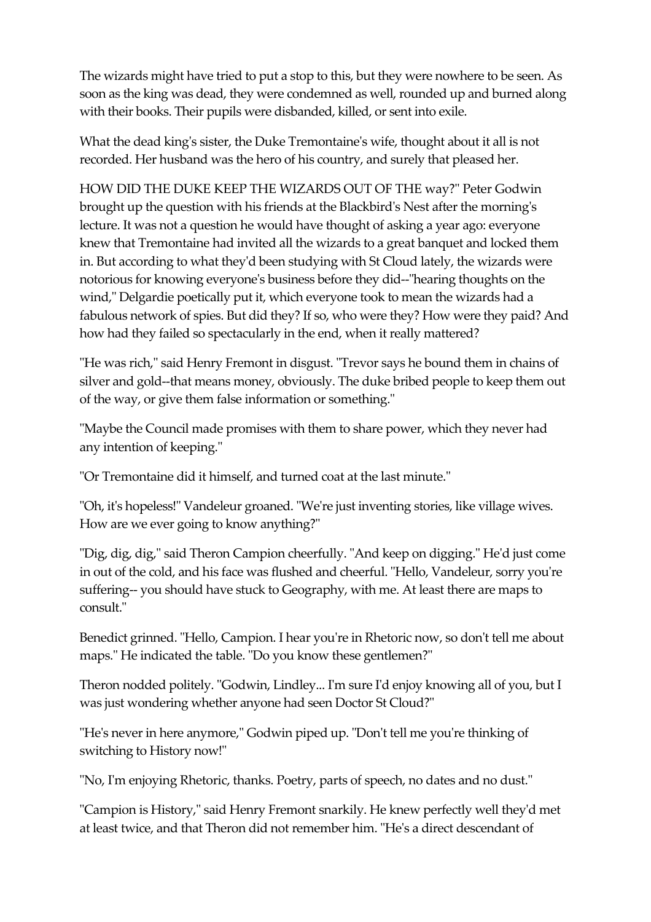The wizards might have tried to put a stop to this, but they were nowhere to be seen. As soon as the king was dead, they were condemned as well, rounded up and burned along with their books. Their pupils were disbanded, killed, or sent into exile.

What the dead king's sister, the Duke Tremontaine's wife, thought about it all is not recorded. Her husband was the hero of his country, and surely that pleased her.

HOW DID THE DUKE KEEP THE WIZARDS OUT OF THE way?" Peter Godwin brought up the question with his friends at the Blackbird's Nest after the morning's lecture. It was not a question he would have thought of asking a year ago: everyone knew that Tremontaine had invited all the wizards to a great banquet and locked them in. But according to what they'd been studying with St Cloud lately, the wizards were notorious for knowing everyone's business before they did--"hearing thoughts on the wind," Delgardie poetically put it, which everyone took to mean the wizards had a fabulous network of spies. But did they? If so, who were they? How were they paid? And how had they failed so spectacularly in the end, when it really mattered?

"He was rich," said Henry Fremont in disgust. "Trevor says he bound them in chains of silver and gold--that means money, obviously. The duke bribed people to keep them out of the way, or give them false information or something."

"Maybe the Council made promises with them to share power, which they never had any intention of keeping."

"Or Tremontaine did it himself, and turned coat at the last minute."

"Oh, it's hopeless!" Vandeleur groaned. "We're just inventing stories, like village wives. How are we ever going to know anything?"

"Dig, dig, dig," said Theron Campion cheerfully. "And keep on digging." He'd just come in out of the cold, and his face was flushed and cheerful. "Hello, Vandeleur, sorry you're suffering-- you should have stuck to Geography, with me. At least there are maps to consult."

Benedict grinned. "Hello, Campion. I hear you're in Rhetoric now, so don't tell me about maps." He indicated the table. "Do you know these gentlemen?"

Theron nodded politely. "Godwin, Lindley... I'm sure I'd enjoy knowing all of you, but I was just wondering whether anyone had seen Doctor St Cloud?"

"He's never in here anymore," Godwin piped up. "Don't tell me you're thinking of switching to History now!"

"No, I'm enjoying Rhetoric, thanks. Poetry, parts of speech, no dates and no dust."

"Campion is History," said Henry Fremont snarkily. He knew perfectly well they'd met at least twice, and that Theron did not remember him. "He's a direct descendant of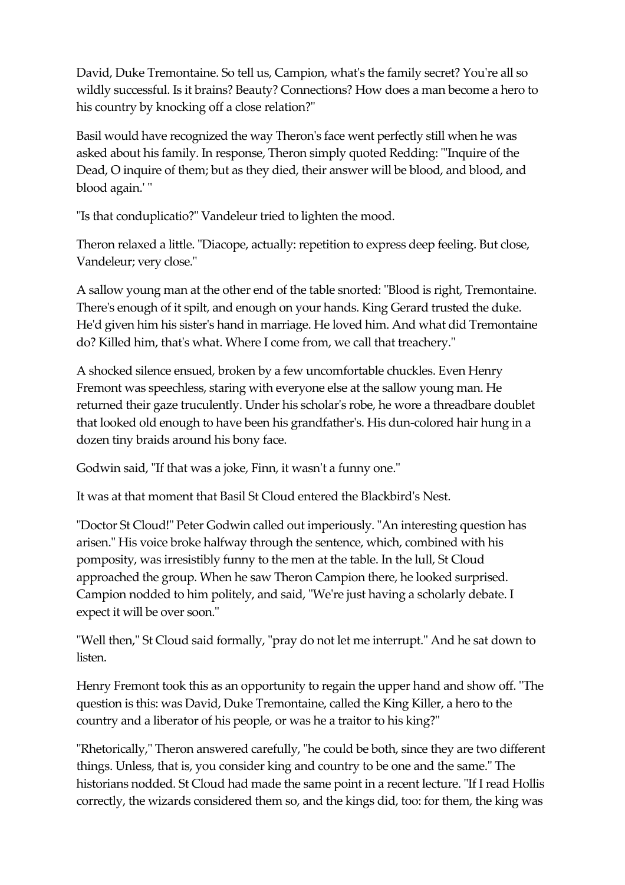David, Duke Tremontaine. So tell us, Campion, what's the family secret? You're all so wildly successful. Is it brains? Beauty? Connections? How does a man become a hero to his country by knocking off a close relation?"

Basil would have recognized the way Theron's face went perfectly still when he was asked about his family. In response, Theron simply quoted Redding: "'Inquire of the Dead, O inquire of them; but as they died, their answer will be blood, and blood, and blood again.' "

"Is that conduplicatio?" Vandeleur tried to lighten the mood.

Theron relaxed a little. "Diacope, actually: repetition to express deep feeling. But close, Vandeleur; very close."

A sallow young man at the other end of the table snorted: "Blood is right, Tremontaine. There's enough of it spilt, and enough on your hands. King Gerard trusted the duke. He'd given him his sister's hand in marriage. He loved him. And what did Tremontaine do? Killed him, that's what. Where I come from, we call that treachery."

A shocked silence ensued, broken by a few uncomfortable chuckles. Even Henry Fremont was speechless, staring with everyone else at the sallow young man. He returned their gaze truculently. Under his scholar's robe, he wore a threadbare doublet that looked old enough to have been his grandfather's. His dun-colored hair hung in a dozen tiny braids around his bony face.

Godwin said, "If that was a joke, Finn, it wasn't a funny one."

It was at that moment that Basil St Cloud entered the Blackbird's Nest.

"Doctor St Cloud!" Peter Godwin called out imperiously. "An interesting question has arisen." His voice broke halfway through the sentence, which, combined with his pomposity, was irresistibly funny to the men at the table. In the lull, St Cloud approached the group. When he saw Theron Campion there, he looked surprised. Campion nodded to him politely, and said, "We're just having a scholarly debate. I expect it will be over soon."

"Well then," St Cloud said formally, "pray do not let me interrupt." And he sat down to listen.

Henry Fremont took this as an opportunity to regain the upper hand and show off. "The question is this: was David, Duke Tremontaine, called the King Killer, a hero to the country and a liberator of his people, or was he a traitor to his king?"

"Rhetorically," Theron answered carefully, "he could be both, since they are two different things. Unless, that is, you consider king and country to be one and the same." The historians nodded. St Cloud had made the same point in a recent lecture. "If I read Hollis correctly, the wizards considered them so, and the kings did, too: for them, the king was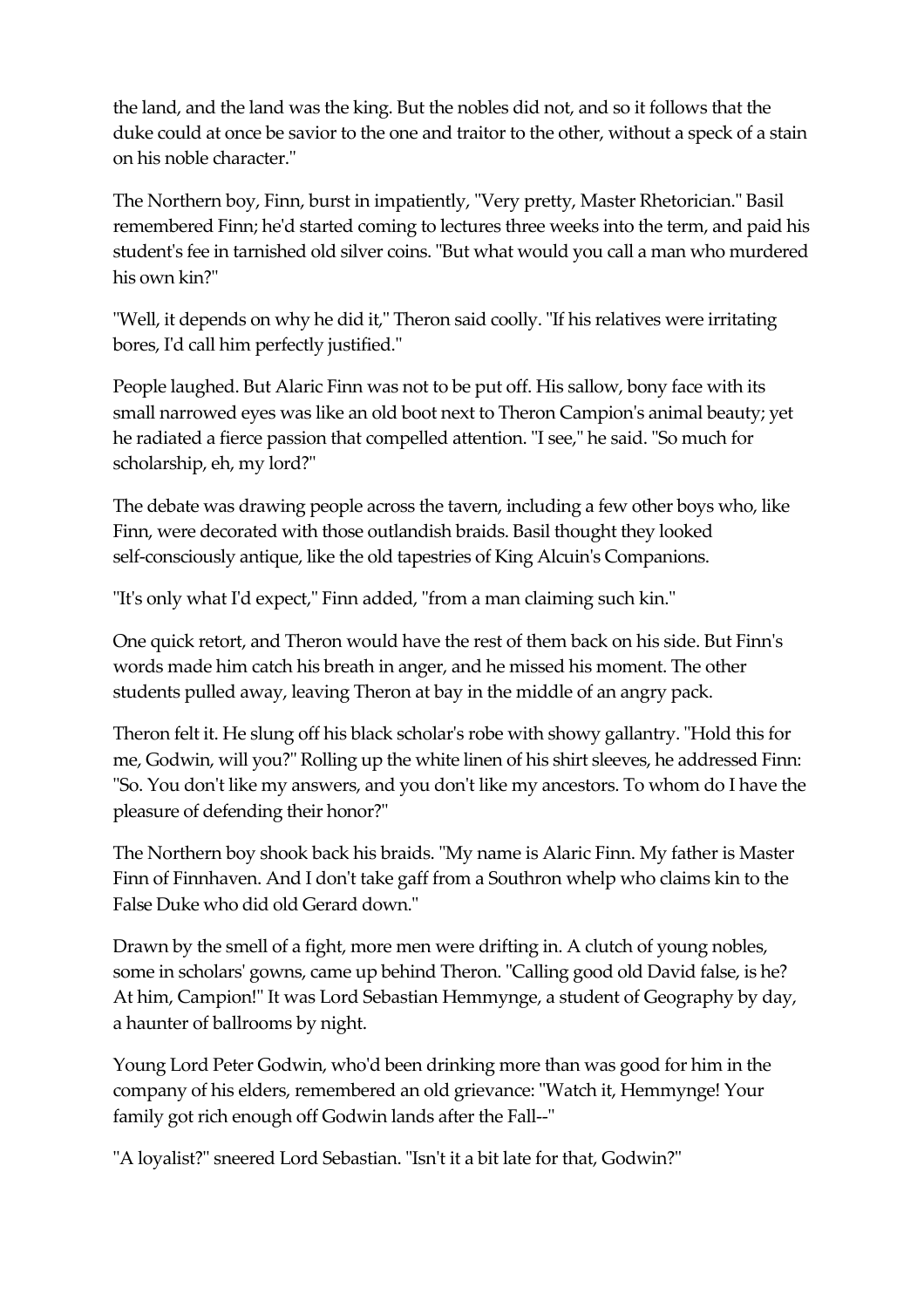the land, and the land was the king. But the nobles did not, and so it follows that the duke could at once be savior to the one and traitor to the other, without a speck of a stain on his noble character."

The Northern boy, Finn, burst in impatiently, "Very pretty, Master Rhetorician." Basil remembered Finn; he'd started coming to lectures three weeks into the term, and paid his student's fee in tarnished old silver coins. "But what would you call a man who murdered his own kin?"

"Well, it depends on why he did it," Theron said coolly. "If his relatives were irritating bores, I'd call him perfectly justified."

People laughed. But Alaric Finn was not to be put off. His sallow, bony face with its small narrowed eyes was like an old boot next to Theron Campion's animal beauty; yet he radiated a fierce passion that compelled attention. "I see," he said. "So much for scholarship, eh, my lord?"

The debate was drawing people across the tavern, including a few other boys who, like Finn, were decorated with those outlandish braids. Basil thought they looked self-consciously antique, like the old tapestries of King Alcuin's Companions.

"It's only what I'd expect," Finn added, "from a man claiming such kin."

One quick retort, and Theron would have the rest of them back on his side. But Finn's words made him catch his breath in anger, and he missed his moment. The other students pulled away, leaving Theron at bay in the middle of an angry pack.

Theron felt it. He slung off his black scholar's robe with showy gallantry. "Hold this for me, Godwin, will you?" Rolling up the white linen of his shirt sleeves, he addressed Finn: "So. You don't like my answers, and you don't like my ancestors. To whom do I have the pleasure of defending their honor?"

The Northern boy shook back his braids. "My name is Alaric Finn. My father is Master Finn of Finnhaven. And I don't take gaff from a Southron whelp who claims kin to the False Duke who did old Gerard down."

Drawn by the smell of a fight, more men were drifting in. A clutch of young nobles, some in scholars' gowns, came up behind Theron. "Calling good old David false, is he? At him, Campion!" It was Lord Sebastian Hemmynge, a student of Geography by day, a haunter of ballrooms by night.

Young Lord Peter Godwin, who'd been drinking more than was good for him in the company of his elders, remembered an old grievance: "Watch it, Hemmynge! Your family got rich enough off Godwin lands after the Fall--"

"A loyalist?" sneered Lord Sebastian. "Isn't it a bit late for that, Godwin?"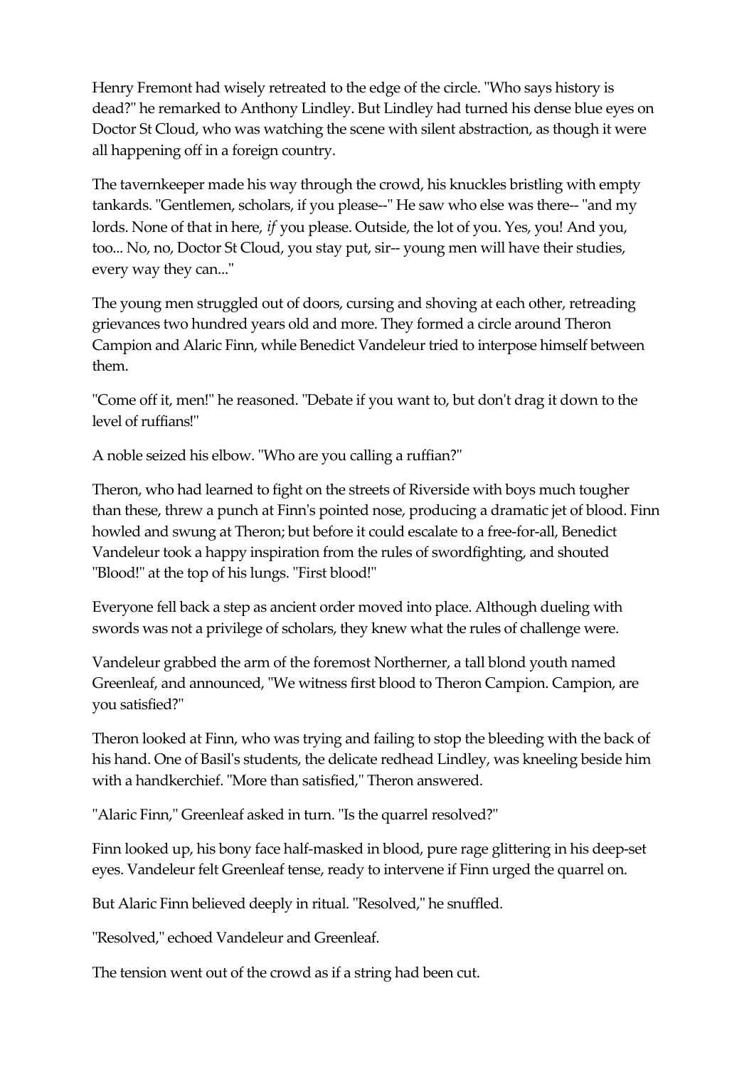Henry Fremont had wisely retreated to the edge of the circle. "Who says history is dead?" he remarked to Anthony Lindley. But Lindley had turned his dense blue eyes on Doctor St Cloud, who was watching the scene with silent abstraction, as though it were all happening off in a foreign country.

The tavernkeeper made his way through the crowd, his knuckles bristling with empty tankards. "Gentlemen, scholars, if you please--" He saw who else was there-- "and my lords. None of that in here, *if* you please. Outside, the lot of you. Yes, you! And you, too... No, no, Doctor St Cloud, you stay put, sir-- young men will have their studies, every way they can..."

The young men struggled out of doors, cursing and shoving at each other, retreading grievances two hundred years old and more. They formed a circle around Theron Campion and Alaric Finn, while Benedict Vandeleur tried to interpose himself between them.

"Come off it, men!" he reasoned. "Debate if you want to, but don't drag it down to the level of ruffians!"

A noble seized his elbow. "Who are you calling a ruffian?"

Theron, who had learned to fight on the streets of Riverside with boys much tougher than these, threw a punch at Finn's pointed nose, producing a dramatic jet of blood. Finn howled and swung at Theron; but before it could escalate to a free-for-all, Benedict Vandeleur took a happy inspiration from the rules of swordfighting, and shouted "Blood!" at the top of his lungs. "First blood!"

Everyone fell back a step as ancient order moved into place. Although dueling with swords was not a privilege of scholars, they knew what the rules of challenge were.

Vandeleur grabbed the arm of the foremost Northerner, a tall blond youth named Greenleaf, and announced, "We witness first blood to Theron Campion. Campion, are you satisfied?"

Theron looked at Finn, who was trying and failing to stop the bleeding with the back of his hand. One of Basil's students, the delicate redhead Lindley, was kneeling beside him with a handkerchief. "More than satisfied," Theron answered.

"Alaric Finn," Greenleaf asked in turn. "Is the quarrel resolved?"

Finn looked up, his bony face half-masked in blood, pure rage glittering in his deep-set eyes. Vandeleur felt Greenleaf tense, ready to intervene if Finn urged the quarrel on.

But Alaric Finn believed deeply in ritual. "Resolved," he snuffled.

"Resolved," echoed Vandeleur and Greenleaf.

The tension went out of the crowd as if a string had been cut.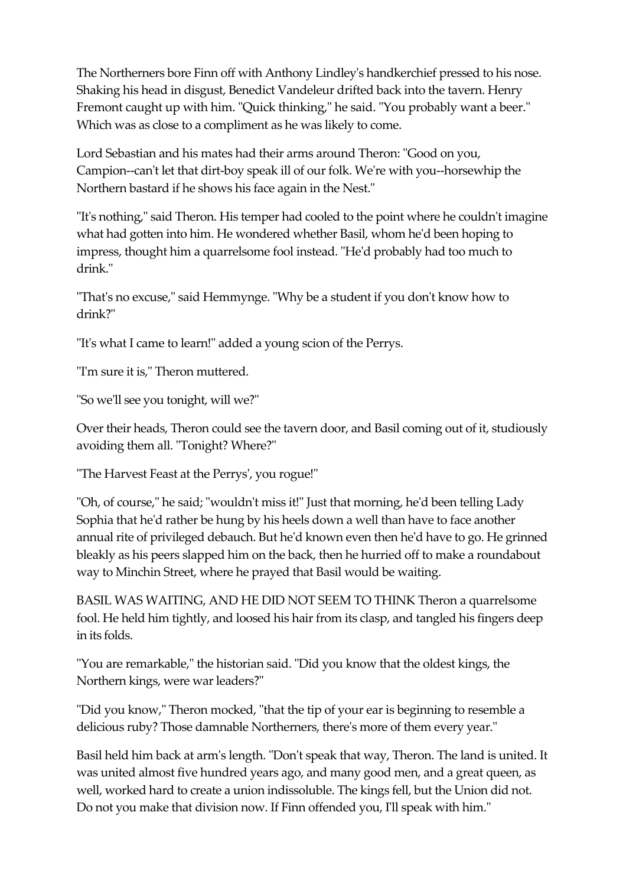The Northerners bore Finn off with Anthony Lindley's handkerchief pressed to his nose. Shaking his head in disgust, Benedict Vandeleur drifted back into the tavern. Henry Fremont caught up with him. "Quick thinking," he said. "You probably want a beer." Which was as close to a compliment as he was likely to come.

Lord Sebastian and his mates had their arms around Theron: "Good on you, Campion--can't let that dirt-boy speak ill of our folk. We're with you--horsewhip the Northern bastard if he shows his face again in the Nest."

"It's nothing," said Theron. His temper had cooled to the point where he couldn't imagine what had gotten into him. He wondered whether Basil, whom he'd been hoping to impress, thought him a quarrelsome fool instead. "He'd probably had too much to drink."

"That's no excuse," said Hemmynge. "Why be a student if you don't know how to drink?"

"It's what I came to learn!" added a young scion of the Perrys.

"I'm sure it is," Theron muttered.

"So we'll see you tonight, will we?"

Over their heads, Theron could see the tavern door, and Basil coming out of it, studiously avoiding them all. "Tonight? Where?"

"The Harvest Feast at the Perrys', you rogue!"

"Oh, of course," he said; "wouldn't miss it!" Just that morning, he'd been telling Lady Sophia that he'd rather be hung by his heels down a well than have to face another annual rite of privileged debauch. But he'd known even then he'd have to go. He grinned bleakly as his peers slapped him on the back, then he hurried off to make a roundabout way to Minchin Street, where he prayed that Basil would be waiting.

BASIL WAS WAITING, AND HE DID NOT SEEM TO THINK Theron a quarrelsome fool. He held him tightly, and loosed his hair from its clasp, and tangled his fingers deep in its folds.

"You are remarkable," the historian said. "Did you know that the oldest kings, the Northern kings, were war leaders?"

"Did you know," Theron mocked, "that the tip of your ear is beginning to resemble a delicious ruby? Those damnable Northerners, there's more of them every year."

Basil held him back at arm's length. "Don't speak that way, Theron. The land is united. It was united almost five hundred years ago, and many good men, and a great queen, as well, worked hard to create a union indissoluble. The kings fell, but the Union did not. Do not you make that division now. If Finn offended you, I'll speak with him."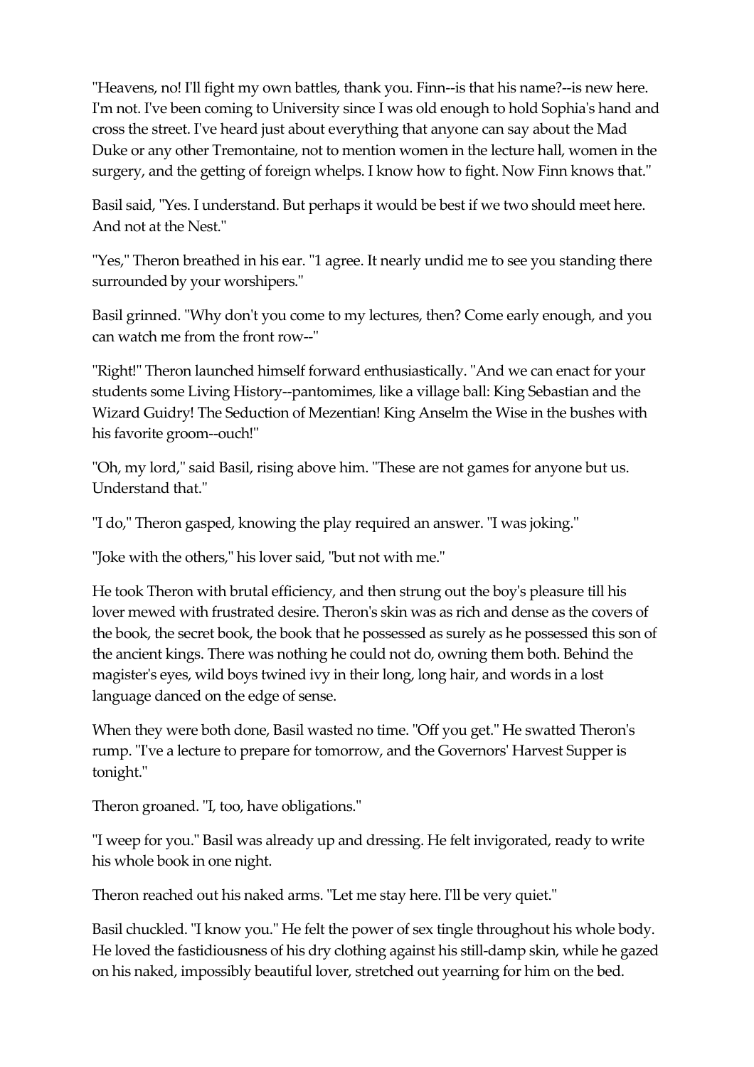"Heavens, no! I'll fight my own battles, thank you. Finn--is that his name?--is new here. I'm not. I've been coming to University since I was old enough to hold Sophia's hand and cross the street. I've heard just about everything that anyone can say about the Mad Duke or any other Tremontaine, not to mention women in the lecture hall, women in the surgery, and the getting of foreign whelps. I know how to fight. Now Finn knows that."

Basil said, "Yes. I understand. But perhaps it would be best if we two should meet here. And not at the Nest."

"Yes," Theron breathed in his ear. "1 agree. It nearly undid me to see you standing there surrounded by your worshipers."

Basil grinned. "Why don't you come to my lectures, then? Come early enough, and you can watch me from the front row--"

"Right!" Theron launched himself forward enthusiastically. "And we can enact for your students some Living History--pantomimes, like a village ball: King Sebastian and the Wizard Guidry! The Seduction of Mezentian! King Anselm the Wise in the bushes with his favorite groom--ouch!"

"Oh, my lord," said Basil, rising above him. "These are not games for anyone but us. Understand that."

"I do," Theron gasped, knowing the play required an answer. "I was joking."

"Joke with the others," his lover said, "but not with me."

He took Theron with brutal efficiency, and then strung out the boy's pleasure till his lover mewed with frustrated desire. Theron's skin was as rich and dense as the covers of the book, the secret book, the book that he possessed as surely as he possessed this son of the ancient kings. There was nothing he could not do, owning them both. Behind the magister's eyes, wild boys twined ivy in their long, long hair, and words in a lost language danced on the edge of sense.

When they were both done, Basil wasted no time. "Off you get." He swatted Theron's rump. "I've a lecture to prepare for tomorrow, and the Governors' Harvest Supper is tonight."

Theron groaned. "I, too, have obligations."

"I weep for you." Basil was already up and dressing. He felt invigorated, ready to write his whole book in one night.

Theron reached out his naked arms. "Let me stay here. I'll be very quiet."

Basil chuckled. "I know you." He felt the power of sex tingle throughout his whole body. He loved the fastidiousness of his dry clothing against his still-damp skin, while he gazed on his naked, impossibly beautiful lover, stretched out yearning for him on the bed.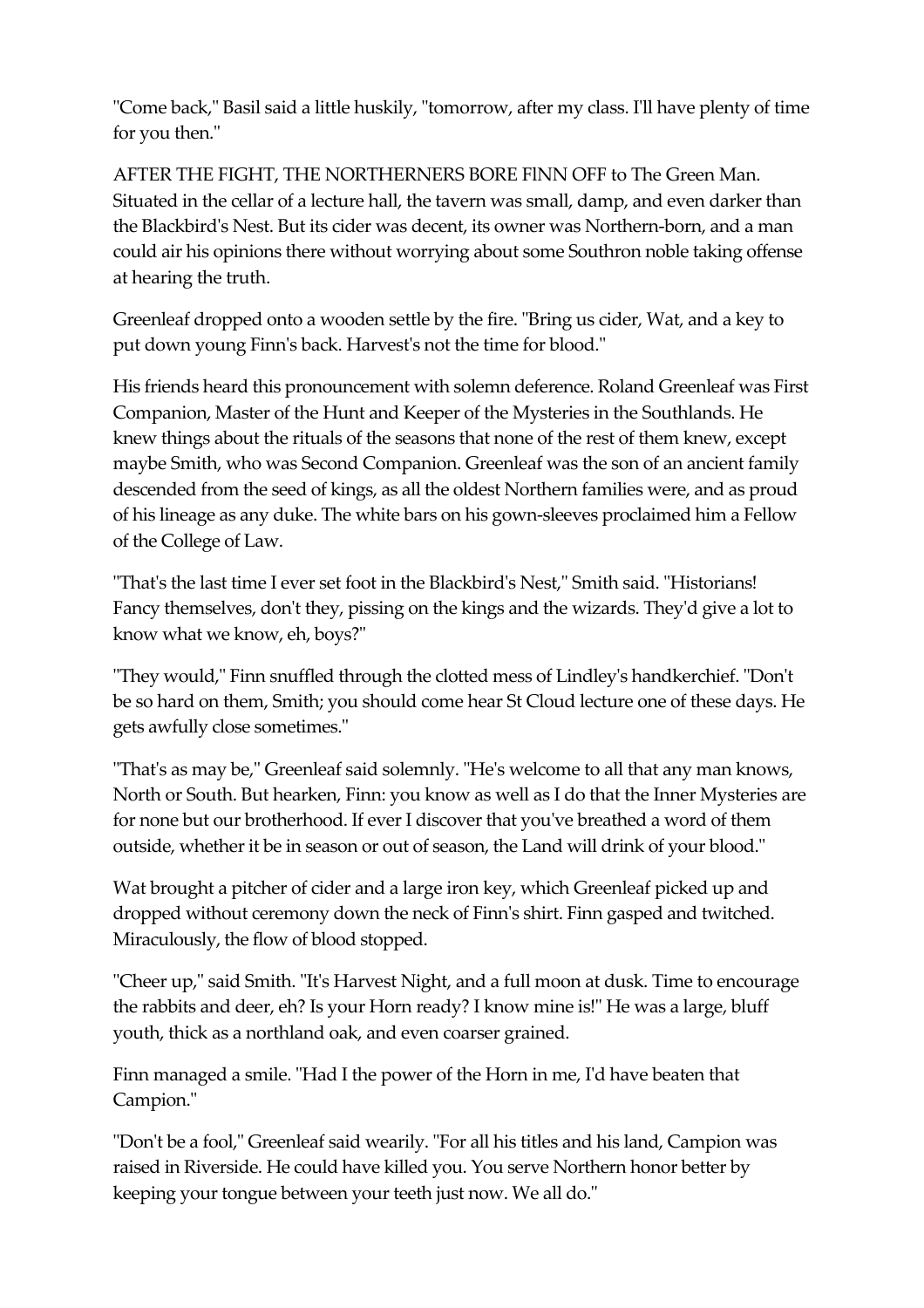"Come back," Basil said a little huskily, "tomorrow, after my class. I'll have plenty of time for you then."

AFTER THE FIGHT, THE NORTHERNERS BORE FINN OFF to The Green Man. Situated in the cellar of a lecture hall, the tavern was small, damp, and even darker than the Blackbird's Nest. But its cider was decent, its owner was Northern-born, and a man could air his opinions there without worrying about some Southron noble taking offense at hearing the truth.

Greenleaf dropped onto a wooden settle by the fire. "Bring us cider, Wat, and a key to put down young Finn's back. Harvest's not the time for blood."

His friends heard this pronouncement with solemn deference. Roland Greenleaf was First Companion, Master of the Hunt and Keeper of the Mysteries in the Southlands. He knew things about the rituals of the seasons that none of the rest of them knew, except maybe Smith, who was Second Companion. Greenleaf was the son of an ancient family descended from the seed of kings, as all the oldest Northern families were, and as proud of his lineage as any duke. The white bars on his gown-sleeves proclaimed him a Fellow of the College of Law.

"That's the last time I ever set foot in the Blackbird's Nest," Smith said. "Historians! Fancy themselves, don't they, pissing on the kings and the wizards. They'd give a lot to know what we know, eh, boys?"

"They would," Finn snuffled through the clotted mess of Lindley's handkerchief. "Don't be so hard on them, Smith; you should come hear St Cloud lecture one of these days. He gets awfully close sometimes."

"That's as may be," Greenleaf said solemnly. "He's welcome to all that any man knows, North or South. But hearken, Finn: you know as well as I do that the Inner Mysteries are for none but our brotherhood. If ever I discover that you've breathed a word of them outside, whether it be in season or out of season, the Land will drink of your blood."

Wat brought a pitcher of cider and a large iron key, which Greenleaf picked up and dropped without ceremony down the neck of Finn's shirt. Finn gasped and twitched. Miraculously, the flow of blood stopped.

"Cheer up," said Smith. "It's Harvest Night, and a full moon at dusk. Time to encourage the rabbits and deer, eh? Is your Horn ready? I know mine is!" He was a large, bluff youth, thick as a northland oak, and even coarser grained.

Finn managed a smile. "Had I the power of the Horn in me, I'd have beaten that Campion."

"Don't be a fool," Greenleaf said wearily. "For all his titles and his land, Campion was raised in Riverside. He could have killed you. You serve Northern honor better by keeping your tongue between your teeth just now. We all do."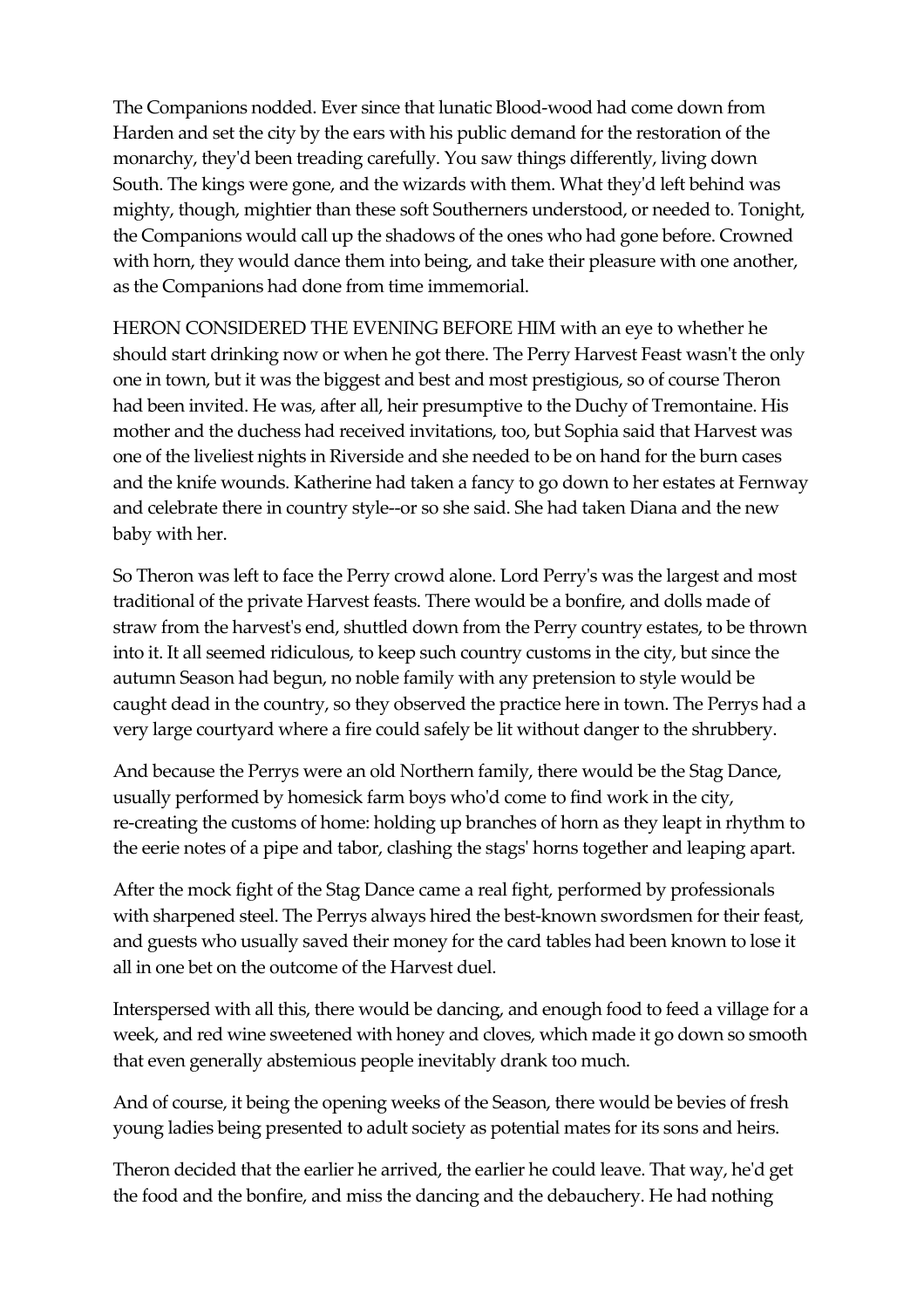The Companions nodded. Ever since that lunatic Blood-wood had come down from Harden and set the city by the ears with his public demand for the restoration of the monarchy, they'd been treading carefully. You saw things differently, living down South. The kings were gone, and the wizards with them. What they'd left behind was mighty, though, mightier than these soft Southerners understood, or needed to. Tonight, the Companions would call up the shadows of the ones who had gone before. Crowned with horn, they would dance them into being, and take their pleasure with one another, as the Companions had done from time immemorial.

HERON CONSIDERED THE EVENING BEFORE HIM with an eye to whether he should start drinking now or when he got there. The Perry Harvest Feast wasn't the only one in town, but it was the biggest and best and most prestigious, so of course Theron had been invited. He was, after all, heir presumptive to the Duchy of Tremontaine. His mother and the duchess had received invitations, too, but Sophia said that Harvest was one of the liveliest nights in Riverside and she needed to be on hand for the burn cases and the knife wounds. Katherine had taken a fancy to go down to her estates at Fernway and celebrate there in country style--or so she said. She had taken Diana and the new baby with her.

So Theron was left to face the Perry crowd alone. Lord Perry's was the largest and most traditional of the private Harvest feasts. There would be a bonfire, and dolls made of straw from the harvest's end, shuttled down from the Perry country estates, to be thrown into it. It all seemed ridiculous, to keep such country customs in the city, but since the autumn Season had begun, no noble family with any pretension to style would be caught dead in the country, so they observed the practice here in town. The Perrys had a very large courtyard where a fire could safely be lit without danger to the shrubbery.

And because the Perrys were an old Northern family, there would be the Stag Dance, usually performed by homesick farm boys who'd come to find work in the city, re-creating the customs of home: holding up branches of horn as they leapt in rhythm to the eerie notes of a pipe and tabor, clashing the stags' horns together and leaping apart.

After the mock fight of the Stag Dance came a real fight, performed by professionals with sharpened steel. The Perrys always hired the best-known swordsmen for their feast, and guests who usually saved their money for the card tables had been known to lose it all in one bet on the outcome of the Harvest duel.

Interspersed with all this, there would be dancing, and enough food to feed a village for a week, and red wine sweetened with honey and cloves, which made it go down so smooth that even generally abstemious people inevitably drank too much.

And of course, it being the opening weeks of the Season, there would be bevies of fresh young ladies being presented to adult society as potential mates for its sons and heirs.

Theron decided that the earlier he arrived, the earlier he could leave. That way, he'd get the food and the bonfire, and miss the dancing and the debauchery. He had nothing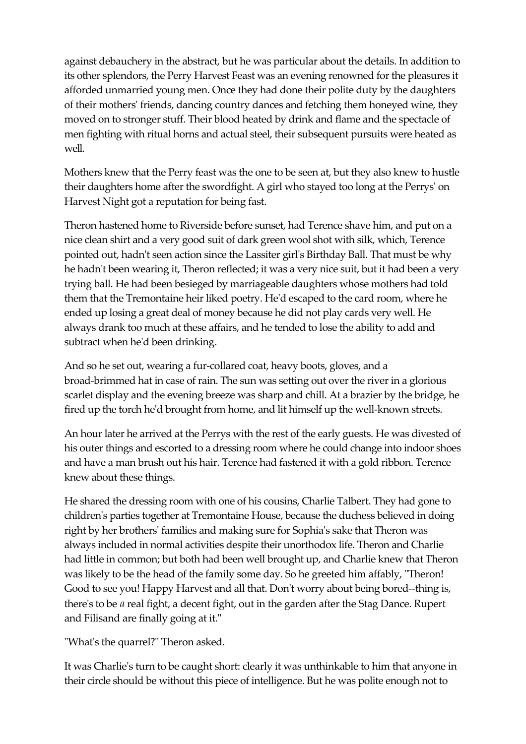against debauchery in the abstract, but he was particular about the details. In addition to its other splendors, the Perry Harvest Feast was an evening renowned for the pleasures it afforded unmarried young men. Once they had done their polite duty by the daughters of their mothers' friends, dancing country dances and fetching them honeyed wine, they moved on to stronger stuff. Their blood heated by drink and flame and the spectacle of men fighting with ritual horns and actual steel, their subsequent pursuits were heated as well.

Mothers knew that the Perry feast was the one to be seen at, but they also knew to hustle their daughters home after the swordfight. A girl who stayed too long at the Perrys' on Harvest Night got a reputation for being fast.

Theron hastened home to Riverside before sunset, had Terence shave him, and put on a nice clean shirt and a very good suit of dark green wool shot with silk, which, Terence pointed out, hadn't seen action since the Lassiter girl's Birthday Ball. That must be why he hadn't been wearing it, Theron reflected; it was a very nice suit, but it had been a very trying ball. He had been besieged by marriageable daughters whose mothers had told them that the Tremontaine heir liked poetry. He'd escaped to the card room, where he ended up losing a great deal of money because he did not play cards very well. He always drank too much at these affairs, and he tended to lose the ability to add and subtract when he'd been drinking.

And so he set out, wearing a fur-collared coat, heavy boots, gloves, and a broad-brimmed hat in case of rain. The sun was setting out over the river in a glorious scarlet display and the evening breeze was sharp and chill. At a brazier by the bridge, he fired up the torch he'd brought from home, and lit himself up the well-known streets.

An hour later he arrived at the Perrys with the rest of the early guests. He was divested of his outer things and escorted to a dressing room where he could change into indoor shoes and have a man brush out his hair. Terence had fastened it with a gold ribbon. Terence knew about these things.

He shared the dressing room with one of his cousins, Charlie Talbert. They had gone to children's parties together at Tremontaine House, because the duchess believed in doing right by her brothers' families and making sure for Sophia's sake that Theron was always included in normal activities despite their unorthodox life. Theron and Charlie had little in common; but both had been well brought up, and Charlie knew that Theron was likely to be the head of the family some day. So he greeted him affably, "Theron! Good to see you! Happy Harvest and all that. Don't worry about being bored--thing is, there's to be *a* real fight, a decent fight, out in the garden after the Stag Dance. Rupert and Filisand are finally going at it."

"What's the quarrel?" Theron asked.

It was Charlie's turn to be caught short: clearly it was unthinkable to him that anyone in their circle should be without this piece of intelligence. But he was polite enough not to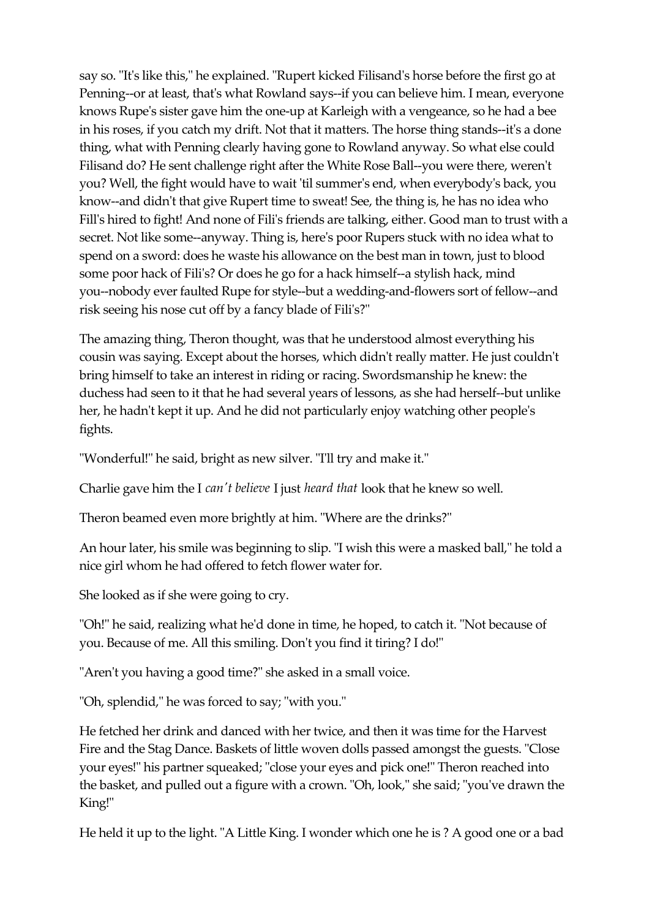say so. "It's like this," he explained. "Rupert kicked Filisand's horse before the first go at Penning--or at least, that's what Rowland says--if you can believe him. I mean, everyone knows Rupe's sister gave him the one-up at Karleigh with a vengeance, so he had a bee in his roses, if you catch my drift. Not that it matters. The horse thing stands--it's a done thing, what with Penning clearly having gone to Rowland anyway. So what else could Filisand do? He sent challenge right after the White Rose Ball--you were there, weren't you? Well, the fight would have to wait 'til summer's end, when everybody's back, you know--and didn't that give Rupert time to sweat! See, the thing is, he has no idea who Fill's hired to fight! And none of Fili's friends are talking, either. Good man to trust with a secret. Not like some--anyway. Thing is, here's poor Rupers stuck with no idea what to spend on a sword: does he waste his allowance on the best man in town, just to blood some poor hack of Fili's? Or does he go for a hack himself--a stylish hack, mind you--nobody ever faulted Rupe for style--but a wedding-and-flowers sort of fellow--and risk seeing his nose cut off by a fancy blade of Fili's?"

The amazing thing, Theron thought, was that he understood almost everything his cousin was saying. Except about the horses, which didn't really matter. He just couldn't bring himself to take an interest in riding or racing. Swordsmanship he knew: the duchess had seen to it that he had several years of lessons, as she had herself--but unlike her, he hadn't kept it up. And he did not particularly enjoy watching other people's fights.

"Wonderful!" he said, bright as new silver. "I'll try and make it."

Charlie gave him the I *can't believe* I just *heard that* look that he knew so well.

Theron beamed even more brightly at him. "Where are the drinks?"

An hour later, his smile was beginning to slip. "I wish this were a masked ball," he told a nice girl whom he had offered to fetch flower water for.

She looked as if she were going to cry.

"Oh!" he said, realizing what he'd done in time, he hoped, to catch it. "Not because of you. Because of me. All this smiling. Don't you find it tiring? I do!"

"Aren't you having a good time?" she asked in a small voice.

"Oh, splendid," he was forced to say; "with you."

He fetched her drink and danced with her twice, and then it was time for the Harvest Fire and the Stag Dance. Baskets of little woven dolls passed amongst the guests. "Close your eyes!" his partner squeaked; "close your eyes and pick one!" Theron reached into the basket, and pulled out a figure with a crown. "Oh, look," she said; "you've drawn the King!"

He held it up to the light. "A Little King. I wonder which one he is ? A good one or a bad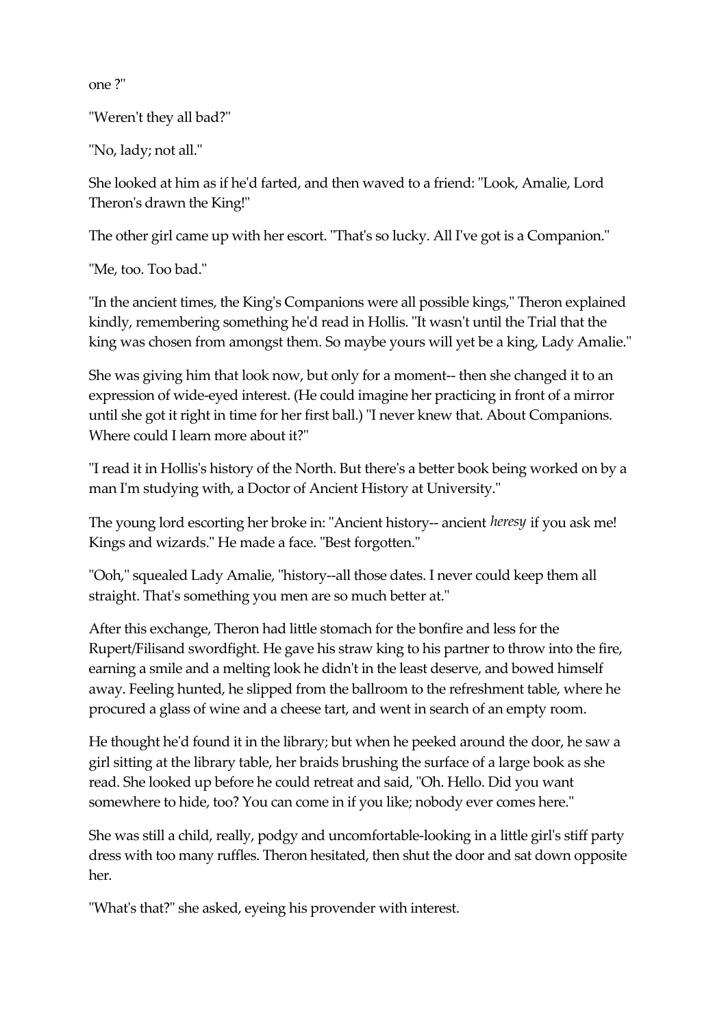one ?"

"Weren't they all bad?"

"No, lady; not all."

She looked at him as if he'd farted, and then waved to a friend: "Look, Amalie, Lord Theron's drawn the King!"

The other girl came up with her escort. "That's so lucky. All I've got is a Companion."

"Me, too. Too bad."

"In the ancient times, the King's Companions were all possible kings," Theron explained kindly, remembering something he'd read in Hollis. "It wasn't until the Trial that the king was chosen from amongst them. So maybe yours will yet be a king, Lady Amalie."

She was giving him that look now, but only for a moment-- then she changed it to an expression of wide-eyed interest. (He could imagine her practicing in front of a mirror until she got it right in time for her first ball.) "I never knew that. About Companions. Where could I learn more about it?"

"I read it in Hollis's history of the North. But there's a better book being worked on by a man I'm studying with, a Doctor of Ancient History at University."

The young lord escorting her broke in: "Ancient history-- ancient *heresy* if you ask me! Kings and wizards." He made a face. "Best forgotten."

"Ooh," squealed Lady Amalie, "history--all those dates. I never could keep them all straight. That's something you men are so much better at."

After this exchange, Theron had little stomach for the bonfire and less for the Rupert/Filisand swordfight. He gave his straw king to his partner to throw into the fire, earning a smile and a melting look he didn't in the least deserve, and bowed himself away. Feeling hunted, he slipped from the ballroom to the refreshment table, where he procured a glass of wine and a cheese tart, and went in search of an empty room.

He thought he'd found it in the library; but when he peeked around the door, he saw a girl sitting at the library table, her braids brushing the surface of a large book as she read. She looked up before he could retreat and said, "Oh. Hello. Did you want somewhere to hide, too? You can come in if you like; nobody ever comes here."

She was still a child, really, podgy and uncomfortable-looking in a little girl's stiff party dress with too many ruffles. Theron hesitated, then shut the door and sat down opposite her.

"What's that?" she asked, eyeing his provender with interest.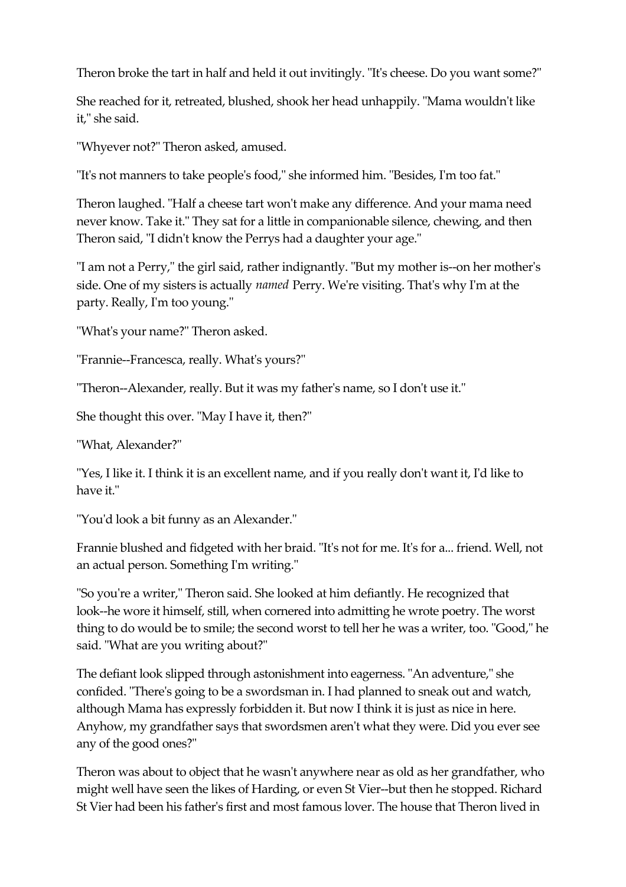Theron broke the tart in half and held it out invitingly. "It's cheese. Do you want some?"

She reached for it, retreated, blushed, shook her head unhappily. "Mama wouldn't like it," she said.

"Whyever not?" Theron asked, amused.

"It's not manners to take people's food," she informed him. "Besides, I'm too fat."

Theron laughed. "Half a cheese tart won't make any difference. And your mama need never know. Take it." They sat for a little in companionable silence, chewing, and then Theron said, "I didn't know the Perrys had a daughter your age."

"I am not a Perry," the girl said, rather indignantly. "But my mother is--on her mother's side. One of my sisters is actually *named* Perry. We're visiting. That's why I'm at the party. Really, I'm too young."

"What's your name?" Theron asked.

"Frannie--Francesca, really. What's yours?"

"Theron--Alexander, really. But it was my father's name, so I don't use it."

She thought this over. "May I have it, then?"

"What, Alexander?"

"Yes, I like it. I think it is an excellent name, and if you really don't want it, I'd like to have it."

"You'd look a bit funny as an Alexander."

Frannie blushed and fidgeted with her braid. "It's not for me. It's for a... friend. Well, not an actual person. Something I'm writing."

"So you're a writer," Theron said. She looked at him defiantly. He recognized that look--he wore it himself, still, when cornered into admitting he wrote poetry. The worst thing to do would be to smile; the second worst to tell her he was a writer, too. "Good," he said. "What are you writing about?"

The defiant look slipped through astonishment into eagerness. "An adventure," she confided. "There's going to be a swordsman in. I had planned to sneak out and watch, although Mama has expressly forbidden it. But now I think it is just as nice in here. Anyhow, my grandfather says that swordsmen aren't what they were. Did you ever see any of the good ones?"

Theron was about to object that he wasn't anywhere near as old as her grandfather, who might well have seen the likes of Harding, or even St Vier--but then he stopped. Richard St Vier had been his father's first and most famous lover. The house that Theron lived in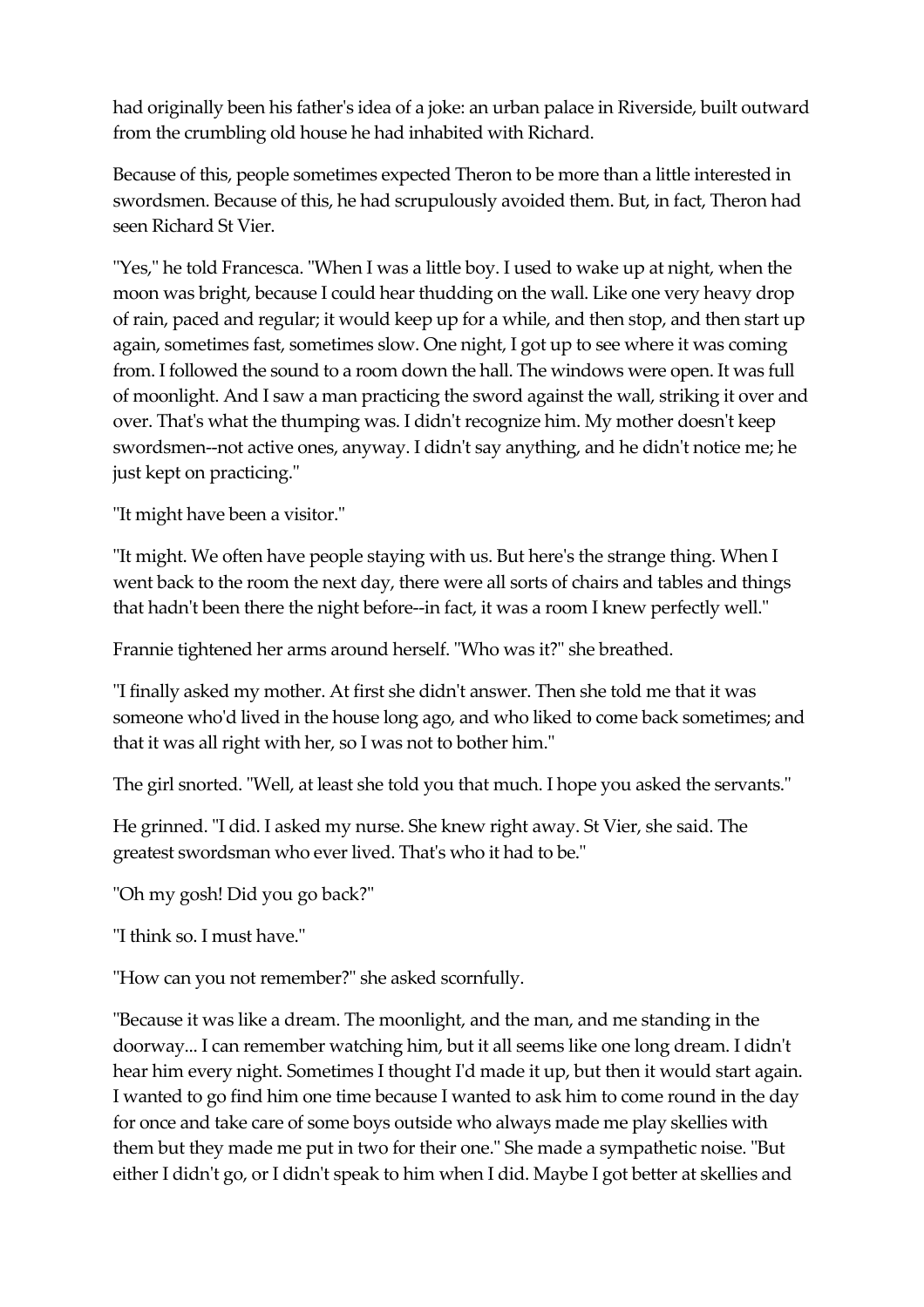had originally been his father's idea of a joke: an urban palace in Riverside, built outward from the crumbling old house he had inhabited with Richard.

Because of this, people sometimes expected Theron to be more than a little interested in swordsmen. Because of this, he had scrupulously avoided them. But, in fact, Theron had seen Richard St Vier.

"Yes," he told Francesca. "When I was a little boy. I used to wake up at night, when the moon was bright, because I could hear thudding on the wall. Like one very heavy drop of rain, paced and regular; it would keep up for a while, and then stop, and then start up again, sometimes fast, sometimes slow. One night, I got up to see where it was coming from. I followed the sound to a room down the hall. The windows were open. It was full of moonlight. And I saw a man practicing the sword against the wall, striking it over and over. That's what the thumping was. I didn't recognize him. My mother doesn't keep swordsmen--not active ones, anyway. I didn't say anything, and he didn't notice me; he just kept on practicing."

"It might have been a visitor."

"It might. We often have people staying with us. But here's the strange thing. When I went back to the room the next day, there were all sorts of chairs and tables and things that hadn't been there the night before--in fact, it was a room I knew perfectly well."

Frannie tightened her arms around herself. "Who was it?" she breathed.

"I finally asked my mother. At first she didn't answer. Then she told me that it was someone who'd lived in the house long ago, and who liked to come back sometimes; and that it was all right with her, so I was not to bother him."

The girl snorted. "Well, at least she told you that much. I hope you asked the servants."

He grinned. "I did. I asked my nurse. She knew right away. St Vier, she said. The greatest swordsman who ever lived. That's who it had to be."

"Oh my gosh! Did you go back?"

"I think so. I must have."

"How can you not remember?" she asked scornfully.

"Because it was like a dream. The moonlight, and the man, and me standing in the doorway... I can remember watching him, but it all seems like one long dream. I didn't hear him every night. Sometimes I thought I'd made it up, but then it would start again. I wanted to go find him one time because I wanted to ask him to come round in the day for once and take care of some boys outside who always made me play skellies with them but they made me put in two for their one." She made a sympathetic noise. "But either I didn't go, or I didn't speak to him when I did. Maybe I got better at skellies and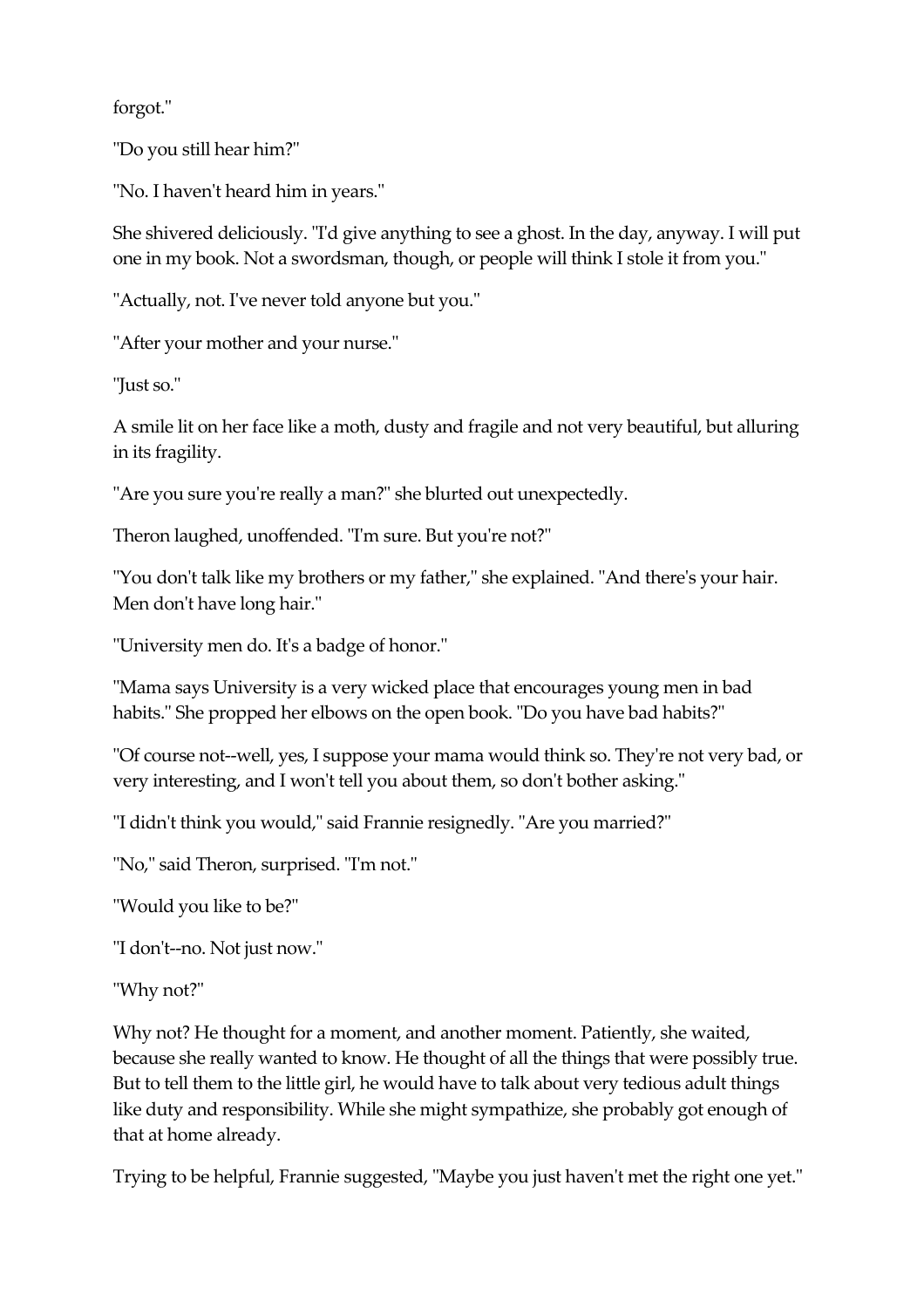forgot."

"Do you still hear him?"

"No. I haven't heard him in years."

She shivered deliciously. "I'd give anything to see a ghost. In the day, anyway. I will put one in my book. Not a swordsman, though, or people will think I stole it from you."

"Actually, not. I've never told anyone but you."

"After your mother and your nurse."

"Just so."

A smile lit on her face like a moth, dusty and fragile and not very beautiful, but alluring in its fragility.

"Are you sure you're really a man?" she blurted out unexpectedly.

Theron laughed, unoffended. "I'm sure. But you're not?"

"You don't talk like my brothers or my father," she explained. "And there's your hair. Men don't have long hair."

"University men do. It's a badge of honor."

"Mama says University is a very wicked place that encourages young men in bad habits." She propped her elbows on the open book. "Do you have bad habits?"

"Of course not--well, yes, I suppose your mama would think so. They're not very bad, or very interesting, and I won't tell you about them, so don't bother asking."

"I didn't think you would," said Frannie resignedly. "Are you married?"

"No," said Theron, surprised. "I'm not."

"Would you like to be?"

"I don't--no. Not just now."

"Why not?"

Why not? He thought for a moment, and another moment. Patiently, she waited, because she really wanted to know. He thought of all the things that were possibly true. But to tell them to the little girl, he would have to talk about very tedious adult things like duty and responsibility. While she might sympathize, she probably got enough of that at home already.

Trying to be helpful, Frannie suggested, "Maybe you just haven't met the right one yet."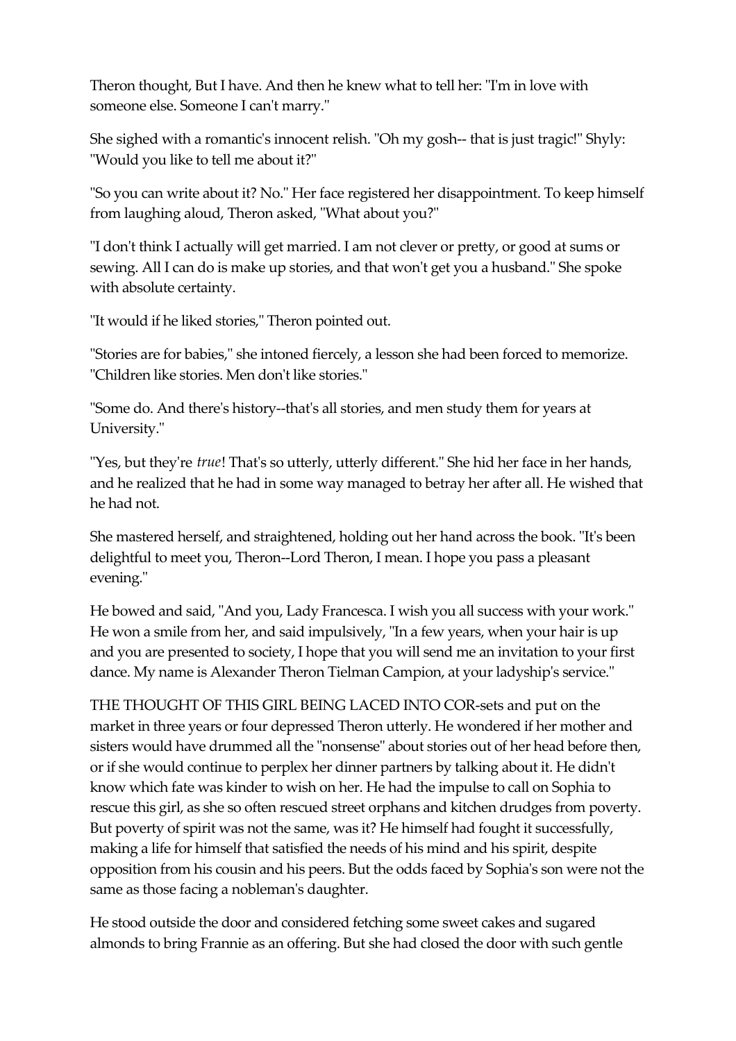Theron thought, But I have. And then he knew what to tell her: "I'm in love with someone else. Someone I can't marry."

She sighed with a romantic's innocent relish. "Oh my gosh-- that is just tragic!" Shyly: "Would you like to tell me about it?"

"So you can write about it? No." Her face registered her disappointment. To keep himself from laughing aloud, Theron asked, "What about you?"

"I don't think I actually will get married. I am not clever or pretty, or good at sums or sewing. All I can do is make up stories, and that won't get you a husband." She spoke with absolute certainty.

"It would if he liked stories," Theron pointed out.

"Stories are for babies," she intoned fiercely, a lesson she had been forced to memorize. "Children like stories. Men don't like stories."

"Some do. And there's history--that's all stories, and men study them for years at University."

"Yes, but they're *true*! That's so utterly, utterly different." She hid her face in her hands, and he realized that he had in some way managed to betray her after all. He wished that he had not.

She mastered herself, and straightened, holding out her hand across the book. "It's been delightful to meet you, Theron--Lord Theron, I mean. I hope you pass a pleasant evening."

He bowed and said, "And you, Lady Francesca. I wish you all success with your work." He won a smile from her, and said impulsively, "In a few years, when your hair is up and you are presented to society, I hope that you will send me an invitation to your first dance. My name is Alexander Theron Tielman Campion, at your ladyship's service."

THE THOUGHT OF THIS GIRL BEING LACED INTO COR-sets and put on the market in three years or four depressed Theron utterly. He wondered if her mother and sisters would have drummed all the "nonsense" about stories out of her head before then, or if she would continue to perplex her dinner partners by talking about it. He didn't know which fate was kinder to wish on her. He had the impulse to call on Sophia to rescue this girl, as she so often rescued street orphans and kitchen drudges from poverty. But poverty of spirit was not the same, was it? He himself had fought it successfully, making a life for himself that satisfied the needs of his mind and his spirit, despite opposition from his cousin and his peers. But the odds faced by Sophia's son were not the same as those facing a nobleman's daughter.

He stood outside the door and considered fetching some sweet cakes and sugared almonds to bring Frannie as an offering. But she had closed the door with such gentle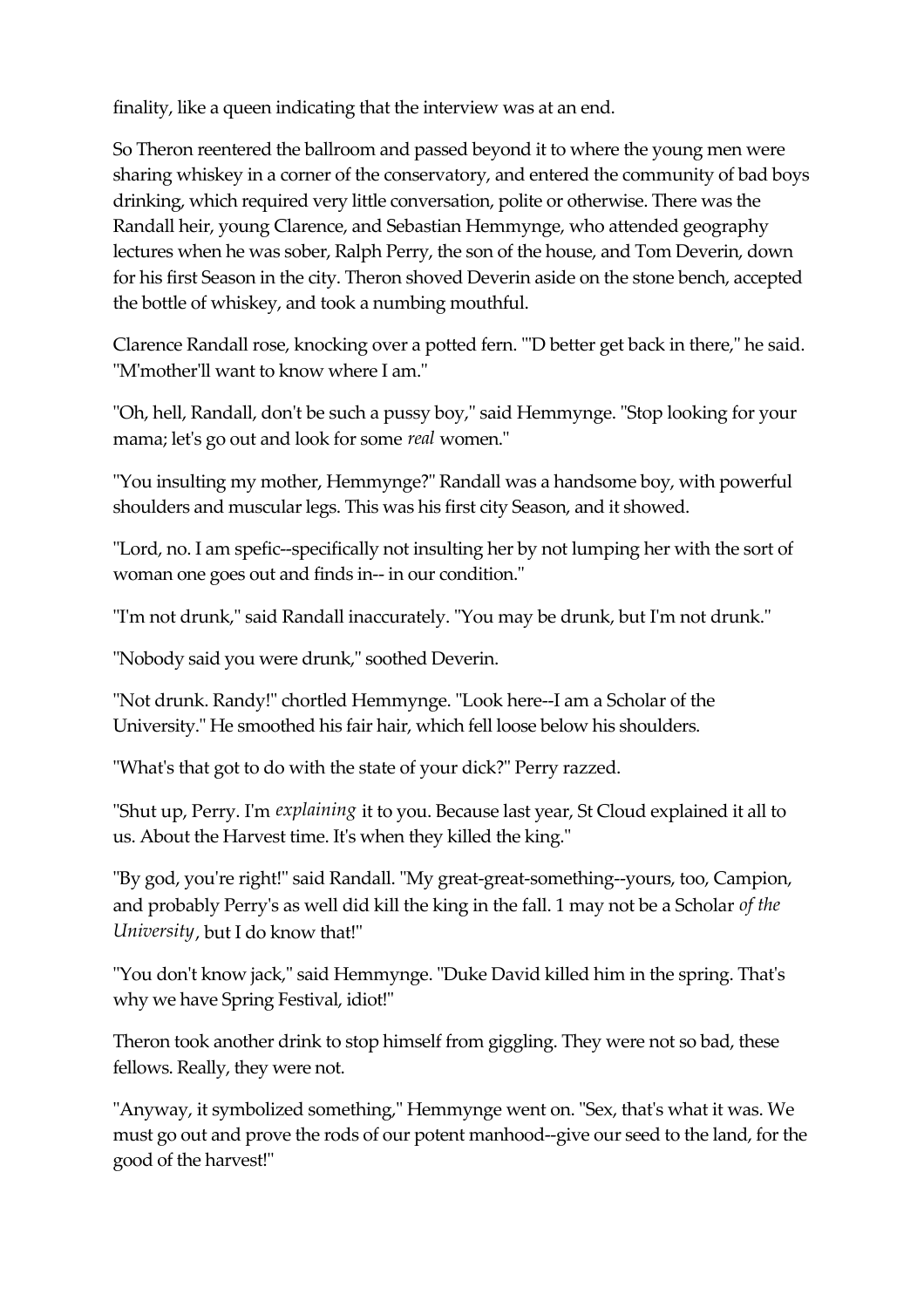finality, like a queen indicating that the interview was at an end.

So Theron reentered the ballroom and passed beyond it to where the young men were sharing whiskey in a corner of the conservatory, and entered the community of bad boys drinking, which required very little conversation, polite or otherwise. There was the Randall heir, young Clarence, and Sebastian Hemmynge, who attended geography lectures when he was sober, Ralph Perry, the son of the house, and Tom Deverin, down for his first Season in the city. Theron shoved Deverin aside on the stone bench, accepted the bottle of whiskey, and took a numbing mouthful.

Clarence Randall rose, knocking over a potted fern. "'D better get back in there," he said. "M'mother'll want to know where I am."

"Oh, hell, Randall, don't be such a pussy boy," said Hemmynge. "Stop looking for your mama; let's go out and look for some *real* women."

"You insulting my mother, Hemmynge?" Randall was a handsome boy, with powerful shoulders and muscular legs. This was his first city Season, and it showed.

"Lord, no. I am spefic--specifically not insulting her by not lumping her with the sort of woman one goes out and finds in-- in our condition."

"I'm not drunk," said Randall inaccurately. "You may be drunk, but I'm not drunk."

"Nobody said you were drunk," soothed Deverin.

"Not drunk. Randy!" chortled Hemmynge. "Look here--I am a Scholar of the University." He smoothed his fair hair, which fell loose below his shoulders.

"What's that got to do with the state of your dick?" Perry razzed.

"Shut up, Perry. I'm *explaining* it to you. Because last year, St Cloud explained it all to us. About the Harvest time. It's when they killed the king."

"By god, you're right!" said Randall. "My great-great-something--yours, too, Campion, and probably Perry's as well did kill the king in the fall. 1 may not be a Scholar *of the University*, but I do know that!"

"You don't know jack," said Hemmynge. "Duke David killed him in the spring. That's why we have Spring Festival, idiot!"

Theron took another drink to stop himself from giggling. They were not so bad, these fellows. Really, they were not.

"Anyway, it symbolized something," Hemmynge went on. "Sex, that's what it was. We must go out and prove the rods of our potent manhood--give our seed to the land, for the good of the harvest!"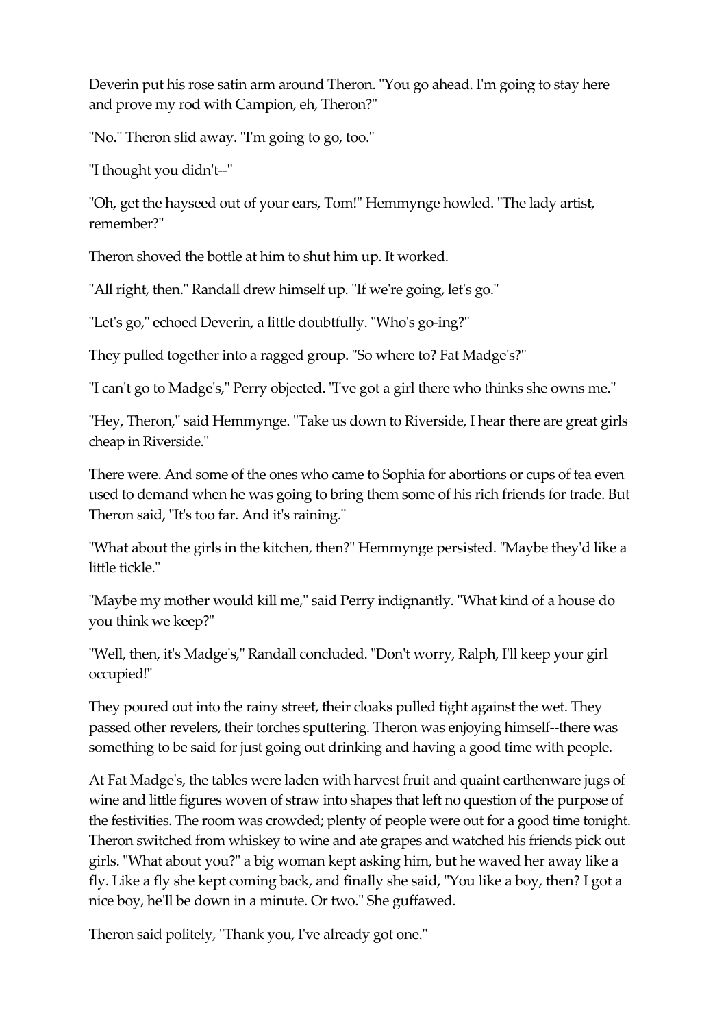Deverin put his rose satin arm around Theron. "You go ahead. I'm going to stay here and prove my rod with Campion, eh, Theron?"

"No." Theron slid away. "I'm going to go, too."

"I thought you didn't--"

"Oh, get the hayseed out of your ears, Tom!" Hemmynge howled. "The lady artist, remember?"

Theron shoved the bottle at him to shut him up. It worked.

"All right, then." Randall drew himself up. "If we're going, let's go."

"Let's go," echoed Deverin, a little doubtfully. "Who's go-ing?"

They pulled together into a ragged group. "So where to? Fat Madge's?"

"I can't go to Madge's," Perry objected. "I've got a girl there who thinks she owns me."

"Hey, Theron," said Hemmynge. "Take us down to Riverside, I hear there are great girls cheap in Riverside."

There were. And some of the ones who came to Sophia for abortions or cups of tea even used to demand when he was going to bring them some of his rich friends for trade. But Theron said, "It's too far. And it's raining."

"What about the girls in the kitchen, then?" Hemmynge persisted. "Maybe they'd like a little tickle."

"Maybe my mother would kill me," said Perry indignantly. "What kind of a house do you think we keep?"

"Well, then, it's Madge's," Randall concluded. "Don't worry, Ralph, I'll keep your girl occupied!"

They poured out into the rainy street, their cloaks pulled tight against the wet. They passed other revelers, their torches sputtering. Theron was enjoying himself--there was something to be said for just going out drinking and having a good time with people.

At Fat Madge's, the tables were laden with harvest fruit and quaint earthenware jugs of wine and little figures woven of straw into shapes that left no question of the purpose of the festivities. The room was crowded; plenty of people were out for a good time tonight. Theron switched from whiskey to wine and ate grapes and watched his friends pick out girls. "What about you?" a big woman kept asking him, but he waved her away like a fly. Like a fly she kept coming back, and finally she said, "You like a boy, then? I got a nice boy, he'll be down in a minute. Or two." She guffawed.

Theron said politely, "Thank you, I've already got one."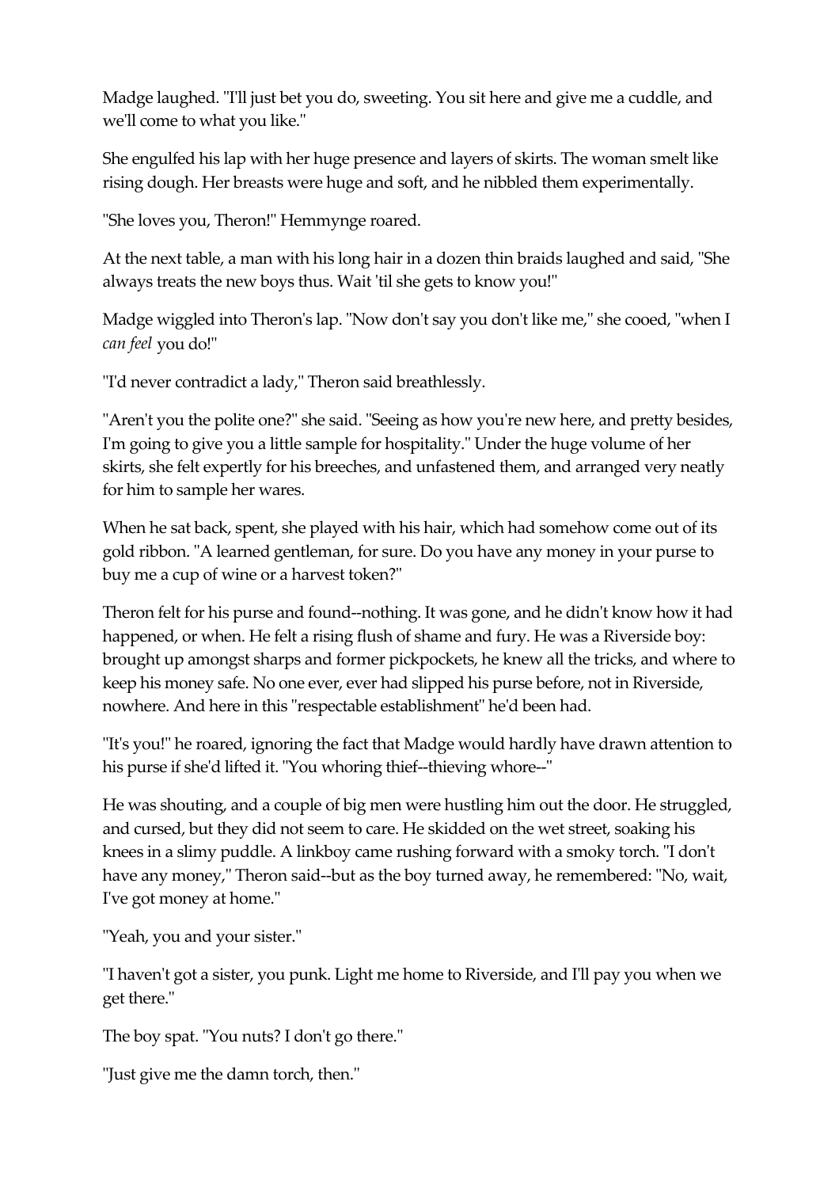Madge laughed. "I'll just bet you do, sweeting. You sit here and give me a cuddle, and we'll come to what you like."

She engulfed his lap with her huge presence and layers of skirts. The woman smelt like rising dough. Her breasts were huge and soft, and he nibbled them experimentally.

"She loves you, Theron!" Hemmynge roared.

At the next table, a man with his long hair in a dozen thin braids laughed and said, "She always treats the new boys thus. Wait 'til she gets to know you!"

Madge wiggled into Theron's lap. "Now don't say you don't like me," she cooed, "when I *can feel* you do!"

"I'd never contradict a lady," Theron said breathlessly.

"Aren't you the polite one?" she said. "Seeing as how you're new here, and pretty besides, I'm going to give you a little sample for hospitality." Under the huge volume of her skirts, she felt expertly for his breeches, and unfastened them, and arranged very neatly for him to sample her wares.

When he sat back, spent, she played with his hair, which had somehow come out of its gold ribbon. "A learned gentleman, for sure. Do you have any money in your purse to buy me a cup of wine or a harvest token?"

Theron felt for his purse and found--nothing. It was gone, and he didn't know how it had happened, or when. He felt a rising flush of shame and fury. He was a Riverside boy: brought up amongst sharps and former pickpockets, he knew all the tricks, and where to keep his money safe. No one ever, ever had slipped his purse before, not in Riverside, nowhere. And here in this "respectable establishment" he'd been had.

"It's you!" he roared, ignoring the fact that Madge would hardly have drawn attention to his purse if she'd lifted it. "You whoring thief--thieving whore--"

He was shouting, and a couple of big men were hustling him out the door. He struggled, and cursed, but they did not seem to care. He skidded on the wet street, soaking his knees in a slimy puddle. A linkboy came rushing forward with a smoky torch. "I don't have any money," Theron said--but as the boy turned away, he remembered: "No, wait, I've got money at home."

"Yeah, you and your sister."

"I haven't got a sister, you punk. Light me home to Riverside, and I'll pay you when we get there."

The boy spat. "You nuts? I don't go there."

"Just give me the damn torch, then."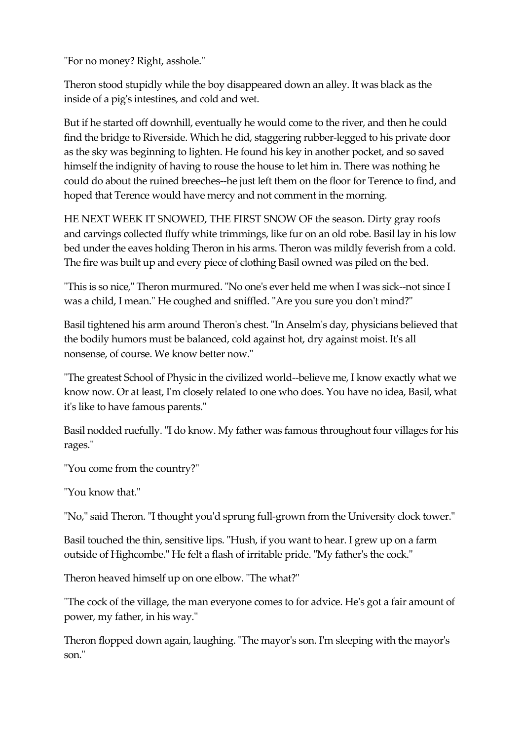"For no money? Right, asshole."

Theron stood stupidly while the boy disappeared down an alley. It was black as the inside of a pig's intestines, and cold and wet.

But if he started off downhill, eventually he would come to the river, and then he could find the bridge to Riverside. Which he did, staggering rubber-legged to his private door as the sky was beginning to lighten. He found his key in another pocket, and so saved himself the indignity of having to rouse the house to let him in. There was nothing he could do about the ruined breeches--he just left them on the floor for Terence to find, and hoped that Terence would have mercy and not comment in the morning.

HE NEXT WEEK IT SNOWED, THE FIRST SNOW OF the season. Dirty gray roofs and carvings collected fluffy white trimmings, like fur on an old robe. Basil lay in his low bed under the eaves holding Theron in his arms. Theron was mildly feverish from a cold. The fire was built up and every piece of clothing Basil owned was piled on the bed.

"This is so nice," Theron murmured. "No one's ever held me when I was sick--not since I was a child, I mean." He coughed and sniffled. "Are you sure you don't mind?"

Basil tightened his arm around Theron's chest. "In Anselm's day, physicians believed that the bodily humors must be balanced, cold against hot, dry against moist. It's all nonsense, of course. We know better now."

"The greatest School of Physic in the civilized world--believe me, I know exactly what we know now. Or at least, I'm closely related to one who does. You have no idea, Basil, what it's like to have famous parents."

Basil nodded ruefully. "I do know. My father was famous throughout four villages for his rages."

"You come from the country?"

"You know that."

"No," said Theron. "I thought you'd sprung full-grown from the University clock tower."

Basil touched the thin, sensitive lips. "Hush, if you want to hear. I grew up on a farm outside of Highcombe." He felt a flash of irritable pride. "My father's the cock."

Theron heaved himself up on one elbow. "The what?"

"The cock of the village, the man everyone comes to for advice. He's got a fair amount of power, my father, in his way."

Theron flopped down again, laughing. "The mayor's son. I'm sleeping with the mayor's son."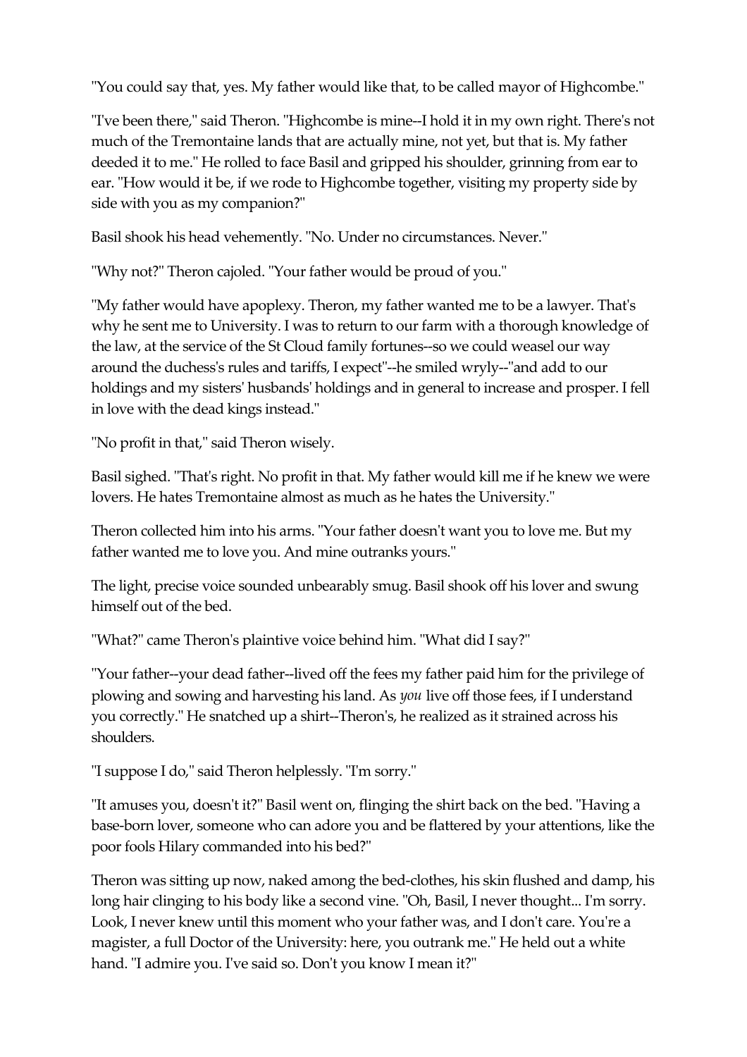"You could say that, yes. My father would like that, to be called mayor of Highcombe."

"I've been there," said Theron. "Highcombe is mine--I hold it in my own right. There's not much of the Tremontaine lands that are actually mine, not yet, but that is. My father deeded it to me." He rolled to face Basil and gripped his shoulder, grinning from ear to ear. "How would it be, if we rode to Highcombe together, visiting my property side by side with you as my companion?"

Basil shook his head vehemently. "No. Under no circumstances. Never."

"Why not?" Theron cajoled. "Your father would be proud of you."

"My father would have apoplexy. Theron, my father wanted me to be a lawyer. That's why he sent me to University. I was to return to our farm with a thorough knowledge of the law, at the service of the St Cloud family fortunes--so we could weasel our way around the duchess's rules and tariffs, I expect"--he smiled wryly--"and add to our holdings and my sisters' husbands' holdings and in general to increase and prosper. I fell in love with the dead kings instead."

"No profit in that," said Theron wisely.

Basil sighed. "That's right. No profit in that. My father would kill me if he knew we were lovers. He hates Tremontaine almost as much as he hates the University."

Theron collected him into his arms. "Your father doesn't want you to love me. But my father wanted me to love you. And mine outranks yours."

The light, precise voice sounded unbearably smug. Basil shook off his lover and swung himself out of the bed.

"What?" came Theron's plaintive voice behind him. "What did I say?"

"Your father--your dead father--lived off the fees my father paid him for the privilege of plowing and sowing and harvesting his land. As *you* live off those fees, if I understand you correctly." He snatched up a shirt--Theron's, he realized as it strained across his shoulders.

"I suppose I do," said Theron helplessly. "I'm sorry."

"It amuses you, doesn't it?" Basil went on, flinging the shirt back on the bed. "Having a base-born lover, someone who can adore you and be flattered by your attentions, like the poor fools Hilary commanded into his bed?"

Theron was sitting up now, naked among the bed-clothes, his skin flushed and damp, his long hair clinging to his body like a second vine. "Oh, Basil, I never thought... I'm sorry. Look, I never knew until this moment who your father was, and I don't care. You're a magister, a full Doctor of the University: here, you outrank me." He held out a white hand. "I admire you. I've said so. Don't you know I mean it?"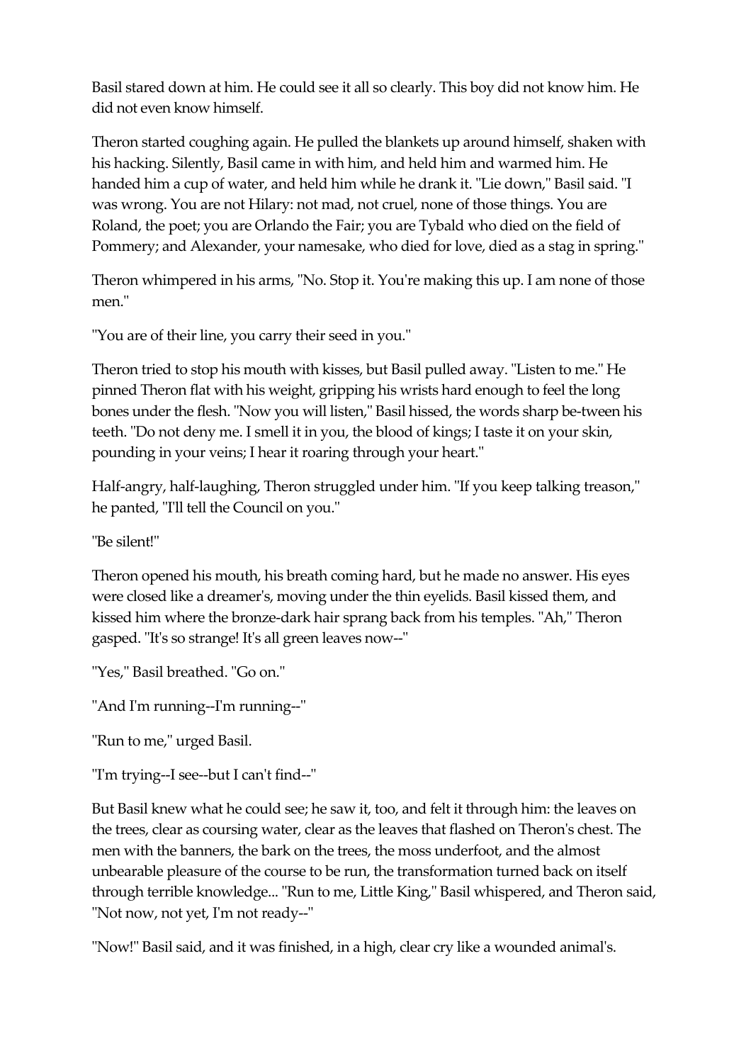Basil stared down at him. He could see it all so clearly. This boy did not know him. He did not even know himself.

Theron started coughing again. He pulled the blankets up around himself, shaken with his hacking. Silently, Basil came in with him, and held him and warmed him. He handed him a cup of water, and held him while he drank it. "Lie down," Basil said. "I was wrong. You are not Hilary: not mad, not cruel, none of those things. You are Roland, the poet; you are Orlando the Fair; you are Tybald who died on the field of Pommery; and Alexander, your namesake, who died for love, died as a stag in spring."

Theron whimpered in his arms, "No. Stop it. You're making this up. I am none of those men."

"You are of their line, you carry their seed in you."

Theron tried to stop his mouth with kisses, but Basil pulled away. "Listen to me." He pinned Theron flat with his weight, gripping his wrists hard enough to feel the long bones under the flesh. "Now you will listen," Basil hissed, the words sharp be-tween his teeth. "Do not deny me. I smell it in you, the blood of kings; I taste it on your skin, pounding in your veins; I hear it roaring through your heart."

Half-angry, half-laughing, Theron struggled under him. "If you keep talking treason," he panted, "I'll tell the Council on you."

"Be silent!"

Theron opened his mouth, his breath coming hard, but he made no answer. His eyes were closed like a dreamer's, moving under the thin eyelids. Basil kissed them, and kissed him where the bronze-dark hair sprang back from his temples. "Ah," Theron gasped. "It's so strange! It's all green leaves now--"

"Yes," Basil breathed. "Go on."

"And I'm running--I'm running--"

"Run to me," urged Basil.

"I'm trying--I see--but I can't find--"

But Basil knew what he could see; he saw it, too, and felt it through him: the leaves on the trees, clear as coursing water, clear as the leaves that flashed on Theron's chest. The men with the banners, the bark on the trees, the moss underfoot, and the almost unbearable pleasure of the course to be run, the transformation turned back on itself through terrible knowledge... "Run to me, Little King," Basil whispered, and Theron said, "Not now, not yet, I'm not ready--"

"Now!" Basil said, and it was finished, in a high, clear cry like a wounded animal's.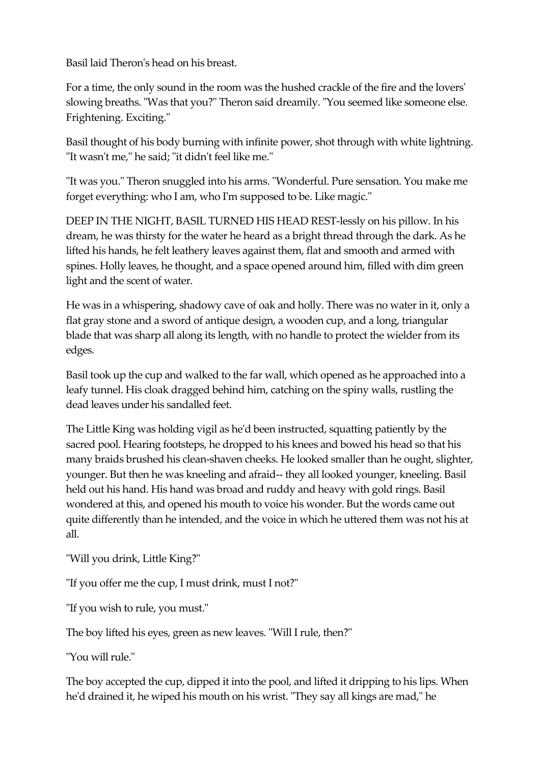Basil laid Theron's head on his breast.

For a time, the only sound in the room was the hushed crackle of the fire and the lovers' slowing breaths. "Was that you?" Theron said dreamily. "You seemed like someone else. Frightening. Exciting."

Basil thought of his body burning with infinite power, shot through with white lightning. "It wasn't me," he said; "it didn't feel like me."

"It was you." Theron snuggled into his arms. "Wonderful. Pure sensation. You make me forget everything: who I am, who I'm supposed to be. Like magic."

DEEP IN THE NIGHT, BASIL TURNED HIS HEAD REST-lessly on his pillow. In his dream, he was thirsty for the water he heard as a bright thread through the dark. As he lifted his hands, he felt leathery leaves against them, flat and smooth and armed with spines. Holly leaves, he thought, and a space opened around him, filled with dim green light and the scent of water.

He was in a whispering, shadowy cave of oak and holly. There was no water in it, only a flat gray stone and a sword of antique design, a wooden cup, and a long, triangular blade that was sharp all along its length, with no handle to protect the wielder from its edges.

Basil took up the cup and walked to the far wall, which opened as he approached into a leafy tunnel. His cloak dragged behind him, catching on the spiny walls, rustling the dead leaves under his sandalled feet.

The Little King was holding vigil as he'd been instructed, squatting patiently by the sacred pool. Hearing footsteps, he dropped to his knees and bowed his head so that his many braids brushed his clean-shaven cheeks. He looked smaller than he ought, slighter, younger. But then he was kneeling and afraid-- they all looked younger, kneeling. Basil held out his hand. His hand was broad and ruddy and heavy with gold rings. Basil wondered at this, and opened his mouth to voice his wonder. But the words came out quite differently than he intended, and the voice in which he uttered them was not his at all.

"Will you drink, Little King?"

"If you offer me the cup, I must drink, must I not?"

"If you wish to rule, you must."

The boy lifted his eyes, green as new leaves. "Will I rule, then?"

"You will rule."

The boy accepted the cup, dipped it into the pool, and lifted it dripping to his lips. When he'd drained it, he wiped his mouth on his wrist. "They say all kings are mad," he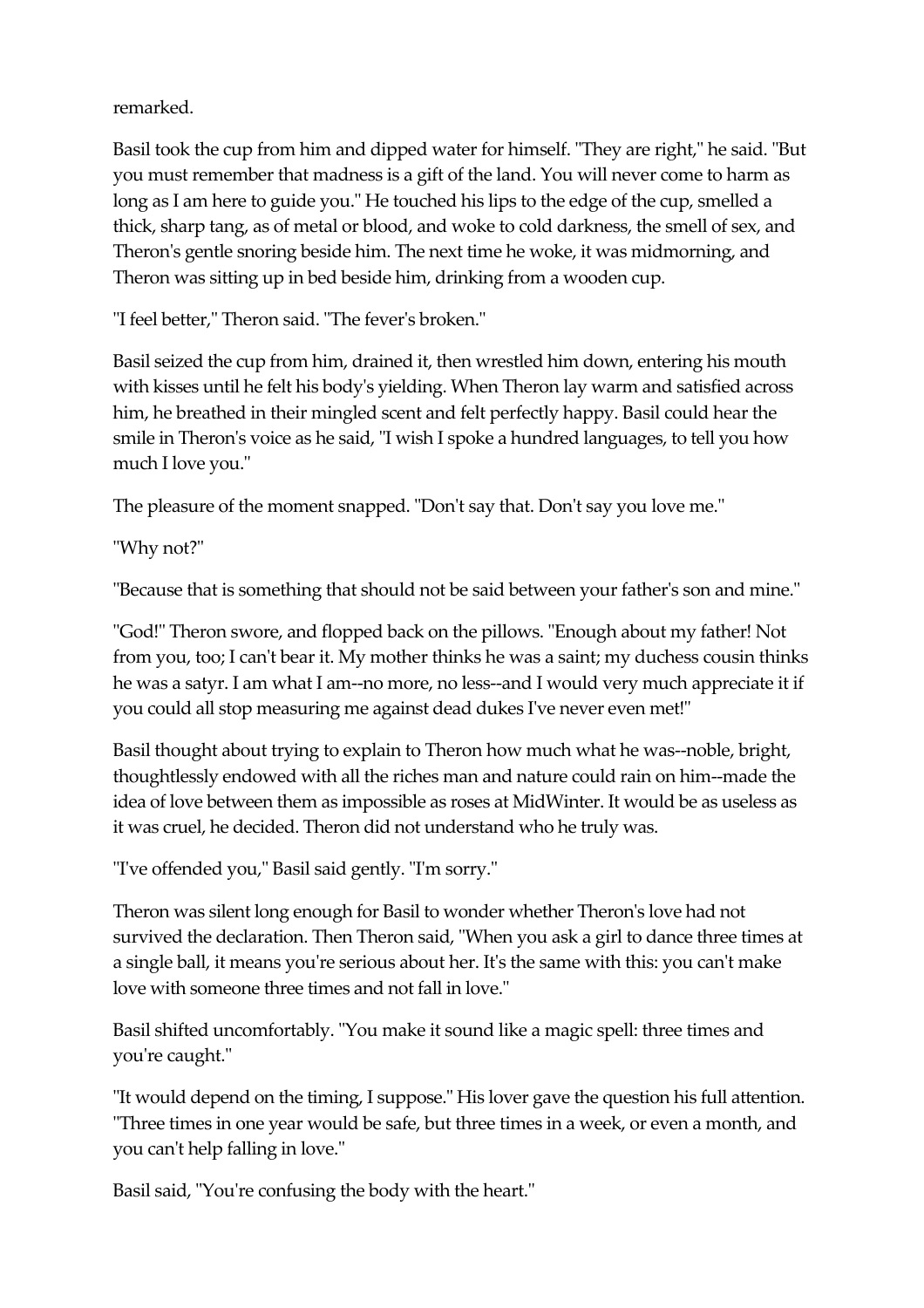remarked.

Basil took the cup from him and dipped water for himself. "They are right," he said. "But you must remember that madness is a gift of the land. You will never come to harm as long as I am here to guide you." He touched his lips to the edge of the cup, smelled a thick, sharp tang, as of metal or blood, and woke to cold darkness, the smell of sex, and Theron's gentle snoring beside him. The next time he woke, it was midmorning, and Theron was sitting up in bed beside him, drinking from a wooden cup.

"I feel better," Theron said. "The fever's broken."

Basil seized the cup from him, drained it, then wrestled him down, entering his mouth with kisses until he felt his body's yielding. When Theron lay warm and satisfied across him, he breathed in their mingled scent and felt perfectly happy. Basil could hear the smile in Theron's voice as he said, "I wish I spoke a hundred languages, to tell you how much I love you."

The pleasure of the moment snapped. "Don't say that. Don't say you love me."

"Why not?"

"Because that is something that should not be said between your father's son and mine."

"God!" Theron swore, and flopped back on the pillows. "Enough about my father! Not from you, too; I can't bear it. My mother thinks he was a saint; my duchess cousin thinks he was a satyr. I am what I am--no more, no less--and I would very much appreciate it if you could all stop measuring me against dead dukes I've never even met!"

Basil thought about trying to explain to Theron how much what he was--noble, bright, thoughtlessly endowed with all the riches man and nature could rain on him--made the idea of love between them as impossible as roses at MidWinter. It would be as useless as it was cruel, he decided. Theron did not understand who he truly was.

"I've offended you," Basil said gently. "I'm sorry."

Theron was silent long enough for Basil to wonder whether Theron's love had not survived the declaration. Then Theron said, "When you ask a girl to dance three times at a single ball, it means you're serious about her. It's the same with this: you can't make love with someone three times and not fall in love."

Basil shifted uncomfortably. "You make it sound like a magic spell: three times and you're caught."

"It would depend on the timing, I suppose." His lover gave the question his full attention. "Three times in one year would be safe, but three times in a week, or even a month, and you can't help falling in love."

Basil said, "You're confusing the body with the heart."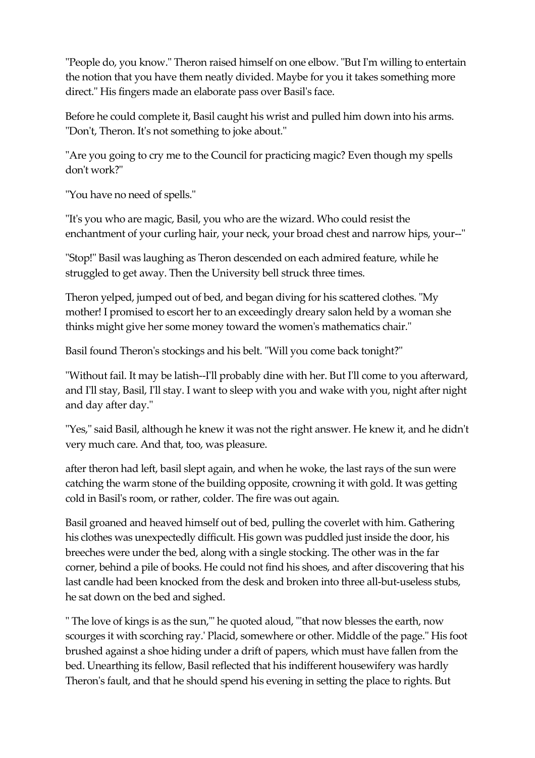"People do, you know." Theron raised himself on one elbow. "But I'm willing to entertain the notion that you have them neatly divided. Maybe for you it takes something more direct." His fingers made an elaborate pass over Basil's face.

Before he could complete it, Basil caught his wrist and pulled him down into his arms. "Don't, Theron. It's not something to joke about."

"Are you going to cry me to the Council for practicing magic? Even though my spells don't work?"

"You have no need of spells."

"It's you who are magic, Basil, you who are the wizard. Who could resist the enchantment of your curling hair, your neck, your broad chest and narrow hips, your--"

"Stop!" Basil was laughing as Theron descended on each admired feature, while he struggled to get away. Then the University bell struck three times.

Theron yelped, jumped out of bed, and began diving for his scattered clothes. "My mother! I promised to escort her to an exceedingly dreary salon held by a woman she thinks might give her some money toward the women's mathematics chair."

Basil found Theron's stockings and his belt. "Will you come back tonight?"

"Without fail. It may be latish--I'll probably dine with her. But I'll come to you afterward, and I'll stay, Basil, I'll stay. I want to sleep with you and wake with you, night after night and day after day."

"Yes," said Basil, although he knew it was not the right answer. He knew it, and he didn't very much care. And that, too, was pleasure.

after theron had left, basil slept again, and when he woke, the last rays of the sun were catching the warm stone of the building opposite, crowning it with gold. It was getting cold in Basil's room, or rather, colder. The fire was out again.

Basil groaned and heaved himself out of bed, pulling the coverlet with him. Gathering his clothes was unexpectedly difficult. His gown was puddled just inside the door, his breeches were under the bed, along with a single stocking. The other was in the far corner, behind a pile of books. He could not find his shoes, and after discovering that his last candle had been knocked from the desk and broken into three all-but-useless stubs, he sat down on the bed and sighed.

" The love of kings is as the sun,'" he quoted aloud, "'that now blesses the earth, now scourges it with scorching ray.' Placid, somewhere or other. Middle of the page." His foot brushed against a shoe hiding under a drift of papers, which must have fallen from the bed. Unearthing its fellow, Basil reflected that his indifferent housewifery was hardly Theron's fault, and that he should spend his evening in setting the place to rights. But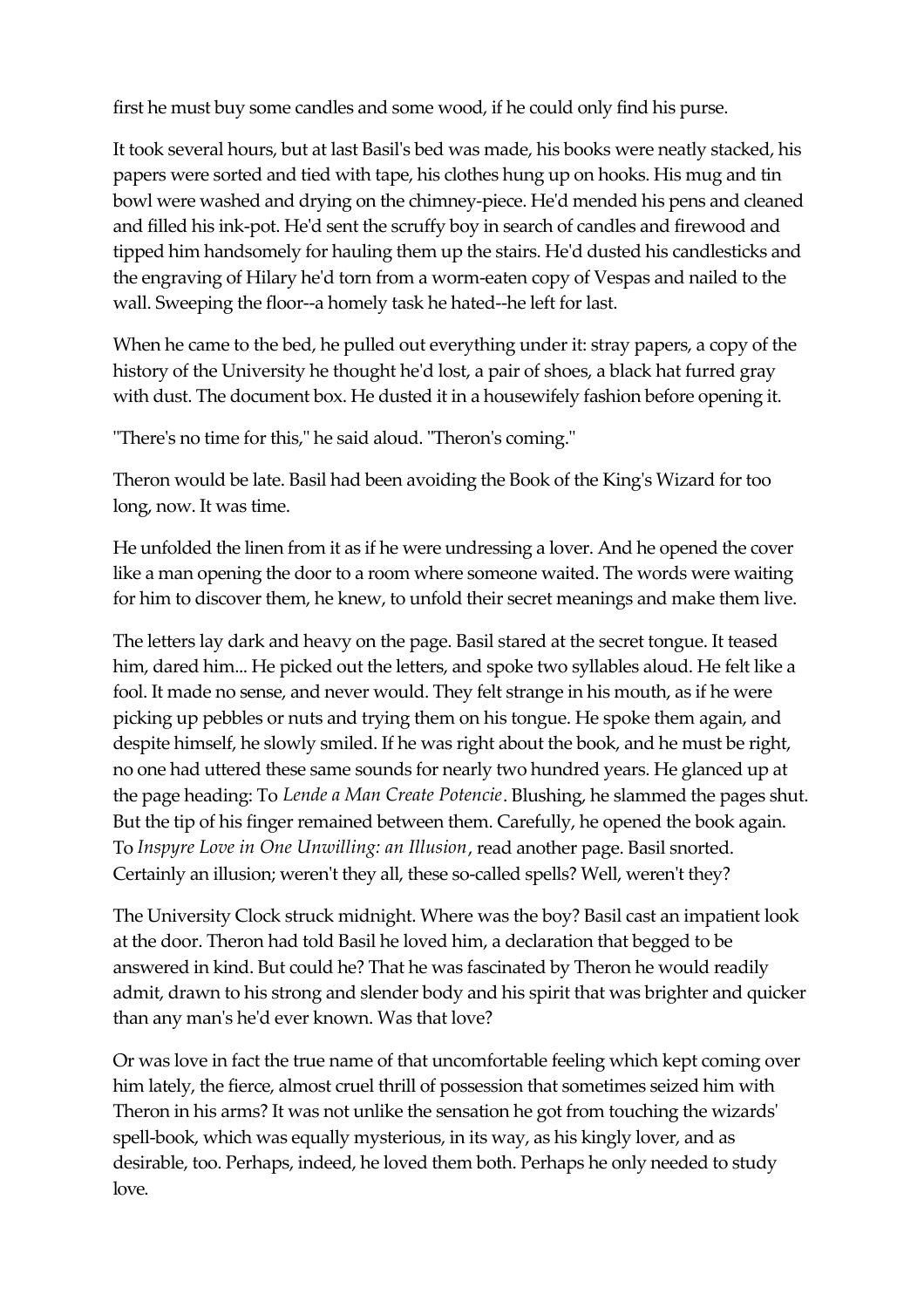first he must buy some candles and some wood, if he could only find his purse.

It took several hours, but at last Basil's bed was made, his books were neatly stacked, his papers were sorted and tied with tape, his clothes hung up on hooks. His mug and tin bowl were washed and drying on the chimney-piece. He'd mended his pens and cleaned and filled his ink-pot. He'd sent the scruffy boy in search of candles and firewood and tipped him handsomely for hauling them up the stairs. He'd dusted his candlesticks and the engraving of Hilary he'd torn from a worm-eaten copy of Vespas and nailed to the wall. Sweeping the floor--a homely task he hated--he left for last.

When he came to the bed, he pulled out everything under it: stray papers, a copy of the history of the University he thought he'd lost, a pair of shoes, a black hat furred gray with dust. The document box. He dusted it in a housewifely fashion before opening it.

"There's no time for this," he said aloud. "Theron's coming."

Theron would be late. Basil had been avoiding the Book of the King's Wizard for too long, now. It was time.

He unfolded the linen from it as if he were undressing a lover. And he opened the cover like a man opening the door to a room where someone waited. The words were waiting for him to discover them, he knew, to unfold their secret meanings and make them live.

The letters lay dark and heavy on the page. Basil stared at the secret tongue. It teased him, dared him... He picked out the letters, and spoke two syllables aloud. He felt like a fool. It made no sense, and never would. They felt strange in his mouth, as if he were picking up pebbles or nuts and trying them on his tongue. He spoke them again, and despite himself, he slowly smiled. If he was right about the book, and he must be right, no one had uttered these same sounds for nearly two hundred years. He glanced up at the page heading: To *Lende a Man Create Potencie*. Blushing, he slammed the pages shut. But the tip of his finger remained between them. Carefully, he opened the book again. To *Inspyre Love in One Unwilling: an Illusion*, read another page. Basil snorted. Certainly an illusion; weren't they all, these so-called spells? Well, weren't they?

The University Clock struck midnight. Where was the boy? Basil cast an impatient look at the door. Theron had told Basil he loved him, a declaration that begged to be answered in kind. But could he? That he was fascinated by Theron he would readily admit, drawn to his strong and slender body and his spirit that was brighter and quicker than any man's he'd ever known. Was that love?

Or was love in fact the true name of that uncomfortable feeling which kept coming over him lately, the fierce, almost cruel thrill of possession that sometimes seized him with Theron in his arms? It was not unlike the sensation he got from touching the wizards' spell-book, which was equally mysterious, in its way, as his kingly lover, and as desirable, too. Perhaps, indeed, he loved them both. Perhaps he only needed to study love.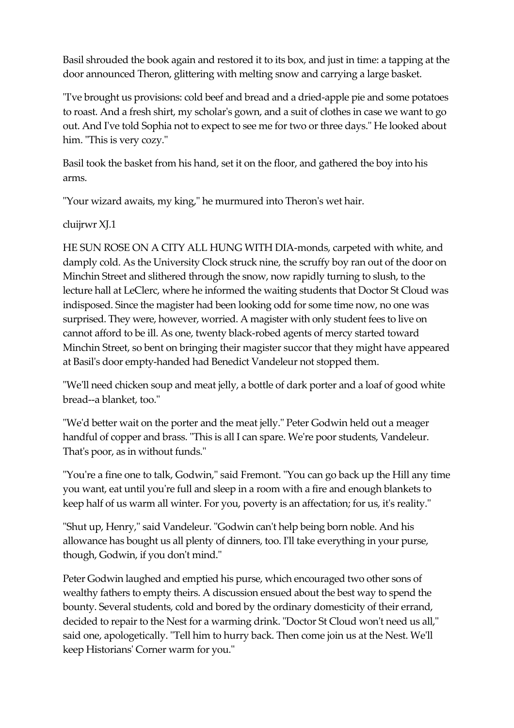Basil shrouded the book again and restored it to its box, and just in time: a tapping at the door announced Theron, glittering with melting snow and carrying a large basket.

"I've brought us provisions: cold beef and bread and a dried-apple pie and some potatoes to roast. And a fresh shirt, my scholar's gown, and a suit of clothes in case we want to go out. And I've told Sophia not to expect to see me for two or three days." He looked about him. "This is very cozy."

Basil took the basket from his hand, set it on the floor, and gathered the boy into his arms.

"Your wizard awaits, my king," he murmured into Theron's wet hair.

cluijrwr XJ.1

HE SUN ROSE ON A CITY ALL HUNG WITH DIA-monds, carpeted with white, and damply cold. As the University Clock struck nine, the scruffy boy ran out of the door on Minchin Street and slithered through the snow, now rapidly turning to slush, to the lecture hall at LeClerc, where he informed the waiting students that Doctor St Cloud was indisposed. Since the magister had been looking odd for some time now, no one was surprised. They were, however, worried. A magister with only student fees to live on cannot afford to be ill. As one, twenty black-robed agents of mercy started toward Minchin Street, so bent on bringing their magister succor that they might have appeared at Basil's door empty-handed had Benedict Vandeleur not stopped them.

"We'll need chicken soup and meat jelly, a bottle of dark porter and a loaf of good white bread--a blanket, too."

"We'd better wait on the porter and the meat jelly." Peter Godwin held out a meager handful of copper and brass. "This is all I can spare. We're poor students, Vandeleur. That's poor, as in without funds."

"You're a fine one to talk, Godwin," said Fremont. "You can go back up the Hill any time you want, eat until you're full and sleep in a room with a fire and enough blankets to keep half of us warm all winter. For you, poverty is an affectation; for us, it's reality."

"Shut up, Henry," said Vandeleur. "Godwin can't help being born noble. And his allowance has bought us all plenty of dinners, too. I'll take everything in your purse, though, Godwin, if you don't mind."

Peter Godwin laughed and emptied his purse, which encouraged two other sons of wealthy fathers to empty theirs. A discussion ensued about the best way to spend the bounty. Several students, cold and bored by the ordinary domesticity of their errand, decided to repair to the Nest for a warming drink. "Doctor St Cloud won't need us all," said one, apologetically. "Tell him to hurry back. Then come join us at the Nest. We'll keep Historians' Corner warm for you."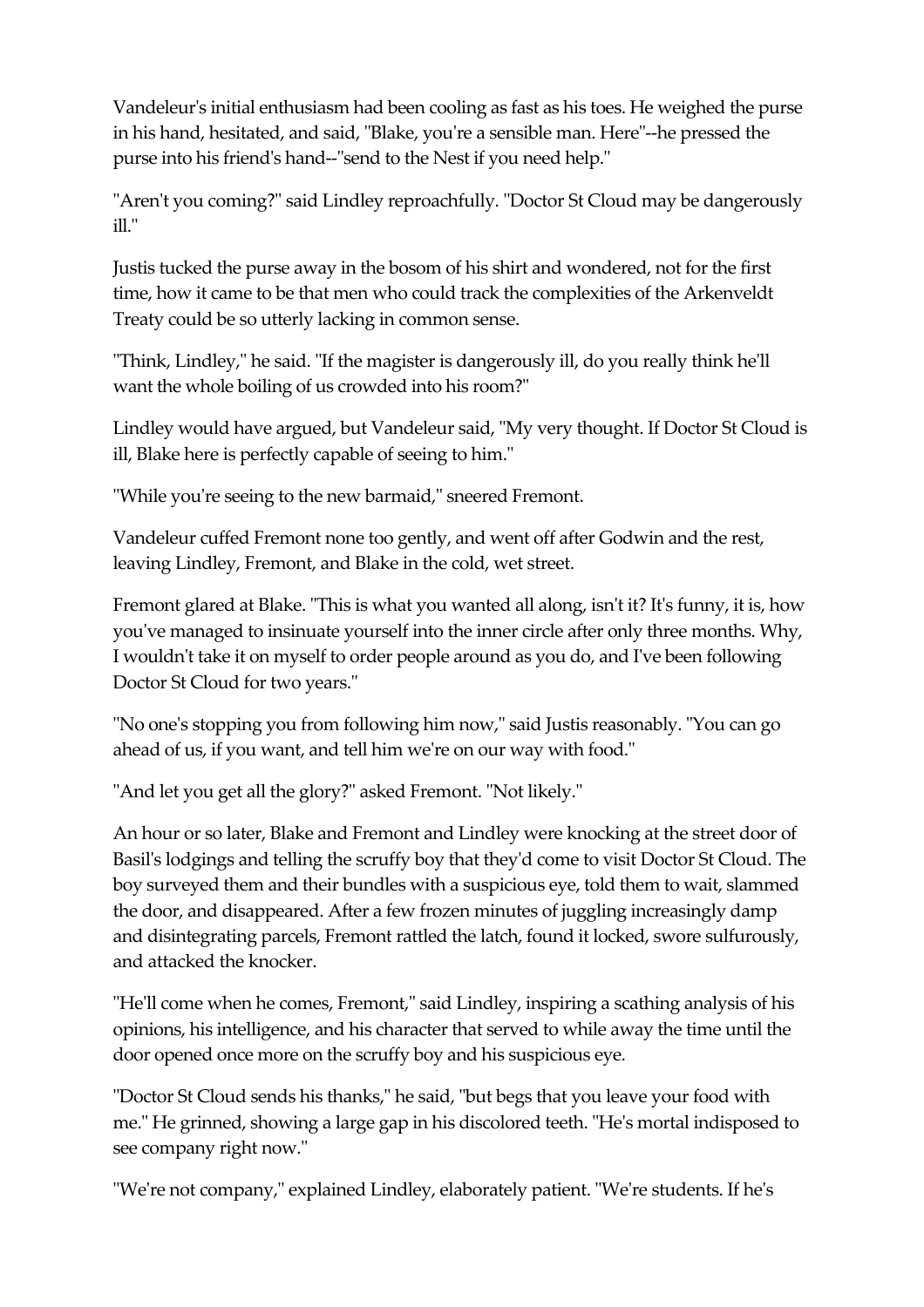Vandeleur's initial enthusiasm had been cooling as fast as his toes. He weighed the purse in his hand, hesitated, and said, "Blake, you're a sensible man. Here"--he pressed the purse into his friend's hand--"send to the Nest if you need help."

"Aren't you coming?" said Lindley reproachfully. "Doctor St Cloud may be dangerously ill."

Justis tucked the purse away in the bosom of his shirt and wondered, not for the first time, how it came to be that men who could track the complexities of the Arkenveldt Treaty could be so utterly lacking in common sense.

"Think, Lindley," he said. "If the magister is dangerously ill, do you really think he'll want the whole boiling of us crowded into his room?"

Lindley would have argued, but Vandeleur said, "My very thought. If Doctor St Cloud is ill, Blake here is perfectly capable of seeing to him."

"While you're seeing to the new barmaid," sneered Fremont.

Vandeleur cuffed Fremont none too gently, and went off after Godwin and the rest, leaving Lindley, Fremont, and Blake in the cold, wet street.

Fremont glared at Blake. "This is what you wanted all along, isn't it? It's funny, it is, how you've managed to insinuate yourself into the inner circle after only three months. Why, I wouldn't take it on myself to order people around as you do, and I've been following Doctor St Cloud for two years."

"No one's stopping you from following him now," said Justis reasonably. "You can go ahead of us, if you want, and tell him we're on our way with food."

"And let you get all the glory?" asked Fremont. "Not likely."

An hour or so later, Blake and Fremont and Lindley were knocking at the street door of Basil's lodgings and telling the scruffy boy that they'd come to visit Doctor St Cloud. The boy surveyed them and their bundles with a suspicious eye, told them to wait, slammed the door, and disappeared. After a few frozen minutes of juggling increasingly damp and disintegrating parcels, Fremont rattled the latch, found it locked, swore sulfurously, and attacked the knocker.

"He'll come when he comes, Fremont," said Lindley, inspiring a scathing analysis of his opinions, his intelligence, and his character that served to while away the time until the door opened once more on the scruffy boy and his suspicious eye.

"Doctor St Cloud sends his thanks," he said, "but begs that you leave your food with me." He grinned, showing a large gap in his discolored teeth. "He's mortal indisposed to see company right now."

"We're not company," explained Lindley, elaborately patient. "We're students. If he's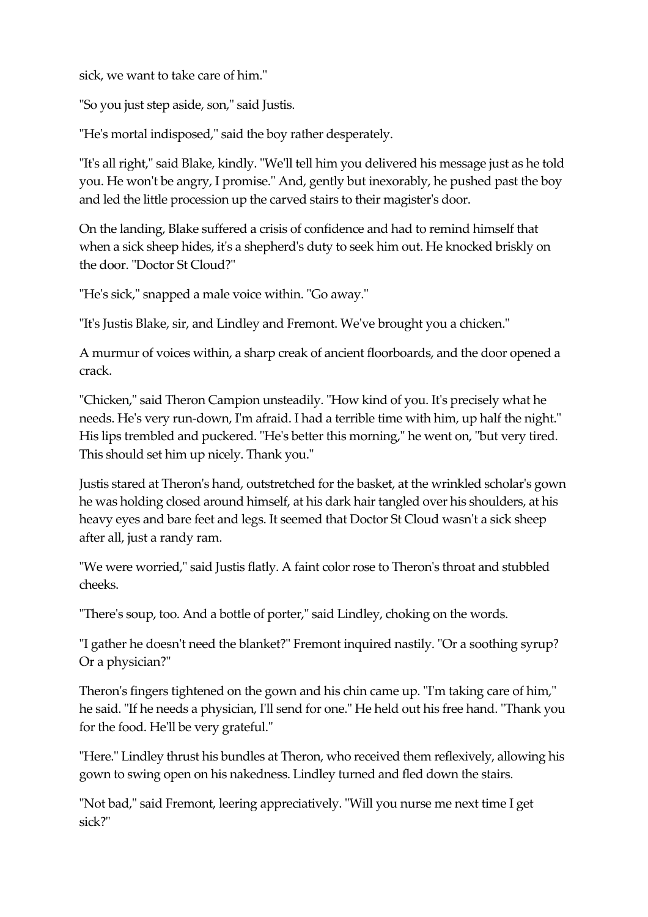sick, we want to take care of him."

"So you just step aside, son," said Justis.

"He's mortal indisposed," said the boy rather desperately.

"It's all right," said Blake, kindly. "We'll tell him you delivered his message just as he told you. He won't be angry, I promise." And, gently but inexorably, he pushed past the boy and led the little procession up the carved stairs to their magister's door.

On the landing, Blake suffered a crisis of confidence and had to remind himself that when a sick sheep hides, it's a shepherd's duty to seek him out. He knocked briskly on the door. "Doctor St Cloud?"

"He's sick," snapped a male voice within. "Go away."

"It's Justis Blake, sir, and Lindley and Fremont. We've brought you a chicken."

A murmur of voices within, a sharp creak of ancient floorboards, and the door opened a crack.

"Chicken," said Theron Campion unsteadily. "How kind of you. It's precisely what he needs. He's very run-down, I'm afraid. I had a terrible time with him, up half the night." His lips trembled and puckered. "He's better this morning," he went on, "but very tired. This should set him up nicely. Thank you."

Justis stared at Theron's hand, outstretched for the basket, at the wrinkled scholar's gown he was holding closed around himself, at his dark hair tangled over his shoulders, at his heavy eyes and bare feet and legs. It seemed that Doctor St Cloud wasn't a sick sheep after all, just a randy ram.

"We were worried," said Justis flatly. A faint color rose to Theron's throat and stubbled cheeks.

"There's soup, too. And a bottle of porter," said Lindley, choking on the words.

"I gather he doesn't need the blanket?" Fremont inquired nastily. "Or a soothing syrup? Or a physician?"

Theron's fingers tightened on the gown and his chin came up. "I'm taking care of him," he said. "If he needs a physician, I'll send for one." He held out his free hand. "Thank you for the food. He'll be very grateful."

"Here." Lindley thrust his bundles at Theron, who received them reflexively, allowing his gown to swing open on his nakedness. Lindley turned and fled down the stairs.

"Not bad," said Fremont, leering appreciatively. "Will you nurse me next time I get sick?"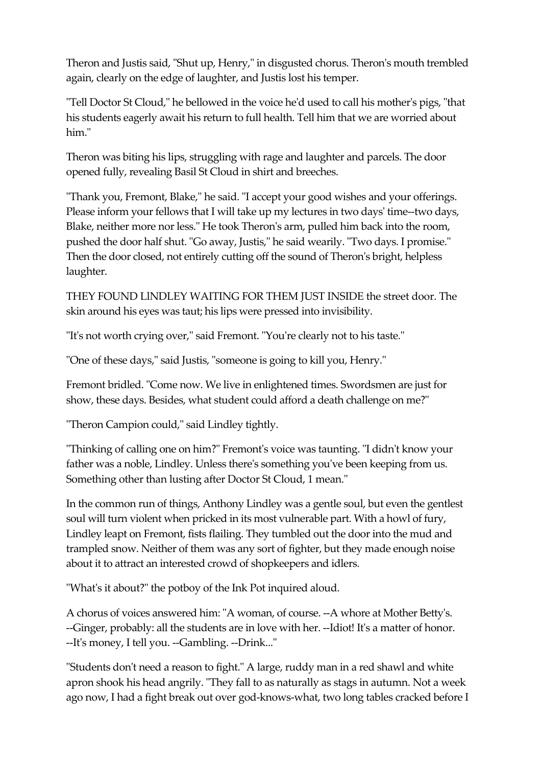Theron and Justis said, "Shut up, Henry," in disgusted chorus. Theron's mouth trembled again, clearly on the edge of laughter, and Justis lost his temper.

"Tell Doctor St Cloud," he bellowed in the voice he'd used to call his mother's pigs, "that his students eagerly await his return to full health. Tell him that we are worried about him."

Theron was biting his lips, struggling with rage and laughter and parcels. The door opened fully, revealing Basil St Cloud in shirt and breeches.

"Thank you, Fremont, Blake," he said. "I accept your good wishes and your offerings. Please inform your fellows that I will take up my lectures in two days' time--two days, Blake, neither more nor less." He took Theron's arm, pulled him back into the room, pushed the door half shut. "Go away, Justis," he said wearily. "Two days. I promise." Then the door closed, not entirely cutting off the sound of Theron's bright, helpless laughter.

THEY FOUND LlNDLEY WAITING FOR THEM JUST INSIDE the street door. The skin around his eyes was taut; his lips were pressed into invisibility.

"It's not worth crying over," said Fremont. "You're clearly not to his taste."

"One of these days," said Justis, "someone is going to kill you, Henry."

Fremont bridled. "Come now. We live in enlightened times. Swordsmen are just for show, these days. Besides, what student could afford a death challenge on me?"

"Theron Campion could," said Lindley tightly.

"Thinking of calling one on him?" Fremont's voice was taunting. "I didn't know your father was a noble, Lindley. Unless there's something you've been keeping from us. Something other than lusting after Doctor St Cloud, 1 mean."

In the common run of things, Anthony Lindley was a gentle soul, but even the gentlest soul will turn violent when pricked in its most vulnerable part. With a howl of fury, Lindley leapt on Fremont, fists flailing. They tumbled out the door into the mud and trampled snow. Neither of them was any sort of fighter, but they made enough noise about it to attract an interested crowd of shopkeepers and idlers.

"What's it about?" the potboy of the Ink Pot inquired aloud.

A chorus of voices answered him: "A woman, of course. --A whore at Mother Betty's. --Ginger, probably: all the students are in love with her. --Idiot! It's a matter of honor. --It's money, I tell you. --Gambling. --Drink..."

"Students don't need a reason to fight." A large, ruddy man in a red shawl and white apron shook his head angrily. "They fall to as naturally as stags in autumn. Not a week ago now, I had a fight break out over god-knows-what, two long tables cracked before I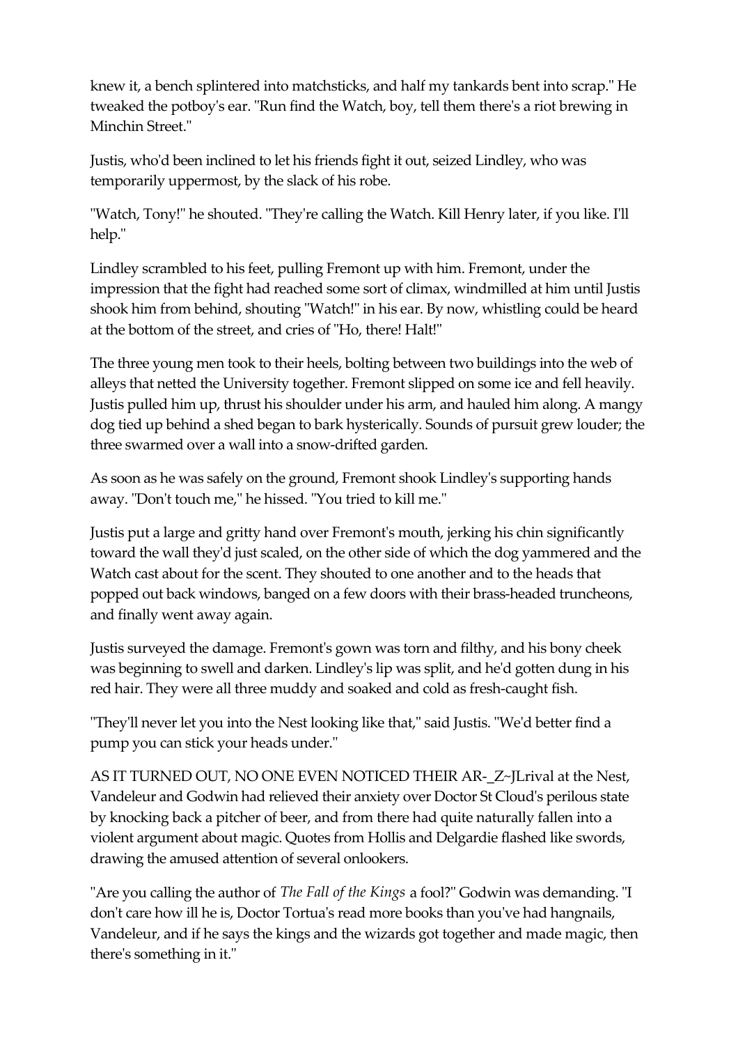knew it, a bench splintered into matchsticks, and half my tankards bent into scrap." He tweaked the potboy's ear. "Run find the Watch, boy, tell them there's a riot brewing in Minchin Street."

Justis, who'd been inclined to let his friends fight it out, seized Lindley, who was temporarily uppermost, by the slack of his robe.

"Watch, Tony!" he shouted. "They're calling the Watch. Kill Henry later, if you like. I'll help."

Lindley scrambled to his feet, pulling Fremont up with him. Fremont, under the impression that the fight had reached some sort of climax, windmilled at him until Justis shook him from behind, shouting "Watch!" in his ear. By now, whistling could be heard at the bottom of the street, and cries of "Ho, there! Halt!"

The three young men took to their heels, bolting between two buildings into the web of alleys that netted the University together. Fremont slipped on some ice and fell heavily. Justis pulled him up, thrust his shoulder under his arm, and hauled him along. A mangy dog tied up behind a shed began to bark hysterically. Sounds of pursuit grew louder; the three swarmed over a wall into a snow-drifted garden.

As soon as he was safely on the ground, Fremont shook Lindley's supporting hands away. "Don't touch me," he hissed. "You tried to kill me."

Justis put a large and gritty hand over Fremont's mouth, jerking his chin significantly toward the wall they'd just scaled, on the other side of which the dog yammered and the Watch cast about for the scent. They shouted to one another and to the heads that popped out back windows, banged on a few doors with their brass-headed truncheons, and finally went away again.

Justis surveyed the damage. Fremont's gown was torn and filthy, and his bony cheek was beginning to swell and darken. Lindley's lip was split, and he'd gotten dung in his red hair. They were all three muddy and soaked and cold as fresh-caught fish.

"They'll never let you into the Nest looking like that," said Justis. "We'd better find a pump you can stick your heads under."

AS IT TURNED OUT, NO ONE EVEN NOTICED THEIR AR-_Z~JLrival at the Nest, Vandeleur and Godwin had relieved their anxiety over Doctor St Cloud's perilous state by knocking back a pitcher of beer, and from there had quite naturally fallen into a violent argument about magic. Quotes from Hollis and Delgardie flashed like swords, drawing the amused attention of several onlookers.

"Are you calling the author of *The Fall of the Kings* a fool?" Godwin was demanding. "I don't care how ill he is, Doctor Tortua's read more books than you've had hangnails, Vandeleur, and if he says the kings and the wizards got together and made magic, then there's something in it."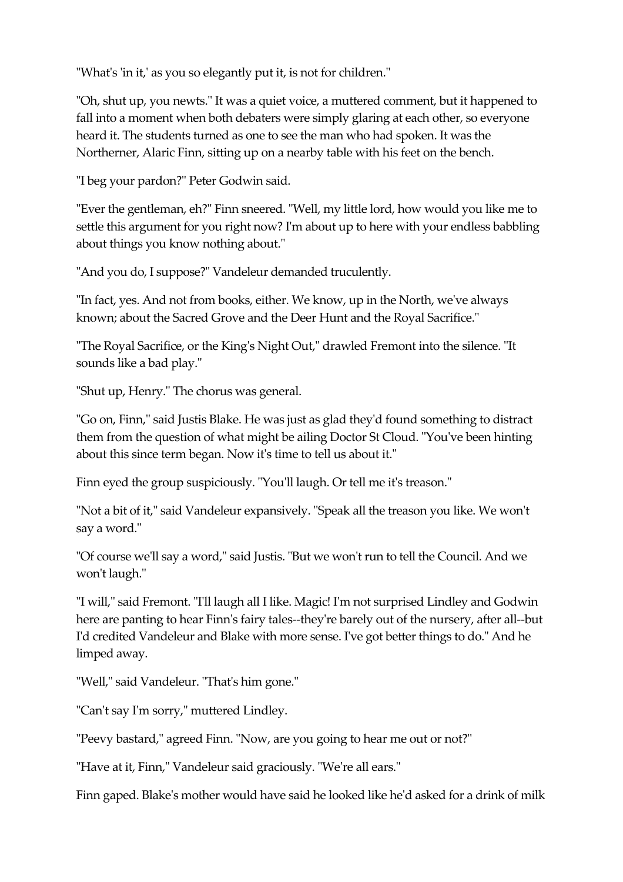"What's 'in it,' as you so elegantly put it, is not for children."

"Oh, shut up, you newts." It was a quiet voice, a muttered comment, but it happened to fall into a moment when both debaters were simply glaring at each other, so everyone heard it. The students turned as one to see the man who had spoken. It was the Northerner, Alaric Finn, sitting up on a nearby table with his feet on the bench.

"I beg your pardon?" Peter Godwin said.

"Ever the gentleman, eh?" Finn sneered. "Well, my little lord, how would you like me to settle this argument for you right now? I'm about up to here with your endless babbling about things you know nothing about."

"And you do, I suppose?" Vandeleur demanded truculently.

"In fact, yes. And not from books, either. We know, up in the North, we've always known; about the Sacred Grove and the Deer Hunt and the Royal Sacrifice."

"The Royal Sacrifice, or the King's Night Out," drawled Fremont into the silence. "It sounds like a bad play."

"Shut up, Henry." The chorus was general.

"Go on, Finn," said Justis Blake. He was just as glad they'd found something to distract them from the question of what might be ailing Doctor St Cloud. "You've been hinting about this since term began. Now it's time to tell us about it."

Finn eyed the group suspiciously. "You'll laugh. Or tell me it's treason."

"Not a bit of it," said Vandeleur expansively. "Speak all the treason you like. We won't say a word."

"Of course we'll say a word," said Justis. "But we won't run to tell the Council. And we won't laugh."

"I will," said Fremont. "I'll laugh all I like. Magic! I'm not surprised Lindley and Godwin here are panting to hear Finn's fairy tales--they're barely out of the nursery, after all--but I'd credited Vandeleur and Blake with more sense. I've got better things to do." And he limped away.

"Well," said Vandeleur. "That's him gone."

"Can't say I'm sorry," muttered Lindley.

"Peevy bastard," agreed Finn. "Now, are you going to hear me out or not?"

"Have at it, Finn," Vandeleur said graciously. "We're all ears."

Finn gaped. Blake's mother would have said he looked like he'd asked for a drink of milk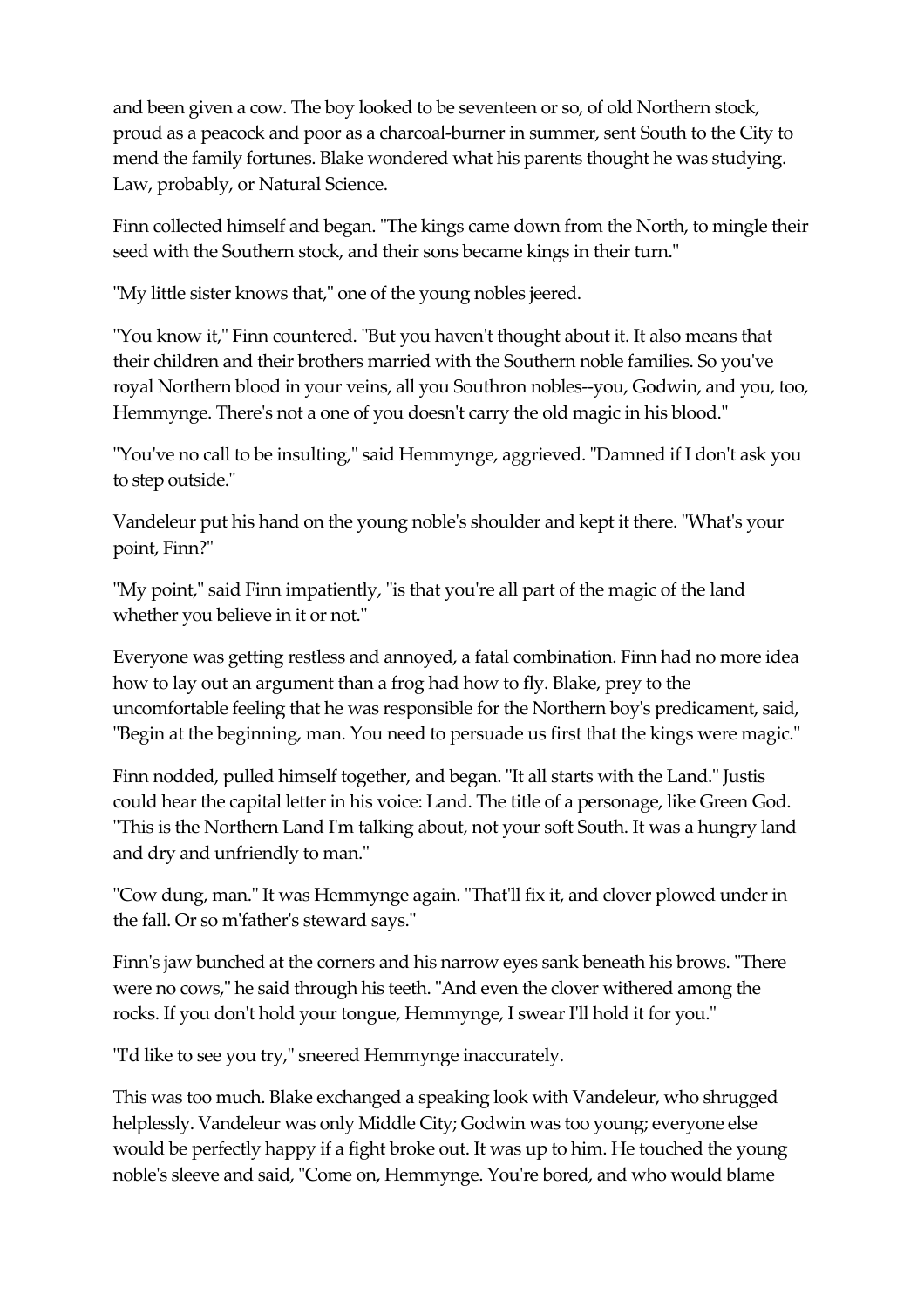and been given a cow. The boy looked to be seventeen or so, of old Northern stock, proud as a peacock and poor as a charcoal-burner in summer, sent South to the City to mend the family fortunes. Blake wondered what his parents thought he was studying. Law, probably, or Natural Science.

Finn collected himself and began. "The kings came down from the North, to mingle their seed with the Southern stock, and their sons became kings in their turn."

"My little sister knows that," one of the young nobles jeered.

"You know it," Finn countered. "But you haven't thought about it. It also means that their children and their brothers married with the Southern noble families. So you've royal Northern blood in your veins, all you Southron nobles--you, Godwin, and you, too, Hemmynge. There's not a one of you doesn't carry the old magic in his blood."

"You've no call to be insulting," said Hemmynge, aggrieved. "Damned if I don't ask you to step outside."

Vandeleur put his hand on the young noble's shoulder and kept it there. "What's your point, Finn?"

"My point," said Finn impatiently, "is that you're all part of the magic of the land whether you believe in it or not."

Everyone was getting restless and annoyed, a fatal combination. Finn had no more idea how to lay out an argument than a frog had how to fly. Blake, prey to the uncomfortable feeling that he was responsible for the Northern boy's predicament, said, "Begin at the beginning, man. You need to persuade us first that the kings were magic."

Finn nodded, pulled himself together, and began. "It all starts with the Land." Justis could hear the capital letter in his voice: Land. The title of a personage, like Green God. "This is the Northern Land I'm talking about, not your soft South. It was a hungry land and dry and unfriendly to man."

"Cow dung, man." It was Hemmynge again. "That'll fix it, and clover plowed under in the fall. Or so m'father's steward says."

Finn's jaw bunched at the corners and his narrow eyes sank beneath his brows. "There were no cows," he said through his teeth. "And even the clover withered among the rocks. If you don't hold your tongue, Hemmynge, I swear I'll hold it for you."

"I'd like to see you try," sneered Hemmynge inaccurately.

This was too much. Blake exchanged a speaking look with Vandeleur, who shrugged helplessly. Vandeleur was only Middle City; Godwin was too young; everyone else would be perfectly happy if a fight broke out. It was up to him. He touched the young noble's sleeve and said, "Come on, Hemmynge. You're bored, and who would blame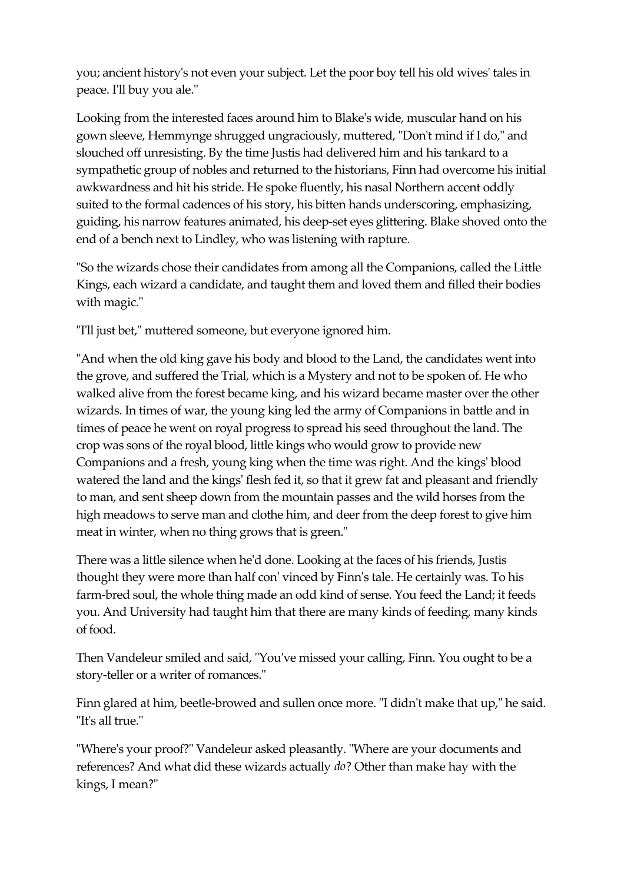you; ancient history's not even your subject. Let the poor boy tell his old wives' tales in peace. I'll buy you ale."

Looking from the interested faces around him to Blake's wide, muscular hand on his gown sleeve, Hemmynge shrugged ungraciously, muttered, "Don't mind if I do," and slouched off unresisting. By the time Justis had delivered him and his tankard to a sympathetic group of nobles and returned to the historians, Finn had overcome his initial awkwardness and hit his stride. He spoke fluently, his nasal Northern accent oddly suited to the formal cadences of his story, his bitten hands underscoring, emphasizing, guiding, his narrow features animated, his deep-set eyes glittering. Blake shoved onto the end of a bench next to Lindley, who was listening with rapture.

"So the wizards chose their candidates from among all the Companions, called the Little Kings, each wizard a candidate, and taught them and loved them and filled their bodies with magic."

"I'll just bet," muttered someone, but everyone ignored him.

"And when the old king gave his body and blood to the Land, the candidates went into the grove, and suffered the Trial, which is a Mystery and not to be spoken of. He who walked alive from the forest became king, and his wizard became master over the other wizards. In times of war, the young king led the army of Companions in battle and in times of peace he went on royal progress to spread his seed throughout the land. The crop was sons of the royal blood, little kings who would grow to provide new Companions and a fresh, young king when the time was right. And the kings' blood watered the land and the kings' flesh fed it, so that it grew fat and pleasant and friendly to man, and sent sheep down from the mountain passes and the wild horses from the high meadows to serve man and clothe him, and deer from the deep forest to give him meat in winter, when no thing grows that is green."

There was a little silence when he'd done. Looking at the faces of his friends, Justis thought they were more than half con' vinced by Finn's tale. He certainly was. To his farm-bred soul, the whole thing made an odd kind of sense. You feed the Land; it feeds you. And University had taught him that there are many kinds of feeding, many kinds of food.

Then Vandeleur smiled and said, "You've missed your calling, Finn. You ought to be a story-teller or a writer of romances."

Finn glared at him, beetle-browed and sullen once more. "I didn't make that up," he said. "It's all true."

"Where's your proof?" Vandeleur asked pleasantly. "Where are your documents and references? And what did these wizards actually *do*? Other than make hay with the kings, I mean?"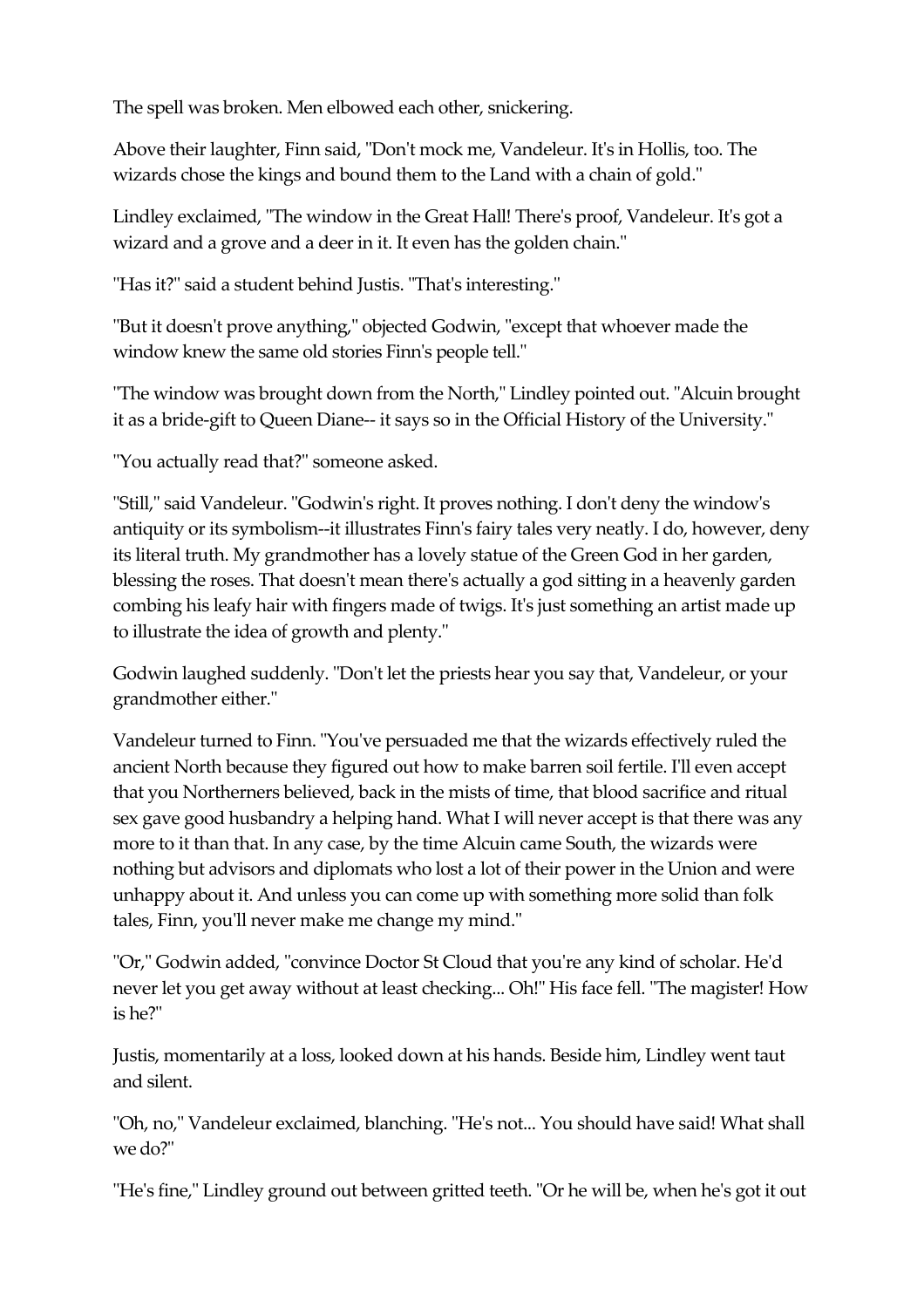The spell was broken. Men elbowed each other, snickering.

Above their laughter, Finn said, "Don't mock me, Vandeleur. It's in Hollis, too. The wizards chose the kings and bound them to the Land with a chain of gold."

Lindley exclaimed, "The window in the Great Hall! There's proof, Vandeleur. It's got a wizard and a grove and a deer in it. It even has the golden chain."

"Has it?" said a student behind Justis. "That's interesting."

"But it doesn't prove anything," objected Godwin, "except that whoever made the window knew the same old stories Finn's people tell."

"The window was brought down from the North," Lindley pointed out. "Alcuin brought it as a bride-gift to Queen Diane-- it says so in the Official History of the University."

"You actually read that?" someone asked.

"Still," said Vandeleur. "Godwin's right. It proves nothing. I don't deny the window's antiquity or its symbolism--it illustrates Finn's fairy tales very neatly. I do, however, deny its literal truth. My grandmother has a lovely statue of the Green God in her garden, blessing the roses. That doesn't mean there's actually a god sitting in a heavenly garden combing his leafy hair with fingers made of twigs. It's just something an artist made up to illustrate the idea of growth and plenty."

Godwin laughed suddenly. "Don't let the priests hear you say that, Vandeleur, or your grandmother either."

Vandeleur turned to Finn. "You've persuaded me that the wizards effectively ruled the ancient North because they figured out how to make barren soil fertile. I'll even accept that you Northerners believed, back in the mists of time, that blood sacrifice and ritual sex gave good husbandry a helping hand. What I will never accept is that there was any more to it than that. In any case, by the time Alcuin came South, the wizards were nothing but advisors and diplomats who lost a lot of their power in the Union and were unhappy about it. And unless you can come up with something more solid than folk tales, Finn, you'll never make me change my mind."

"Or," Godwin added, "convince Doctor St Cloud that you're any kind of scholar. He'd never let you get away without at least checking... Oh!" His face fell. "The magister! How is he?"

Justis, momentarily at a loss, looked down at his hands. Beside him, Lindley went taut and silent.

"Oh, no," Vandeleur exclaimed, blanching. "He's not... You should have said! What shall we do?"

"He's fine," Lindley ground out between gritted teeth. "Or he will be, when he's got it out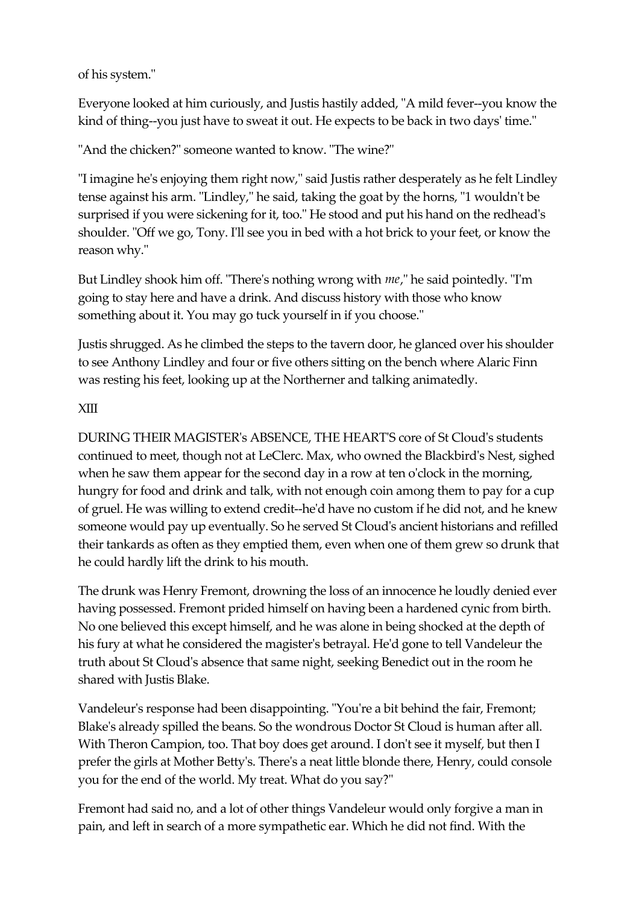of his system."

Everyone looked at him curiously, and Justis hastily added, "A mild fever--you know the kind of thing--you just have to sweat it out. He expects to be back in two days' time."

"And the chicken?" someone wanted to know. "The wine?"

"I imagine he's enjoying them right now," said Justis rather desperately as he felt Lindley tense against his arm. "Lindley," he said, taking the goat by the horns, "1 wouldn't be surprised if you were sickening for it, too." He stood and put his hand on the redhead's shoulder. "Off we go, Tony. I'll see you in bed with a hot brick to your feet, or know the reason why."

But Lindley shook him off. "There's nothing wrong with *me*," he said pointedly. "I'm going to stay here and have a drink. And discuss history with those who know something about it. You may go tuck yourself in if you choose."

Justis shrugged. As he climbed the steps to the tavern door, he glanced over his shoulder to see Anthony Lindley and four or five others sitting on the bench where Alaric Finn was resting his feet, looking up at the Northerner and talking animatedly.

## XIII

DURING THEIR MAGISTER's ABSENCE, THE HEART'S core of St Cloud's students continued to meet, though not at LeClerc. Max, who owned the Blackbird's Nest, sighed when he saw them appear for the second day in a row at ten o'clock in the morning, hungry for food and drink and talk, with not enough coin among them to pay for a cup of gruel. He was willing to extend credit--he'd have no custom if he did not, and he knew someone would pay up eventually. So he served St Cloud's ancient historians and refilled their tankards as often as they emptied them, even when one of them grew so drunk that he could hardly lift the drink to his mouth.

The drunk was Henry Fremont, drowning the loss of an innocence he loudly denied ever having possessed. Fremont prided himself on having been a hardened cynic from birth. No one believed this except himself, and he was alone in being shocked at the depth of his fury at what he considered the magister's betrayal. He'd gone to tell Vandeleur the truth about St Cloud's absence that same night, seeking Benedict out in the room he shared with Justis Blake.

Vandeleur's response had been disappointing. "You're a bit behind the fair, Fremont; Blake's already spilled the beans. So the wondrous Doctor St Cloud is human after all. With Theron Campion, too. That boy does get around. I don't see it myself, but then I prefer the girls at Mother Betty's. There's a neat little blonde there, Henry, could console you for the end of the world. My treat. What do you say?"

Fremont had said no, and a lot of other things Vandeleur would only forgive a man in pain, and left in search of a more sympathetic ear. Which he did not find. With the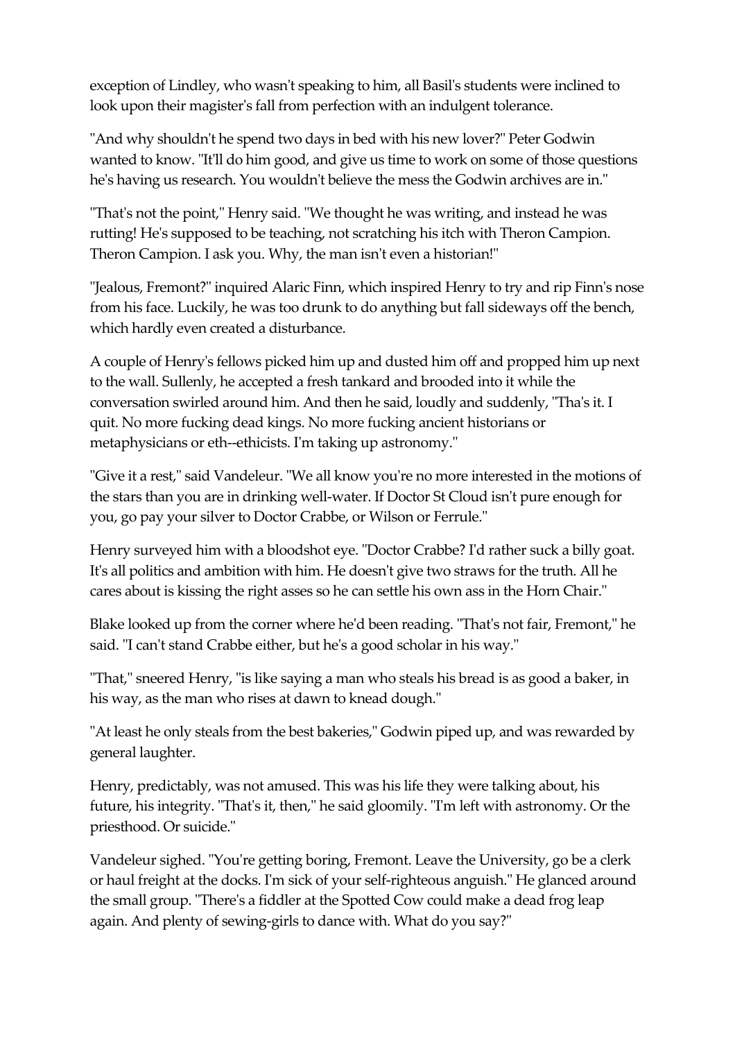exception of Lindley, who wasn't speaking to him, all Basil's students were inclined to look upon their magister's fall from perfection with an indulgent tolerance.

"And why shouldn't he spend two days in bed with his new lover?" Peter Godwin wanted to know. "It'll do him good, and give us time to work on some of those questions he's having us research. You wouldn't believe the mess the Godwin archives are in."

"That's not the point," Henry said. "We thought he was writing, and instead he was rutting! He's supposed to be teaching, not scratching his itch with Theron Campion. Theron Campion. I ask you. Why, the man isn't even a historian!"

"Jealous, Fremont?" inquired Alaric Finn, which inspired Henry to try and rip Finn's nose from his face. Luckily, he was too drunk to do anything but fall sideways off the bench, which hardly even created a disturbance.

A couple of Henry's fellows picked him up and dusted him off and propped him up next to the wall. Sullenly, he accepted a fresh tankard and brooded into it while the conversation swirled around him. And then he said, loudly and suddenly, "Tha's it. I quit. No more fucking dead kings. No more fucking ancient historians or metaphysicians or eth--ethicists. I'm taking up astronomy."

"Give it a rest," said Vandeleur. "We all know you're no more interested in the motions of the stars than you are in drinking well-water. If Doctor St Cloud isn't pure enough for you, go pay your silver to Doctor Crabbe, or Wilson or Ferrule."

Henry surveyed him with a bloodshot eye. "Doctor Crabbe? I'd rather suck a billy goat. It's all politics and ambition with him. He doesn't give two straws for the truth. All he cares about is kissing the right asses so he can settle his own ass in the Horn Chair."

Blake looked up from the corner where he'd been reading. "That's not fair, Fremont," he said. "I can't stand Crabbe either, but he's a good scholar in his way."

"That," sneered Henry, "is like saying a man who steals his bread is as good a baker, in his way, as the man who rises at dawn to knead dough."

"At least he only steals from the best bakeries," Godwin piped up, and was rewarded by general laughter.

Henry, predictably, was not amused. This was his life they were talking about, his future, his integrity. "That's it, then," he said gloomily. "I'm left with astronomy. Or the priesthood. Or suicide."

Vandeleur sighed. "You're getting boring, Fremont. Leave the University, go be a clerk or haul freight at the docks. I'm sick of your self-righteous anguish." He glanced around the small group. "There's a fiddler at the Spotted Cow could make a dead frog leap again. And plenty of sewing-girls to dance with. What do you say?"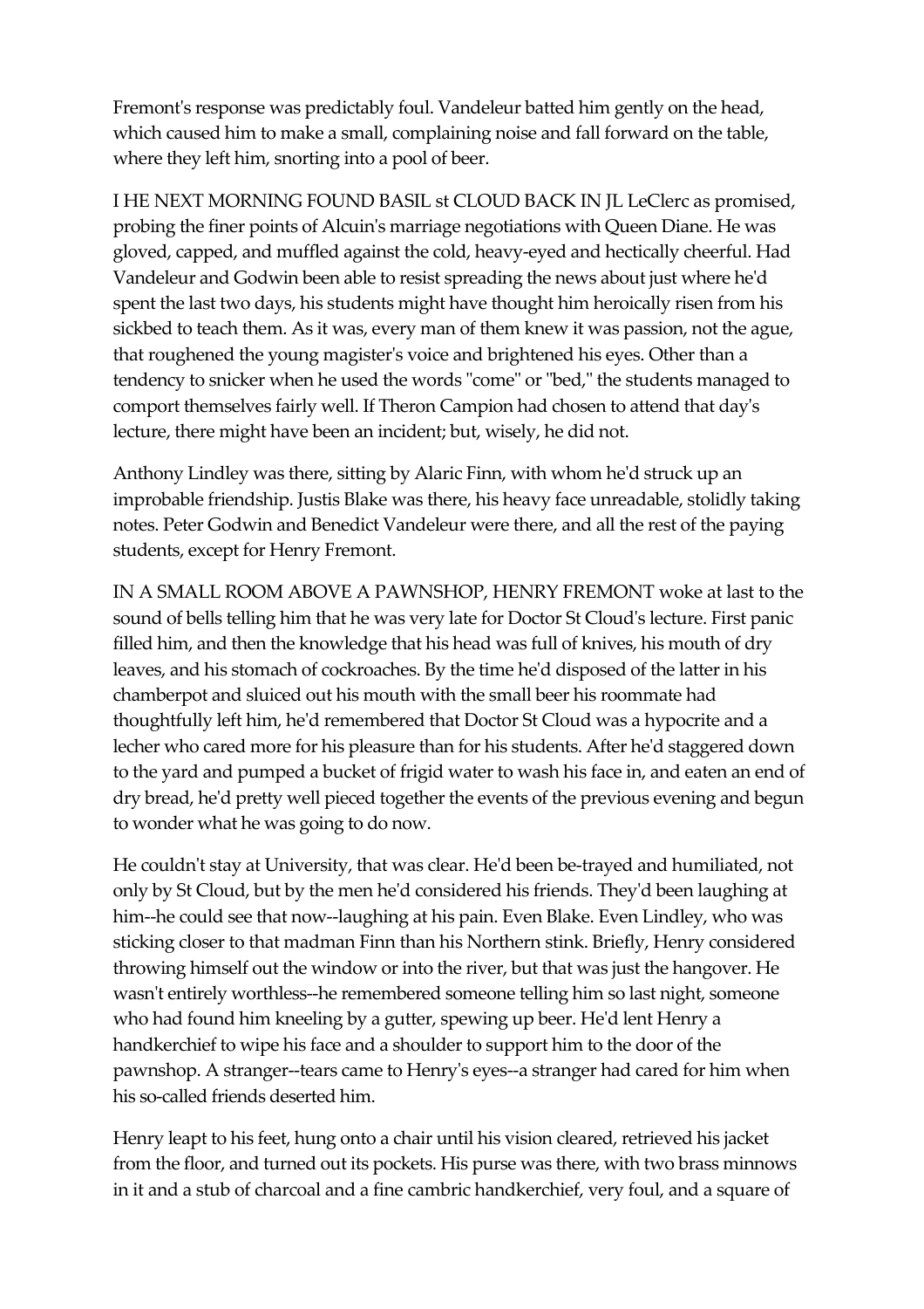Fremont's response was predictably foul. Vandeleur batted him gently on the head, which caused him to make a small, complaining noise and fall forward on the table, where they left him, snorting into a pool of beer.

I HE NEXT MORNING FOUND BASIL st CLOUD BACK IN JL LeClerc as promised, probing the finer points of Alcuin's marriage negotiations with Queen Diane. He was gloved, capped, and muffled against the cold, heavy-eyed and hectically cheerful. Had Vandeleur and Godwin been able to resist spreading the news about just where he'd spent the last two days, his students might have thought him heroically risen from his sickbed to teach them. As it was, every man of them knew it was passion, not the ague, that roughened the young magister's voice and brightened his eyes. Other than a tendency to snicker when he used the words "come" or "bed," the students managed to comport themselves fairly well. If Theron Campion had chosen to attend that day's lecture, there might have been an incident; but, wisely, he did not.

Anthony Lindley was there, sitting by Alaric Finn, with whom he'd struck up an improbable friendship. Justis Blake was there, his heavy face unreadable, stolidly taking notes. Peter Godwin and Benedict Vandeleur were there, and all the rest of the paying students, except for Henry Fremont.

IN A SMALL ROOM ABOVE A PAWNSHOP, HENRY FREMONT woke at last to the sound of bells telling him that he was very late for Doctor St Cloud's lecture. First panic filled him, and then the knowledge that his head was full of knives, his mouth of dry leaves, and his stomach of cockroaches. By the time he'd disposed of the latter in his chamberpot and sluiced out his mouth with the small beer his roommate had thoughtfully left him, he'd remembered that Doctor St Cloud was a hypocrite and a lecher who cared more for his pleasure than for his students. After he'd staggered down to the yard and pumped a bucket of frigid water to wash his face in, and eaten an end of dry bread, he'd pretty well pieced together the events of the previous evening and begun to wonder what he was going to do now.

He couldn't stay at University, that was clear. He'd been be-trayed and humiliated, not only by St Cloud, but by the men he'd considered his friends. They'd been laughing at him--he could see that now--laughing at his pain. Even Blake. Even Lindley, who was sticking closer to that madman Finn than his Northern stink. Briefly, Henry considered throwing himself out the window or into the river, but that was just the hangover. He wasn't entirely worthless--he remembered someone telling him so last night, someone who had found him kneeling by a gutter, spewing up beer. He'd lent Henry a handkerchief to wipe his face and a shoulder to support him to the door of the pawnshop. A stranger--tears came to Henry's eyes--a stranger had cared for him when his so-called friends deserted him.

Henry leapt to his feet, hung onto a chair until his vision cleared, retrieved his jacket from the floor, and turned out its pockets. His purse was there, with two brass minnows in it and a stub of charcoal and a fine cambric handkerchief, very foul, and a square of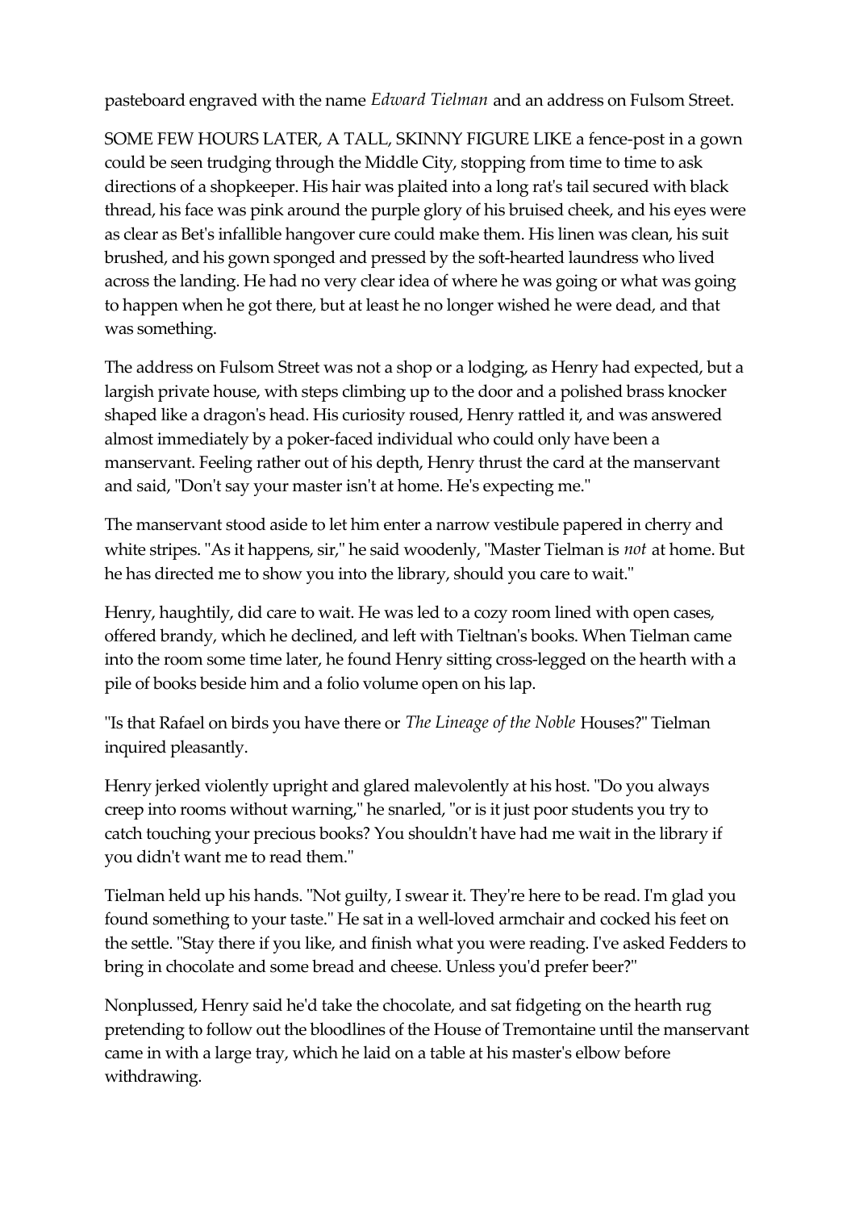pasteboard engraved with the name *Edward Tielman* and an address on Fulsom Street.

SOME FEW HOURS LATER, A TALL, SKINNY FIGURE LIKE a fence-post in a gown could be seen trudging through the Middle City, stopping from time to time to ask directions of a shopkeeper. His hair was plaited into a long rat's tail secured with black thread, his face was pink around the purple glory of his bruised cheek, and his eyes were as clear as Bet's infallible hangover cure could make them. His linen was clean, his suit brushed, and his gown sponged and pressed by the soft-hearted laundress who lived across the landing. He had no very clear idea of where he was going or what was going to happen when he got there, but at least he no longer wished he were dead, and that was something.

The address on Fulsom Street was not a shop or a lodging, as Henry had expected, but a largish private house, with steps climbing up to the door and a polished brass knocker shaped like a dragon's head. His curiosity roused, Henry rattled it, and was answered almost immediately by a poker-faced individual who could only have been a manservant. Feeling rather out of his depth, Henry thrust the card at the manservant and said, "Don't say your master isn't at home. He's expecting me."

The manservant stood aside to let him enter a narrow vestibule papered in cherry and white stripes. "As it happens, sir," he said woodenly, "Master Tielman is *not* at home. But he has directed me to show you into the library, should you care to wait."

Henry, haughtily, did care to wait. He was led to a cozy room lined with open cases, offered brandy, which he declined, and left with Tieltnan's books. When Tielman came into the room some time later, he found Henry sitting cross-legged on the hearth with a pile of books beside him and a folio volume open on his lap.

"Is that Rafael on birds you have there or *The Lineage of the Noble* Houses?" Tielman inquired pleasantly.

Henry jerked violently upright and glared malevolently at his host. "Do you always creep into rooms without warning," he snarled, "or is it just poor students you try to catch touching your precious books? You shouldn't have had me wait in the library if you didn't want me to read them."

Tielman held up his hands. "Not guilty, I swear it. They're here to be read. I'm glad you found something to your taste." He sat in a well-loved armchair and cocked his feet on the settle. "Stay there if you like, and finish what you were reading. I've asked Fedders to bring in chocolate and some bread and cheese. Unless you'd prefer beer?"

Nonplussed, Henry said he'd take the chocolate, and sat fidgeting on the hearth rug pretending to follow out the bloodlines of the House of Tremontaine until the manservant came in with a large tray, which he laid on a table at his master's elbow before withdrawing.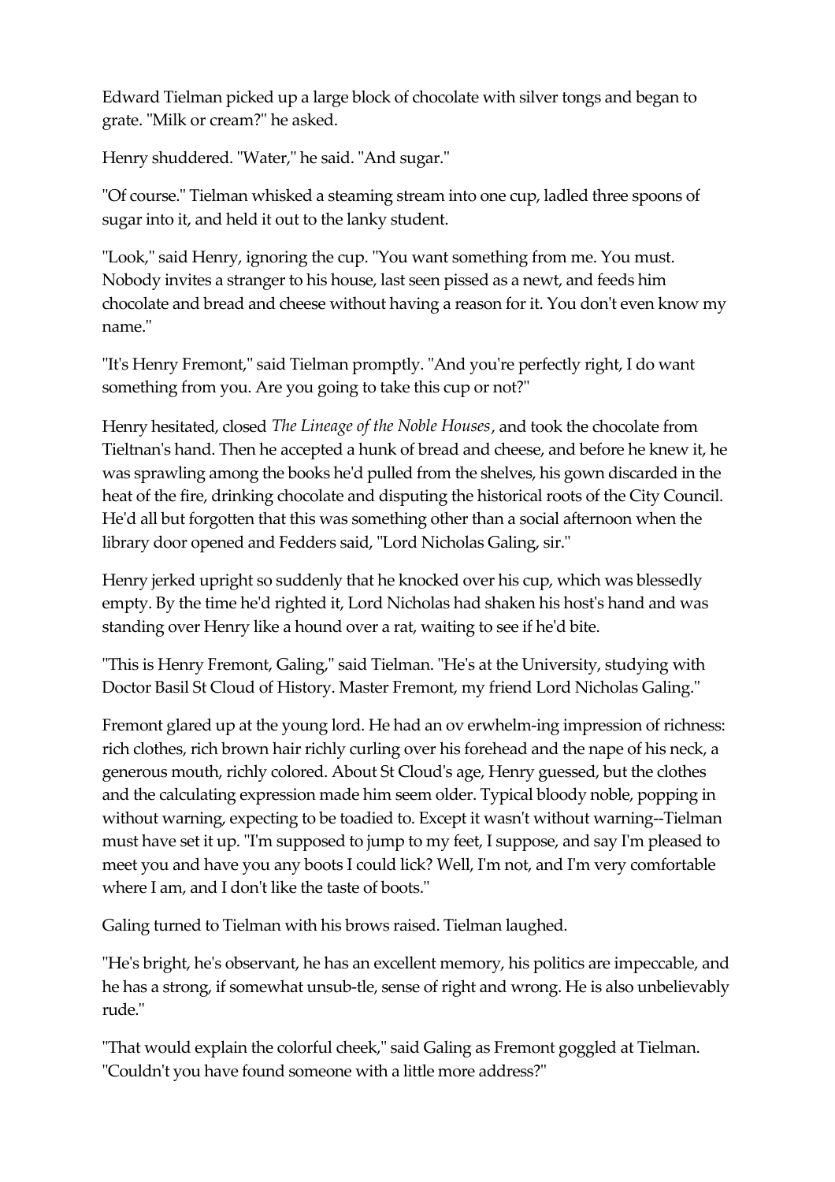Edward Tielman picked up a large block of chocolate with silver tongs and began to grate. "Milk or cream?" he asked.

Henry shuddered. "Water," he said. "And sugar."

"Of course." Tielman whisked a steaming stream into one cup, ladled three spoons of sugar into it, and held it out to the lanky student.

"Look," said Henry, ignoring the cup. "You want something from me. You must. Nobody invites a stranger to his house, last seen pissed as a newt, and feeds him chocolate and bread and cheese without having a reason for it. You don't even know my name."

"It's Henry Fremont," said Tielman promptly. "And you're perfectly right, I do want something from you. Are you going to take this cup or not?"

Henry hesitated, closed *The Lineage of the Noble Houses*, and took the chocolate from Tieltnan's hand. Then he accepted a hunk of bread and cheese, and before he knew it, he was sprawling among the books he'd pulled from the shelves, his gown discarded in the heat of the fire, drinking chocolate and disputing the historical roots of the City Council. He'd all but forgotten that this was something other than a social afternoon when the library door opened and Fedders said, "Lord Nicholas Galing, sir."

Henry jerked upright so suddenly that he knocked over his cup, which was blessedly empty. By the time he'd righted it, Lord Nicholas had shaken his host's hand and was standing over Henry like a hound over a rat, waiting to see if he'd bite.

"This is Henry Fremont, Galing," said Tielman. "He's at the University, studying with Doctor Basil St Cloud of History. Master Fremont, my friend Lord Nicholas Galing."

Fremont glared up at the young lord. He had an ov erwhelm-ing impression of richness: rich clothes, rich brown hair richly curling over his forehead and the nape of his neck, a generous mouth, richly colored. About St Cloud's age, Henry guessed, but the clothes and the calculating expression made him seem older. Typical bloody noble, popping in without warning, expecting to be toadied to. Except it wasn't without warning--Tielman must have set it up. "I'm supposed to jump to my feet, I suppose, and say I'm pleased to meet you and have you any boots I could lick? Well, I'm not, and I'm very comfortable where I am, and I don't like the taste of boots."

Galing turned to Tielman with his brows raised. Tielman laughed.

"He's bright, he's observant, he has an excellent memory, his politics are impeccable, and he has a strong, if somewhat unsub-tle, sense of right and wrong. He is also unbelievably rude."

"That would explain the colorful cheek," said Galing as Fremont goggled at Tielman. "Couldn't you have found someone with a little more address?"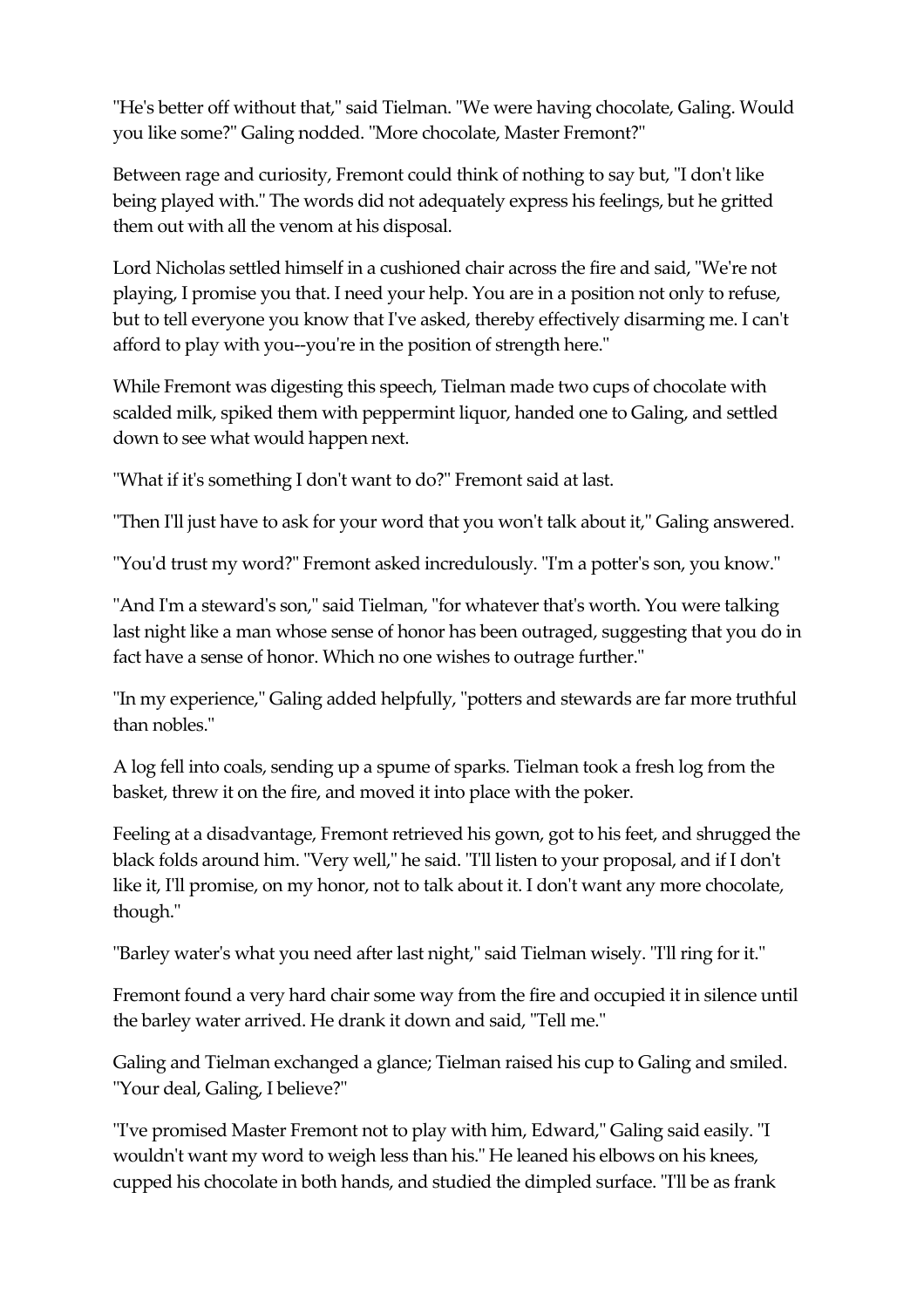"He's better off without that," said Tielman. "We were having chocolate, Galing. Would you like some?" Galing nodded. "More chocolate, Master Fremont?"

Between rage and curiosity, Fremont could think of nothing to say but, "I don't like being played with." The words did not adequately express his feelings, but he gritted them out with all the venom at his disposal.

Lord Nicholas settled himself in a cushioned chair across the fire and said, "We're not playing, I promise you that. I need your help. You are in a position not only to refuse, but to tell everyone you know that I've asked, thereby effectively disarming me. I can't afford to play with you--you're in the position of strength here."

While Fremont was digesting this speech, Tielman made two cups of chocolate with scalded milk, spiked them with peppermint liquor, handed one to Galing, and settled down to see what would happen next.

"What if it's something I don't want to do?" Fremont said at last.

"Then I'll just have to ask for your word that you won't talk about it," Galing answered.

"You'd trust my word?" Fremont asked incredulously. "I'm a potter's son, you know."

"And I'm a steward's son," said Tielman, "for whatever that's worth. You were talking last night like a man whose sense of honor has been outraged, suggesting that you do in fact have a sense of honor. Which no one wishes to outrage further."

"In my experience," Galing added helpfully, "potters and stewards are far more truthful than nobles."

A log fell into coals, sending up a spume of sparks. Tielman took a fresh log from the basket, threw it on the fire, and moved it into place with the poker.

Feeling at a disadvantage, Fremont retrieved his gown, got to his feet, and shrugged the black folds around him. "Very well," he said. "I'll listen to your proposal, and if I don't like it, I'll promise, on my honor, not to talk about it. I don't want any more chocolate, though."

"Barley water's what you need after last night," said Tielman wisely. "I'll ring for it."

Fremont found a very hard chair some way from the fire and occupied it in silence until the barley water arrived. He drank it down and said, "Tell me."

Galing and Tielman exchanged a glance; Tielman raised his cup to Galing and smiled. "Your deal, Galing, I believe?"

"I've promised Master Fremont not to play with him, Edward," Galing said easily. "I wouldn't want my word to weigh less than his." He leaned his elbows on his knees, cupped his chocolate in both hands, and studied the dimpled surface. "I'll be as frank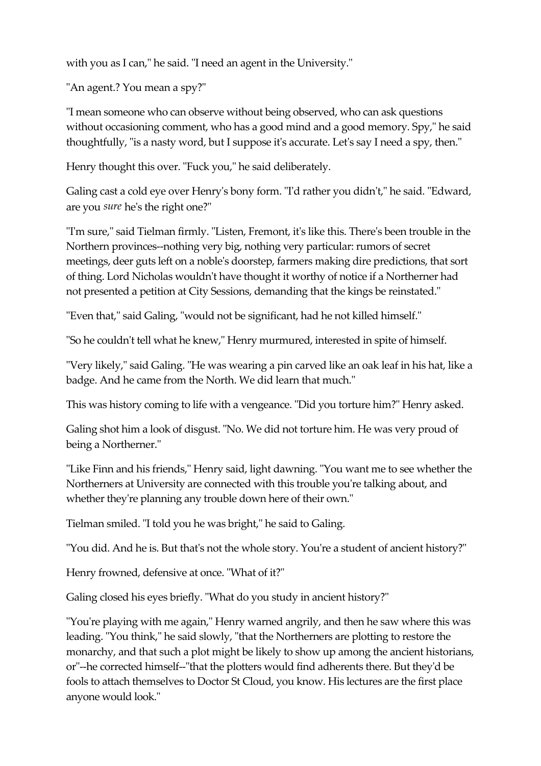with you as I can," he said. "I need an agent in the University."

"An agent.? You mean a spy?"

"I mean someone who can observe without being observed, who can ask questions without occasioning comment, who has a good mind and a good memory. Spy," he said thoughtfully, "is a nasty word, but I suppose it's accurate. Let's say I need a spy, then."

Henry thought this over. "Fuck you," he said deliberately.

Galing cast a cold eye over Henry's bony form. "I'd rather you didn't," he said. "Edward, are you *sure* he's the right one?"

"I'm sure," said Tielman firmly. "Listen, Fremont, it's like this. There's been trouble in the Northern provinces--nothing very big, nothing very particular: rumors of secret meetings, deer guts left on a noble's doorstep, farmers making dire predictions, that sort of thing. Lord Nicholas wouldn't have thought it worthy of notice if a Northerner had not presented a petition at City Sessions, demanding that the kings be reinstated."

"Even that," said Galing, "would not be significant, had he not killed himself."

"So he couldn't tell what he knew," Henry murmured, interested in spite of himself.

"Very likely," said Galing. "He was wearing a pin carved like an oak leaf in his hat, like a badge. And he came from the North. We did learn that much."

This was history coming to life with a vengeance. "Did you torture him?" Henry asked.

Galing shot him a look of disgust. "No. We did not torture him. He was very proud of being a Northerner."

"Like Finn and his friends," Henry said, light dawning. "You want me to see whether the Northerners at University are connected with this trouble you're talking about, and whether they're planning any trouble down here of their own."

Tielman smiled. "I told you he was bright," he said to Galing.

"You did. And he is. But that's not the whole story. You're a student of ancient history?"

Henry frowned, defensive at once. "What of it?"

Galing closed his eyes briefly. "What do you study in ancient history?"

"You're playing with me again," Henry warned angrily, and then he saw where this was leading. "You think," he said slowly, "that the Northerners are plotting to restore the monarchy, and that such a plot might be likely to show up among the ancient historians, or"--he corrected himself--"that the plotters would find adherents there. But they'd be fools to attach themselves to Doctor St Cloud, you know. His lectures are the first place anyone would look."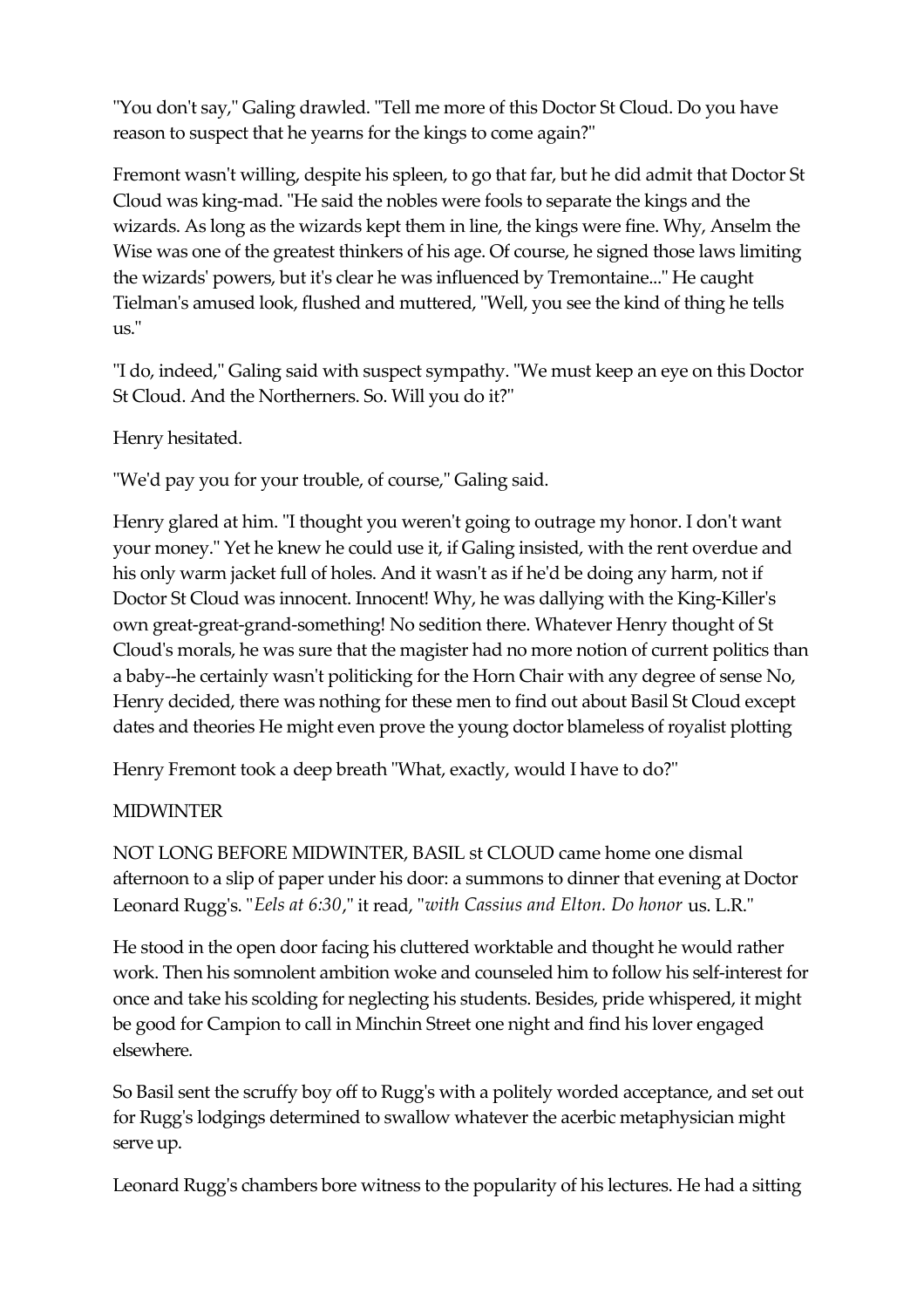"You don't say," Galing drawled. "Tell me more of this Doctor St Cloud. Do you have reason to suspect that he yearns for the kings to come again?"

Fremont wasn't willing, despite his spleen, to go that far, but he did admit that Doctor St Cloud was king-mad. "He said the nobles were fools to separate the kings and the wizards. As long as the wizards kept them in line, the kings were fine. Why, Anselm the Wise was one of the greatest thinkers of his age. Of course, he signed those laws limiting the wizards' powers, but it's clear he was influenced by Tremontaine..." He caught Tielman's amused look, flushed and muttered, "Well, you see the kind of thing he tells us."

"I do, indeed," Galing said with suspect sympathy. "We must keep an eye on this Doctor St Cloud. And the Northerners. So. Will you do it?"

Henry hesitated.

"We'd pay you for your trouble, of course," Galing said.

Henry glared at him. "I thought you weren't going to outrage my honor. I don't want your money." Yet he knew he could use it, if Galing insisted, with the rent overdue and his only warm jacket full of holes. And it wasn't as if he'd be doing any harm, not if Doctor St Cloud was innocent. Innocent! Why, he was dallying with the King-Killer's own great-great-grand-something! No sedition there. Whatever Henry thought of St Cloud's morals, he was sure that the magister had no more notion of current politics than a baby--he certainly wasn't politicking for the Horn Chair with any degree of sense No, Henry decided, there was nothing for these men to find out about Basil St Cloud except dates and theories He might even prove the young doctor blameless of royalist plotting

Henry Fremont took a deep breath "What, exactly, would I have to do?"

## MIDWINTER

NOT LONG BEFORE MIDWINTER, BASIL st CLOUD came home one dismal afternoon to a slip of paper under his door: a summons to dinner that evening at Doctor Leonard Rugg's. "*Eels at 6:30*," it read, "*with Cassius and Elton. Do honor* us. L.R."

He stood in the open door facing his cluttered worktable and thought he would rather work. Then his somnolent ambition woke and counseled him to follow his self-interest for once and take his scolding for neglecting his students. Besides, pride whispered, it might be good for Campion to call in Minchin Street one night and find his lover engaged elsewhere.

So Basil sent the scruffy boy off to Rugg's with a politely worded acceptance, and set out for Rugg's lodgings determined to swallow whatever the acerbic metaphysician might serve up.

Leonard Rugg's chambers bore witness to the popularity of his lectures. He had a sitting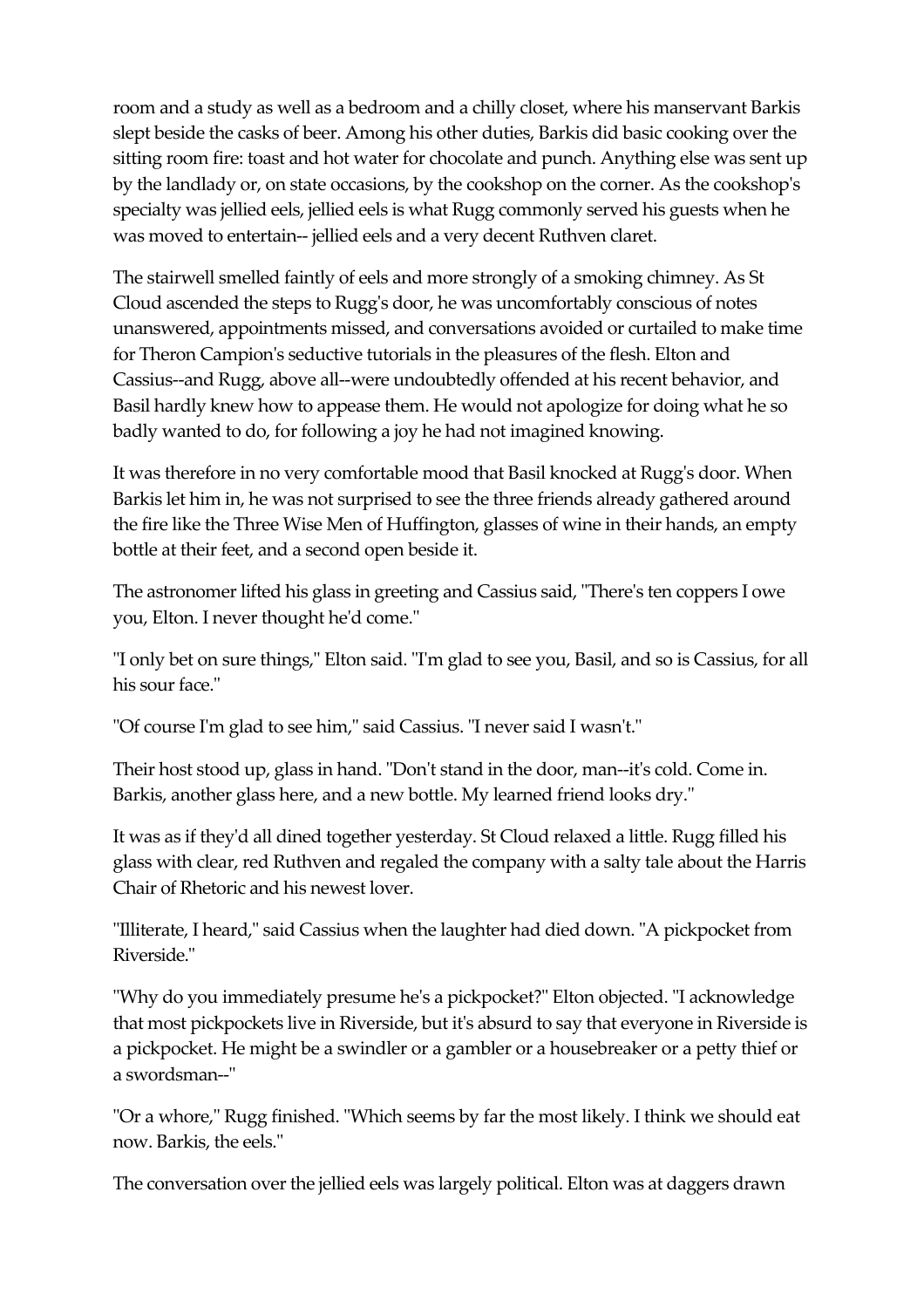room and a study as well as a bedroom and a chilly closet, where his manservant Barkis slept beside the casks of beer. Among his other duties, Barkis did basic cooking over the sitting room fire: toast and hot water for chocolate and punch. Anything else was sent up by the landlady or, on state occasions, by the cookshop on the corner. As the cookshop's specialty was jellied eels, jellied eels is what Rugg commonly served his guests when he was moved to entertain-- jellied eels and a very decent Ruthven claret.

The stairwell smelled faintly of eels and more strongly of a smoking chimney. As St Cloud ascended the steps to Rugg's door, he was uncomfortably conscious of notes unanswered, appointments missed, and conversations avoided or curtailed to make time for Theron Campion's seductive tutorials in the pleasures of the flesh. Elton and Cassius--and Rugg, above all--were undoubtedly offended at his recent behavior, and Basil hardly knew how to appease them. He would not apologize for doing what he so badly wanted to do, for following a joy he had not imagined knowing.

It was therefore in no very comfortable mood that Basil knocked at Rugg's door. When Barkis let him in, he was not surprised to see the three friends already gathered around the fire like the Three Wise Men of Huffington, glasses of wine in their hands, an empty bottle at their feet, and a second open beside it.

The astronomer lifted his glass in greeting and Cassius said, "There's ten coppers I owe you, Elton. I never thought he'd come."

"I only bet on sure things," Elton said. "I'm glad to see you, Basil, and so is Cassius, for all his sour face."

"Of course I'm glad to see him," said Cassius. "I never said I wasn't."

Their host stood up, glass in hand. "Don't stand in the door, man--it's cold. Come in. Barkis, another glass here, and a new bottle. My learned friend looks dry."

It was as if they'd all dined together yesterday. St Cloud relaxed a little. Rugg filled his glass with clear, red Ruthven and regaled the company with a salty tale about the Harris Chair of Rhetoric and his newest lover.

"Illiterate, I heard," said Cassius when the laughter had died down. "A pickpocket from Riverside."

"Why do you immediately presume he's a pickpocket?" Elton objected. "I acknowledge that most pickpockets live in Riverside, but it's absurd to say that everyone in Riverside is a pickpocket. He might be a swindler or a gambler or a housebreaker or a petty thief or a swordsman--"

"Or a whore," Rugg finished. "Which seems by far the most likely. I think we should eat now. Barkis, the eels."

The conversation over the jellied eels was largely political. Elton was at daggers drawn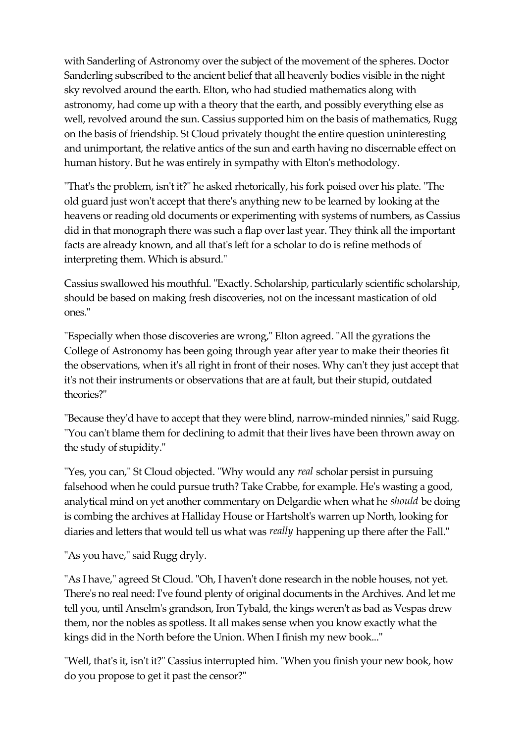with Sanderling of Astronomy over the subject of the movement of the spheres. Doctor Sanderling subscribed to the ancient belief that all heavenly bodies visible in the night sky revolved around the earth. Elton, who had studied mathematics along with astronomy, had come up with a theory that the earth, and possibly everything else as well, revolved around the sun. Cassius supported him on the basis of mathematics, Rugg on the basis of friendship. St Cloud privately thought the entire question uninteresting and unimportant, the relative antics of the sun and earth having no discernable effect on human history. But he was entirely in sympathy with Elton's methodology.

"That's the problem, isn't it?" he asked rhetorically, his fork poised over his plate. "The old guard just won't accept that there's anything new to be learned by looking at the heavens or reading old documents or experimenting with systems of numbers, as Cassius did in that monograph there was such a flap over last year. They think all the important facts are already known, and all that's left for a scholar to do is refine methods of interpreting them. Which is absurd."

Cassius swallowed his mouthful. "Exactly. Scholarship, particularly scientific scholarship, should be based on making fresh discoveries, not on the incessant mastication of old ones."

"Especially when those discoveries are wrong," Elton agreed. "All the gyrations the College of Astronomy has been going through year after year to make their theories fit the observations, when it's all right in front of their noses. Why can't they just accept that it's not their instruments or observations that are at fault, but their stupid, outdated theories?"

"Because they'd have to accept that they were blind, narrow-minded ninnies," said Rugg. "You can't blame them for declining to admit that their lives have been thrown away on the study of stupidity."

"Yes, you can," St Cloud objected. "Why would any *real* scholar persist in pursuing falsehood when he could pursue truth? Take Crabbe, for example. He's wasting a good, analytical mind on yet another commentary on Delgardie when what he *should* be doing is combing the archives at Halliday House or Hartsholt's warren up North, looking for diaries and letters that would tell us what was *really* happening up there after the Fall."

"As you have," said Rugg dryly.

"As I have," agreed St Cloud. "Oh, I haven't done research in the noble houses, not yet. There's no real need: I've found plenty of original documents in the Archives. And let me tell you, until Anselm's grandson, Iron Tybald, the kings weren't as bad as Vespas drew them, nor the nobles as spotless. It all makes sense when you know exactly what the kings did in the North before the Union. When I finish my new book..."

"Well, that's it, isn't it?" Cassius interrupted him. "When you finish your new book, how do you propose to get it past the censor?"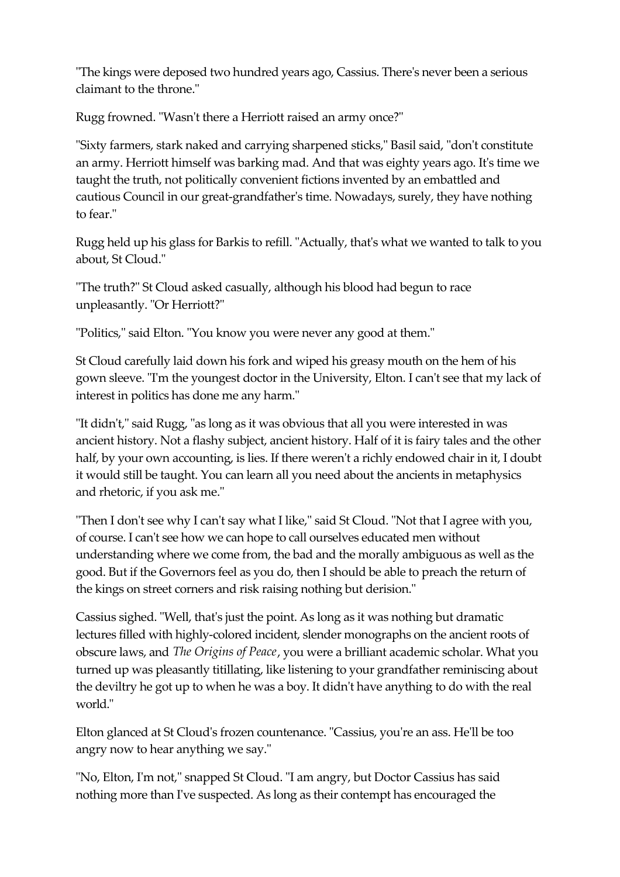"The kings were deposed two hundred years ago, Cassius. There's never been a serious claimant to the throne."

Rugg frowned. "Wasn't there a Herriott raised an army once?"

"Sixty farmers, stark naked and carrying sharpened sticks," Basil said, "don't constitute an army. Herriott himself was barking mad. And that was eighty years ago. It's time we taught the truth, not politically convenient fictions invented by an embattled and cautious Council in our great-grandfather's time. Nowadays, surely, they have nothing to fear."

Rugg held up his glass for Barkis to refill. "Actually, that's what we wanted to talk to you about, St Cloud."

"The truth?" St Cloud asked casually, although his blood had begun to race unpleasantly. "Or Herriott?"

"Politics," said Elton. "You know you were never any good at them."

St Cloud carefully laid down his fork and wiped his greasy mouth on the hem of his gown sleeve. "I'm the youngest doctor in the University, Elton. I can't see that my lack of interest in politics has done me any harm."

"It didn't," said Rugg, "as long as it was obvious that all you were interested in was ancient history. Not a flashy subject, ancient history. Half of it is fairy tales and the other half, by your own accounting, is lies. If there weren't a richly endowed chair in it, I doubt it would still be taught. You can learn all you need about the ancients in metaphysics and rhetoric, if you ask me."

"Then I don't see why I can't say what I like," said St Cloud. "Not that I agree with you, of course. I can't see how we can hope to call ourselves educated men without understanding where we come from, the bad and the morally ambiguous as well as the good. But if the Governors feel as you do, then I should be able to preach the return of the kings on street corners and risk raising nothing but derision."

Cassius sighed. "Well, that's just the point. As long as it was nothing but dramatic lectures filled with highly-colored incident, slender monographs on the ancient roots of obscure laws, and *The Origins of Peace*, you were a brilliant academic scholar. What you turned up was pleasantly titillating, like listening to your grandfather reminiscing about the deviltry he got up to when he was a boy. It didn't have anything to do with the real world."

Elton glanced at St Cloud's frozen countenance. "Cassius, you're an ass. He'll be too angry now to hear anything we say."

"No, Elton, I'm not," snapped St Cloud. "I am angry, but Doctor Cassius has said nothing more than I've suspected. As long as their contempt has encouraged the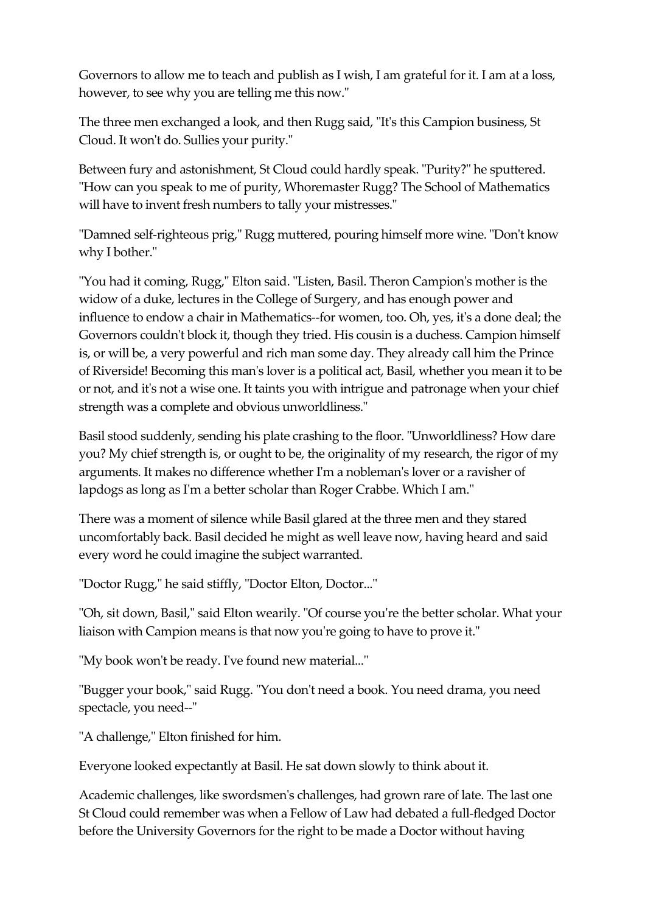Governors to allow me to teach and publish as I wish, I am grateful for it. I am at a loss, however, to see why you are telling me this now."

The three men exchanged a look, and then Rugg said, "It's this Campion business, St Cloud. It won't do. Sullies your purity."

Between fury and astonishment, St Cloud could hardly speak. "Purity?" he sputtered. "How can you speak to me of purity, Whoremaster Rugg? The School of Mathematics will have to invent fresh numbers to tally your mistresses."

"Damned self-righteous prig," Rugg muttered, pouring himself more wine. "Don't know why I bother."

"You had it coming, Rugg," Elton said. "Listen, Basil. Theron Campion's mother is the widow of a duke, lectures in the College of Surgery, and has enough power and influence to endow a chair in Mathematics--for women, too. Oh, yes, it's a done deal; the Governors couldn't block it, though they tried. His cousin is a duchess. Campion himself is, or will be, a very powerful and rich man some day. They already call him the Prince of Riverside! Becoming this man's lover is a political act, Basil, whether you mean it to be or not, and it's not a wise one. It taints you with intrigue and patronage when your chief strength was a complete and obvious unworldliness."

Basil stood suddenly, sending his plate crashing to the floor. "Unworldliness? How dare you? My chief strength is, or ought to be, the originality of my research, the rigor of my arguments. It makes no difference whether I'm a nobleman's lover or a ravisher of lapdogs as long as I'm a better scholar than Roger Crabbe. Which I am."

There was a moment of silence while Basil glared at the three men and they stared uncomfortably back. Basil decided he might as well leave now, having heard and said every word he could imagine the subject warranted.

"Doctor Rugg," he said stiffly, "Doctor Elton, Doctor..."

"Oh, sit down, Basil," said Elton wearily. "Of course you're the better scholar. What your liaison with Campion means is that now you're going to have to prove it."

"My book won't be ready. I've found new material..."

"Bugger your book," said Rugg. "You don't need a book. You need drama, you need spectacle, you need--"

"A challenge," Elton finished for him.

Everyone looked expectantly at Basil. He sat down slowly to think about it.

Academic challenges, like swordsmen's challenges, had grown rare of late. The last one St Cloud could remember was when a Fellow of Law had debated a full-fledged Doctor before the University Governors for the right to be made a Doctor without having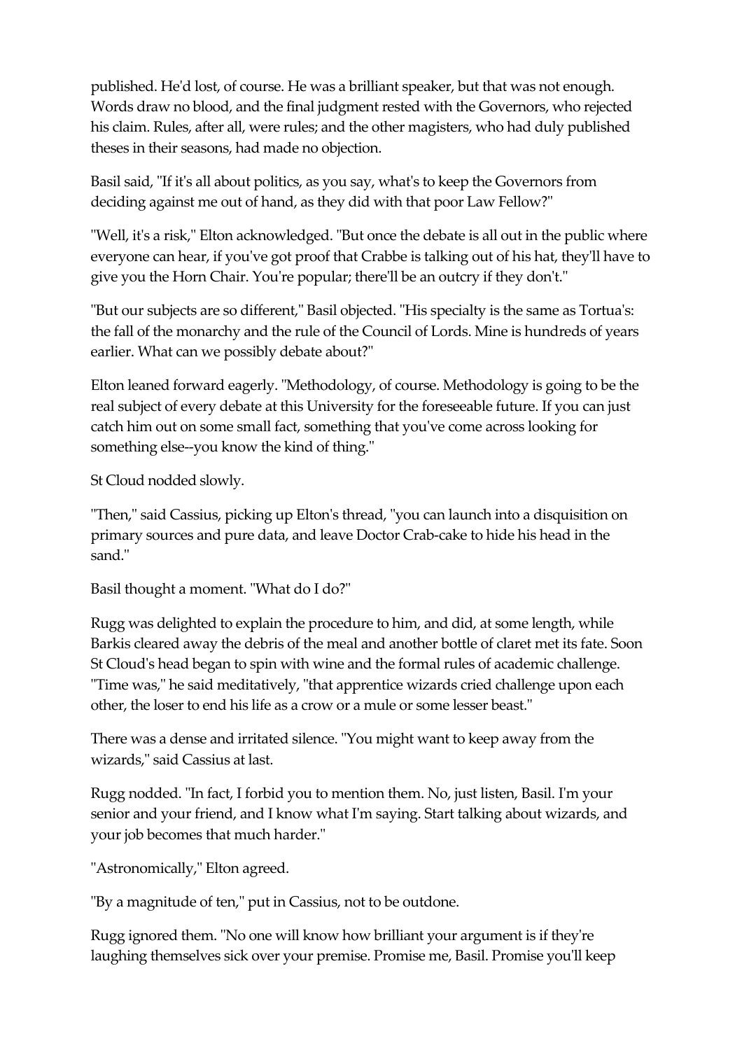published. He'd lost, of course. He was a brilliant speaker, but that was not enough. Words draw no blood, and the final judgment rested with the Governors, who rejected his claim. Rules, after all, were rules; and the other magisters, who had duly published theses in their seasons, had made no objection.

Basil said, "If it's all about politics, as you say, what's to keep the Governors from deciding against me out of hand, as they did with that poor Law Fellow?"

"Well, it's a risk," Elton acknowledged. "But once the debate is all out in the public where everyone can hear, if you've got proof that Crabbe is talking out of his hat, they'll have to give you the Horn Chair. You're popular; there'll be an outcry if they don't."

"But our subjects are so different," Basil objected. "His specialty is the same as Tortua's: the fall of the monarchy and the rule of the Council of Lords. Mine is hundreds of years earlier. What can we possibly debate about?"

Elton leaned forward eagerly. "Methodology, of course. Methodology is going to be the real subject of every debate at this University for the foreseeable future. If you can just catch him out on some small fact, something that you've come across looking for something else--you know the kind of thing."

St Cloud nodded slowly.

"Then," said Cassius, picking up Elton's thread, "you can launch into a disquisition on primary sources and pure data, and leave Doctor Crab-cake to hide his head in the sand."

Basil thought a moment. "What do I do?"

Rugg was delighted to explain the procedure to him, and did, at some length, while Barkis cleared away the debris of the meal and another bottle of claret met its fate. Soon St Cloud's head began to spin with wine and the formal rules of academic challenge. "Time was," he said meditatively, "that apprentice wizards cried challenge upon each other, the loser to end his life as a crow or a mule or some lesser beast."

There was a dense and irritated silence. "You might want to keep away from the wizards," said Cassius at last.

Rugg nodded. "In fact, I forbid you to mention them. No, just listen, Basil. I'm your senior and your friend, and I know what I'm saying. Start talking about wizards, and your job becomes that much harder."

"Astronomically," Elton agreed.

"By a magnitude of ten," put in Cassius, not to be outdone.

Rugg ignored them. "No one will know how brilliant your argument is if they're laughing themselves sick over your premise. Promise me, Basil. Promise you'll keep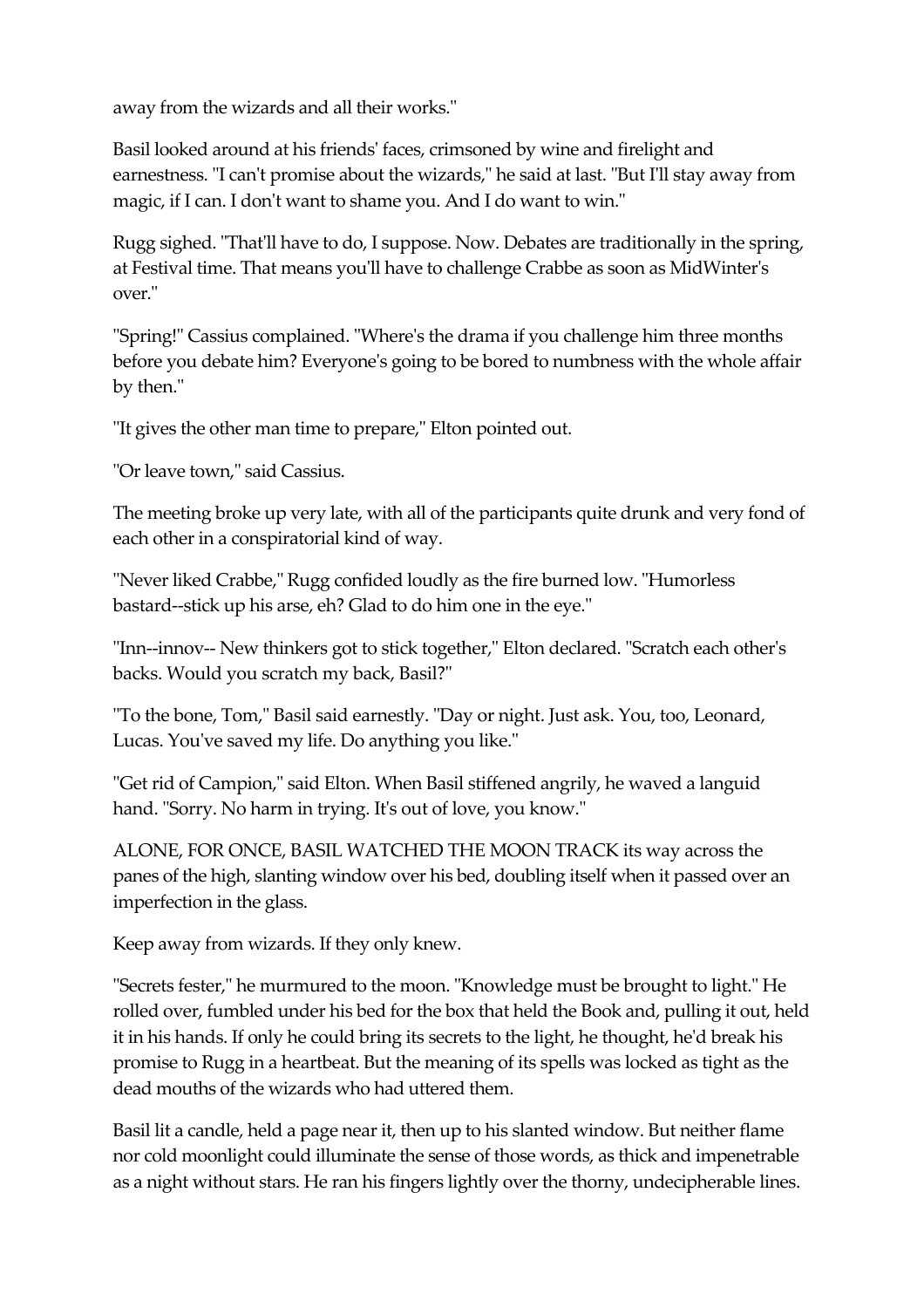away from the wizards and all their works."

Basil looked around at his friends' faces, crimsoned by wine and firelight and earnestness. "I can't promise about the wizards," he said at last. "But I'll stay away from magic, if I can. I don't want to shame you. And I do want to win."

Rugg sighed. "That'll have to do, I suppose. Now. Debates are traditionally in the spring, at Festival time. That means you'll have to challenge Crabbe as soon as MidWinter's over."

"Spring!" Cassius complained. "Where's the drama if you challenge him three months before you debate him? Everyone's going to be bored to numbness with the whole affair by then."

"It gives the other man time to prepare," Elton pointed out.

"Or leave town," said Cassius.

The meeting broke up very late, with all of the participants quite drunk and very fond of each other in a conspiratorial kind of way.

"Never liked Crabbe," Rugg confided loudly as the fire burned low. "Humorless bastard--stick up his arse, eh? Glad to do him one in the eye."

"Inn--innov-- New thinkers got to stick together," Elton declared. "Scratch each other's backs. Would you scratch my back, Basil?"

"To the bone, Tom," Basil said earnestly. "Day or night. Just ask. You, too, Leonard, Lucas. You've saved my life. Do anything you like."

"Get rid of Campion," said Elton. When Basil stiffened angrily, he waved a languid hand. "Sorry. No harm in trying. It's out of love, you know."

ALONE, FOR ONCE, BASIL WATCHED THE MOON TRACK its way across the panes of the high, slanting window over his bed, doubling itself when it passed over an imperfection in the glass.

Keep away from wizards. If they only knew.

"Secrets fester," he murmured to the moon. "Knowledge must be brought to light." He rolled over, fumbled under his bed for the box that held the Book and, pulling it out, held it in his hands. If only he could bring its secrets to the light, he thought, he'd break his promise to Rugg in a heartbeat. But the meaning of its spells was locked as tight as the dead mouths of the wizards who had uttered them.

Basil lit a candle, held a page near it, then up to his slanted window. But neither flame nor cold moonlight could illuminate the sense of those words, as thick and impenetrable as a night without stars. He ran his fingers lightly over the thorny, undecipherable lines.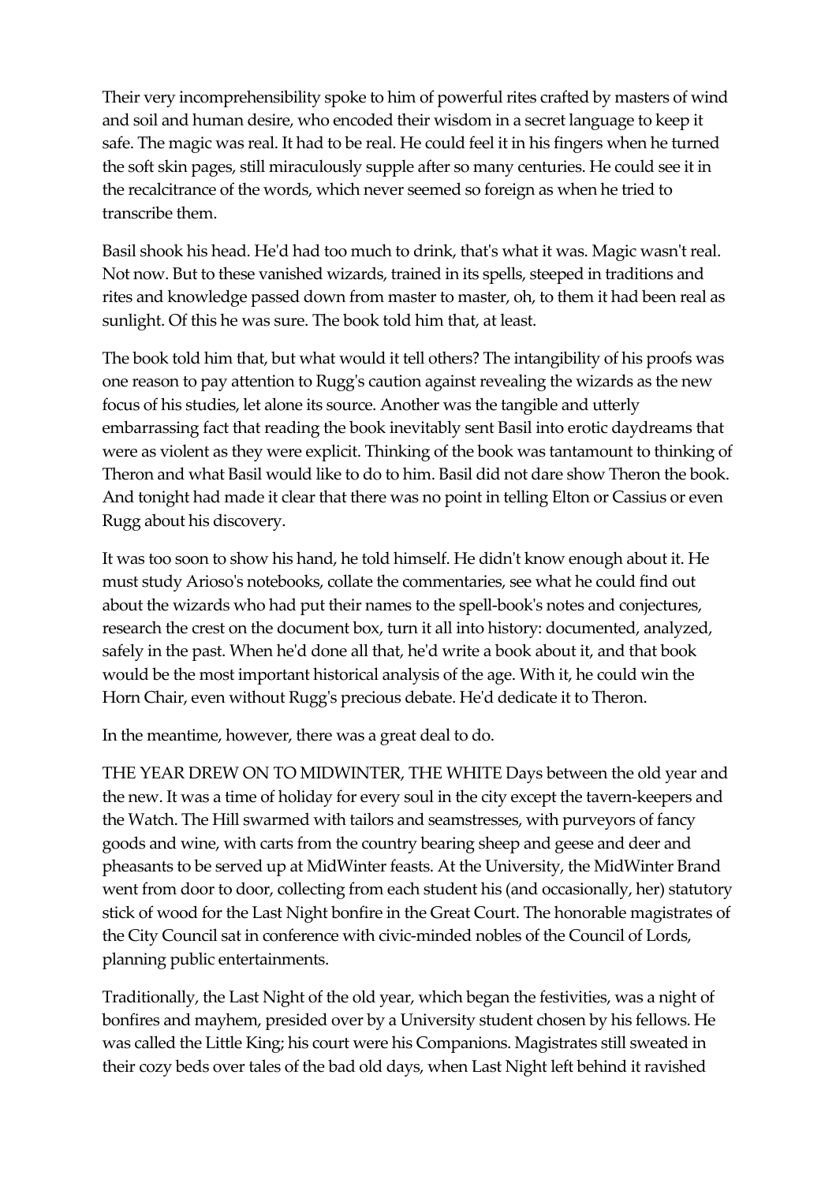Their very incomprehensibility spoke to him of powerful rites crafted by masters of wind and soil and human desire, who encoded their wisdom in a secret language to keep it safe. The magic was real. It had to be real. He could feel it in his fingers when he turned the soft skin pages, still miraculously supple after so many centuries. He could see it in the recalcitrance of the words, which never seemed so foreign as when he tried to transcribe them.

Basil shook his head. He'd had too much to drink, that's what it was. Magic wasn't real. Not now. But to these vanished wizards, trained in its spells, steeped in traditions and rites and knowledge passed down from master to master, oh, to them it had been real as sunlight. Of this he was sure. The book told him that, at least.

The book told him that, but what would it tell others? The intangibility of his proofs was one reason to pay attention to Rugg's caution against revealing the wizards as the new focus of his studies, let alone its source. Another was the tangible and utterly embarrassing fact that reading the book inevitably sent Basil into erotic daydreams that were as violent as they were explicit. Thinking of the book was tantamount to thinking of Theron and what Basil would like to do to him. Basil did not dare show Theron the book. And tonight had made it clear that there was no point in telling Elton or Cassius or even Rugg about his discovery.

It was too soon to show his hand, he told himself. He didn't know enough about it. He must study Arioso's notebooks, collate the commentaries, see what he could find out about the wizards who had put their names to the spell-book's notes and conjectures, research the crest on the document box, turn it all into history: documented, analyzed, safely in the past. When he'd done all that, he'd write a book about it, and that book would be the most important historical analysis of the age. With it, he could win the Horn Chair, even without Rugg's precious debate. He'd dedicate it to Theron.

In the meantime, however, there was a great deal to do.

THE YEAR DREW ON TO MIDWINTER, THE WHITE Days between the old year and the new. It was a time of holiday for every soul in the city except the tavern-keepers and the Watch. The Hill swarmed with tailors and seamstresses, with purveyors of fancy goods and wine, with carts from the country bearing sheep and geese and deer and pheasants to be served up at MidWinter feasts. At the University, the MidWinter Brand went from door to door, collecting from each student his (and occasionally, her) statutory stick of wood for the Last Night bonfire in the Great Court. The honorable magistrates of the City Council sat in conference with civic-minded nobles of the Council of Lords, planning public entertainments.

Traditionally, the Last Night of the old year, which began the festivities, was a night of bonfires and mayhem, presided over by a University student chosen by his fellows. He was called the Little King; his court were his Companions. Magistrates still sweated in their cozy beds over tales of the bad old days, when Last Night left behind it ravished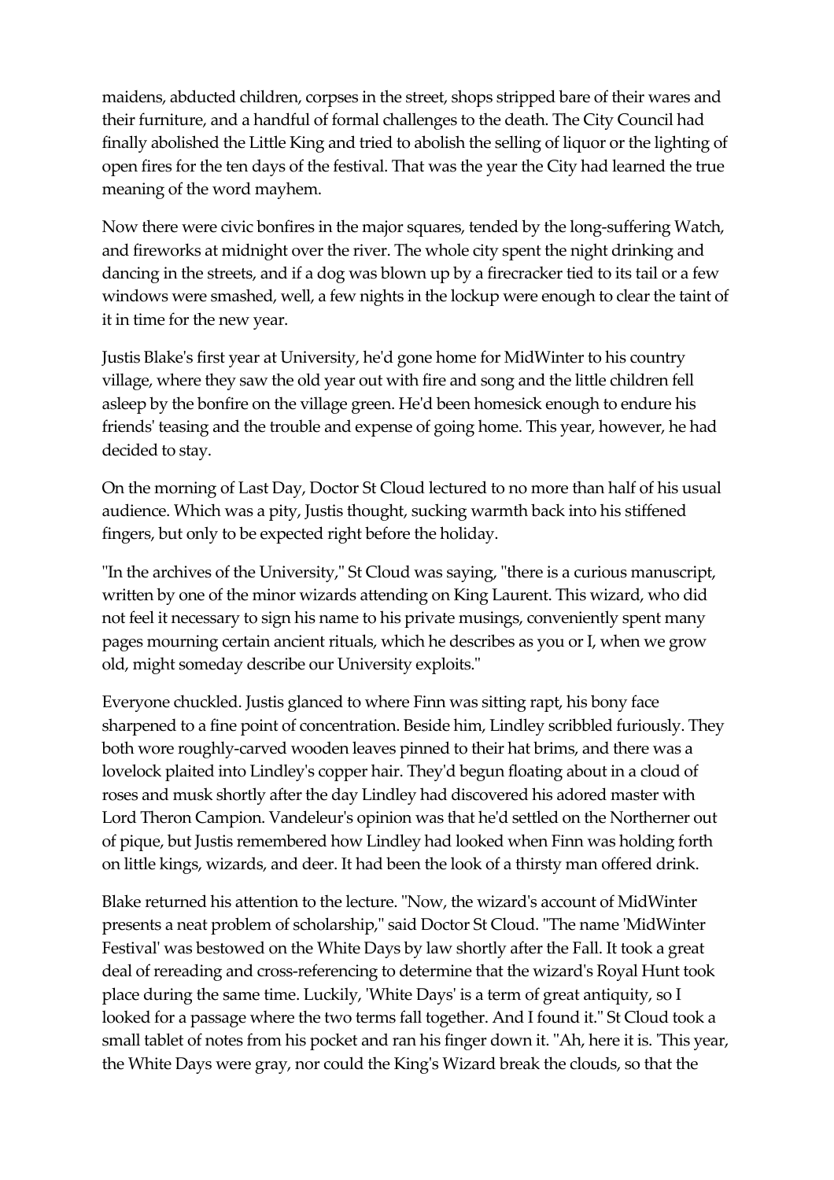maidens, abducted children, corpses in the street, shops stripped bare of their wares and their furniture, and a handful of formal challenges to the death. The City Council had finally abolished the Little King and tried to abolish the selling of liquor or the lighting of open fires for the ten days of the festival. That was the year the City had learned the true meaning of the word mayhem.

Now there were civic bonfires in the major squares, tended by the long-suffering Watch, and fireworks at midnight over the river. The whole city spent the night drinking and dancing in the streets, and if a dog was blown up by a firecracker tied to its tail or a few windows were smashed, well, a few nights in the lockup were enough to clear the taint of it in time for the new year.

Justis Blake's first year at University, he'd gone home for MidWinter to his country village, where they saw the old year out with fire and song and the little children fell asleep by the bonfire on the village green. He'd been homesick enough to endure his friends' teasing and the trouble and expense of going home. This year, however, he had decided to stay.

On the morning of Last Day, Doctor St Cloud lectured to no more than half of his usual audience. Which was a pity, Justis thought, sucking warmth back into his stiffened fingers, but only to be expected right before the holiday.

"In the archives of the University," St Cloud was saying, "there is a curious manuscript, written by one of the minor wizards attending on King Laurent. This wizard, who did not feel it necessary to sign his name to his private musings, conveniently spent many pages mourning certain ancient rituals, which he describes as you or I, when we grow old, might someday describe our University exploits."

Everyone chuckled. Justis glanced to where Finn was sitting rapt, his bony face sharpened to a fine point of concentration. Beside him, Lindley scribbled furiously. They both wore roughly-carved wooden leaves pinned to their hat brims, and there was a lovelock plaited into Lindley's copper hair. They'd begun floating about in a cloud of roses and musk shortly after the day Lindley had discovered his adored master with Lord Theron Campion. Vandeleur's opinion was that he'd settled on the Northerner out of pique, but Justis remembered how Lindley had looked when Finn was holding forth on little kings, wizards, and deer. It had been the look of a thirsty man offered drink.

Blake returned his attention to the lecture. "Now, the wizard's account of MidWinter presents a neat problem of scholarship," said Doctor St Cloud. "The name 'MidWinter Festival' was bestowed on the White Days by law shortly after the Fall. It took a great deal of rereading and cross-referencing to determine that the wizard's Royal Hunt took place during the same time. Luckily, 'White Days' is a term of great antiquity, so I looked for a passage where the two terms fall together. And I found it." St Cloud took a small tablet of notes from his pocket and ran his finger down it. "Ah, here it is. 'This year, the White Days were gray, nor could the King's Wizard break the clouds, so that the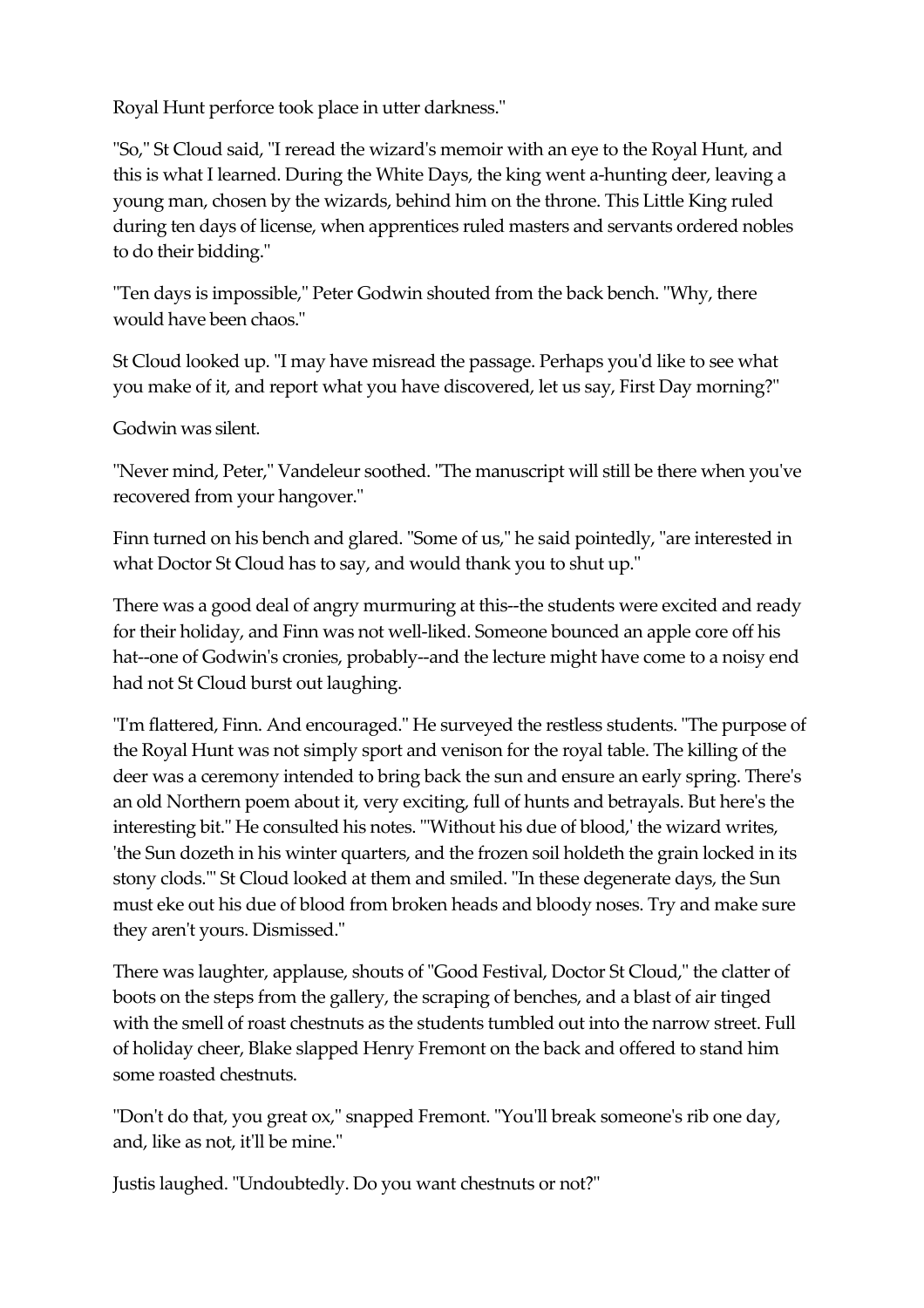Royal Hunt perforce took place in utter darkness."

"So," St Cloud said, "I reread the wizard's memoir with an eye to the Royal Hunt, and this is what I learned. During the White Days, the king went a-hunting deer, leaving a young man, chosen by the wizards, behind him on the throne. This Little King ruled during ten days of license, when apprentices ruled masters and servants ordered nobles to do their bidding."

"Ten days is impossible," Peter Godwin shouted from the back bench. "Why, there would have been chaos."

St Cloud looked up. "I may have misread the passage. Perhaps you'd like to see what you make of it, and report what you have discovered, let us say, First Day morning?"

Godwin was silent.

"Never mind, Peter," Vandeleur soothed. "The manuscript will still be there when you've recovered from your hangover."

Finn turned on his bench and glared. "Some of us," he said pointedly, "are interested in what Doctor St Cloud has to say, and would thank you to shut up."

There was a good deal of angry murmuring at this--the students were excited and ready for their holiday, and Finn was not well-liked. Someone bounced an apple core off his hat--one of Godwin's cronies, probably--and the lecture might have come to a noisy end had not St Cloud burst out laughing.

"I'm flattered, Finn. And encouraged." He surveyed the restless students. "The purpose of the Royal Hunt was not simply sport and venison for the royal table. The killing of the deer was a ceremony intended to bring back the sun and ensure an early spring. There's an old Northern poem about it, very exciting, full of hunts and betrayals. But here's the interesting bit." He consulted his notes. "'Without his due of blood,' the wizard writes, 'the Sun dozeth in his winter quarters, and the frozen soil holdeth the grain locked in its stony clods.'" St Cloud looked at them and smiled. "In these degenerate days, the Sun must eke out his due of blood from broken heads and bloody noses. Try and make sure they aren't yours. Dismissed."

There was laughter, applause, shouts of "Good Festival, Doctor St Cloud," the clatter of boots on the steps from the gallery, the scraping of benches, and a blast of air tinged with the smell of roast chestnuts as the students tumbled out into the narrow street. Full of holiday cheer, Blake slapped Henry Fremont on the back and offered to stand him some roasted chestnuts.

"Don't do that, you great ox," snapped Fremont. "You'll break someone's rib one day, and, like as not, it'll be mine."

Justis laughed. "Undoubtedly. Do you want chestnuts or not?"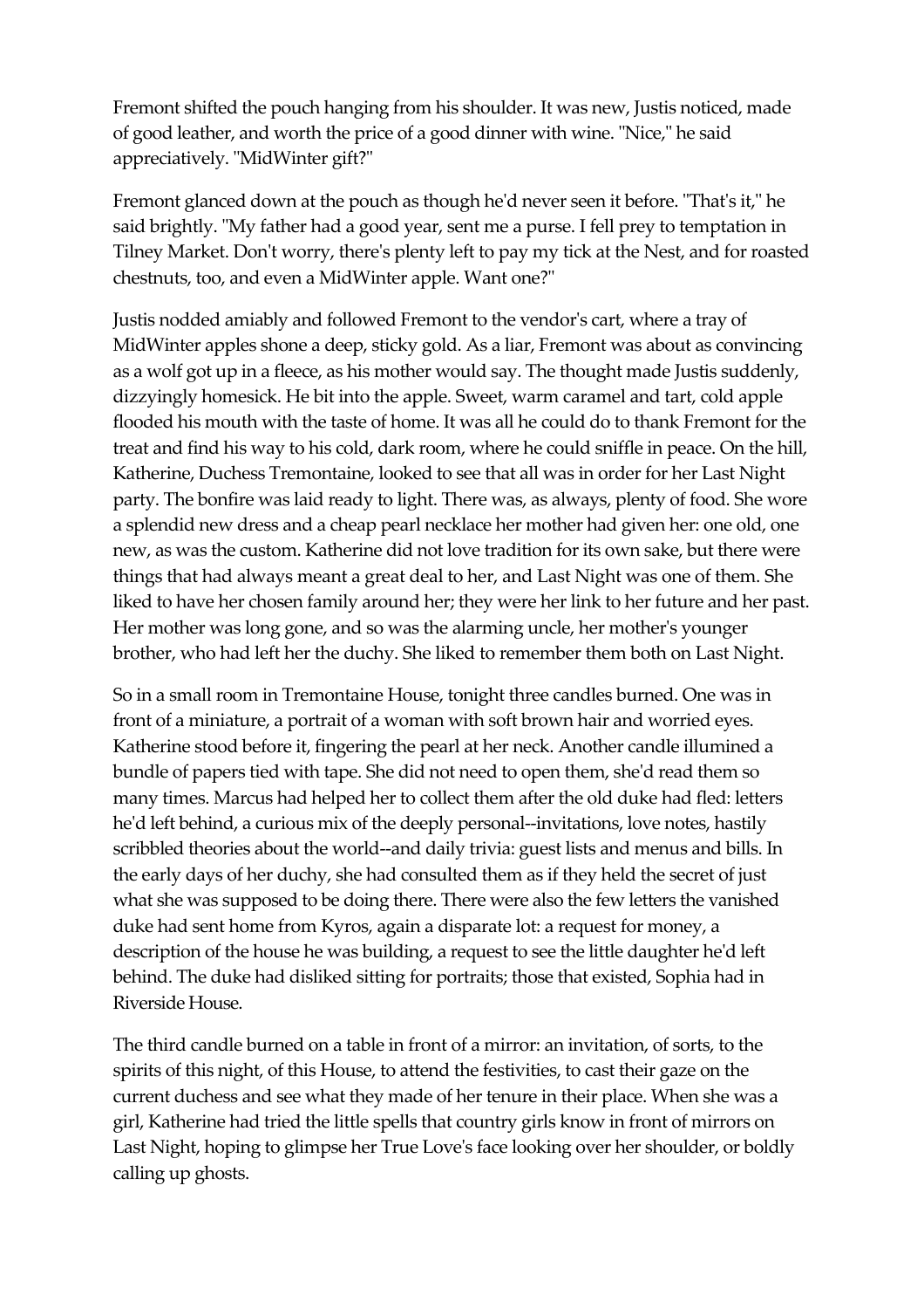Fremont shifted the pouch hanging from his shoulder. It was new, Justis noticed, made of good leather, and worth the price of a good dinner with wine. "Nice," he said appreciatively. "MidWinter gift?"

Fremont glanced down at the pouch as though he'd never seen it before. "That's it," he said brightly. "My father had a good year, sent me a purse. I fell prey to temptation in Tilney Market. Don't worry, there's plenty left to pay my tick at the Nest, and for roasted chestnuts, too, and even a MidWinter apple. Want one?"

Justis nodded amiably and followed Fremont to the vendor's cart, where a tray of MidWinter apples shone a deep, sticky gold. As a liar, Fremont was about as convincing as a wolf got up in a fleece, as his mother would say. The thought made Justis suddenly, dizzyingly homesick. He bit into the apple. Sweet, warm caramel and tart, cold apple flooded his mouth with the taste of home. It was all he could do to thank Fremont for the treat and find his way to his cold, dark room, where he could sniffle in peace. On the hill, Katherine, Duchess Tremontaine, looked to see that all was in order for her Last Night party. The bonfire was laid ready to light. There was, as always, plenty of food. She wore a splendid new dress and a cheap pearl necklace her mother had given her: one old, one new, as was the custom. Katherine did not love tradition for its own sake, but there were things that had always meant a great deal to her, and Last Night was one of them. She liked to have her chosen family around her; they were her link to her future and her past. Her mother was long gone, and so was the alarming uncle, her mother's younger brother, who had left her the duchy. She liked to remember them both on Last Night.

So in a small room in Tremontaine House, tonight three candles burned. One was in front of a miniature, a portrait of a woman with soft brown hair and worried eyes. Katherine stood before it, fingering the pearl at her neck. Another candle illumined a bundle of papers tied with tape. She did not need to open them, she'd read them so many times. Marcus had helped her to collect them after the old duke had fled: letters he'd left behind, a curious mix of the deeply personal--invitations, love notes, hastily scribbled theories about the world--and daily trivia: guest lists and menus and bills. In the early days of her duchy, she had consulted them as if they held the secret of just what she was supposed to be doing there. There were also the few letters the vanished duke had sent home from Kyros, again a disparate lot: a request for money, a description of the house he was building, a request to see the little daughter he'd left behind. The duke had disliked sitting for portraits; those that existed, Sophia had in Riverside House.

The third candle burned on a table in front of a mirror: an invitation, of sorts, to the spirits of this night, of this House, to attend the festivities, to cast their gaze on the current duchess and see what they made of her tenure in their place. When she was a girl, Katherine had tried the little spells that country girls know in front of mirrors on Last Night, hoping to glimpse her True Love's face looking over her shoulder, or boldly calling up ghosts.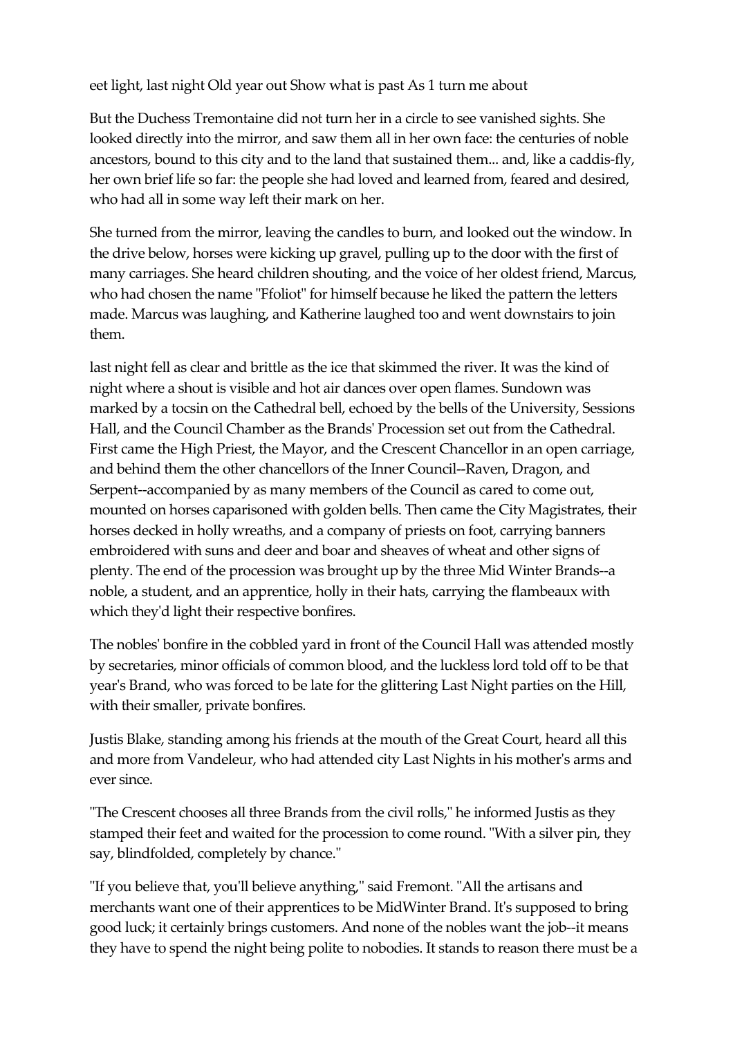eet light, last night Old year out Show what is past As 1 turn me about

But the Duchess Tremontaine did not turn her in a circle to see vanished sights. She looked directly into the mirror, and saw them all in her own face: the centuries of noble ancestors, bound to this city and to the land that sustained them... and, like a caddis-fly, her own brief life so far: the people she had loved and learned from, feared and desired, who had all in some way left their mark on her.

She turned from the mirror, leaving the candles to burn, and looked out the window. In the drive below, horses were kicking up gravel, pulling up to the door with the first of many carriages. She heard children shouting, and the voice of her oldest friend, Marcus, who had chosen the name "Ffoliot" for himself because he liked the pattern the letters made. Marcus was laughing, and Katherine laughed too and went downstairs to join them.

last night fell as clear and brittle as the ice that skimmed the river. It was the kind of night where a shout is visible and hot air dances over open flames. Sundown was marked by a tocsin on the Cathedral bell, echoed by the bells of the University, Sessions Hall, and the Council Chamber as the Brands' Procession set out from the Cathedral. First came the High Priest, the Mayor, and the Crescent Chancellor in an open carriage, and behind them the other chancellors of the Inner Council--Raven, Dragon, and Serpent--accompanied by as many members of the Council as cared to come out, mounted on horses caparisoned with golden bells. Then came the City Magistrates, their horses decked in holly wreaths, and a company of priests on foot, carrying banners embroidered with suns and deer and boar and sheaves of wheat and other signs of plenty. The end of the procession was brought up by the three Mid Winter Brands--a noble, a student, and an apprentice, holly in their hats, carrying the flambeaux with which they'd light their respective bonfires.

The nobles' bonfire in the cobbled yard in front of the Council Hall was attended mostly by secretaries, minor officials of common blood, and the luckless lord told off to be that year's Brand, who was forced to be late for the glittering Last Night parties on the Hill, with their smaller, private bonfires.

Justis Blake, standing among his friends at the mouth of the Great Court, heard all this and more from Vandeleur, who had attended city Last Nights in his mother's arms and ever since.

"The Crescent chooses all three Brands from the civil rolls," he informed Justis as they stamped their feet and waited for the procession to come round. "With a silver pin, they say, blindfolded, completely by chance."

"If you believe that, you'll believe anything," said Fremont. "All the artisans and merchants want one of their apprentices to be MidWinter Brand. It's supposed to bring good luck; it certainly brings customers. And none of the nobles want the job--it means they have to spend the night being polite to nobodies. It stands to reason there must be a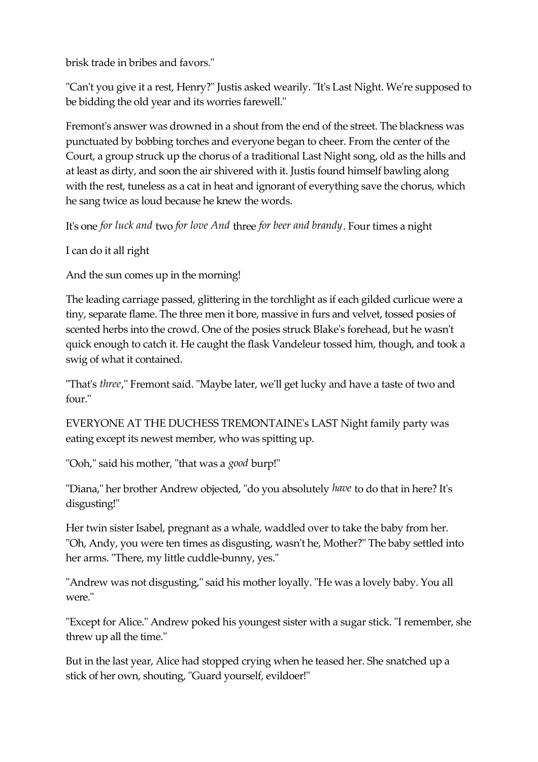brisk trade in bribes and favors."

"Can't you give it a rest, Henry?" Justis asked wearily. "It's Last Night. We're supposed to be bidding the old year and its worries farewell."

Fremont's answer was drowned in a shout from the end of the street. The blackness was punctuated by bobbing torches and everyone began to cheer. From the center of the Court, a group struck up the chorus of a traditional Last Night song, old as the hills and at least as dirty, and soon the air shivered with it. Justis found himself bawling along with the rest, tuneless as a cat in heat and ignorant of everything save the chorus, which he sang twice as loud because he knew the words.

It's one *for luck and* two *for love And* three *for beer and brandy*. Four times a night

I can do it all right

And the sun comes up in the morning!

The leading carriage passed, glittering in the torchlight as if each gilded curlicue were a tiny, separate flame. The three men it bore, massive in furs and velvet, tossed posies of scented herbs into the crowd. One of the posies struck Blake's forehead, but he wasn't quick enough to catch it. He caught the flask Vandeleur tossed him, though, and took a swig of what it contained.

"That's *three*," Fremont said. "Maybe later, we'll get lucky and have a taste of two and four."

EVERYONE AT THE DUCHESS TREMONTAINE's LAST Night family party was eating except its newest member, who was spitting up.

"Ooh," said his mother, "that was a *good* burp!"

"Diana," her brother Andrew objected, "do you absolutely *have* to do that in here? It's disgusting!"

Her twin sister Isabel, pregnant as a whale, waddled over to take the baby from her. "Oh, Andy, you were ten times as disgusting, wasn't he, Mother?" The baby settled into her arms. "There, my little cuddle-bunny, yes."

"Andrew was not disgusting," said his mother loyally. "He was a lovely baby. You all were."

"Except for Alice." Andrew poked his youngest sister with a sugar stick. "I remember, she threw up all the time."

But in the last year, Alice had stopped crying when he teased her. She snatched up a stick of her own, shouting, "Guard yourself, evildoer!"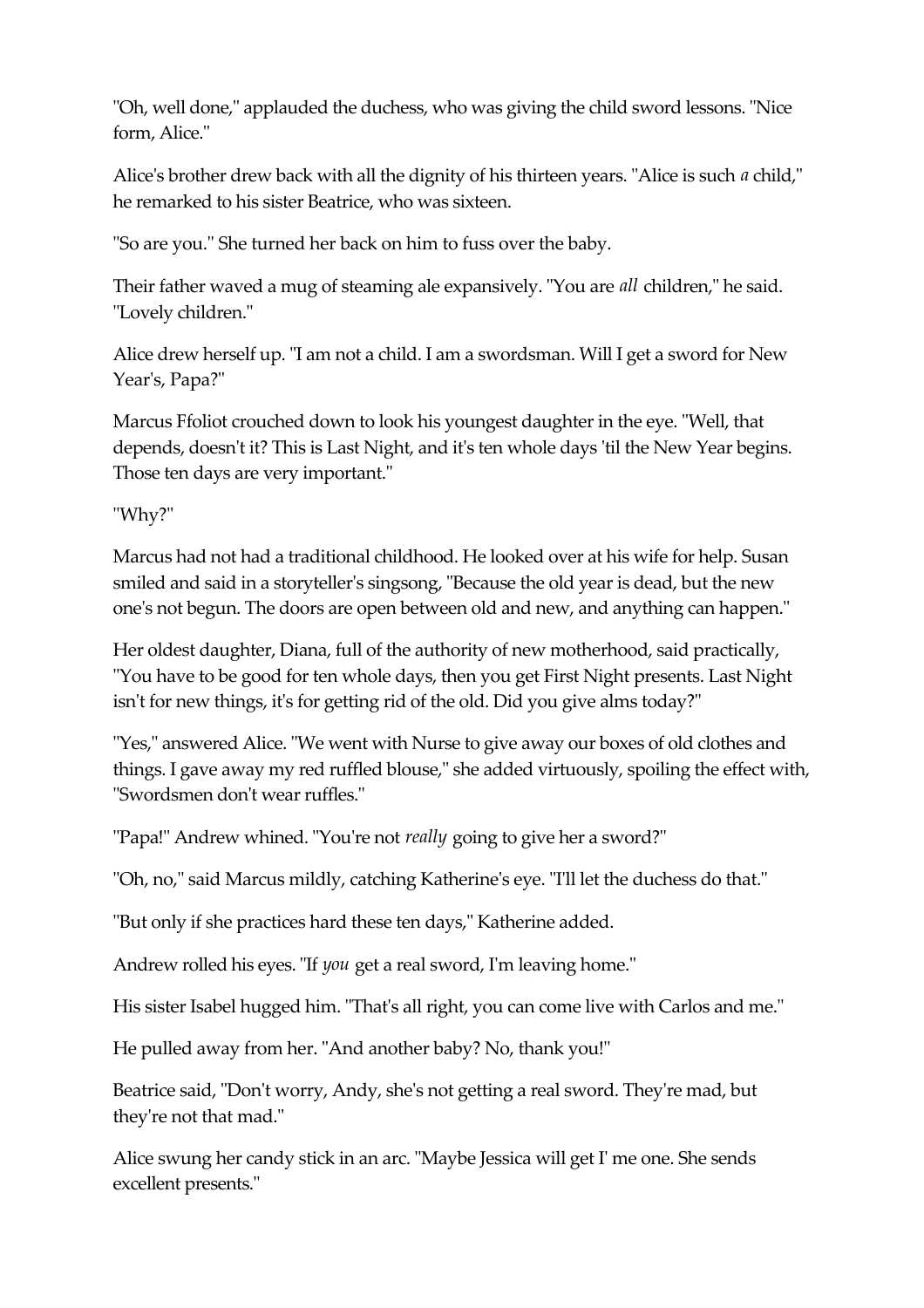"Oh, well done," applauded the duchess, who was giving the child sword lessons. "Nice form, Alice."

Alice's brother drew back with all the dignity of his thirteen years. "Alice is such *a* child," he remarked to his sister Beatrice, who was sixteen.

"So are you." She turned her back on him to fuss over the baby.

Their father waved a mug of steaming ale expansively. "You are *all* children," he said. "Lovely children."

Alice drew herself up. "I am not a child. I am a swordsman. Will I get a sword for New Year's, Papa?"

Marcus Ffoliot crouched down to look his youngest daughter in the eye. "Well, that depends, doesn't it? This is Last Night, and it's ten whole days 'til the New Year begins. Those ten days are very important."

"Why?"

Marcus had not had a traditional childhood. He looked over at his wife for help. Susan smiled and said in a storyteller's singsong, "Because the old year is dead, but the new one's not begun. The doors are open between old and new, and anything can happen."

Her oldest daughter, Diana, full of the authority of new motherhood, said practically, "You have to be good for ten whole days, then you get First Night presents. Last Night isn't for new things, it's for getting rid of the old. Did you give alms today?"

"Yes," answered Alice. "We went with Nurse to give away our boxes of old clothes and things. I gave away my red ruffled blouse," she added virtuously, spoiling the effect with, "Swordsmen don't wear ruffles."

"Papa!" Andrew whined. "You're not *really* going to give her a sword?"

"Oh, no," said Marcus mildly, catching Katherine's eye. "I'll let the duchess do that."

"But only if she practices hard these ten days," Katherine added.

Andrew rolled his eyes. "If *you* get a real sword, I'm leaving home."

His sister Isabel hugged him. "That's all right, you can come live with Carlos and me."

He pulled away from her. "And another baby? No, thank you!"

Beatrice said, "Don't worry, Andy, she's not getting a real sword. They're mad, but they're not that mad."

Alice swung her candy stick in an arc. "Maybe Jessica will get I' me one. She sends excellent presents."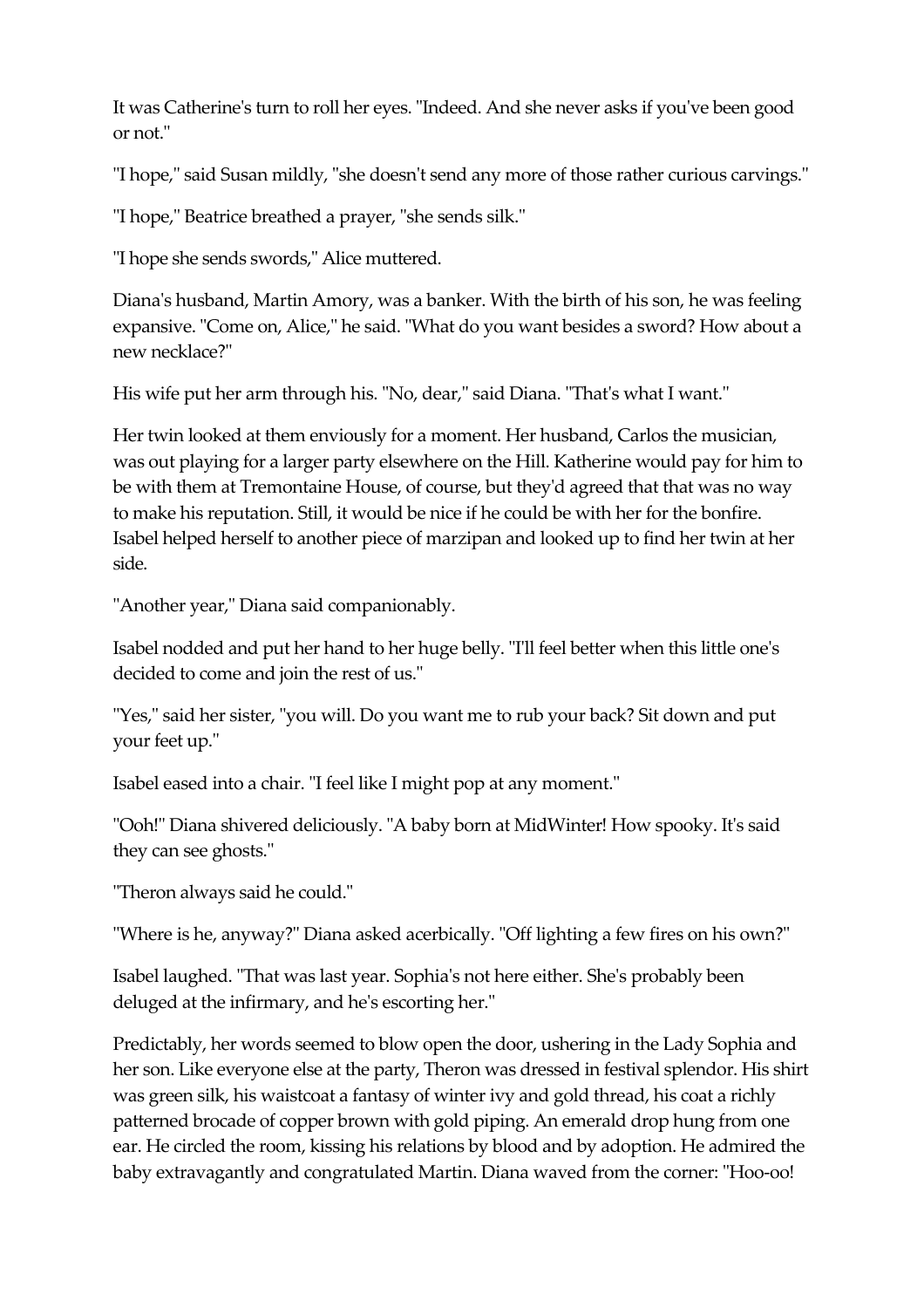It was Catherine's turn to roll her eyes. "Indeed. And she never asks if you've been good or not."

"I hope," said Susan mildly, "she doesn't send any more of those rather curious carvings."

"I hope," Beatrice breathed a prayer, "she sends silk."

"I hope she sends swords," Alice muttered.

Diana's husband, Martin Amory, was a banker. With the birth of his son, he was feeling expansive. "Come on, Alice," he said. "What do you want besides a sword? How about a new necklace?"

His wife put her arm through his. "No, dear," said Diana. "That's what I want."

Her twin looked at them enviously for a moment. Her husband, Carlos the musician, was out playing for a larger party elsewhere on the Hill. Katherine would pay for him to be with them at Tremontaine House, of course, but they'd agreed that that was no way to make his reputation. Still, it would be nice if he could be with her for the bonfire. Isabel helped herself to another piece of marzipan and looked up to find her twin at her side.

"Another year," Diana said companionably.

Isabel nodded and put her hand to her huge belly. "I'll feel better when this little one's decided to come and join the rest of us."

"Yes," said her sister, "you will. Do you want me to rub your back? Sit down and put your feet up."

Isabel eased into a chair. "I feel like I might pop at any moment."

"Ooh!" Diana shivered deliciously. "A baby born at MidWinter! How spooky. It's said they can see ghosts."

"Theron always said he could."

"Where is he, anyway?" Diana asked acerbically. "Off lighting a few fires on his own?"

Isabel laughed. "That was last year. Sophia's not here either. She's probably been deluged at the infirmary, and he's escorting her."

Predictably, her words seemed to blow open the door, ushering in the Lady Sophia and her son. Like everyone else at the party, Theron was dressed in festival splendor. His shirt was green silk, his waistcoat a fantasy of winter ivy and gold thread, his coat a richly patterned brocade of copper brown with gold piping. An emerald drop hung from one ear. He circled the room, kissing his relations by blood and by adoption. He admired the baby extravagantly and congratulated Martin. Diana waved from the corner: "Hoo-oo!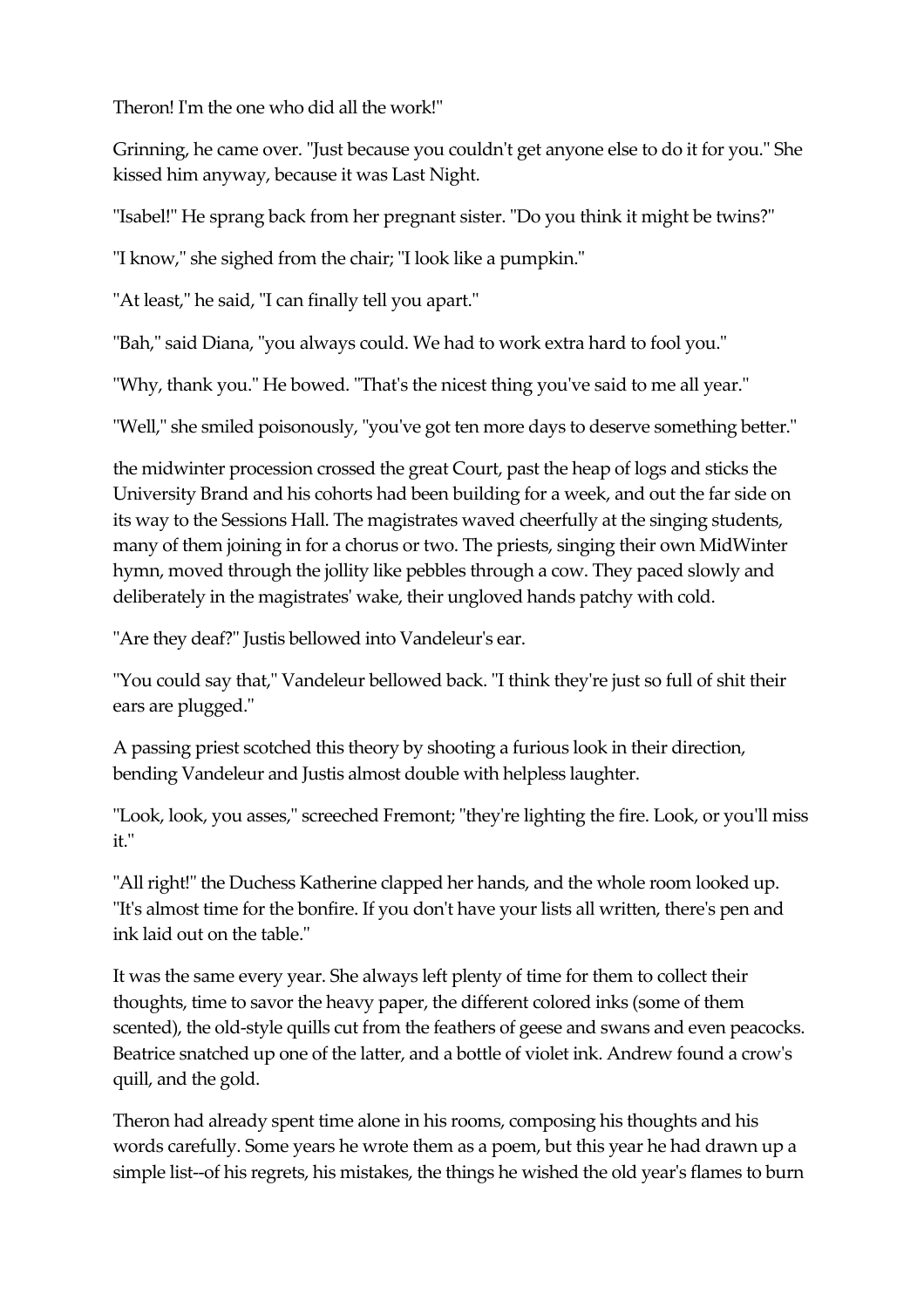Theron! I'm the one who did all the work!"

Grinning, he came over. "Just because you couldn't get anyone else to do it for you." She kissed him anyway, because it was Last Night.

"Isabel!" He sprang back from her pregnant sister. "Do you think it might be twins?"

"I know," she sighed from the chair; "I look like a pumpkin."

"At least," he said, "I can finally tell you apart."

"Bah," said Diana, "you always could. We had to work extra hard to fool you."

"Why, thank you." He bowed. "That's the nicest thing you've said to me all year."

"Well," she smiled poisonously, "you've got ten more days to deserve something better."

the midwinter procession crossed the great Court, past the heap of logs and sticks the University Brand and his cohorts had been building for a week, and out the far side on its way to the Sessions Hall. The magistrates waved cheerfully at the singing students, many of them joining in for a chorus or two. The priests, singing their own MidWinter hymn, moved through the jollity like pebbles through a cow. They paced slowly and deliberately in the magistrates' wake, their ungloved hands patchy with cold.

"Are they deaf?" Justis bellowed into Vandeleur's ear.

"You could say that," Vandeleur bellowed back. "I think they're just so full of shit their ears are plugged."

A passing priest scotched this theory by shooting a furious look in their direction, bending Vandeleur and Justis almost double with helpless laughter.

"Look, look, you asses," screeched Fremont; "they're lighting the fire. Look, or you'll miss it."

"All right!" the Duchess Katherine clapped her hands, and the whole room looked up. "It's almost time for the bonfire. If you don't have your lists all written, there's pen and ink laid out on the table."

It was the same every year. She always left plenty of time for them to collect their thoughts, time to savor the heavy paper, the different colored inks (some of them scented), the old-style quills cut from the feathers of geese and swans and even peacocks. Beatrice snatched up one of the latter, and a bottle of violet ink. Andrew found a crow's quill, and the gold.

Theron had already spent time alone in his rooms, composing his thoughts and his words carefully. Some years he wrote them as a poem, but this year he had drawn up a simple list--of his regrets, his mistakes, the things he wished the old year's flames to burn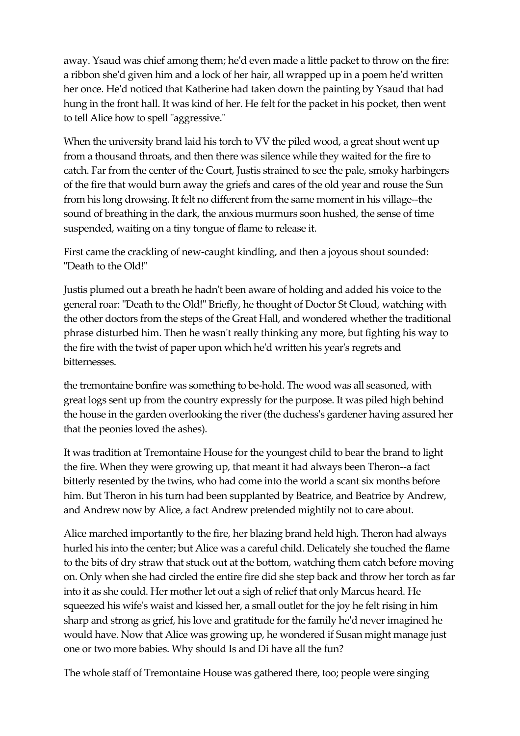away. Ysaud was chief among them; he'd even made a little packet to throw on the fire: a ribbon she'd given him and a lock of her hair, all wrapped up in a poem he'd written her once. He'd noticed that Katherine had taken down the painting by Ysaud that had hung in the front hall. It was kind of her. He felt for the packet in his pocket, then went to tell Alice how to spell "aggressive."

When the university brand laid his torch to VV the piled wood, a great shout went up from a thousand throats, and then there was silence while they waited for the fire to catch. Far from the center of the Court, Justis strained to see the pale, smoky harbingers of the fire that would burn away the griefs and cares of the old year and rouse the Sun from his long drowsing. It felt no different from the same moment in his village--the sound of breathing in the dark, the anxious murmurs soon hushed, the sense of time suspended, waiting on a tiny tongue of flame to release it.

First came the crackling of new-caught kindling, and then a joyous shout sounded: "Death to the Old!"

Justis plumed out a breath he hadn't been aware of holding and added his voice to the general roar: "Death to the Old!" Briefly, he thought of Doctor St Cloud, watching with the other doctors from the steps of the Great Hall, and wondered whether the traditional phrase disturbed him. Then he wasn't really thinking any more, but fighting his way to the fire with the twist of paper upon which he'd written his year's regrets and bitternesses.

the tremontaine bonfire was something to be-hold. The wood was all seasoned, with great logs sent up from the country expressly for the purpose. It was piled high behind the house in the garden overlooking the river (the duchess's gardener having assured her that the peonies loved the ashes).

It was tradition at Tremontaine House for the youngest child to bear the brand to light the fire. When they were growing up, that meant it had always been Theron--a fact bitterly resented by the twins, who had come into the world a scant six months before him. But Theron in his turn had been supplanted by Beatrice, and Beatrice by Andrew, and Andrew now by Alice, a fact Andrew pretended mightily not to care about.

Alice marched importantly to the fire, her blazing brand held high. Theron had always hurled his into the center; but Alice was a careful child. Delicately she touched the flame to the bits of dry straw that stuck out at the bottom, watching them catch before moving on. Only when she had circled the entire fire did she step back and throw her torch as far into it as she could. Her mother let out a sigh of relief that only Marcus heard. He squeezed his wife's waist and kissed her, a small outlet for the joy he felt rising in him sharp and strong as grief, his love and gratitude for the family he'd never imagined he would have. Now that Alice was growing up, he wondered if Susan might manage just one or two more babies. Why should Is and Di have all the fun?

The whole staff of Tremontaine House was gathered there, too; people were singing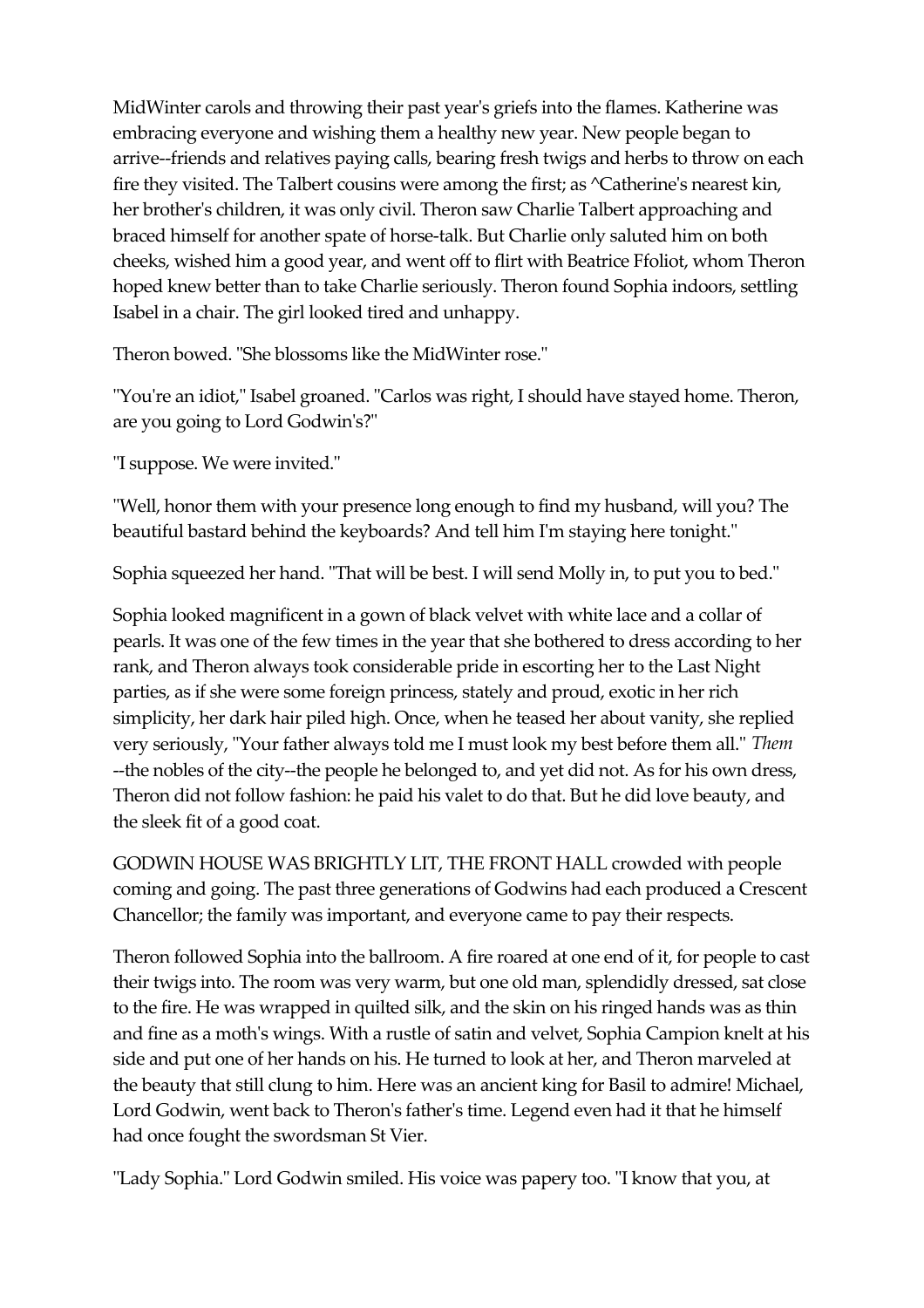MidWinter carols and throwing their past year's griefs into the flames. Katherine was embracing everyone and wishing them a healthy new year. New people began to arrive--friends and relatives paying calls, bearing fresh twigs and herbs to throw on each fire they visited. The Talbert cousins were among the first; as ^Catherine's nearest kin, her brother's children, it was only civil. Theron saw Charlie Talbert approaching and braced himself for another spate of horse-talk. But Charlie only saluted him on both cheeks, wished him a good year, and went off to flirt with Beatrice Ffoliot, whom Theron hoped knew better than to take Charlie seriously. Theron found Sophia indoors, settling Isabel in a chair. The girl looked tired and unhappy.

Theron bowed. "She blossoms like the MidWinter rose."

"You're an idiot," Isabel groaned. "Carlos was right, I should have stayed home. Theron, are you going to Lord Godwin's?"

"I suppose. We were invited."

"Well, honor them with your presence long enough to find my husband, will you? The beautiful bastard behind the keyboards? And tell him I'm staying here tonight."

Sophia squeezed her hand. "That will be best. I will send Molly in, to put you to bed."

Sophia looked magnificent in a gown of black velvet with white lace and a collar of pearls. It was one of the few times in the year that she bothered to dress according to her rank, and Theron always took considerable pride in escorting her to the Last Night parties, as if she were some foreign princess, stately and proud, exotic in her rich simplicity, her dark hair piled high. Once, when he teased her about vanity, she replied very seriously, "Your father always told me I must look my best before them all." *Them* --the nobles of the city--the people he belonged to, and yet did not. As for his own dress, Theron did not follow fashion: he paid his valet to do that. But he did love beauty, and the sleek fit of a good coat.

GODWIN HOUSE WAS BRIGHTLY LIT, THE FRONT HALL crowded with people coming and going. The past three generations of Godwins had each produced a Crescent Chancellor; the family was important, and everyone came to pay their respects.

Theron followed Sophia into the ballroom. A fire roared at one end of it, for people to cast their twigs into. The room was very warm, but one old man, splendidly dressed, sat close to the fire. He was wrapped in quilted silk, and the skin on his ringed hands was as thin and fine as a moth's wings. With a rustle of satin and velvet, Sophia Campion knelt at his side and put one of her hands on his. He turned to look at her, and Theron marveled at the beauty that still clung to him. Here was an ancient king for Basil to admire! Michael, Lord Godwin, went back to Theron's father's time. Legend even had it that he himself had once fought the swordsman St Vier.

"Lady Sophia." Lord Godwin smiled. His voice was papery too. "I know that you, at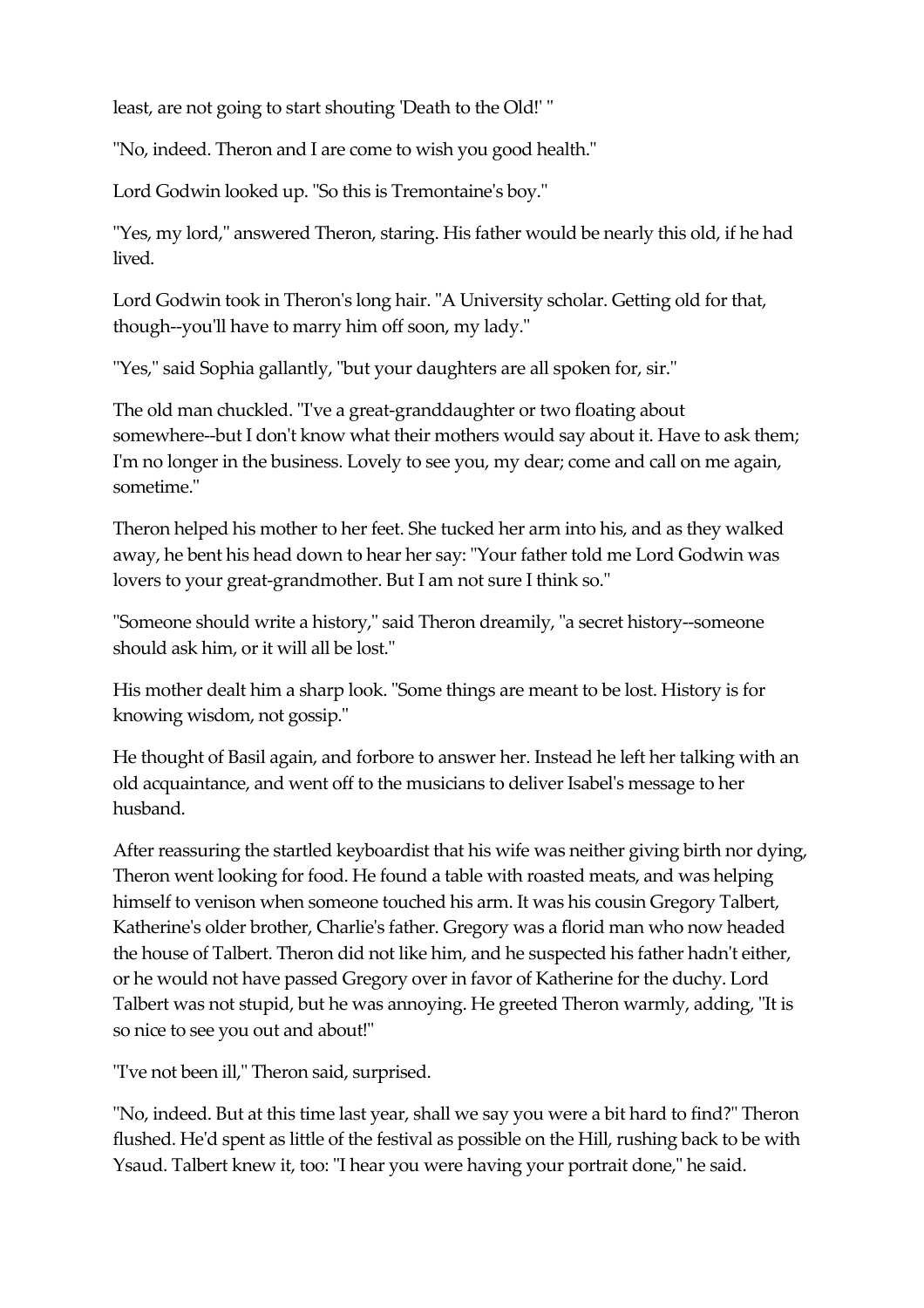least, are not going to start shouting 'Death to the Old!' "

"No, indeed. Theron and I are come to wish you good health."

Lord Godwin looked up. "So this is Tremontaine's boy."

"Yes, my lord," answered Theron, staring. His father would be nearly this old, if he had lived.

Lord Godwin took in Theron's long hair. "A University scholar. Getting old for that, though--you'll have to marry him off soon, my lady."

"Yes," said Sophia gallantly, "but your daughters are all spoken for, sir."

The old man chuckled. "I've a great-granddaughter or two floating about somewhere--but I don't know what their mothers would say about it. Have to ask them; I'm no longer in the business. Lovely to see you, my dear; come and call on me again, sometime."

Theron helped his mother to her feet. She tucked her arm into his, and as they walked away, he bent his head down to hear her say: "Your father told me Lord Godwin was lovers to your great-grandmother. But I am not sure I think so."

"Someone should write a history," said Theron dreamily, "a secret history--someone should ask him, or it will all be lost."

His mother dealt him a sharp look. "Some things are meant to be lost. History is for knowing wisdom, not gossip."

He thought of Basil again, and forbore to answer her. Instead he left her talking with an old acquaintance, and went off to the musicians to deliver Isabel's message to her husband.

After reassuring the startled keyboardist that his wife was neither giving birth nor dying, Theron went looking for food. He found a table with roasted meats, and was helping himself to venison when someone touched his arm. It was his cousin Gregory Talbert, Katherine's older brother, Charlie's father. Gregory was a florid man who now headed the house of Talbert. Theron did not like him, and he suspected his father hadn't either, or he would not have passed Gregory over in favor of Katherine for the duchy. Lord Talbert was not stupid, but he was annoying. He greeted Theron warmly, adding, "It is so nice to see you out and about!"

"I've not been ill," Theron said, surprised.

"No, indeed. But at this time last year, shall we say you were a bit hard to find?" Theron flushed. He'd spent as little of the festival as possible on the Hill, rushing back to be with Ysaud. Talbert knew it, too: "I hear you were having your portrait done," he said.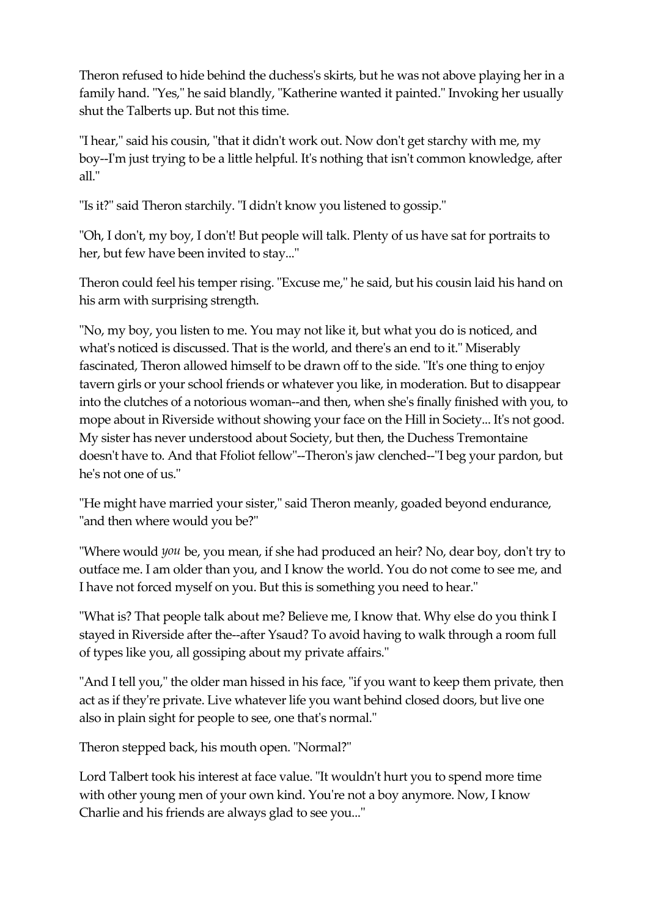Theron refused to hide behind the duchess's skirts, but he was not above playing her in a family hand. "Yes," he said blandly, "Katherine wanted it painted." Invoking her usually shut the Talberts up. But not this time.

"I hear," said his cousin, "that it didn't work out. Now don't get starchy with me, my boy--I'm just trying to be a little helpful. It's nothing that isn't common knowledge, after all."

"Is it?" said Theron starchily. "I didn't know you listened to gossip."

"Oh, I don't, my boy, I don't! But people will talk. Plenty of us have sat for portraits to her, but few have been invited to stay..."

Theron could feel his temper rising. "Excuse me," he said, but his cousin laid his hand on his arm with surprising strength.

"No, my boy, you listen to me. You may not like it, but what you do is noticed, and what's noticed is discussed. That is the world, and there's an end to it." Miserably fascinated, Theron allowed himself to be drawn off to the side. "It's one thing to enjoy tavern girls or your school friends or whatever you like, in moderation. But to disappear into the clutches of a notorious woman--and then, when she's finally finished with you, to mope about in Riverside without showing your face on the Hill in Society... It's not good. My sister has never understood about Society, but then, the Duchess Tremontaine doesn't have to. And that Ffoliot fellow"--Theron's jaw clenched--"I beg your pardon, but he's not one of us."

"He might have married your sister," said Theron meanly, goaded beyond endurance, "and then where would you be?"

"Where would *you* be, you mean, if she had produced an heir? No, dear boy, don't try to outface me. I am older than you, and I know the world. You do not come to see me, and I have not forced myself on you. But this is something you need to hear."

"What is? That people talk about me? Believe me, I know that. Why else do you think I stayed in Riverside after the--after Ysaud? To avoid having to walk through a room full of types like you, all gossiping about my private affairs."

"And I tell you," the older man hissed in his face, "if you want to keep them private, then act as if they're private. Live whatever life you want behind closed doors, but live one also in plain sight for people to see, one that's normal."

Theron stepped back, his mouth open. "Normal?"

Lord Talbert took his interest at face value. "It wouldn't hurt you to spend more time with other young men of your own kind. You're not a boy anymore. Now, I know Charlie and his friends are always glad to see you..."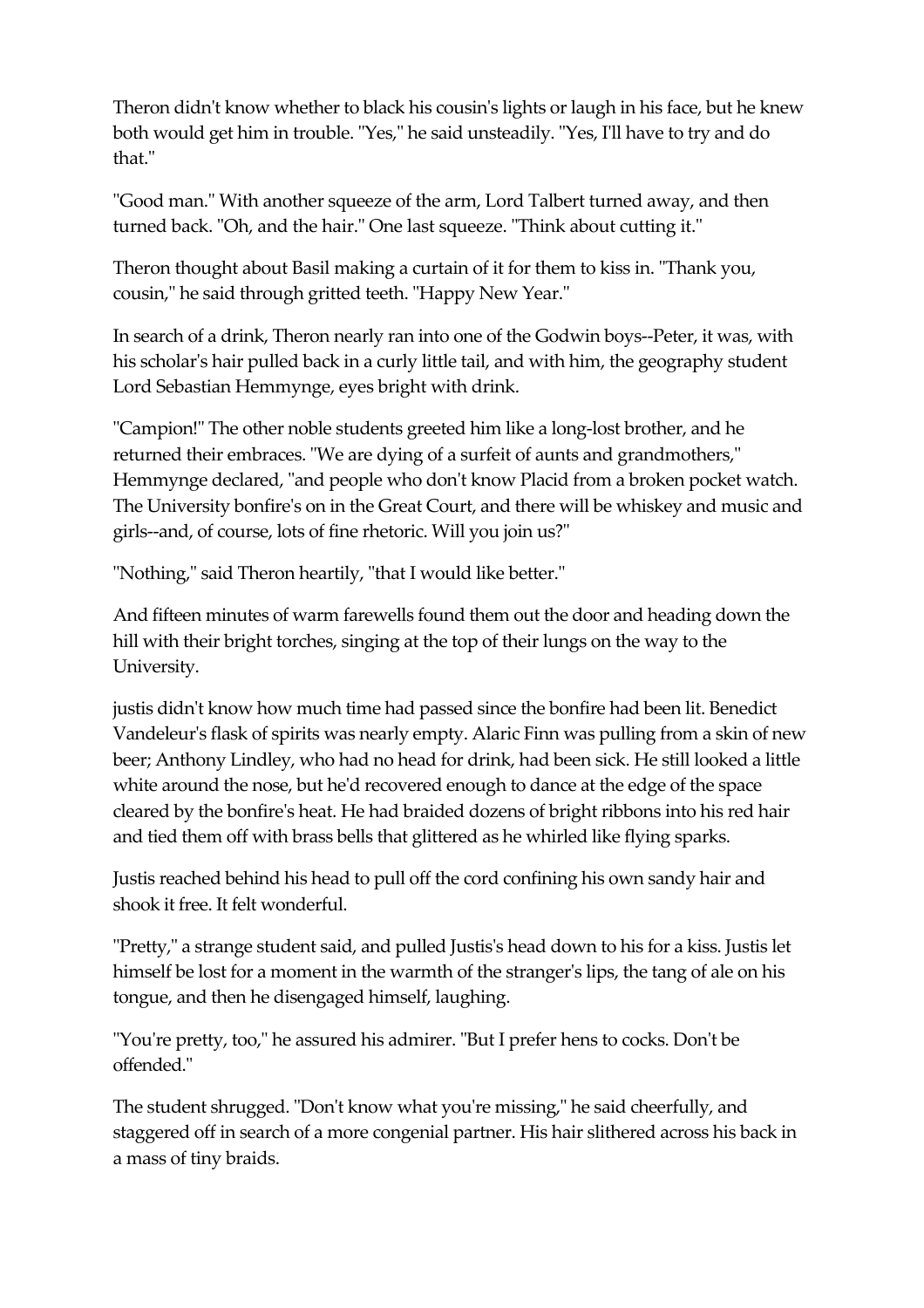Theron didn't know whether to black his cousin's lights or laugh in his face, but he knew both would get him in trouble. "Yes," he said unsteadily. "Yes, I'll have to try and do that."

"Good man." With another squeeze of the arm, Lord Talbert turned away, and then turned back. "Oh, and the hair." One last squeeze. "Think about cutting it."

Theron thought about Basil making a curtain of it for them to kiss in. "Thank you, cousin," he said through gritted teeth. "Happy New Year."

In search of a drink, Theron nearly ran into one of the Godwin boys--Peter, it was, with his scholar's hair pulled back in a curly little tail, and with him, the geography student Lord Sebastian Hemmynge, eyes bright with drink.

"Campion!" The other noble students greeted him like a long-lost brother, and he returned their embraces. "We are dying of a surfeit of aunts and grandmothers," Hemmynge declared, "and people who don't know Placid from a broken pocket watch. The University bonfire's on in the Great Court, and there will be whiskey and music and girls--and, of course, lots of fine rhetoric. Will you join us?"

"Nothing," said Theron heartily, "that I would like better."

And fifteen minutes of warm farewells found them out the door and heading down the hill with their bright torches, singing at the top of their lungs on the way to the University.

justis didn't know how much time had passed since the bonfire had been lit. Benedict Vandeleur's flask of spirits was nearly empty. Alaric Finn was pulling from a skin of new beer; Anthony Lindley, who had no head for drink, had been sick. He still looked a little white around the nose, but he'd recovered enough to dance at the edge of the space cleared by the bonfire's heat. He had braided dozens of bright ribbons into his red hair and tied them off with brass bells that glittered as he whirled like flying sparks.

Justis reached behind his head to pull off the cord confining his own sandy hair and shook it free. It felt wonderful.

"Pretty," a strange student said, and pulled Justis's head down to his for a kiss. Justis let himself be lost for a moment in the warmth of the stranger's lips, the tang of ale on his tongue, and then he disengaged himself, laughing.

"You're pretty, too," he assured his admirer. "But I prefer hens to cocks. Don't be offended."

The student shrugged. "Don't know what you're missing," he said cheerfully, and staggered off in search of a more congenial partner. His hair slithered across his back in a mass of tiny braids.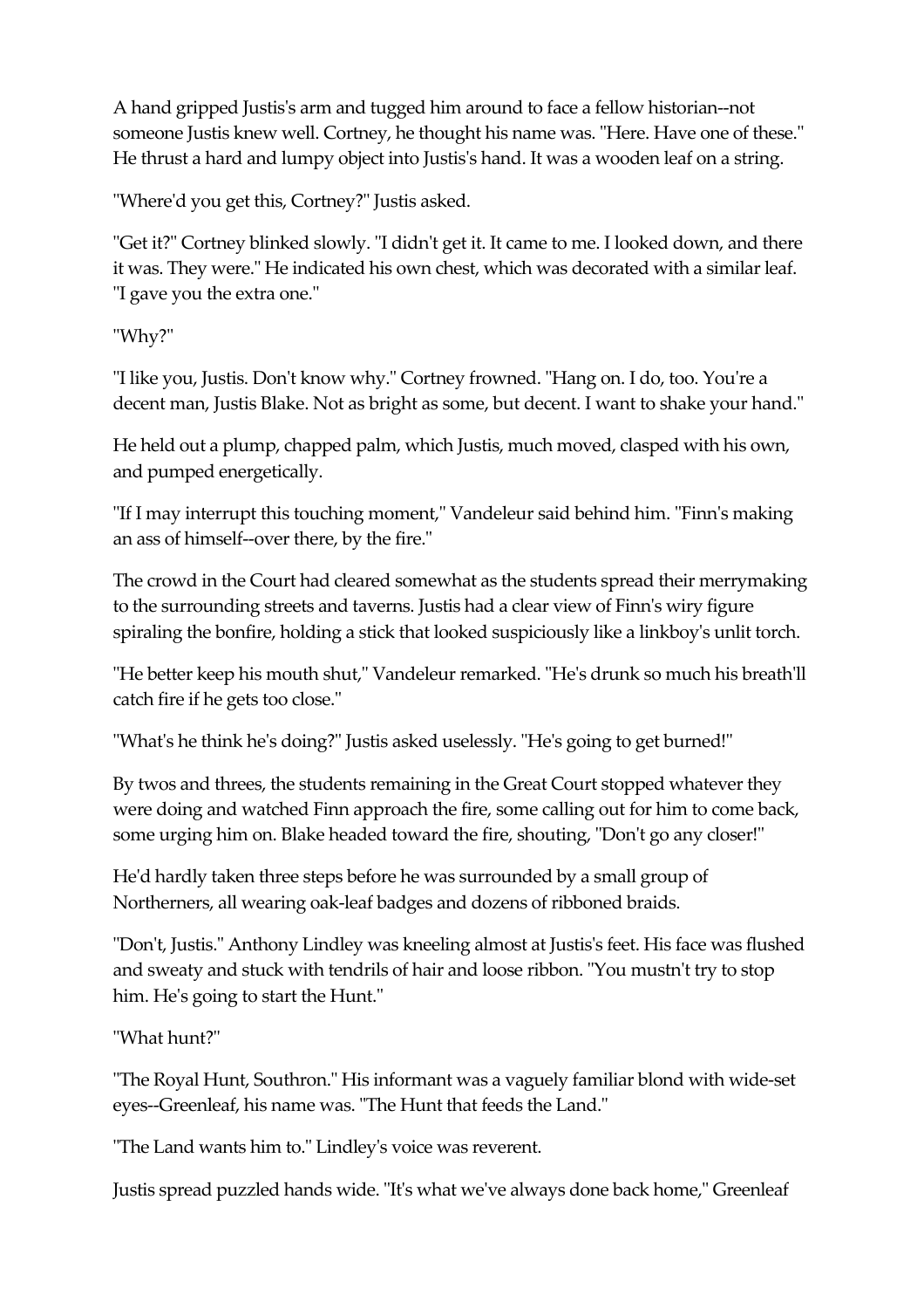A hand gripped Justis's arm and tugged him around to face a fellow historian--not someone Justis knew well. Cortney, he thought his name was. "Here. Have one of these." He thrust a hard and lumpy object into Justis's hand. It was a wooden leaf on a string.

"Where'd you get this, Cortney?" Justis asked.

"Get it?" Cortney blinked slowly. "I didn't get it. It came to me. I looked down, and there it was. They were." He indicated his own chest, which was decorated with a similar leaf. "I gave you the extra one."

"Why?"

"I like you, Justis. Don't know why." Cortney frowned. "Hang on. I do, too. You're a decent man, Justis Blake. Not as bright as some, but decent. I want to shake your hand."

He held out a plump, chapped palm, which Justis, much moved, clasped with his own, and pumped energetically.

"If I may interrupt this touching moment," Vandeleur said behind him. "Finn's making an ass of himself--over there, by the fire."

The crowd in the Court had cleared somewhat as the students spread their merrymaking to the surrounding streets and taverns. Justis had a clear view of Finn's wiry figure spiraling the bonfire, holding a stick that looked suspiciously like a linkboy's unlit torch.

"He better keep his mouth shut," Vandeleur remarked. "He's drunk so much his breath'll catch fire if he gets too close."

"What's he think he's doing?" Justis asked uselessly. "He's going to get burned!"

By twos and threes, the students remaining in the Great Court stopped whatever they were doing and watched Finn approach the fire, some calling out for him to come back, some urging him on. Blake headed toward the fire, shouting, "Don't go any closer!"

He'd hardly taken three steps before he was surrounded by a small group of Northerners, all wearing oak-leaf badges and dozens of ribboned braids.

"Don't, Justis." Anthony Lindley was kneeling almost at Justis's feet. His face was flushed and sweaty and stuck with tendrils of hair and loose ribbon. "You mustn't try to stop him. He's going to start the Hunt."

"What hunt?"

"The Royal Hunt, Southron." His informant was a vaguely familiar blond with wide-set eyes--Greenleaf, his name was. "The Hunt that feeds the Land."

"The Land wants him to." Lindley's voice was reverent.

Justis spread puzzled hands wide. "It's what we've always done back home," Greenleaf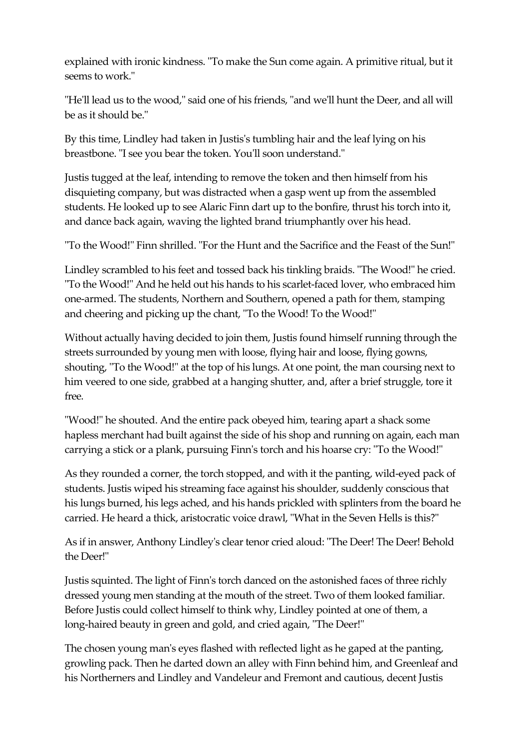explained with ironic kindness. "To make the Sun come again. A primitive ritual, but it seems to work."

"He'll lead us to the wood," said one of his friends, "and we'll hunt the Deer, and all will be as it should be."

By this time, Lindley had taken in Justis's tumbling hair and the leaf lying on his breastbone. "I see you bear the token. You'll soon understand."

Justis tugged at the leaf, intending to remove the token and then himself from his disquieting company, but was distracted when a gasp went up from the assembled students. He looked up to see Alaric Finn dart up to the bonfire, thrust his torch into it, and dance back again, waving the lighted brand triumphantly over his head.

"To the Wood!" Finn shrilled. "For the Hunt and the Sacrifice and the Feast of the Sun!"

Lindley scrambled to his feet and tossed back his tinkling braids. "The Wood!" he cried. "To the Wood!" And he held out his hands to his scarlet-faced lover, who embraced him one-armed. The students, Northern and Southern, opened a path for them, stamping and cheering and picking up the chant, "To the Wood! To the Wood!"

Without actually having decided to join them, Justis found himself running through the streets surrounded by young men with loose, flying hair and loose, flying gowns, shouting, "To the Wood!" at the top of his lungs. At one point, the man coursing next to him veered to one side, grabbed at a hanging shutter, and, after a brief struggle, tore it free.

"Wood!" he shouted. And the entire pack obeyed him, tearing apart a shack some hapless merchant had built against the side of his shop and running on again, each man carrying a stick or a plank, pursuing Finn's torch and his hoarse cry: "To the Wood!"

As they rounded a corner, the torch stopped, and with it the panting, wild-eyed pack of students. Justis wiped his streaming face against his shoulder, suddenly conscious that his lungs burned, his legs ached, and his hands prickled with splinters from the board he carried. He heard a thick, aristocratic voice drawl, "What in the Seven Hells is this?"

As if in answer, Anthony Lindley's clear tenor cried aloud: "The Deer! The Deer! Behold the Deer!"

Justis squinted. The light of Finn's torch danced on the astonished faces of three richly dressed young men standing at the mouth of the street. Two of them looked familiar. Before Justis could collect himself to think why, Lindley pointed at one of them, a long-haired beauty in green and gold, and cried again, "The Deer!"

The chosen young man's eyes flashed with reflected light as he gaped at the panting, growling pack. Then he darted down an alley with Finn behind him, and Greenleaf and his Northerners and Lindley and Vandeleur and Fremont and cautious, decent Justis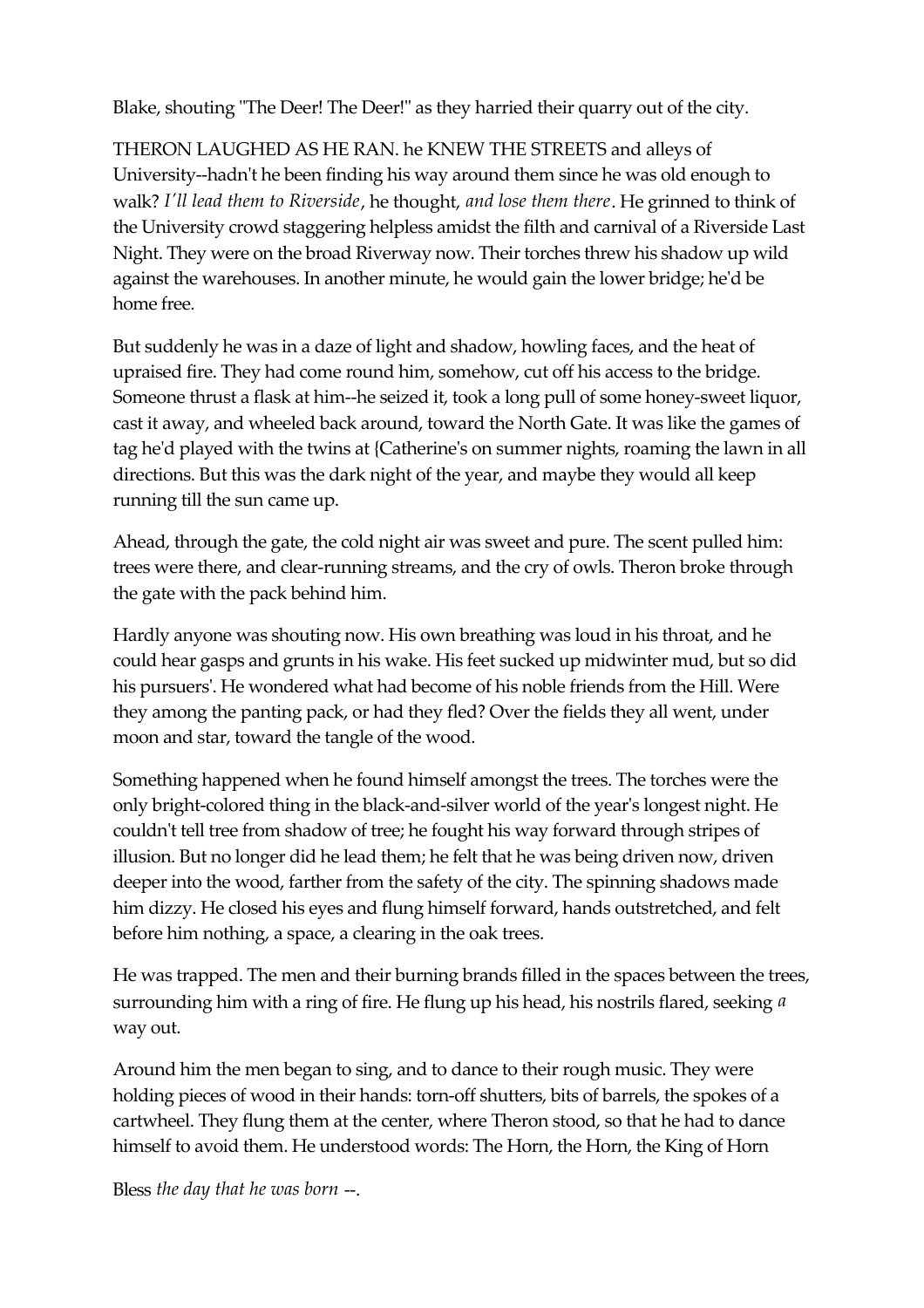Blake, shouting "The Deer! The Deer!" as they harried their quarry out of the city.

THERON LAUGHED AS HE RAN. he KNEW THE STREETS and alleys of University--hadn't he been finding his way around them since he was old enough to walk? *I'll lead them to Riverside*, he thought, *and lose them there*. He grinned to think of the University crowd staggering helpless amidst the filth and carnival of a Riverside Last Night. They were on the broad Riverway now. Their torches threw his shadow up wild against the warehouses. In another minute, he would gain the lower bridge; he'd be home free.

But suddenly he was in a daze of light and shadow, howling faces, and the heat of upraised fire. They had come round him, somehow, cut off his access to the bridge. Someone thrust a flask at him--he seized it, took a long pull of some honey-sweet liquor, cast it away, and wheeled back around, toward the North Gate. It was like the games of tag he'd played with the twins at {Catherine's on summer nights, roaming the lawn in all directions. But this was the dark night of the year, and maybe they would all keep running till the sun came up.

Ahead, through the gate, the cold night air was sweet and pure. The scent pulled him: trees were there, and clear-running streams, and the cry of owls. Theron broke through the gate with the pack behind him.

Hardly anyone was shouting now. His own breathing was loud in his throat, and he could hear gasps and grunts in his wake. His feet sucked up midwinter mud, but so did his pursuers'. He wondered what had become of his noble friends from the Hill. Were they among the panting pack, or had they fled? Over the fields they all went, under moon and star, toward the tangle of the wood.

Something happened when he found himself amongst the trees. The torches were the only bright-colored thing in the black-and-silver world of the year's longest night. He couldn't tell tree from shadow of tree; he fought his way forward through stripes of illusion. But no longer did he lead them; he felt that he was being driven now, driven deeper into the wood, farther from the safety of the city. The spinning shadows made him dizzy. He closed his eyes and flung himself forward, hands outstretched, and felt before him nothing, a space, a clearing in the oak trees.

He was trapped. The men and their burning brands filled in the spaces between the trees, surrounding him with a ring of fire. He flung up his head, his nostrils flared, seeking *a* way out.

Around him the men began to sing, and to dance to their rough music. They were holding pieces of wood in their hands: torn-off shutters, bits of barrels, the spokes of a cartwheel. They flung them at the center, where Theron stood, so that he had to dance himself to avoid them. He understood words: The Horn, the Horn, the King of Horn

Bless *the day that he was born* --.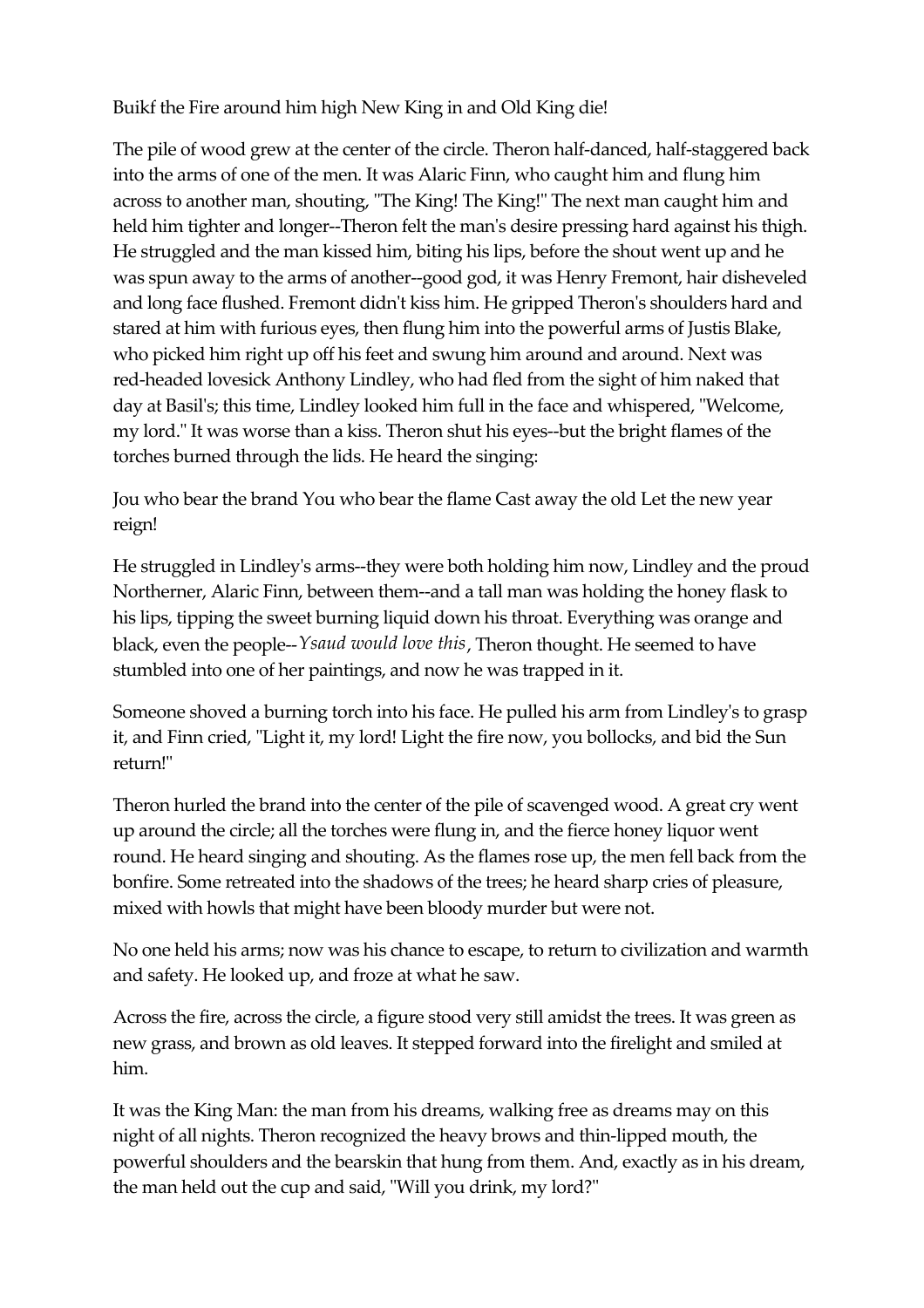Buikf the Fire around him high New King in and Old King die!

The pile of wood grew at the center of the circle. Theron half-danced, half-staggered back into the arms of one of the men. It was Alaric Finn, who caught him and flung him across to another man, shouting, "The King! The King!" The next man caught him and held him tighter and longer--Theron felt the man's desire pressing hard against his thigh. He struggled and the man kissed him, biting his lips, before the shout went up and he was spun away to the arms of another--good god, it was Henry Fremont, hair disheveled and long face flushed. Fremont didn't kiss him. He gripped Theron's shoulders hard and stared at him with furious eyes, then flung him into the powerful arms of Justis Blake, who picked him right up off his feet and swung him around and around. Next was red-headed lovesick Anthony Lindley, who had fled from the sight of him naked that day at Basil's; this time, Lindley looked him full in the face and whispered, "Welcome, my lord." It was worse than a kiss. Theron shut his eyes--but the bright flames of the torches burned through the lids. He heard the singing:

Jou who bear the brand You who bear the flame Cast away the old Let the new year reign!

He struggled in Lindley's arms--they were both holding him now, Lindley and the proud Northerner, Alaric Finn, between them--and a tall man was holding the honey flask to his lips, tipping the sweet burning liquid down his throat. Everything was orange and black, even the people--*Ysaud would love this*, Theron thought. He seemed to have stumbled into one of her paintings, and now he was trapped in it.

Someone shoved a burning torch into his face. He pulled his arm from Lindley's to grasp it, and Finn cried, "Light it, my lord! Light the fire now, you bollocks, and bid the Sun return!"

Theron hurled the brand into the center of the pile of scavenged wood. A great cry went up around the circle; all the torches were flung in, and the fierce honey liquor went round. He heard singing and shouting. As the flames rose up, the men fell back from the bonfire. Some retreated into the shadows of the trees; he heard sharp cries of pleasure, mixed with howls that might have been bloody murder but were not.

No one held his arms; now was his chance to escape, to return to civilization and warmth and safety. He looked up, and froze at what he saw.

Across the fire, across the circle, a figure stood very still amidst the trees. It was green as new grass, and brown as old leaves. It stepped forward into the firelight and smiled at him.

It was the King Man: the man from his dreams, walking free as dreams may on this night of all nights. Theron recognized the heavy brows and thin-lipped mouth, the powerful shoulders and the bearskin that hung from them. And, exactly as in his dream, the man held out the cup and said, "Will you drink, my lord?"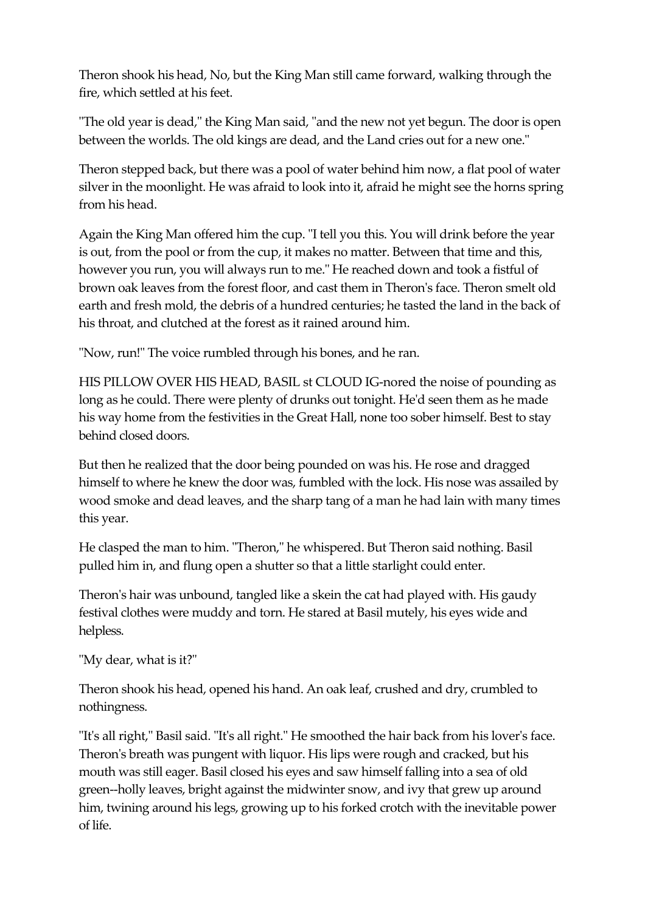Theron shook his head, No, but the King Man still came forward, walking through the fire, which settled at his feet.

"The old year is dead," the King Man said, "and the new not yet begun. The door is open between the worlds. The old kings are dead, and the Land cries out for a new one."

Theron stepped back, but there was a pool of water behind him now, a flat pool of water silver in the moonlight. He was afraid to look into it, afraid he might see the horns spring from his head.

Again the King Man offered him the cup. "I tell you this. You will drink before the year is out, from the pool or from the cup, it makes no matter. Between that time and this, however you run, you will always run to me." He reached down and took a fistful of brown oak leaves from the forest floor, and cast them in Theron's face. Theron smelt old earth and fresh mold, the debris of a hundred centuries; he tasted the land in the back of his throat, and clutched at the forest as it rained around him.

"Now, run!" The voice rumbled through his bones, and he ran.

HIS PILLOW OVER HIS HEAD, BASIL st CLOUD IG-nored the noise of pounding as long as he could. There were plenty of drunks out tonight. He'd seen them as he made his way home from the festivities in the Great Hall, none too sober himself. Best to stay behind closed doors.

But then he realized that the door being pounded on was his. He rose and dragged himself to where he knew the door was, fumbled with the lock. His nose was assailed by wood smoke and dead leaves, and the sharp tang of a man he had lain with many times this year.

He clasped the man to him. "Theron," he whispered. But Theron said nothing. Basil pulled him in, and flung open a shutter so that a little starlight could enter.

Theron's hair was unbound, tangled like a skein the cat had played with. His gaudy festival clothes were muddy and torn. He stared at Basil mutely, his eyes wide and helpless.

"My dear, what is it?"

Theron shook his head, opened his hand. An oak leaf, crushed and dry, crumbled to nothingness.

"It's all right," Basil said. "It's all right." He smoothed the hair back from his lover's face. Theron's breath was pungent with liquor. His lips were rough and cracked, but his mouth was still eager. Basil closed his eyes and saw himself falling into a sea of old green--holly leaves, bright against the midwinter snow, and ivy that grew up around him, twining around his legs, growing up to his forked crotch with the inevitable power of life.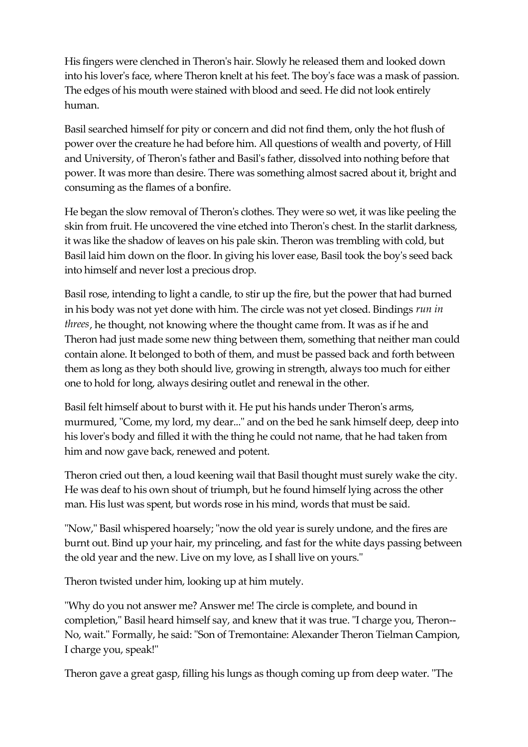His fingers were clenched in Theron's hair. Slowly he released them and looked down into his lover's face, where Theron knelt at his feet. The boy's face was a mask of passion. The edges of his mouth were stained with blood and seed. He did not look entirely human.

Basil searched himself for pity or concern and did not find them, only the hot flush of power over the creature he had before him. All questions of wealth and poverty, of Hill and University, of Theron's father and Basil's father, dissolved into nothing before that power. It was more than desire. There was something almost sacred about it, bright and consuming as the flames of a bonfire.

He began the slow removal of Theron's clothes. They were so wet, it was like peeling the skin from fruit. He uncovered the vine etched into Theron's chest. In the starlit darkness, it was like the shadow of leaves on his pale skin. Theron was trembling with cold, but Basil laid him down on the floor. In giving his lover ease, Basil took the boy's seed back into himself and never lost a precious drop.

Basil rose, intending to light a candle, to stir up the fire, but the power that had burned in his body was not yet done with him. The circle was not yet closed. Bindings *run in threes*, he thought, not knowing where the thought came from. It was as if he and Theron had just made some new thing between them, something that neither man could contain alone. It belonged to both of them, and must be passed back and forth between them as long as they both should live, growing in strength, always too much for either one to hold for long, always desiring outlet and renewal in the other.

Basil felt himself about to burst with it. He put his hands under Theron's arms, murmured, "Come, my lord, my dear..." and on the bed he sank himself deep, deep into his lover's body and filled it with the thing he could not name, that he had taken from him and now gave back, renewed and potent.

Theron cried out then, a loud keening wail that Basil thought must surely wake the city. He was deaf to his own shout of triumph, but he found himself lying across the other man. His lust was spent, but words rose in his mind, words that must be said.

"Now," Basil whispered hoarsely; "now the old year is surely undone, and the fires are burnt out. Bind up your hair, my princeling, and fast for the white days passing between the old year and the new. Live on my love, as I shall live on yours."

Theron twisted under him, looking up at him mutely.

"Why do you not answer me? Answer me! The circle is complete, and bound in completion," Basil heard himself say, and knew that it was true. "I charge you, Theron-- No, wait." Formally, he said: "Son of Tremontaine: Alexander Theron Tielman Campion, I charge you, speak!"

Theron gave a great gasp, filling his lungs as though coming up from deep water. "The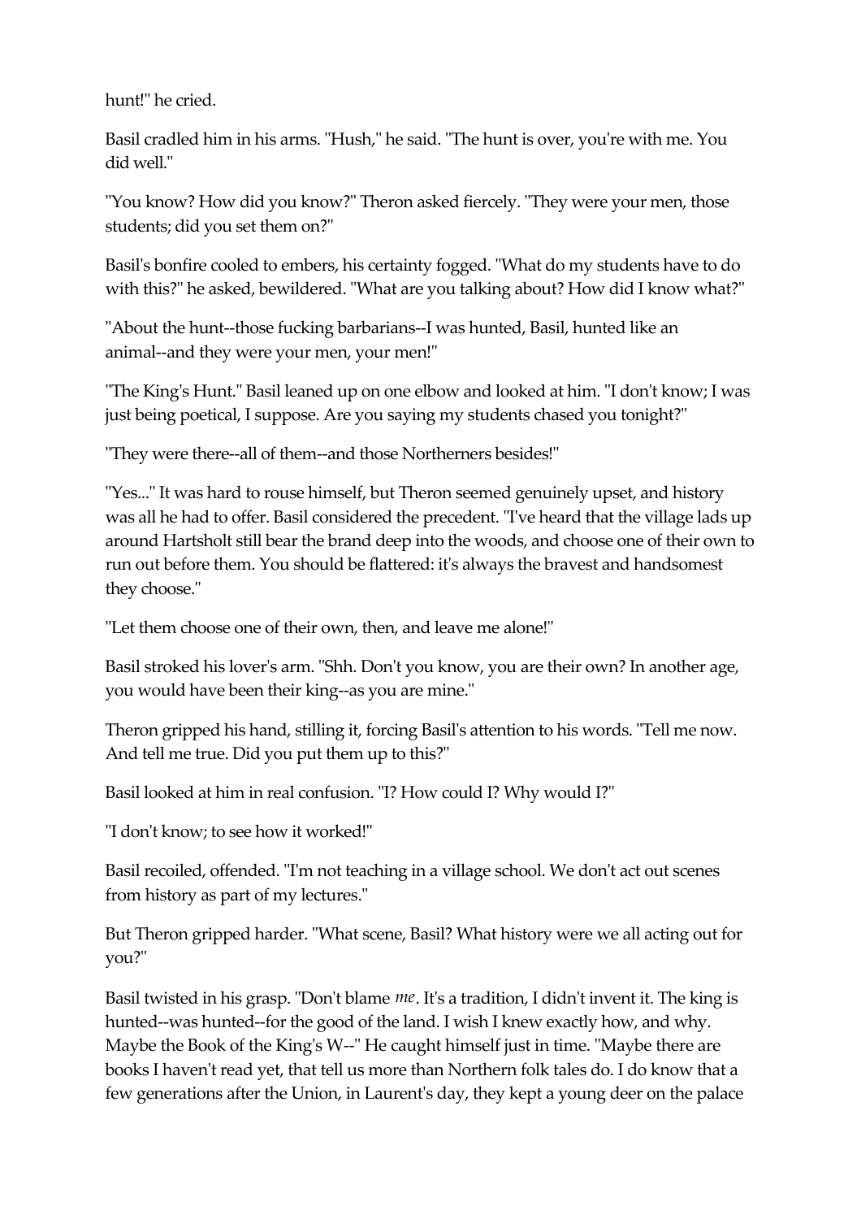hunt!" he cried.

Basil cradled him in his arms. "Hush," he said. "The hunt is over, you're with me. You did well."

"You know? How did you know?" Theron asked fiercely. "They were your men, those students; did you set them on?"

Basil's bonfire cooled to embers, his certainty fogged. "What do my students have to do with this?" he asked, bewildered. "What are you talking about? How did I know what?"

"About the hunt--those fucking barbarians--I was hunted, Basil, hunted like an animal--and they were your men, your men!"

"The King's Hunt." Basil leaned up on one elbow and looked at him. "I don't know; I was just being poetical, I suppose. Are you saying my students chased you tonight?"

"They were there--all of them--and those Northerners besides!"

"Yes..." It was hard to rouse himself, but Theron seemed genuinely upset, and history was all he had to offer. Basil considered the precedent. "I've heard that the village lads up around Hartsholt still bear the brand deep into the woods, and choose one of their own to run out before them. You should be flattered: it's always the bravest and handsomest they choose."

"Let them choose one of their own, then, and leave me alone!"

Basil stroked his lover's arm. "Shh. Don't you know, you are their own? In another age, you would have been their king--as you are mine."

Theron gripped his hand, stilling it, forcing Basil's attention to his words. "Tell me now. And tell me true. Did you put them up to this?"

Basil looked at him in real confusion. "I? How could I? Why would I?"

"I don't know; to see how it worked!"

Basil recoiled, offended. "I'm not teaching in a village school. We don't act out scenes from history as part of my lectures."

But Theron gripped harder. "What scene, Basil? What history were we all acting out for you?"

Basil twisted in his grasp. "Don't blame *me*. It's a tradition, I didn't invent it. The king is hunted--was hunted--for the good of the land. I wish I knew exactly how, and why. Maybe the Book of the King's W--" He caught himself just in time. "Maybe there are books I haven't read yet, that tell us more than Northern folk tales do. I do know that a few generations after the Union, in Laurent's day, they kept a young deer on the palace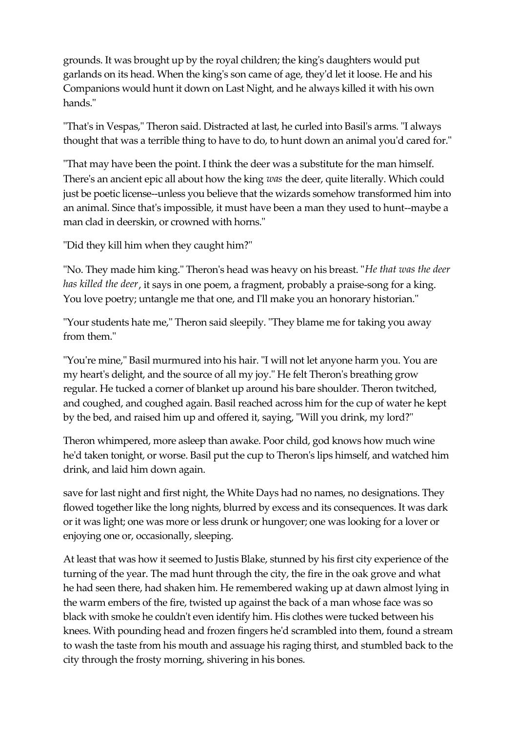grounds. It was brought up by the royal children; the king's daughters would put garlands on its head. When the king's son came of age, they'd let it loose. He and his Companions would hunt it down on Last Night, and he always killed it with his own hands."

"That's in Vespas," Theron said. Distracted at last, he curled into Basil's arms. "I always thought that was a terrible thing to have to do, to hunt down an animal you'd cared for."

"That may have been the point. I think the deer was a substitute for the man himself. There's an ancient epic all about how the king *was* the deer, quite literally. Which could just be poetic license--unless you believe that the wizards somehow transformed him into an animal. Since that's impossible, it must have been a man they used to hunt--maybe a man clad in deerskin, or crowned with horns."

"Did they kill him when they caught him?"

"No. They made him king." Theron's head was heavy on his breast. "*He that was the deer has killed the deer*, it says in one poem, a fragment, probably a praise-song for a king. You love poetry; untangle me that one, and I'll make you an honorary historian."

"Your students hate me," Theron said sleepily. "They blame me for taking you away from them."

"You're mine," Basil murmured into his hair. "I will not let anyone harm you. You are my heart's delight, and the source of all my joy." He felt Theron's breathing grow regular. He tucked a corner of blanket up around his bare shoulder. Theron twitched, and coughed, and coughed again. Basil reached across him for the cup of water he kept by the bed, and raised him up and offered it, saying, "Will you drink, my lord?"

Theron whimpered, more asleep than awake. Poor child, god knows how much wine he'd taken tonight, or worse. Basil put the cup to Theron's lips himself, and watched him drink, and laid him down again.

save for last night and first night, the White Days had no names, no designations. They flowed together like the long nights, blurred by excess and its consequences. It was dark or it was light; one was more or less drunk or hungover; one was looking for a lover or enjoying one or, occasionally, sleeping.

At least that was how it seemed to Justis Blake, stunned by his first city experience of the turning of the year. The mad hunt through the city, the fire in the oak grove and what he had seen there, had shaken him. He remembered waking up at dawn almost lying in the warm embers of the fire, twisted up against the back of a man whose face was so black with smoke he couldn't even identify him. His clothes were tucked between his knees. With pounding head and frozen fingers he'd scrambled into them, found a stream to wash the taste from his mouth and assuage his raging thirst, and stumbled back to the city through the frosty morning, shivering in his bones.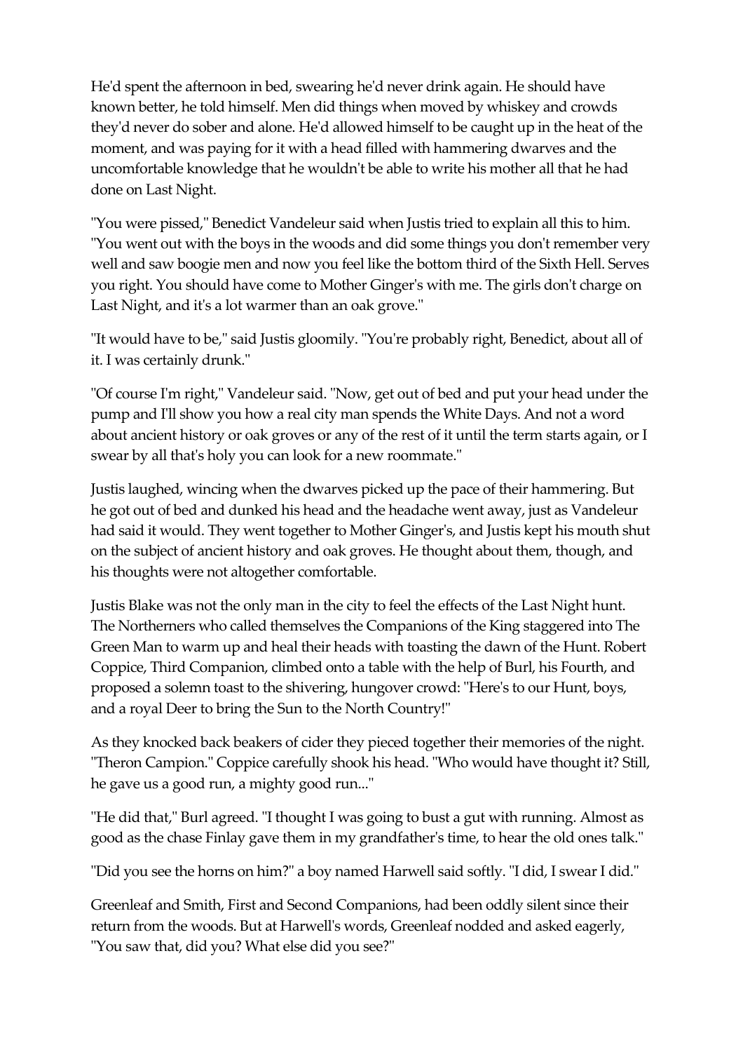He'd spent the afternoon in bed, swearing he'd never drink again. He should have known better, he told himself. Men did things when moved by whiskey and crowds they'd never do sober and alone. He'd allowed himself to be caught up in the heat of the moment, and was paying for it with a head filled with hammering dwarves and the uncomfortable knowledge that he wouldn't be able to write his mother all that he had done on Last Night.

"You were pissed," Benedict Vandeleur said when Justis tried to explain all this to him. "You went out with the boys in the woods and did some things you don't remember very well and saw boogie men and now you feel like the bottom third of the Sixth Hell. Serves you right. You should have come to Mother Ginger's with me. The girls don't charge on Last Night, and it's a lot warmer than an oak grove."

"It would have to be," said Justis gloomily. "You're probably right, Benedict, about all of it. I was certainly drunk."

"Of course I'm right," Vandeleur said. "Now, get out of bed and put your head under the pump and I'll show you how a real city man spends the White Days. And not a word about ancient history or oak groves or any of the rest of it until the term starts again, or I swear by all that's holy you can look for a new roommate."

Justis laughed, wincing when the dwarves picked up the pace of their hammering. But he got out of bed and dunked his head and the headache went away, just as Vandeleur had said it would. They went together to Mother Ginger's, and Justis kept his mouth shut on the subject of ancient history and oak groves. He thought about them, though, and his thoughts were not altogether comfortable.

Justis Blake was not the only man in the city to feel the effects of the Last Night hunt. The Northerners who called themselves the Companions of the King staggered into The Green Man to warm up and heal their heads with toasting the dawn of the Hunt. Robert Coppice, Third Companion, climbed onto a table with the help of Burl, his Fourth, and proposed a solemn toast to the shivering, hungover crowd: "Here's to our Hunt, boys, and a royal Deer to bring the Sun to the North Country!"

As they knocked back beakers of cider they pieced together their memories of the night. "Theron Campion." Coppice carefully shook his head. "Who would have thought it? Still, he gave us a good run, a mighty good run..."

"He did that," Burl agreed. "I thought I was going to bust a gut with running. Almost as good as the chase Finlay gave them in my grandfather's time, to hear the old ones talk."

"Did you see the horns on him?" a boy named Harwell said softly. "I did, I swear I did."

Greenleaf and Smith, First and Second Companions, had been oddly silent since their return from the woods. But at Harwell's words, Greenleaf nodded and asked eagerly, "You saw that, did you? What else did you see?"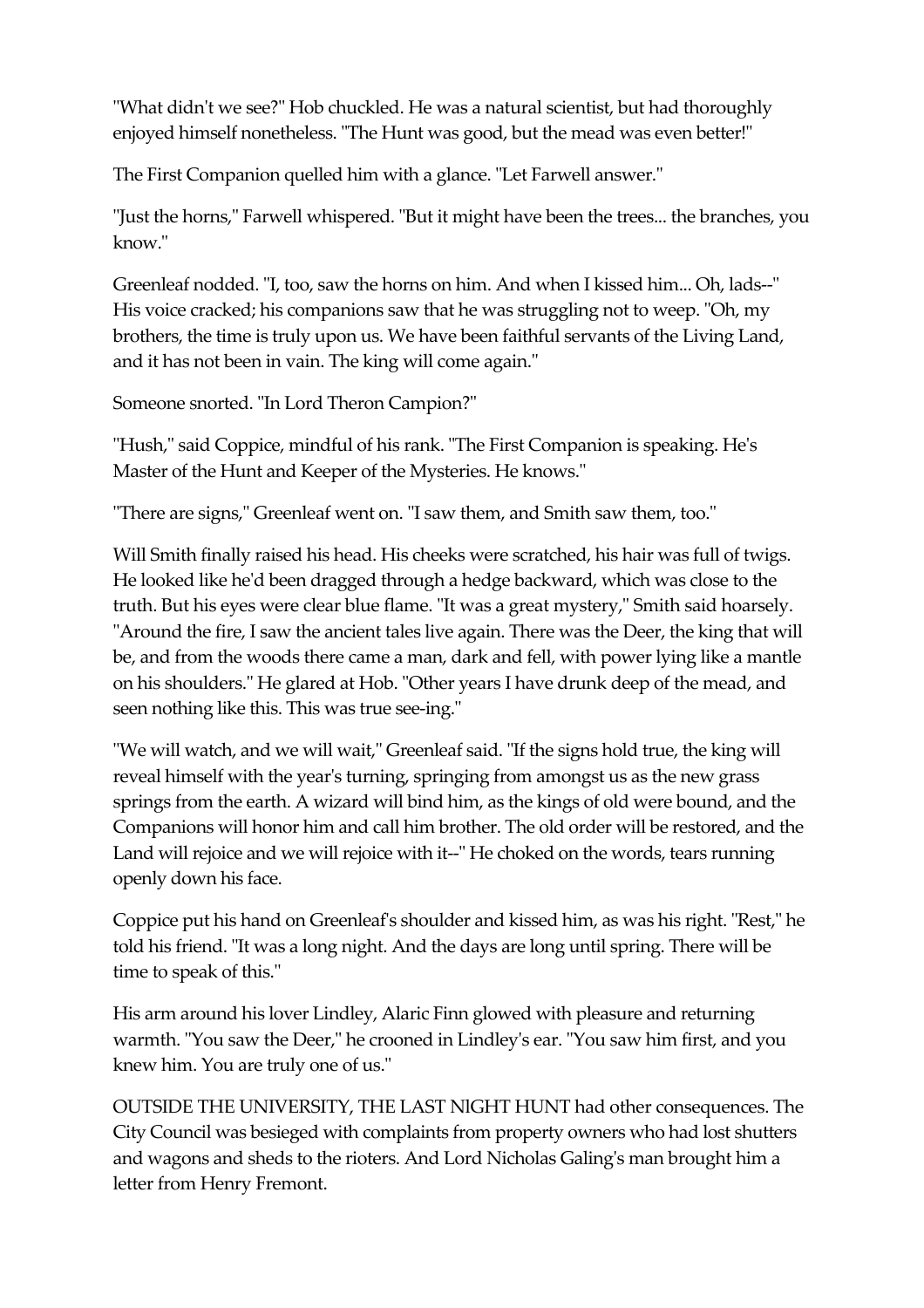"What didn't we see?" Hob chuckled. He was a natural scientist, but had thoroughly enjoyed himself nonetheless. "The Hunt was good, but the mead was even better!"

The First Companion quelled him with a glance. "Let Farwell answer."

"Just the horns," Farwell whispered. "But it might have been the trees... the branches, you know."

Greenleaf nodded. "I, too, saw the horns on him. And when I kissed him... Oh, lads--" His voice cracked; his companions saw that he was struggling not to weep. "Oh, my brothers, the time is truly upon us. We have been faithful servants of the Living Land, and it has not been in vain. The king will come again."

Someone snorted. "In Lord Theron Campion?"

"Hush," said Coppice, mindful of his rank. "The First Companion is speaking. He's Master of the Hunt and Keeper of the Mysteries. He knows."

"There are signs," Greenleaf went on. "I saw them, and Smith saw them, too."

Will Smith finally raised his head. His cheeks were scratched, his hair was full of twigs. He looked like he'd been dragged through a hedge backward, which was close to the truth. But his eyes were clear blue flame. "It was a great mystery," Smith said hoarsely. "Around the fire, I saw the ancient tales live again. There was the Deer, the king that will be, and from the woods there came a man, dark and fell, with power lying like a mantle on his shoulders." He glared at Hob. "Other years I have drunk deep of the mead, and seen nothing like this. This was true see-ing."

"We will watch, and we will wait," Greenleaf said. "If the signs hold true, the king will reveal himself with the year's turning, springing from amongst us as the new grass springs from the earth. A wizard will bind him, as the kings of old were bound, and the Companions will honor him and call him brother. The old order will be restored, and the Land will rejoice and we will rejoice with it--" He choked on the words, tears running openly down his face.

Coppice put his hand on Greenleaf's shoulder and kissed him, as was his right. "Rest," he told his friend. "It was a long night. And the days are long until spring. There will be time to speak of this."

His arm around his lover Lindley, Alaric Finn glowed with pleasure and returning warmth. "You saw the Deer," he crooned in Lindley's ear. "You saw him first, and you knew him. You are truly one of us."

OUTSIDE THE UNIVERSITY, THE LAST NIGHT HUNT had other consequences. The City Council was besieged with complaints from property owners who had lost shutters and wagons and sheds to the rioters. And Lord Nicholas Galing's man brought him a letter from Henry Fremont.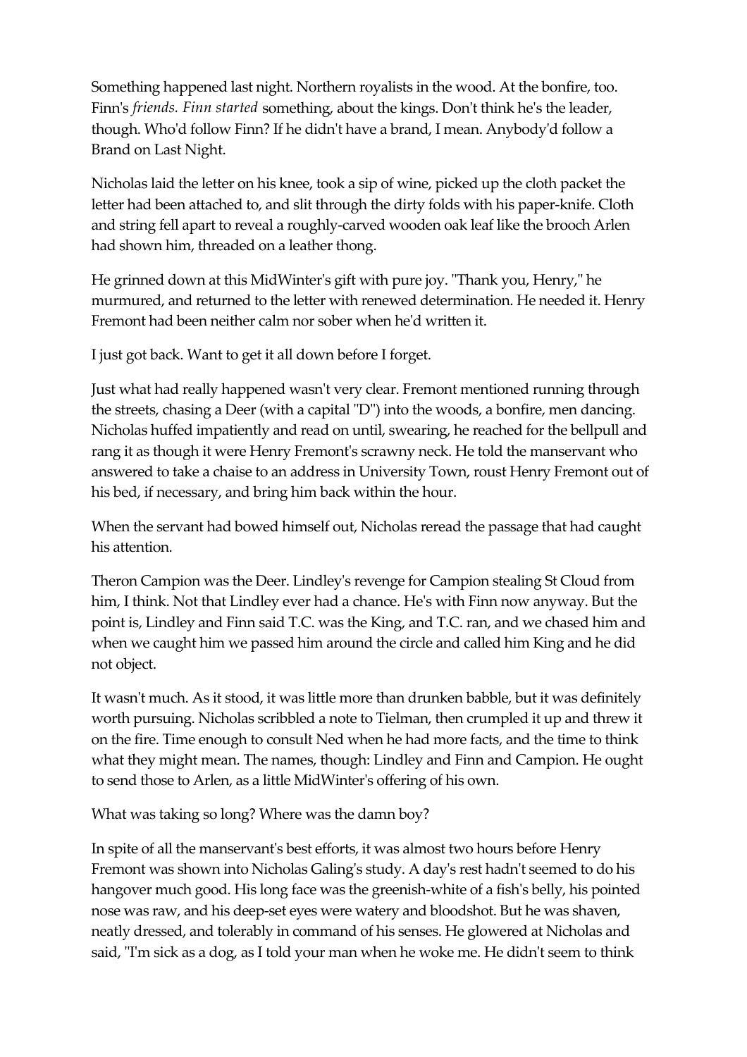Something happened last night. Northern royalists in the wood. At the bonfire, too. Finn's *friends. Finn started* something, about the kings. Don't think he's the leader, though. Who'd follow Finn? If he didn't have a brand, I mean. Anybody'd follow a Brand on Last Night.

Nicholas laid the letter on his knee, took a sip of wine, picked up the cloth packet the letter had been attached to, and slit through the dirty folds with his paper-knife. Cloth and string fell apart to reveal a roughly-carved wooden oak leaf like the brooch Arlen had shown him, threaded on a leather thong.

He grinned down at this MidWinter's gift with pure joy. "Thank you, Henry," he murmured, and returned to the letter with renewed determination. He needed it. Henry Fremont had been neither calm nor sober when he'd written it.

I just got back. Want to get it all down before I forget.

Just what had really happened wasn't very clear. Fremont mentioned running through the streets, chasing a Deer (with a capital "D") into the woods, a bonfire, men dancing. Nicholas huffed impatiently and read on until, swearing, he reached for the bellpull and rang it as though it were Henry Fremont's scrawny neck. He told the manservant who answered to take a chaise to an address in University Town, roust Henry Fremont out of his bed, if necessary, and bring him back within the hour.

When the servant had bowed himself out, Nicholas reread the passage that had caught his attention.

Theron Campion was the Deer. Lindley's revenge for Campion stealing St Cloud from him, I think. Not that Lindley ever had a chance. He's with Finn now anyway. But the point is, Lindley and Finn said T.C. was the King, and T.C. ran, and we chased him and when we caught him we passed him around the circle and called him King and he did not object.

It wasn't much. As it stood, it was little more than drunken babble, but it was definitely worth pursuing. Nicholas scribbled a note to Tielman, then crumpled it up and threw it on the fire. Time enough to consult Ned when he had more facts, and the time to think what they might mean. The names, though: Lindley and Finn and Campion. He ought to send those to Arlen, as a little MidWinter's offering of his own.

What was taking so long? Where was the damn boy?

In spite of all the manservant's best efforts, it was almost two hours before Henry Fremont was shown into Nicholas Galing's study. A day's rest hadn't seemed to do his hangover much good. His long face was the greenish-white of a fish's belly, his pointed nose was raw, and his deep-set eyes were watery and bloodshot. But he was shaven, neatly dressed, and tolerably in command of his senses. He glowered at Nicholas and said, "I'm sick as a dog, as I told your man when he woke me. He didn't seem to think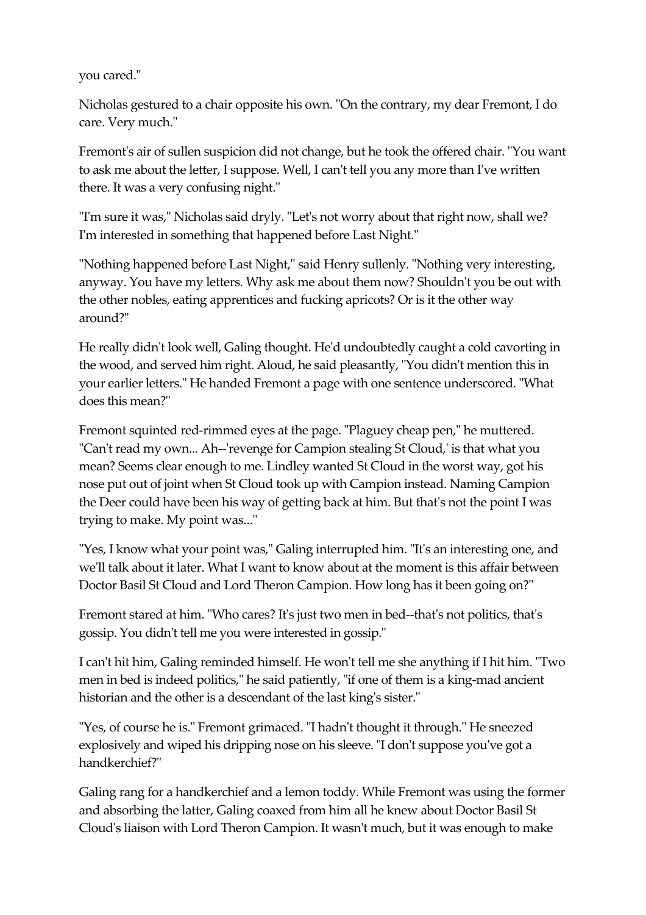you cared."

Nicholas gestured to a chair opposite his own. "On the contrary, my dear Fremont, I do care. Very much."

Fremont's air of sullen suspicion did not change, but he took the offered chair. "You want to ask me about the letter, I suppose. Well, I can't tell you any more than I've written there. It was a very confusing night."

"I'm sure it was," Nicholas said dryly. "Let's not worry about that right now, shall we? I'm interested in something that happened before Last Night."

"Nothing happened before Last Night," said Henry sullenly. "Nothing very interesting, anyway. You have my letters. Why ask me about them now? Shouldn't you be out with the other nobles, eating apprentices and fucking apricots? Or is it the other way around?"

He really didn't look well, Galing thought. He'd undoubtedly caught a cold cavorting in the wood, and served him right. Aloud, he said pleasantly, "You didn't mention this in your earlier letters." He handed Fremont a page with one sentence underscored. "What does this mean?"

Fremont squinted red-rimmed eyes at the page. "Plaguey cheap pen," he muttered. "Can't read my own... Ah--'revenge for Campion stealing St Cloud,' is that what you mean? Seems clear enough to me. Lindley wanted St Cloud in the worst way, got his nose put out of joint when St Cloud took up with Campion instead. Naming Campion the Deer could have been his way of getting back at him. But that's not the point I was trying to make. My point was..."

"Yes, I know what your point was," Galing interrupted him. "It's an interesting one, and we'll talk about it later. What I want to know about at the moment is this affair between Doctor Basil St Cloud and Lord Theron Campion. How long has it been going on?"

Fremont stared at him. "Who cares? It's just two men in bed--that's not politics, that's gossip. You didn't tell me you were interested in gossip."

I can't hit him, Galing reminded himself. He won't tell me she anything if I hit him. "Two men in bed is indeed politics," he said patiently, "if one of them is a king-mad ancient historian and the other is a descendant of the last king's sister."

"Yes, of course he is." Fremont grimaced. "I hadn't thought it through." He sneezed explosively and wiped his dripping nose on his sleeve. "I don't suppose you've got a handkerchief?"

Galing rang for a handkerchief and a lemon toddy. While Fremont was using the former and absorbing the latter, Galing coaxed from him all he knew about Doctor Basil St Cloud's liaison with Lord Theron Campion. It wasn't much, but it was enough to make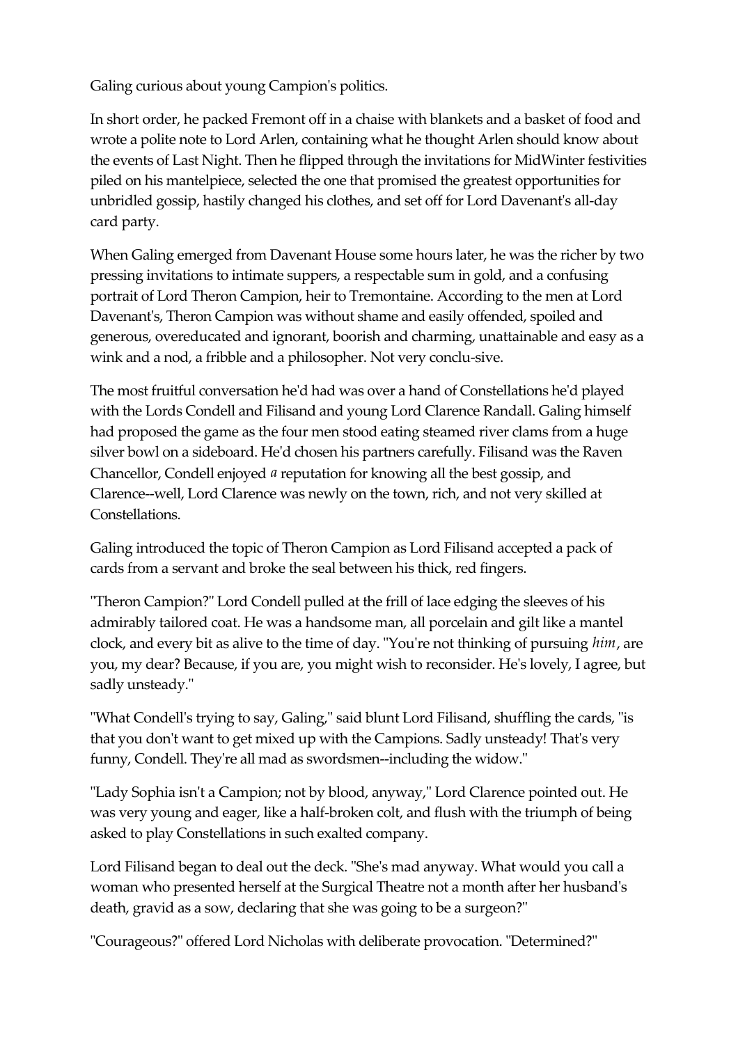Galing curious about young Campion's politics.

In short order, he packed Fremont off in a chaise with blankets and a basket of food and wrote a polite note to Lord Arlen, containing what he thought Arlen should know about the events of Last Night. Then he flipped through the invitations for MidWinter festivities piled on his mantelpiece, selected the one that promised the greatest opportunities for unbridled gossip, hastily changed his clothes, and set off for Lord Davenant's all-day card party.

When Galing emerged from Davenant House some hours later, he was the richer by two pressing invitations to intimate suppers, a respectable sum in gold, and a confusing portrait of Lord Theron Campion, heir to Tremontaine. According to the men at Lord Davenant's, Theron Campion was without shame and easily offended, spoiled and generous, overeducated and ignorant, boorish and charming, unattainable and easy as a wink and a nod, a fribble and a philosopher. Not very conclu-sive.

The most fruitful conversation he'd had was over a hand of Constellations he'd played with the Lords Condell and Filisand and young Lord Clarence Randall. Galing himself had proposed the game as the four men stood eating steamed river clams from a huge silver bowl on a sideboard. He'd chosen his partners carefully. Filisand was the Raven Chancellor, Condell enjoyed *a* reputation for knowing all the best gossip, and Clarence--well, Lord Clarence was newly on the town, rich, and not very skilled at Constellations.

Galing introduced the topic of Theron Campion as Lord Filisand accepted a pack of cards from a servant and broke the seal between his thick, red fingers.

"Theron Campion?" Lord Condell pulled at the frill of lace edging the sleeves of his admirably tailored coat. He was a handsome man, all porcelain and gilt like a mantel clock, and every bit as alive to the time of day. "You're not thinking of pursuing *him*, are you, my dear? Because, if you are, you might wish to reconsider. He's lovely, I agree, but sadly unsteady."

"What Condell's trying to say, Galing," said blunt Lord Filisand, shuffling the cards, "is that you don't want to get mixed up with the Campions. Sadly unsteady! That's very funny, Condell. They're all mad as swordsmen--including the widow."

"Lady Sophia isn't a Campion; not by blood, anyway," Lord Clarence pointed out. He was very young and eager, like a half-broken colt, and flush with the triumph of being asked to play Constellations in such exalted company.

Lord Filisand began to deal out the deck. "She's mad anyway. What would you call a woman who presented herself at the Surgical Theatre not a month after her husband's death, gravid as a sow, declaring that she was going to be a surgeon?"

"Courageous?" offered Lord Nicholas with deliberate provocation. "Determined?"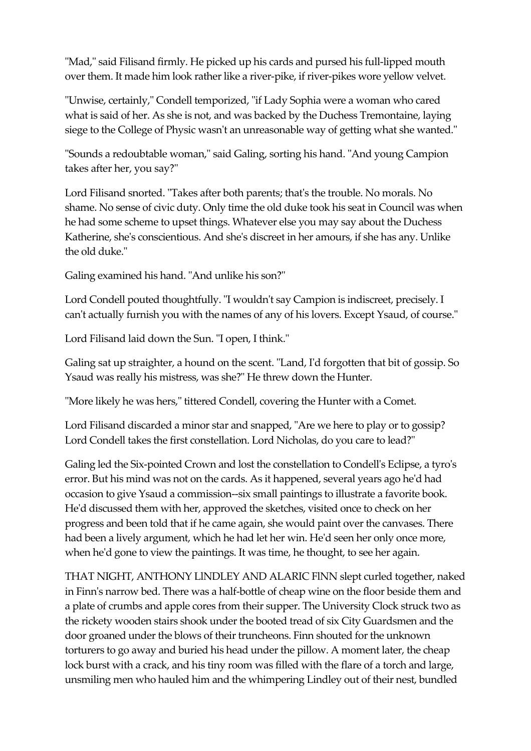"Mad," said Filisand firmly. He picked up his cards and pursed his full-lipped mouth over them. It made him look rather like a river-pike, if river-pikes wore yellow velvet.

"Unwise, certainly," Condell temporized, "if Lady Sophia were a woman who cared what is said of her. As she is not, and was backed by the Duchess Tremontaine, laying siege to the College of Physic wasn't an unreasonable way of getting what she wanted."

"Sounds a redoubtable woman," said Galing, sorting his hand. "And young Campion takes after her, you say?"

Lord Filisand snorted. "Takes after both parents; that's the trouble. No morals. No shame. No sense of civic duty. Only time the old duke took his seat in Council was when he had some scheme to upset things. Whatever else you may say about the Duchess Katherine, she's conscientious. And she's discreet in her amours, if she has any. Unlike the old duke."

Galing examined his hand. "And unlike his son?"

Lord Condell pouted thoughtfully. "I wouldn't say Campion is indiscreet, precisely. I can't actually furnish you with the names of any of his lovers. Except Ysaud, of course."

Lord Filisand laid down the Sun. "I open, I think."

Galing sat up straighter, a hound on the scent. "Land, I'd forgotten that bit of gossip. So Ysaud was really his mistress, was she?" He threw down the Hunter.

"More likely he was hers," tittered Condell, covering the Hunter with a Comet.

Lord Filisand discarded a minor star and snapped, "Are we here to play or to gossip? Lord Condell takes the first constellation. Lord Nicholas, do you care to lead?"

Galing led the Six-pointed Crown and lost the constellation to Condell's Eclipse, a tyro's error. But his mind was not on the cards. As it happened, several years ago he'd had occasion to give Ysaud a commission--six small paintings to illustrate a favorite book. He'd discussed them with her, approved the sketches, visited once to check on her progress and been told that if he came again, she would paint over the canvases. There had been a lively argument, which he had let her win. He'd seen her only once more, when he'd gone to view the paintings. It was time, he thought, to see her again.

THAT NIGHT, ANTHONY LINDLEY AND ALARIC FINN slept curled together, naked in Finn's narrow bed. There was a half-bottle of cheap wine on the floor beside them and a plate of crumbs and apple cores from their supper. The University Clock struck two as the rickety wooden stairs shook under the booted tread of six City Guardsmen and the door groaned under the blows of their truncheons. Finn shouted for the unknown torturers to go away and buried his head under the pillow. A moment later, the cheap lock burst with a crack, and his tiny room was filled with the flare of a torch and large, unsmiling men who hauled him and the whimpering Lindley out of their nest, bundled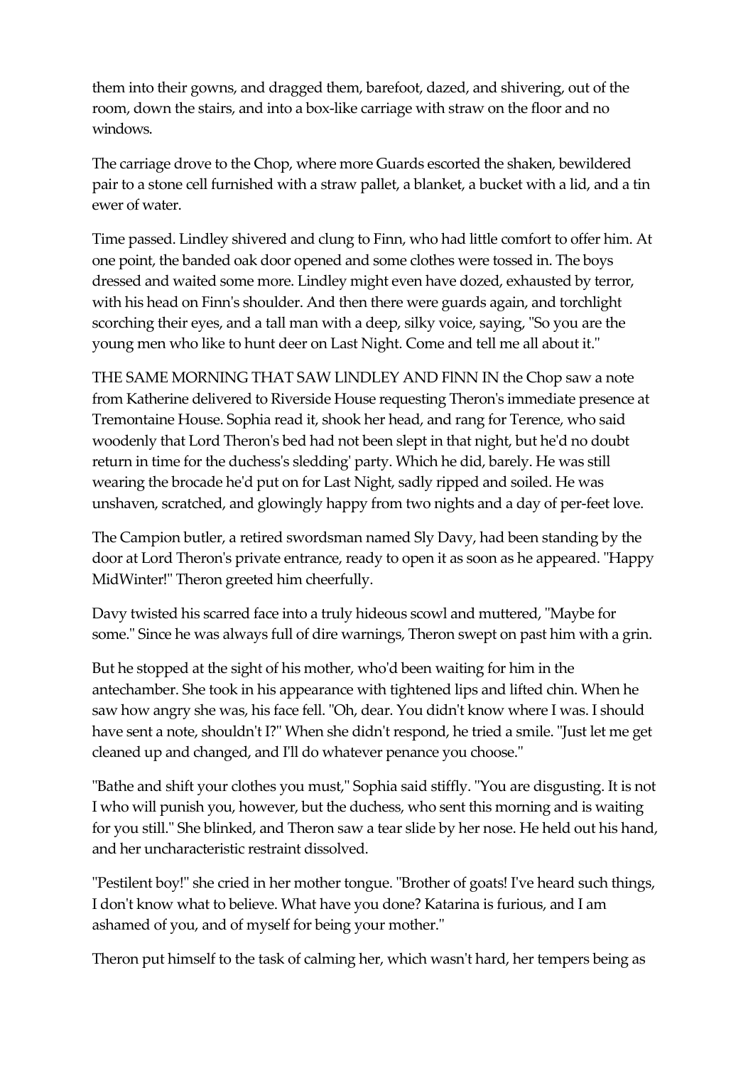them into their gowns, and dragged them, barefoot, dazed, and shivering, out of the room, down the stairs, and into a box-like carriage with straw on the floor and no windows.

The carriage drove to the Chop, where more Guards escorted the shaken, bewildered pair to a stone cell furnished with a straw pallet, a blanket, a bucket with a lid, and a tin ewer of water.

Time passed. Lindley shivered and clung to Finn, who had little comfort to offer him. At one point, the banded oak door opened and some clothes were tossed in. The boys dressed and waited some more. Lindley might even have dozed, exhausted by terror, with his head on Finn's shoulder. And then there were guards again, and torchlight scorching their eyes, and a tall man with a deep, silky voice, saying, "So you are the young men who like to hunt deer on Last Night. Come and tell me all about it."

THE SAME MORNING THAT SAW LINDLEY AND FINN IN the Chop saw a note from Katherine delivered to Riverside House requesting Theron's immediate presence at Tremontaine House. Sophia read it, shook her head, and rang for Terence, who said woodenly that Lord Theron's bed had not been slept in that night, but he'd no doubt return in time for the duchess's sledding' party. Which he did, barely. He was still wearing the brocade he'd put on for Last Night, sadly ripped and soiled. He was unshaven, scratched, and glowingly happy from two nights and a day of per-feet love.

The Campion butler, a retired swordsman named Sly Davy, had been standing by the door at Lord Theron's private entrance, ready to open it as soon as he appeared. "Happy MidWinter!" Theron greeted him cheerfully.

Davy twisted his scarred face into a truly hideous scowl and muttered, "Maybe for some." Since he was always full of dire warnings, Theron swept on past him with a grin.

But he stopped at the sight of his mother, who'd been waiting for him in the antechamber. She took in his appearance with tightened lips and lifted chin. When he saw how angry she was, his face fell. "Oh, dear. You didn't know where I was. I should have sent a note, shouldn't I?" When she didn't respond, he tried a smile. "Just let me get cleaned up and changed, and I'll do whatever penance you choose."

"Bathe and shift your clothes you must," Sophia said stiffly. "You are disgusting. It is not I who will punish you, however, but the duchess, who sent this morning and is waiting for you still." She blinked, and Theron saw a tear slide by her nose. He held out his hand, and her uncharacteristic restraint dissolved.

"Pestilent boy!" she cried in her mother tongue. "Brother of goats! I've heard such things, I don't know what to believe. What have you done? Katarina is furious, and I am ashamed of you, and of myself for being your mother."

Theron put himself to the task of calming her, which wasn't hard, her tempers being as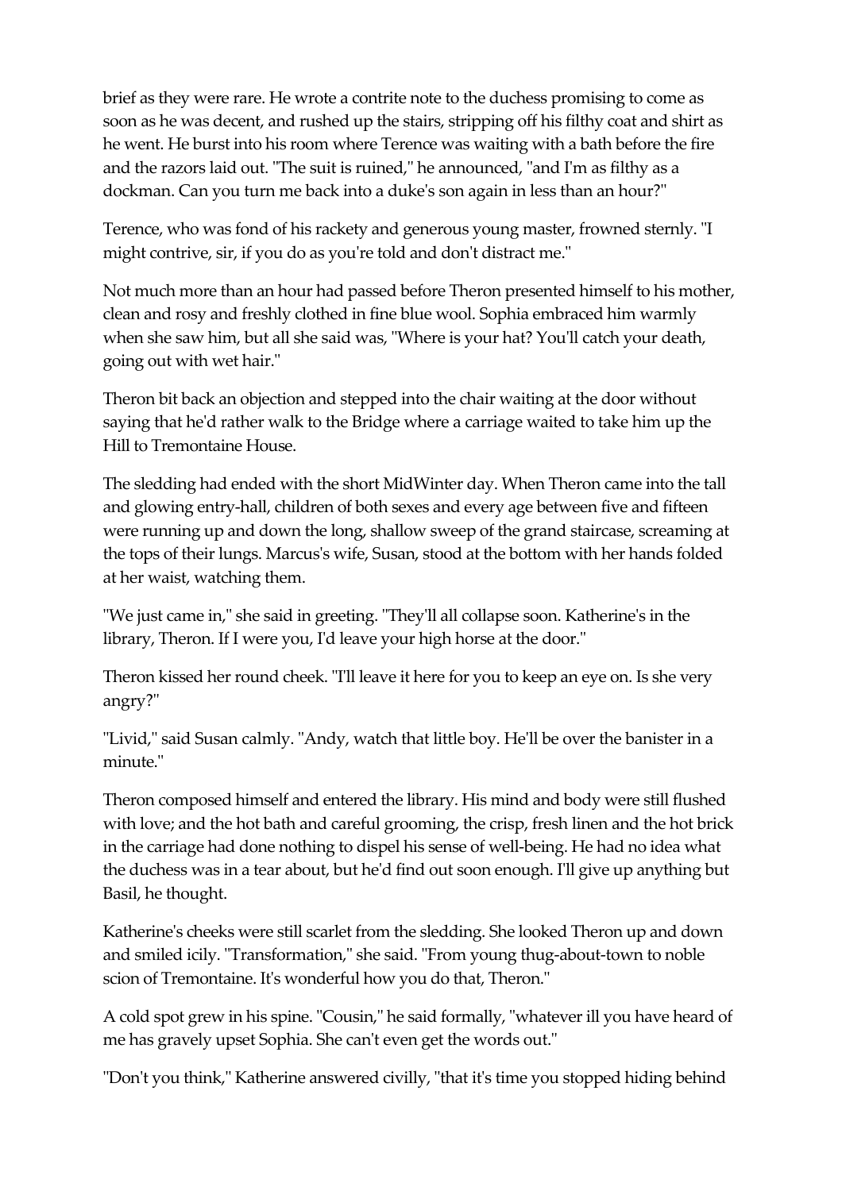brief as they were rare. He wrote a contrite note to the duchess promising to come as soon as he was decent, and rushed up the stairs, stripping off his filthy coat and shirt as he went. He burst into his room where Terence was waiting with a bath before the fire and the razors laid out. "The suit is ruined," he announced, "and I'm as filthy as a dockman. Can you turn me back into a duke's son again in less than an hour?"

Terence, who was fond of his rackety and generous young master, frowned sternly. "I might contrive, sir, if you do as you're told and don't distract me."

Not much more than an hour had passed before Theron presented himself to his mother, clean and rosy and freshly clothed in fine blue wool. Sophia embraced him warmly when she saw him, but all she said was, "Where is your hat? You'll catch your death, going out with wet hair."

Theron bit back an objection and stepped into the chair waiting at the door without saying that he'd rather walk to the Bridge where a carriage waited to take him up the Hill to Tremontaine House.

The sledding had ended with the short MidWinter day. When Theron came into the tall and glowing entry-hall, children of both sexes and every age between five and fifteen were running up and down the long, shallow sweep of the grand staircase, screaming at the tops of their lungs. Marcus's wife, Susan, stood at the bottom with her hands folded at her waist, watching them.

"We just came in," she said in greeting. "They'll all collapse soon. Katherine's in the library, Theron. If I were you, I'd leave your high horse at the door."

Theron kissed her round cheek. "I'll leave it here for you to keep an eye on. Is she very angry?"

"Livid," said Susan calmly. "Andy, watch that little boy. He'll be over the banister in a minute."

Theron composed himself and entered the library. His mind and body were still flushed with love; and the hot bath and careful grooming, the crisp, fresh linen and the hot brick in the carriage had done nothing to dispel his sense of well-being. He had no idea what the duchess was in a tear about, but he'd find out soon enough. I'll give up anything but Basil, he thought.

Katherine's cheeks were still scarlet from the sledding. She looked Theron up and down and smiled icily. "Transformation," she said. "From young thug-about-town to noble scion of Tremontaine. It's wonderful how you do that, Theron."

A cold spot grew in his spine. "Cousin," he said formally, "whatever ill you have heard of me has gravely upset Sophia. She can't even get the words out."

"Don't you think," Katherine answered civilly, "that it's time you stopped hiding behind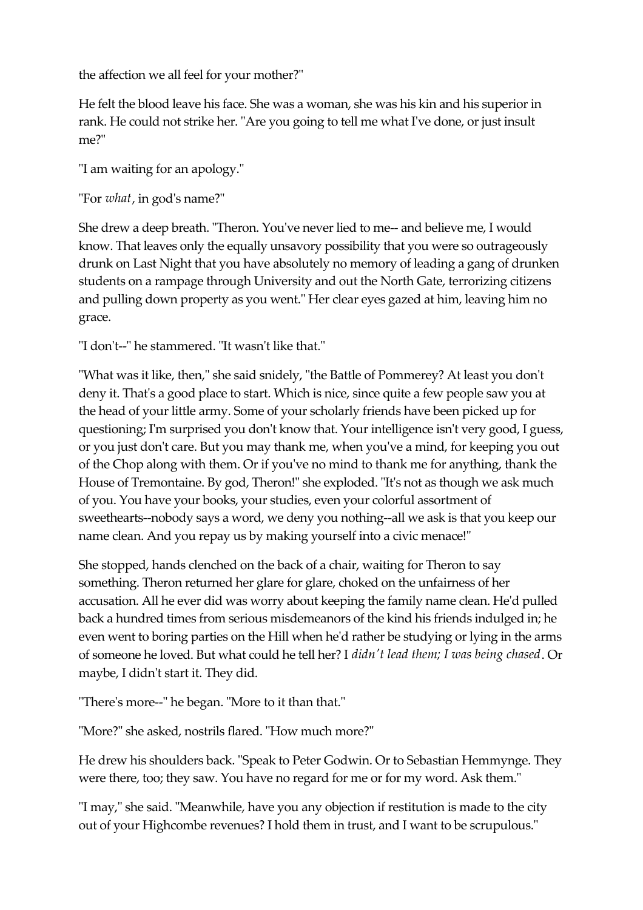the affection we all feel for your mother?"

He felt the blood leave his face. She was a woman, she was his kin and his superior in rank. He could not strike her. "Are you going to tell me what I've done, or just insult me?"

"I am waiting for an apology."

"For *what*, in god's name?"

She drew a deep breath. "Theron. You've never lied to me-- and believe me, I would know. That leaves only the equally unsavory possibility that you were so outrageously drunk on Last Night that you have absolutely no memory of leading a gang of drunken students on a rampage through University and out the North Gate, terrorizing citizens and pulling down property as you went." Her clear eyes gazed at him, leaving him no grace.

"I don't--" he stammered. "It wasn't like that."

"What was it like, then," she said snidely, "the Battle of Pommerey? At least you don't deny it. That's a good place to start. Which is nice, since quite a few people saw you at the head of your little army. Some of your scholarly friends have been picked up for questioning; I'm surprised you don't know that. Your intelligence isn't very good, I guess, or you just don't care. But you may thank me, when you've a mind, for keeping you out of the Chop along with them. Or if you've no mind to thank me for anything, thank the House of Tremontaine. By god, Theron!" she exploded. "It's not as though we ask much of you. You have your books, your studies, even your colorful assortment of sweethearts--nobody says a word, we deny you nothing--all we ask is that you keep our name clean. And you repay us by making yourself into a civic menace!"

She stopped, hands clenched on the back of a chair, waiting for Theron to say something. Theron returned her glare for glare, choked on the unfairness of her accusation. All he ever did was worry about keeping the family name clean. He'd pulled back a hundred times from serious misdemeanors of the kind his friends indulged in; he even went to boring parties on the Hill when he'd rather be studying or lying in the arms of someone he loved. But what could he tell her? I *didn't lead them; I was being chased*. Or maybe, I didn't start it. They did.

"There's more--" he began. "More to it than that."

"More?" she asked, nostrils flared. "How much more?"

He drew his shoulders back. "Speak to Peter Godwin. Or to Sebastian Hemmynge. They were there, too; they saw. You have no regard for me or for my word. Ask them."

"I may," she said. "Meanwhile, have you any objection if restitution is made to the city out of your Highcombe revenues? I hold them in trust, and I want to be scrupulous."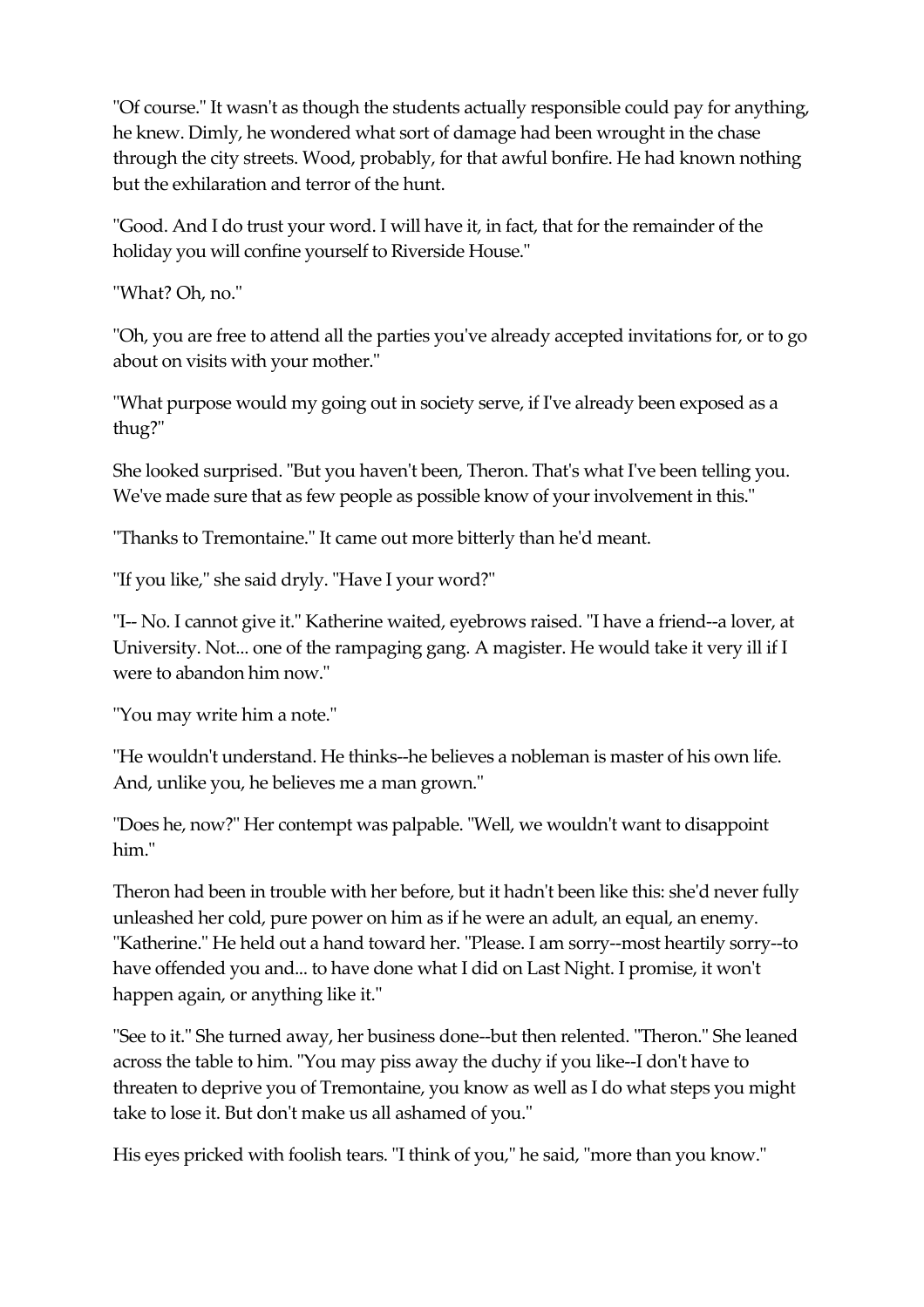"Of course." It wasn't as though the students actually responsible could pay for anything, he knew. Dimly, he wondered what sort of damage had been wrought in the chase through the city streets. Wood, probably, for that awful bonfire. He had known nothing but the exhilaration and terror of the hunt.

"Good. And I do trust your word. I will have it, in fact, that for the remainder of the holiday you will confine yourself to Riverside House."

"What? Oh, no."

"Oh, you are free to attend all the parties you've already accepted invitations for, or to go about on visits with your mother."

"What purpose would my going out in society serve, if I've already been exposed as a thug?"

She looked surprised. "But you haven't been, Theron. That's what I've been telling you. We've made sure that as few people as possible know of your involvement in this."

"Thanks to Tremontaine." It came out more bitterly than he'd meant.

"If you like," she said dryly. "Have I your word?"

"I-- No. I cannot give it." Katherine waited, eyebrows raised. "I have a friend--a lover, at University. Not... one of the rampaging gang. A magister. He would take it very ill if I were to abandon him now."

"You may write him a note."

"He wouldn't understand. He thinks--he believes a nobleman is master of his own life. And, unlike you, he believes me a man grown."

"Does he, now?" Her contempt was palpable. "Well, we wouldn't want to disappoint him."

Theron had been in trouble with her before, but it hadn't been like this: she'd never fully unleashed her cold, pure power on him as if he were an adult, an equal, an enemy. "Katherine." He held out a hand toward her. "Please. I am sorry--most heartily sorry--to have offended you and... to have done what I did on Last Night. I promise, it won't happen again, or anything like it."

"See to it." She turned away, her business done--but then relented. "Theron." She leaned across the table to him. "You may piss away the duchy if you like--I don't have to threaten to deprive you of Tremontaine, you know as well as I do what steps you might take to lose it. But don't make us all ashamed of you."

His eyes pricked with foolish tears. "I think of you," he said, "more than you know."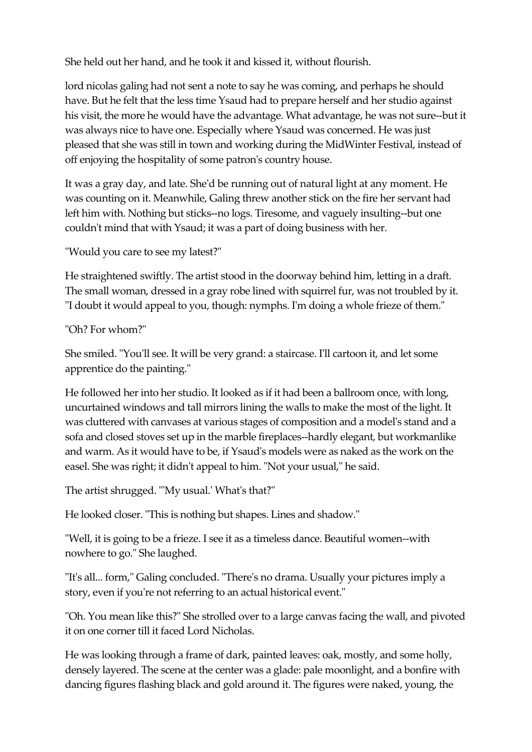She held out her hand, and he took it and kissed it, without flourish.

lord nicolas galing had not sent a note to say he was coming, and perhaps he should have. But he felt that the less time Ysaud had to prepare herself and her studio against his visit, the more he would have the advantage. What advantage, he was not sure--but it was always nice to have one. Especially where Ysaud was concerned. He was just pleased that she was still in town and working during the MidWinter Festival, instead of off enjoying the hospitality of some patron's country house.

It was a gray day, and late. She'd be running out of natural light at any moment. He was counting on it. Meanwhile, Galing threw another stick on the fire her servant had left him with. Nothing but sticks--no logs. Tiresome, and vaguely insulting--but one couldn't mind that with Ysaud; it was a part of doing business with her.

"Would you care to see my latest?"

He straightened swiftly. The artist stood in the doorway behind him, letting in a draft. The small woman, dressed in a gray robe lined with squirrel fur, was not troubled by it. "I doubt it would appeal to you, though: nymphs. I'm doing a whole frieze of them."

"Oh? For whom?"

She smiled. "You'll see. It will be very grand: a staircase. I'll cartoon it, and let some apprentice do the painting."

He followed her into her studio. It looked as if it had been a ballroom once, with long, uncurtained windows and tall mirrors lining the walls to make the most of the light. It was cluttered with canvases at various stages of composition and a model's stand and a sofa and closed stoves set up in the marble fireplaces--hardly elegant, but workmanlike and warm. As it would have to be, if Ysaud's models were as naked as the work on the easel. She was right; it didn't appeal to him. "Not your usual," he said.

The artist shrugged. "'My usual.' What's that?"

He looked closer. "This is nothing but shapes. Lines and shadow."

"Well, it is going to be a frieze. I see it as a timeless dance. Beautiful women--with nowhere to go." She laughed.

"It's all... form," Galing concluded. "There's no drama. Usually your pictures imply a story, even if you're not referring to an actual historical event."

"Oh. You mean like this?" She strolled over to a large canvas facing the wall, and pivoted it on one corner till it faced Lord Nicholas.

He was looking through a frame of dark, painted leaves: oak, mostly, and some holly, densely layered. The scene at the center was a glade: pale moonlight, and a bonfire with dancing figures flashing black and gold around it. The figures were naked, young, the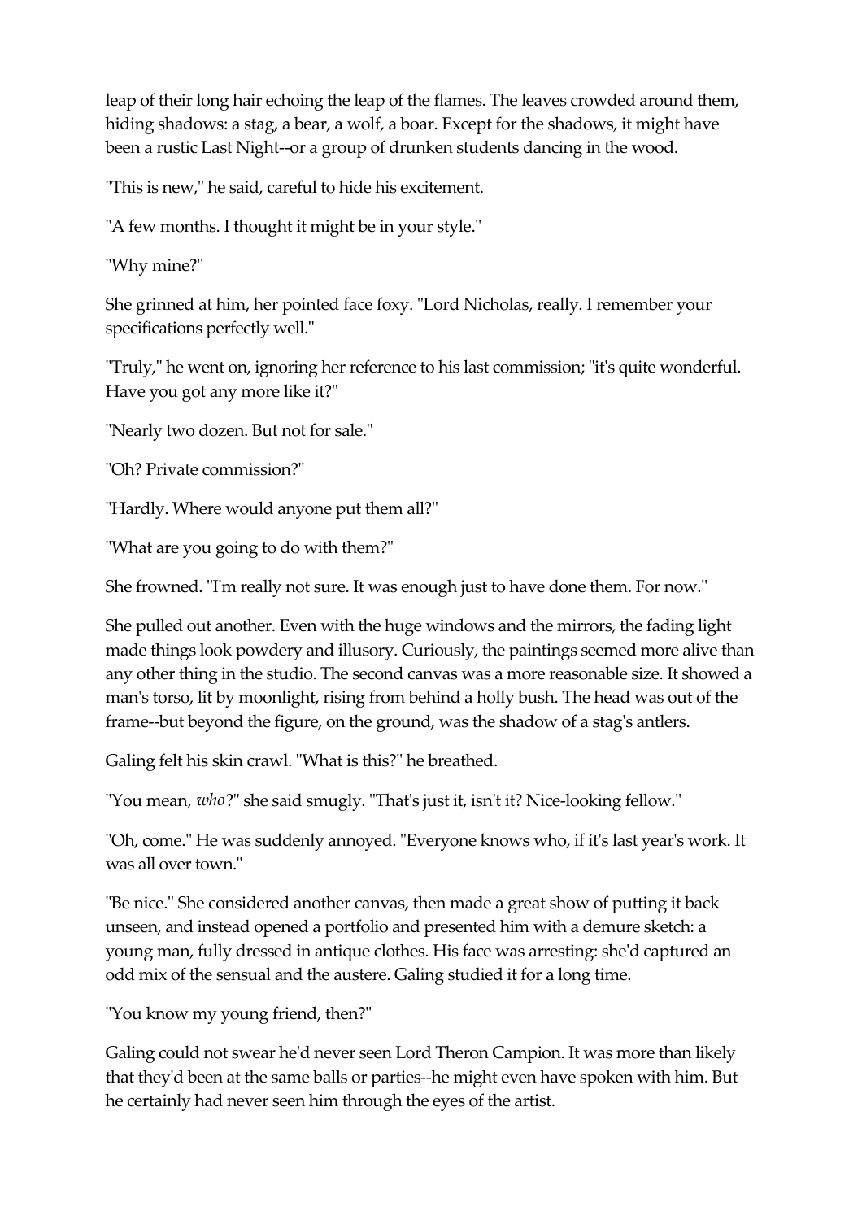leap of their long hair echoing the leap of the flames. The leaves crowded around them, hiding shadows: a stag, a bear, a wolf, a boar. Except for the shadows, it might have been a rustic Last Night--or a group of drunken students dancing in the wood.

"This is new," he said, careful to hide his excitement.

"A few months. I thought it might be in your style."

"Why mine?"

She grinned at him, her pointed face foxy. "Lord Nicholas, really. I remember your specifications perfectly well."

"Truly," he went on, ignoring her reference to his last commission; "it's quite wonderful. Have you got any more like it?"

"Nearly two dozen. But not for sale."

"Oh? Private commission?"

"Hardly. Where would anyone put them all?"

"What are you going to do with them?"

She frowned. "I'm really not sure. It was enough just to have done them. For now."

She pulled out another. Even with the huge windows and the mirrors, the fading light made things look powdery and illusory. Curiously, the paintings seemed more alive than any other thing in the studio. The second canvas was a more reasonable size. It showed a man's torso, lit by moonlight, rising from behind a holly bush. The head was out of the frame--but beyond the figure, on the ground, was the shadow of a stag's antlers.

Galing felt his skin crawl. "What is this?" he breathed.

"You mean, *who*?" she said smugly. "That's just it, isn't it? Nice-looking fellow."

"Oh, come." He was suddenly annoyed. "Everyone knows who, if it's last year's work. It was all over town."

"Be nice." She considered another canvas, then made a great show of putting it back unseen, and instead opened a portfolio and presented him with a demure sketch: a young man, fully dressed in antique clothes. His face was arresting: she'd captured an odd mix of the sensual and the austere. Galing studied it for a long time.

"You know my young friend, then?"

Galing could not swear he'd never seen Lord Theron Campion. It was more than likely that they'd been at the same balls or parties--he might even have spoken with him. But he certainly had never seen him through the eyes of the artist.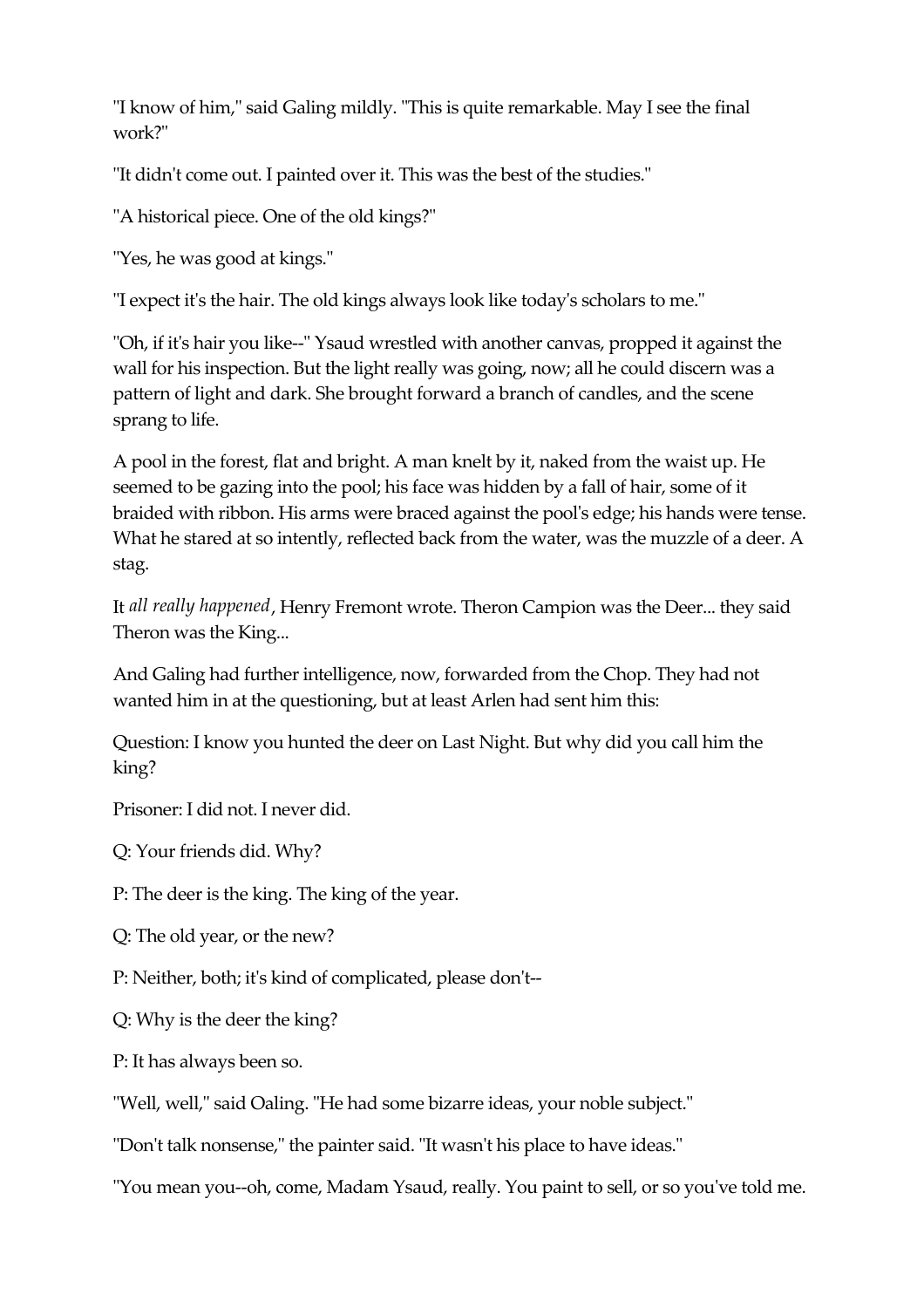"I know of him," said Galing mildly. "This is quite remarkable. May I see the final work?"

"It didn't come out. I painted over it. This was the best of the studies."

"A historical piece. One of the old kings?"

"Yes, he was good at kings."

"I expect it's the hair. The old kings always look like today's scholars to me."

"Oh, if it's hair you like--" Ysaud wrestled with another canvas, propped it against the wall for his inspection. But the light really was going, now; all he could discern was a pattern of light and dark. She brought forward a branch of candles, and the scene sprang to life.

A pool in the forest, flat and bright. A man knelt by it, naked from the waist up. He seemed to be gazing into the pool; his face was hidden by a fall of hair, some of it braided with ribbon. His arms were braced against the pool's edge; his hands were tense. What he stared at so intently, reflected back from the water, was the muzzle of a deer. A stag.

It *all really happened*, Henry Fremont wrote. Theron Campion was the Deer... they said Theron was the King...

And Galing had further intelligence, now, forwarded from the Chop. They had not wanted him in at the questioning, but at least Arlen had sent him this:

Question: I know you hunted the deer on Last Night. But why did you call him the king?

Prisoner: I did not. I never did.

Q: Your friends did. Why?

P: The deer is the king. The king of the year.

Q: The old year, or the new?

P: Neither, both; it's kind of complicated, please don't--

Q: Why is the deer the king?

P: It has always been so.

"Well, well," said Oaling. "He had some bizarre ideas, your noble subject."

"Don't talk nonsense," the painter said. "It wasn't his place to have ideas."

"You mean you--oh, come, Madam Ysaud, really. You paint to sell, or so you've told me.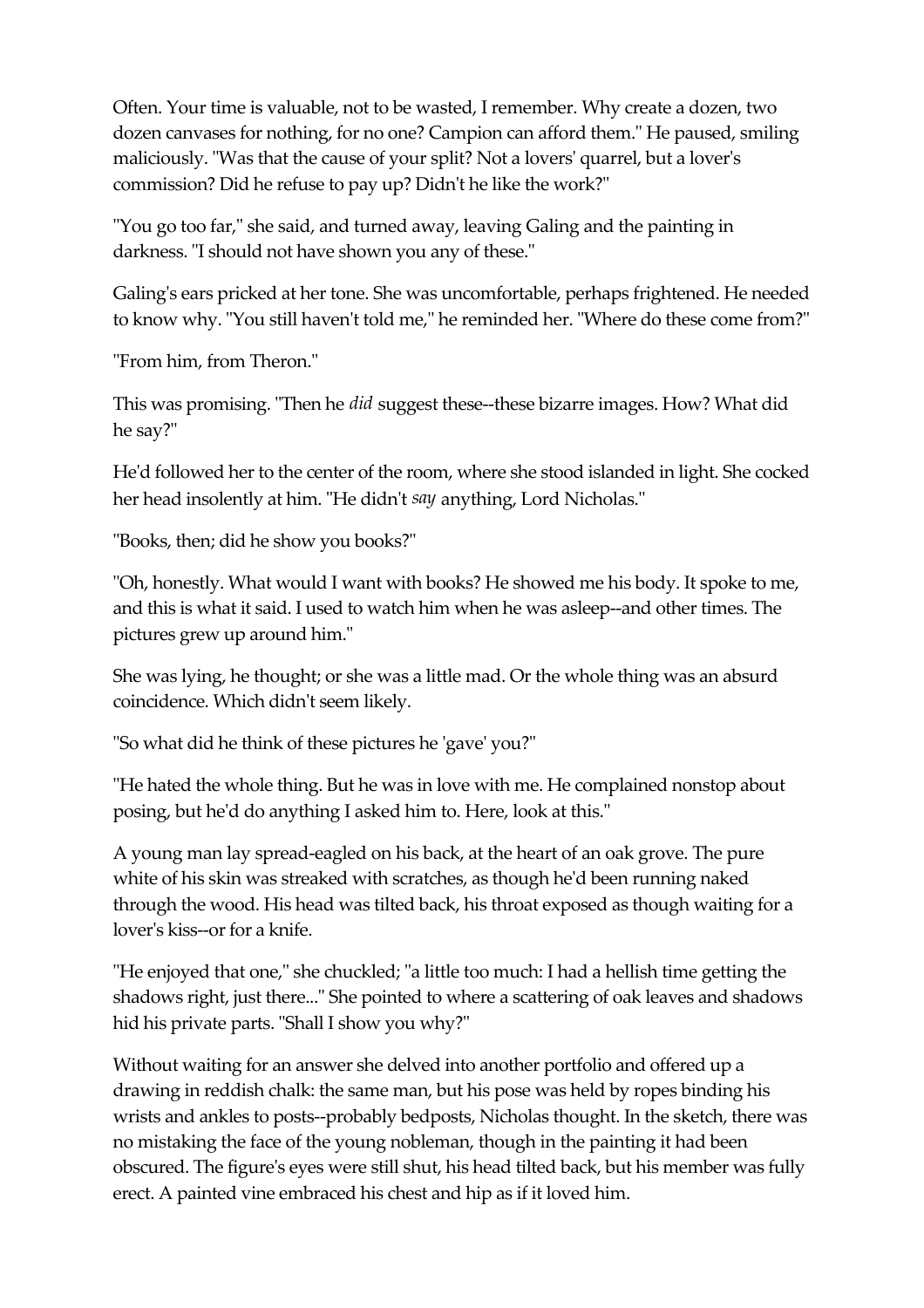Often. Your time is valuable, not to be wasted, I remember. Why create a dozen, two dozen canvases for nothing, for no one? Campion can afford them." He paused, smiling maliciously. "Was that the cause of your split? Not a lovers' quarrel, but a lover's commission? Did he refuse to pay up? Didn't he like the work?"

"You go too far," she said, and turned away, leaving Galing and the painting in darkness. "I should not have shown you any of these."

Galing's ears pricked at her tone. She was uncomfortable, perhaps frightened. He needed to know why. "You still haven't told me," he reminded her. "Where do these come from?"

"From him, from Theron."

This was promising. "Then he *did* suggest these--these bizarre images. How? What did he say?"

He'd followed her to the center of the room, where she stood islanded in light. She cocked her head insolently at him. "He didn't *say* anything, Lord Nicholas."

"Books, then; did he show you books?"

"Oh, honestly. What would I want with books? He showed me his body. It spoke to me, and this is what it said. I used to watch him when he was asleep--and other times. The pictures grew up around him."

She was lying, he thought; or she was a little mad. Or the whole thing was an absurd coincidence. Which didn't seem likely.

"So what did he think of these pictures he 'gave' you?"

"He hated the whole thing. But he was in love with me. He complained nonstop about posing, but he'd do anything I asked him to. Here, look at this."

A young man lay spread-eagled on his back, at the heart of an oak grove. The pure white of his skin was streaked with scratches, as though he'd been running naked through the wood. His head was tilted back, his throat exposed as though waiting for a lover's kiss--or for a knife.

"He enjoyed that one," she chuckled; "a little too much: I had a hellish time getting the shadows right, just there..." She pointed to where a scattering of oak leaves and shadows hid his private parts. "Shall I show you why?"

Without waiting for an answer she delved into another portfolio and offered up a drawing in reddish chalk: the same man, but his pose was held by ropes binding his wrists and ankles to posts--probably bedposts, Nicholas thought. In the sketch, there was no mistaking the face of the young nobleman, though in the painting it had been obscured. The figure's eyes were still shut, his head tilted back, but his member was fully erect. A painted vine embraced his chest and hip as if it loved him.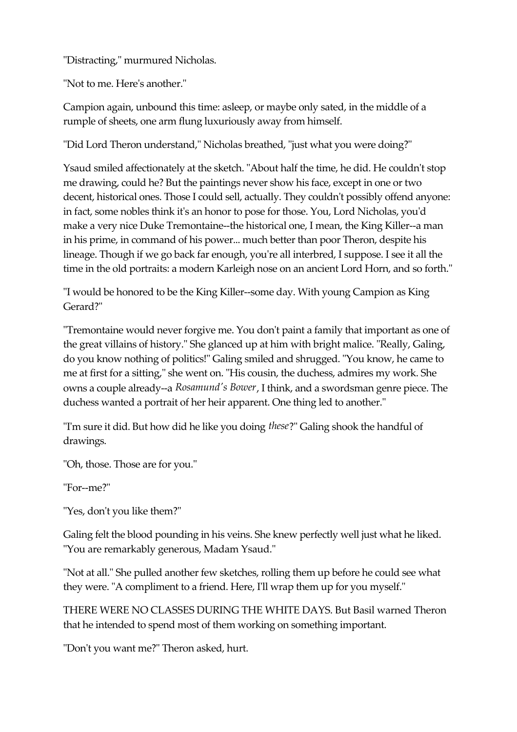"Distracting," murmured Nicholas.

"Not to me. Here's another."

Campion again, unbound this time: asleep, or maybe only sated, in the middle of a rumple of sheets, one arm flung luxuriously away from himself.

"Did Lord Theron understand," Nicholas breathed, "just what you were doing?"

Ysaud smiled affectionately at the sketch. "About half the time, he did. He couldn't stop me drawing, could he? But the paintings never show his face, except in one or two decent, historical ones. Those I could sell, actually. They couldn't possibly offend anyone: in fact, some nobles think it's an honor to pose for those. You, Lord Nicholas, you'd make a very nice Duke Tremontaine--the historical one, I mean, the King Killer--a man in his prime, in command of his power... much better than poor Theron, despite his lineage. Though if we go back far enough, you're all interbred, I suppose. I see it all the time in the old portraits: a modern Karleigh nose on an ancient Lord Horn, and so forth."

"I would be honored to be the King Killer--some day. With young Campion as King Gerard?"

"Tremontaine would never forgive me. You don't paint a family that important as one of the great villains of history." She glanced up at him with bright malice. "Really, Galing, do you know nothing of politics!" Galing smiled and shrugged. "You know, he came to me at first for a sitting," she went on. "His cousin, the duchess, admires my work. She owns a couple already--a *Rosamund's Bower*, I think, and a swordsman genre piece. The duchess wanted a portrait of her heir apparent. One thing led to another."

"I'm sure it did. But how did he like you doing *these*?" Galing shook the handful of drawings.

"Oh, those. Those are for you."

"For--me?"

"Yes, don't you like them?"

Galing felt the blood pounding in his veins. She knew perfectly well just what he liked. "You are remarkably generous, Madam Ysaud."

"Not at all." She pulled another few sketches, rolling them up before he could see what they were. "A compliment to a friend. Here, I'll wrap them up for you myself."

THERE WERE NO CLASSES DURING THE WHITE DAYS. But Basil warned Theron that he intended to spend most of them working on something important.

"Don't you want me?" Theron asked, hurt.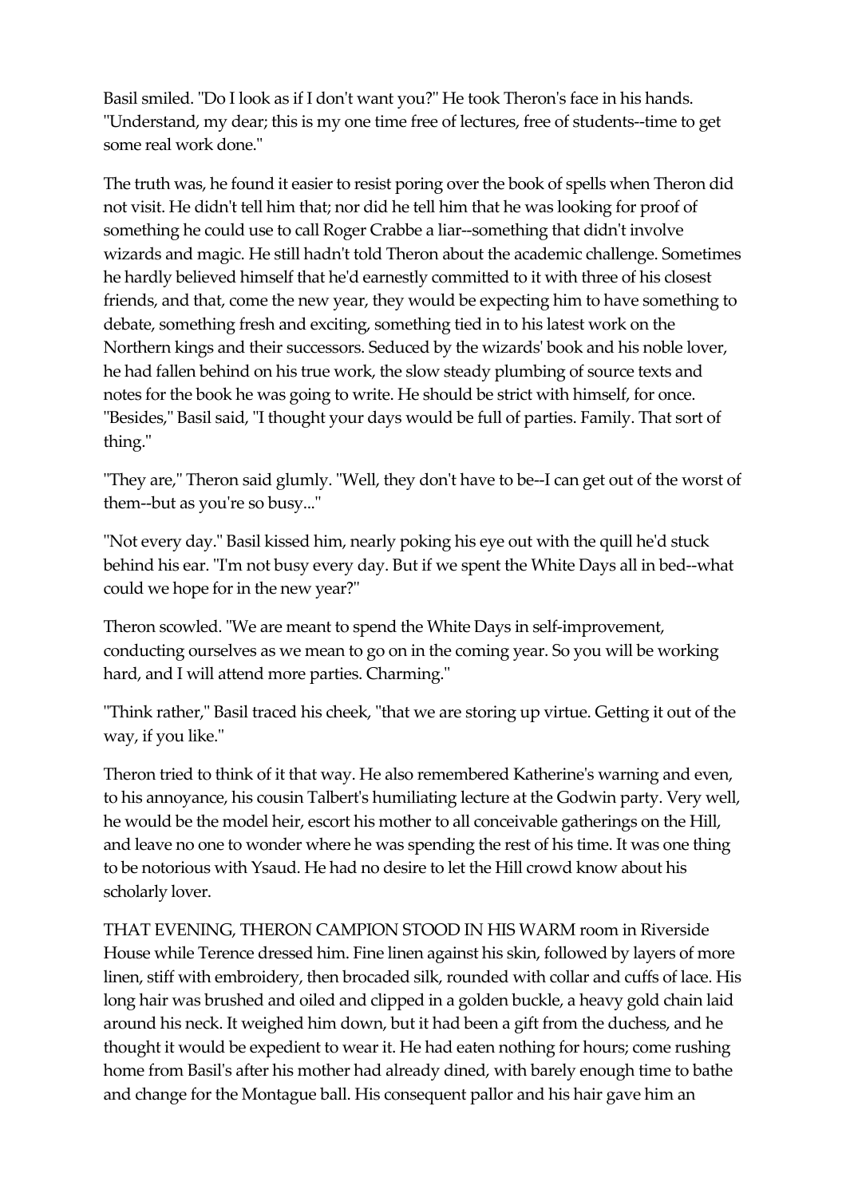Basil smiled. "Do I look as if I don't want you?" He took Theron's face in his hands. "Understand, my dear; this is my one time free of lectures, free of students--time to get some real work done."

The truth was, he found it easier to resist poring over the book of spells when Theron did not visit. He didn't tell him that; nor did he tell him that he was looking for proof of something he could use to call Roger Crabbe a liar--something that didn't involve wizards and magic. He still hadn't told Theron about the academic challenge. Sometimes he hardly believed himself that he'd earnestly committed to it with three of his closest friends, and that, come the new year, they would be expecting him to have something to debate, something fresh and exciting, something tied in to his latest work on the Northern kings and their successors. Seduced by the wizards' book and his noble lover, he had fallen behind on his true work, the slow steady plumbing of source texts and notes for the book he was going to write. He should be strict with himself, for once. "Besides," Basil said, "I thought your days would be full of parties. Family. That sort of thing."

"They are," Theron said glumly. "Well, they don't have to be--I can get out of the worst of them--but as you're so busy..."

"Not every day." Basil kissed him, nearly poking his eye out with the quill he'd stuck behind his ear. "I'm not busy every day. But if we spent the White Days all in bed--what could we hope for in the new year?"

Theron scowled. "We are meant to spend the White Days in self-improvement, conducting ourselves as we mean to go on in the coming year. So you will be working hard, and I will attend more parties. Charming."

"Think rather," Basil traced his cheek, "that we are storing up virtue. Getting it out of the way, if you like."

Theron tried to think of it that way. He also remembered Katherine's warning and even, to his annoyance, his cousin Talbert's humiliating lecture at the Godwin party. Very well, he would be the model heir, escort his mother to all conceivable gatherings on the Hill, and leave no one to wonder where he was spending the rest of his time. It was one thing to be notorious with Ysaud. He had no desire to let the Hill crowd know about his scholarly lover.

THAT EVENING, THERON CAMPION STOOD IN HIS WARM room in Riverside House while Terence dressed him. Fine linen against his skin, followed by layers of more linen, stiff with embroidery, then brocaded silk, rounded with collar and cuffs of lace. His long hair was brushed and oiled and clipped in a golden buckle, a heavy gold chain laid around his neck. It weighed him down, but it had been a gift from the duchess, and he thought it would be expedient to wear it. He had eaten nothing for hours; come rushing home from Basil's after his mother had already dined, with barely enough time to bathe and change for the Montague ball. His consequent pallor and his hair gave him an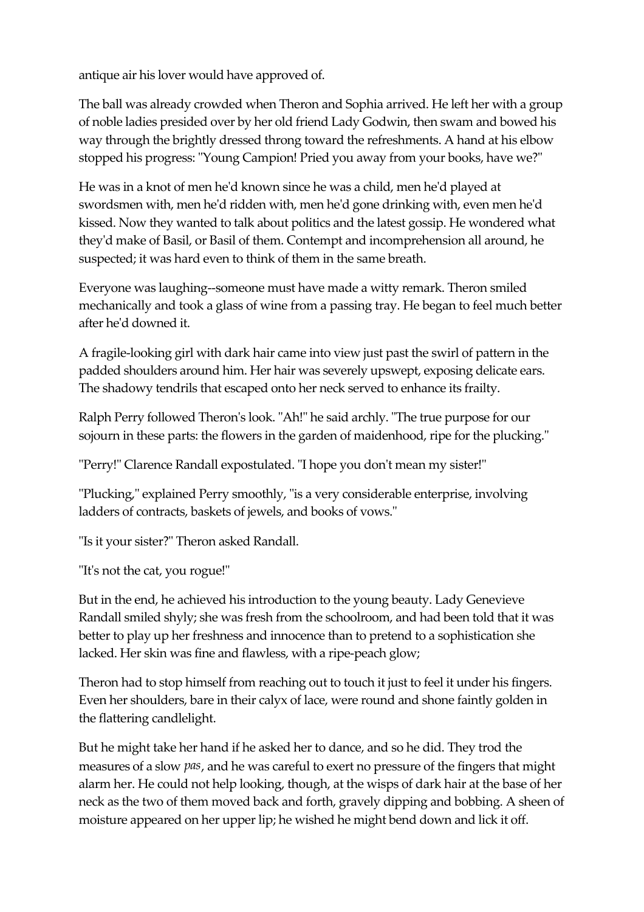antique air his lover would have approved of.

The ball was already crowded when Theron and Sophia arrived. He left her with a group of noble ladies presided over by her old friend Lady Godwin, then swam and bowed his way through the brightly dressed throng toward the refreshments. A hand at his elbow stopped his progress: "Young Campion! Pried you away from your books, have we?"

He was in a knot of men he'd known since he was a child, men he'd played at swordsmen with, men he'd ridden with, men he'd gone drinking with, even men he'd kissed. Now they wanted to talk about politics and the latest gossip. He wondered what they'd make of Basil, or Basil of them. Contempt and incomprehension all around, he suspected; it was hard even to think of them in the same breath.

Everyone was laughing--someone must have made a witty remark. Theron smiled mechanically and took a glass of wine from a passing tray. He began to feel much better after he'd downed it.

A fragile-looking girl with dark hair came into view just past the swirl of pattern in the padded shoulders around him. Her hair was severely upswept, exposing delicate ears. The shadowy tendrils that escaped onto her neck served to enhance its frailty.

Ralph Perry followed Theron's look. "Ah!" he said archly. "The true purpose for our sojourn in these parts: the flowers in the garden of maidenhood, ripe for the plucking."

"Perry!" Clarence Randall expostulated. "I hope you don't mean my sister!"

"Plucking," explained Perry smoothly, "is a very considerable enterprise, involving ladders of contracts, baskets of jewels, and books of vows."

"Is it your sister?" Theron asked Randall.

"It's not the cat, you rogue!"

But in the end, he achieved his introduction to the young beauty. Lady Genevieve Randall smiled shyly; she was fresh from the schoolroom, and had been told that it was better to play up her freshness and innocence than to pretend to a sophistication she lacked. Her skin was fine and flawless, with a ripe-peach glow;

Theron had to stop himself from reaching out to touch it just to feel it under his fingers. Even her shoulders, bare in their calyx of lace, were round and shone faintly golden in the flattering candlelight.

But he might take her hand if he asked her to dance, and so he did. They trod the measures of a slow *pas*, and he was careful to exert no pressure of the fingers that might alarm her. He could not help looking, though, at the wisps of dark hair at the base of her neck as the two of them moved back and forth, gravely dipping and bobbing. A sheen of moisture appeared on her upper lip; he wished he might bend down and lick it off.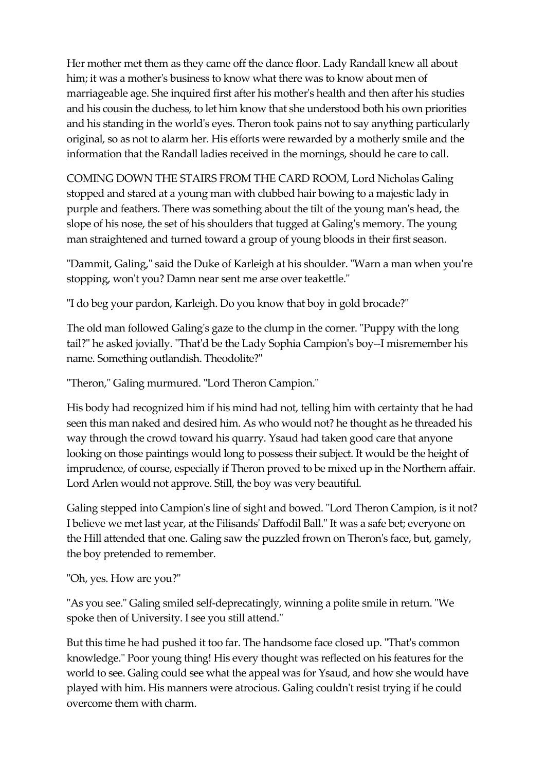Her mother met them as they came off the dance floor. Lady Randall knew all about him; it was a mother's business to know what there was to know about men of marriageable age. She inquired first after his mother's health and then after his studies and his cousin the duchess, to let him know that she understood both his own priorities and his standing in the world's eyes. Theron took pains not to say anything particularly original, so as not to alarm her. His efforts were rewarded by a motherly smile and the information that the Randall ladies received in the mornings, should he care to call.

COMING DOWN THE STAIRS FROM THE CARD ROOM, Lord Nicholas Galing stopped and stared at a young man with clubbed hair bowing to a majestic lady in purple and feathers. There was something about the tilt of the young man's head, the slope of his nose, the set of his shoulders that tugged at Galing's memory. The young man straightened and turned toward a group of young bloods in their first season.

"Dammit, Galing," said the Duke of Karleigh at his shoulder. "Warn a man when you're stopping, won't you? Damn near sent me arse over teakettle."

"I do beg your pardon, Karleigh. Do you know that boy in gold brocade?"

The old man followed Galing's gaze to the clump in the corner. "Puppy with the long tail?" he asked jovially. "That'd be the Lady Sophia Campion's boy--I misremember his name. Something outlandish. Theodolite?"

"Theron," Galing murmured. "Lord Theron Campion."

His body had recognized him if his mind had not, telling him with certainty that he had seen this man naked and desired him. As who would not? he thought as he threaded his way through the crowd toward his quarry. Ysaud had taken good care that anyone looking on those paintings would long to possess their subject. It would be the height of imprudence, of course, especially if Theron proved to be mixed up in the Northern affair. Lord Arlen would not approve. Still, the boy was very beautiful.

Galing stepped into Campion's line of sight and bowed. "Lord Theron Campion, is it not? I believe we met last year, at the Filisands' Daffodil Ball." It was a safe bet; everyone on the Hill attended that one. Galing saw the puzzled frown on Theron's face, but, gamely, the boy pretended to remember.

"Oh, yes. How are you?"

"As you see." Galing smiled self-deprecatingly, winning a polite smile in return. "We spoke then of University. I see you still attend."

But this time he had pushed it too far. The handsome face closed up. "That's common knowledge." Poor young thing! His every thought was reflected on his features for the world to see. Galing could see what the appeal was for Ysaud, and how she would have played with him. His manners were atrocious. Galing couldn't resist trying if he could overcome them with charm.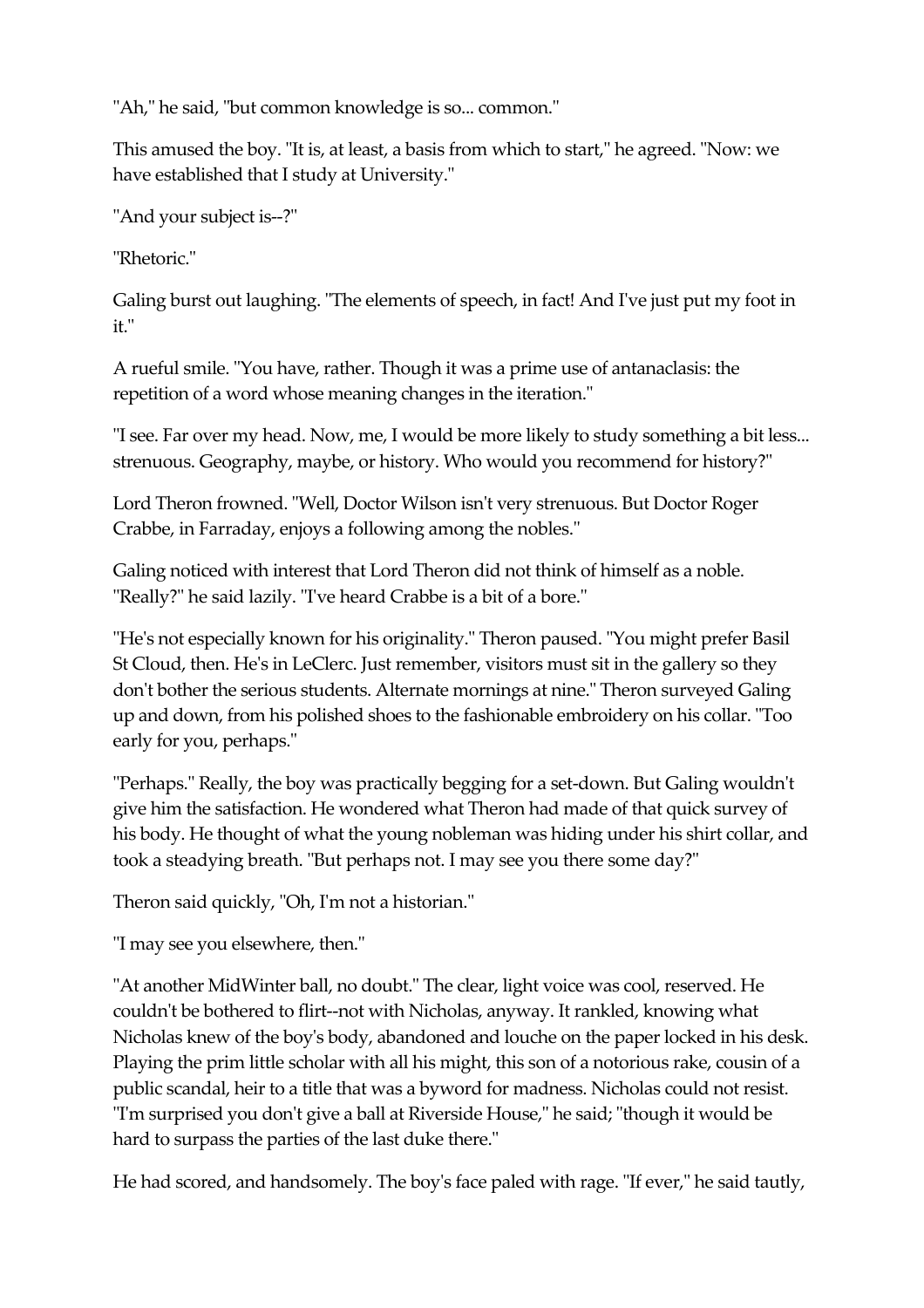"Ah," he said, "but common knowledge is so... common."

This amused the boy. "It is, at least, a basis from which to start," he agreed. "Now: we have established that I study at University."

"And your subject is--?"

"Rhetoric."

Galing burst out laughing. "The elements of speech, in fact! And I've just put my foot in it."

A rueful smile. "You have, rather. Though it was a prime use of antanaclasis: the repetition of a word whose meaning changes in the iteration."

"I see. Far over my head. Now, me, I would be more likely to study something a bit less... strenuous. Geography, maybe, or history. Who would you recommend for history?"

Lord Theron frowned. "Well, Doctor Wilson isn't very strenuous. But Doctor Roger Crabbe, in Farraday, enjoys a following among the nobles."

Galing noticed with interest that Lord Theron did not think of himself as a noble. "Really?" he said lazily. "I've heard Crabbe is a bit of a bore."

"He's not especially known for his originality." Theron paused. "You might prefer Basil St Cloud, then. He's in LeClerc. Just remember, visitors must sit in the gallery so they don't bother the serious students. Alternate mornings at nine." Theron surveyed Galing up and down, from his polished shoes to the fashionable embroidery on his collar. "Too early for you, perhaps."

"Perhaps." Really, the boy was practically begging for a set-down. But Galing wouldn't give him the satisfaction. He wondered what Theron had made of that quick survey of his body. He thought of what the young nobleman was hiding under his shirt collar, and took a steadying breath. "But perhaps not. I may see you there some day?"

Theron said quickly, "Oh, I'm not a historian."

"I may see you elsewhere, then."

"At another MidWinter ball, no doubt." The clear, light voice was cool, reserved. He couldn't be bothered to flirt--not with Nicholas, anyway. It rankled, knowing what Nicholas knew of the boy's body, abandoned and louche on the paper locked in his desk. Playing the prim little scholar with all his might, this son of a notorious rake, cousin of a public scandal, heir to a title that was a byword for madness. Nicholas could not resist. "I'm surprised you don't give a ball at Riverside House," he said; "though it would be hard to surpass the parties of the last duke there."

He had scored, and handsomely. The boy's face paled with rage. "If ever," he said tautly,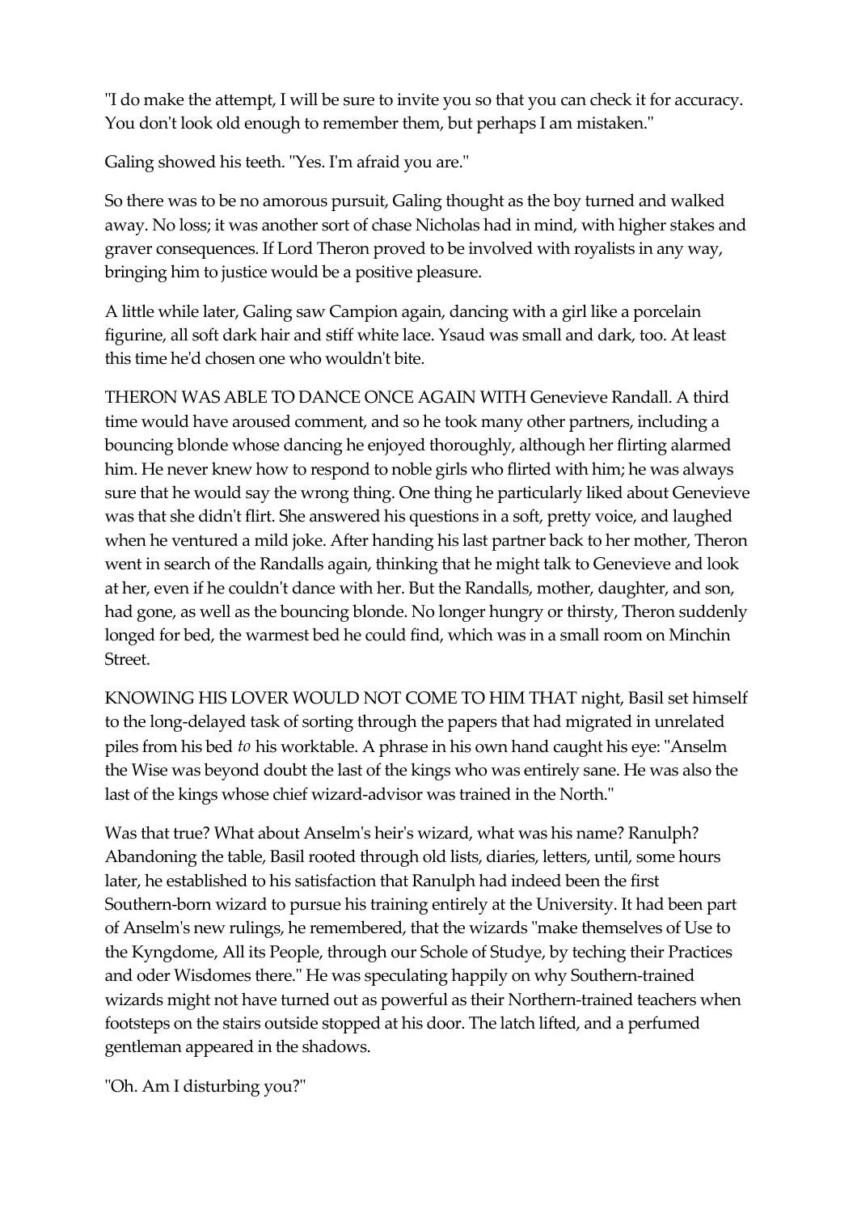"I do make the attempt, I will be sure to invite you so that you can check it for accuracy. You don't look old enough to remember them, but perhaps I am mistaken."

Galing showed his teeth. "Yes. I'm afraid you are."

So there was to be no amorous pursuit, Galing thought as the boy turned and walked away. No loss; it was another sort of chase Nicholas had in mind, with higher stakes and graver consequences. If Lord Theron proved to be involved with royalists in any way, bringing him to justice would be a positive pleasure.

A little while later, Galing saw Campion again, dancing with a girl like a porcelain figurine, all soft dark hair and stiff white lace. Ysaud was small and dark, too. At least this time he'd chosen one who wouldn't bite.

THERON WAS ABLE TO DANCE ONCE AGAIN WITH Genevieve Randall. A third time would have aroused comment, and so he took many other partners, including a bouncing blonde whose dancing he enjoyed thoroughly, although her flirting alarmed him. He never knew how to respond to noble girls who flirted with him; he was always sure that he would say the wrong thing. One thing he particularly liked about Genevieve was that she didn't flirt. She answered his questions in a soft, pretty voice, and laughed when he ventured a mild joke. After handing his last partner back to her mother, Theron went in search of the Randalls again, thinking that he might talk to Genevieve and look at her, even if he couldn't dance with her. But the Randalls, mother, daughter, and son, had gone, as well as the bouncing blonde. No longer hungry or thirsty, Theron suddenly longed for bed, the warmest bed he could find, which was in a small room on Minchin Street.

KNOWING HIS LOVER WOULD NOT COME TO HIM THAT night, Basil set himself to the long-delayed task of sorting through the papers that had migrated in unrelated piles from his bed *to* his worktable. A phrase in his own hand caught his eye: "Anselm the Wise was beyond doubt the last of the kings who was entirely sane. He was also the last of the kings whose chief wizard-advisor was trained in the North."

Was that true? What about Anselm's heir's wizard, what was his name? Ranulph? Abandoning the table, Basil rooted through old lists, diaries, letters, until, some hours later, he established to his satisfaction that Ranulph had indeed been the first Southern-born wizard to pursue his training entirely at the University. It had been part of Anselm's new rulings, he remembered, that the wizards "make themselves of Use to the Kyngdome, All its People, through our Schole of Studye, by teching their Practices and oder Wisdomes there." He was speculating happily on why Southern-trained wizards might not have turned out as powerful as their Northern-trained teachers when footsteps on the stairs outside stopped at his door. The latch lifted, and a perfumed gentleman appeared in the shadows.

"Oh. Am I disturbing you?"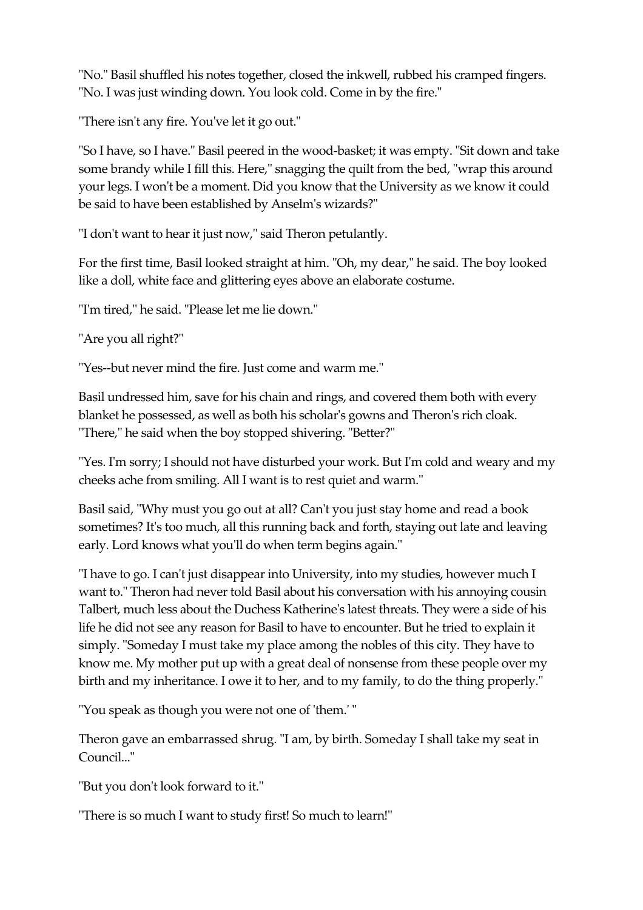"No." Basil shuffled his notes together, closed the inkwell, rubbed his cramped fingers. "No. I was just winding down. You look cold. Come in by the fire."

"There isn't any fire. You've let it go out."

"So I have, so I have." Basil peered in the wood-basket; it was empty. "Sit down and take some brandy while I fill this. Here," snagging the quilt from the bed, "wrap this around your legs. I won't be a moment. Did you know that the University as we know it could be said to have been established by Anselm's wizards?"

"I don't want to hear it just now," said Theron petulantly.

For the first time, Basil looked straight at him. "Oh, my dear," he said. The boy looked like a doll, white face and glittering eyes above an elaborate costume.

"I'm tired," he said. "Please let me lie down."

"Are you all right?"

"Yes--but never mind the fire. Just come and warm me."

Basil undressed him, save for his chain and rings, and covered them both with every blanket he possessed, as well as both his scholar's gowns and Theron's rich cloak. "There," he said when the boy stopped shivering. "Better?"

"Yes. I'm sorry; I should not have disturbed your work. But I'm cold and weary and my cheeks ache from smiling. All I want is to rest quiet and warm."

Basil said, "Why must you go out at all? Can't you just stay home and read a book sometimes? It's too much, all this running back and forth, staying out late and leaving early. Lord knows what you'll do when term begins again."

"I have to go. I can't just disappear into University, into my studies, however much I want to." Theron had never told Basil about his conversation with his annoying cousin Talbert, much less about the Duchess Katherine's latest threats. They were a side of his life he did not see any reason for Basil to have to encounter. But he tried to explain it simply. "Someday I must take my place among the nobles of this city. They have to know me. My mother put up with a great deal of nonsense from these people over my birth and my inheritance. I owe it to her, and to my family, to do the thing properly."

"You speak as though you were not one of 'them.' "

Theron gave an embarrassed shrug. "I am, by birth. Someday I shall take my seat in Council..."

"But you don't look forward to it."

"There is so much I want to study first! So much to learn!"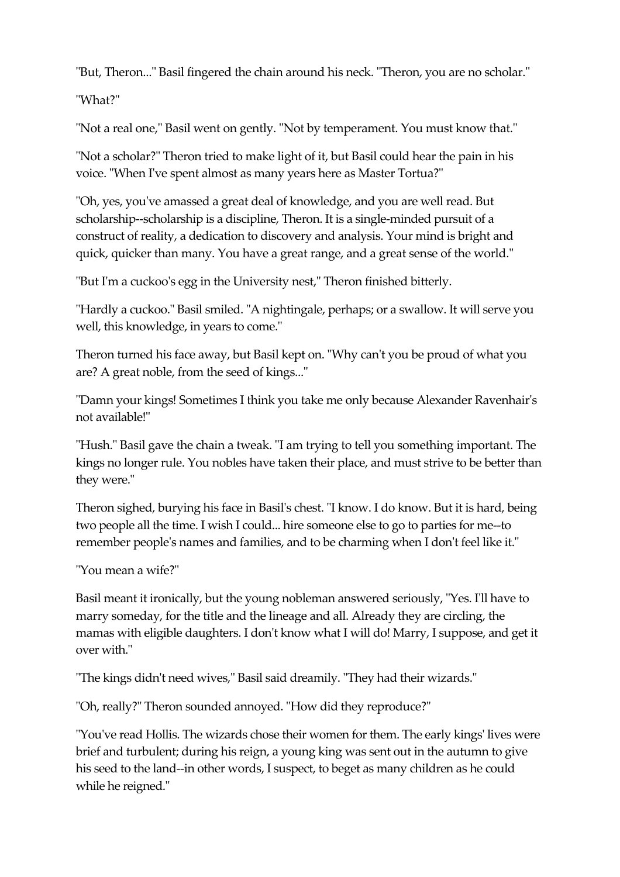"But, Theron..." Basil fingered the chain around his neck. "Theron, you are no scholar."

"What?"

"Not a real one," Basil went on gently. "Not by temperament. You must know that."

"Not a scholar?" Theron tried to make light of it, but Basil could hear the pain in his voice. "When I've spent almost as many years here as Master Tortua?"

"Oh, yes, you've amassed a great deal of knowledge, and you are well read. But scholarship--scholarship is a discipline, Theron. It is a single-minded pursuit of a construct of reality, a dedication to discovery and analysis. Your mind is bright and quick, quicker than many. You have a great range, and a great sense of the world."

"But I'm a cuckoo's egg in the University nest," Theron finished bitterly.

"Hardly a cuckoo." Basil smiled. "A nightingale, perhaps; or a swallow. It will serve you well, this knowledge, in years to come."

Theron turned his face away, but Basil kept on. "Why can't you be proud of what you are? A great noble, from the seed of kings..."

"Damn your kings! Sometimes I think you take me only because Alexander Ravenhair's not available!"

"Hush." Basil gave the chain a tweak. "I am trying to tell you something important. The kings no longer rule. You nobles have taken their place, and must strive to be better than they were."

Theron sighed, burying his face in Basil's chest. "I know. I do know. But it is hard, being two people all the time. I wish I could... hire someone else to go to parties for me--to remember people's names and families, and to be charming when I don't feel like it."

"You mean a wife?"

Basil meant it ironically, but the young nobleman answered seriously, "Yes. I'll have to marry someday, for the title and the lineage and all. Already they are circling, the mamas with eligible daughters. I don't know what I will do! Marry, I suppose, and get it over with."

"The kings didn't need wives," Basil said dreamily. "They had their wizards."

"Oh, really?" Theron sounded annoyed. "How did they reproduce?"

"You've read Hollis. The wizards chose their women for them. The early kings' lives were brief and turbulent; during his reign, a young king was sent out in the autumn to give his seed to the land--in other words, I suspect, to beget as many children as he could while he reigned."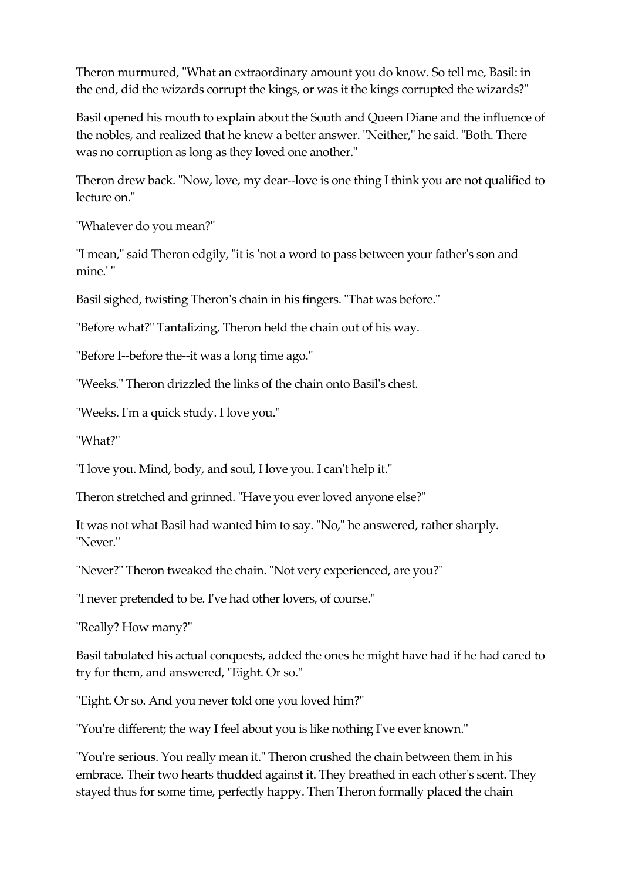Theron murmured, "What an extraordinary amount you do know. So tell me, Basil: in the end, did the wizards corrupt the kings, or was it the kings corrupted the wizards?"

Basil opened his mouth to explain about the South and Queen Diane and the influence of the nobles, and realized that he knew a better answer. "Neither," he said. "Both. There was no corruption as long as they loved one another."

Theron drew back. "Now, love, my dear--love is one thing I think you are not qualified to lecture on."

"Whatever do you mean?"

"I mean," said Theron edgily, "it is 'not a word to pass between your father's son and mine.' "

Basil sighed, twisting Theron's chain in his fingers. "That was before."

"Before what?" Tantalizing, Theron held the chain out of his way.

"Before I--before the--it was a long time ago."

"Weeks." Theron drizzled the links of the chain onto Basil's chest.

"Weeks. I'm a quick study. I love you."

"What?"

"I love you. Mind, body, and soul, I love you. I can't help it."

Theron stretched and grinned. "Have you ever loved anyone else?"

It was not what Basil had wanted him to say. "No," he answered, rather sharply. "Never."

"Never?" Theron tweaked the chain. "Not very experienced, are you?"

"I never pretended to be. I've had other lovers, of course."

"Really? How many?"

Basil tabulated his actual conquests, added the ones he might have had if he had cared to try for them, and answered, "Eight. Or so."

"Eight. Or so. And you never told one you loved him?"

"You're different; the way I feel about you is like nothing I've ever known."

"You're serious. You really mean it." Theron crushed the chain between them in his embrace. Their two hearts thudded against it. They breathed in each other's scent. They stayed thus for some time, perfectly happy. Then Theron formally placed the chain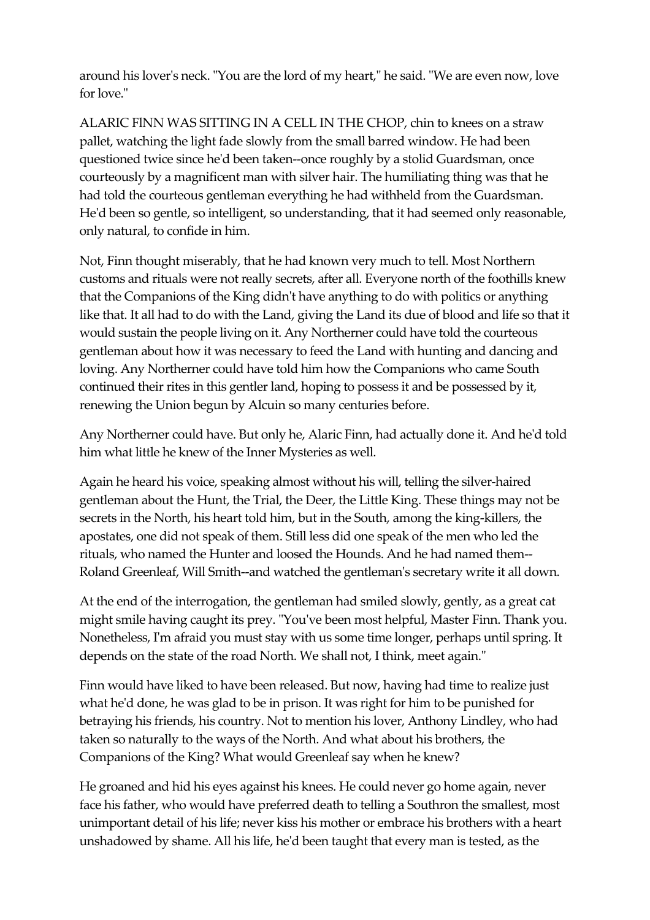around his lover's neck. "You are the lord of my heart," he said. "We are even now, love for love."

ALARIC FINN WAS SITTING IN A CELL IN THE CHOP, chin to knees on a straw pallet, watching the light fade slowly from the small barred window. He had been questioned twice since he'd been taken--once roughly by a stolid Guardsman, once courteously by a magnificent man with silver hair. The humiliating thing was that he had told the courteous gentleman everything he had withheld from the Guardsman. He'd been so gentle, so intelligent, so understanding, that it had seemed only reasonable, only natural, to confide in him.

Not, Finn thought miserably, that he had known very much to tell. Most Northern customs and rituals were not really secrets, after all. Everyone north of the foothills knew that the Companions of the King didn't have anything to do with politics or anything like that. It all had to do with the Land, giving the Land its due of blood and life so that it would sustain the people living on it. Any Northerner could have told the courteous gentleman about how it was necessary to feed the Land with hunting and dancing and loving. Any Northerner could have told him how the Companions who came South continued their rites in this gentler land, hoping to possess it and be possessed by it, renewing the Union begun by Alcuin so many centuries before.

Any Northerner could have. But only he, Alaric Finn, had actually done it. And he'd told him what little he knew of the Inner Mysteries as well.

Again he heard his voice, speaking almost without his will, telling the silver-haired gentleman about the Hunt, the Trial, the Deer, the Little King. These things may not be secrets in the North, his heart told him, but in the South, among the king-killers, the apostates, one did not speak of them. Still less did one speak of the men who led the rituals, who named the Hunter and loosed the Hounds. And he had named them--Roland Greenleaf, Will Smith--and watched the gentleman's secretary write it all down.

At the end of the interrogation, the gentleman had smiled slowly, gently, as a great cat might smile having caught its prey. "You've been most helpful, Master Finn. Thank you. Nonetheless, I'm afraid you must stay with us some time longer, perhaps until spring. It depends on the state of the road North. We shall not, I think, meet again."

Finn would have liked to have been released. But now, having had time to realize just what he'd done, he was glad to be in prison. It was right for him to be punished for betraying his friends, his country. Not to mention his lover, Anthony Lindley, who had taken so naturally to the ways of the North. And what about his brothers, the Companions of the King? What would Greenleaf say when he knew?

He groaned and hid his eyes against his knees. He could never go home again, never face his father, who would have preferred death to telling a Southron the smallest, most unimportant detail of his life; never kiss his mother or embrace his brothers with a heart unshadowed by shame. All his life, he'd been taught that every man is tested, as the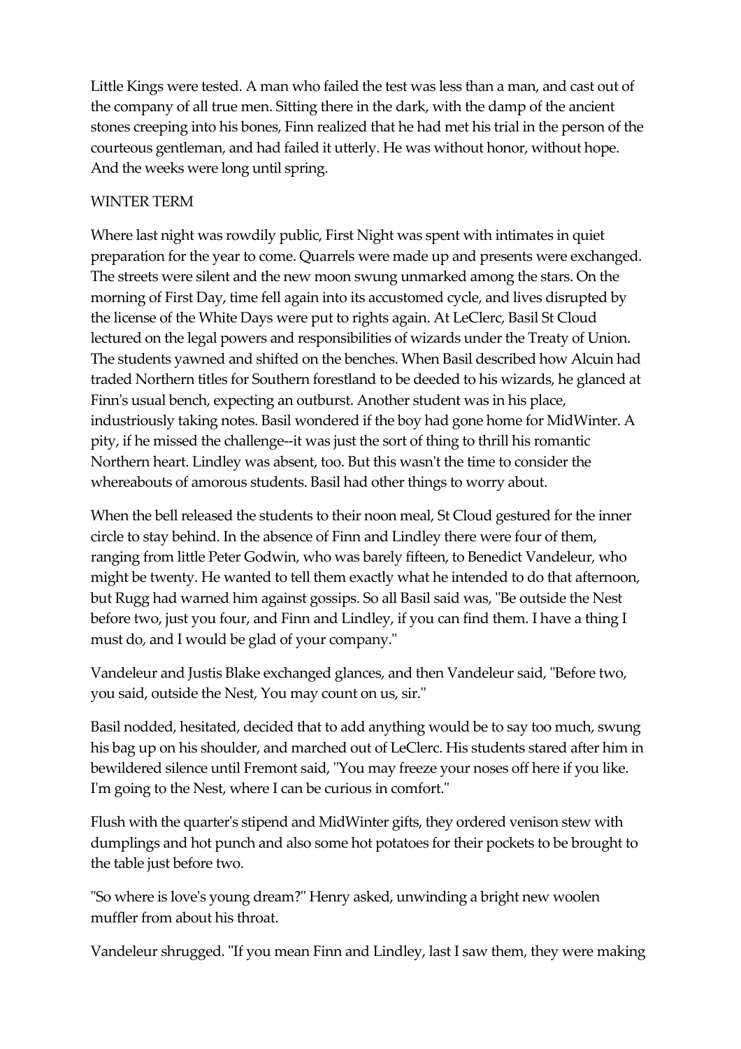Little Kings were tested. A man who failed the test was less than a man, and cast out of the company of all true men. Sitting there in the dark, with the damp of the ancient stones creeping into his bones, Finn realized that he had met his trial in the person of the courteous gentleman, and had failed it utterly. He was without honor, without hope. And the weeks were long until spring.

## WINTER TERM

Where last night was rowdily public, First Night was spent with intimates in quiet preparation for the year to come. Quarrels were made up and presents were exchanged. The streets were silent and the new moon swung unmarked among the stars. On the morning of First Day, time fell again into its accustomed cycle, and lives disrupted by the license of the White Days were put to rights again. At LeClerc, Basil St Cloud lectured on the legal powers and responsibilities of wizards under the Treaty of Union. The students yawned and shifted on the benches. When Basil described how Alcuin had traded Northern titles for Southern forestland to be deeded to his wizards, he glanced at Finn's usual bench, expecting an outburst. Another student was in his place, industriously taking notes. Basil wondered if the boy had gone home for MidWinter. A pity, if he missed the challenge--it was just the sort of thing to thrill his romantic Northern heart. Lindley was absent, too. But this wasn't the time to consider the whereabouts of amorous students. Basil had other things to worry about.

When the bell released the students to their noon meal, St Cloud gestured for the inner circle to stay behind. In the absence of Finn and Lindley there were four of them, ranging from little Peter Godwin, who was barely fifteen, to Benedict Vandeleur, who might be twenty. He wanted to tell them exactly what he intended to do that afternoon, but Rugg had warned him against gossips. So all Basil said was, "Be outside the Nest before two, just you four, and Finn and Lindley, if you can find them. I have a thing I must do, and I would be glad of your company."

Vandeleur and Justis Blake exchanged glances, and then Vandeleur said, "Before two, you said, outside the Nest, You may count on us, sir."

Basil nodded, hesitated, decided that to add anything would be to say too much, swung his bag up on his shoulder, and marched out of LeClerc. His students stared after him in bewildered silence until Fremont said, "You may freeze your noses off here if you like. I'm going to the Nest, where I can be curious in comfort."

Flush with the quarter's stipend and MidWinter gifts, they ordered venison stew with dumplings and hot punch and also some hot potatoes for their pockets to be brought to the table just before two.

"So where is love's young dream?" Henry asked, unwinding a bright new woolen muffler from about his throat.

Vandeleur shrugged. "If you mean Finn and Lindley, last I saw them, they were making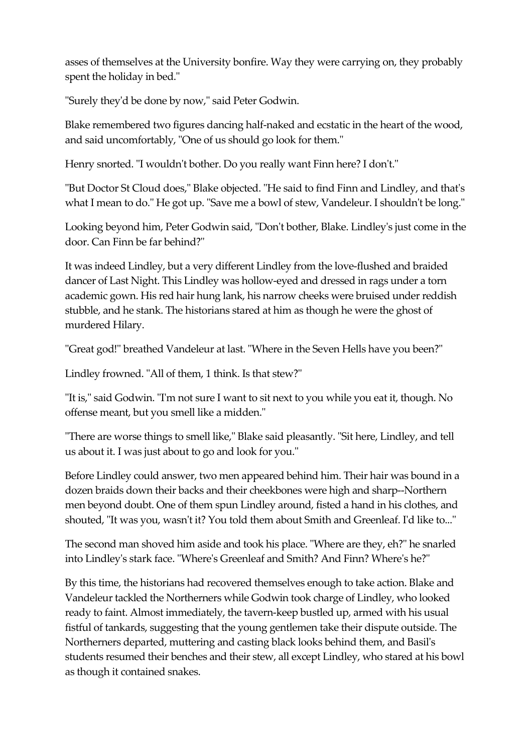asses of themselves at the University bonfire. Way they were carrying on, they probably spent the holiday in bed."

"Surely they'd be done by now," said Peter Godwin.

Blake remembered two figures dancing half-naked and ecstatic in the heart of the wood, and said uncomfortably, "One of us should go look for them."

Henry snorted. "I wouldn't bother. Do you really want Finn here? I don't."

"But Doctor St Cloud does," Blake objected. "He said to find Finn and Lindley, and that's what I mean to do." He got up. "Save me a bowl of stew, Vandeleur. I shouldn't be long."

Looking beyond him, Peter Godwin said, "Don't bother, Blake. Lindley's just come in the door. Can Finn be far behind?"

It was indeed Lindley, but a very different Lindley from the love-flushed and braided dancer of Last Night. This Lindley was hollow-eyed and dressed in rags under a torn academic gown. His red hair hung lank, his narrow cheeks were bruised under reddish stubble, and he stank. The historians stared at him as though he were the ghost of murdered Hilary.

"Great god!" breathed Vandeleur at last. "Where in the Seven Hells have you been?"

Lindley frowned. "All of them, 1 think. Is that stew?"

"It is," said Godwin. "I'm not sure I want to sit next to you while you eat it, though. No offense meant, but you smell like a midden."

"There are worse things to smell like," Blake said pleasantly. "Sit here, Lindley, and tell us about it. I was just about to go and look for you."

Before Lindley could answer, two men appeared behind him. Their hair was bound in a dozen braids down their backs and their cheekbones were high and sharp--Northern men beyond doubt. One of them spun Lindley around, fisted a hand in his clothes, and shouted, "It was you, wasn't it? You told them about Smith and Greenleaf. I'd like to..."

The second man shoved him aside and took his place. "Where are they, eh?" he snarled into Lindley's stark face. "Where's Greenleaf and Smith? And Finn? Where's he?"

By this time, the historians had recovered themselves enough to take action. Blake and Vandeleur tackled the Northerners while Godwin took charge of Lindley, who looked ready to faint. Almost immediately, the tavern-keep bustled up, armed with his usual fistful of tankards, suggesting that the young gentlemen take their dispute outside. The Northerners departed, muttering and casting black looks behind them, and Basil's students resumed their benches and their stew, all except Lindley, who stared at his bowl as though it contained snakes.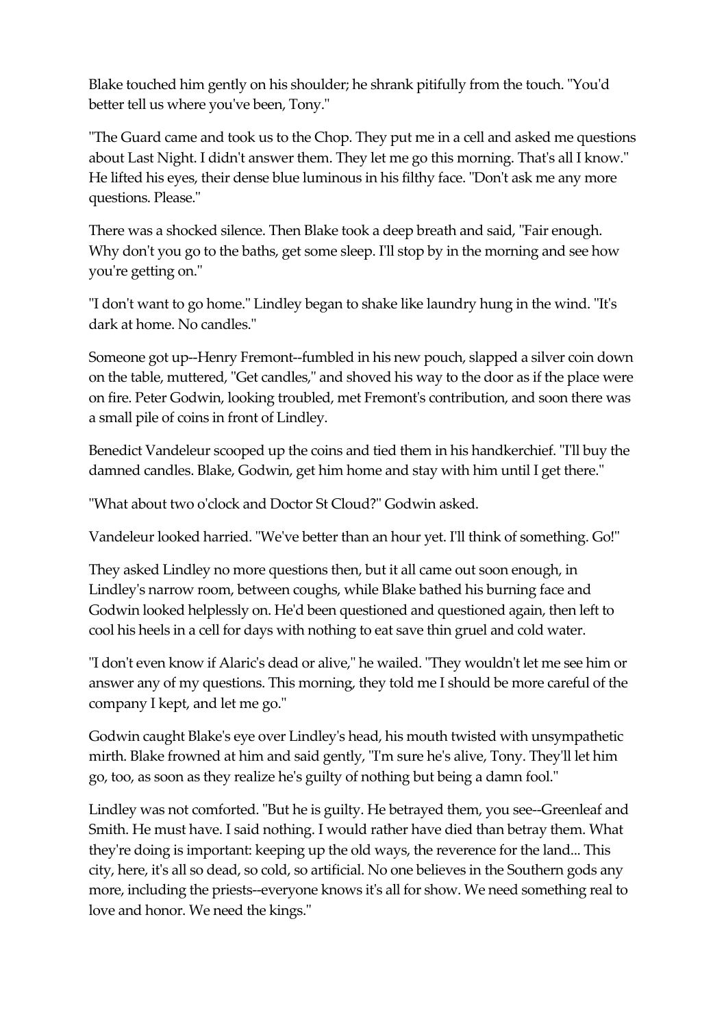Blake touched him gently on his shoulder; he shrank pitifully from the touch. "You'd better tell us where you've been, Tony."

"The Guard came and took us to the Chop. They put me in a cell and asked me questions about Last Night. I didn't answer them. They let me go this morning. That's all I know." He lifted his eyes, their dense blue luminous in his filthy face. "Don't ask me any more questions. Please."

There was a shocked silence. Then Blake took a deep breath and said, "Fair enough. Why don't you go to the baths, get some sleep. I'll stop by in the morning and see how you're getting on."

"I don't want to go home." Lindley began to shake like laundry hung in the wind. "It's dark at home. No candles."

Someone got up--Henry Fremont--fumbled in his new pouch, slapped a silver coin down on the table, muttered, "Get candles," and shoved his way to the door as if the place were on fire. Peter Godwin, looking troubled, met Fremont's contribution, and soon there was a small pile of coins in front of Lindley.

Benedict Vandeleur scooped up the coins and tied them in his handkerchief. "I'll buy the damned candles. Blake, Godwin, get him home and stay with him until I get there."

"What about two o'clock and Doctor St Cloud?" Godwin asked.

Vandeleur looked harried. "We've better than an hour yet. I'll think of something. Go!"

They asked Lindley no more questions then, but it all came out soon enough, in Lindley's narrow room, between coughs, while Blake bathed his burning face and Godwin looked helplessly on. He'd been questioned and questioned again, then left to cool his heels in a cell for days with nothing to eat save thin gruel and cold water.

"I don't even know if Alaric's dead or alive," he wailed. "They wouldn't let me see him or answer any of my questions. This morning, they told me I should be more careful of the company I kept, and let me go."

Godwin caught Blake's eye over Lindley's head, his mouth twisted with unsympathetic mirth. Blake frowned at him and said gently, "I'm sure he's alive, Tony. They'll let him go, too, as soon as they realize he's guilty of nothing but being a damn fool."

Lindley was not comforted. "But he is guilty. He betrayed them, you see--Greenleaf and Smith. He must have. I said nothing. I would rather have died than betray them. What they're doing is important: keeping up the old ways, the reverence for the land... This city, here, it's all so dead, so cold, so artificial. No one believes in the Southern gods any more, including the priests--everyone knows it's all for show. We need something real to love and honor. We need the kings."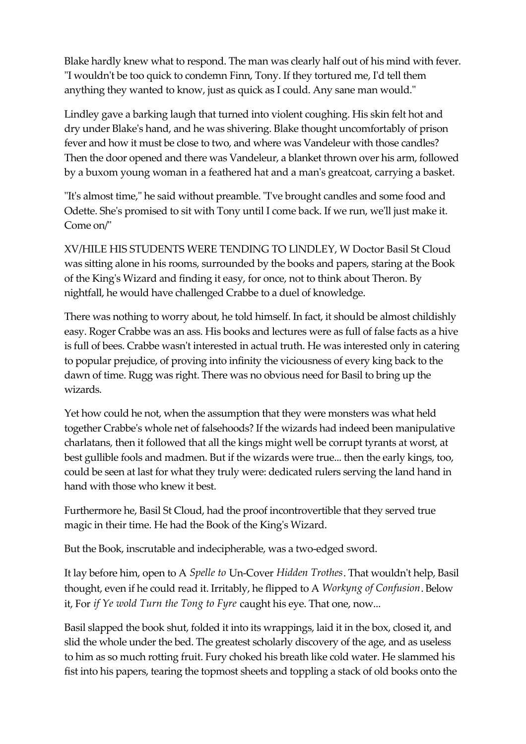Blake hardly knew what to respond. The man was clearly half out of his mind with fever. "I wouldn't be too quick to condemn Finn, Tony. If they tortured me, I'd tell them anything they wanted to know, just as quick as I could. Any sane man would."

Lindley gave a barking laugh that turned into violent coughing. His skin felt hot and dry under Blake's hand, and he was shivering. Blake thought uncomfortably of prison fever and how it must be close to two, and where was Vandeleur with those candles? Then the door opened and there was Vandeleur, a blanket thrown over his arm, followed by a buxom young woman in a feathered hat and a man's greatcoat, carrying a basket.

"It's almost time," he said without preamble. "I've brought candles and some food and Odette. She's promised to sit with Tony until I come back. If we run, we'll just make it. Come on/"

XV/HILE HIS STUDENTS WERE TENDING TO LINDLEY, W Doctor Basil St Cloud was sitting alone in his rooms, surrounded by the books and papers, staring at the Book of the King's Wizard and finding it easy, for once, not to think about Theron. By nightfall, he would have challenged Crabbe to a duel of knowledge.

There was nothing to worry about, he told himself. In fact, it should be almost childishly easy. Roger Crabbe was an ass. His books and lectures were as full of false facts as a hive is full of bees. Crabbe wasn't interested in actual truth. He was interested only in catering to popular prejudice, of proving into infinity the viciousness of every king back to the dawn of time. Rugg was right. There was no obvious need for Basil to bring up the wizards.

Yet how could he not, when the assumption that they were monsters was what held together Crabbe's whole net of falsehoods? If the wizards had indeed been manipulative charlatans, then it followed that all the kings might well be corrupt tyrants at worst, at best gullible fools and madmen. But if the wizards were true... then the early kings, too, could be seen at last for what they truly were: dedicated rulers serving the land hand in hand with those who knew it best.

Furthermore he, Basil St Cloud, had the proof incontrovertible that they served true magic in their time. He had the Book of the King's Wizard.

But the Book, inscrutable and indecipherable, was a two-edged sword.

It lay before him, open to A *Spelle to* Un-Cover *Hidden Trothes*. That wouldn't help, Basil thought, even if he could read it. Irritably, he flipped to A *Workyng of Confusion*. Below it, For *if Ye wold Turn the Tong to Fyre* caught his eye. That one, now...

Basil slapped the book shut, folded it into its wrappings, laid it in the box, closed it, and slid the whole under the bed. The greatest scholarly discovery of the age, and as useless to him as so much rotting fruit. Fury choked his breath like cold water. He slammed his fist into his papers, tearing the topmost sheets and toppling a stack of old books onto the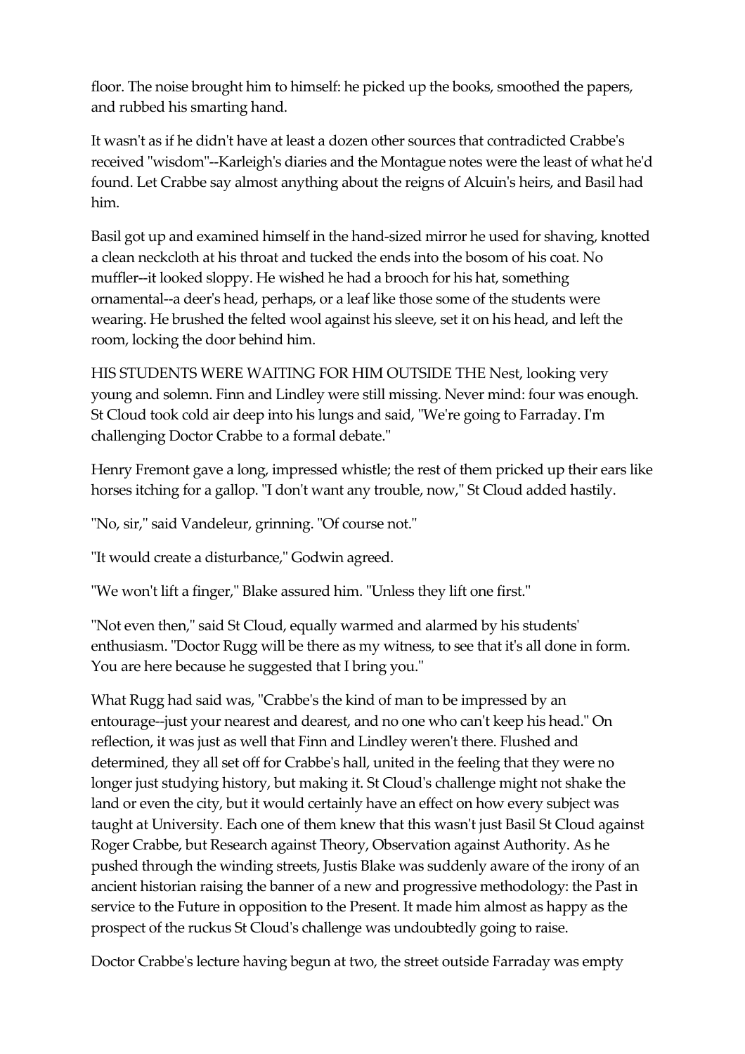floor. The noise brought him to himself: he picked up the books, smoothed the papers, and rubbed his smarting hand.

It wasn't as if he didn't have at least a dozen other sources that contradicted Crabbe's received "wisdom"--Karleigh's diaries and the Montague notes were the least of what he'd found. Let Crabbe say almost anything about the reigns of Alcuin's heirs, and Basil had him.

Basil got up and examined himself in the hand-sized mirror he used for shaving, knotted a clean neckcloth at his throat and tucked the ends into the bosom of his coat. No muffler--it looked sloppy. He wished he had a brooch for his hat, something ornamental--a deer's head, perhaps, or a leaf like those some of the students were wearing. He brushed the felted wool against his sleeve, set it on his head, and left the room, locking the door behind him.

HIS STUDENTS WERE WAITING FOR HIM OUTSIDE THE Nest, looking very young and solemn. Finn and Lindley were still missing. Never mind: four was enough. St Cloud took cold air deep into his lungs and said, "We're going to Farraday. I'm challenging Doctor Crabbe to a formal debate."

Henry Fremont gave a long, impressed whistle; the rest of them pricked up their ears like horses itching for a gallop. "I don't want any trouble, now," St Cloud added hastily.

"No, sir," said Vandeleur, grinning. "Of course not."

"It would create a disturbance," Godwin agreed.

"We won't lift a finger," Blake assured him. "Unless they lift one first."

"Not even then," said St Cloud, equally warmed and alarmed by his students' enthusiasm. "Doctor Rugg will be there as my witness, to see that it's all done in form. You are here because he suggested that I bring you."

What Rugg had said was, "Crabbe's the kind of man to be impressed by an entourage--just your nearest and dearest, and no one who can't keep his head." On reflection, it was just as well that Finn and Lindley weren't there. Flushed and determined, they all set off for Crabbe's hall, united in the feeling that they were no longer just studying history, but making it. St Cloud's challenge might not shake the land or even the city, but it would certainly have an effect on how every subject was taught at University. Each one of them knew that this wasn't just Basil St Cloud against Roger Crabbe, but Research against Theory, Observation against Authority. As he pushed through the winding streets, Justis Blake was suddenly aware of the irony of an ancient historian raising the banner of a new and progressive methodology: the Past in service to the Future in opposition to the Present. It made him almost as happy as the prospect of the ruckus St Cloud's challenge was undoubtedly going to raise.

Doctor Crabbe's lecture having begun at two, the street outside Farraday was empty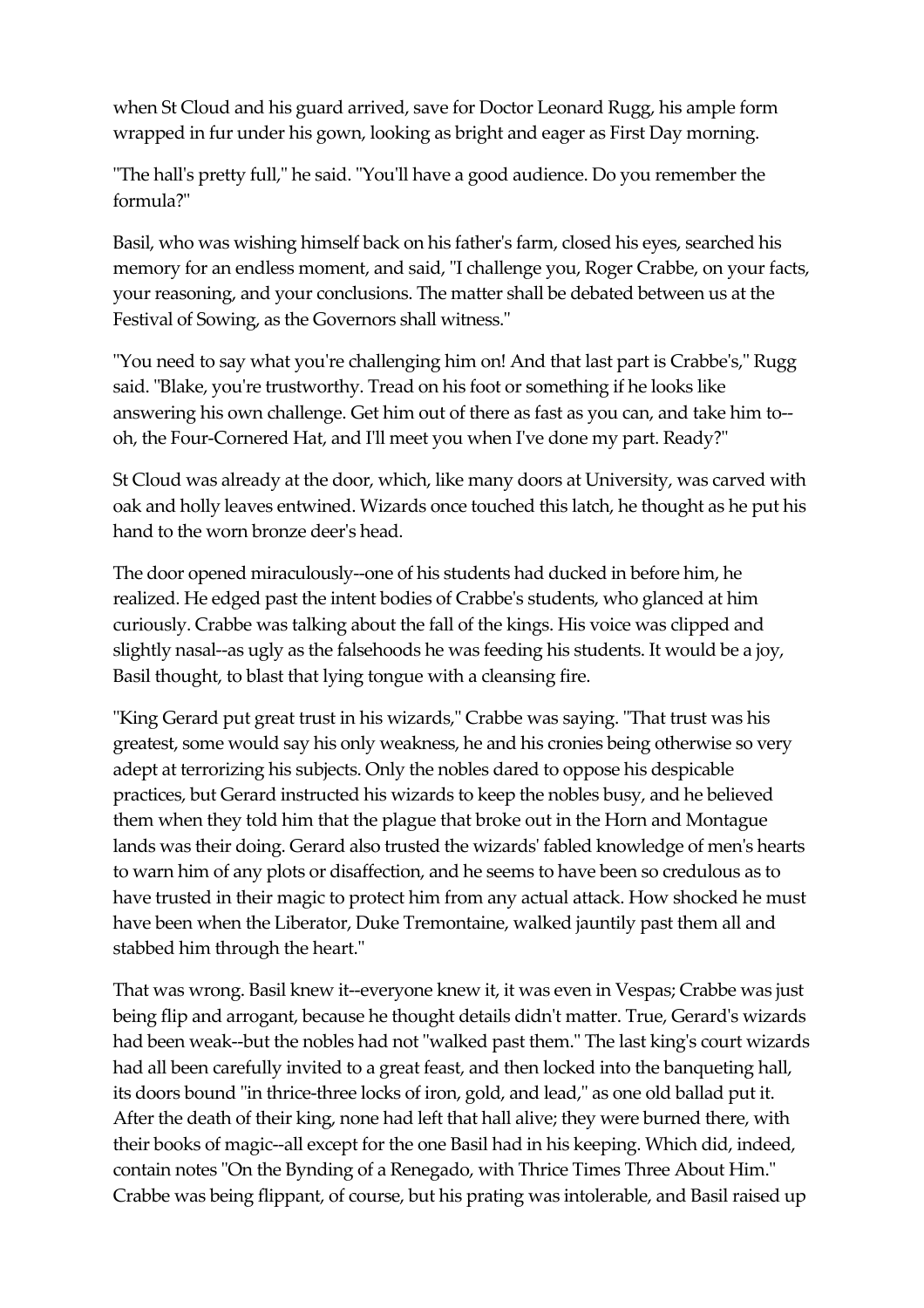when St Cloud and his guard arrived, save for Doctor Leonard Rugg, his ample form wrapped in fur under his gown, looking as bright and eager as First Day morning.

"The hall's pretty full," he said. "You'll have a good audience. Do you remember the formula?"

Basil, who was wishing himself back on his father's farm, closed his eyes, searched his memory for an endless moment, and said, "I challenge you, Roger Crabbe, on your facts, your reasoning, and your conclusions. The matter shall be debated between us at the Festival of Sowing, as the Governors shall witness."

"You need to say what you're challenging him on! And that last part is Crabbe's," Rugg said. "Blake, you're trustworthy. Tread on his foot or something if he looks like answering his own challenge. Get him out of there as fast as you can, and take him to--oh, the Four-Cornered Hat, and I'll meet you when I've done my part. Ready?"

St Cloud was already at the door, which, like many doors at University, was carved with oak and holly leaves entwined. Wizards once touched this latch, he thought as he put his hand to the worn bronze deer's head.

The door opened miraculously--one of his students had ducked in before him, he realized. He edged past the intent bodies of Crabbe's students, who glanced at him curiously. Crabbe was talking about the fall of the kings. His voice was clipped and slightly nasal--as ugly as the falsehoods he was feeding his students. It would be a joy, Basil thought, to blast that lying tongue with a cleansing fire.

"King Gerard put great trust in his wizards," Crabbe was saying. "That trust was his greatest, some would say his only weakness, he and his cronies being otherwise so very adept at terrorizing his subjects. Only the nobles dared to oppose his despicable practices, but Gerard instructed his wizards to keep the nobles busy, and he believed them when they told him that the plague that broke out in the Horn and Montague lands was their doing. Gerard also trusted the wizards' fabled knowledge of men's hearts to warn him of any plots or disaffection, and he seems to have been so credulous as to have trusted in their magic to protect him from any actual attack. How shocked he must have been when the Liberator, Duke Tremontaine, walked jauntily past them all and stabbed him through the heart."

That was wrong. Basil knew it--everyone knew it, it was even in Vespas; Crabbe was just being flip and arrogant, because he thought details didn't matter. True, Gerard's wizards had been weak--but the nobles had not "walked past them." The last king's court wizards had all been carefully invited to a great feast, and then locked into the banqueting hall, its doors bound "in thrice-three locks of iron, gold, and lead," as one old ballad put it. After the death of their king, none had left that hall alive; they were burned there, with their books of magic--all except for the one Basil had in his keeping. Which did, indeed, contain notes "On the Bynding of a Renegado, with Thrice Times Three About Him." Crabbe was being flippant, of course, but his prating was intolerable, and Basil raised up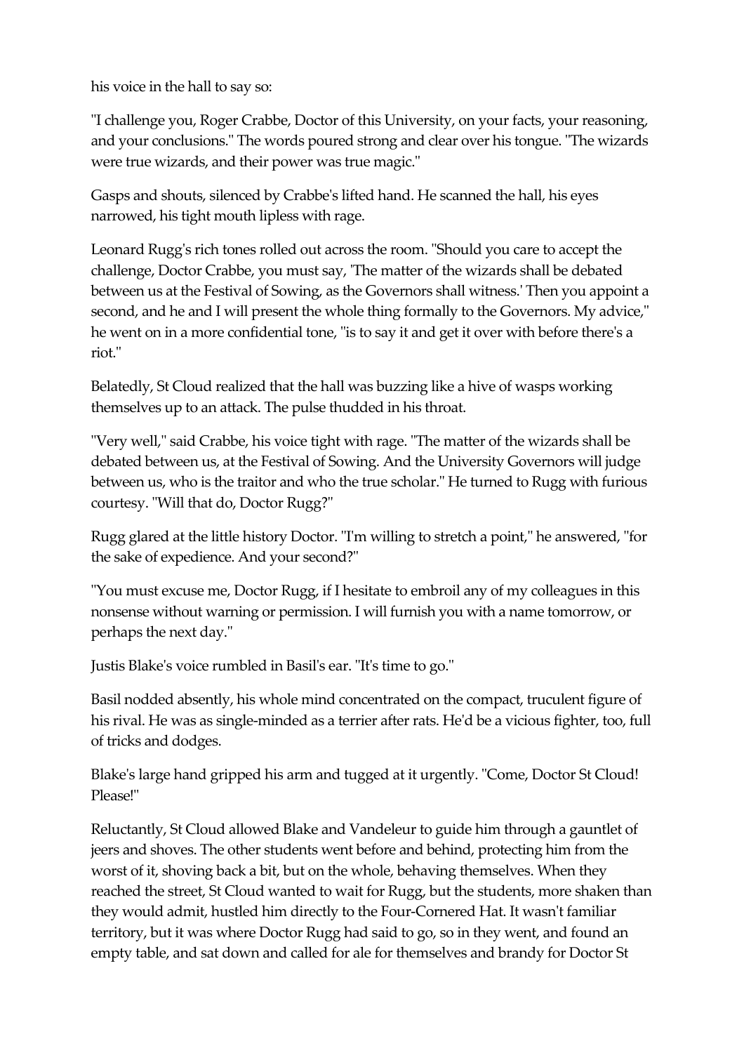his voice in the hall to say so:

"I challenge you, Roger Crabbe, Doctor of this University, on your facts, your reasoning, and your conclusions." The words poured strong and clear over his tongue. "The wizards were true wizards, and their power was true magic."

Gasps and shouts, silenced by Crabbe's lifted hand. He scanned the hall, his eyes narrowed, his tight mouth lipless with rage.

Leonard Rugg's rich tones rolled out across the room. "Should you care to accept the challenge, Doctor Crabbe, you must say, 'The matter of the wizards shall be debated between us at the Festival of Sowing, as the Governors shall witness.' Then you appoint a second, and he and I will present the whole thing formally to the Governors. My advice," he went on in a more confidential tone, "is to say it and get it over with before there's a riot."

Belatedly, St Cloud realized that the hall was buzzing like a hive of wasps working themselves up to an attack. The pulse thudded in his throat.

"Very well," said Crabbe, his voice tight with rage. "The matter of the wizards shall be debated between us, at the Festival of Sowing. And the University Governors will judge between us, who is the traitor and who the true scholar." He turned to Rugg with furious courtesy. "Will that do, Doctor Rugg?"

Rugg glared at the little history Doctor. "I'm willing to stretch a point," he answered, "for the sake of expedience. And your second?"

"You must excuse me, Doctor Rugg, if I hesitate to embroil any of my colleagues in this nonsense without warning or permission. I will furnish you with a name tomorrow, or perhaps the next day."

Justis Blake's voice rumbled in Basil's ear. "It's time to go."

Basil nodded absently, his whole mind concentrated on the compact, truculent figure of his rival. He was as single-minded as a terrier after rats. He'd be a vicious fighter, too, full of tricks and dodges.

Blake's large hand gripped his arm and tugged at it urgently. "Come, Doctor St Cloud! Please!"

Reluctantly, St Cloud allowed Blake and Vandeleur to guide him through a gauntlet of jeers and shoves. The other students went before and behind, protecting him from the worst of it, shoving back a bit, but on the whole, behaving themselves. When they reached the street, St Cloud wanted to wait for Rugg, but the students, more shaken than they would admit, hustled him directly to the Four-Cornered Hat. It wasn't familiar territory, but it was where Doctor Rugg had said to go, so in they went, and found an empty table, and sat down and called for ale for themselves and brandy for Doctor St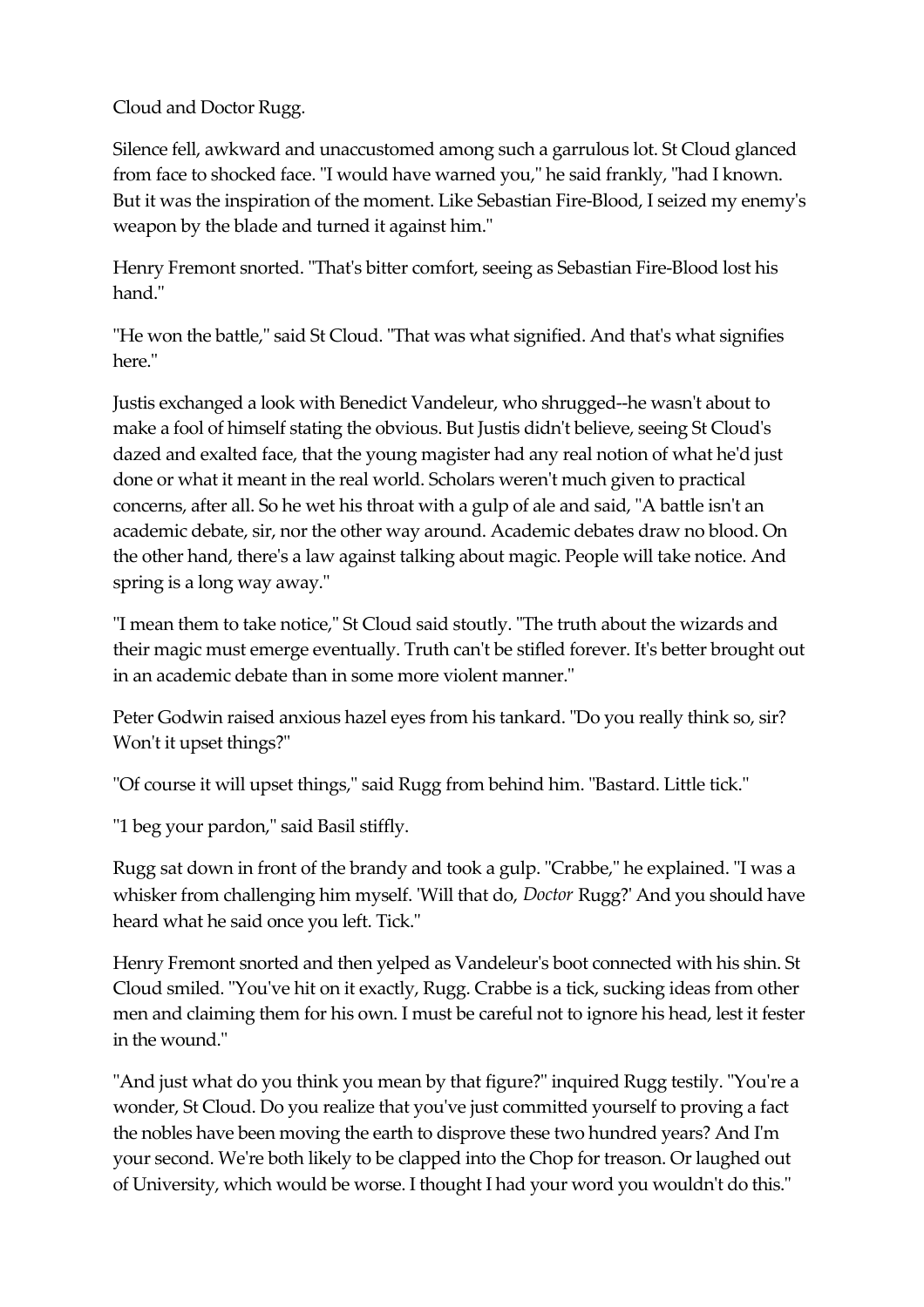Cloud and Doctor Rugg.

Silence fell, awkward and unaccustomed among such a garrulous lot. St Cloud glanced from face to shocked face. "I would have warned you," he said frankly, "had I known. But it was the inspiration of the moment. Like Sebastian Fire-Blood, I seized my enemy's weapon by the blade and turned it against him."

Henry Fremont snorted. "That's bitter comfort, seeing as Sebastian Fire-Blood lost his hand."

"He won the battle," said St Cloud. "That was what signified. And that's what signifies here."

Justis exchanged a look with Benedict Vandeleur, who shrugged--he wasn't about to make a fool of himself stating the obvious. But Justis didn't believe, seeing St Cloud's dazed and exalted face, that the young magister had any real notion of what he'd just done or what it meant in the real world. Scholars weren't much given to practical concerns, after all. So he wet his throat with a gulp of ale and said, "A battle isn't an academic debate, sir, nor the other way around. Academic debates draw no blood. On the other hand, there's a law against talking about magic. People will take notice. And spring is a long way away."

"I mean them to take notice," St Cloud said stoutly. "The truth about the wizards and their magic must emerge eventually. Truth can't be stifled forever. It's better brought out in an academic debate than in some more violent manner."

Peter Godwin raised anxious hazel eyes from his tankard. "Do you really think so, sir? Won't it upset things?"

"Of course it will upset things," said Rugg from behind him. "Bastard. Little tick."

"1 beg your pardon," said Basil stiffly.

Rugg sat down in front of the brandy and took a gulp. "Crabbe," he explained. "I was a whisker from challenging him myself. 'Will that do, *Doctor* Rugg?' And you should have heard what he said once you left. Tick."

Henry Fremont snorted and then yelped as Vandeleur's boot connected with his shin. St Cloud smiled. "You've hit on it exactly, Rugg. Crabbe is a tick, sucking ideas from other men and claiming them for his own. I must be careful not to ignore his head, lest it fester in the wound."

"And just what do you think you mean by that figure?" inquired Rugg testily. "You're a wonder, St Cloud. Do you realize that you've just committed yourself to proving a fact the nobles have been moving the earth to disprove these two hundred years? And I'm your second. We're both likely to be clapped into the Chop for treason. Or laughed out of University, which would be worse. I thought I had your word you wouldn't do this."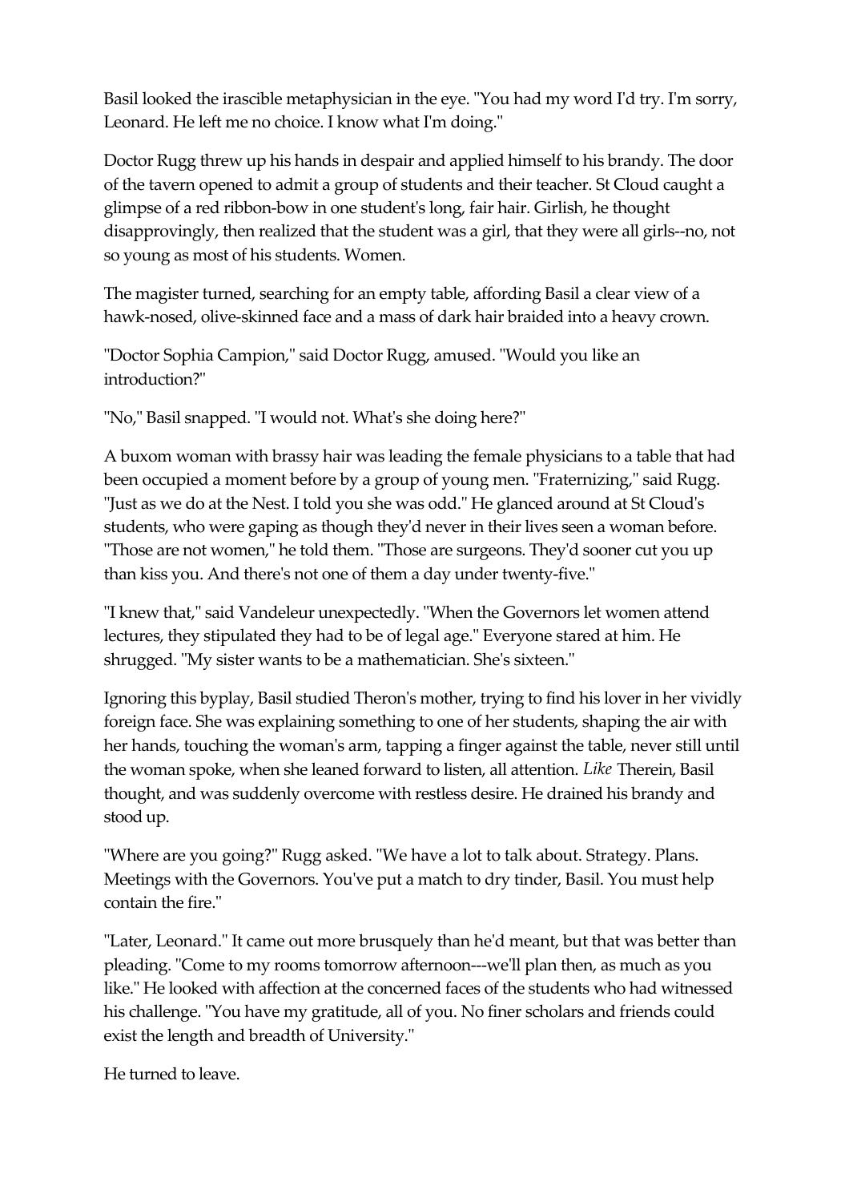Basil looked the irascible metaphysician in the eye. "You had my word I'd try. I'm sorry, Leonard. He left me no choice. I know what I'm doing."

Doctor Rugg threw up his hands in despair and applied himself to his brandy. The door of the tavern opened to admit a group of students and their teacher. St Cloud caught a glimpse of a red ribbon-bow in one student's long, fair hair. Girlish, he thought disapprovingly, then realized that the student was a girl, that they were all girls--no, not so young as most of his students. Women.

The magister turned, searching for an empty table, affording Basil a clear view of a hawk-nosed, olive-skinned face and a mass of dark hair braided into a heavy crown.

"Doctor Sophia Campion," said Doctor Rugg, amused. "Would you like an introduction?"

"No," Basil snapped. "I would not. What's she doing here?"

A buxom woman with brassy hair was leading the female physicians to a table that had been occupied a moment before by a group of young men. "Fraternizing," said Rugg. "Just as we do at the Nest. I told you she was odd." He glanced around at St Cloud's students, who were gaping as though they'd never in their lives seen a woman before. "Those are not women," he told them. "Those are surgeons. They'd sooner cut you up than kiss you. And there's not one of them a day under twenty-five."

"I knew that," said Vandeleur unexpectedly. "When the Governors let women attend lectures, they stipulated they had to be of legal age." Everyone stared at him. He shrugged. "My sister wants to be a mathematician. She's sixteen."

Ignoring this byplay, Basil studied Theron's mother, trying to find his lover in her vividly foreign face. She was explaining something to one of her students, shaping the air with her hands, touching the woman's arm, tapping a finger against the table, never still until the woman spoke, when she leaned forward to listen, all attention. *Like* Therein, Basil thought, and was suddenly overcome with restless desire. He drained his brandy and stood up.

"Where are you going?" Rugg asked. "We have a lot to talk about. Strategy. Plans. Meetings with the Governors. You've put a match to dry tinder, Basil. You must help contain the fire."

"Later, Leonard." It came out more brusquely than he'd meant, but that was better than pleading. "Come to my rooms tomorrow afternoon---we'll plan then, as much as you like." He looked with affection at the concerned faces of the students who had witnessed his challenge. "You have my gratitude, all of you. No finer scholars and friends could exist the length and breadth of University."

He turned to leave.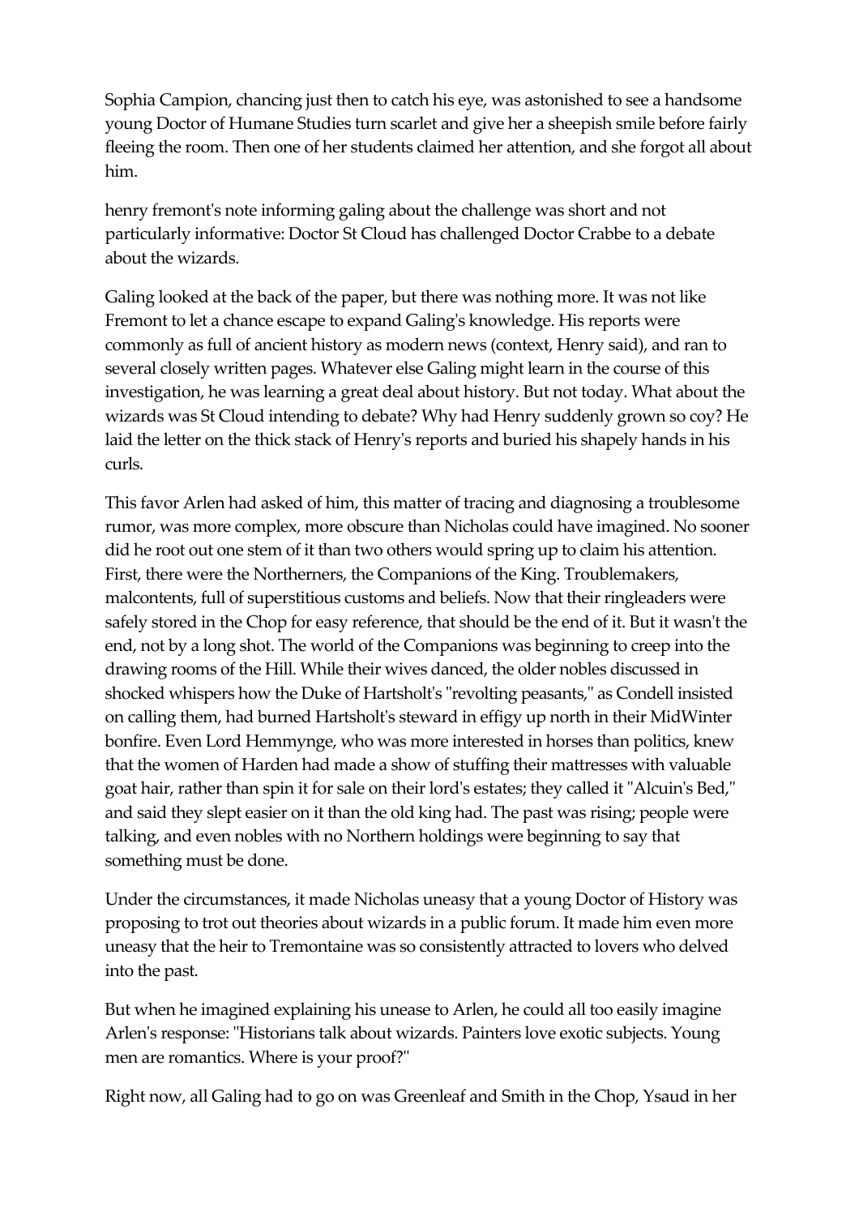Sophia Campion, chancing just then to catch his eye, was astonished to see a handsome young Doctor of Humane Studies turn scarlet and give her a sheepish smile before fairly fleeing the room. Then one of her students claimed her attention, and she forgot all about him.

henry fremont's note informing galing about the challenge was short and not particularly informative: Doctor St Cloud has challenged Doctor Crabbe to a debate about the wizards.

Galing looked at the back of the paper, but there was nothing more. It was not like Fremont to let a chance escape to expand Galing's knowledge. His reports were commonly as full of ancient history as modern news (context, Henry said), and ran to several closely written pages. Whatever else Galing might learn in the course of this investigation, he was learning a great deal about history. But not today. What about the wizards was St Cloud intending to debate? Why had Henry suddenly grown so coy? He laid the letter on the thick stack of Henry's reports and buried his shapely hands in his curls.

This favor Arlen had asked of him, this matter of tracing and diagnosing a troublesome rumor, was more complex, more obscure than Nicholas could have imagined. No sooner did he root out one stem of it than two others would spring up to claim his attention. First, there were the Northerners, the Companions of the King. Troublemakers, malcontents, full of superstitious customs and beliefs. Now that their ringleaders were safely stored in the Chop for easy reference, that should be the end of it. But it wasn't the end, not by a long shot. The world of the Companions was beginning to creep into the drawing rooms of the Hill. While their wives danced, the older nobles discussed in shocked whispers how the Duke of Hartsholt's "revolting peasants," as Condell insisted on calling them, had burned Hartsholt's steward in effigy up north in their MidWinter bonfire. Even Lord Hemmynge, who was more interested in horses than politics, knew that the women of Harden had made a show of stuffing their mattresses with valuable goat hair, rather than spin it for sale on their lord's estates; they called it "Alcuin's Bed," and said they slept easier on it than the old king had. The past was rising; people were talking, and even nobles with no Northern holdings were beginning to say that something must be done.

Under the circumstances, it made Nicholas uneasy that a young Doctor of History was proposing to trot out theories about wizards in a public forum. It made him even more uneasy that the heir to Tremontaine was so consistently attracted to lovers who delved into the past.

But when he imagined explaining his unease to Arlen, he could all too easily imagine Arlen's response: "Historians talk about wizards. Painters love exotic subjects. Young men are romantics. Where is your proof?"

Right now, all Galing had to go on was Greenleaf and Smith in the Chop, Ysaud in her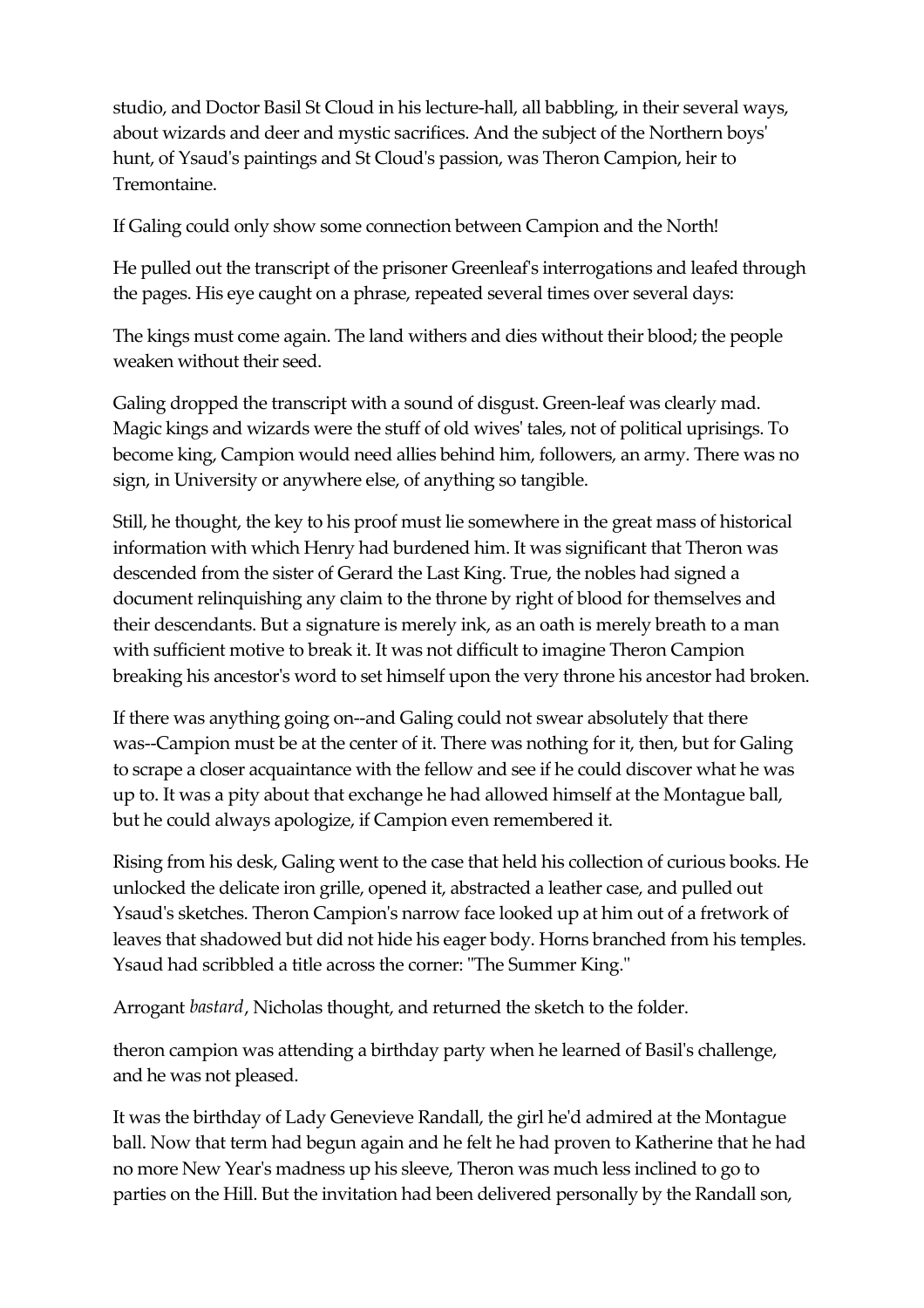studio, and Doctor Basil St Cloud in his lecture-hall, all babbling, in their several ways, about wizards and deer and mystic sacrifices. And the subject of the Northern boys' hunt, of Ysaud's paintings and St Cloud's passion, was Theron Campion, heir to Tremontaine.

If Galing could only show some connection between Campion and the North!

He pulled out the transcript of the prisoner Greenleaf's interrogations and leafed through the pages. His eye caught on a phrase, repeated several times over several days:

The kings must come again. The land withers and dies without their blood; the people weaken without their seed.

Galing dropped the transcript with a sound of disgust. Green-leaf was clearly mad. Magic kings and wizards were the stuff of old wives' tales, not of political uprisings. To become king, Campion would need allies behind him, followers, an army. There was no sign, in University or anywhere else, of anything so tangible.

Still, he thought, the key to his proof must lie somewhere in the great mass of historical information with which Henry had burdened him. It was significant that Theron was descended from the sister of Gerard the Last King. True, the nobles had signed a document relinquishing any claim to the throne by right of blood for themselves and their descendants. But a signature is merely ink, as an oath is merely breath to a man with sufficient motive to break it. It was not difficult to imagine Theron Campion breaking his ancestor's word to set himself upon the very throne his ancestor had broken.

If there was anything going on--and Galing could not swear absolutely that there was--Campion must be at the center of it. There was nothing for it, then, but for Galing to scrape a closer acquaintance with the fellow and see if he could discover what he was up to. It was a pity about that exchange he had allowed himself at the Montague ball, but he could always apologize, if Campion even remembered it.

Rising from his desk, Galing went to the case that held his collection of curious books. He unlocked the delicate iron grille, opened it, abstracted a leather case, and pulled out Ysaud's sketches. Theron Campion's narrow face looked up at him out of a fretwork of leaves that shadowed but did not hide his eager body. Horns branched from his temples. Ysaud had scribbled a title across the corner: "The Summer King."

Arrogant *bastard*, Nicholas thought, and returned the sketch to the folder.

theron campion was attending a birthday party when he learned of Basil's challenge, and he was not pleased.

It was the birthday of Lady Genevieve Randall, the girl he'd admired at the Montague ball. Now that term had begun again and he felt he had proven to Katherine that he had no more New Year's madness up his sleeve, Theron was much less inclined to go to parties on the Hill. But the invitation had been delivered personally by the Randall son,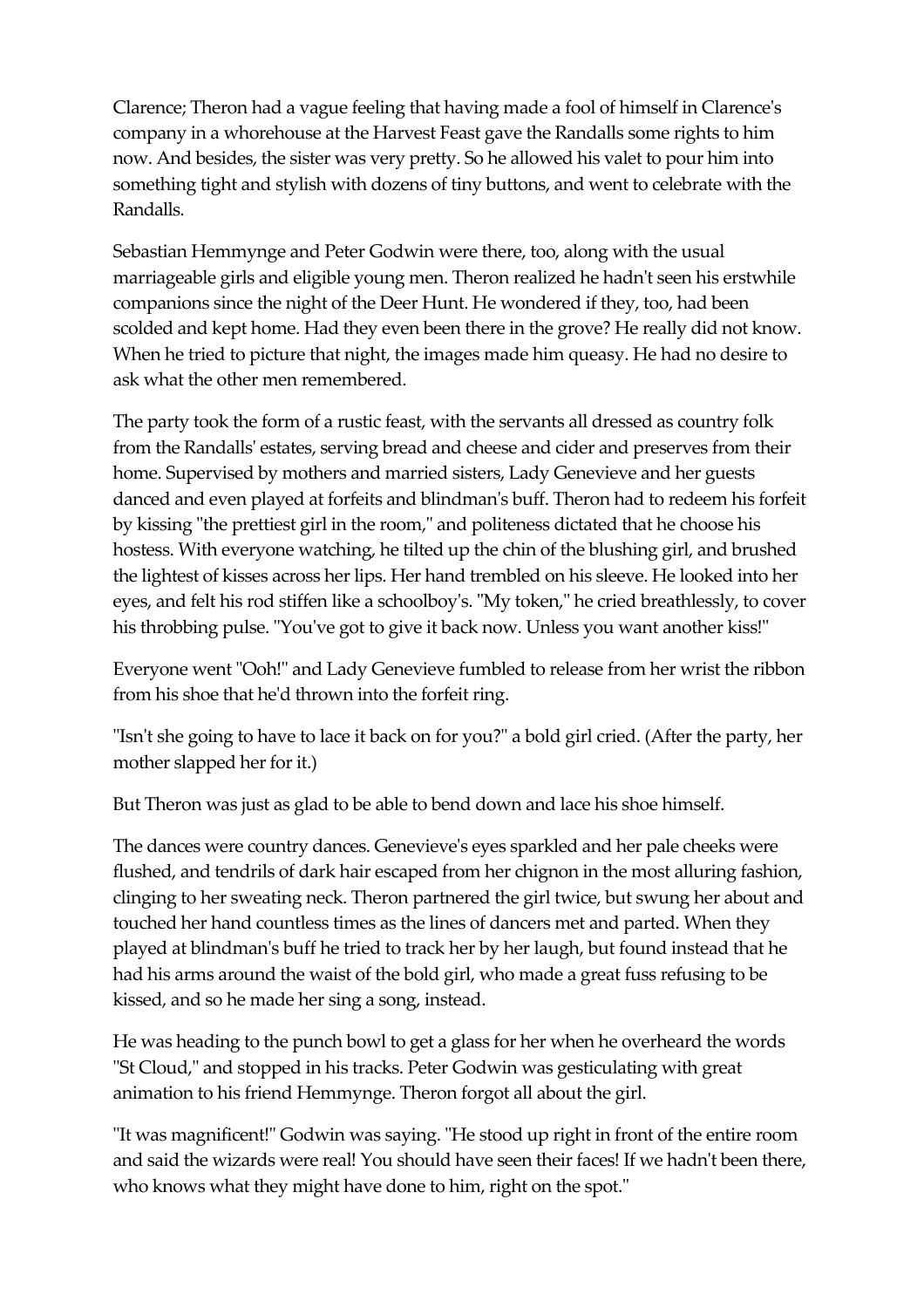Clarence; Theron had a vague feeling that having made a fool of himself in Clarence's company in a whorehouse at the Harvest Feast gave the Randalls some rights to him now. And besides, the sister was very pretty. So he allowed his valet to pour him into something tight and stylish with dozens of tiny buttons, and went to celebrate with the Randalls.

Sebastian Hemmynge and Peter Godwin were there, too, along with the usual marriageable girls and eligible young men. Theron realized he hadn't seen his erstwhile companions since the night of the Deer Hunt. He wondered if they, too, had been scolded and kept home. Had they even been there in the grove? He really did not know. When he tried to picture that night, the images made him queasy. He had no desire to ask what the other men remembered.

The party took the form of a rustic feast, with the servants all dressed as country folk from the Randalls' estates, serving bread and cheese and cider and preserves from their home. Supervised by mothers and married sisters, Lady Genevieve and her guests danced and even played at forfeits and blindman's buff. Theron had to redeem his forfeit by kissing "the prettiest girl in the room," and politeness dictated that he choose his hostess. With everyone watching, he tilted up the chin of the blushing girl, and brushed the lightest of kisses across her lips. Her hand trembled on his sleeve. He looked into her eyes, and felt his rod stiffen like a schoolboy's. "My token," he cried breathlessly, to cover his throbbing pulse. "You've got to give it back now. Unless you want another kiss!"

Everyone went "Ooh!" and Lady Genevieve fumbled to release from her wrist the ribbon from his shoe that he'd thrown into the forfeit ring.

"Isn't she going to have to lace it back on for you?" a bold girl cried. (After the party, her mother slapped her for it.)

But Theron was just as glad to be able to bend down and lace his shoe himself.

The dances were country dances. Genevieve's eyes sparkled and her pale cheeks were flushed, and tendrils of dark hair escaped from her chignon in the most alluring fashion, clinging to her sweating neck. Theron partnered the girl twice, but swung her about and touched her hand countless times as the lines of dancers met and parted. When they played at blindman's buff he tried to track her by her laugh, but found instead that he had his arms around the waist of the bold girl, who made a great fuss refusing to be kissed, and so he made her sing a song, instead.

He was heading to the punch bowl to get a glass for her when he overheard the words "St Cloud," and stopped in his tracks. Peter Godwin was gesticulating with great animation to his friend Hemmynge. Theron forgot all about the girl.

"It was magnificent!" Godwin was saying. "He stood up right in front of the entire room and said the wizards were real! You should have seen their faces! If we hadn't been there, who knows what they might have done to him, right on the spot."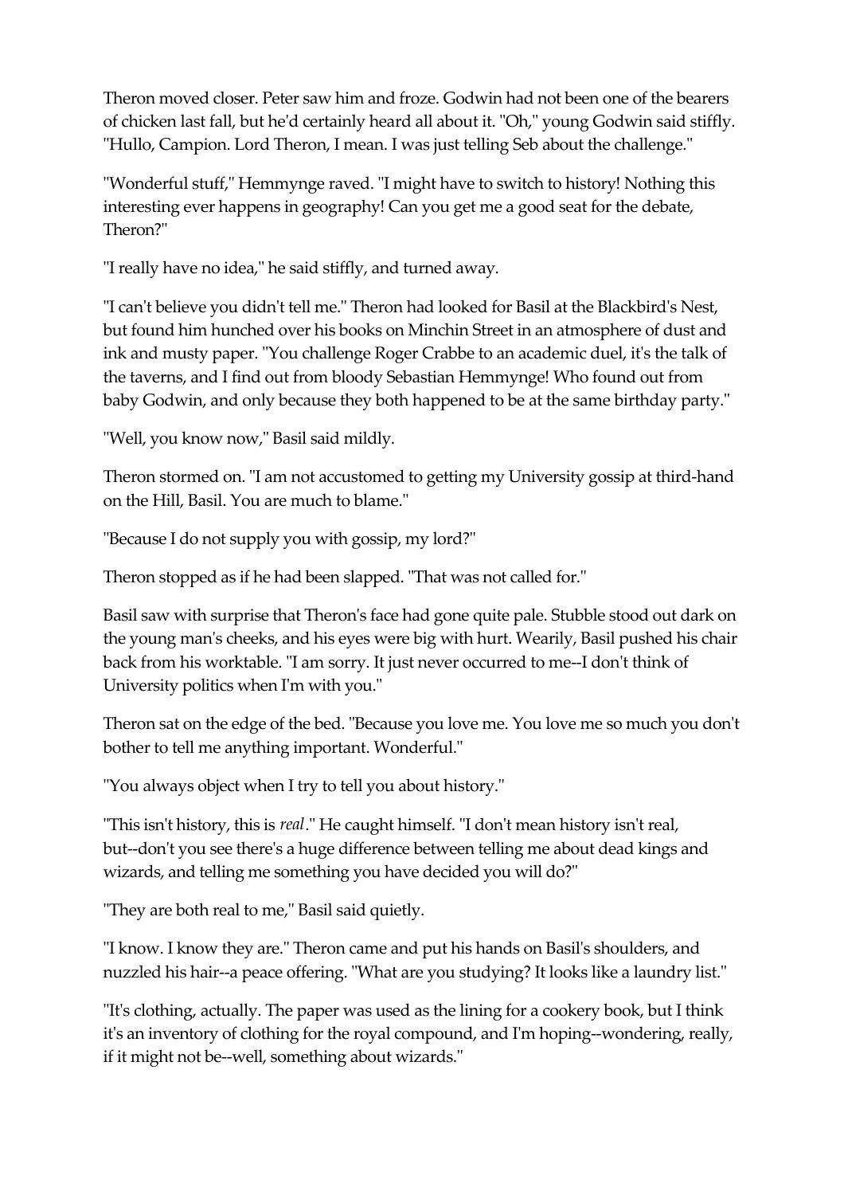Theron moved closer. Peter saw him and froze. Godwin had not been one of the bearers of chicken last fall, but he'd certainly heard all about it. "Oh," young Godwin said stiffly. "Hullo, Campion. Lord Theron, I mean. I was just telling Seb about the challenge."

"Wonderful stuff," Hemmynge raved. "I might have to switch to history! Nothing this interesting ever happens in geography! Can you get me a good seat for the debate, Theron?"

"I really have no idea," he said stiffly, and turned away.

"I can't believe you didn't tell me." Theron had looked for Basil at the Blackbird's Nest, but found him hunched over his books on Minchin Street in an atmosphere of dust and ink and musty paper. "You challenge Roger Crabbe to an academic duel, it's the talk of the taverns, and I find out from bloody Sebastian Hemmynge! Who found out from baby Godwin, and only because they both happened to be at the same birthday party."

"Well, you know now," Basil said mildly.

Theron stormed on. "I am not accustomed to getting my University gossip at third-hand on the Hill, Basil. You are much to blame."

"Because I do not supply you with gossip, my lord?"

Theron stopped as if he had been slapped. "That was not called for."

Basil saw with surprise that Theron's face had gone quite pale. Stubble stood out dark on the young man's cheeks, and his eyes were big with hurt. Wearily, Basil pushed his chair back from his worktable. "I am sorry. It just never occurred to me--I don't think of University politics when I'm with you."

Theron sat on the edge of the bed. "Because you love me. You love me so much you don't bother to tell me anything important. Wonderful."

"You always object when I try to tell you about history."

"This isn't history, this is *real*." He caught himself. "I don't mean history isn't real, but--don't you see there's a huge difference between telling me about dead kings and wizards, and telling me something you have decided you will do?"

"They are both real to me," Basil said quietly.

"I know. I know they are." Theron came and put his hands on Basil's shoulders, and nuzzled his hair--a peace offering. "What are you studying? It looks like a laundry list."

"It's clothing, actually. The paper was used as the lining for a cookery book, but I think it's an inventory of clothing for the royal compound, and I'm hoping--wondering, really, if it might not be--well, something about wizards."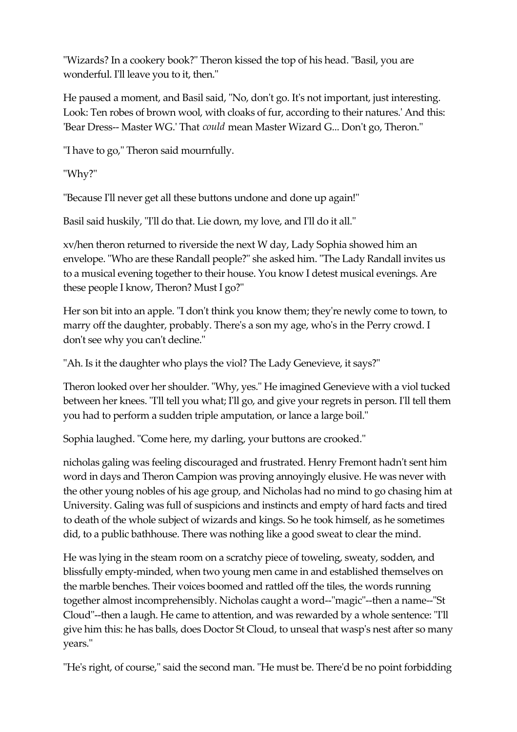"Wizards? In a cookery book?" Theron kissed the top of his head. "Basil, you are wonderful. I'll leave you to it, then."

He paused a moment, and Basil said, "No, don't go. It's not important, just interesting. Look: Ten robes of brown wool, with cloaks of fur, according to their natures.' And this: 'Bear Dress-- Master WG.' That *could* mean Master Wizard G... Don't go, Theron."

"I have to go," Theron said mournfully.

"Why?"

"Because I'll never get all these buttons undone and done up again!"

Basil said huskily, "I'll do that. Lie down, my love, and I'll do it all."

xv/hen theron returned to riverside the next W day, Lady Sophia showed him an envelope. "Who are these Randall people?" she asked him. "The Lady Randall invites us to a musical evening together to their house. You know I detest musical evenings. Are these people I know, Theron? Must I go?"

Her son bit into an apple. "I don't think you know them; they're newly come to town, to marry off the daughter, probably. There's a son my age, who's in the Perry crowd. I don't see why you can't decline."

"Ah. Is it the daughter who plays the viol? The Lady Genevieve, it says?"

Theron looked over her shoulder. "Why, yes." He imagined Genevieve with a viol tucked between her knees. "I'll tell you what; I'll go, and give your regrets in person. I'll tell them you had to perform a sudden triple amputation, or lance a large boil."

Sophia laughed. "Come here, my darling, your buttons are crooked."

nicholas galing was feeling discouraged and frustrated. Henry Fremont hadn't sent him word in days and Theron Campion was proving annoyingly elusive. He was never with the other young nobles of his age group, and Nicholas had no mind to go chasing him at University. Galing was full of suspicions and instincts and empty of hard facts and tired to death of the whole subject of wizards and kings. So he took himself, as he sometimes did, to a public bathhouse. There was nothing like a good sweat to clear the mind.

He was lying in the steam room on a scratchy piece of toweling, sweaty, sodden, and blissfully empty-minded, when two young men came in and established themselves on the marble benches. Their voices boomed and rattled off the tiles, the words running together almost incomprehensibly. Nicholas caught a word--"magic"--then a name--"St Cloud"--then a laugh. He came to attention, and was rewarded by a whole sentence: "I'll give him this: he has balls, does Doctor St Cloud, to unseal that wasp's nest after so many years."

"He's right, of course," said the second man. "He must be. There'd be no point forbidding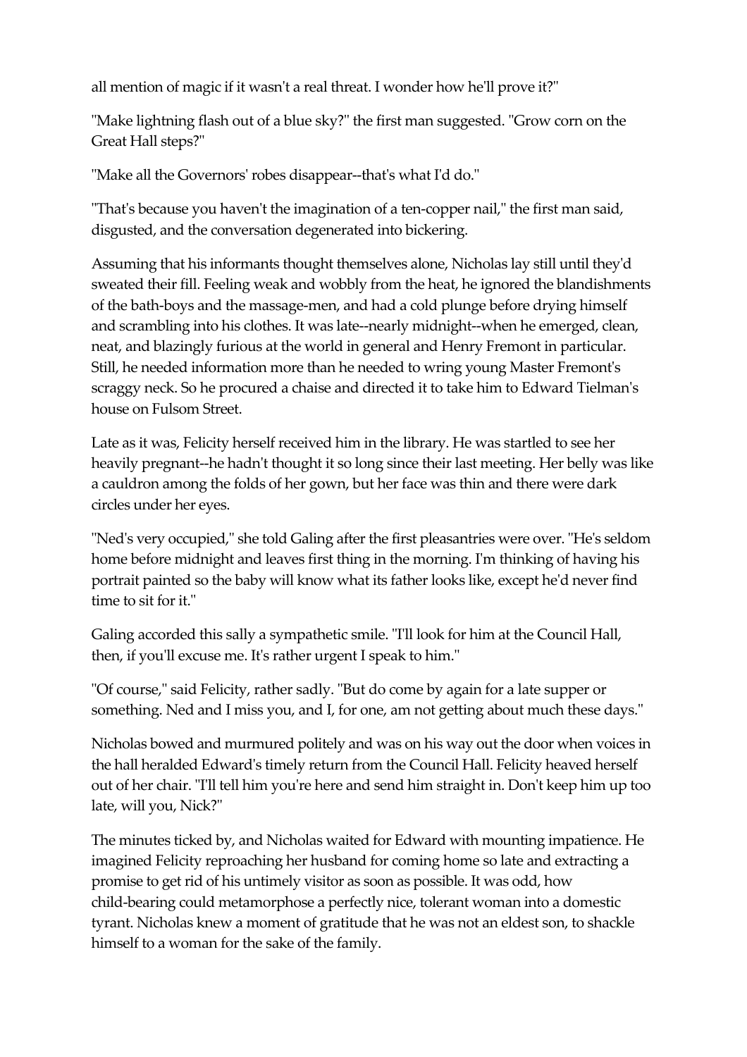all mention of magic if it wasn't a real threat. I wonder how he'll prove it?"

"Make lightning flash out of a blue sky?" the first man suggested. "Grow corn on the Great Hall steps?"

"Make all the Governors' robes disappear--that's what I'd do."

"That's because you haven't the imagination of a ten-copper nail," the first man said, disgusted, and the conversation degenerated into bickering.

Assuming that his informants thought themselves alone, Nicholas lay still until they'd sweated their fill. Feeling weak and wobbly from the heat, he ignored the blandishments of the bath-boys and the massage-men, and had a cold plunge before drying himself and scrambling into his clothes. It was late--nearly midnight--when he emerged, clean, neat, and blazingly furious at the world in general and Henry Fremont in particular. Still, he needed information more than he needed to wring young Master Fremont's scraggy neck. So he procured a chaise and directed it to take him to Edward Tielman's house on Fulsom Street.

Late as it was, Felicity herself received him in the library. He was startled to see her heavily pregnant--he hadn't thought it so long since their last meeting. Her belly was like a cauldron among the folds of her gown, but her face was thin and there were dark circles under her eyes.

"Ned's very occupied," she told Galing after the first pleasantries were over. "He's seldom home before midnight and leaves first thing in the morning. I'm thinking of having his portrait painted so the baby will know what its father looks like, except he'd never find time to sit for it."

Galing accorded this sally a sympathetic smile. "I'll look for him at the Council Hall, then, if you'll excuse me. It's rather urgent I speak to him."

"Of course," said Felicity, rather sadly. "But do come by again for a late supper or something. Ned and I miss you, and I, for one, am not getting about much these days."

Nicholas bowed and murmured politely and was on his way out the door when voices in the hall heralded Edward's timely return from the Council Hall. Felicity heaved herself out of her chair. "I'll tell him you're here and send him straight in. Don't keep him up too late, will you, Nick?"

The minutes ticked by, and Nicholas waited for Edward with mounting impatience. He imagined Felicity reproaching her husband for coming home so late and extracting a promise to get rid of his untimely visitor as soon as possible. It was odd, how child-bearing could metamorphose a perfectly nice, tolerant woman into a domestic tyrant. Nicholas knew a moment of gratitude that he was not an eldest son, to shackle himself to a woman for the sake of the family.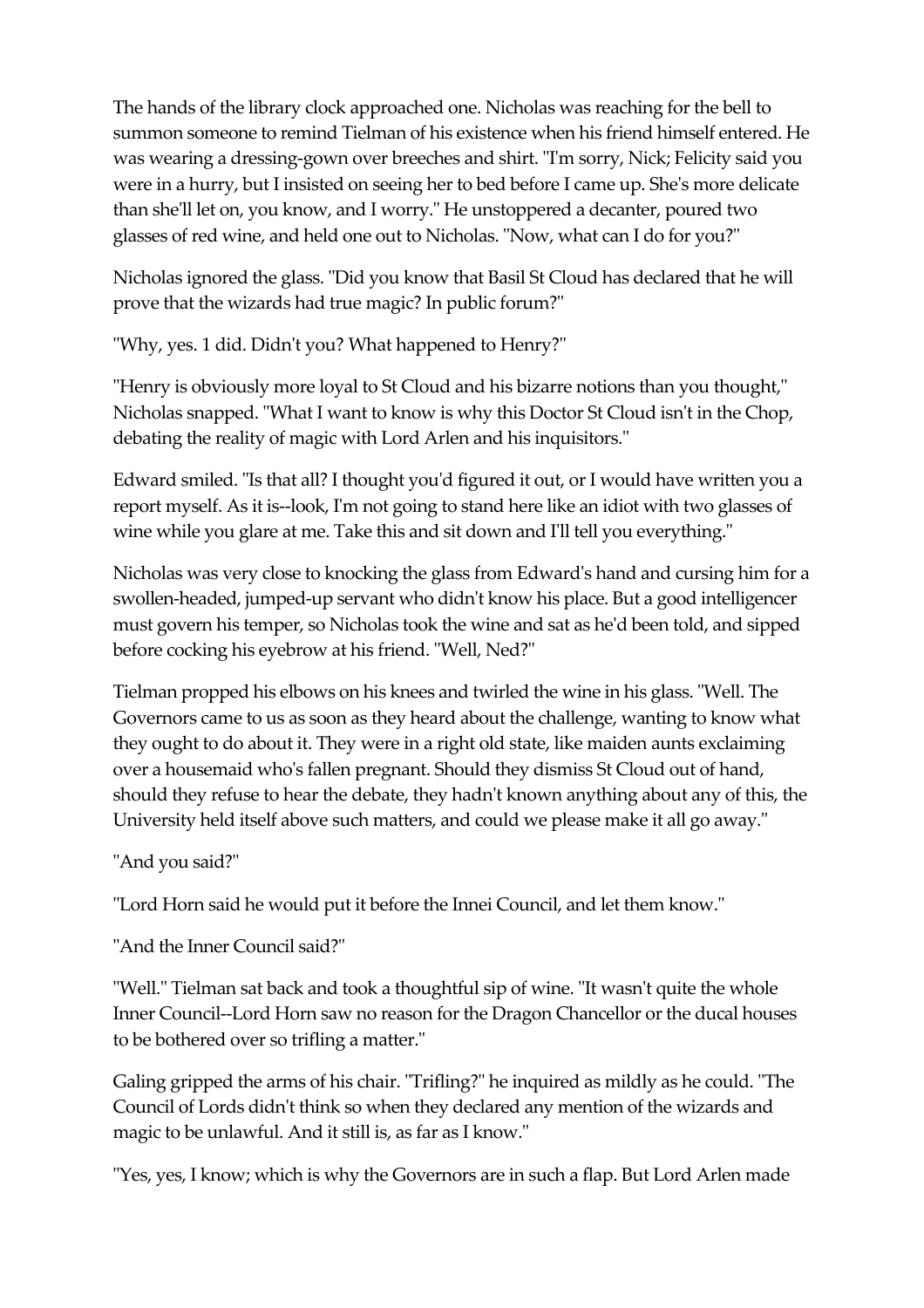The hands of the library clock approached one. Nicholas was reaching for the bell to summon someone to remind Tielman of his existence when his friend himself entered. He was wearing a dressing-gown over breeches and shirt. "I'm sorry, Nick; Felicity said you were in a hurry, but I insisted on seeing her to bed before I came up. She's more delicate than she'll let on, you know, and I worry." He unstoppered a decanter, poured two glasses of red wine, and held one out to Nicholas. "Now, what can I do for you?"

Nicholas ignored the glass. "Did you know that Basil St Cloud has declared that he will prove that the wizards had true magic? In public forum?"

"Why, yes. 1 did. Didn't you? What happened to Henry?"

"Henry is obviously more loyal to St Cloud and his bizarre notions than you thought," Nicholas snapped. "What I want to know is why this Doctor St Cloud isn't in the Chop, debating the reality of magic with Lord Arlen and his inquisitors."

Edward smiled. "Is that all? I thought you'd figured it out, or I would have written you a report myself. As it is--look, I'm not going to stand here like an idiot with two glasses of wine while you glare at me. Take this and sit down and I'll tell you everything."

Nicholas was very close to knocking the glass from Edward's hand and cursing him for a swollen-headed, jumped-up servant who didn't know his place. But a good intelligencer must govern his temper, so Nicholas took the wine and sat as he'd been told, and sipped before cocking his eyebrow at his friend. "Well, Ned?"

Tielman propped his elbows on his knees and twirled the wine in his glass. "Well. The Governors came to us as soon as they heard about the challenge, wanting to know what they ought to do about it. They were in a right old state, like maiden aunts exclaiming over a housemaid who's fallen pregnant. Should they dismiss St Cloud out of hand, should they refuse to hear the debate, they hadn't known anything about any of this, the University held itself above such matters, and could we please make it all go away."

"And you said?"

"Lord Horn said he would put it before the Innei Council, and let them know."

"And the Inner Council said?"

"Well." Tielman sat back and took a thoughtful sip of wine. "It wasn't quite the whole Inner Council--Lord Horn saw no reason for the Dragon Chancellor or the ducal houses to be bothered over so trifling a matter."

Galing gripped the arms of his chair. "Trifling?" he inquired as mildly as he could. "The Council of Lords didn't think so when they declared any mention of the wizards and magic to be unlawful. And it still is, as far as I know."

"Yes, yes, I know; which is why the Governors are in such a flap. But Lord Arlen made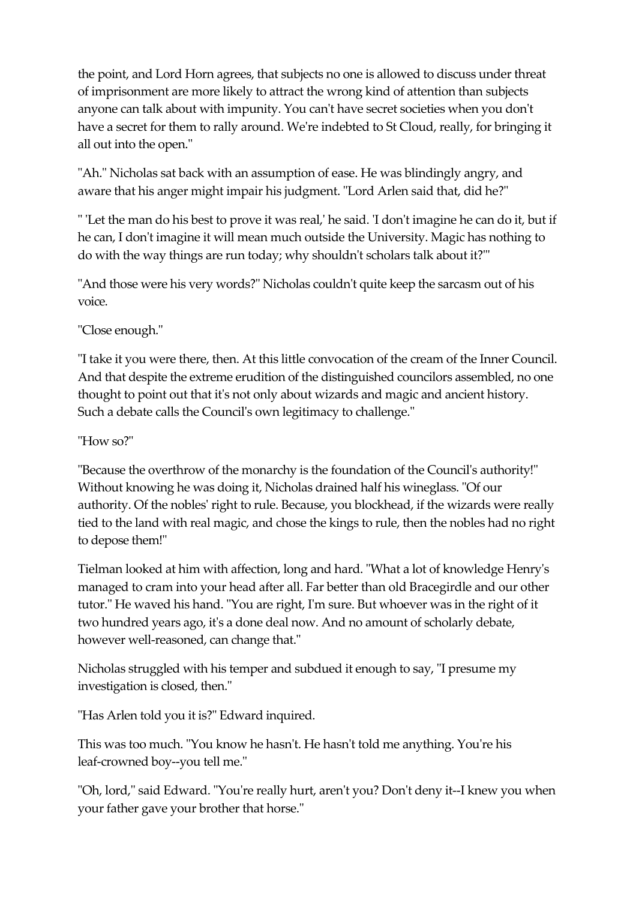the point, and Lord Horn agrees, that subjects no one is allowed to discuss under threat of imprisonment are more likely to attract the wrong kind of attention than subjects anyone can talk about with impunity. You can't have secret societies when you don't have a secret for them to rally around. We're indebted to St Cloud, really, for bringing it all out into the open."

"Ah." Nicholas sat back with an assumption of ease. He was blindingly angry, and aware that his anger might impair his judgment. "Lord Arlen said that, did he?"

" 'Let the man do his best to prove it was real,' he said. 'I don't imagine he can do it, but if he can, I don't imagine it will mean much outside the University. Magic has nothing to do with the way things are run today; why shouldn't scholars talk about it?'"

"And those were his very words?" Nicholas couldn't quite keep the sarcasm out of his voice.

"Close enough."

"I take it you were there, then. At this little convocation of the cream of the Inner Council. And that despite the extreme erudition of the distinguished councilors assembled, no one thought to point out that it's not only about wizards and magic and ancient history. Such a debate calls the Council's own legitimacy to challenge."

"How so?"

"Because the overthrow of the monarchy is the foundation of the Council's authority!" Without knowing he was doing it, Nicholas drained half his wineglass. "Of our authority. Of the nobles' right to rule. Because, you blockhead, if the wizards were really tied to the land with real magic, and chose the kings to rule, then the nobles had no right to depose them!"

Tielman looked at him with affection, long and hard. "What a lot of knowledge Henry's managed to cram into your head after all. Far better than old Bracegirdle and our other tutor." He waved his hand. "You are right, I'm sure. But whoever was in the right of it two hundred years ago, it's a done deal now. And no amount of scholarly debate, however well-reasoned, can change that."

Nicholas struggled with his temper and subdued it enough to say, "I presume my investigation is closed, then."

"Has Arlen told you it is?" Edward inquired.

This was too much. "You know he hasn't. He hasn't told me anything. You're his leaf-crowned boy--you tell me."

"Oh, lord," said Edward. "You're really hurt, aren't you? Don't deny it--I knew you when your father gave your brother that horse."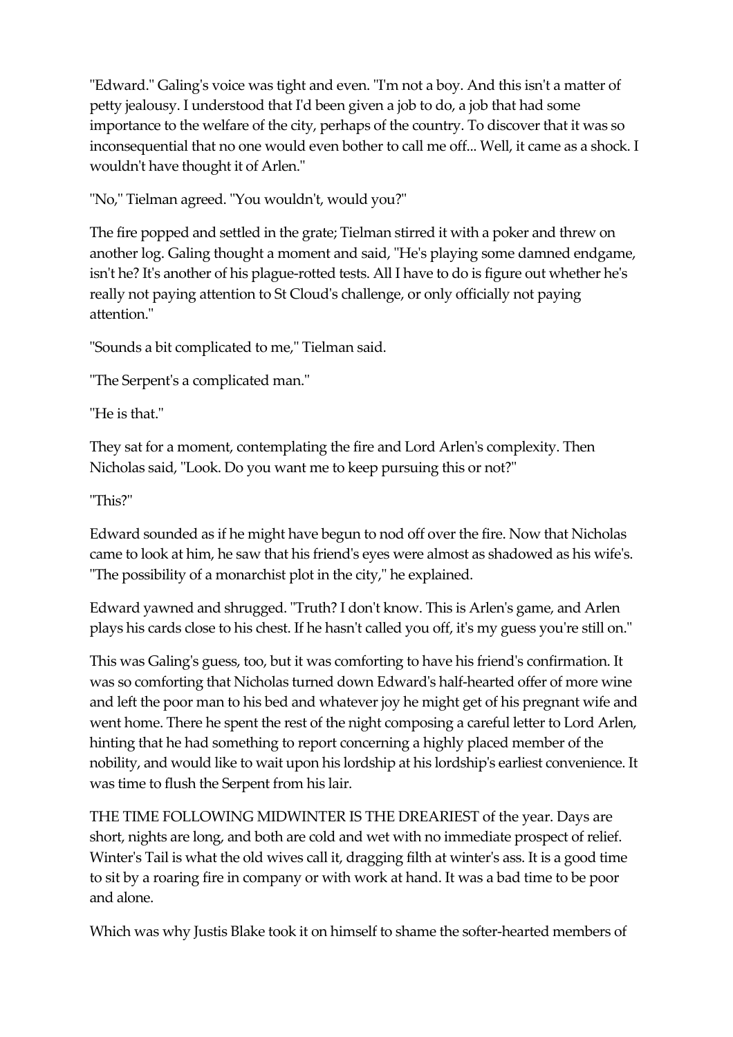"Edward." Galing's voice was tight and even. "I'm not a boy. And this isn't a matter of petty jealousy. I understood that I'd been given a job to do, a job that had some importance to the welfare of the city, perhaps of the country. To discover that it was so inconsequential that no one would even bother to call me off... Well, it came as a shock. I wouldn't have thought it of Arlen."

"No," Tielman agreed. "You wouldn't, would you?"

The fire popped and settled in the grate; Tielman stirred it with a poker and threw on another log. Galing thought a moment and said, "He's playing some damned endgame, isn't he? It's another of his plague-rotted tests. All I have to do is figure out whether he's really not paying attention to St Cloud's challenge, or only officially not paying attention."

"Sounds a bit complicated to me," Tielman said.

"The Serpent's a complicated man."

"He is that."

They sat for a moment, contemplating the fire and Lord Arlen's complexity. Then Nicholas said, "Look. Do you want me to keep pursuing this or not?"

"This?"

Edward sounded as if he might have begun to nod off over the fire. Now that Nicholas came to look at him, he saw that his friend's eyes were almost as shadowed as his wife's. "The possibility of a monarchist plot in the city," he explained.

Edward yawned and shrugged. "Truth? I don't know. This is Arlen's game, and Arlen plays his cards close to his chest. If he hasn't called you off, it's my guess you're still on."

This was Galing's guess, too, but it was comforting to have his friend's confirmation. It was so comforting that Nicholas turned down Edward's half-hearted offer of more wine and left the poor man to his bed and whatever joy he might get of his pregnant wife and went home. There he spent the rest of the night composing a careful letter to Lord Arlen, hinting that he had something to report concerning a highly placed member of the nobility, and would like to wait upon his lordship at his lordship's earliest convenience. It was time to flush the Serpent from his lair.

THE TIME FOLLOWING MIDWINTER IS THE DREARIEST of the year. Days are short, nights are long, and both are cold and wet with no immediate prospect of relief. Winter's Tail is what the old wives call it, dragging filth at winter's ass. It is a good time to sit by a roaring fire in company or with work at hand. It was a bad time to be poor and alone.

Which was why Justis Blake took it on himself to shame the softer-hearted members of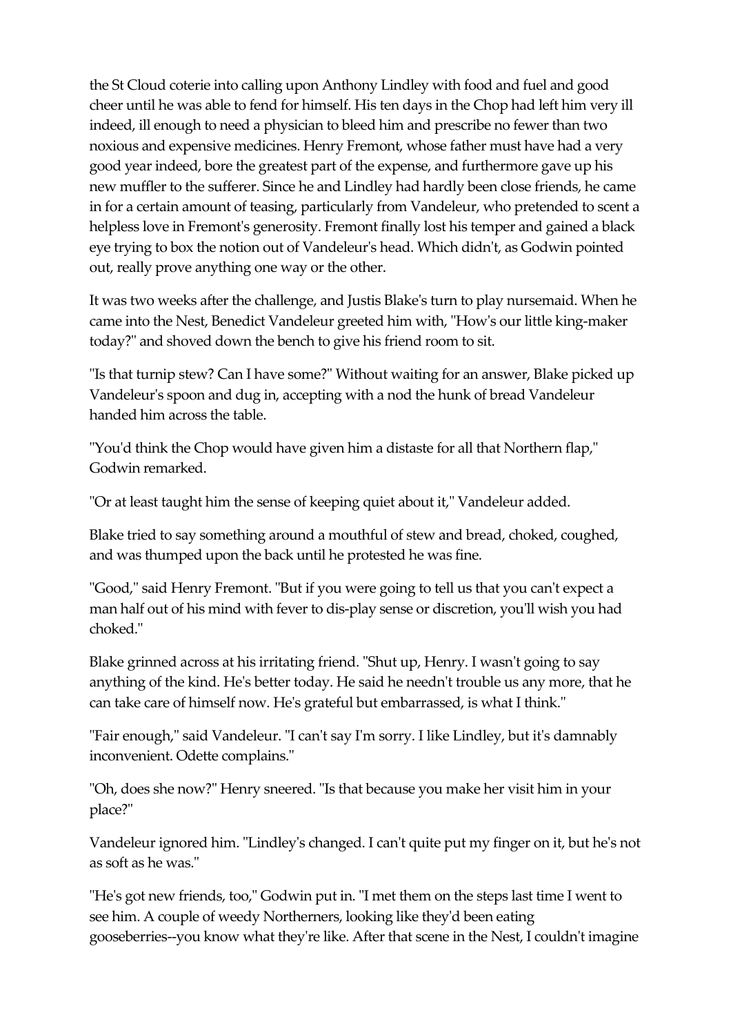the St Cloud coterie into calling upon Anthony Lindley with food and fuel and good cheer until he was able to fend for himself. His ten days in the Chop had left him very ill indeed, ill enough to need a physician to bleed him and prescribe no fewer than two noxious and expensive medicines. Henry Fremont, whose father must have had a very good year indeed, bore the greatest part of the expense, and furthermore gave up his new muffler to the sufferer. Since he and Lindley had hardly been close friends, he came in for a certain amount of teasing, particularly from Vandeleur, who pretended to scent a helpless love in Fremont's generosity. Fremont finally lost his temper and gained a black eye trying to box the notion out of Vandeleur's head. Which didn't, as Godwin pointed out, really prove anything one way or the other.

It was two weeks after the challenge, and Justis Blake's turn to play nursemaid. When he came into the Nest, Benedict Vandeleur greeted him with, "How's our little king-maker today?" and shoved down the bench to give his friend room to sit.

"Is that turnip stew? Can I have some?" Without waiting for an answer, Blake picked up Vandeleur's spoon and dug in, accepting with a nod the hunk of bread Vandeleur handed him across the table.

"You'd think the Chop would have given him a distaste for all that Northern flap," Godwin remarked.

"Or at least taught him the sense of keeping quiet about it," Vandeleur added.

Blake tried to say something around a mouthful of stew and bread, choked, coughed, and was thumped upon the back until he protested he was fine.

"Good," said Henry Fremont. "But if you were going to tell us that you can't expect a man half out of his mind with fever to dis-play sense or discretion, you'll wish you had choked."

Blake grinned across at his irritating friend. "Shut up, Henry. I wasn't going to say anything of the kind. He's better today. He said he needn't trouble us any more, that he can take care of himself now. He's grateful but embarrassed, is what I think."

"Fair enough," said Vandeleur. "I can't say I'm sorry. I like Lindley, but it's damnably inconvenient. Odette complains."

"Oh, does she now?" Henry sneered. "Is that because you make her visit him in your place?"

Vandeleur ignored him. "Lindley's changed. I can't quite put my finger on it, but he's not as soft as he was."

"He's got new friends, too," Godwin put in. "I met them on the steps last time I went to see him. A couple of weedy Northerners, looking like they'd been eating gooseberries--you know what they're like. After that scene in the Nest, I couldn't imagine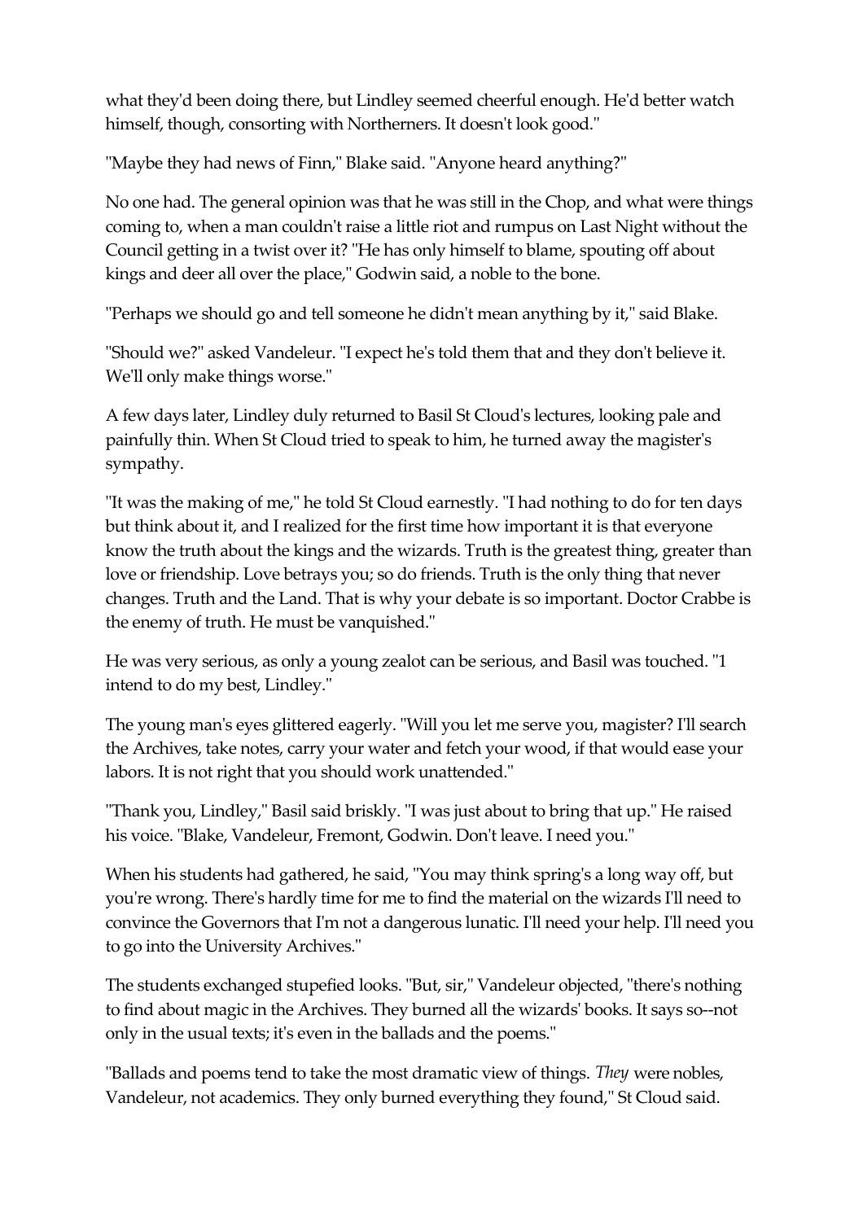what they'd been doing there, but Lindley seemed cheerful enough. He'd better watch himself, though, consorting with Northerners. It doesn't look good."

"Maybe they had news of Finn," Blake said. "Anyone heard anything?"

No one had. The general opinion was that he was still in the Chop, and what were things coming to, when a man couldn't raise a little riot and rumpus on Last Night without the Council getting in a twist over it? "He has only himself to blame, spouting off about kings and deer all over the place," Godwin said, a noble to the bone.

"Perhaps we should go and tell someone he didn't mean anything by it," said Blake.

"Should we?" asked Vandeleur. "I expect he's told them that and they don't believe it. We'll only make things worse."

A few days later, Lindley duly returned to Basil St Cloud's lectures, looking pale and painfully thin. When St Cloud tried to speak to him, he turned away the magister's sympathy.

"It was the making of me," he told St Cloud earnestly. "I had nothing to do for ten days but think about it, and I realized for the first time how important it is that everyone know the truth about the kings and the wizards. Truth is the greatest thing, greater than love or friendship. Love betrays you; so do friends. Truth is the only thing that never changes. Truth and the Land. That is why your debate is so important. Doctor Crabbe is the enemy of truth. He must be vanquished."

He was very serious, as only a young zealot can be serious, and Basil was touched. "1 intend to do my best, Lindley."

The young man's eyes glittered eagerly. "Will you let me serve you, magister? I'll search the Archives, take notes, carry your water and fetch your wood, if that would ease your labors. It is not right that you should work unattended."

"Thank you, Lindley," Basil said briskly. "I was just about to bring that up." He raised his voice. "Blake, Vandeleur, Fremont, Godwin. Don't leave. I need you."

When his students had gathered, he said, "You may think spring's a long way off, but you're wrong. There's hardly time for me to find the material on the wizards I'll need to convince the Governors that I'm not a dangerous lunatic. I'll need your help. I'll need you to go into the University Archives."

The students exchanged stupefied looks. "But, sir," Vandeleur objected, "there's nothing to find about magic in the Archives. They burned all the wizards' books. It says so--not only in the usual texts; it's even in the ballads and the poems."

"Ballads and poems tend to take the most dramatic view of things. *They* were nobles, Vandeleur, not academics. They only burned everything they found," St Cloud said.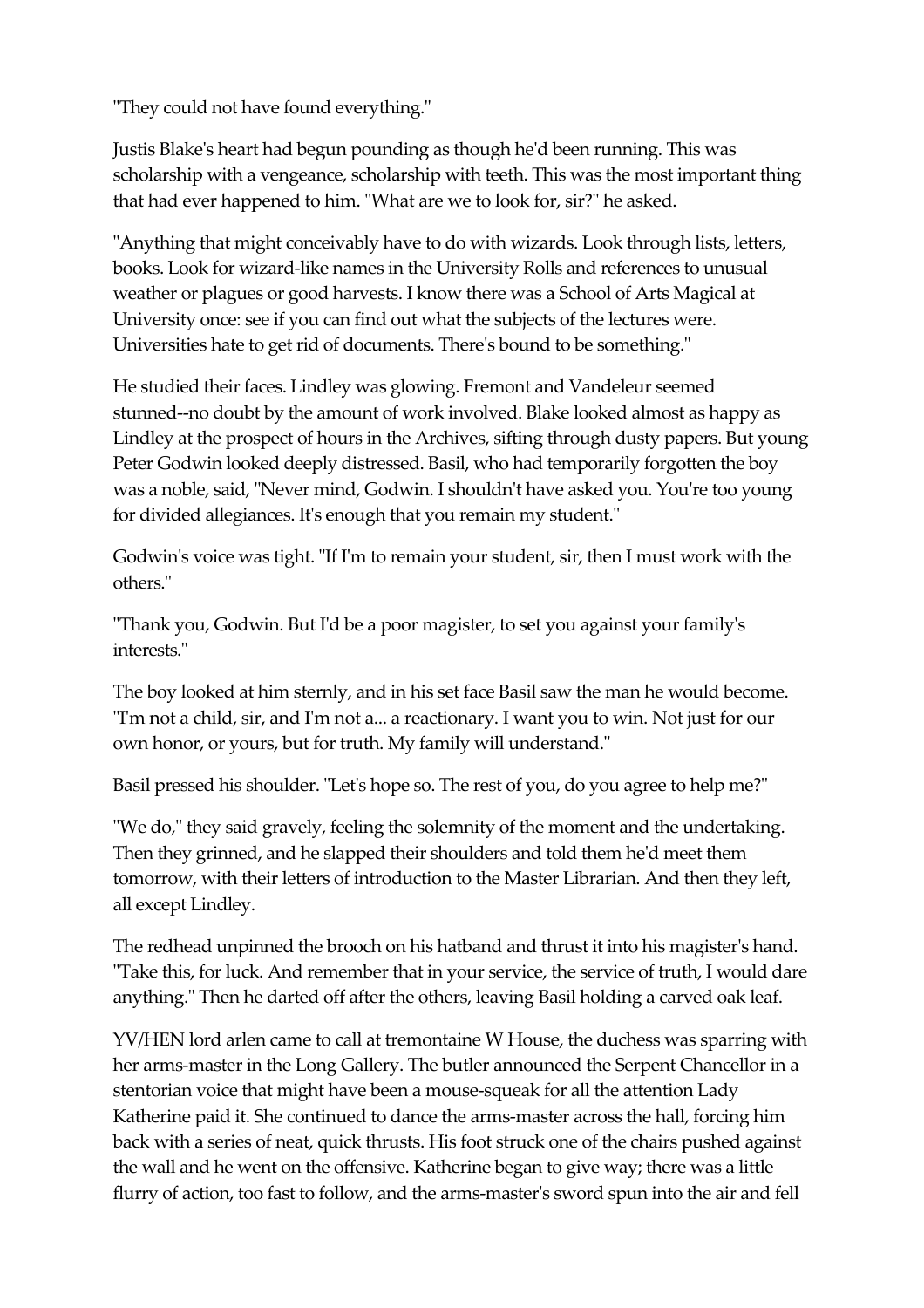"They could not have found everything."

Justis Blake's heart had begun pounding as though he'd been running. This was scholarship with a vengeance, scholarship with teeth. This was the most important thing that had ever happened to him. "What are we to look for, sir?" he asked.

"Anything that might conceivably have to do with wizards. Look through lists, letters, books. Look for wizard-like names in the University Rolls and references to unusual weather or plagues or good harvests. I know there was a School of Arts Magical at University once: see if you can find out what the subjects of the lectures were. Universities hate to get rid of documents. There's bound to be something."

He studied their faces. Lindley was glowing. Fremont and Vandeleur seemed stunned--no doubt by the amount of work involved. Blake looked almost as happy as Lindley at the prospect of hours in the Archives, sifting through dusty papers. But young Peter Godwin looked deeply distressed. Basil, who had temporarily forgotten the boy was a noble, said, "Never mind, Godwin. I shouldn't have asked you. You're too young for divided allegiances. It's enough that you remain my student."

Godwin's voice was tight. "If I'm to remain your student, sir, then I must work with the others."

"Thank you, Godwin. But I'd be a poor magister, to set you against your family's interests."

The boy looked at him sternly, and in his set face Basil saw the man he would become. "I'm not a child, sir, and I'm not a... a reactionary. I want you to win. Not just for our own honor, or yours, but for truth. My family will understand."

Basil pressed his shoulder. "Let's hope so. The rest of you, do you agree to help me?"

"We do," they said gravely, feeling the solemnity of the moment and the undertaking. Then they grinned, and he slapped their shoulders and told them he'd meet them tomorrow, with their letters of introduction to the Master Librarian. And then they left, all except Lindley.

The redhead unpinned the brooch on his hatband and thrust it into his magister's hand. "Take this, for luck. And remember that in your service, the service of truth, I would dare anything." Then he darted off after the others, leaving Basil holding a carved oak leaf.

YV/HEN lord arlen came to call at tremontaine W House, the duchess was sparring with her arms-master in the Long Gallery. The butler announced the Serpent Chancellor in a stentorian voice that might have been a mouse-squeak for all the attention Lady Katherine paid it. She continued to dance the arms-master across the hall, forcing him back with a series of neat, quick thrusts. His foot struck one of the chairs pushed against the wall and he went on the offensive. Katherine began to give way; there was a little flurry of action, too fast to follow, and the arms-master's sword spun into the air and fell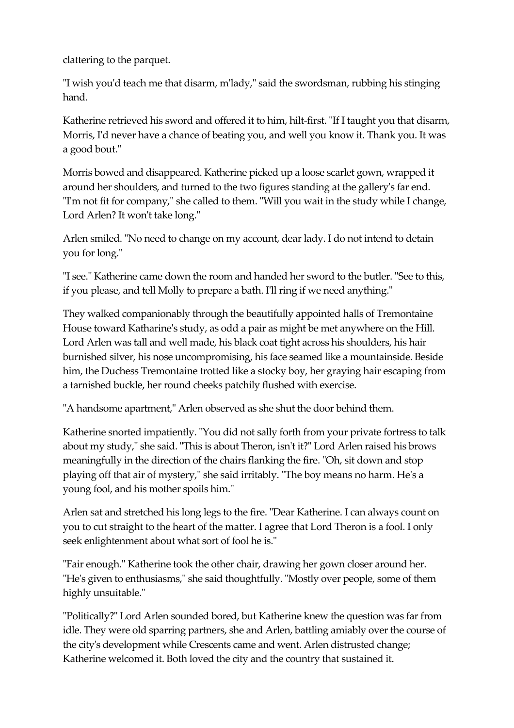clattering to the parquet.

"I wish you'd teach me that disarm, m'lady," said the swordsman, rubbing his stinging hand.

Katherine retrieved his sword and offered it to him, hilt-first. "If I taught you that disarm, Morris, I'd never have a chance of beating you, and well you know it. Thank you. It was a good bout."

Morris bowed and disappeared. Katherine picked up a loose scarlet gown, wrapped it around her shoulders, and turned to the two figures standing at the gallery's far end. "I'm not fit for company," she called to them. "Will you wait in the study while I change, Lord Arlen? It won't take long."

Arlen smiled. "No need to change on my account, dear lady. I do not intend to detain you for long."

"I see." Katherine came down the room and handed her sword to the butler. "See to this, if you please, and tell Molly to prepare a bath. I'll ring if we need anything."

They walked companionably through the beautifully appointed halls of Tremontaine House toward Katharine's study, as odd a pair as might be met anywhere on the Hill. Lord Arlen was tall and well made, his black coat tight across his shoulders, his hair burnished silver, his nose uncompromising, his face seamed like a mountainside. Beside him, the Duchess Tremontaine trotted like a stocky boy, her graying hair escaping from a tarnished buckle, her round cheeks patchily flushed with exercise.

"A handsome apartment," Arlen observed as she shut the door behind them.

Katherine snorted impatiently. "You did not sally forth from your private fortress to talk about my study," she said. "This is about Theron, isn't it?" Lord Arlen raised his brows meaningfully in the direction of the chairs flanking the fire. "Oh, sit down and stop playing off that air of mystery," she said irritably. "The boy means no harm. He's a young fool, and his mother spoils him."

Arlen sat and stretched his long legs to the fire. "Dear Katherine. I can always count on you to cut straight to the heart of the matter. I agree that Lord Theron is a fool. I only seek enlightenment about what sort of fool he is."

"Fair enough." Katherine took the other chair, drawing her gown closer around her. "He's given to enthusiasms," she said thoughtfully. "Mostly over people, some of them highly unsuitable."

"Politically?" Lord Arlen sounded bored, but Katherine knew the question was far from idle. They were old sparring partners, she and Arlen, battling amiably over the course of the city's development while Crescents came and went. Arlen distrusted change; Katherine welcomed it. Both loved the city and the country that sustained it.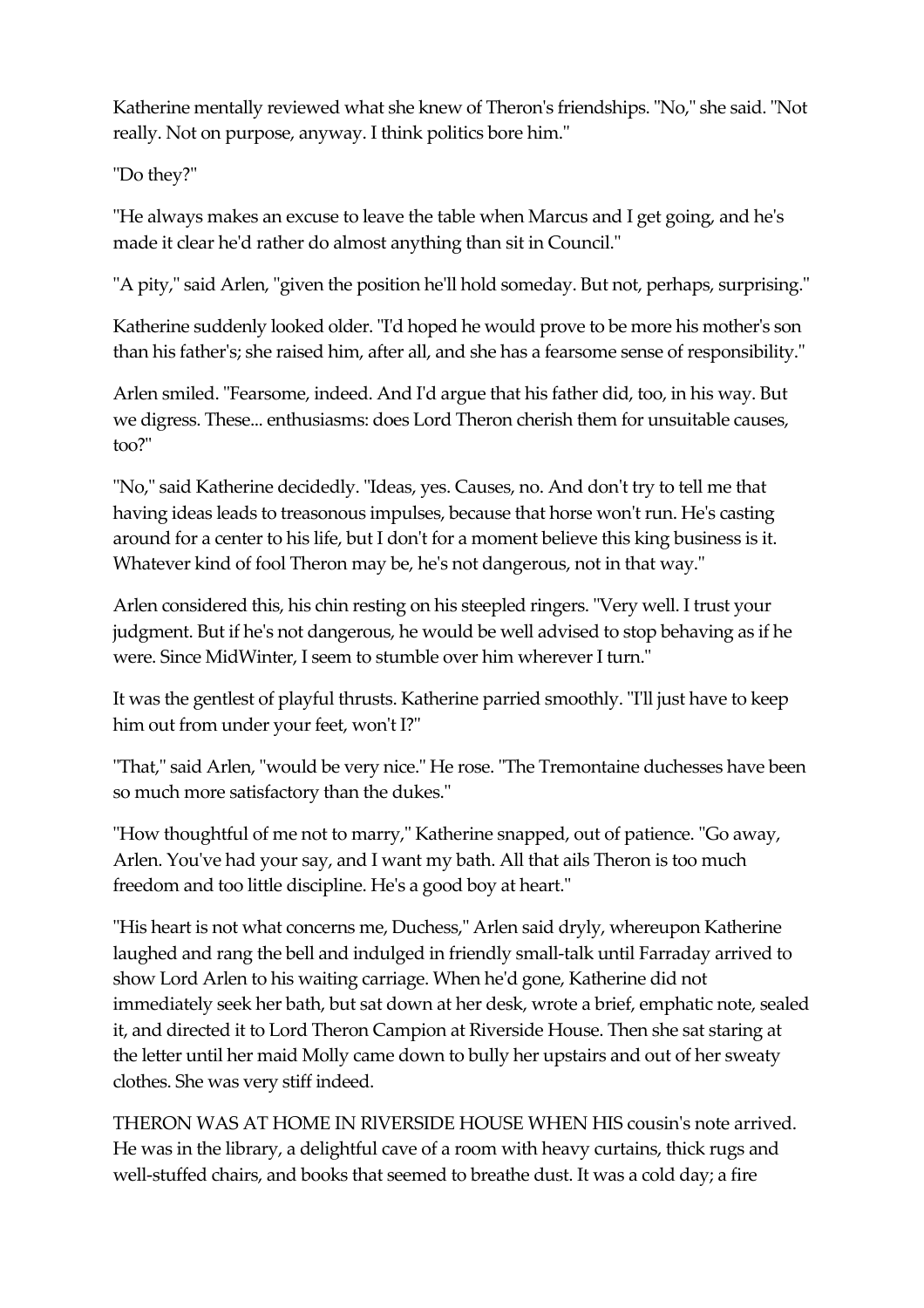Katherine mentally reviewed what she knew of Theron's friendships. "No," she said. "Not really. Not on purpose, anyway. I think politics bore him."

"Do they?"

"He always makes an excuse to leave the table when Marcus and I get going, and he's made it clear he'd rather do almost anything than sit in Council."

"A pity," said Arlen, "given the position he'll hold someday. But not, perhaps, surprising."

Katherine suddenly looked older. "I'd hoped he would prove to be more his mother's son than his father's; she raised him, after all, and she has a fearsome sense of responsibility."

Arlen smiled. "Fearsome, indeed. And I'd argue that his father did, too, in his way. But we digress. These... enthusiasms: does Lord Theron cherish them for unsuitable causes, too?"

"No," said Katherine decidedly. "Ideas, yes. Causes, no. And don't try to tell me that having ideas leads to treasonous impulses, because that horse won't run. He's casting around for a center to his life, but I don't for a moment believe this king business is it. Whatever kind of fool Theron may be, he's not dangerous, not in that way."

Arlen considered this, his chin resting on his steepled ringers. "Very well. I trust your judgment. But if he's not dangerous, he would be well advised to stop behaving as if he were. Since MidWinter, I seem to stumble over him wherever I turn."

It was the gentlest of playful thrusts. Katherine parried smoothly. "I'll just have to keep him out from under your feet, won't I?"

"That," said Arlen, "would be very nice." He rose. "The Tremontaine duchesses have been so much more satisfactory than the dukes."

"How thoughtful of me not to marry," Katherine snapped, out of patience. "Go away, Arlen. You've had your say, and I want my bath. All that ails Theron is too much freedom and too little discipline. He's a good boy at heart."

"His heart is not what concerns me, Duchess," Arlen said dryly, whereupon Katherine laughed and rang the bell and indulged in friendly small-talk until Farraday arrived to show Lord Arlen to his waiting carriage. When he'd gone, Katherine did not immediately seek her bath, but sat down at her desk, wrote a brief, emphatic note, sealed it, and directed it to Lord Theron Campion at Riverside House. Then she sat staring at the letter until her maid Molly came down to bully her upstairs and out of her sweaty clothes. She was very stiff indeed.

THERON WAS AT HOME IN RIVERSIDE HOUSE WHEN HIS cousin's note arrived. He was in the library, a delightful cave of a room with heavy curtains, thick rugs and well-stuffed chairs, and books that seemed to breathe dust. It was a cold day; a fire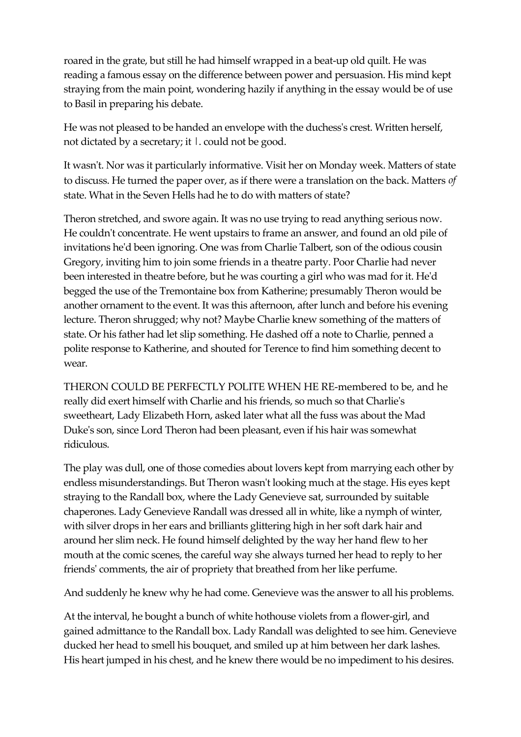roared in the grate, but still he had himself wrapped in a beat-up old quilt. He was reading a famous essay on the difference between power and persuasion. His mind kept straying from the main point, wondering hazily if anything in the essay would be of use to Basil in preparing his debate.

He was not pleased to be handed an envelope with the duchess's crest. Written herself, not dictated by a secretary; it |. could not be good.

It wasn't. Nor was it particularly informative. Visit her on Monday week. Matters of state to discuss. He turned the paper over, as if there were a translation on the back. Matters *of* state. What in the Seven Hells had he to do with matters of state?

Theron stretched, and swore again. It was no use trying to read anything serious now. He couldn't concentrate. He went upstairs to frame an answer, and found an old pile of invitations he'd been ignoring. One was from Charlie Talbert, son of the odious cousin Gregory, inviting him to join some friends in a theatre party. Poor Charlie had never been interested in theatre before, but he was courting a girl who was mad for it. He'd begged the use of the Tremontaine box from Katherine; presumably Theron would be another ornament to the event. It was this afternoon, after lunch and before his evening lecture. Theron shrugged; why not? Maybe Charlie knew something of the matters of state. Or his father had let slip something. He dashed off a note to Charlie, penned a polite response to Katherine, and shouted for Terence to find him something decent to wear.

THERON COULD BE PERFECTLY POLITE WHEN HE RE-membered to be, and he really did exert himself with Charlie and his friends, so much so that Charlie's sweetheart, Lady Elizabeth Horn, asked later what all the fuss was about the Mad Duke's son, since Lord Theron had been pleasant, even if his hair was somewhat ridiculous.

The play was dull, one of those comedies about lovers kept from marrying each other by endless misunderstandings. But Theron wasn't looking much at the stage. His eyes kept straying to the Randall box, where the Lady Genevieve sat, surrounded by suitable chaperones. Lady Genevieve Randall was dressed all in white, like a nymph of winter, with silver drops in her ears and brilliants glittering high in her soft dark hair and around her slim neck. He found himself delighted by the way her hand flew to her mouth at the comic scenes, the careful way she always turned her head to reply to her friends' comments, the air of propriety that breathed from her like perfume.

And suddenly he knew why he had come. Genevieve was the answer to all his problems.

At the interval, he bought a bunch of white hothouse violets from a flower-girl, and gained admittance to the Randall box. Lady Randall was delighted to see him. Genevieve ducked her head to smell his bouquet, and smiled up at him between her dark lashes. His heart jumped in his chest, and he knew there would be no impediment to his desires.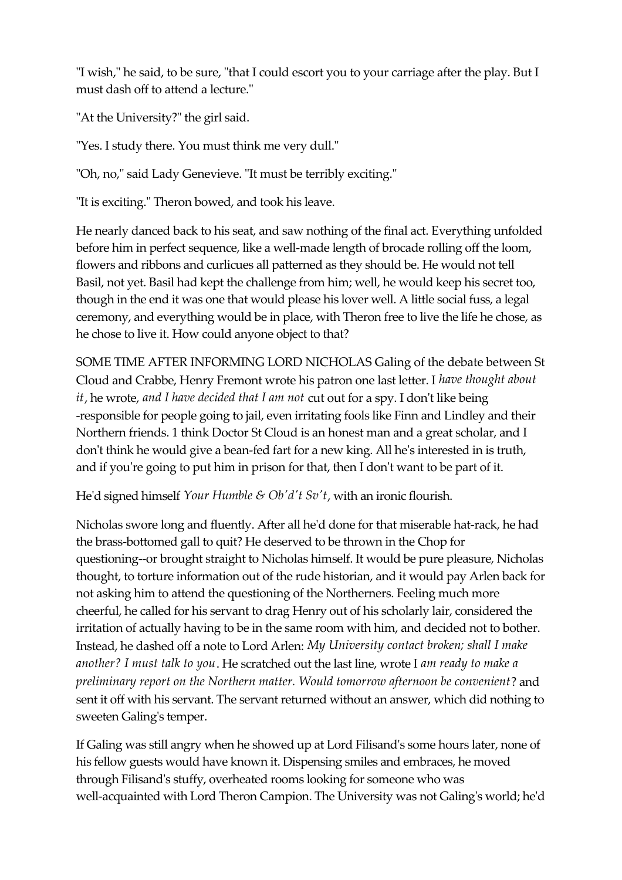"I wish," he said, to be sure, "that I could escort you to your carriage after the play. But I must dash off to attend a lecture."

"At the University?" the girl said.

"Yes. I study there. You must think me very dull."

"Oh, no," said Lady Genevieve. "It must be terribly exciting."

"It is exciting." Theron bowed, and took his leave.

He nearly danced back to his seat, and saw nothing of the final act. Everything unfolded before him in perfect sequence, like a well-made length of brocade rolling off the loom, flowers and ribbons and curlicues all patterned as they should be. He would not tell Basil, not yet. Basil had kept the challenge from him; well, he would keep his secret too, though in the end it was one that would please his lover well. A little social fuss, a legal ceremony, and everything would be in place, with Theron free to live the life he chose, as he chose to live it. How could anyone object to that?

SOME TIME AFTER INFORMING LORD NICHOLAS Galing of the debate between St Cloud and Crabbe, Henry Fremont wrote his patron one last letter. I *have thought about it*, he wrote, *and I have decided that I am not* cut out for a spy. I don't like being -responsible for people going to jail, even irritating fools like Finn and Lindley and their Northern friends. 1 think Doctor St Cloud is an honest man and a great scholar, and I don't think he would give a bean-fed fart for a new king. All he's interested in is truth, and if you're going to put him in prison for that, then I don't want to be part of it.

He'd signed himself *Your Humble & Ob'd't Sv't*, with an ironic flourish.

Nicholas swore long and fluently. After all he'd done for that miserable hat-rack, he had the brass-bottomed gall to quit? He deserved to be thrown in the Chop for questioning--or brought straight to Nicholas himself. It would be pure pleasure, Nicholas thought, to torture information out of the rude historian, and it would pay Arlen back for not asking him to attend the questioning of the Northerners. Feeling much more cheerful, he called for his servant to drag Henry out of his scholarly lair, considered the irritation of actually having to be in the same room with him, and decided not to bother. Instead, he dashed off a note to Lord Arlen: *My University contact broken; shall I make another? I must talk to you*. He scratched out the last line, wrote I *am ready to make a preliminary report on the Northern matter. Would tomorrow afternoon be convenient*? and sent it off with his servant. The servant returned without an answer, which did nothing to sweeten Galing's temper.

If Galing was still angry when he showed up at Lord Filisand's some hours later, none of his fellow guests would have known it. Dispensing smiles and embraces, he moved through Filisand's stuffy, overheated rooms looking for someone who was well-acquainted with Lord Theron Campion. The University was not Galing's world; he'd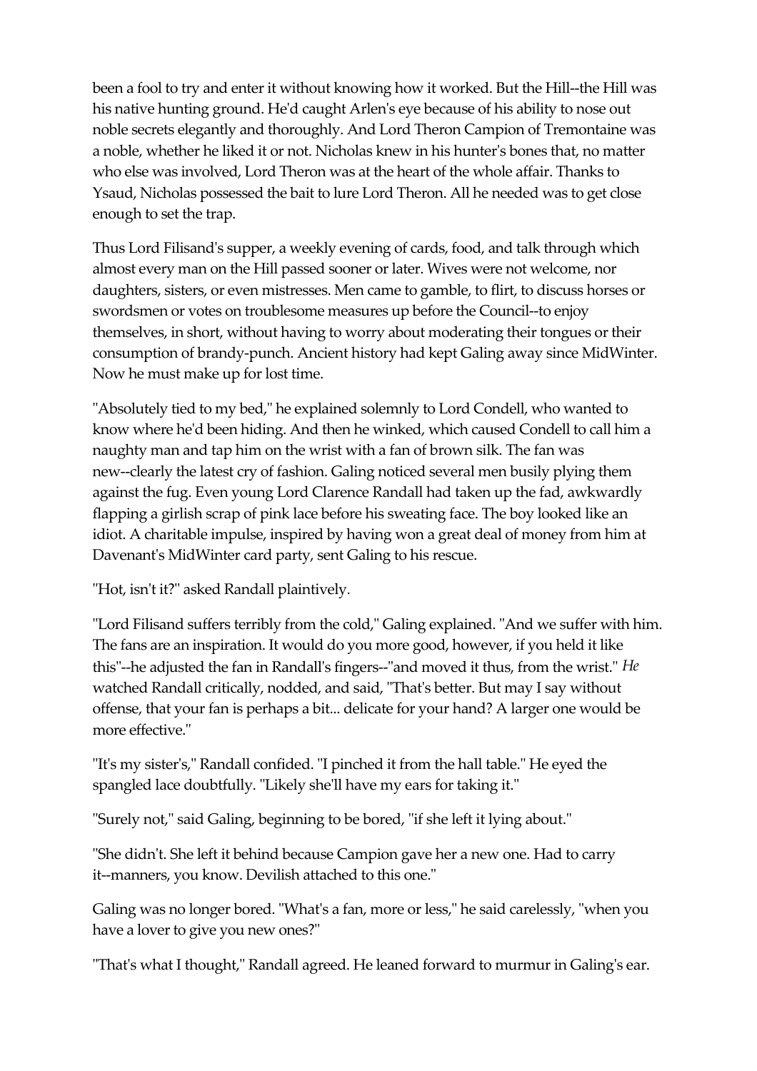been a fool to try and enter it without knowing how it worked. But the Hill--the Hill was his native hunting ground. He'd caught Arlen's eye because of his ability to nose out noble secrets elegantly and thoroughly. And Lord Theron Campion of Tremontaine was a noble, whether he liked it or not. Nicholas knew in his hunter's bones that, no matter who else was involved, Lord Theron was at the heart of the whole affair. Thanks to Ysaud, Nicholas possessed the bait to lure Lord Theron. All he needed was to get close enough to set the trap.

Thus Lord Filisand's supper, a weekly evening of cards, food, and talk through which almost every man on the Hill passed sooner or later. Wives were not welcome, nor daughters, sisters, or even mistresses. Men came to gamble, to flirt, to discuss horses or swordsmen or votes on troublesome measures up before the Council--to enjoy themselves, in short, without having to worry about moderating their tongues or their consumption of brandy-punch. Ancient history had kept Galing away since MidWinter. Now he must make up for lost time.

"Absolutely tied to my bed," he explained solemnly to Lord Condell, who wanted to know where he'd been hiding. And then he winked, which caused Condell to call him a naughty man and tap him on the wrist with a fan of brown silk. The fan was new--clearly the latest cry of fashion. Galing noticed several men busily plying them against the fug. Even young Lord Clarence Randall had taken up the fad, awkwardly flapping a girlish scrap of pink lace before his sweating face. The boy looked like an idiot. A charitable impulse, inspired by having won a great deal of money from him at Davenant's MidWinter card party, sent Galing to his rescue.

"Hot, isn't it?" asked Randall plaintively.

"Lord Filisand suffers terribly from the cold," Galing explained. "And we suffer with him. The fans are an inspiration. It would do you more good, however, if you held it like this"--he adjusted the fan in Randall's fingers--"and moved it thus, from the wrist." *He* watched Randall critically, nodded, and said, "That's better. But may I say without offense, that your fan is perhaps a bit... delicate for your hand? A larger one would be more effective."

"It's my sister's," Randall confided. "I pinched it from the hall table." He eyed the spangled lace doubtfully. "Likely she'll have my ears for taking it."

"Surely not," said Galing, beginning to be bored, "if she left it lying about."

"She didn't. She left it behind because Campion gave her a new one. Had to carry it--manners, you know. Devilish attached to this one."

Galing was no longer bored. "What's a fan, more or less," he said carelessly, "when you have a lover to give you new ones?"

"That's what I thought," Randall agreed. He leaned forward to murmur in Galing's ear.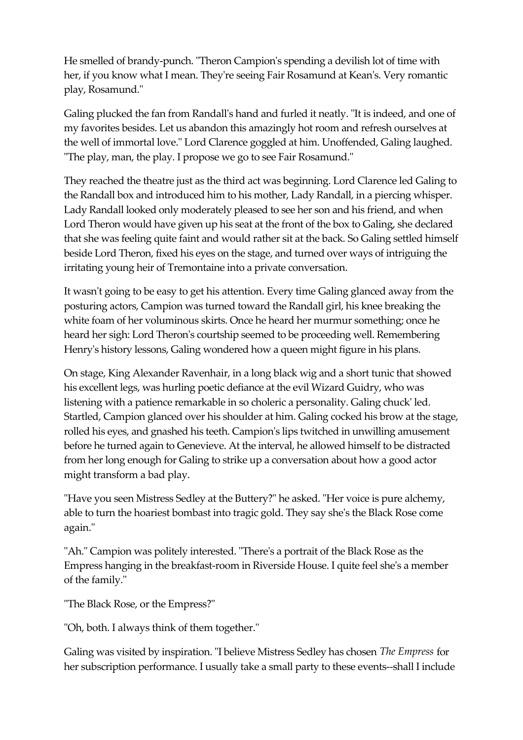He smelled of brandy-punch. "Theron Campion's spending a devilish lot of time with her, if you know what I mean. They're seeing Fair Rosamund at Kean's. Very romantic play, Rosamund."

Galing plucked the fan from Randall's hand and furled it neatly. "It is indeed, and one of my favorites besides. Let us abandon this amazingly hot room and refresh ourselves at the well of immortal love." Lord Clarence goggled at him. Unoffended, Galing laughed. "The play, man, the play. I propose we go to see Fair Rosamund."

They reached the theatre just as the third act was beginning. Lord Clarence led Galing to the Randall box and introduced him to his mother, Lady Randall, in a piercing whisper. Lady Randall looked only moderately pleased to see her son and his friend, and when Lord Theron would have given up his seat at the front of the box to Galing, she declared that she was feeling quite faint and would rather sit at the back. So Galing settled himself beside Lord Theron, fixed his eyes on the stage, and turned over ways of intriguing the irritating young heir of Tremontaine into a private conversation.

It wasn't going to be easy to get his attention. Every time Galing glanced away from the posturing actors, Campion was turned toward the Randall girl, his knee breaking the white foam of her voluminous skirts. Once he heard her murmur something; once he heard her sigh: Lord Theron's courtship seemed to be proceeding well. Remembering Henry's history lessons, Galing wondered how a queen might figure in his plans.

On stage, King Alexander Ravenhair, in a long black wig and a short tunic that showed his excellent legs, was hurling poetic defiance at the evil Wizard Guidry, who was listening with a patience remarkable in so choleric a personality. Galing chuck' led. Startled, Campion glanced over his shoulder at him. Galing cocked his brow at the stage, rolled his eyes, and gnashed his teeth. Campion's lips twitched in unwilling amusement before he turned again to Genevieve. At the interval, he allowed himself to be distracted from her long enough for Galing to strike up a conversation about how a good actor might transform a bad play.

"Have you seen Mistress Sedley at the Buttery?" he asked. "Her voice is pure alchemy, able to turn the hoariest bombast into tragic gold. They say she's the Black Rose come again."

"Ah." Campion was politely interested. "There's a portrait of the Black Rose as the Empress hanging in the breakfast-room in Riverside House. I quite feel she's a member of the family."

"The Black Rose, or the Empress?"

"Oh, both. I always think of them together."

Galing was visited by inspiration. "I believe Mistress Sedley has chosen *The Empress* for her subscription performance. I usually take a small party to these events--shall I include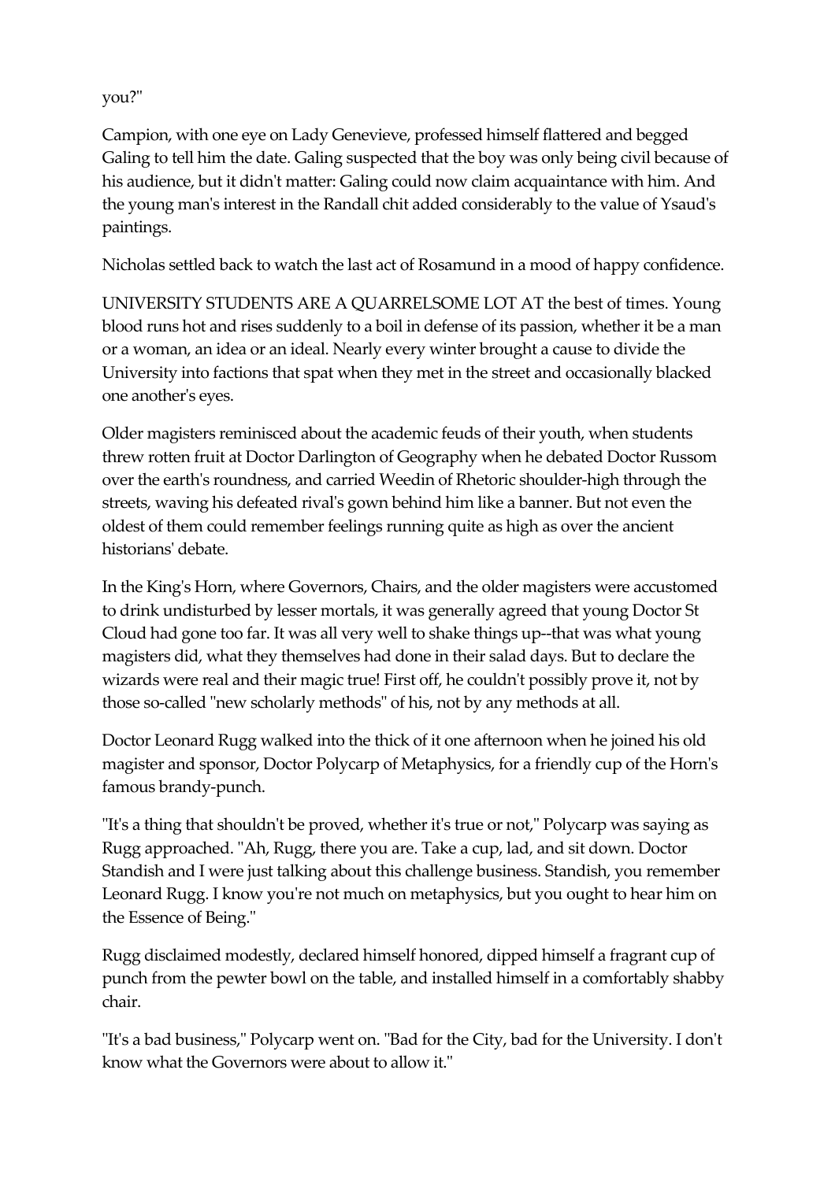you?"

Campion, with one eye on Lady Genevieve, professed himself flattered and begged Galing to tell him the date. Galing suspected that the boy was only being civil because of his audience, but it didn't matter: Galing could now claim acquaintance with him. And the young man's interest in the Randall chit added considerably to the value of Ysaud's paintings.

Nicholas settled back to watch the last act of Rosamund in a mood of happy confidence.

UNIVERSITY STUDENTS ARE A QUARRELSOME LOT AT the best of times. Young blood runs hot and rises suddenly to a boil in defense of its passion, whether it be a man or a woman, an idea or an ideal. Nearly every winter brought a cause to divide the University into factions that spat when they met in the street and occasionally blacked one another's eyes.

Older magisters reminisced about the academic feuds of their youth, when students threw rotten fruit at Doctor Darlington of Geography when he debated Doctor Russom over the earth's roundness, and carried Weedin of Rhetoric shoulder-high through the streets, waving his defeated rival's gown behind him like a banner. But not even the oldest of them could remember feelings running quite as high as over the ancient historians' debate.

In the King's Horn, where Governors, Chairs, and the older magisters were accustomed to drink undisturbed by lesser mortals, it was generally agreed that young Doctor St Cloud had gone too far. It was all very well to shake things up--that was what young magisters did, what they themselves had done in their salad days. But to declare the wizards were real and their magic true! First off, he couldn't possibly prove it, not by those so-called "new scholarly methods" of his, not by any methods at all.

Doctor Leonard Rugg walked into the thick of it one afternoon when he joined his old magister and sponsor, Doctor Polycarp of Metaphysics, for a friendly cup of the Horn's famous brandy-punch.

"It's a thing that shouldn't be proved, whether it's true or not," Polycarp was saying as Rugg approached. "Ah, Rugg, there you are. Take a cup, lad, and sit down. Doctor Standish and I were just talking about this challenge business. Standish, you remember Leonard Rugg. I know you're not much on metaphysics, but you ought to hear him on the Essence of Being."

Rugg disclaimed modestly, declared himself honored, dipped himself a fragrant cup of punch from the pewter bowl on the table, and installed himself in a comfortably shabby chair.

"It's a bad business," Polycarp went on. "Bad for the City, bad for the University. I don't know what the Governors were about to allow it."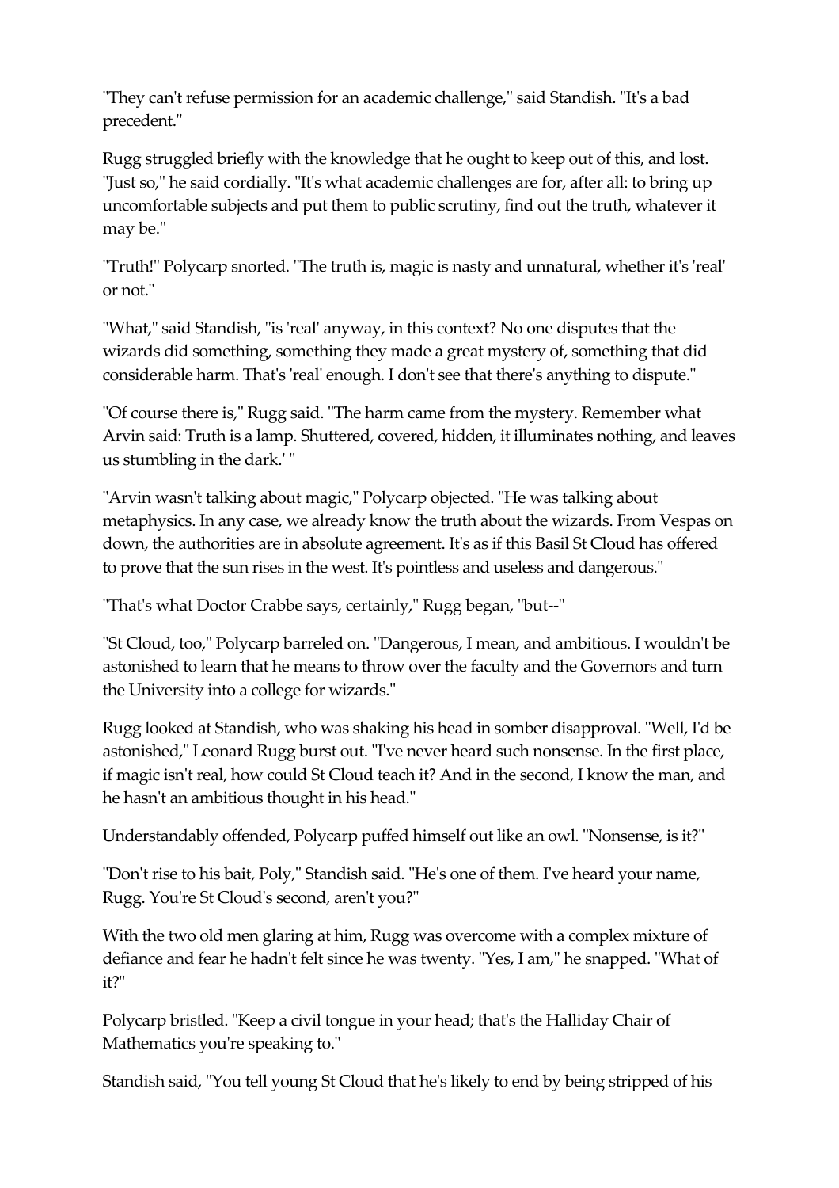"They can't refuse permission for an academic challenge," said Standish. "It's a bad precedent."

Rugg struggled briefly with the knowledge that he ought to keep out of this, and lost. "Just so," he said cordially. "It's what academic challenges are for, after all: to bring up uncomfortable subjects and put them to public scrutiny, find out the truth, whatever it may be."

"Truth!" Polycarp snorted. "The truth is, magic is nasty and unnatural, whether it's 'real' or not."

"What," said Standish, "is 'real' anyway, in this context? No one disputes that the wizards did something, something they made a great mystery of, something that did considerable harm. That's 'real' enough. I don't see that there's anything to dispute."

"Of course there is," Rugg said. "The harm came from the mystery. Remember what Arvin said: Truth is a lamp. Shuttered, covered, hidden, it illuminates nothing, and leaves us stumbling in the dark.' "

"Arvin wasn't talking about magic," Polycarp objected. "He was talking about metaphysics. In any case, we already know the truth about the wizards. From Vespas on down, the authorities are in absolute agreement. It's as if this Basil St Cloud has offered to prove that the sun rises in the west. It's pointless and useless and dangerous."

"That's what Doctor Crabbe says, certainly," Rugg began, "but--"

"St Cloud, too," Polycarp barreled on. "Dangerous, I mean, and ambitious. I wouldn't be astonished to learn that he means to throw over the faculty and the Governors and turn the University into a college for wizards."

Rugg looked at Standish, who was shaking his head in somber disapproval. "Well, I'd be astonished," Leonard Rugg burst out. "I've never heard such nonsense. In the first place, if magic isn't real, how could St Cloud teach it? And in the second, I know the man, and he hasn't an ambitious thought in his head."

Understandably offended, Polycarp puffed himself out like an owl. "Nonsense, is it?"

"Don't rise to his bait, Poly," Standish said. "He's one of them. I've heard your name, Rugg. You're St Cloud's second, aren't you?"

With the two old men glaring at him, Rugg was overcome with a complex mixture of defiance and fear he hadn't felt since he was twenty. "Yes, I am," he snapped. "What of it?"

Polycarp bristled. "Keep a civil tongue in your head; that's the Halliday Chair of Mathematics you're speaking to."

Standish said, "You tell young St Cloud that he's likely to end by being stripped of his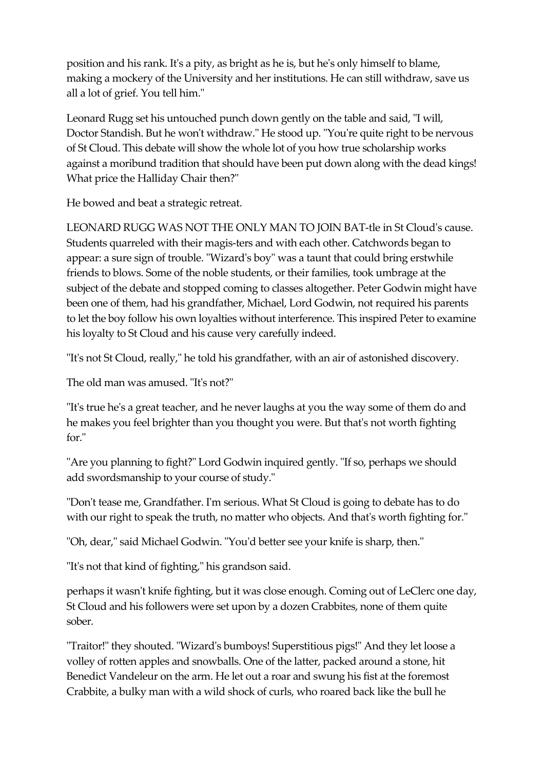position and his rank. It's a pity, as bright as he is, but he's only himself to blame, making a mockery of the University and her institutions. He can still withdraw, save us all a lot of grief. You tell him."

Leonard Rugg set his untouched punch down gently on the table and said, "I will, Doctor Standish. But he won't withdraw." He stood up. "You're quite right to be nervous of St Cloud. This debate will show the whole lot of you how true scholarship works against a moribund tradition that should have been put down along with the dead kings! What price the Halliday Chair then?"

He bowed and beat a strategic retreat.

LEONARD RUGG WAS NOT THE ONLY MAN TO JOIN BAT-tle in St Cloud's cause. Students quarreled with their magis-ters and with each other. Catchwords began to appear: a sure sign of trouble. "Wizard's boy" was a taunt that could bring erstwhile friends to blows. Some of the noble students, or their families, took umbrage at the subject of the debate and stopped coming to classes altogether. Peter Godwin might have been one of them, had his grandfather, Michael, Lord Godwin, not required his parents to let the boy follow his own loyalties without interference. This inspired Peter to examine his loyalty to St Cloud and his cause very carefully indeed.

"It's not St Cloud, really," he told his grandfather, with an air of astonished discovery.

The old man was amused. "It's not?"

"It's true he's a great teacher, and he never laughs at you the way some of them do and he makes you feel brighter than you thought you were. But that's not worth fighting for."

"Are you planning to fight?" Lord Godwin inquired gently. "If so, perhaps we should add swordsmanship to your course of study."

"Don't tease me, Grandfather. I'm serious. What St Cloud is going to debate has to do with our right to speak the truth, no matter who objects. And that's worth fighting for."

"Oh, dear," said Michael Godwin. "You'd better see your knife is sharp, then."

"It's not that kind of fighting," his grandson said.

perhaps it wasn't knife fighting, but it was close enough. Coming out of LeClerc one day, St Cloud and his followers were set upon by a dozen Crabbites, none of them quite sober.

"Traitor!" they shouted. "Wizard's bumboys! Superstitious pigs!" And they let loose a volley of rotten apples and snowballs. One of the latter, packed around a stone, hit Benedict Vandeleur on the arm. He let out a roar and swung his fist at the foremost Crabbite, a bulky man with a wild shock of curls, who roared back like the bull he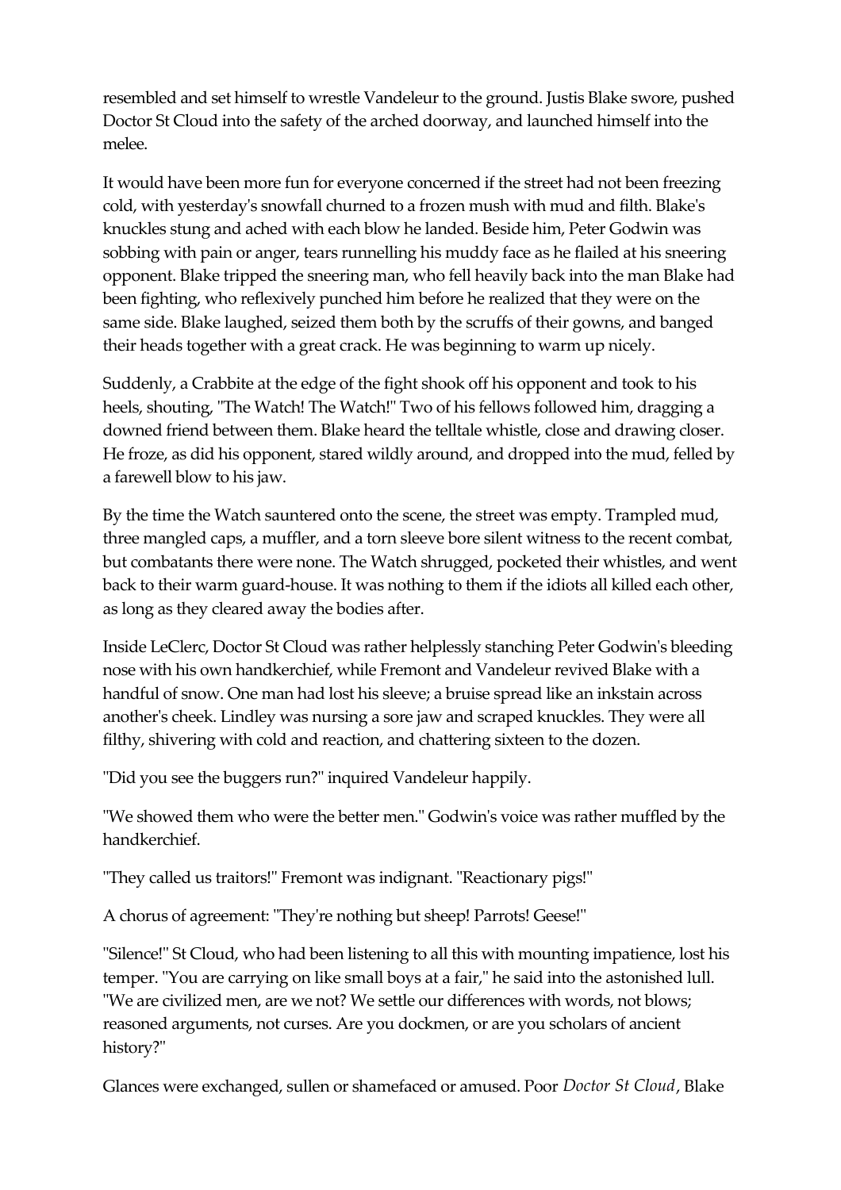resembled and set himself to wrestle Vandeleur to the ground. Justis Blake swore, pushed Doctor St Cloud into the safety of the arched doorway, and launched himself into the melee.

It would have been more fun for everyone concerned if the street had not been freezing cold, with yesterday's snowfall churned to a frozen mush with mud and filth. Blake's knuckles stung and ached with each blow he landed. Beside him, Peter Godwin was sobbing with pain or anger, tears runnelling his muddy face as he flailed at his sneering opponent. Blake tripped the sneering man, who fell heavily back into the man Blake had been fighting, who reflexively punched him before he realized that they were on the same side. Blake laughed, seized them both by the scruffs of their gowns, and banged their heads together with a great crack. He was beginning to warm up nicely.

Suddenly, a Crabbite at the edge of the fight shook off his opponent and took to his heels, shouting, "The Watch! The Watch!" Two of his fellows followed him, dragging a downed friend between them. Blake heard the telltale whistle, close and drawing closer. He froze, as did his opponent, stared wildly around, and dropped into the mud, felled by a farewell blow to his jaw.

By the time the Watch sauntered onto the scene, the street was empty. Trampled mud, three mangled caps, a muffler, and a torn sleeve bore silent witness to the recent combat, but combatants there were none. The Watch shrugged, pocketed their whistles, and went back to their warm guard-house. It was nothing to them if the idiots all killed each other, as long as they cleared away the bodies after.

Inside LeClerc, Doctor St Cloud was rather helplessly stanching Peter Godwin's bleeding nose with his own handkerchief, while Fremont and Vandeleur revived Blake with a handful of snow. One man had lost his sleeve; a bruise spread like an inkstain across another's cheek. Lindley was nursing a sore jaw and scraped knuckles. They were all filthy, shivering with cold and reaction, and chattering sixteen to the dozen.

"Did you see the buggers run?" inquired Vandeleur happily.

"We showed them who were the better men." Godwin's voice was rather muffled by the handkerchief.

"They called us traitors!" Fremont was indignant. "Reactionary pigs!"

A chorus of agreement: "They're nothing but sheep! Parrots! Geese!"

"Silence!" St Cloud, who had been listening to all this with mounting impatience, lost his temper. "You are carrying on like small boys at a fair," he said into the astonished lull. "We are civilized men, are we not? We settle our differences with words, not blows; reasoned arguments, not curses. Are you dockmen, or are you scholars of ancient history?"

Glances were exchanged, sullen or shamefaced or amused. Poor *Doctor St Cloud*, Blake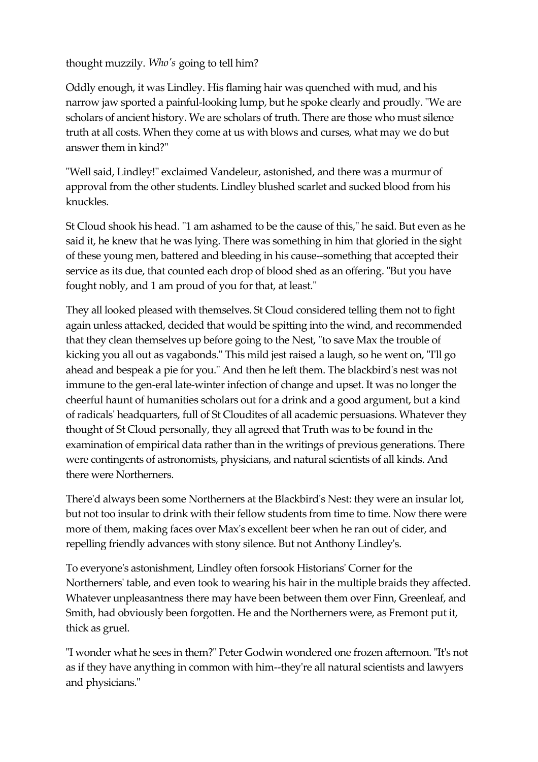thought muzzily. *Who's* going to tell him?

Oddly enough, it was Lindley. His flaming hair was quenched with mud, and his narrow jaw sported a painful-looking lump, but he spoke clearly and proudly. "We are scholars of ancient history. We are scholars of truth. There are those who must silence truth at all costs. When they come at us with blows and curses, what may we do but answer them in kind?"

"Well said, Lindley!" exclaimed Vandeleur, astonished, and there was a murmur of approval from the other students. Lindley blushed scarlet and sucked blood from his knuckles.

St Cloud shook his head. "1 am ashamed to be the cause of this," he said. But even as he said it, he knew that he was lying. There was something in him that gloried in the sight of these young men, battered and bleeding in his cause--something that accepted their service as its due, that counted each drop of blood shed as an offering. "But you have fought nobly, and 1 am proud of you for that, at least."

They all looked pleased with themselves. St Cloud considered telling them not to fight again unless attacked, decided that would be spitting into the wind, and recommended that they clean themselves up before going to the Nest, "to save Max the trouble of kicking you all out as vagabonds." This mild jest raised a laugh, so he went on, "I'll go ahead and bespeak a pie for you." And then he left them. The blackbird's nest was not immune to the gen-eral late-winter infection of change and upset. It was no longer the cheerful haunt of humanities scholars out for a drink and a good argument, but a kind of radicals' headquarters, full of St Cloudites of all academic persuasions. Whatever they thought of St Cloud personally, they all agreed that Truth was to be found in the examination of empirical data rather than in the writings of previous generations. There were contingents of astronomists, physicians, and natural scientists of all kinds. And there were Northerners.

There'd always been some Northerners at the Blackbird's Nest: they were an insular lot, but not too insular to drink with their fellow students from time to time. Now there were more of them, making faces over Max's excellent beer when he ran out of cider, and repelling friendly advances with stony silence. But not Anthony Lindley's.

To everyone's astonishment, Lindley often forsook Historians' Corner for the Northerners' table, and even took to wearing his hair in the multiple braids they affected. Whatever unpleasantness there may have been between them over Finn, Greenleaf, and Smith, had obviously been forgotten. He and the Northerners were, as Fremont put it, thick as gruel.

"I wonder what he sees in them?" Peter Godwin wondered one frozen afternoon. "It's not as if they have anything in common with him--they're all natural scientists and lawyers and physicians."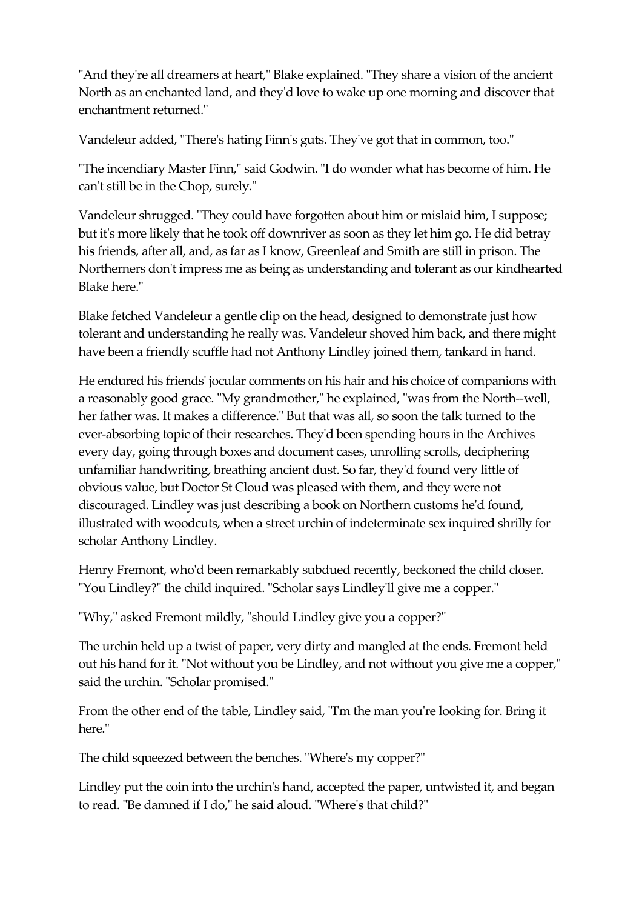"And they're all dreamers at heart," Blake explained. "They share a vision of the ancient North as an enchanted land, and they'd love to wake up one morning and discover that enchantment returned."

Vandeleur added, "There's hating Finn's guts. They've got that in common, too."

"The incendiary Master Finn," said Godwin. "I do wonder what has become of him. He can't still be in the Chop, surely."

Vandeleur shrugged. "They could have forgotten about him or mislaid him, I suppose; but it's more likely that he took off downriver as soon as they let him go. He did betray his friends, after all, and, as far as I know, Greenleaf and Smith are still in prison. The Northerners don't impress me as being as understanding and tolerant as our kindhearted Blake here."

Blake fetched Vandeleur a gentle clip on the head, designed to demonstrate just how tolerant and understanding he really was. Vandeleur shoved him back, and there might have been a friendly scuffle had not Anthony Lindley joined them, tankard in hand.

He endured his friends' jocular comments on his hair and his choice of companions with a reasonably good grace. "My grandmother," he explained, "was from the North--well, her father was. It makes a difference." But that was all, so soon the talk turned to the ever-absorbing topic of their researches. They'd been spending hours in the Archives every day, going through boxes and document cases, unrolling scrolls, deciphering unfamiliar handwriting, breathing ancient dust. So far, they'd found very little of obvious value, but Doctor St Cloud was pleased with them, and they were not discouraged. Lindley was just describing a book on Northern customs he'd found, illustrated with woodcuts, when a street urchin of indeterminate sex inquired shrilly for scholar Anthony Lindley.

Henry Fremont, who'd been remarkably subdued recently, beckoned the child closer. "You Lindley?" the child inquired. "Scholar says Lindley'll give me a copper."

"Why," asked Fremont mildly, "should Lindley give you a copper?"

The urchin held up a twist of paper, very dirty and mangled at the ends. Fremont held out his hand for it. "Not without you be Lindley, and not without you give me a copper," said the urchin. "Scholar promised."

From the other end of the table, Lindley said, "I'm the man you're looking for. Bring it here."

The child squeezed between the benches. "Where's my copper?"

Lindley put the coin into the urchin's hand, accepted the paper, untwisted it, and began to read. "Be damned if I do," he said aloud. "Where's that child?"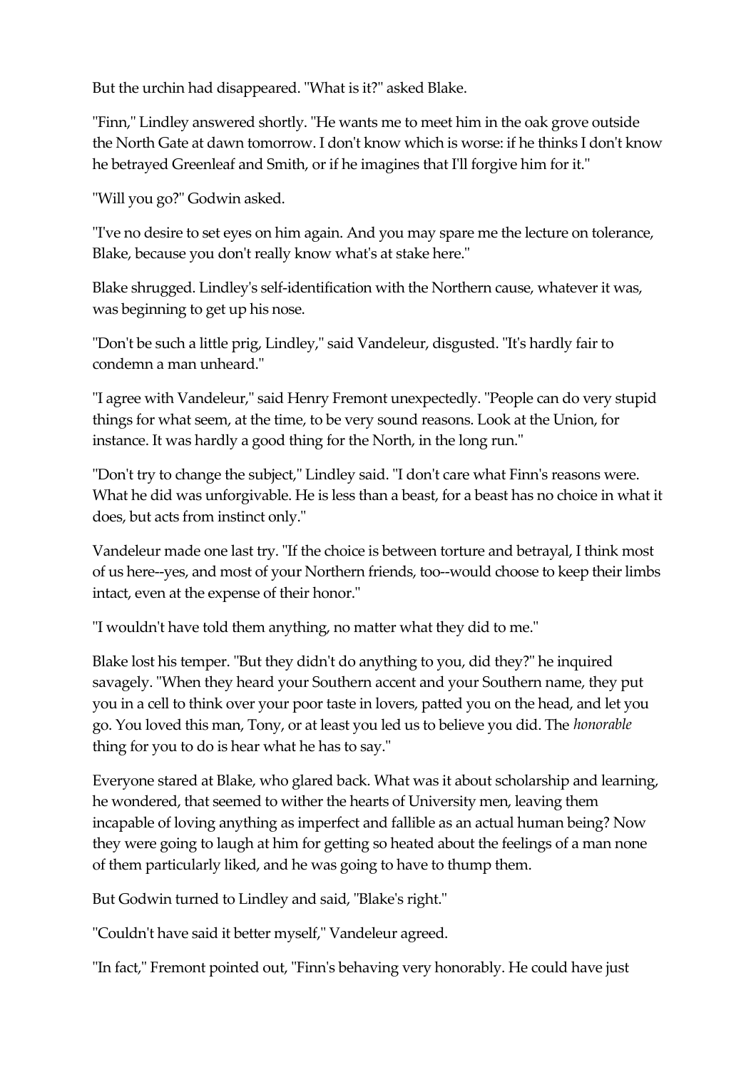But the urchin had disappeared. "What is it?" asked Blake.

"Finn," Lindley answered shortly. "He wants me to meet him in the oak grove outside the North Gate at dawn tomorrow. I don't know which is worse: if he thinks I don't know he betrayed Greenleaf and Smith, or if he imagines that I'll forgive him for it."

"Will you go?" Godwin asked.

"I've no desire to set eyes on him again. And you may spare me the lecture on tolerance, Blake, because you don't really know what's at stake here."

Blake shrugged. Lindley's self-identification with the Northern cause, whatever it was, was beginning to get up his nose.

"Don't be such a little prig, Lindley," said Vandeleur, disgusted. "It's hardly fair to condemn a man unheard."

"I agree with Vandeleur," said Henry Fremont unexpectedly. "People can do very stupid things for what seem, at the time, to be very sound reasons. Look at the Union, for instance. It was hardly a good thing for the North, in the long run."

"Don't try to change the subject," Lindley said. "I don't care what Finn's reasons were. What he did was unforgivable. He is less than a beast, for a beast has no choice in what it does, but acts from instinct only."

Vandeleur made one last try. "If the choice is between torture and betrayal, I think most of us here--yes, and most of your Northern friends, too--would choose to keep their limbs intact, even at the expense of their honor."

"I wouldn't have told them anything, no matter what they did to me."

Blake lost his temper. "But they didn't do anything to you, did they?" he inquired savagely. "When they heard your Southern accent and your Southern name, they put you in a cell to think over your poor taste in lovers, patted you on the head, and let you go. You loved this man, Tony, or at least you led us to believe you did. The *honorable* thing for you to do is hear what he has to say."

Everyone stared at Blake, who glared back. What was it about scholarship and learning, he wondered, that seemed to wither the hearts of University men, leaving them incapable of loving anything as imperfect and fallible as an actual human being? Now they were going to laugh at him for getting so heated about the feelings of a man none of them particularly liked, and he was going to have to thump them.

But Godwin turned to Lindley and said, "Blake's right."

"Couldn't have said it better myself," Vandeleur agreed.

"In fact," Fremont pointed out, "Finn's behaving very honorably. He could have just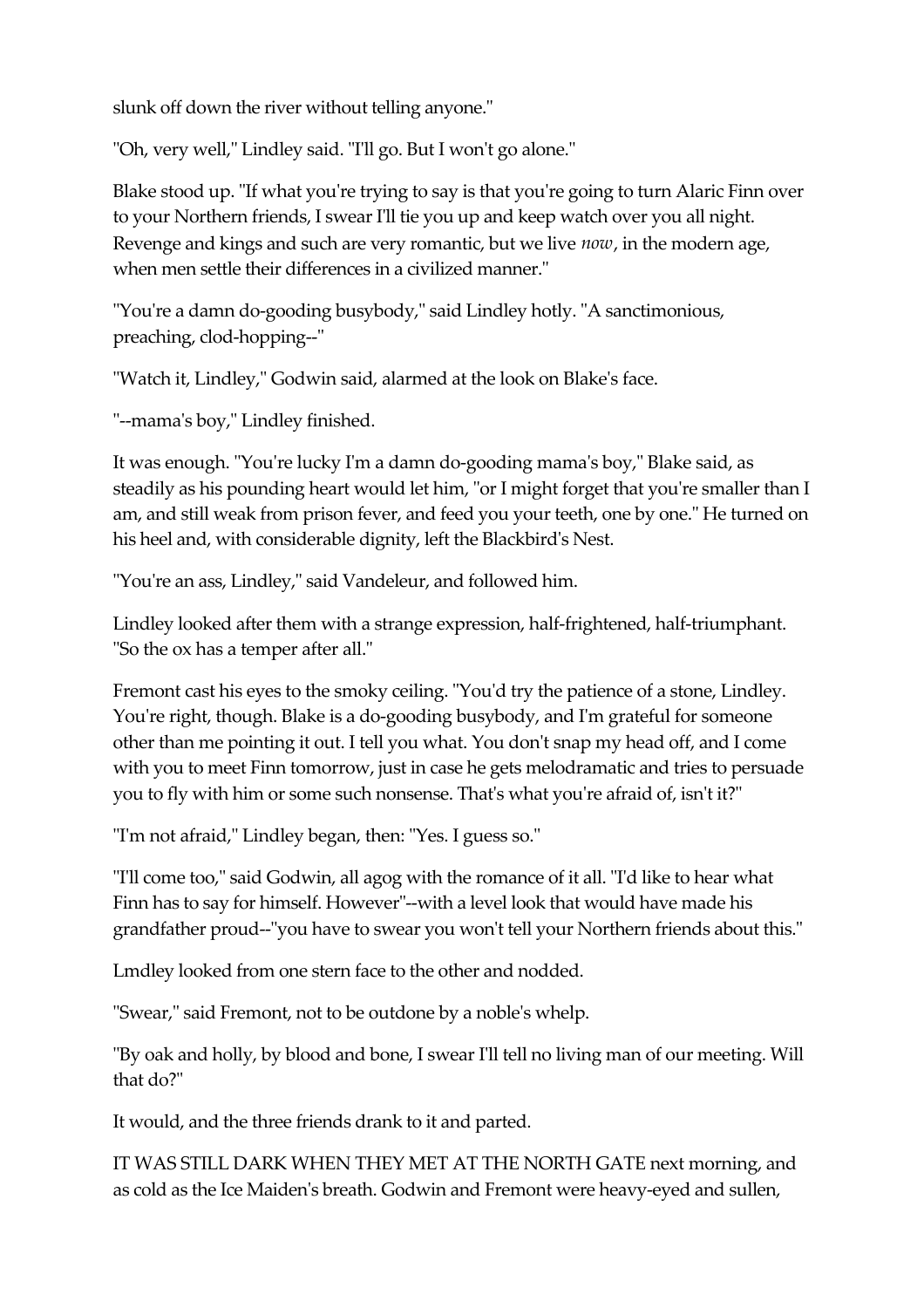slunk off down the river without telling anyone."

"Oh, very well," Lindley said. "I'll go. But I won't go alone."

Blake stood up. "If what you're trying to say is that you're going to turn Alaric Finn over to your Northern friends, I swear I'll tie you up and keep watch over you all night. Revenge and kings and such are very romantic, but we live *now*, in the modern age, when men settle their differences in a civilized manner."

"You're a damn do-gooding busybody," said Lindley hotly. "A sanctimonious, preaching, clod-hopping--"

"Watch it, Lindley," Godwin said, alarmed at the look on Blake's face.

"--mama's boy," Lindley finished.

It was enough. "You're lucky I'm a damn do-gooding mama's boy," Blake said, as steadily as his pounding heart would let him, "or I might forget that you're smaller than I am, and still weak from prison fever, and feed you your teeth, one by one." He turned on his heel and, with considerable dignity, left the Blackbird's Nest.

"You're an ass, Lindley," said Vandeleur, and followed him.

Lindley looked after them with a strange expression, half-frightened, half-triumphant. "So the ox has a temper after all."

Fremont cast his eyes to the smoky ceiling. "You'd try the patience of a stone, Lindley. You're right, though. Blake is a do-gooding busybody, and I'm grateful for someone other than me pointing it out. I tell you what. You don't snap my head off, and I come with you to meet Finn tomorrow, just in case he gets melodramatic and tries to persuade you to fly with him or some such nonsense. That's what you're afraid of, isn't it?"

"I'm not afraid," Lindley began, then: "Yes. I guess so."

"I'll come too," said Godwin, all agog with the romance of it all. "I'd like to hear what Finn has to say for himself. However"--with a level look that would have made his grandfather proud--"you have to swear you won't tell your Northern friends about this."

Lmdley looked from one stern face to the other and nodded.

"Swear," said Fremont, not to be outdone by a noble's whelp.

"By oak and holly, by blood and bone, I swear I'll tell no living man of our meeting. Will that do?"

It would, and the three friends drank to it and parted.

IT WAS STILL DARK WHEN THEY MET AT THE NORTH GATE next morning, and as cold as the Ice Maiden's breath. Godwin and Fremont were heavy-eyed and sullen,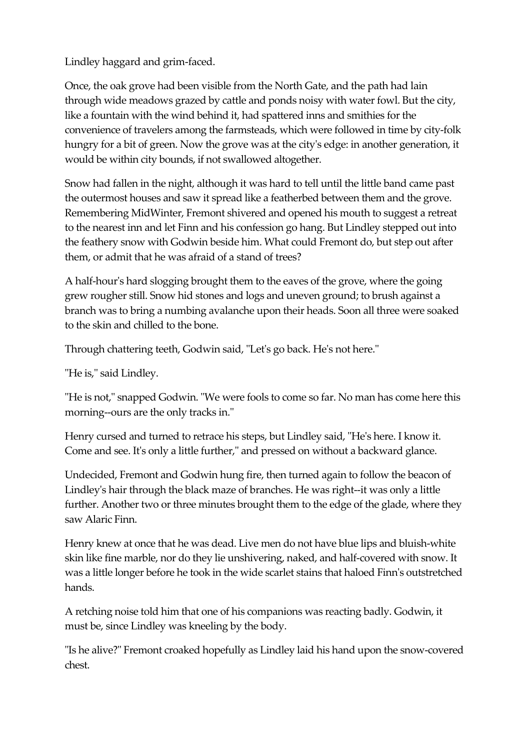Lindley haggard and grim-faced.

Once, the oak grove had been visible from the North Gate, and the path had lain through wide meadows grazed by cattle and ponds noisy with water fowl. But the city, like a fountain with the wind behind it, had spattered inns and smithies for the convenience of travelers among the farmsteads, which were followed in time by city-folk hungry for a bit of green. Now the grove was at the city's edge: in another generation, it would be within city bounds, if not swallowed altogether.

Snow had fallen in the night, although it was hard to tell until the little band came past the outermost houses and saw it spread like a featherbed between them and the grove. Remembering MidWinter, Fremont shivered and opened his mouth to suggest a retreat to the nearest inn and let Finn and his confession go hang. But Lindley stepped out into the feathery snow with Godwin beside him. What could Fremont do, but step out after them, or admit that he was afraid of a stand of trees?

A half-hour's hard slogging brought them to the eaves of the grove, where the going grew rougher still. Snow hid stones and logs and uneven ground; to brush against a branch was to bring a numbing avalanche upon their heads. Soon all three were soaked to the skin and chilled to the bone.

Through chattering teeth, Godwin said, "Let's go back. He's not here."

"He is," said Lindley.

"He is not," snapped Godwin. "We were fools to come so far. No man has come here this morning--ours are the only tracks in."

Henry cursed and turned to retrace his steps, but Lindley said, "He's here. I know it. Come and see. It's only a little further," and pressed on without a backward glance.

Undecided, Fremont and Godwin hung fire, then turned again to follow the beacon of Lindley's hair through the black maze of branches. He was right--it was only a little further. Another two or three minutes brought them to the edge of the glade, where they saw Alaric Finn.

Henry knew at once that he was dead. Live men do not have blue lips and bluish-white skin like fine marble, nor do they lie unshivering, naked, and half-covered with snow. It was a little longer before he took in the wide scarlet stains that haloed Finn's outstretched hands.

A retching noise told him that one of his companions was reacting badly. Godwin, it must be, since Lindley was kneeling by the body.

"Is he alive?" Fremont croaked hopefully as Lindley laid his hand upon the snow-covered chest.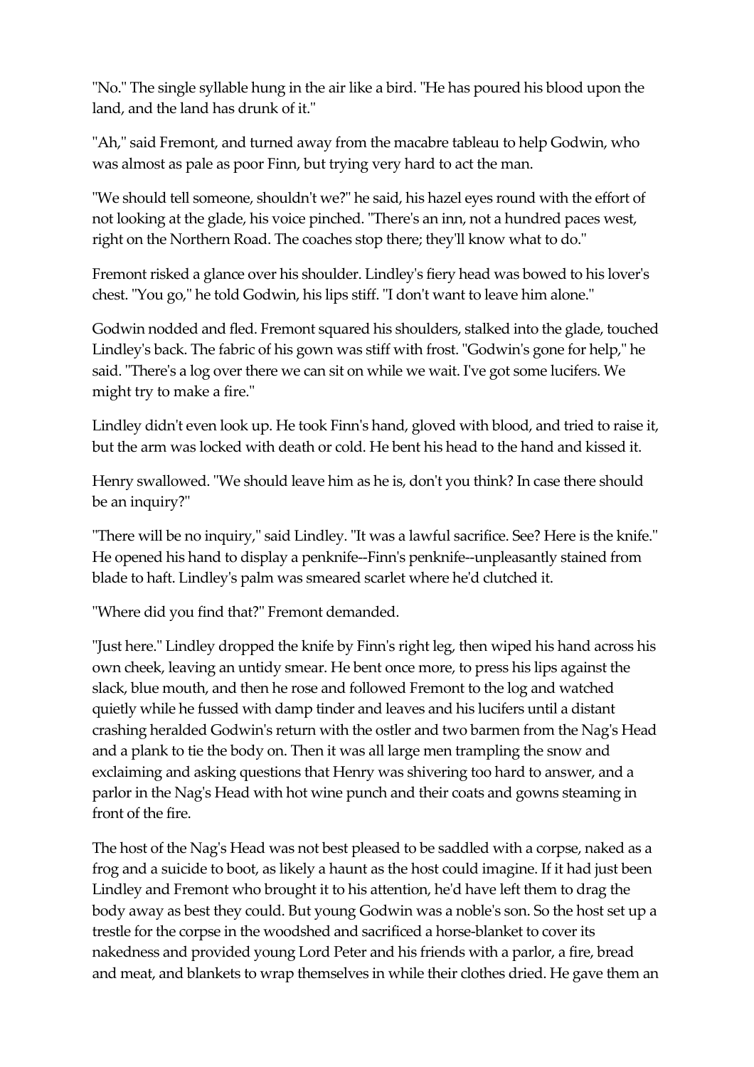"No." The single syllable hung in the air like a bird. "He has poured his blood upon the land, and the land has drunk of it."

"Ah," said Fremont, and turned away from the macabre tableau to help Godwin, who was almost as pale as poor Finn, but trying very hard to act the man.

"We should tell someone, shouldn't we?" he said, his hazel eyes round with the effort of not looking at the glade, his voice pinched. "There's an inn, not a hundred paces west, right on the Northern Road. The coaches stop there; they'll know what to do."

Fremont risked a glance over his shoulder. Lindley's fiery head was bowed to his lover's chest. "You go," he told Godwin, his lips stiff. "I don't want to leave him alone."

Godwin nodded and fled. Fremont squared his shoulders, stalked into the glade, touched Lindley's back. The fabric of his gown was stiff with frost. "Godwin's gone for help," he said. "There's a log over there we can sit on while we wait. I've got some lucifers. We might try to make a fire."

Lindley didn't even look up. He took Finn's hand, gloved with blood, and tried to raise it, but the arm was locked with death or cold. He bent his head to the hand and kissed it.

Henry swallowed. "We should leave him as he is, don't you think? In case there should be an inquiry?"

"There will be no inquiry," said Lindley. "It was a lawful sacrifice. See? Here is the knife." He opened his hand to display a penknife--Finn's penknife--unpleasantly stained from blade to haft. Lindley's palm was smeared scarlet where he'd clutched it.

"Where did you find that?" Fremont demanded.

"Just here." Lindley dropped the knife by Finn's right leg, then wiped his hand across his own cheek, leaving an untidy smear. He bent once more, to press his lips against the slack, blue mouth, and then he rose and followed Fremont to the log and watched quietly while he fussed with damp tinder and leaves and his lucifers until a distant crashing heralded Godwin's return with the ostler and two barmen from the Nag's Head and a plank to tie the body on. Then it was all large men trampling the snow and exclaiming and asking questions that Henry was shivering too hard to answer, and a parlor in the Nag's Head with hot wine punch and their coats and gowns steaming in front of the fire.

The host of the Nag's Head was not best pleased to be saddled with a corpse, naked as a frog and a suicide to boot, as likely a haunt as the host could imagine. If it had just been Lindley and Fremont who brought it to his attention, he'd have left them to drag the body away as best they could. But young Godwin was a noble's son. So the host set up a trestle for the corpse in the woodshed and sacrificed a horse-blanket to cover its nakedness and provided young Lord Peter and his friends with a parlor, a fire, bread and meat, and blankets to wrap themselves in while their clothes dried. He gave them an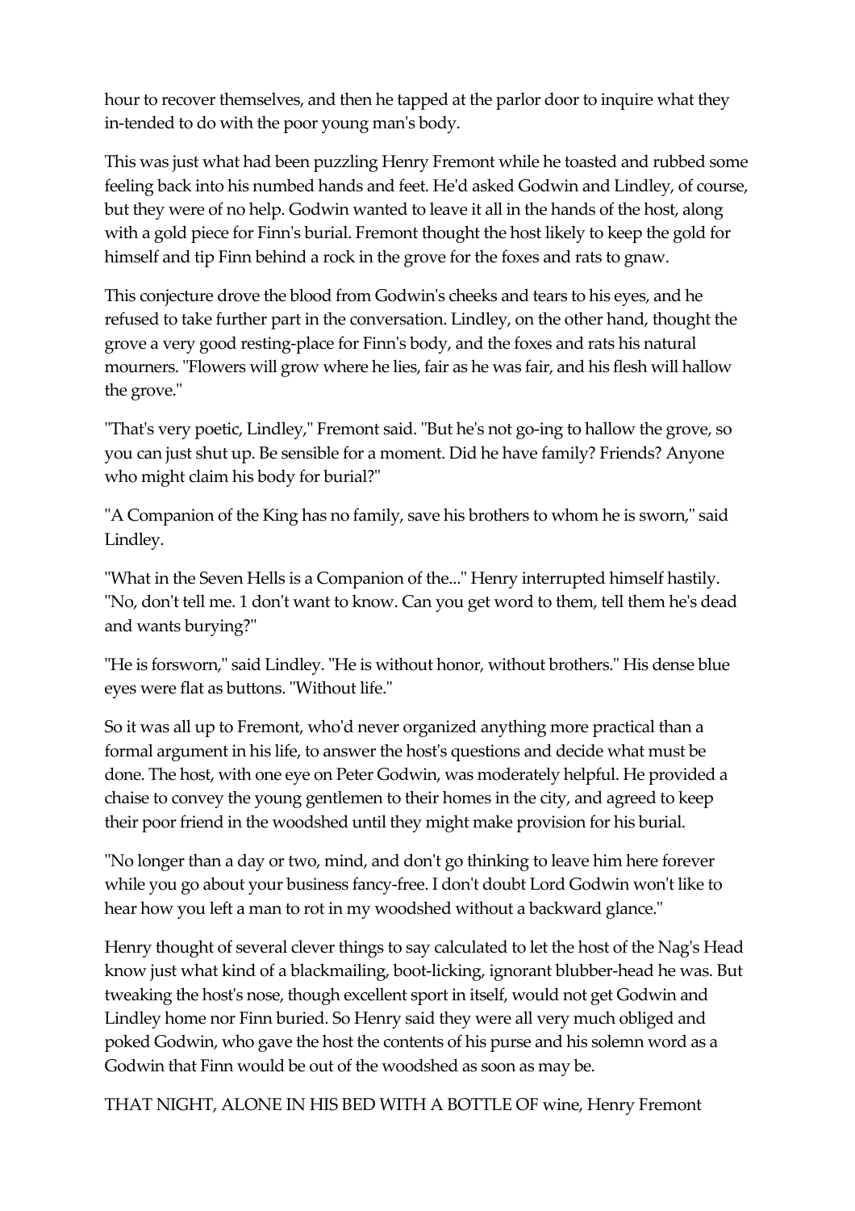hour to recover themselves, and then he tapped at the parlor door to inquire what they in-tended to do with the poor young man's body.

This was just what had been puzzling Henry Fremont while he toasted and rubbed some feeling back into his numbed hands and feet. He'd asked Godwin and Lindley, of course, but they were of no help. Godwin wanted to leave it all in the hands of the host, along with a gold piece for Finn's burial. Fremont thought the host likely to keep the gold for himself and tip Finn behind a rock in the grove for the foxes and rats to gnaw.

This conjecture drove the blood from Godwin's cheeks and tears to his eyes, and he refused to take further part in the conversation. Lindley, on the other hand, thought the grove a very good resting-place for Finn's body, and the foxes and rats his natural mourners. "Flowers will grow where he lies, fair as he was fair, and his flesh will hallow the grove."

"That's very poetic, Lindley," Fremont said. "But he's not go-ing to hallow the grove, so you can just shut up. Be sensible for a moment. Did he have family? Friends? Anyone who might claim his body for burial?"

"A Companion of the King has no family, save his brothers to whom he is sworn," said Lindley.

"What in the Seven Hells is a Companion of the..." Henry interrupted himself hastily. "No, don't tell me. 1 don't want to know. Can you get word to them, tell them he's dead and wants burying?"

"He is forsworn," said Lindley. "He is without honor, without brothers." His dense blue eyes were flat as buttons. "Without life."

So it was all up to Fremont, who'd never organized anything more practical than a formal argument in his life, to answer the host's questions and decide what must be done. The host, with one eye on Peter Godwin, was moderately helpful. He provided a chaise to convey the young gentlemen to their homes in the city, and agreed to keep their poor friend in the woodshed until they might make provision for his burial.

"No longer than a day or two, mind, and don't go thinking to leave him here forever while you go about your business fancy-free. I don't doubt Lord Godwin won't like to hear how you left a man to rot in my woodshed without a backward glance."

Henry thought of several clever things to say calculated to let the host of the Nag's Head know just what kind of a blackmailing, boot-licking, ignorant blubber-head he was. But tweaking the host's nose, though excellent sport in itself, would not get Godwin and Lindley home nor Finn buried. So Henry said they were all very much obliged and poked Godwin, who gave the host the contents of his purse and his solemn word as a Godwin that Finn would be out of the woodshed as soon as may be.

THAT NIGHT, ALONE IN HIS BED WITH A BOTTLE OF wine, Henry Fremont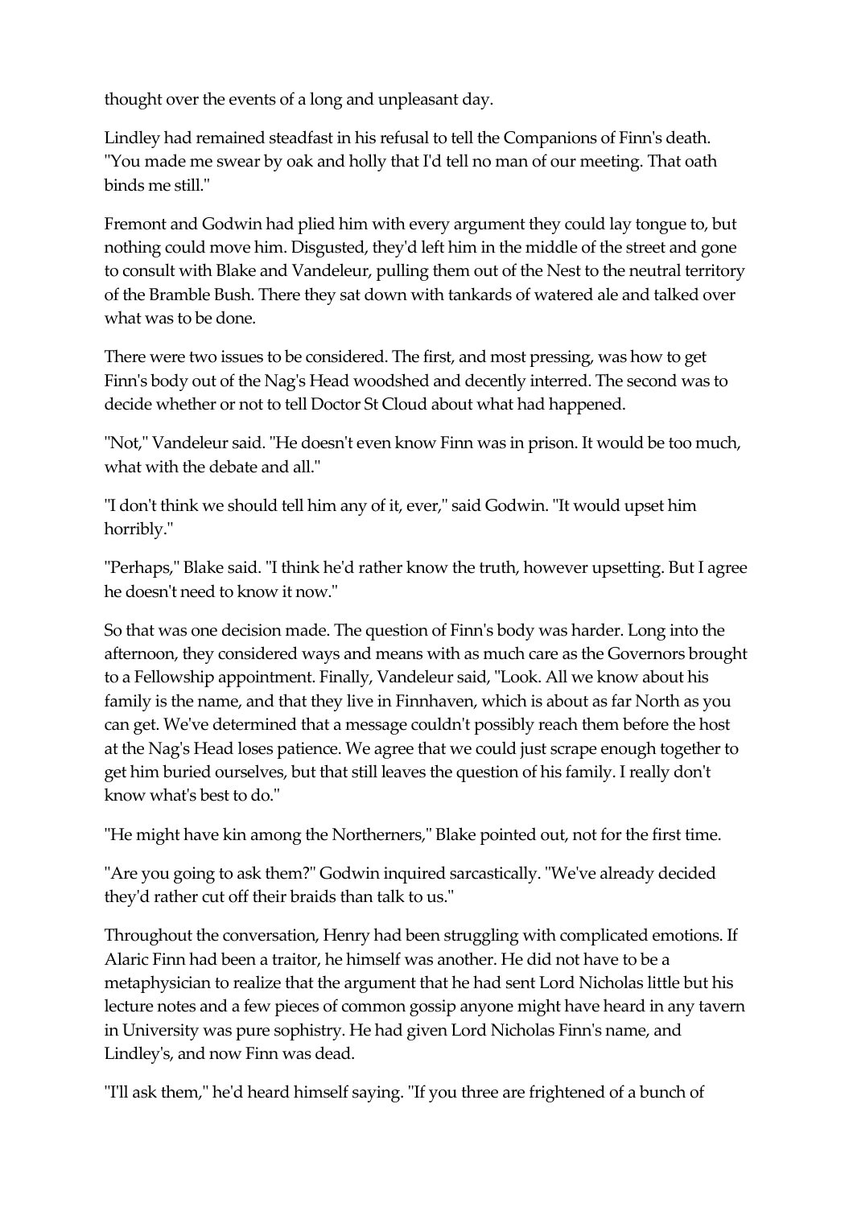thought over the events of a long and unpleasant day.

Lindley had remained steadfast in his refusal to tell the Companions of Finn's death. "You made me swear by oak and holly that I'd tell no man of our meeting. That oath binds me still."

Fremont and Godwin had plied him with every argument they could lay tongue to, but nothing could move him. Disgusted, they'd left him in the middle of the street and gone to consult with Blake and Vandeleur, pulling them out of the Nest to the neutral territory of the Bramble Bush. There they sat down with tankards of watered ale and talked over what was to be done.

There were two issues to be considered. The first, and most pressing, was how to get Finn's body out of the Nag's Head woodshed and decently interred. The second was to decide whether or not to tell Doctor St Cloud about what had happened.

"Not," Vandeleur said. "He doesn't even know Finn was in prison. It would be too much, what with the debate and all."

"I don't think we should tell him any of it, ever," said Godwin. "It would upset him horribly."

"Perhaps," Blake said. "I think he'd rather know the truth, however upsetting. But I agree he doesn't need to know it now."

So that was one decision made. The question of Finn's body was harder. Long into the afternoon, they considered ways and means with as much care as the Governors brought to a Fellowship appointment. Finally, Vandeleur said, "Look. All we know about his family is the name, and that they live in Finnhaven, which is about as far North as you can get. We've determined that a message couldn't possibly reach them before the host at the Nag's Head loses patience. We agree that we could just scrape enough together to get him buried ourselves, but that still leaves the question of his family. I really don't know what's best to do."

"He might have kin among the Northerners," Blake pointed out, not for the first time.

"Are you going to ask them?" Godwin inquired sarcastically. "We've already decided they'd rather cut off their braids than talk to us."

Throughout the conversation, Henry had been struggling with complicated emotions. If Alaric Finn had been a traitor, he himself was another. He did not have to be a metaphysician to realize that the argument that he had sent Lord Nicholas little but his lecture notes and a few pieces of common gossip anyone might have heard in any tavern in University was pure sophistry. He had given Lord Nicholas Finn's name, and Lindley's, and now Finn was dead.

"I'll ask them," he'd heard himself saying. "If you three are frightened of a bunch of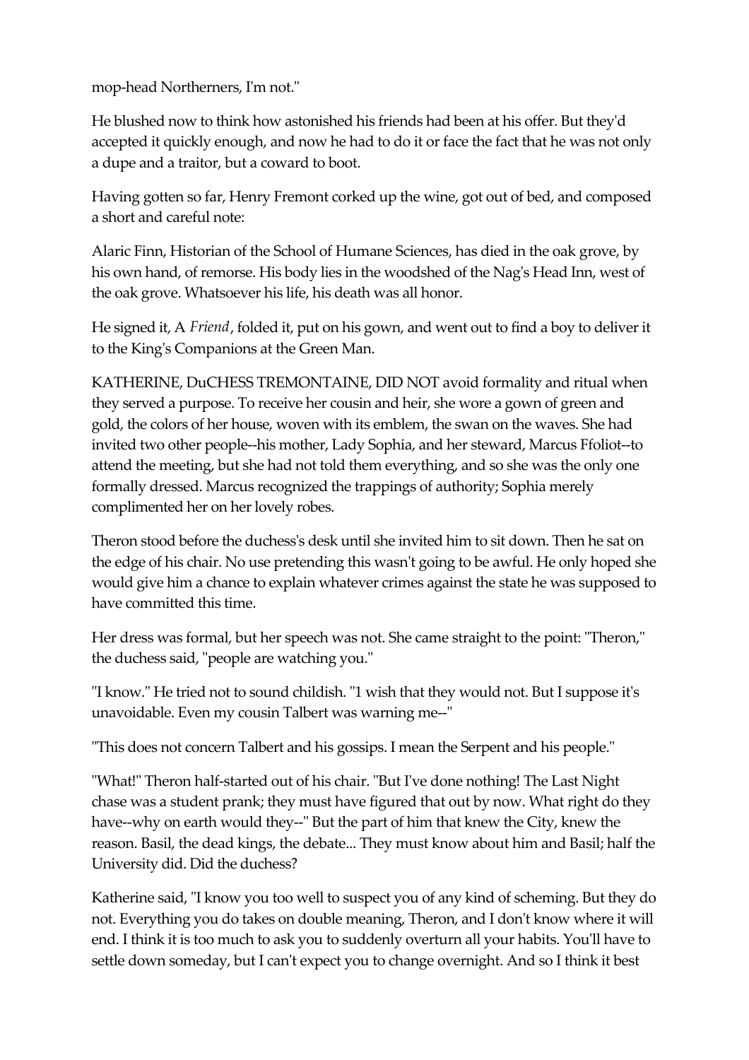mop-head Northerners, I'm not."

He blushed now to think how astonished his friends had been at his offer. But they'd accepted it quickly enough, and now he had to do it or face the fact that he was not only a dupe and a traitor, but a coward to boot.

Having gotten so far, Henry Fremont corked up the wine, got out of bed, and composed a short and careful note:

Alaric Finn, Historian of the School of Humane Sciences, has died in the oak grove, by his own hand, of remorse. His body lies in the woodshed of the Nag's Head Inn, west of the oak grove. Whatsoever his life, his death was all honor.

He signed it, A *Friend*, folded it, put on his gown, and went out to find a boy to deliver it to the King's Companions at the Green Man.

KATHERINE, DuCHESS TREMONTAINE, DID NOT avoid formality and ritual when they served a purpose. To receive her cousin and heir, she wore a gown of green and gold, the colors of her house, woven with its emblem, the swan on the waves. She had invited two other people--his mother, Lady Sophia, and her steward, Marcus Ffoliot--to attend the meeting, but she had not told them everything, and so she was the only one formally dressed. Marcus recognized the trappings of authority; Sophia merely complimented her on her lovely robes.

Theron stood before the duchess's desk until she invited him to sit down. Then he sat on the edge of his chair. No use pretending this wasn't going to be awful. He only hoped she would give him a chance to explain whatever crimes against the state he was supposed to have committed this time.

Her dress was formal, but her speech was not. She came straight to the point: "Theron," the duchess said, "people are watching you."

"I know." He tried not to sound childish. "1 wish that they would not. But I suppose it's unavoidable. Even my cousin Talbert was warning me--"

"This does not concern Talbert and his gossips. I mean the Serpent and his people."

"What!" Theron half-started out of his chair. "But I've done nothing! The Last Night chase was a student prank; they must have figured that out by now. What right do they have--why on earth would they--" But the part of him that knew the City, knew the reason. Basil, the dead kings, the debate... They must know about him and Basil; half the University did. Did the duchess?

Katherine said, "I know you too well to suspect you of any kind of scheming. But they do not. Everything you do takes on double meaning, Theron, and I don't know where it will end. I think it is too much to ask you to suddenly overturn all your habits. You'll have to settle down someday, but I can't expect you to change overnight. And so I think it best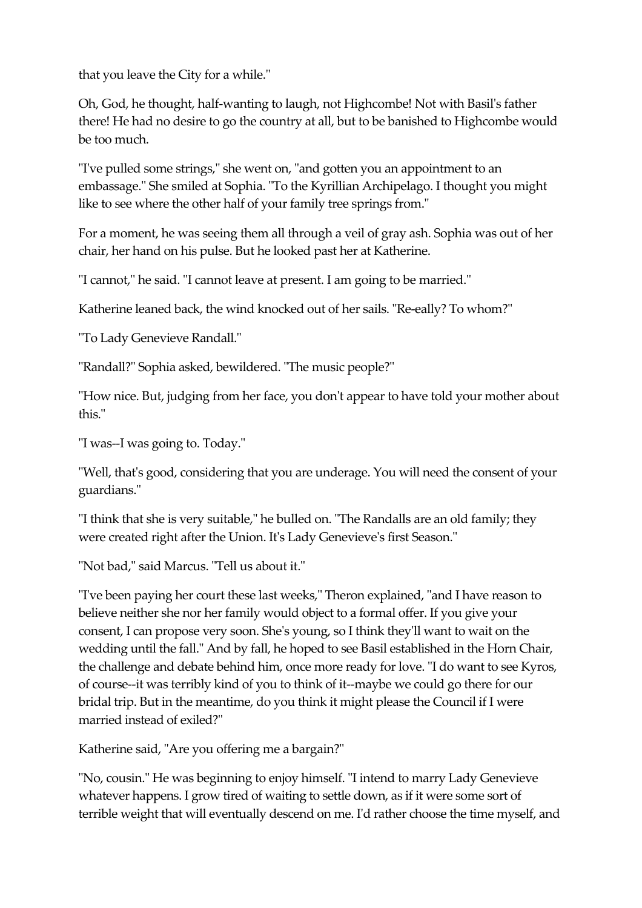that you leave the City for a while."

Oh, God, he thought, half-wanting to laugh, not Highcombe! Not with Basil's father there! He had no desire to go the country at all, but to be banished to Highcombe would be too much.

"I've pulled some strings," she went on, "and gotten you an appointment to an embassage." She smiled at Sophia. "To the Kyrillian Archipelago. I thought you might like to see where the other half of your family tree springs from."

For a moment, he was seeing them all through a veil of gray ash. Sophia was out of her chair, her hand on his pulse. But he looked past her at Katherine.

"I cannot," he said. "I cannot leave at present. I am going to be married."

Katherine leaned back, the wind knocked out of her sails. "Re-eally? To whom?"

"To Lady Genevieve Randall."

"Randall?" Sophia asked, bewildered. "The music people?"

"How nice. But, judging from her face, you don't appear to have told your mother about this."

"I was--I was going to. Today."

"Well, that's good, considering that you are underage. You will need the consent of your guardians."

"I think that she is very suitable," he bulled on. "The Randalls are an old family; they were created right after the Union. It's Lady Genevieve's first Season."

"Not bad," said Marcus. "Tell us about it."

"I've been paying her court these last weeks," Theron explained, "and I have reason to believe neither she nor her family would object to a formal offer. If you give your consent, I can propose very soon. She's young, so I think they'll want to wait on the wedding until the fall." And by fall, he hoped to see Basil established in the Horn Chair, the challenge and debate behind him, once more ready for love. "I do want to see Kyros, of course--it was terribly kind of you to think of it--maybe we could go there for our bridal trip. But in the meantime, do you think it might please the Council if I were married instead of exiled?"

Katherine said, "Are you offering me a bargain?"

"No, cousin." He was beginning to enjoy himself. "I intend to marry Lady Genevieve whatever happens. I grow tired of waiting to settle down, as if it were some sort of terrible weight that will eventually descend on me. I'd rather choose the time myself, and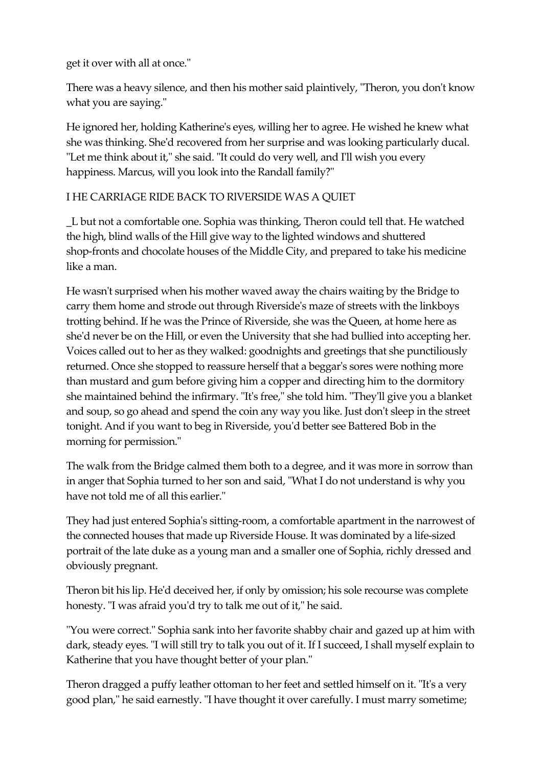get it over with all at once."

There was a heavy silence, and then his mother said plaintively, "Theron, you don't know what you are saying."

He ignored her, holding Katherine's eyes, willing her to agree. He wished he knew what she was thinking. She'd recovered from her surprise and was looking particularly ducal. "Let me think about it," she said. "It could do very well, and I'll wish you every happiness. Marcus, will you look into the Randall family?"

I HE CARRIAGE RIDE BACK TO RIVERSIDE WAS A QUIET

_L but not a comfortable one. Sophia was thinking, Theron could tell that. He watched the high, blind walls of the Hill give way to the lighted windows and shuttered shop-fronts and chocolate houses of the Middle City, and prepared to take his medicine like a man.

He wasn't surprised when his mother waved away the chairs waiting by the Bridge to carry them home and strode out through Riverside's maze of streets with the linkboys trotting behind. If he was the Prince of Riverside, she was the Queen, at home here as she'd never be on the Hill, or even the University that she had bullied into accepting her. Voices called out to her as they walked: goodnights and greetings that she punctiliously returned. Once she stopped to reassure herself that a beggar's sores were nothing more than mustard and gum before giving him a copper and directing him to the dormitory she maintained behind the infirmary. "It's free," she told him. "They'll give you a blanket and soup, so go ahead and spend the coin any way you like. Just don't sleep in the street tonight. And if you want to beg in Riverside, you'd better see Battered Bob in the morning for permission."

The walk from the Bridge calmed them both to a degree, and it was more in sorrow than in anger that Sophia turned to her son and said, "What I do not understand is why you have not told me of all this earlier."

They had just entered Sophia's sitting-room, a comfortable apartment in the narrowest of the connected houses that made up Riverside House. It was dominated by a life-sized portrait of the late duke as a young man and a smaller one of Sophia, richly dressed and obviously pregnant.

Theron bit his lip. He'd deceived her, if only by omission; his sole recourse was complete honesty. "I was afraid you'd try to talk me out of it," he said.

"You were correct." Sophia sank into her favorite shabby chair and gazed up at him with dark, steady eyes. "I will still try to talk you out of it. If I succeed, I shall myself explain to Katherine that you have thought better of your plan."

Theron dragged a puffy leather ottoman to her feet and settled himself on it. "It's a very good plan," he said earnestly. "I have thought it over carefully. I must marry sometime;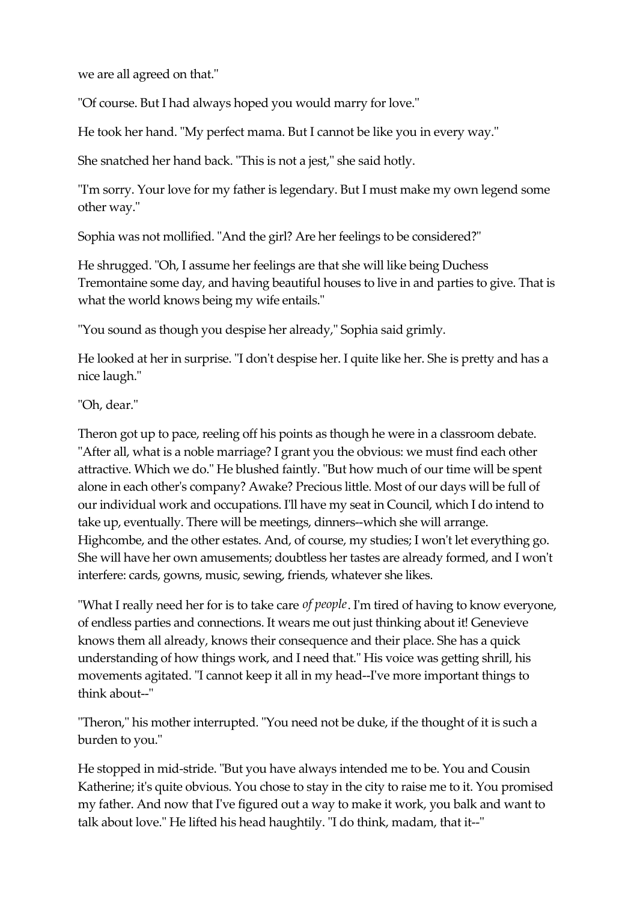we are all agreed on that."

"Of course. But I had always hoped you would marry for love."

He took her hand. "My perfect mama. But I cannot be like you in every way."

She snatched her hand back. "This is not a jest," she said hotly.

"I'm sorry. Your love for my father is legendary. But I must make my own legend some other way."

Sophia was not mollified. "And the girl? Are her feelings to be considered?"

He shrugged. "Oh, I assume her feelings are that she will like being Duchess Tremontaine some day, and having beautiful houses to live in and parties to give. That is what the world knows being my wife entails."

"You sound as though you despise her already," Sophia said grimly.

He looked at her in surprise. "I don't despise her. I quite like her. She is pretty and has a nice laugh."

"Oh, dear."

Theron got up to pace, reeling off his points as though he were in a classroom debate. "After all, what is a noble marriage? I grant you the obvious: we must find each other attractive. Which we do." He blushed faintly. "But how much of our time will be spent alone in each other's company? Awake? Precious little. Most of our days will be full of our individual work and occupations. I'll have my seat in Council, which I do intend to take up, eventually. There will be meetings, dinners--which she will arrange. Highcombe, and the other estates. And, of course, my studies; I won't let everything go. She will have her own amusements; doubtless her tastes are already formed, and I won't interfere: cards, gowns, music, sewing, friends, whatever she likes.

"What I really need her for is to take care *of people*. I'm tired of having to know everyone, of endless parties and connections. It wears me out just thinking about it! Genevieve knows them all already, knows their consequence and their place. She has a quick understanding of how things work, and I need that." His voice was getting shrill, his movements agitated. "I cannot keep it all in my head--I've more important things to think about--"

"Theron," his mother interrupted. "You need not be duke, if the thought of it is such a burden to you."

He stopped in mid-stride. "But you have always intended me to be. You and Cousin Katherine; it's quite obvious. You chose to stay in the city to raise me to it. You promised my father. And now that I've figured out a way to make it work, you balk and want to talk about love." He lifted his head haughtily. "I do think, madam, that it--"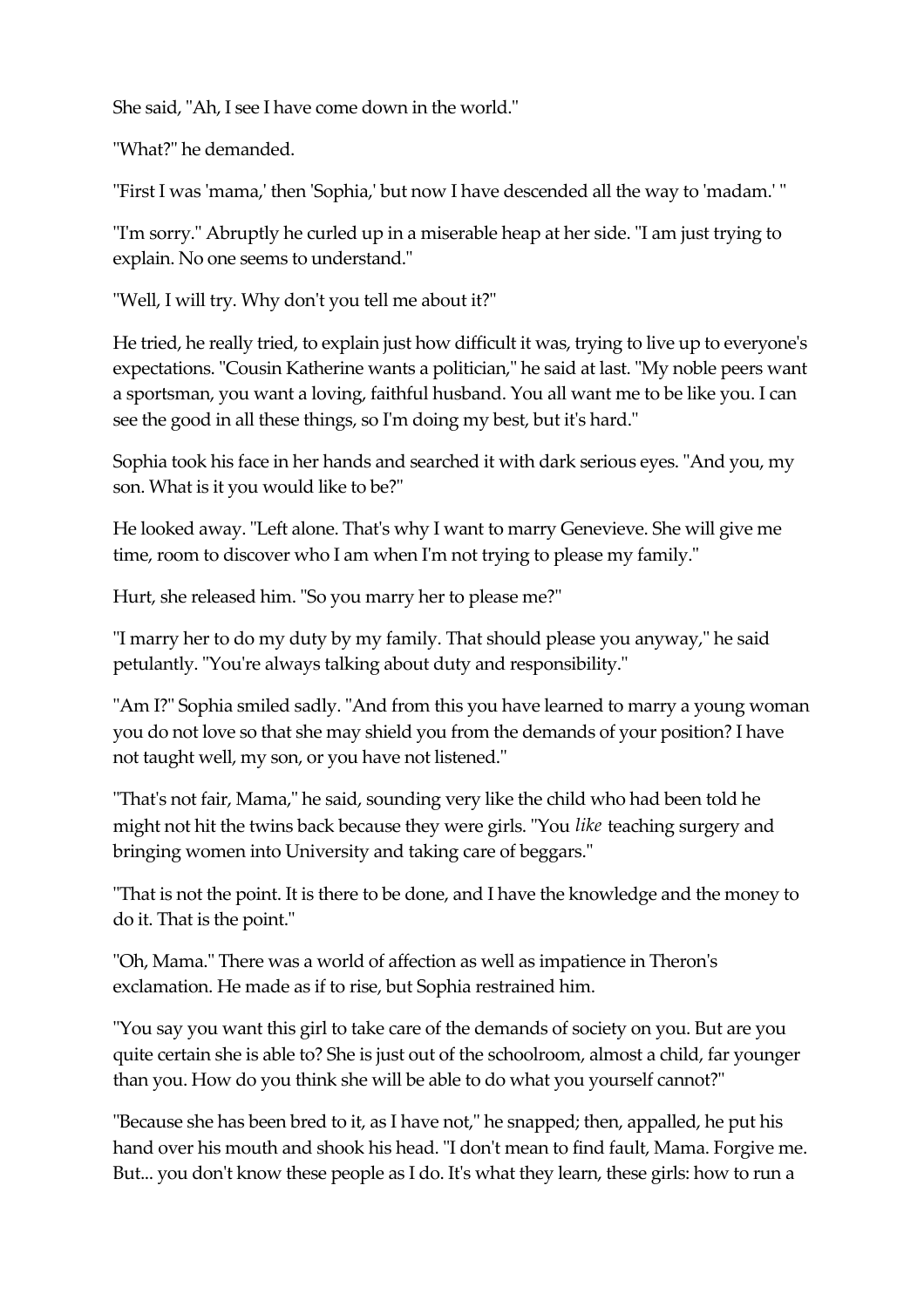She said, "Ah, I see I have come down in the world."

"What?" he demanded.

"First I was 'mama,' then 'Sophia,' but now I have descended all the way to 'madam.' "

"I'm sorry." Abruptly he curled up in a miserable heap at her side. "I am just trying to explain. No one seems to understand."

"Well, I will try. Why don't you tell me about it?"

He tried, he really tried, to explain just how difficult it was, trying to live up to everyone's expectations. "Cousin Katherine wants a politician," he said at last. "My noble peers want a sportsman, you want a loving, faithful husband. You all want me to be like you. I can see the good in all these things, so I'm doing my best, but it's hard."

Sophia took his face in her hands and searched it with dark serious eyes. "And you, my son. What is it you would like to be?"

He looked away. "Left alone. That's why I want to marry Genevieve. She will give me time, room to discover who I am when I'm not trying to please my family."

Hurt, she released him. "So you marry her to please me?"

"I marry her to do my duty by my family. That should please you anyway," he said petulantly. "You're always talking about duty and responsibility."

"Am I?" Sophia smiled sadly. "And from this you have learned to marry a young woman you do not love so that she may shield you from the demands of your position? I have not taught well, my son, or you have not listened."

"That's not fair, Mama," he said, sounding very like the child who had been told he might not hit the twins back because they were girls. "You *like* teaching surgery and bringing women into University and taking care of beggars."

"That is not the point. It is there to be done, and I have the knowledge and the money to do it. That is the point."

"Oh, Mama." There was a world of affection as well as impatience in Theron's exclamation. He made as if to rise, but Sophia restrained him.

"You say you want this girl to take care of the demands of society on you. But are you quite certain she is able to? She is just out of the schoolroom, almost a child, far younger than you. How do you think she will be able to do what you yourself cannot?"

"Because she has been bred to it, as I have not," he snapped; then, appalled, he put his hand over his mouth and shook his head. "I don't mean to find fault, Mama. Forgive me. But... you don't know these people as I do. It's what they learn, these girls: how to run a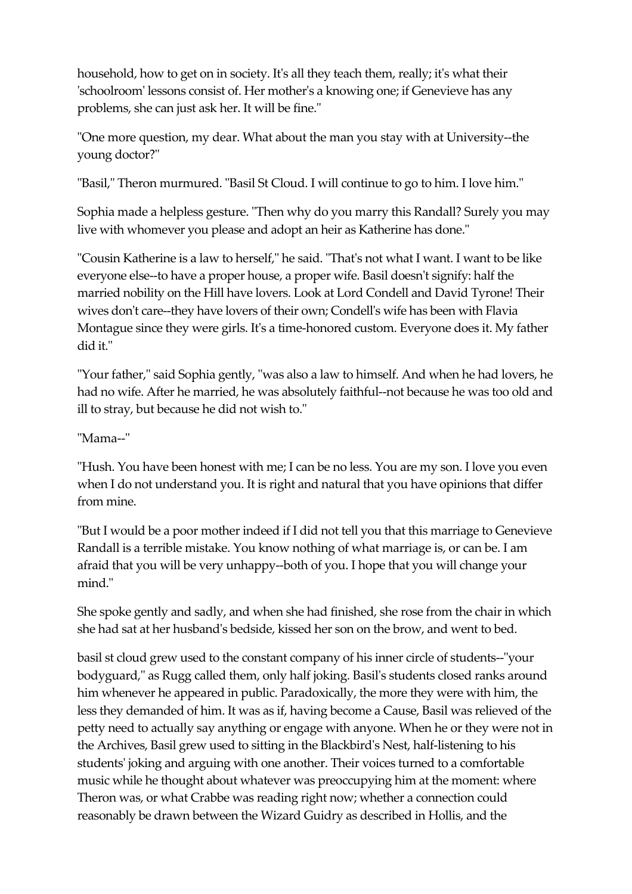household, how to get on in society. It's all they teach them, really; it's what their 'schoolroom' lessons consist of. Her mother's a knowing one; if Genevieve has any problems, she can just ask her. It will be fine."

"One more question, my dear. What about the man you stay with at University--the young doctor?"

"Basil," Theron murmured. "Basil St Cloud. I will continue to go to him. I love him."

Sophia made a helpless gesture. "Then why do you marry this Randall? Surely you may live with whomever you please and adopt an heir as Katherine has done."

"Cousin Katherine is a law to herself," he said. "That's not what I want. I want to be like everyone else--to have a proper house, a proper wife. Basil doesn't signify: half the married nobility on the Hill have lovers. Look at Lord Condell and David Tyrone! Their wives don't care--they have lovers of their own; Condell's wife has been with Flavia Montague since they were girls. It's a time-honored custom. Everyone does it. My father did it."

"Your father," said Sophia gently, "was also a law to himself. And when he had lovers, he had no wife. After he married, he was absolutely faithful--not because he was too old and ill to stray, but because he did not wish to."

"Mama--"

"Hush. You have been honest with me; I can be no less. You are my son. I love you even when I do not understand you. It is right and natural that you have opinions that differ from mine.

"But I would be a poor mother indeed if I did not tell you that this marriage to Genevieve Randall is a terrible mistake. You know nothing of what marriage is, or can be. I am afraid that you will be very unhappy--both of you. I hope that you will change your mind."

She spoke gently and sadly, and when she had finished, she rose from the chair in which she had sat at her husband's bedside, kissed her son on the brow, and went to bed.

basil st cloud grew used to the constant company of his inner circle of students--"your bodyguard," as Rugg called them, only half joking. Basil's students closed ranks around him whenever he appeared in public. Paradoxically, the more they were with him, the less they demanded of him. It was as if, having become a Cause, Basil was relieved of the petty need to actually say anything or engage with anyone. When he or they were not in the Archives, Basil grew used to sitting in the Blackbird's Nest, half-listening to his students' joking and arguing with one another. Their voices turned to a comfortable music while he thought about whatever was preoccupying him at the moment: where Theron was, or what Crabbe was reading right now; whether a connection could reasonably be drawn between the Wizard Guidry as described in Hollis, and the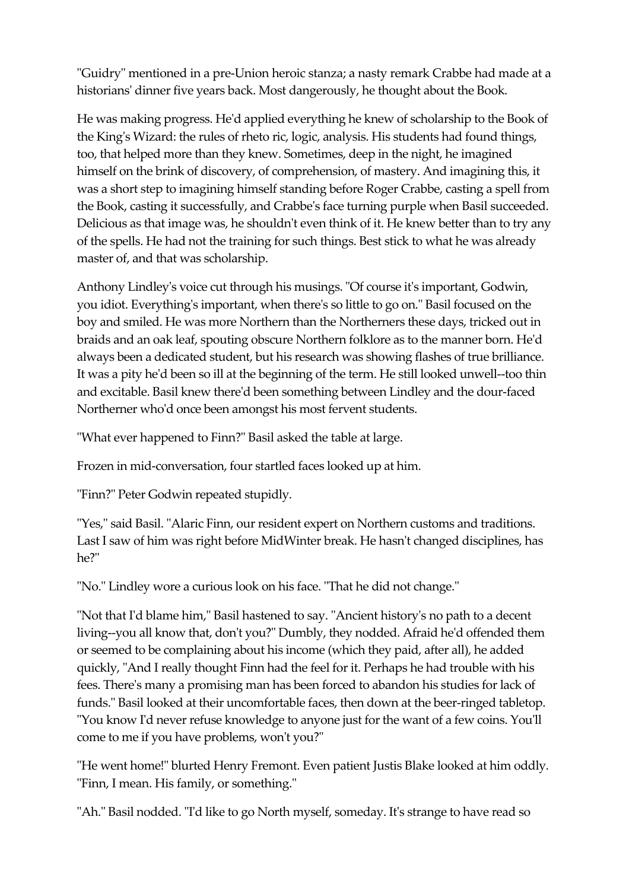"Guidry" mentioned in a pre-Union heroic stanza; a nasty remark Crabbe had made at a historians' dinner five years back. Most dangerously, he thought about the Book.

He was making progress. He'd applied everything he knew of scholarship to the Book of the King's Wizard: the rules of rheto ric, logic, analysis. His students had found things, too, that helped more than they knew. Sometimes, deep in the night, he imagined himself on the brink of discovery, of comprehension, of mastery. And imagining this, it was a short step to imagining himself standing before Roger Crabbe, casting a spell from the Book, casting it successfully, and Crabbe's face turning purple when Basil succeeded. Delicious as that image was, he shouldn't even think of it. He knew better than to try any of the spells. He had not the training for such things. Best stick to what he was already master of, and that was scholarship.

Anthony Lindley's voice cut through his musings. "Of course it's important, Godwin, you idiot. Everything's important, when there's so little to go on." Basil focused on the boy and smiled. He was more Northern than the Northerners these days, tricked out in braids and an oak leaf, spouting obscure Northern folklore as to the manner born. He'd always been a dedicated student, but his research was showing flashes of true brilliance. It was a pity he'd been so ill at the beginning of the term. He still looked unwell--too thin and excitable. Basil knew there'd been something between Lindley and the dour-faced Northerner who'd once been amongst his most fervent students.

"What ever happened to Finn?" Basil asked the table at large.

Frozen in mid-conversation, four startled faces looked up at him.

"Finn?" Peter Godwin repeated stupidly.

"Yes," said Basil. "Alaric Finn, our resident expert on Northern customs and traditions. Last I saw of him was right before MidWinter break. He hasn't changed disciplines, has he?"

"No." Lindley wore a curious look on his face. "That he did not change."

"Not that I'd blame him," Basil hastened to say. "Ancient history's no path to a decent living--you all know that, don't you?" Dumbly, they nodded. Afraid he'd offended them or seemed to be complaining about his income (which they paid, after all), he added quickly, "And I really thought Finn had the feel for it. Perhaps he had trouble with his fees. There's many a promising man has been forced to abandon his studies for lack of funds." Basil looked at their uncomfortable faces, then down at the beer-ringed tabletop. "You know I'd never refuse knowledge to anyone just for the want of a few coins. You'll come to me if you have problems, won't you?"

"He went home!" blurted Henry Fremont. Even patient Justis Blake looked at him oddly. "Finn, I mean. His family, or something."

"Ah." Basil nodded. "I'd like to go North myself, someday. It's strange to have read so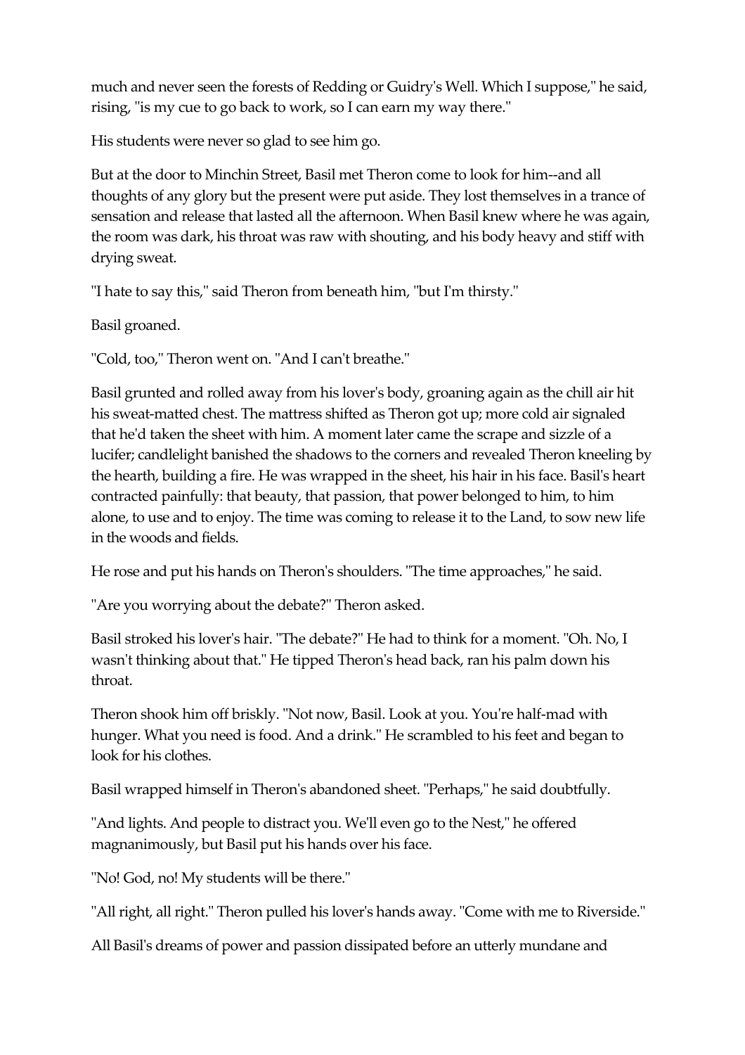much and never seen the forests of Redding or Guidry's Well. Which I suppose," he said, rising, "is my cue to go back to work, so I can earn my way there."

His students were never so glad to see him go.

But at the door to Minchin Street, Basil met Theron come to look for him--and all thoughts of any glory but the present were put aside. They lost themselves in a trance of sensation and release that lasted all the afternoon. When Basil knew where he was again, the room was dark, his throat was raw with shouting, and his body heavy and stiff with drying sweat.

"I hate to say this," said Theron from beneath him, "but I'm thirsty."

Basil groaned.

"Cold, too," Theron went on. "And I can't breathe."

Basil grunted and rolled away from his lover's body, groaning again as the chill air hit his sweat-matted chest. The mattress shifted as Theron got up; more cold air signaled that he'd taken the sheet with him. A moment later came the scrape and sizzle of a lucifer; candlelight banished the shadows to the corners and revealed Theron kneeling by the hearth, building a fire. He was wrapped in the sheet, his hair in his face. Basil's heart contracted painfully: that beauty, that passion, that power belonged to him, to him alone, to use and to enjoy. The time was coming to release it to the Land, to sow new life in the woods and fields.

He rose and put his hands on Theron's shoulders. "The time approaches," he said.

"Are you worrying about the debate?" Theron asked.

Basil stroked his lover's hair. "The debate?" He had to think for a moment. "Oh. No, I wasn't thinking about that." He tipped Theron's head back, ran his palm down his throat.

Theron shook him off briskly. "Not now, Basil. Look at you. You're half-mad with hunger. What you need is food. And a drink." He scrambled to his feet and began to look for his clothes.

Basil wrapped himself in Theron's abandoned sheet. "Perhaps," he said doubtfully.

"And lights. And people to distract you. We'll even go to the Nest," he offered magnanimously, but Basil put his hands over his face.

"No! God, no! My students will be there."

"All right, all right." Theron pulled his lover's hands away. "Come with me to Riverside."

All Basil's dreams of power and passion dissipated before an utterly mundane and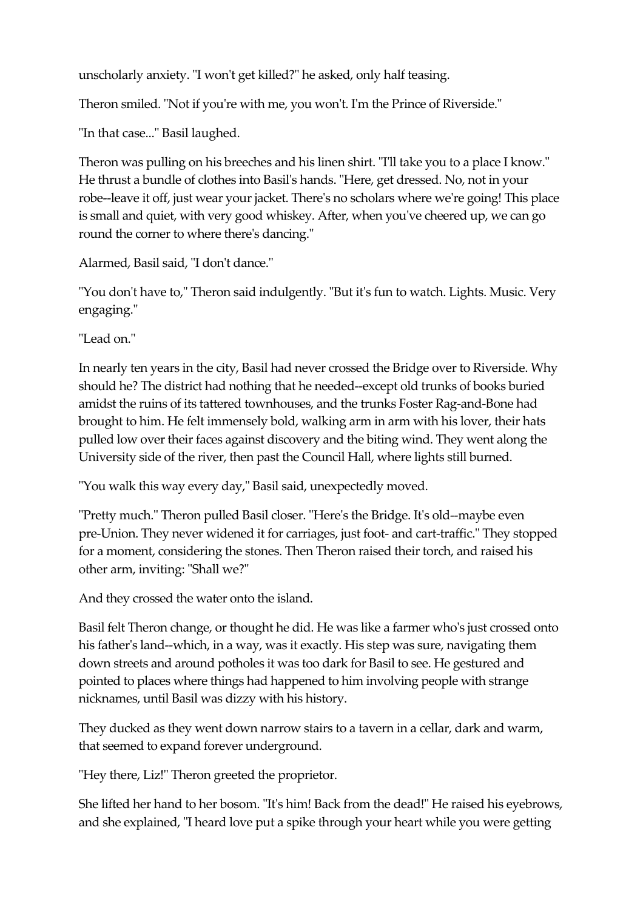unscholarly anxiety. "I won't get killed?" he asked, only half teasing.

Theron smiled. "Not if you're with me, you won't. I'm the Prince of Riverside."

"In that case..." Basil laughed.

Theron was pulling on his breeches and his linen shirt. "I'll take you to a place I know." He thrust a bundle of clothes into Basil's hands. "Here, get dressed. No, not in your robe--leave it off, just wear your jacket. There's no scholars where we're going! This place is small and quiet, with very good whiskey. After, when you've cheered up, we can go round the corner to where there's dancing."

Alarmed, Basil said, "I don't dance."

"You don't have to," Theron said indulgently. "But it's fun to watch. Lights. Music. Very engaging."

"Lead on."

In nearly ten years in the city, Basil had never crossed the Bridge over to Riverside. Why should he? The district had nothing that he needed--except old trunks of books buried amidst the ruins of its tattered townhouses, and the trunks Foster Rag-and-Bone had brought to him. He felt immensely bold, walking arm in arm with his lover, their hats pulled low over their faces against discovery and the biting wind. They went along the University side of the river, then past the Council Hall, where lights still burned.

"You walk this way every day," Basil said, unexpectedly moved.

"Pretty much." Theron pulled Basil closer. "Here's the Bridge. It's old--maybe even pre-Union. They never widened it for carriages, just foot- and cart-traffic." They stopped for a moment, considering the stones. Then Theron raised their torch, and raised his other arm, inviting: "Shall we?"

And they crossed the water onto the island.

Basil felt Theron change, or thought he did. He was like a farmer who's just crossed onto his father's land--which, in a way, was it exactly. His step was sure, navigating them down streets and around potholes it was too dark for Basil to see. He gestured and pointed to places where things had happened to him involving people with strange nicknames, until Basil was dizzy with his history.

They ducked as they went down narrow stairs to a tavern in a cellar, dark and warm, that seemed to expand forever underground.

"Hey there, Liz!" Theron greeted the proprietor.

She lifted her hand to her bosom. "It's him! Back from the dead!" He raised his eyebrows, and she explained, "I heard love put a spike through your heart while you were getting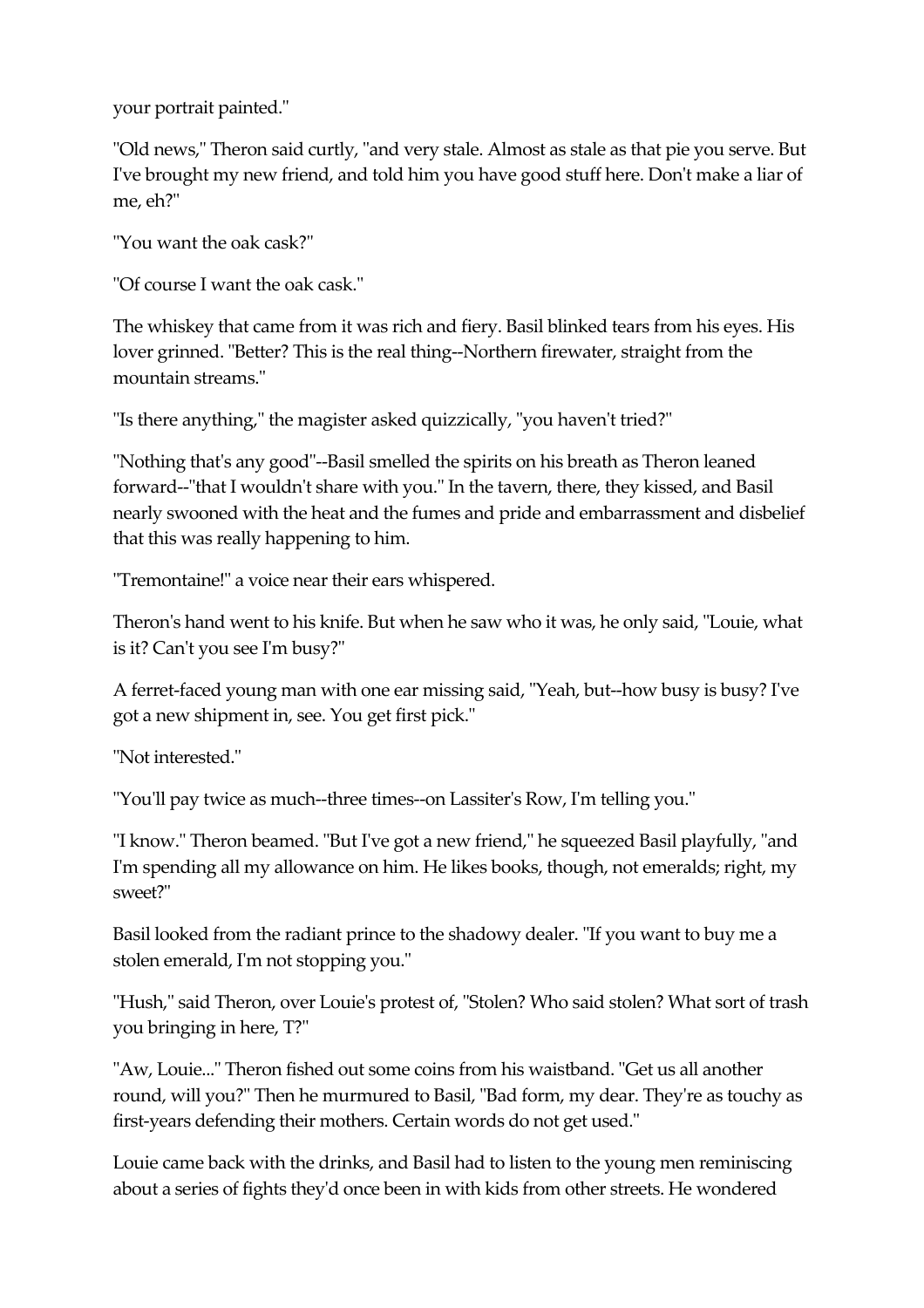your portrait painted."

"Old news," Theron said curtly, "and very stale. Almost as stale as that pie you serve. But I've brought my new friend, and told him you have good stuff here. Don't make a liar of me, eh?"

"You want the oak cask?"

"Of course I want the oak cask."

The whiskey that came from it was rich and fiery. Basil blinked tears from his eyes. His lover grinned. "Better? This is the real thing--Northern firewater, straight from the mountain streams."

"Is there anything," the magister asked quizzically, "you haven't tried?"

"Nothing that's any good"--Basil smelled the spirits on his breath as Theron leaned forward--"that I wouldn't share with you." In the tavern, there, they kissed, and Basil nearly swooned with the heat and the fumes and pride and embarrassment and disbelief that this was really happening to him.

"Tremontaine!" a voice near their ears whispered.

Theron's hand went to his knife. But when he saw who it was, he only said, "Louie, what is it? Can't you see I'm busy?"

A ferret-faced young man with one ear missing said, "Yeah, but--how busy is busy? I've got a new shipment in, see. You get first pick."

"Not interested."

"You'll pay twice as much--three times--on Lassiter's Row, I'm telling you."

"I know." Theron beamed. "But I've got a new friend," he squeezed Basil playfully, "and I'm spending all my allowance on him. He likes books, though, not emeralds; right, my sweet?"

Basil looked from the radiant prince to the shadowy dealer. "If you want to buy me a stolen emerald, I'm not stopping you."

"Hush," said Theron, over Louie's protest of, "Stolen? Who said stolen? What sort of trash you bringing in here, T?"

"Aw, Louie..." Theron fished out some coins from his waistband. "Get us all another round, will you?" Then he murmured to Basil, "Bad form, my dear. They're as touchy as first-years defending their mothers. Certain words do not get used."

Louie came back with the drinks, and Basil had to listen to the young men reminiscing about a series of fights they'd once been in with kids from other streets. He wondered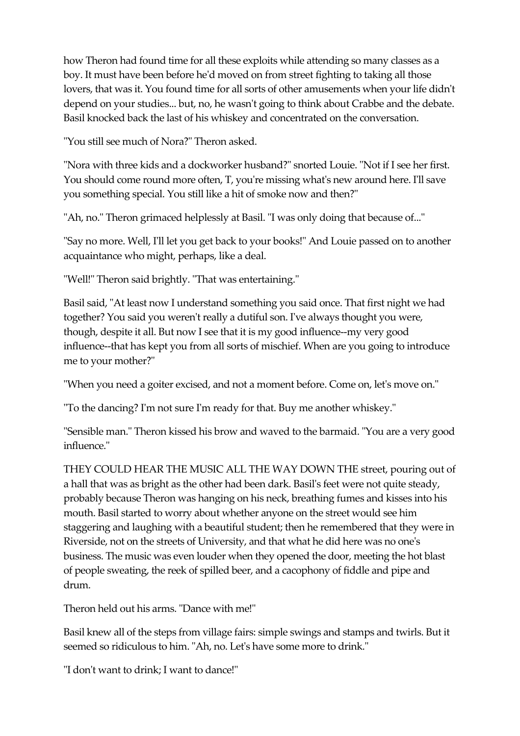how Theron had found time for all these exploits while attending so many classes as a boy. It must have been before he'd moved on from street fighting to taking all those lovers, that was it. You found time for all sorts of other amusements when your life didn't depend on your studies... but, no, he wasn't going to think about Crabbe and the debate. Basil knocked back the last of his whiskey and concentrated on the conversation.

"You still see much of Nora?" Theron asked.

"Nora with three kids and a dockworker husband?" snorted Louie. "Not if I see her first. You should come round more often, T, you're missing what's new around here. I'll save you something special. You still like a hit of smoke now and then?"

"Ah, no." Theron grimaced helplessly at Basil. "I was only doing that because of..."

"Say no more. Well, I'll let you get back to your books!" And Louie passed on to another acquaintance who might, perhaps, like a deal.

"Well!" Theron said brightly. "That was entertaining."

Basil said, "At least now I understand something you said once. That first night we had together? You said you weren't really a dutiful son. I've always thought you were, though, despite it all. But now I see that it is my good influence--my very good influence--that has kept you from all sorts of mischief. When are you going to introduce me to your mother?"

"When you need a goiter excised, and not a moment before. Come on, let's move on."

"To the dancing? I'm not sure I'm ready for that. Buy me another whiskey."

"Sensible man." Theron kissed his brow and waved to the barmaid. "You are a very good influence."

THEY COULD HEAR THE MUSIC ALL THE WAY DOWN THE street, pouring out of a hall that was as bright as the other had been dark. Basil's feet were not quite steady, probably because Theron was hanging on his neck, breathing fumes and kisses into his mouth. Basil started to worry about whether anyone on the street would see him staggering and laughing with a beautiful student; then he remembered that they were in Riverside, not on the streets of University, and that what he did here was no one's business. The music was even louder when they opened the door, meeting the hot blast of people sweating, the reek of spilled beer, and a cacophony of fiddle and pipe and drum.

Theron held out his arms. "Dance with me!"

Basil knew all of the steps from village fairs: simple swings and stamps and twirls. But it seemed so ridiculous to him. "Ah, no. Let's have some more to drink."

"I don't want to drink; I want to dance!"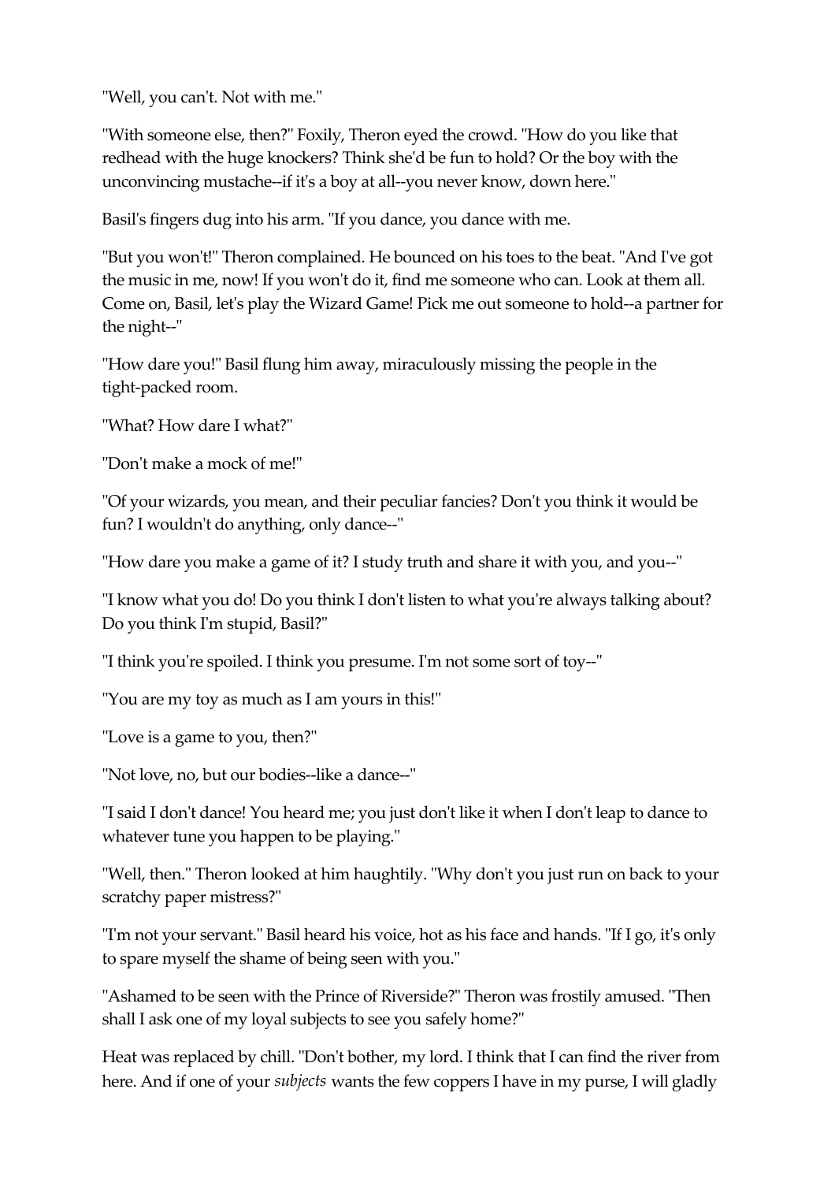"Well, you can't. Not with me."

"With someone else, then?" Foxily, Theron eyed the crowd. "How do you like that redhead with the huge knockers? Think she'd be fun to hold? Or the boy with the unconvincing mustache--if it's a boy at all--you never know, down here."

Basil's fingers dug into his arm. "If you dance, you dance with me.

"But you won't!" Theron complained. He bounced on his toes to the beat. "And I've got the music in me, now! If you won't do it, find me someone who can. Look at them all. Come on, Basil, let's play the Wizard Game! Pick me out someone to hold--a partner for the night--"

"How dare you!" Basil flung him away, miraculously missing the people in the tight-packed room.

"What? How dare I what?"

"Don't make a mock of me!"

"Of your wizards, you mean, and their peculiar fancies? Don't you think it would be fun? I wouldn't do anything, only dance--"

"How dare you make a game of it? I study truth and share it with you, and you--"

"I know what you do! Do you think I don't listen to what you're always talking about? Do you think I'm stupid, Basil?"

"I think you're spoiled. I think you presume. I'm not some sort of toy--"

"You are my toy as much as I am yours in this!"

"Love is a game to you, then?"

"Not love, no, but our bodies--like a dance--"

"I said I don't dance! You heard me; you just don't like it when I don't leap to dance to whatever tune you happen to be playing."

"Well, then." Theron looked at him haughtily. "Why don't you just run on back to your scratchy paper mistress?"

"I'm not your servant." Basil heard his voice, hot as his face and hands. "If I go, it's only to spare myself the shame of being seen with you."

"Ashamed to be seen with the Prince of Riverside?" Theron was frostily amused. "Then shall I ask one of my loyal subjects to see you safely home?"

Heat was replaced by chill. "Don't bother, my lord. I think that I can find the river from here. And if one of your *subjects* wants the few coppers I have in my purse, I will gladly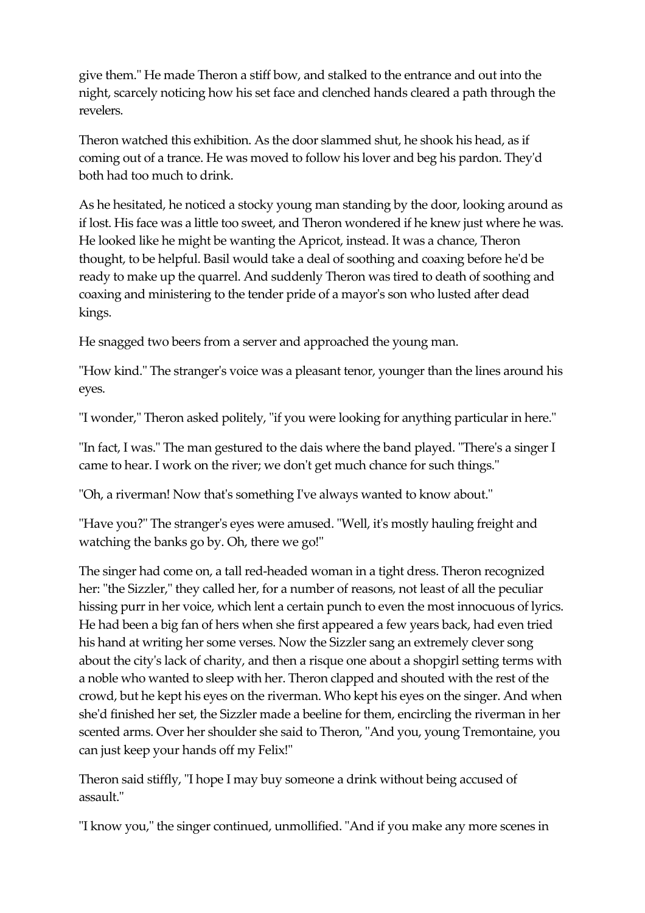give them." He made Theron a stiff bow, and stalked to the entrance and out into the night, scarcely noticing how his set face and clenched hands cleared a path through the revelers.

Theron watched this exhibition. As the door slammed shut, he shook his head, as if coming out of a trance. He was moved to follow his lover and beg his pardon. They'd both had too much to drink.

As he hesitated, he noticed a stocky young man standing by the door, looking around as if lost. His face was a little too sweet, and Theron wondered if he knew just where he was. He looked like he might be wanting the Apricot, instead. It was a chance, Theron thought, to be helpful. Basil would take a deal of soothing and coaxing before he'd be ready to make up the quarrel. And suddenly Theron was tired to death of soothing and coaxing and ministering to the tender pride of a mayor's son who lusted after dead kings.

He snagged two beers from a server and approached the young man.

"How kind." The stranger's voice was a pleasant tenor, younger than the lines around his eyes.

"I wonder," Theron asked politely, "if you were looking for anything particular in here."

"In fact, I was." The man gestured to the dais where the band played. "There's a singer I came to hear. I work on the river; we don't get much chance for such things."

"Oh, a riverman! Now that's something I've always wanted to know about."

"Have you?" The stranger's eyes were amused. "Well, it's mostly hauling freight and watching the banks go by. Oh, there we go!"

The singer had come on, a tall red-headed woman in a tight dress. Theron recognized her: "the Sizzler," they called her, for a number of reasons, not least of all the peculiar hissing purr in her voice, which lent a certain punch to even the most innocuous of lyrics. He had been a big fan of hers when she first appeared a few years back, had even tried his hand at writing her some verses. Now the Sizzler sang an extremely clever song about the city's lack of charity, and then a risque one about a shopgirl setting terms with a noble who wanted to sleep with her. Theron clapped and shouted with the rest of the crowd, but he kept his eyes on the riverman. Who kept his eyes on the singer. And when she'd finished her set, the Sizzler made a beeline for them, encircling the riverman in her scented arms. Over her shoulder she said to Theron, "And you, young Tremontaine, you can just keep your hands off my Felix!"

Theron said stiffly, "I hope I may buy someone a drink without being accused of assault."

"I know you," the singer continued, unmollified. "And if you make any more scenes in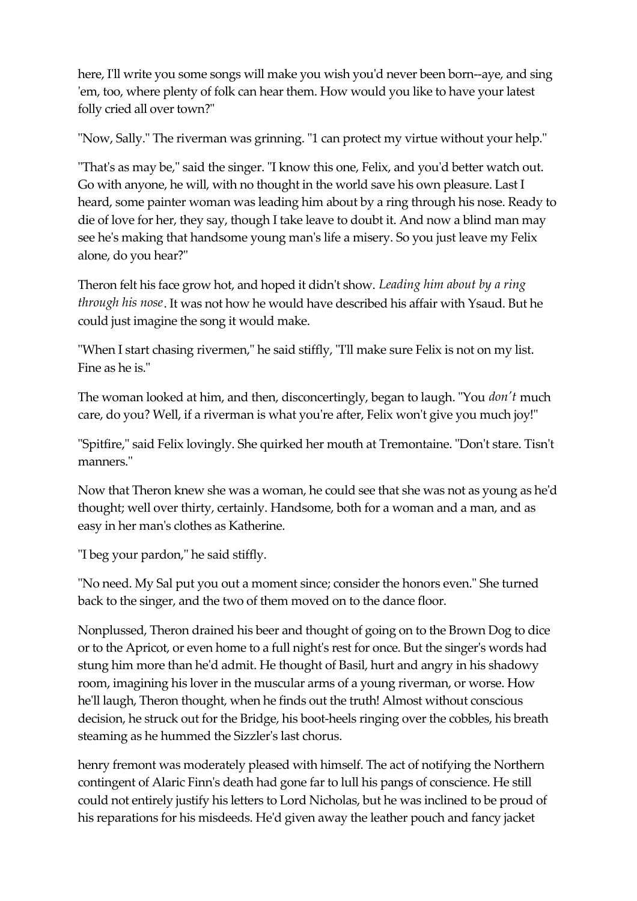here, I'll write you some songs will make you wish you'd never been born--aye, and sing 'em, too, where plenty of folk can hear them. How would you like to have your latest folly cried all over town?"

"Now, Sally." The riverman was grinning. "1 can protect my virtue without your help."

"That's as may be," said the singer. "I know this one, Felix, and you'd better watch out. Go with anyone, he will, with no thought in the world save his own pleasure. Last I heard, some painter woman was leading him about by a ring through his nose. Ready to die of love for her, they say, though I take leave to doubt it. And now a blind man may see he's making that handsome young man's life a misery. So you just leave my Felix alone, do you hear?"

Theron felt his face grow hot, and hoped it didn't show. *Leading him about by a ring through his nose*. It was not how he would have described his affair with Ysaud. But he could just imagine the song it would make.

"When I start chasing rivermen," he said stiffly, "I'll make sure Felix is not on my list. Fine as he is."

The woman looked at him, and then, disconcertingly, began to laugh. "You *don't* much care, do you? Well, if a riverman is what you're after, Felix won't give you much joy!"

"Spitfire," said Felix lovingly. She quirked her mouth at Tremontaine. "Don't stare. Tisn't manners."

Now that Theron knew she was a woman, he could see that she was not as young as he'd thought; well over thirty, certainly. Handsome, both for a woman and a man, and as easy in her man's clothes as Katherine.

"I beg your pardon," he said stiffly.

"No need. My Sal put you out a moment since; consider the honors even." She turned back to the singer, and the two of them moved on to the dance floor.

Nonplussed, Theron drained his beer and thought of going on to the Brown Dog to dice or to the Apricot, or even home to a full night's rest for once. But the singer's words had stung him more than he'd admit. He thought of Basil, hurt and angry in his shadowy room, imagining his lover in the muscular arms of a young riverman, or worse. How he'll laugh, Theron thought, when he finds out the truth! Almost without conscious decision, he struck out for the Bridge, his boot-heels ringing over the cobbles, his breath steaming as he hummed the Sizzler's last chorus.

henry fremont was moderately pleased with himself. The act of notifying the Northern contingent of Alaric Finn's death had gone far to lull his pangs of conscience. He still could not entirely justify his letters to Lord Nicholas, but he was inclined to be proud of his reparations for his misdeeds. He'd given away the leather pouch and fancy jacket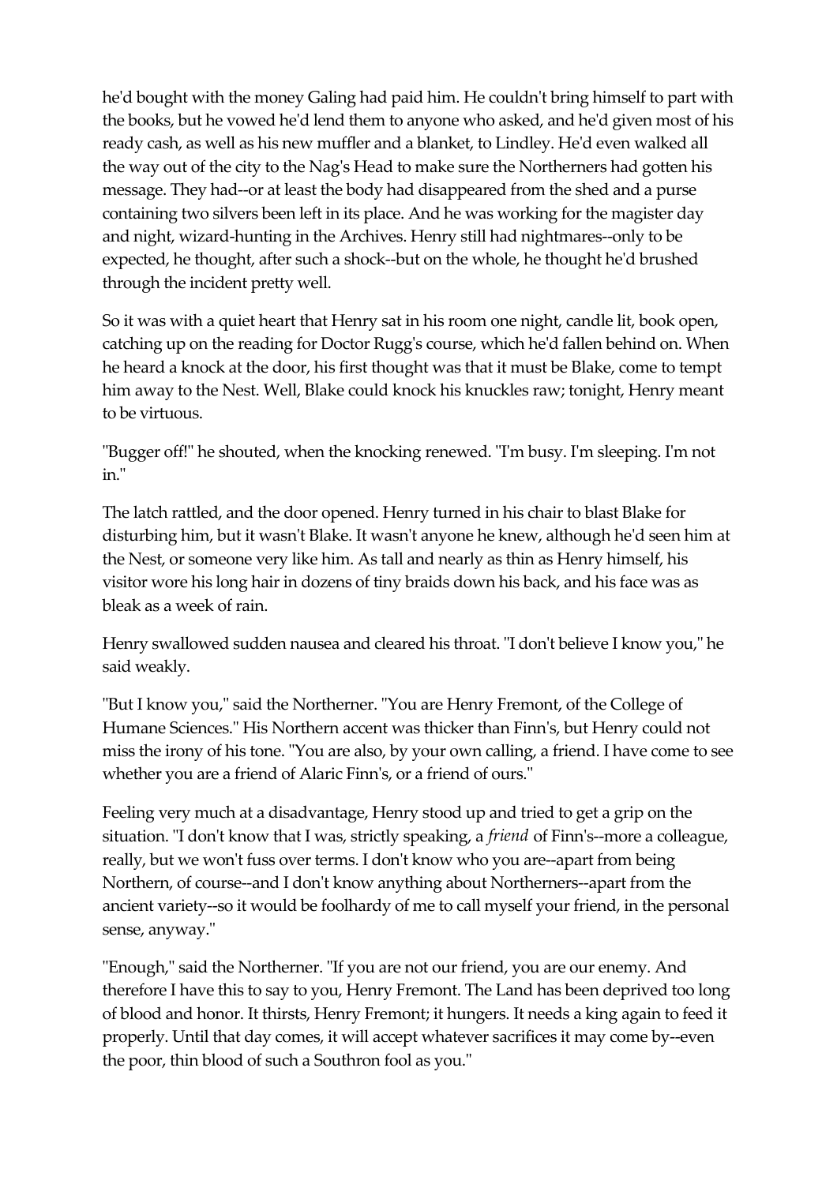he'd bought with the money Galing had paid him. He couldn't bring himself to part with the books, but he vowed he'd lend them to anyone who asked, and he'd given most of his ready cash, as well as his new muffler and a blanket, to Lindley. He'd even walked all the way out of the city to the Nag's Head to make sure the Northerners had gotten his message. They had--or at least the body had disappeared from the shed and a purse containing two silvers been left in its place. And he was working for the magister day and night, wizard-hunting in the Archives. Henry still had nightmares--only to be expected, he thought, after such a shock--but on the whole, he thought he'd brushed through the incident pretty well.

So it was with a quiet heart that Henry sat in his room one night, candle lit, book open, catching up on the reading for Doctor Rugg's course, which he'd fallen behind on. When he heard a knock at the door, his first thought was that it must be Blake, come to tempt him away to the Nest. Well, Blake could knock his knuckles raw; tonight, Henry meant to be virtuous.

"Bugger off!" he shouted, when the knocking renewed. "I'm busy. I'm sleeping. I'm not in."

The latch rattled, and the door opened. Henry turned in his chair to blast Blake for disturbing him, but it wasn't Blake. It wasn't anyone he knew, although he'd seen him at the Nest, or someone very like him. As tall and nearly as thin as Henry himself, his visitor wore his long hair in dozens of tiny braids down his back, and his face was as bleak as a week of rain.

Henry swallowed sudden nausea and cleared his throat. "I don't believe I know you," he said weakly.

"But I know you," said the Northerner. "You are Henry Fremont, of the College of Humane Sciences." His Northern accent was thicker than Finn's, but Henry could not miss the irony of his tone. "You are also, by your own calling, a friend. I have come to see whether you are a friend of Alaric Finn's, or a friend of ours."

Feeling very much at a disadvantage, Henry stood up and tried to get a grip on the situation. "I don't know that I was, strictly speaking, a *friend* of Finn's--more a colleague, really, but we won't fuss over terms. I don't know who you are--apart from being Northern, of course--and I don't know anything about Northerners--apart from the ancient variety--so it would be foolhardy of me to call myself your friend, in the personal sense, anyway."

"Enough," said the Northerner. "If you are not our friend, you are our enemy. And therefore I have this to say to you, Henry Fremont. The Land has been deprived too long of blood and honor. It thirsts, Henry Fremont; it hungers. It needs a king again to feed it properly. Until that day comes, it will accept whatever sacrifices it may come by--even the poor, thin blood of such a Southron fool as you."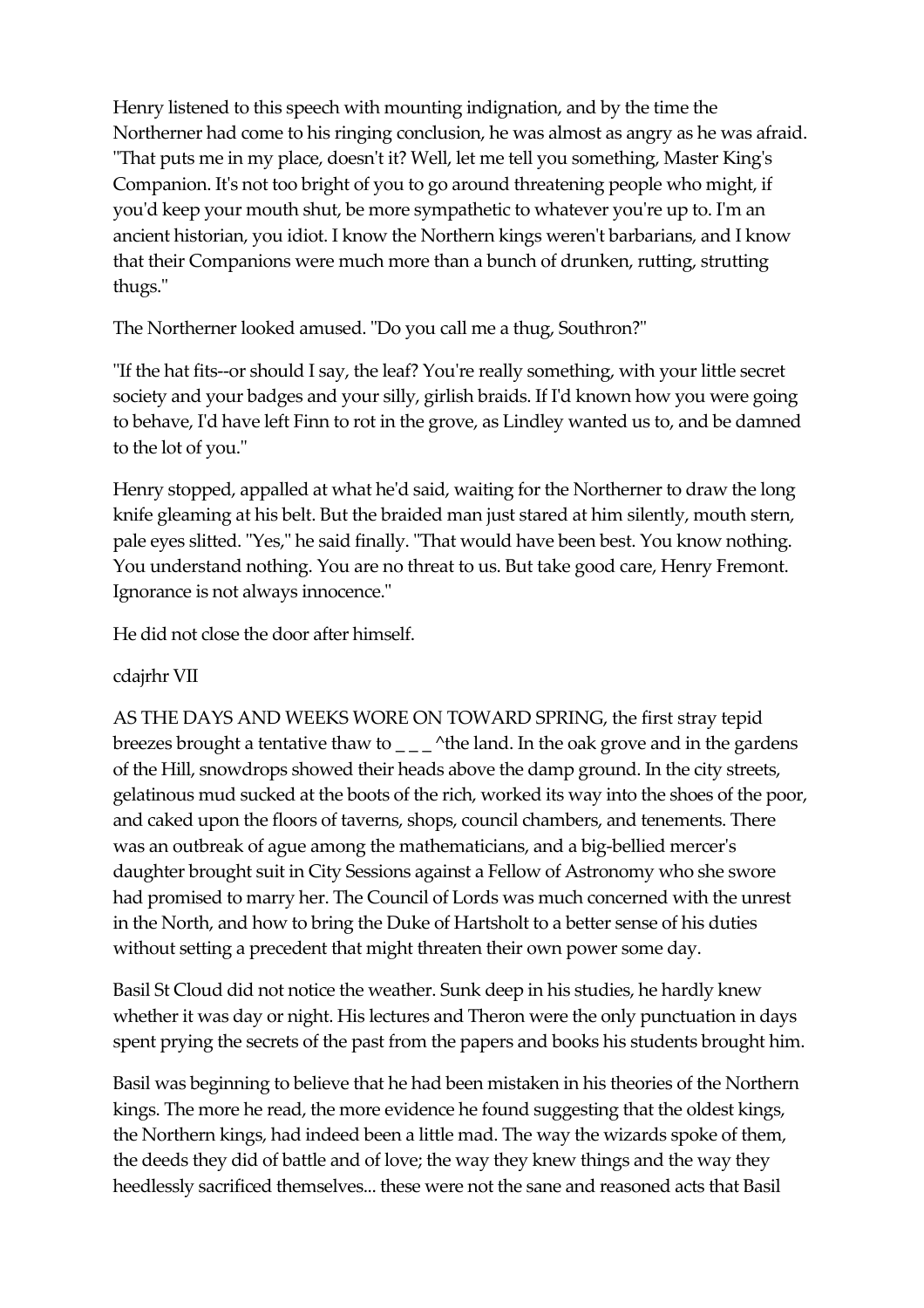Henry listened to this speech with mounting indignation, and by the time the Northerner had come to his ringing conclusion, he was almost as angry as he was afraid. "That puts me in my place, doesn't it? Well, let me tell you something, Master King's Companion. It's not too bright of you to go around threatening people who might, if you'd keep your mouth shut, be more sympathetic to whatever you're up to. I'm an ancient historian, you idiot. I know the Northern kings weren't barbarians, and I know that their Companions were much more than a bunch of drunken, rutting, strutting thugs."

The Northerner looked amused. "Do you call me a thug, Southron?"

"If the hat fits--or should I say, the leaf? You're really something, with your little secret society and your badges and your silly, girlish braids. If I'd known how you were going to behave, I'd have left Finn to rot in the grove, as Lindley wanted us to, and be damned to the lot of you."

Henry stopped, appalled at what he'd said, waiting for the Northerner to draw the long knife gleaming at his belt. But the braided man just stared at him silently, mouth stern, pale eyes slitted. "Yes," he said finally. "That would have been best. You know nothing. You understand nothing. You are no threat to us. But take good care, Henry Fremont. Ignorance is not always innocence."

He did not close the door after himself.

## cdajrhr VII

AS THE DAYS AND WEEKS WORE ON TOWARD SPRING, the first stray tepid breezes brought a tentative thaw to _ _ _ ^the land. In the oak grove and in the gardens of the Hill, snowdrops showed their heads above the damp ground. In the city streets, gelatinous mud sucked at the boots of the rich, worked its way into the shoes of the poor, and caked upon the floors of taverns, shops, council chambers, and tenements. There was an outbreak of ague among the mathematicians, and a big-bellied mercer's daughter brought suit in City Sessions against a Fellow of Astronomy who she swore had promised to marry her. The Council of Lords was much concerned with the unrest in the North, and how to bring the Duke of Hartsholt to a better sense of his duties without setting a precedent that might threaten their own power some day.

Basil St Cloud did not notice the weather. Sunk deep in his studies, he hardly knew whether it was day or night. His lectures and Theron were the only punctuation in days spent prying the secrets of the past from the papers and books his students brought him.

Basil was beginning to believe that he had been mistaken in his theories of the Northern kings. The more he read, the more evidence he found suggesting that the oldest kings, the Northern kings, had indeed been a little mad. The way the wizards spoke of them, the deeds they did of battle and of love; the way they knew things and the way they heedlessly sacrificed themselves... these were not the sane and reasoned acts that Basil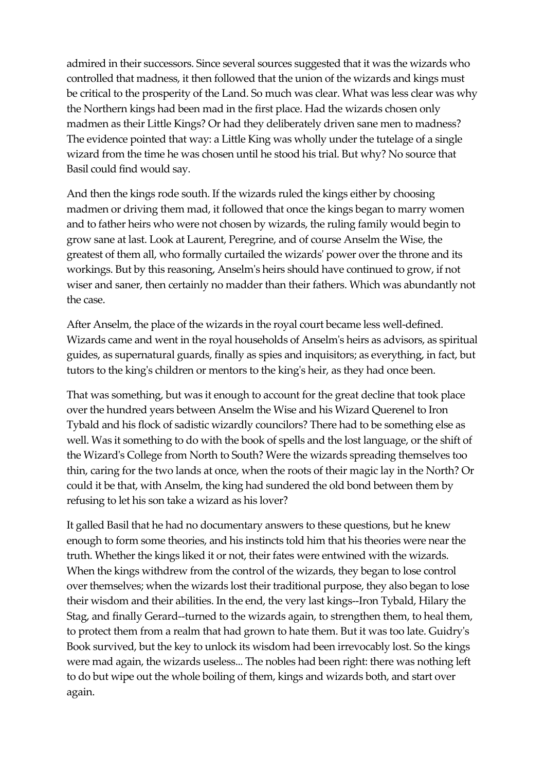admired in their successors. Since several sources suggested that it was the wizards who controlled that madness, it then followed that the union of the wizards and kings must be critical to the prosperity of the Land. So much was clear. What was less clear was why the Northern kings had been mad in the first place. Had the wizards chosen only madmen as their Little Kings? Or had they deliberately driven sane men to madness? The evidence pointed that way: a Little King was wholly under the tutelage of a single wizard from the time he was chosen until he stood his trial. But why? No source that Basil could find would say.

And then the kings rode south. If the wizards ruled the kings either by choosing madmen or driving them mad, it followed that once the kings began to marry women and to father heirs who were not chosen by wizards, the ruling family would begin to grow sane at last. Look at Laurent, Peregrine, and of course Anselm the Wise, the greatest of them all, who formally curtailed the wizards' power over the throne and its workings. But by this reasoning, Anselm's heirs should have continued to grow, if not wiser and saner, then certainly no madder than their fathers. Which was abundantly not the case.

After Anselm, the place of the wizards in the royal court became less well-defined. Wizards came and went in the royal households of Anselm's heirs as advisors, as spiritual guides, as supernatural guards, finally as spies and inquisitors; as everything, in fact, but tutors to the king's children or mentors to the king's heir, as they had once been.

That was something, but was it enough to account for the great decline that took place over the hundred years between Anselm the Wise and his Wizard Querenel to Iron Tybald and his flock of sadistic wizardly councilors? There had to be something else as well. Was it something to do with the book of spells and the lost language, or the shift of the Wizard's College from North to South? Were the wizards spreading themselves too thin, caring for the two lands at once, when the roots of their magic lay in the North? Or could it be that, with Anselm, the king had sundered the old bond between them by refusing to let his son take a wizard as his lover?

It galled Basil that he had no documentary answers to these questions, but he knew enough to form some theories, and his instincts told him that his theories were near the truth. Whether the kings liked it or not, their fates were entwined with the wizards. When the kings withdrew from the control of the wizards, they began to lose control over themselves; when the wizards lost their traditional purpose, they also began to lose their wisdom and their abilities. In the end, the very last kings--Iron Tybald, Hilary the Stag, and finally Gerard--turned to the wizards again, to strengthen them, to heal them, to protect them from a realm that had grown to hate them. But it was too late. Guidry's Book survived, but the key to unlock its wisdom had been irrevocably lost. So the kings were mad again, the wizards useless... The nobles had been right: there was nothing left to do but wipe out the whole boiling of them, kings and wizards both, and start over again.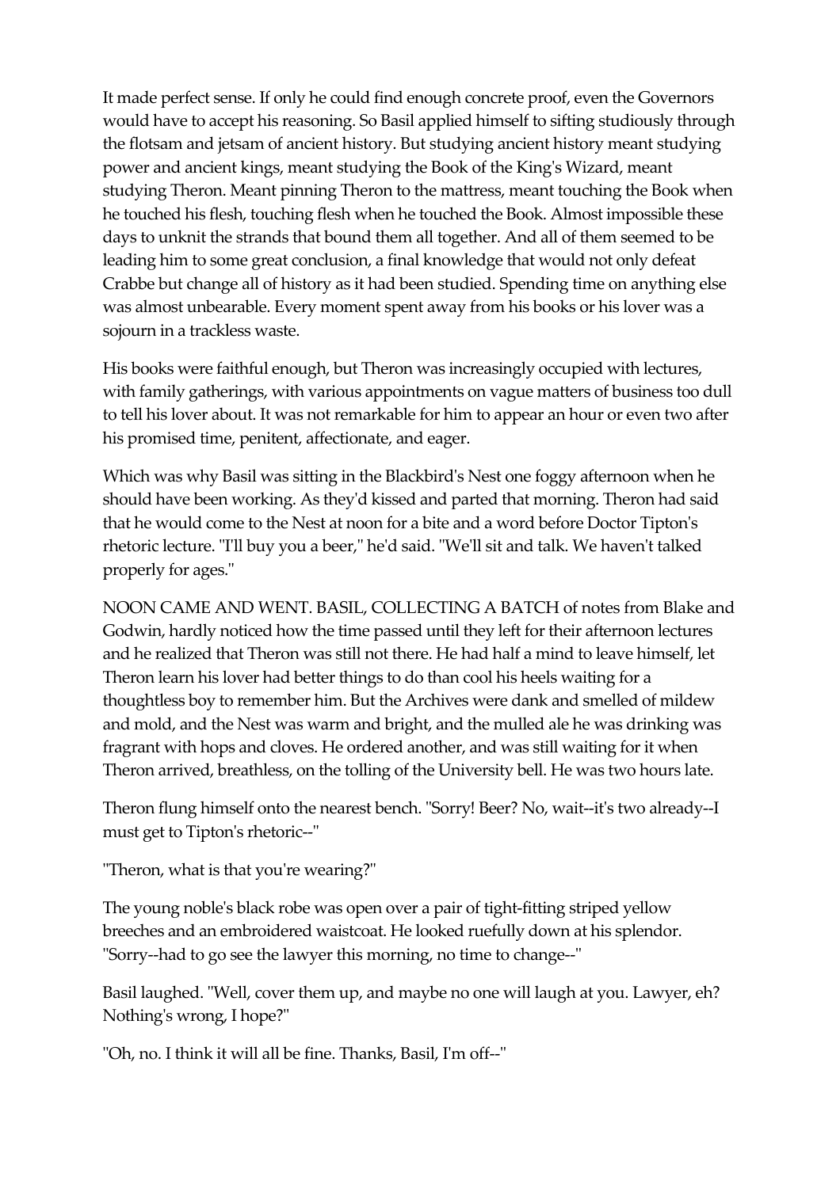It made perfect sense. If only he could find enough concrete proof, even the Governors would have to accept his reasoning. So Basil applied himself to sifting studiously through the flotsam and jetsam of ancient history. But studying ancient history meant studying power and ancient kings, meant studying the Book of the King's Wizard, meant studying Theron. Meant pinning Theron to the mattress, meant touching the Book when he touched his flesh, touching flesh when he touched the Book. Almost impossible these days to unknit the strands that bound them all together. And all of them seemed to be leading him to some great conclusion, a final knowledge that would not only defeat Crabbe but change all of history as it had been studied. Spending time on anything else was almost unbearable. Every moment spent away from his books or his lover was a sojourn in a trackless waste.

His books were faithful enough, but Theron was increasingly occupied with lectures, with family gatherings, with various appointments on vague matters of business too dull to tell his lover about. It was not remarkable for him to appear an hour or even two after his promised time, penitent, affectionate, and eager.

Which was why Basil was sitting in the Blackbird's Nest one foggy afternoon when he should have been working. As they'd kissed and parted that morning. Theron had said that he would come to the Nest at noon for a bite and a word before Doctor Tipton's rhetoric lecture. "I'll buy you a beer," he'd said. "We'll sit and talk. We haven't talked properly for ages."

NOON CAME AND WENT. BASIL, COLLECTING A BATCH of notes from Blake and Godwin, hardly noticed how the time passed until they left for their afternoon lectures and he realized that Theron was still not there. He had half a mind to leave himself, let Theron learn his lover had better things to do than cool his heels waiting for a thoughtless boy to remember him. But the Archives were dank and smelled of mildew and mold, and the Nest was warm and bright, and the mulled ale he was drinking was fragrant with hops and cloves. He ordered another, and was still waiting for it when Theron arrived, breathless, on the tolling of the University bell. He was two hours late.

Theron flung himself onto the nearest bench. "Sorry! Beer? No, wait--it's two already--I must get to Tipton's rhetoric--"

"Theron, what is that you're wearing?"

The young noble's black robe was open over a pair of tight-fitting striped yellow breeches and an embroidered waistcoat. He looked ruefully down at his splendor. "Sorry--had to go see the lawyer this morning, no time to change--"

Basil laughed. "Well, cover them up, and maybe no one will laugh at you. Lawyer, eh? Nothing's wrong, I hope?"

"Oh, no. I think it will all be fine. Thanks, Basil, I'm off--"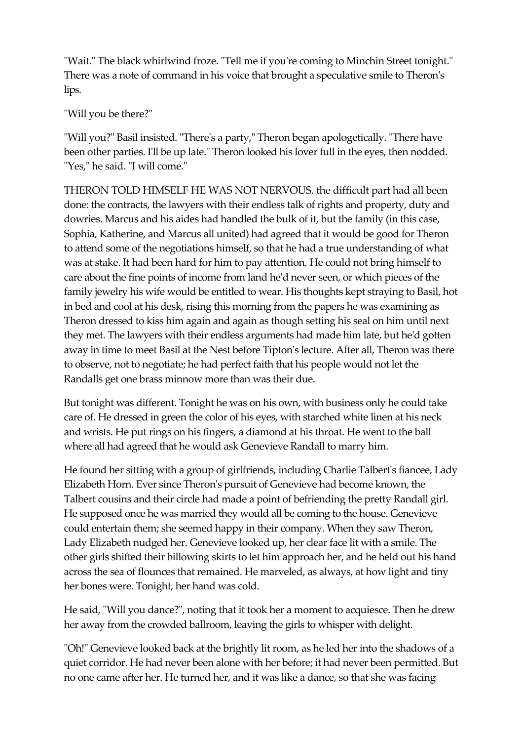"Wait." The black whirlwind froze. "Tell me if you're coming to Minchin Street tonight." There was a note of command in his voice that brought a speculative smile to Theron's lips.

"Will you be there?"

"Will you?" Basil insisted. "There's a party," Theron began apologetically. "There have been other parties. I'll be up late." Theron looked his lover full in the eyes, then nodded. "Yes," he said. "I will come."

THERON TOLD HIMSELF HE WAS NOT NERVOUS. the difficult part had all been done: the contracts, the lawyers with their endless talk of rights and property, duty and dowries. Marcus and his aides had handled the bulk of it, but the family (in this case, Sophia, Katherine, and Marcus all united) had agreed that it would be good for Theron to attend some of the negotiations himself, so that he had a true understanding of what was at stake. It had been hard for him to pay attention. He could not bring himself to care about the fine points of income from land he'd never seen, or which pieces of the family jewelry his wife would be entitled to wear. His thoughts kept straying to Basil, hot in bed and cool at his desk, rising this morning from the papers he was examining as Theron dressed to kiss him again and again as though setting his seal on him until next they met. The lawyers with their endless arguments had made him late, but he'd gotten away in time to meet Basil at the Nest before Tipton's lecture. After all, Theron was there to observe, not to negotiate; he had perfect faith that his people would not let the Randalls get one brass minnow more than was their due.

But tonight was different. Tonight he was on his own, with business only he could take care of. He dressed in green the color of his eyes, with starched white linen at his neck and wrists. He put rings on his fingers, a diamond at his throat. He went to the ball where all had agreed that he would ask Genevieve Randall to marry him.

He found her sitting with a group of girlfriends, including Charlie Talbert's fiancee, Lady Elizabeth Horn. Ever since Theron's pursuit of Genevieve had become known, the Talbert cousins and their circle had made a point of befriending the pretty Randall girl. He supposed once he was married they would all be coming to the house. Genevieve could entertain them; she seemed happy in their company. When they saw Theron, Lady Elizabeth nudged her. Genevieve looked up, her clear face lit with a smile. The other girls shifted their billowing skirts to let him approach her, and he held out his hand across the sea of flounces that remained. He marveled, as always, at how light and tiny her bones were. Tonight, her hand was cold.

He said, "Will you dance?", noting that it took her a moment to acquiesce. Then he drew her away from the crowded ballroom, leaving the girls to whisper with delight.

"Oh!" Genevieve looked back at the brightly lit room, as he led her into the shadows of a quiet corridor. He had never been alone with her before; it had never been permitted. But no one came after her. He turned her, and it was like a dance, so that she was facing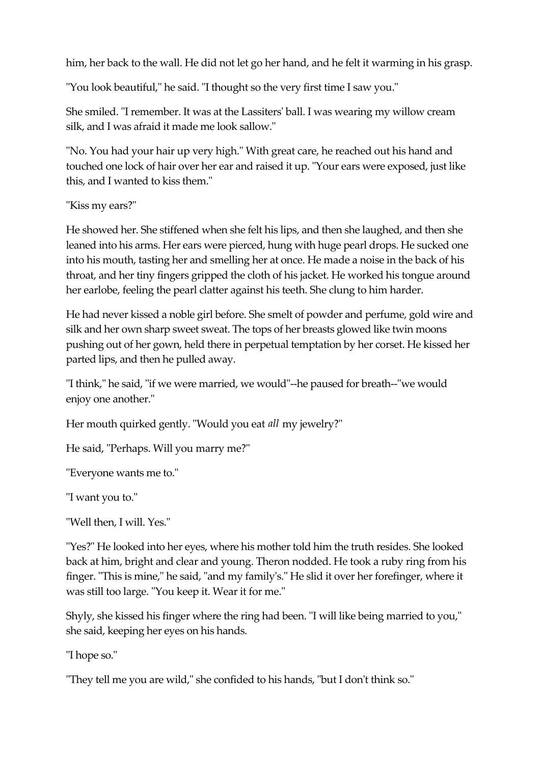him, her back to the wall. He did not let go her hand, and he felt it warming in his grasp.

"You look beautiful," he said. "I thought so the very first time I saw you."

She smiled. "I remember. It was at the Lassiters' ball. I was wearing my willow cream silk, and I was afraid it made me look sallow."

"No. You had your hair up very high." With great care, he reached out his hand and touched one lock of hair over her ear and raised it up. "Your ears were exposed, just like this, and I wanted to kiss them."

"Kiss my ears?"

He showed her. She stiffened when she felt his lips, and then she laughed, and then she leaned into his arms. Her ears were pierced, hung with huge pearl drops. He sucked one into his mouth, tasting her and smelling her at once. He made a noise in the back of his throat, and her tiny fingers gripped the cloth of his jacket. He worked his tongue around her earlobe, feeling the pearl clatter against his teeth. She clung to him harder.

He had never kissed a noble girl before. She smelt of powder and perfume, gold wire and silk and her own sharp sweet sweat. The tops of her breasts glowed like twin moons pushing out of her gown, held there in perpetual temptation by her corset. He kissed her parted lips, and then he pulled away.

"I think," he said, "if we were married, we would"--he paused for breath--"we would enjoy one another."

Her mouth quirked gently. "Would you eat *all* my jewelry?"

He said, "Perhaps. Will you marry me?"

"Everyone wants me to."

"I want you to."

"Well then, I will. Yes."

"Yes?" He looked into her eyes, where his mother told him the truth resides. She looked back at him, bright and clear and young. Theron nodded. He took a ruby ring from his finger. "This is mine," he said, "and my family's." He slid it over her forefinger, where it was still too large. "You keep it. Wear it for me."

Shyly, she kissed his finger where the ring had been. "I will like being married to you," she said, keeping her eyes on his hands.

"I hope so."

"They tell me you are wild," she confided to his hands, "but I don't think so."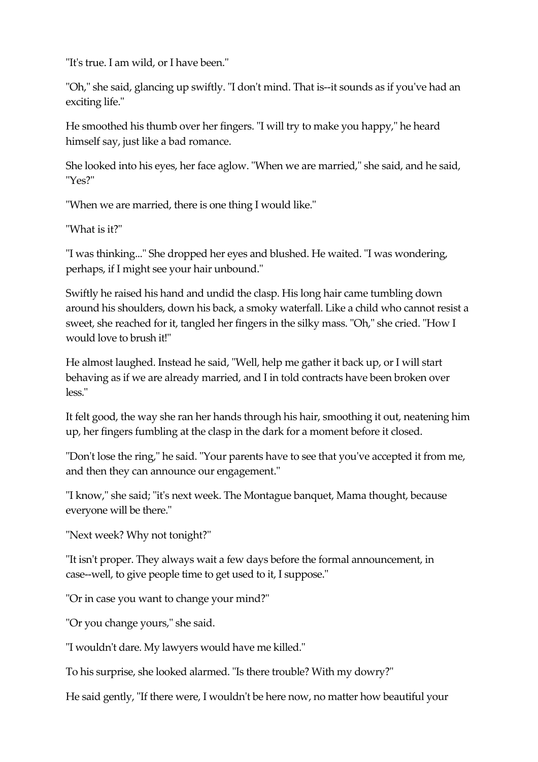"It's true. I am wild, or I have been."

"Oh," she said, glancing up swiftly. "I don't mind. That is--it sounds as if you've had an exciting life."

He smoothed his thumb over her fingers. "I will try to make you happy," he heard himself say, just like a bad romance.

She looked into his eyes, her face aglow. "When we are married," she said, and he said, "Yes?"

"When we are married, there is one thing I would like."

"What is it?"

"I was thinking..." She dropped her eyes and blushed. He waited. "I was wondering, perhaps, if I might see your hair unbound."

Swiftly he raised his hand and undid the clasp. His long hair came tumbling down around his shoulders, down his back, a smoky waterfall. Like a child who cannot resist a sweet, she reached for it, tangled her fingers in the silky mass. "Oh," she cried. "How I would love to brush it!"

He almost laughed. Instead he said, "Well, help me gather it back up, or I will start behaving as if we are already married, and I in told contracts have been broken over less."

It felt good, the way she ran her hands through his hair, smoothing it out, neatening him up, her fingers fumbling at the clasp in the dark for a moment before it closed.

"Don't lose the ring," he said. "Your parents have to see that you've accepted it from me, and then they can announce our engagement."

"I know," she said; "it's next week. The Montague banquet, Mama thought, because everyone will be there."

"Next week? Why not tonight?"

"It isn't proper. They always wait a few days before the formal announcement, in case--well, to give people time to get used to it, I suppose."

"Or in case you want to change your mind?"

"Or you change yours," she said.

"I wouldn't dare. My lawyers would have me killed."

To his surprise, she looked alarmed. "Is there trouble? With my dowry?"

He said gently, "If there were, I wouldn't be here now, no matter how beautiful your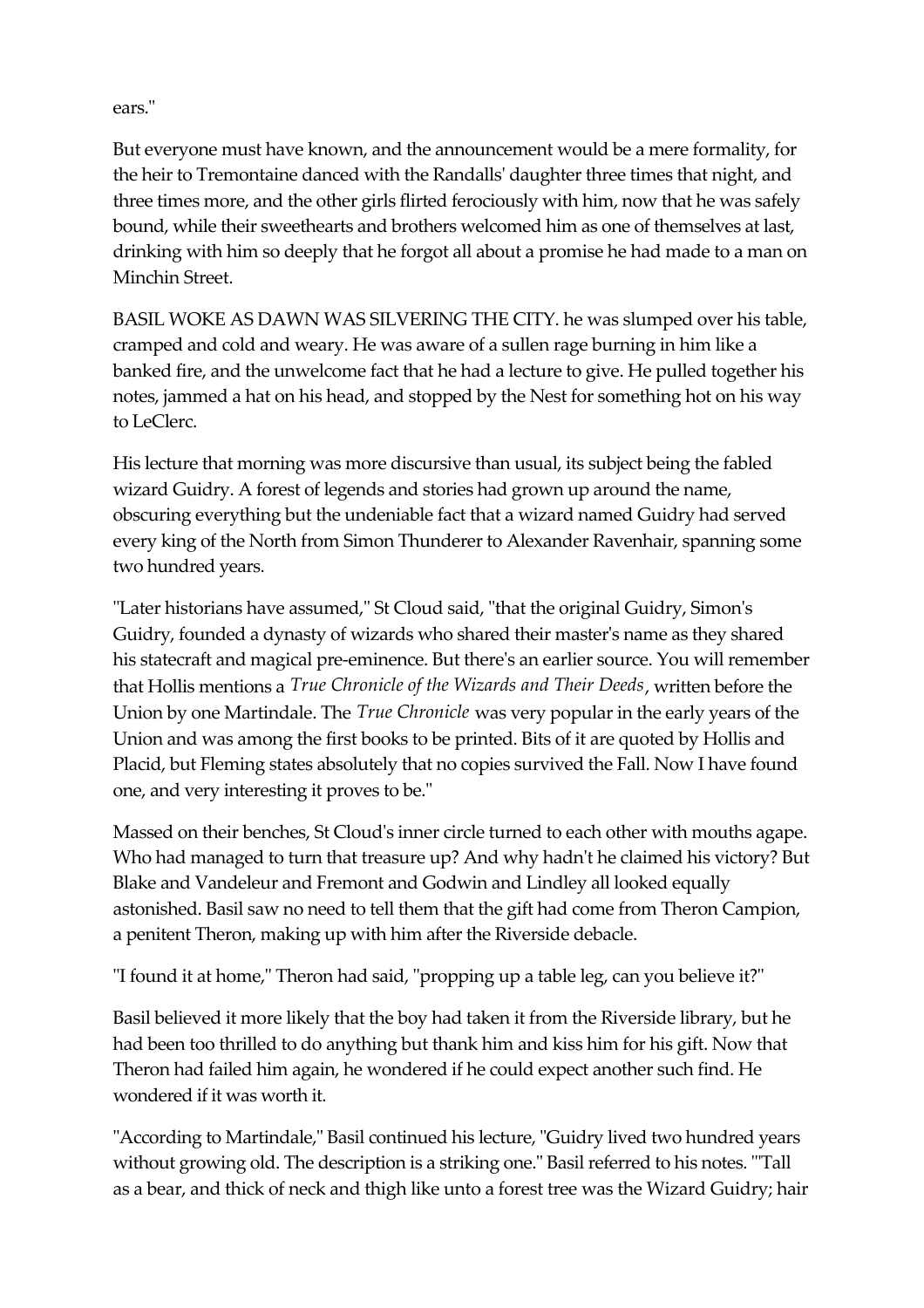ears."

But everyone must have known, and the announcement would be a mere formality, for the heir to Tremontaine danced with the Randalls' daughter three times that night, and three times more, and the other girls flirted ferociously with him, now that he was safely bound, while their sweethearts and brothers welcomed him as one of themselves at last, drinking with him so deeply that he forgot all about a promise he had made to a man on Minchin Street.

BASIL WOKE AS DAWN WAS SILVERING THE CITY. he was slumped over his table, cramped and cold and weary. He was aware of a sullen rage burning in him like a banked fire, and the unwelcome fact that he had a lecture to give. He pulled together his notes, jammed a hat on his head, and stopped by the Nest for something hot on his way to LeClerc.

His lecture that morning was more discursive than usual, its subject being the fabled wizard Guidry. A forest of legends and stories had grown up around the name, obscuring everything but the undeniable fact that a wizard named Guidry had served every king of the North from Simon Thunderer to Alexander Ravenhair, spanning some two hundred years.

"Later historians have assumed," St Cloud said, "that the original Guidry, Simon's Guidry, founded a dynasty of wizards who shared their master's name as they shared his statecraft and magical pre-eminence. But there's an earlier source. You will remember that Hollis mentions a *True Chronicle of the Wizards and Their Deeds*, written before the Union by one Martindale. The *True Chronicle* was very popular in the early years of the Union and was among the first books to be printed. Bits of it are quoted by Hollis and Placid, but Fleming states absolutely that no copies survived the Fall. Now I have found one, and very interesting it proves to be."

Massed on their benches, St Cloud's inner circle turned to each other with mouths agape. Who had managed to turn that treasure up? And why hadn't he claimed his victory? But Blake and Vandeleur and Fremont and Godwin and Lindley all looked equally astonished. Basil saw no need to tell them that the gift had come from Theron Campion, a penitent Theron, making up with him after the Riverside debacle.

"I found it at home," Theron had said, "propping up a table leg, can you believe it?"

Basil believed it more likely that the boy had taken it from the Riverside library, but he had been too thrilled to do anything but thank him and kiss him for his gift. Now that Theron had failed him again, he wondered if he could expect another such find. He wondered if it was worth it.

"According to Martindale," Basil continued his lecture, "Guidry lived two hundred years without growing old. The description is a striking one." Basil referred to his notes. "'Tall as a bear, and thick of neck and thigh like unto a forest tree was the Wizard Guidry; hair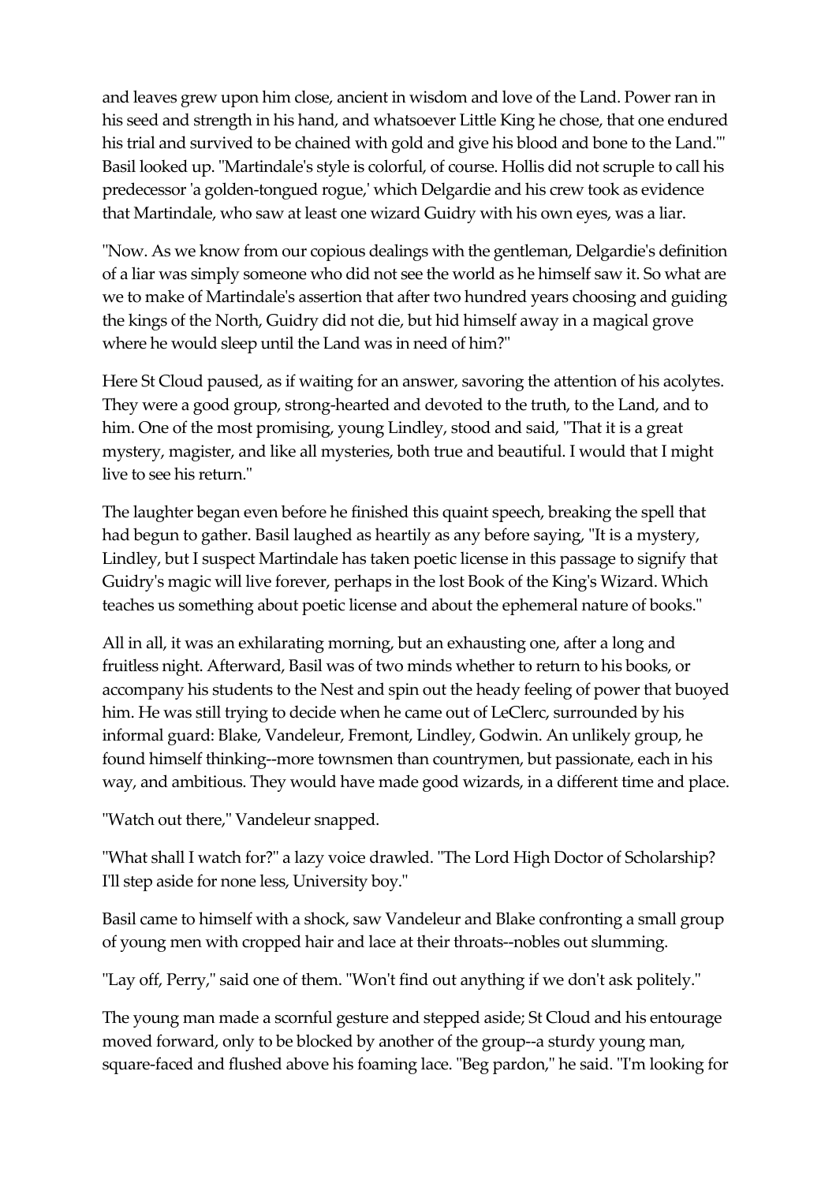and leaves grew upon him close, ancient in wisdom and love of the Land. Power ran in his seed and strength in his hand, and whatsoever Little King he chose, that one endured his trial and survived to be chained with gold and give his blood and bone to the Land.'" Basil looked up. "Martindale's style is colorful, of course. Hollis did not scruple to call his predecessor 'a golden-tongued rogue,' which Delgardie and his crew took as evidence that Martindale, who saw at least one wizard Guidry with his own eyes, was a liar.

"Now. As we know from our copious dealings with the gentleman, Delgardie's definition of a liar was simply someone who did not see the world as he himself saw it. So what are we to make of Martindale's assertion that after two hundred years choosing and guiding the kings of the North, Guidry did not die, but hid himself away in a magical grove where he would sleep until the Land was in need of him?"

Here St Cloud paused, as if waiting for an answer, savoring the attention of his acolytes. They were a good group, strong-hearted and devoted to the truth, to the Land, and to him. One of the most promising, young Lindley, stood and said, "That it is a great mystery, magister, and like all mysteries, both true and beautiful. I would that I might live to see his return."

The laughter began even before he finished this quaint speech, breaking the spell that had begun to gather. Basil laughed as heartily as any before saying, "It is a mystery, Lindley, but I suspect Martindale has taken poetic license in this passage to signify that Guidry's magic will live forever, perhaps in the lost Book of the King's Wizard. Which teaches us something about poetic license and about the ephemeral nature of books."

All in all, it was an exhilarating morning, but an exhausting one, after a long and fruitless night. Afterward, Basil was of two minds whether to return to his books, or accompany his students to the Nest and spin out the heady feeling of power that buoyed him. He was still trying to decide when he came out of LeClerc, surrounded by his informal guard: Blake, Vandeleur, Fremont, Lindley, Godwin. An unlikely group, he found himself thinking--more townsmen than countrymen, but passionate, each in his way, and ambitious. They would have made good wizards, in a different time and place.

"Watch out there," Vandeleur snapped.

"What shall I watch for?" a lazy voice drawled. "The Lord High Doctor of Scholarship? I'll step aside for none less, University boy."

Basil came to himself with a shock, saw Vandeleur and Blake confronting a small group of young men with cropped hair and lace at their throats--nobles out slumming.

"Lay off, Perry," said one of them. "Won't find out anything if we don't ask politely."

The young man made a scornful gesture and stepped aside; St Cloud and his entourage moved forward, only to be blocked by another of the group--a sturdy young man, square-faced and flushed above his foaming lace. "Beg pardon," he said. "I'm looking for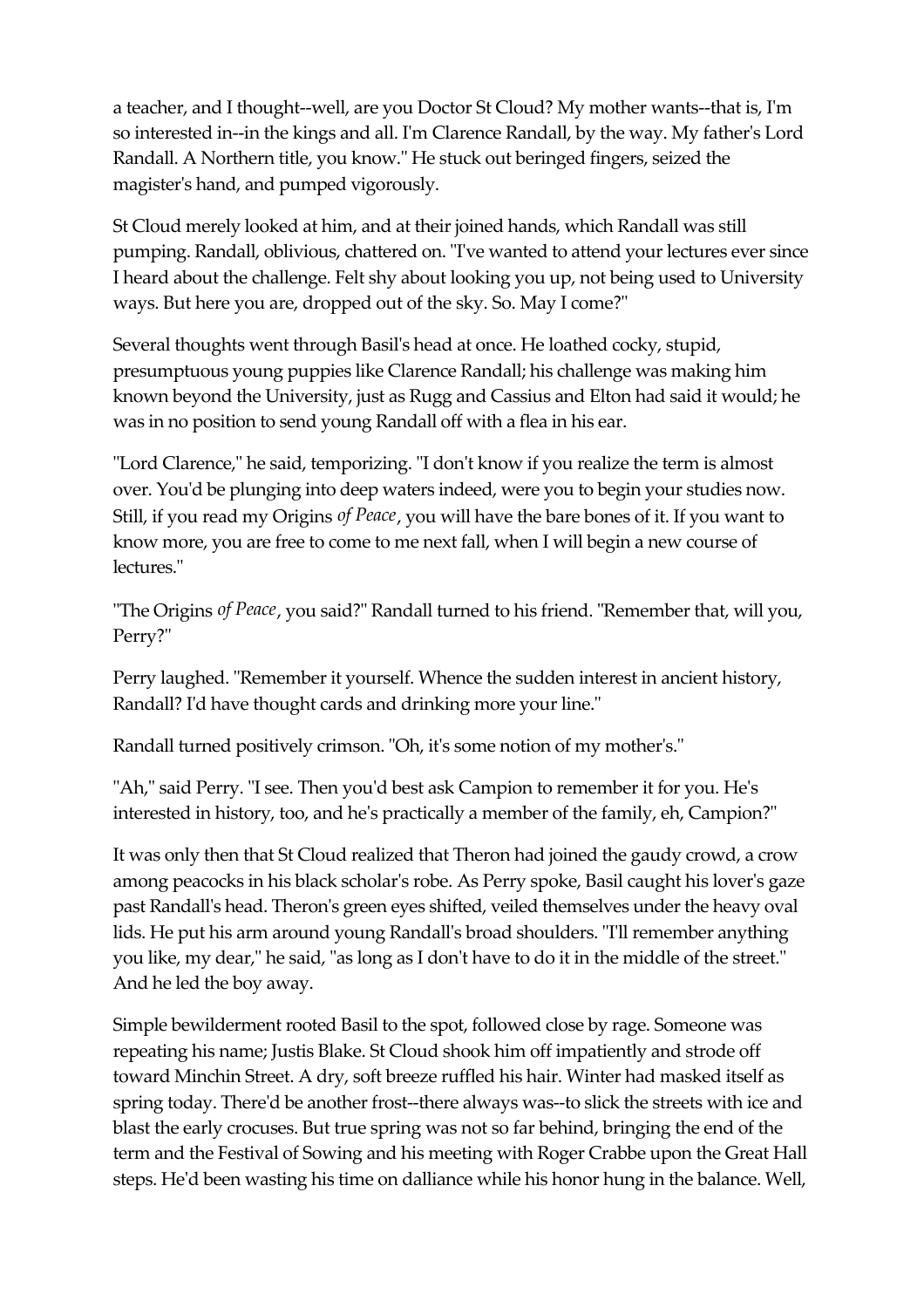a teacher, and I thought--well, are you Doctor St Cloud? My mother wants--that is, I'm so interested in--in the kings and all. I'm Clarence Randall, by the way. My father's Lord Randall. A Northern title, you know." He stuck out beringed fingers, seized the magister's hand, and pumped vigorously.

St Cloud merely looked at him, and at their joined hands, which Randall was still pumping. Randall, oblivious, chattered on. "I've wanted to attend your lectures ever since I heard about the challenge. Felt shy about looking you up, not being used to University ways. But here you are, dropped out of the sky. So. May I come?"

Several thoughts went through Basil's head at once. He loathed cocky, stupid, presumptuous young puppies like Clarence Randall; his challenge was making him known beyond the University, just as Rugg and Cassius and Elton had said it would; he was in no position to send young Randall off with a flea in his ear.

"Lord Clarence," he said, temporizing. "I don't know if you realize the term is almost over. You'd be plunging into deep waters indeed, were you to begin your studies now. Still, if you read my Origins *of Peace*, you will have the bare bones of it. If you want to know more, you are free to come to me next fall, when I will begin a new course of lectures."

"The Origins *of Peace*, you said?" Randall turned to his friend. "Remember that, will you, Perry?"

Perry laughed. "Remember it yourself. Whence the sudden interest in ancient history, Randall? I'd have thought cards and drinking more your line."

Randall turned positively crimson. "Oh, it's some notion of my mother's."

"Ah," said Perry. "I see. Then you'd best ask Campion to remember it for you. He's interested in history, too, and he's practically a member of the family, eh, Campion?"

It was only then that St Cloud realized that Theron had joined the gaudy crowd, a crow among peacocks in his black scholar's robe. As Perry spoke, Basil caught his lover's gaze past Randall's head. Theron's green eyes shifted, veiled themselves under the heavy oval lids. He put his arm around young Randall's broad shoulders. "I'll remember anything you like, my dear," he said, "as long as I don't have to do it in the middle of the street." And he led the boy away.

Simple bewilderment rooted Basil to the spot, followed close by rage. Someone was repeating his name; Justis Blake. St Cloud shook him off impatiently and strode off toward Minchin Street. A dry, soft breeze ruffled his hair. Winter had masked itself as spring today. There'd be another frost--there always was--to slick the streets with ice and blast the early crocuses. But true spring was not so far behind, bringing the end of the term and the Festival of Sowing and his meeting with Roger Crabbe upon the Great Hall steps. He'd been wasting his time on dalliance while his honor hung in the balance. Well,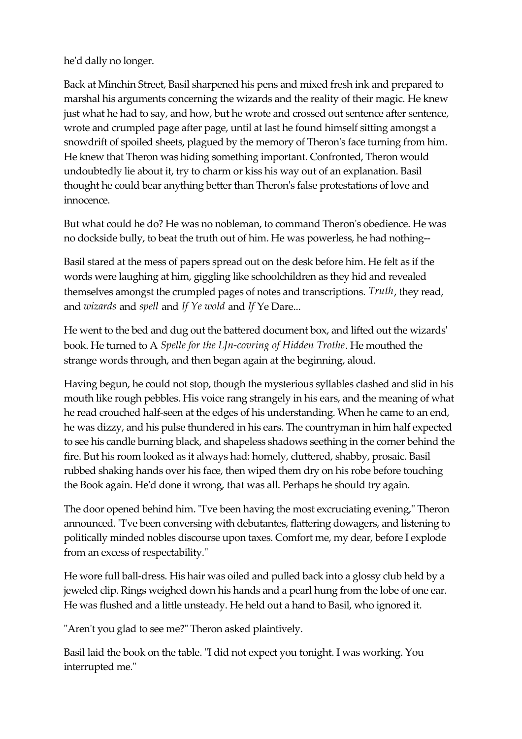he'd dally no longer.

Back at Minchin Street, Basil sharpened his pens and mixed fresh ink and prepared to marshal his arguments concerning the wizards and the reality of their magic. He knew just what he had to say, and how, but he wrote and crossed out sentence after sentence, wrote and crumpled page after page, until at last he found himself sitting amongst a snowdrift of spoiled sheets, plagued by the memory of Theron's face turning from him. He knew that Theron was hiding something important. Confronted, Theron would undoubtedly lie about it, try to charm or kiss his way out of an explanation. Basil thought he could bear anything better than Theron's false protestations of love and innocence.

But what could he do? He was no nobleman, to command Theron's obedience. He was no dockside bully, to beat the truth out of him. He was powerless, he had nothing--

Basil stared at the mess of papers spread out on the desk before him. He felt as if the words were laughing at him, giggling like schoolchildren as they hid and revealed themselves amongst the crumpled pages of notes and transcriptions. *Truth*, they read, and *wizards* and *spell* and *If Ye wold* and *If* Ye Dare...

He went to the bed and dug out the battered document box, and lifted out the wizards' book. He turned to A *Spelle for the LJn-covring of Hidden Trothe*. He mouthed the strange words through, and then began again at the beginning, aloud.

Having begun, he could not stop, though the mysterious syllables clashed and slid in his mouth like rough pebbles. His voice rang strangely in his ears, and the meaning of what he read crouched half-seen at the edges of his understanding. When he came to an end, he was dizzy, and his pulse thundered in his ears. The countryman in him half expected to see his candle burning black, and shapeless shadows seething in the corner behind the fire. But his room looked as it always had: homely, cluttered, shabby, prosaic. Basil rubbed shaking hands over his face, then wiped them dry on his robe before touching the Book again. He'd done it wrong, that was all. Perhaps he should try again.

The door opened behind him. "I've been having the most excruciating evening," Theron announced. "I've been conversing with debutantes, flattering dowagers, and listening to politically minded nobles discourse upon taxes. Comfort me, my dear, before I explode from an excess of respectability."

He wore full ball-dress. His hair was oiled and pulled back into a glossy club held by a jeweled clip. Rings weighed down his hands and a pearl hung from the lobe of one ear. He was flushed and a little unsteady. He held out a hand to Basil, who ignored it.

"Aren't you glad to see me?" Theron asked plaintively.

Basil laid the book on the table. "I did not expect you tonight. I was working. You interrupted me."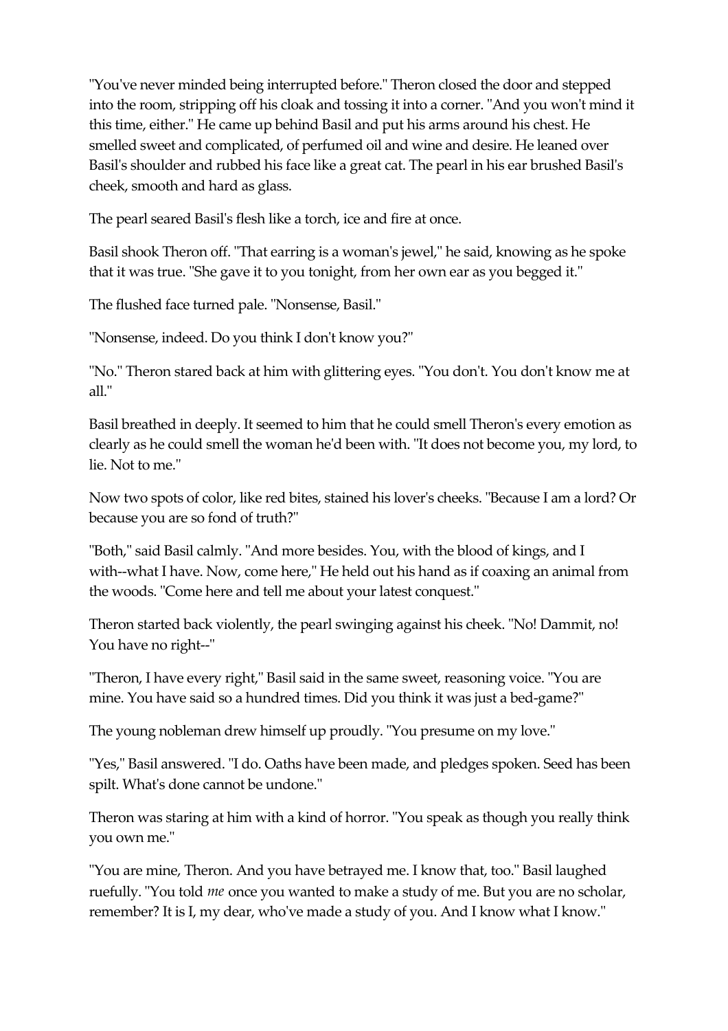"You've never minded being interrupted before." Theron closed the door and stepped into the room, stripping off his cloak and tossing it into a corner. "And you won't mind it this time, either." He came up behind Basil and put his arms around his chest. He smelled sweet and complicated, of perfumed oil and wine and desire. He leaned over Basil's shoulder and rubbed his face like a great cat. The pearl in his ear brushed Basil's cheek, smooth and hard as glass.

The pearl seared Basil's flesh like a torch, ice and fire at once.

Basil shook Theron off. "That earring is a woman's jewel," he said, knowing as he spoke that it was true. "She gave it to you tonight, from her own ear as you begged it."

The flushed face turned pale. "Nonsense, Basil."

"Nonsense, indeed. Do you think I don't know you?"

"No." Theron stared back at him with glittering eyes. "You don't. You don't know me at all."

Basil breathed in deeply. It seemed to him that he could smell Theron's every emotion as clearly as he could smell the woman he'd been with. "It does not become you, my lord, to lie. Not to me."

Now two spots of color, like red bites, stained his lover's cheeks. "Because I am a lord? Or because you are so fond of truth?"

"Both," said Basil calmly. "And more besides. You, with the blood of kings, and I with--what I have. Now, come here," He held out his hand as if coaxing an animal from the woods. "Come here and tell me about your latest conquest."

Theron started back violently, the pearl swinging against his cheek. "No! Dammit, no! You have no right--"

"Theron, I have every right," Basil said in the same sweet, reasoning voice. "You are mine. You have said so a hundred times. Did you think it was just a bed-game?"

The young nobleman drew himself up proudly. "You presume on my love."

"Yes," Basil answered. "I do. Oaths have been made, and pledges spoken. Seed has been spilt. What's done cannot be undone."

Theron was staring at him with a kind of horror. "You speak as though you really think you own me."

"You are mine, Theron. And you have betrayed me. I know that, too." Basil laughed ruefully. "You told *me* once you wanted to make a study of me. But you are no scholar, remember? It is I, my dear, who've made a study of you. And I know what I know."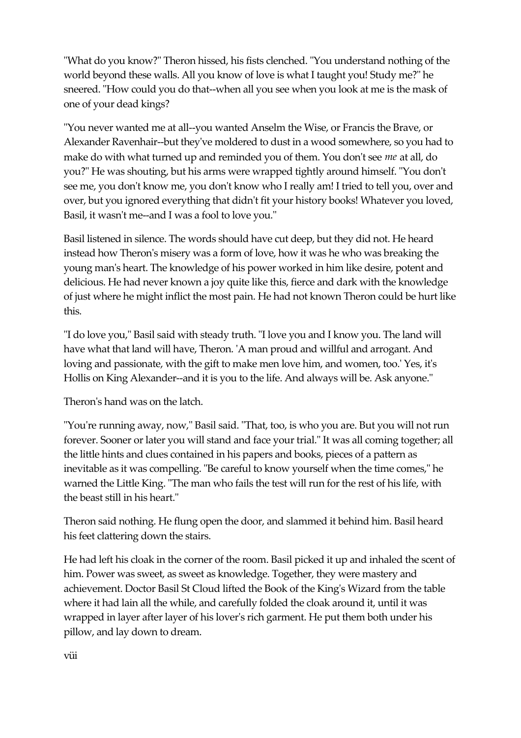"What do you know?" Theron hissed, his fists clenched. "You understand nothing of the world beyond these walls. All you know of love is what I taught you! Study me?" he sneered. "How could you do that--when all you see when you look at me is the mask of one of your dead kings?

"You never wanted me at all--you wanted Anselm the Wise, or Francis the Brave, or Alexander Ravenhair--but they've moldered to dust in a wood somewhere, so you had to make do with what turned up and reminded you of them. You don't see *me* at all, do you?" He was shouting, but his arms were wrapped tightly around himself. "You don't see me, you don't know me, you don't know who I really am! I tried to tell you, over and over, but you ignored everything that didn't fit your history books! Whatever you loved, Basil, it wasn't me--and I was a fool to love you."

Basil listened in silence. The words should have cut deep, but they did not. He heard instead how Theron's misery was a form of love, how it was he who was breaking the young man's heart. The knowledge of his power worked in him like desire, potent and delicious. He had never known a joy quite like this, fierce and dark with the knowledge of just where he might inflict the most pain. He had not known Theron could be hurt like this.

"I do love you," Basil said with steady truth. "I love you and I know you. The land will have what that land will have, Theron. 'A man proud and willful and arrogant. And loving and passionate, with the gift to make men love him, and women, too.' Yes, it's Hollis on King Alexander--and it is you to the life. And always will be. Ask anyone."

Theron's hand was on the latch.

"You're running away, now," Basil said. "That, too, is who you are. But you will not run forever. Sooner or later you will stand and face your trial." It was all coming together; all the little hints and clues contained in his papers and books, pieces of a pattern as inevitable as it was compelling. "Be careful to know yourself when the time comes," he warned the Little King. "The man who fails the test will run for the rest of his life, with the beast still in his heart."

Theron said nothing. He flung open the door, and slammed it behind him. Basil heard his feet clattering down the stairs.

He had left his cloak in the corner of the room. Basil picked it up and inhaled the scent of him. Power was sweet, as sweet as knowledge. Together, they were mastery and achievement. Doctor Basil St Cloud lifted the Book of the King's Wizard from the table where it had lain all the while, and carefully folded the cloak around it, until it was wrapped in layer after layer of his lover's rich garment. He put them both under his pillow, and lay down to dream.

viii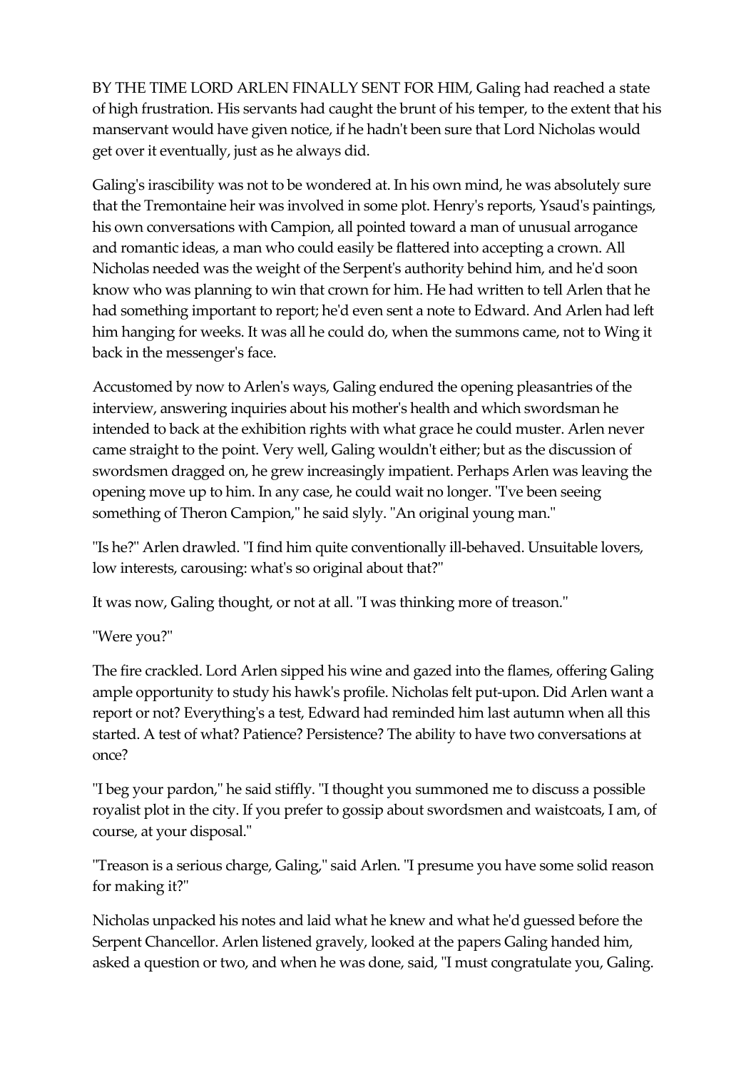BY THE TIME LORD ARLEN FINALLY SENT FOR HIM, Galing had reached a state of high frustration. His servants had caught the brunt of his temper, to the extent that his manservant would have given notice, if he hadn't been sure that Lord Nicholas would get over it eventually, just as he always did.

Galing's irascibility was not to be wondered at. In his own mind, he was absolutely sure that the Tremontaine heir was involved in some plot. Henry's reports, Ysaud's paintings, his own conversations with Campion, all pointed toward a man of unusual arrogance and romantic ideas, a man who could easily be flattered into accepting a crown. All Nicholas needed was the weight of the Serpent's authority behind him, and he'd soon know who was planning to win that crown for him. He had written to tell Arlen that he had something important to report; he'd even sent a note to Edward. And Arlen had left him hanging for weeks. It was all he could do, when the summons came, not to Wing it back in the messenger's face.

Accustomed by now to Arlen's ways, Galing endured the opening pleasantries of the interview, answering inquiries about his mother's health and which swordsman he intended to back at the exhibition rights with what grace he could muster. Arlen never came straight to the point. Very well, Galing wouldn't either; but as the discussion of swordsmen dragged on, he grew increasingly impatient. Perhaps Arlen was leaving the opening move up to him. In any case, he could wait no longer. "I've been seeing something of Theron Campion," he said slyly. "An original young man."

"Is he?" Arlen drawled. "I find him quite conventionally ill-behaved. Unsuitable lovers, low interests, carousing: what's so original about that?"

It was now, Galing thought, or not at all. "I was thinking more of treason."

"Were you?"

The fire crackled. Lord Arlen sipped his wine and gazed into the flames, offering Galing ample opportunity to study his hawk's profile. Nicholas felt put-upon. Did Arlen want a report or not? Everything's a test, Edward had reminded him last autumn when all this started. A test of what? Patience? Persistence? The ability to have two conversations at once?

"I beg your pardon," he said stiffly. "I thought you summoned me to discuss a possible royalist plot in the city. If you prefer to gossip about swordsmen and waistcoats, I am, of course, at your disposal."

"Treason is a serious charge, Galing," said Arlen. "I presume you have some solid reason for making it?"

Nicholas unpacked his notes and laid what he knew and what he'd guessed before the Serpent Chancellor. Arlen listened gravely, looked at the papers Galing handed him, asked a question or two, and when he was done, said, "I must congratulate you, Galing.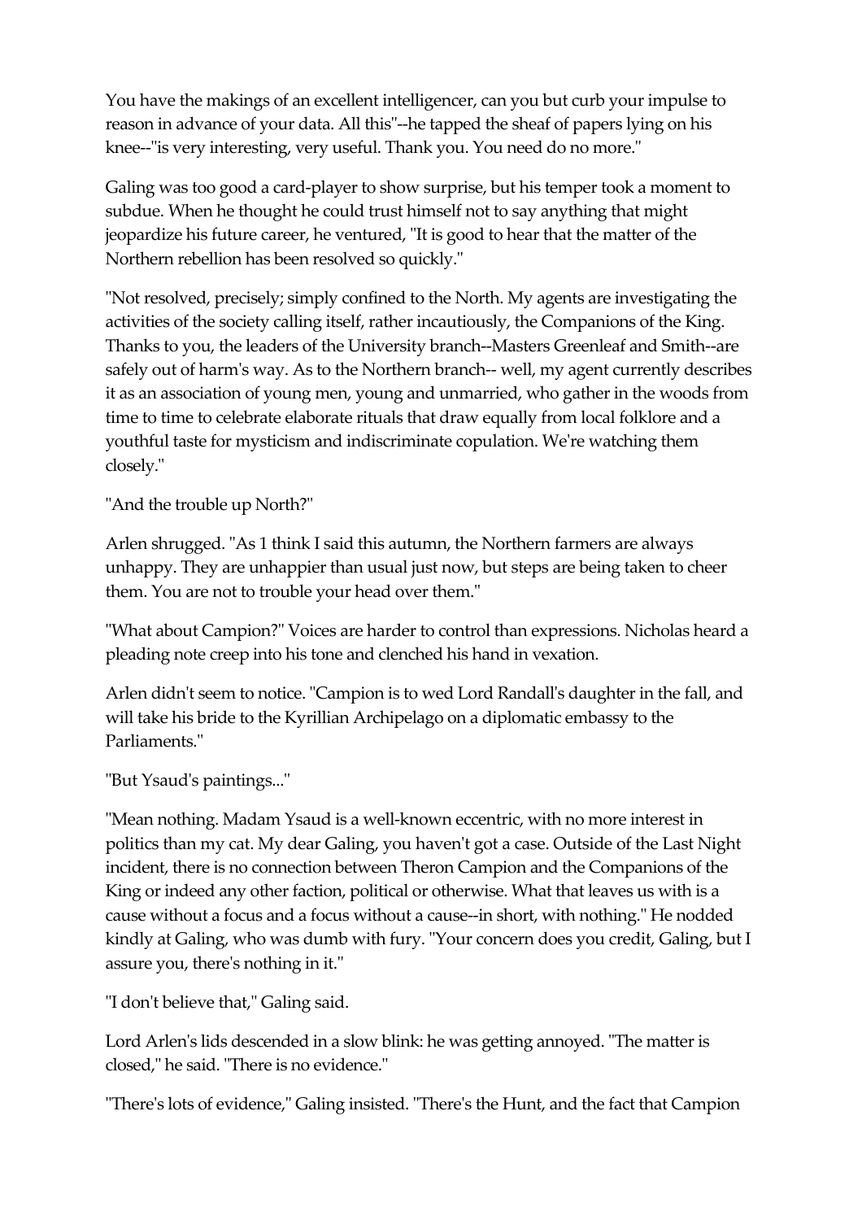You have the makings of an excellent intelligencer, can you but curb your impulse to reason in advance of your data. All this"--he tapped the sheaf of papers lying on his knee--"is very interesting, very useful. Thank you. You need do no more."

Galing was too good a card-player to show surprise, but his temper took a moment to subdue. When he thought he could trust himself not to say anything that might jeopardize his future career, he ventured, "It is good to hear that the matter of the Northern rebellion has been resolved so quickly."

"Not resolved, precisely; simply confined to the North. My agents are investigating the activities of the society calling itself, rather incautiously, the Companions of the King. Thanks to you, the leaders of the University branch--Masters Greenleaf and Smith--are safely out of harm's way. As to the Northern branch-- well, my agent currently describes it as an association of young men, young and unmarried, who gather in the woods from time to time to celebrate elaborate rituals that draw equally from local folklore and a youthful taste for mysticism and indiscriminate copulation. We're watching them closely."

"And the trouble up North?"

Arlen shrugged. "As 1 think I said this autumn, the Northern farmers are always unhappy. They are unhappier than usual just now, but steps are being taken to cheer them. You are not to trouble your head over them."

"What about Campion?" Voices are harder to control than expressions. Nicholas heard a pleading note creep into his tone and clenched his hand in vexation.

Arlen didn't seem to notice. "Campion is to wed Lord Randall's daughter in the fall, and will take his bride to the Kyrillian Archipelago on a diplomatic embassy to the Parliaments."

"But Ysaud's paintings..."

"Mean nothing. Madam Ysaud is a well-known eccentric, with no more interest in politics than my cat. My dear Galing, you haven't got a case. Outside of the Last Night incident, there is no connection between Theron Campion and the Companions of the King or indeed any other faction, political or otherwise. What that leaves us with is a cause without a focus and a focus without a cause--in short, with nothing." He nodded kindly at Galing, who was dumb with fury. "Your concern does you credit, Galing, but I assure you, there's nothing in it."

"I don't believe that," Galing said.

Lord Arlen's lids descended in a slow blink: he was getting annoyed. "The matter is closed," he said. "There is no evidence."

"There's lots of evidence," Galing insisted. "There's the Hunt, and the fact that Campion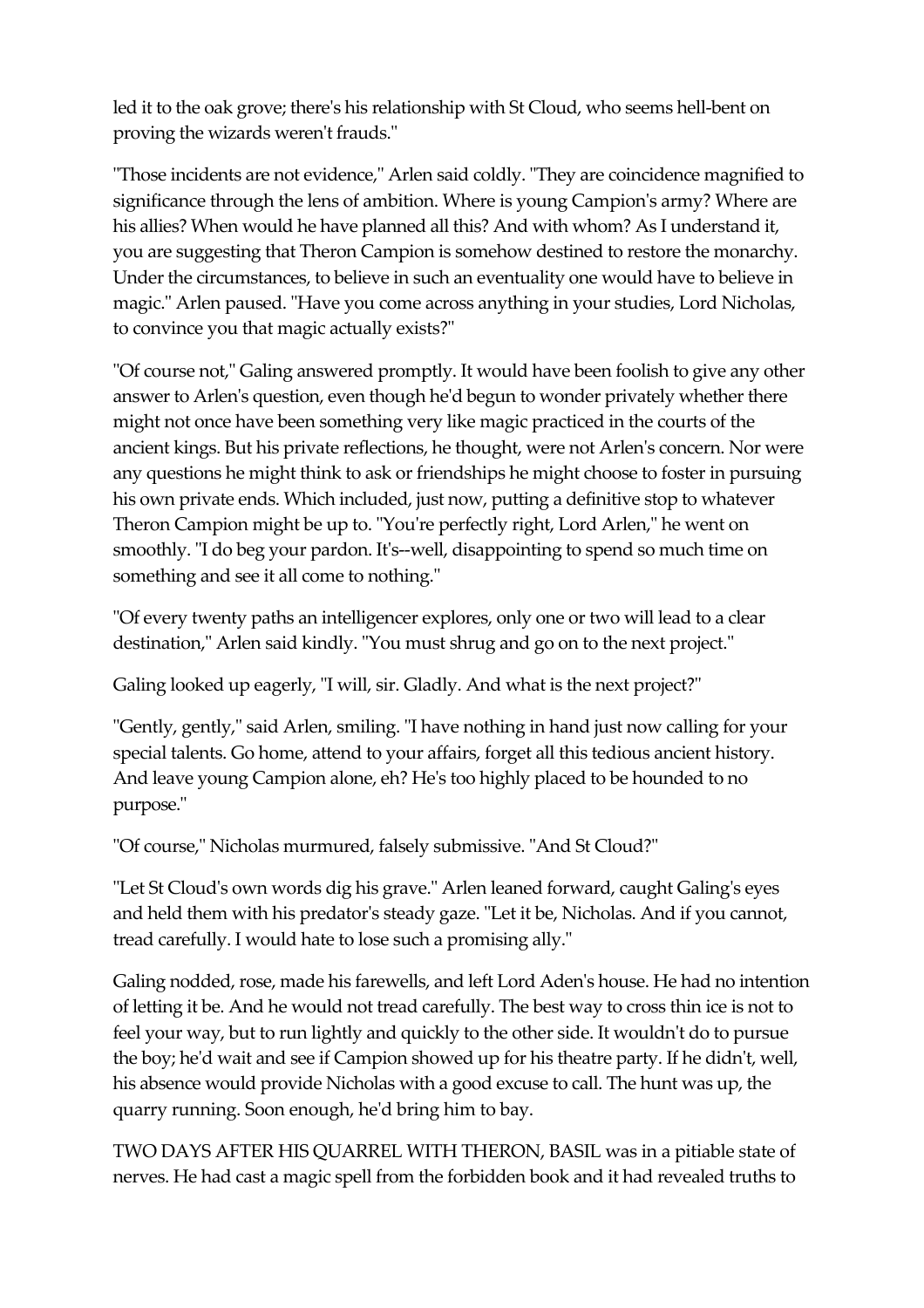led it to the oak grove; there's his relationship with St Cloud, who seems hell-bent on proving the wizards weren't frauds."

"Those incidents are not evidence," Arlen said coldly. "They are coincidence magnified to significance through the lens of ambition. Where is young Campion's army? Where are his allies? When would he have planned all this? And with whom? As I understand it, you are suggesting that Theron Campion is somehow destined to restore the monarchy. Under the circumstances, to believe in such an eventuality one would have to believe in magic." Arlen paused. "Have you come across anything in your studies, Lord Nicholas, to convince you that magic actually exists?"

"Of course not," Galing answered promptly. It would have been foolish to give any other answer to Arlen's question, even though he'd begun to wonder privately whether there might not once have been something very like magic practiced in the courts of the ancient kings. But his private reflections, he thought, were not Arlen's concern. Nor were any questions he might think to ask or friendships he might choose to foster in pursuing his own private ends. Which included, just now, putting a definitive stop to whatever Theron Campion might be up to. "You're perfectly right, Lord Arlen," he went on smoothly. "I do beg your pardon. It's--well, disappointing to spend so much time on something and see it all come to nothing."

"Of every twenty paths an intelligencer explores, only one or two will lead to a clear destination," Arlen said kindly. "You must shrug and go on to the next project."

Galing looked up eagerly, "I will, sir. Gladly. And what is the next project?"

"Gently, gently," said Arlen, smiling. "I have nothing in hand just now calling for your special talents. Go home, attend to your affairs, forget all this tedious ancient history. And leave young Campion alone, eh? He's too highly placed to be hounded to no purpose."

"Of course," Nicholas murmured, falsely submissive. "And St Cloud?"

"Let St Cloud's own words dig his grave." Arlen leaned forward, caught Galing's eyes and held them with his predator's steady gaze. "Let it be, Nicholas. And if you cannot, tread carefully. I would hate to lose such a promising ally."

Galing nodded, rose, made his farewells, and left Lord Aden's house. He had no intention of letting it be. And he would not tread carefully. The best way to cross thin ice is not to feel your way, but to run lightly and quickly to the other side. It wouldn't do to pursue the boy; he'd wait and see if Campion showed up for his theatre party. If he didn't, well, his absence would provide Nicholas with a good excuse to call. The hunt was up, the quarry running. Soon enough, he'd bring him to bay.

TWO DAYS AFTER HIS QUARREL WITH THERON, BASIL was in a pitiable state of nerves. He had cast a magic spell from the forbidden book and it had revealed truths to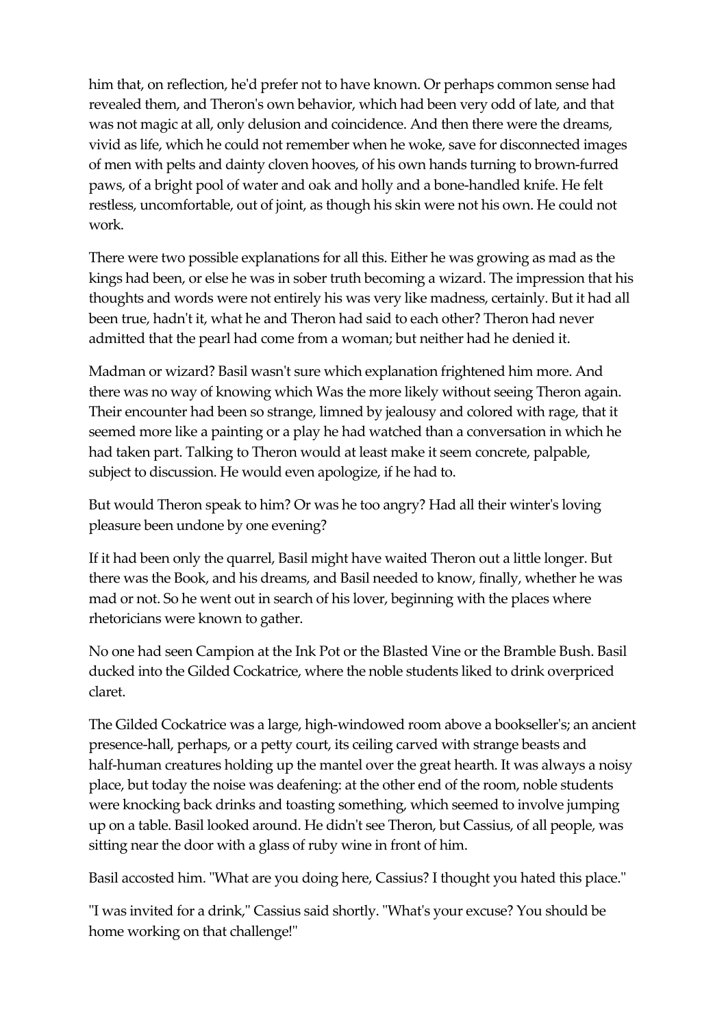him that, on reflection, he'd prefer not to have known. Or perhaps common sense had revealed them, and Theron's own behavior, which had been very odd of late, and that was not magic at all, only delusion and coincidence. And then there were the dreams, vivid as life, which he could not remember when he woke, save for disconnected images of men with pelts and dainty cloven hooves, of his own hands turning to brown-furred paws, of a bright pool of water and oak and holly and a bone-handled knife. He felt restless, uncomfortable, out of joint, as though his skin were not his own. He could not work.

There were two possible explanations for all this. Either he was growing as mad as the kings had been, or else he was in sober truth becoming a wizard. The impression that his thoughts and words were not entirely his was very like madness, certainly. But it had all been true, hadn't it, what he and Theron had said to each other? Theron had never admitted that the pearl had come from a woman; but neither had he denied it.

Madman or wizard? Basil wasn't sure which explanation frightened him more. And there was no way of knowing which Was the more likely without seeing Theron again. Their encounter had been so strange, limned by jealousy and colored with rage, that it seemed more like a painting or a play he had watched than a conversation in which he had taken part. Talking to Theron would at least make it seem concrete, palpable, subject to discussion. He would even apologize, if he had to.

But would Theron speak to him? Or was he too angry? Had all their winter's loving pleasure been undone by one evening?

If it had been only the quarrel, Basil might have waited Theron out a little longer. But there was the Book, and his dreams, and Basil needed to know, finally, whether he was mad or not. So he went out in search of his lover, beginning with the places where rhetoricians were known to gather.

No one had seen Campion at the Ink Pot or the Blasted Vine or the Bramble Bush. Basil ducked into the Gilded Cockatrice, where the noble students liked to drink overpriced claret.

The Gilded Cockatrice was a large, high-windowed room above a bookseller's; an ancient presence-hall, perhaps, or a petty court, its ceiling carved with strange beasts and half-human creatures holding up the mantel over the great hearth. It was always a noisy place, but today the noise was deafening: at the other end of the room, noble students were knocking back drinks and toasting something, which seemed to involve jumping up on a table. Basil looked around. He didn't see Theron, but Cassius, of all people, was sitting near the door with a glass of ruby wine in front of him.

Basil accosted him. "What are you doing here, Cassius? I thought you hated this place."

"I was invited for a drink," Cassius said shortly. "What's your excuse? You should be home working on that challenge!"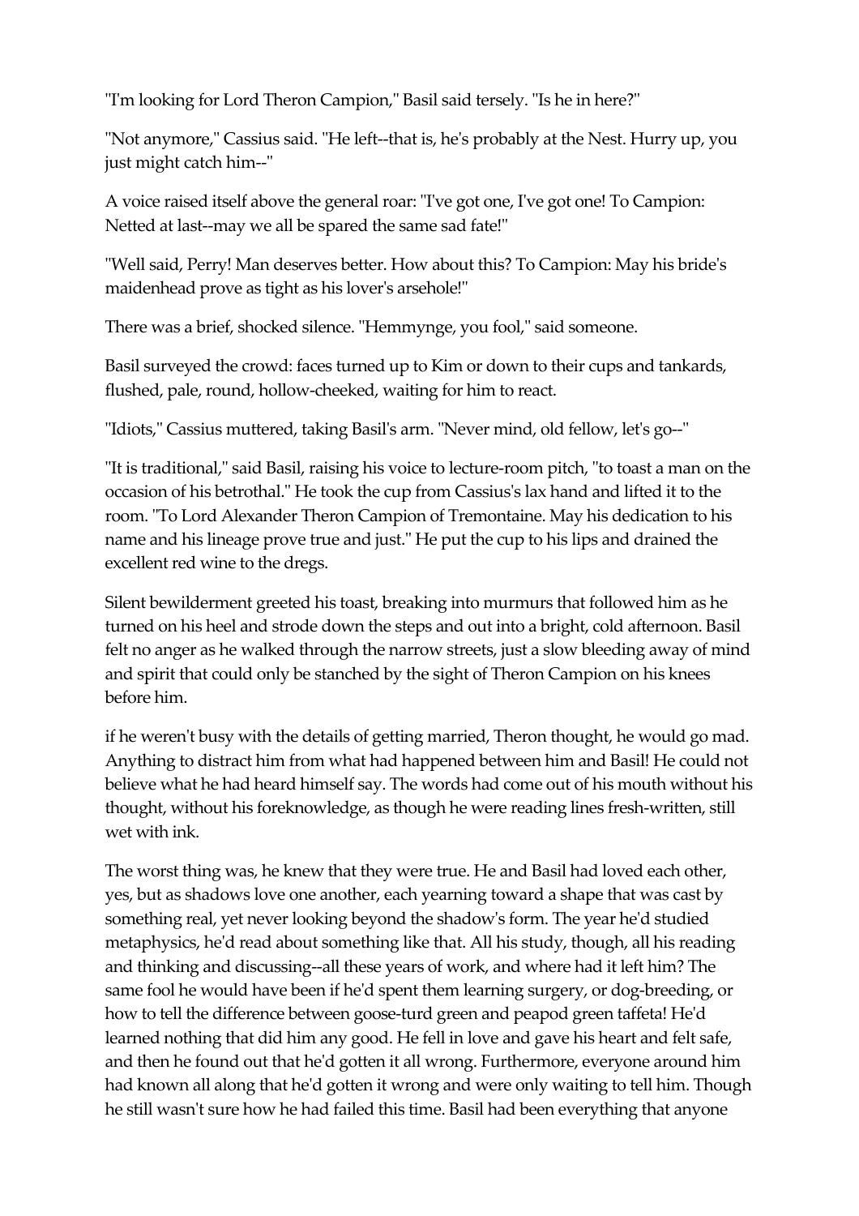"I'm looking for Lord Theron Campion," Basil said tersely. "Is he in here?"

"Not anymore," Cassius said. "He left--that is, he's probably at the Nest. Hurry up, you just might catch him--"

A voice raised itself above the general roar: "I've got one, I've got one! To Campion: Netted at last--may we all be spared the same sad fate!"

"Well said, Perry! Man deserves better. How about this? To Campion: May his bride's maidenhead prove as tight as his lover's arsehole!"

There was a brief, shocked silence. "Hemmynge, you fool," said someone.

Basil surveyed the crowd: faces turned up to Kim or down to their cups and tankards, flushed, pale, round, hollow-cheeked, waiting for him to react.

"Idiots," Cassius muttered, taking Basil's arm. "Never mind, old fellow, let's go--"

"It is traditional," said Basil, raising his voice to lecture-room pitch, "to toast a man on the occasion of his betrothal." He took the cup from Cassius's lax hand and lifted it to the room. "To Lord Alexander Theron Campion of Tremontaine. May his dedication to his name and his lineage prove true and just." He put the cup to his lips and drained the excellent red wine to the dregs.

Silent bewilderment greeted his toast, breaking into murmurs that followed him as he turned on his heel and strode down the steps and out into a bright, cold afternoon. Basil felt no anger as he walked through the narrow streets, just a slow bleeding away of mind and spirit that could only be stanched by the sight of Theron Campion on his knees before him.

if he weren't busy with the details of getting married, Theron thought, he would go mad. Anything to distract him from what had happened between him and Basil! He could not believe what he had heard himself say. The words had come out of his mouth without his thought, without his foreknowledge, as though he were reading lines fresh-written, still wet with ink.

The worst thing was, he knew that they were true. He and Basil had loved each other, yes, but as shadows love one another, each yearning toward a shape that was cast by something real, yet never looking beyond the shadow's form. The year he'd studied metaphysics, he'd read about something like that. All his study, though, all his reading and thinking and discussing--all these years of work, and where had it left him? The same fool he would have been if he'd spent them learning surgery, or dog-breeding, or how to tell the difference between goose-turd green and peapod green taffeta! He'd learned nothing that did him any good. He fell in love and gave his heart and felt safe, and then he found out that he'd gotten it all wrong. Furthermore, everyone around him had known all along that he'd gotten it wrong and were only waiting to tell him. Though he still wasn't sure how he had failed this time. Basil had been everything that anyone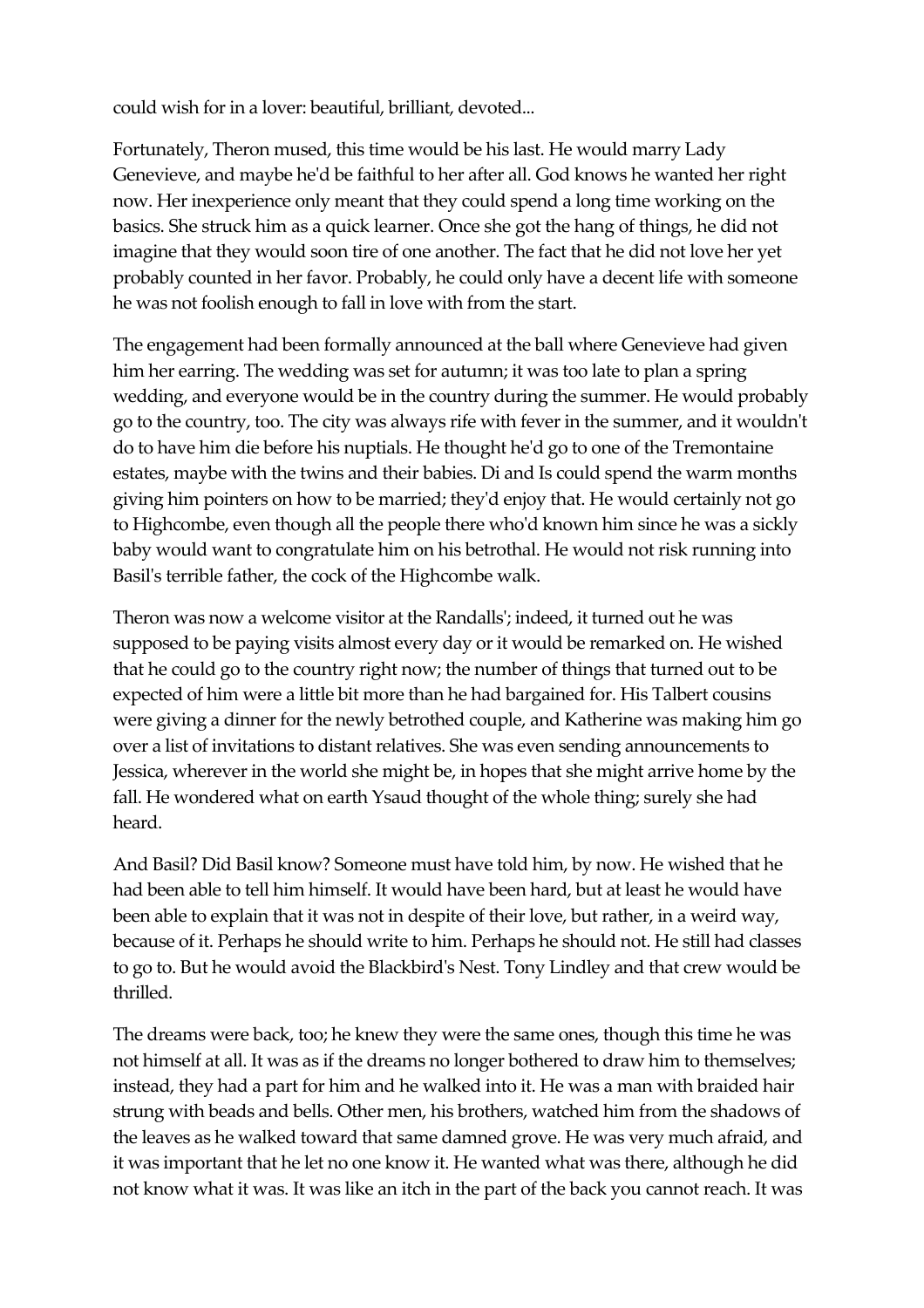could wish for in a lover: beautiful, brilliant, devoted...

Fortunately, Theron mused, this time would be his last. He would marry Lady Genevieve, and maybe he'd be faithful to her after all. God knows he wanted her right now. Her inexperience only meant that they could spend a long time working on the basics. She struck him as a quick learner. Once she got the hang of things, he did not imagine that they would soon tire of one another. The fact that he did not love her yet probably counted in her favor. Probably, he could only have a decent life with someone he was not foolish enough to fall in love with from the start.

The engagement had been formally announced at the ball where Genevieve had given him her earring. The wedding was set for autumn; it was too late to plan a spring wedding, and everyone would be in the country during the summer. He would probably go to the country, too. The city was always rife with fever in the summer, and it wouldn't do to have him die before his nuptials. He thought he'd go to one of the Tremontaine estates, maybe with the twins and their babies. Di and Is could spend the warm months giving him pointers on how to be married; they'd enjoy that. He would certainly not go to Highcombe, even though all the people there who'd known him since he was a sickly baby would want to congratulate him on his betrothal. He would not risk running into Basil's terrible father, the cock of the Highcombe walk.

Theron was now a welcome visitor at the Randalls'; indeed, it turned out he was supposed to be paying visits almost every day or it would be remarked on. He wished that he could go to the country right now; the number of things that turned out to be expected of him were a little bit more than he had bargained for. His Talbert cousins were giving a dinner for the newly betrothed couple, and Katherine was making him go over a list of invitations to distant relatives. She was even sending announcements to Jessica, wherever in the world she might be, in hopes that she might arrive home by the fall. He wondered what on earth Ysaud thought of the whole thing; surely she had heard.

And Basil? Did Basil know? Someone must have told him, by now. He wished that he had been able to tell him himself. It would have been hard, but at least he would have been able to explain that it was not in despite of their love, but rather, in a weird way, because of it. Perhaps he should write to him. Perhaps he should not. He still had classes to go to. But he would avoid the Blackbird's Nest. Tony Lindley and that crew would be thrilled.

The dreams were back, too; he knew they were the same ones, though this time he was not himself at all. It was as if the dreams no longer bothered to draw him to themselves; instead, they had a part for him and he walked into it. He was a man with braided hair strung with beads and bells. Other men, his brothers, watched him from the shadows of the leaves as he walked toward that same damned grove. He was very much afraid, and it was important that he let no one know it. He wanted what was there, although he did not know what it was. It was like an itch in the part of the back you cannot reach. It was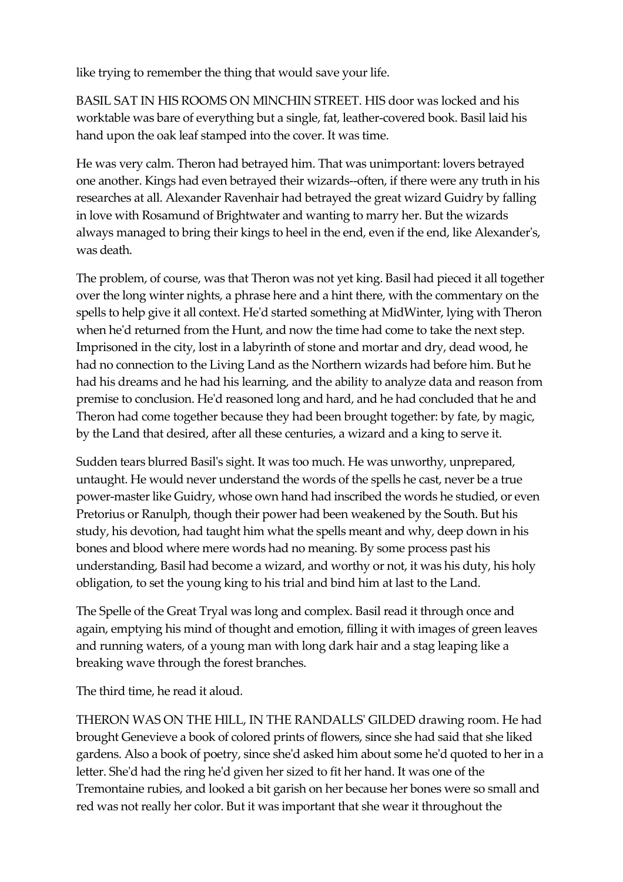like trying to remember the thing that would save your life.

BASIL SAT IN HIS ROOMS ON MINCHIN STREET. HIS door was locked and his worktable was bare of everything but a single, fat, leather-covered book. Basil laid his hand upon the oak leaf stamped into the cover. It was time.

He was very calm. Theron had betrayed him. That was unimportant: lovers betrayed one another. Kings had even betrayed their wizards--often, if there were any truth in his researches at all. Alexander Ravenhair had betrayed the great wizard Guidry by falling in love with Rosamund of Brightwater and wanting to marry her. But the wizards always managed to bring their kings to heel in the end, even if the end, like Alexander's, was death.

The problem, of course, was that Theron was not yet king. Basil had pieced it all together over the long winter nights, a phrase here and a hint there, with the commentary on the spells to help give it all context. He'd started something at MidWinter, lying with Theron when he'd returned from the Hunt, and now the time had come to take the next step. Imprisoned in the city, lost in a labyrinth of stone and mortar and dry, dead wood, he had no connection to the Living Land as the Northern wizards had before him. But he had his dreams and he had his learning, and the ability to analyze data and reason from premise to conclusion. He'd reasoned long and hard, and he had concluded that he and Theron had come together because they had been brought together: by fate, by magic, by the Land that desired, after all these centuries, a wizard and a king to serve it.

Sudden tears blurred Basil's sight. It was too much. He was unworthy, unprepared, untaught. He would never understand the words of the spells he cast, never be a true power-master like Guidry, whose own hand had inscribed the words he studied, or even Pretorius or Ranulph, though their power had been weakened by the South. But his study, his devotion, had taught him what the spells meant and why, deep down in his bones and blood where mere words had no meaning. By some process past his understanding, Basil had become a wizard, and worthy or not, it was his duty, his holy obligation, to set the young king to his trial and bind him at last to the Land.

The Spelle of the Great Tryal was long and complex. Basil read it through once and again, emptying his mind of thought and emotion, filling it with images of green leaves and running waters, of a young man with long dark hair and a stag leaping like a breaking wave through the forest branches.

The third time, he read it aloud.

THERON WAS ON THE HILL, IN THE RANDALLS' GILDED drawing room. He had brought Genevieve a book of colored prints of flowers, since she had said that she liked gardens. Also a book of poetry, since she'd asked him about some he'd quoted to her in a letter. She'd had the ring he'd given her sized to fit her hand. It was one of the Tremontaine rubies, and looked a bit garish on her because her bones were so small and red was not really her color. But it was important that she wear it throughout the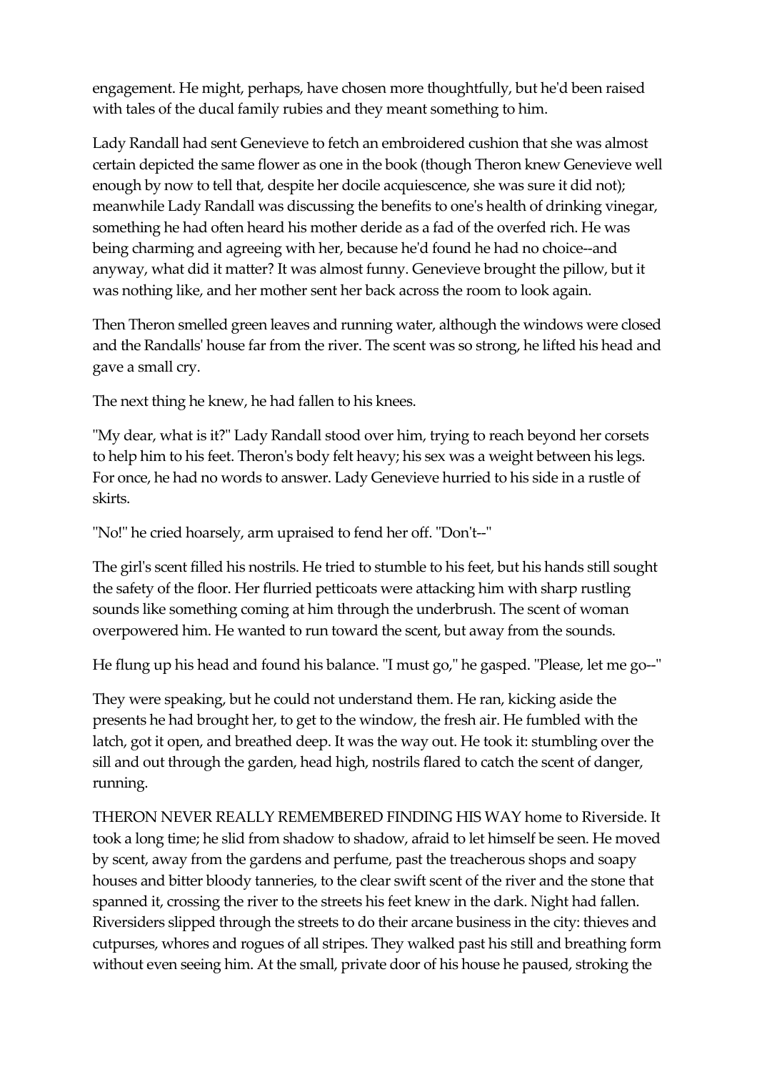engagement. He might, perhaps, have chosen more thoughtfully, but he'd been raised with tales of the ducal family rubies and they meant something to him.

Lady Randall had sent Genevieve to fetch an embroidered cushion that she was almost certain depicted the same flower as one in the book (though Theron knew Genevieve well enough by now to tell that, despite her docile acquiescence, she was sure it did not); meanwhile Lady Randall was discussing the benefits to one's health of drinking vinegar, something he had often heard his mother deride as a fad of the overfed rich. He was being charming and agreeing with her, because he'd found he had no choice--and anyway, what did it matter? It was almost funny. Genevieve brought the pillow, but it was nothing like, and her mother sent her back across the room to look again.

Then Theron smelled green leaves and running water, although the windows were closed and the Randalls' house far from the river. The scent was so strong, he lifted his head and gave a small cry.

The next thing he knew, he had fallen to his knees.

"My dear, what is it?" Lady Randall stood over him, trying to reach beyond her corsets to help him to his feet. Theron's body felt heavy; his sex was a weight between his legs. For once, he had no words to answer. Lady Genevieve hurried to his side in a rustle of skirts.

"No!" he cried hoarsely, arm upraised to fend her off. "Don't--"

The girl's scent filled his nostrils. He tried to stumble to his feet, but his hands still sought the safety of the floor. Her flurried petticoats were attacking him with sharp rustling sounds like something coming at him through the underbrush. The scent of woman overpowered him. He wanted to run toward the scent, but away from the sounds.

He flung up his head and found his balance. "I must go," he gasped. "Please, let me go--"

They were speaking, but he could not understand them. He ran, kicking aside the presents he had brought her, to get to the window, the fresh air. He fumbled with the latch, got it open, and breathed deep. It was the way out. He took it: stumbling over the sill and out through the garden, head high, nostrils flared to catch the scent of danger, running.

THERON NEVER REALLY REMEMBERED FINDING HIS WAY home to Riverside. It took a long time; he slid from shadow to shadow, afraid to let himself be seen. He moved by scent, away from the gardens and perfume, past the treacherous shops and soapy houses and bitter bloody tanneries, to the clear swift scent of the river and the stone that spanned it, crossing the river to the streets his feet knew in the dark. Night had fallen. Riversiders slipped through the streets to do their arcane business in the city: thieves and cutpurses, whores and rogues of all stripes. They walked past his still and breathing form without even seeing him. At the small, private door of his house he paused, stroking the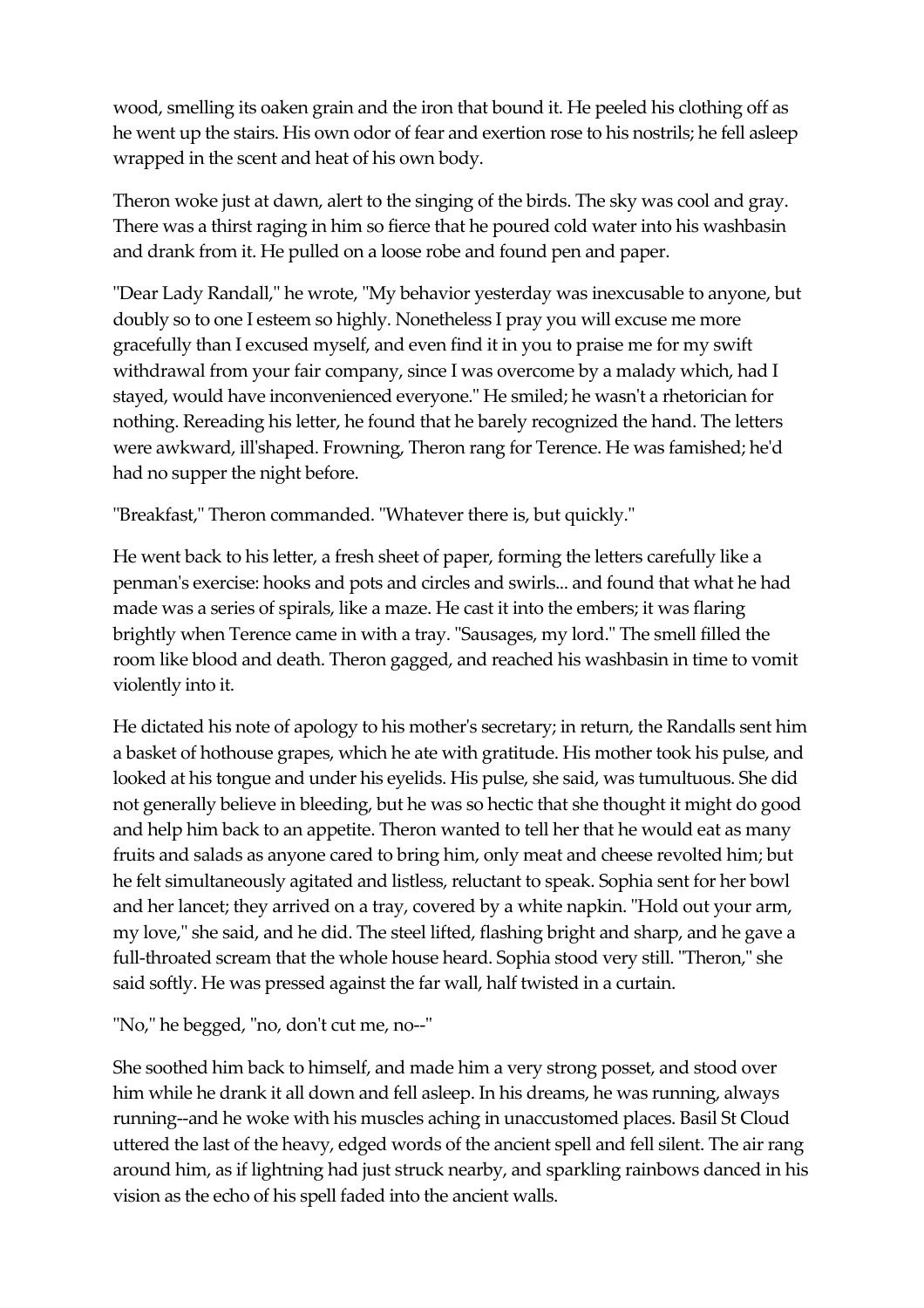wood, smelling its oaken grain and the iron that bound it. He peeled his clothing off as he went up the stairs. His own odor of fear and exertion rose to his nostrils; he fell asleep wrapped in the scent and heat of his own body.

Theron woke just at dawn, alert to the singing of the birds. The sky was cool and gray. There was a thirst raging in him so fierce that he poured cold water into his washbasin and drank from it. He pulled on a loose robe and found pen and paper.

"Dear Lady Randall," he wrote, "My behavior yesterday was inexcusable to anyone, but doubly so to one I esteem so highly. Nonetheless I pray you will excuse me more gracefully than I excused myself, and even find it in you to praise me for my swift withdrawal from your fair company, since I was overcome by a malady which, had I stayed, would have inconvenienced everyone." He smiled; he wasn't a rhetorician for nothing. Rereading his letter, he found that he barely recognized the hand. The letters were awkward, ill'shaped. Frowning, Theron rang for Terence. He was famished; he'd had no supper the night before.

"Breakfast," Theron commanded. "Whatever there is, but quickly."

He went back to his letter, a fresh sheet of paper, forming the letters carefully like a penman's exercise: hooks and pots and circles and swirls... and found that what he had made was a series of spirals, like a maze. He cast it into the embers; it was flaring brightly when Terence came in with a tray. "Sausages, my lord." The smell filled the room like blood and death. Theron gagged, and reached his washbasin in time to vomit violently into it.

He dictated his note of apology to his mother's secretary; in return, the Randalls sent him a basket of hothouse grapes, which he ate with gratitude. His mother took his pulse, and looked at his tongue and under his eyelids. His pulse, she said, was tumultuous. She did not generally believe in bleeding, but he was so hectic that she thought it might do good and help him back to an appetite. Theron wanted to tell her that he would eat as many fruits and salads as anyone cared to bring him, only meat and cheese revolted him; but he felt simultaneously agitated and listless, reluctant to speak. Sophia sent for her bowl and her lancet; they arrived on a tray, covered by a white napkin. "Hold out your arm, my love," she said, and he did. The steel lifted, flashing bright and sharp, and he gave a full-throated scream that the whole house heard. Sophia stood very still. "Theron," she said softly. He was pressed against the far wall, half twisted in a curtain.

"No," he begged, "no, don't cut me, no--"

She soothed him back to himself, and made him a very strong posset, and stood over him while he drank it all down and fell asleep. In his dreams, he was running, always running--and he woke with his muscles aching in unaccustomed places. Basil St Cloud uttered the last of the heavy, edged words of the ancient spell and fell silent. The air rang around him, as if lightning had just struck nearby, and sparkling rainbows danced in his vision as the echo of his spell faded into the ancient walls.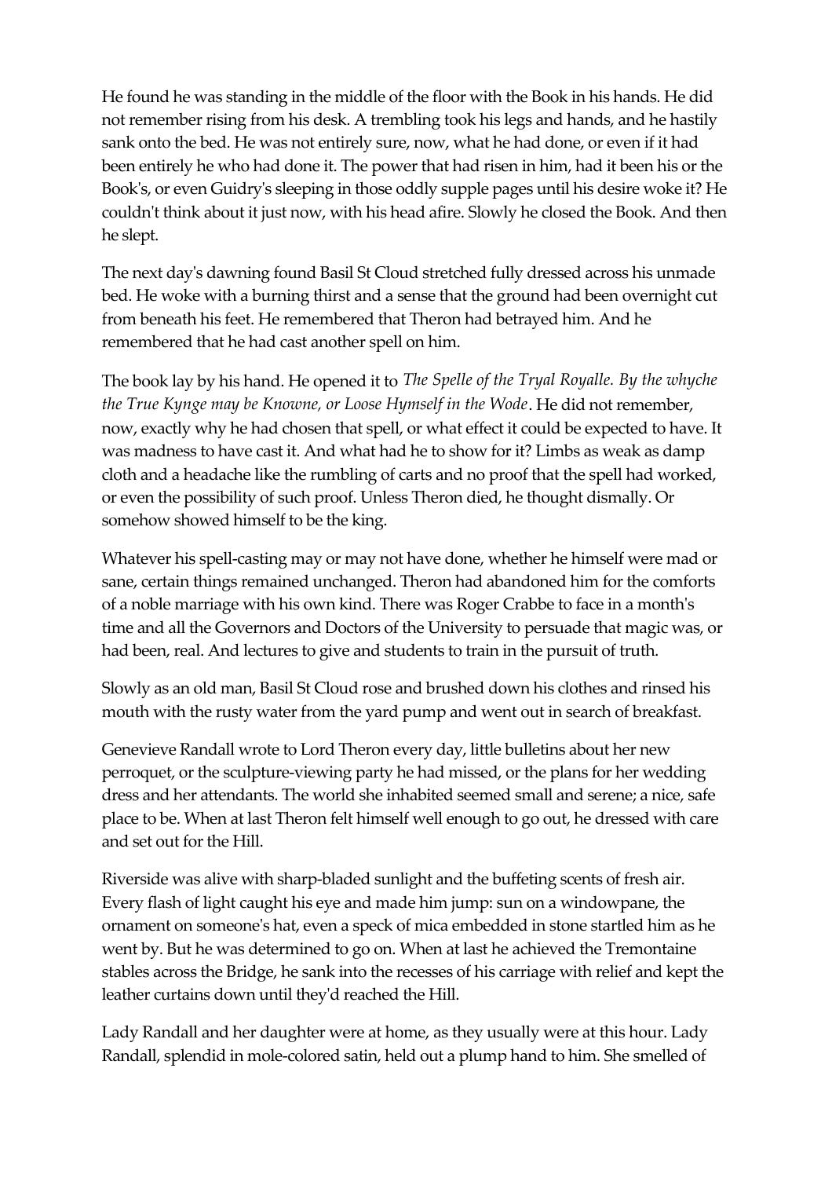He found he was standing in the middle of the floor with the Book in his hands. He did not remember rising from his desk. A trembling took his legs and hands, and he hastily sank onto the bed. He was not entirely sure, now, what he had done, or even if it had been entirely he who had done it. The power that had risen in him, had it been his or the Book's, or even Guidry's sleeping in those oddly supple pages until his desire woke it? He couldn't think about it just now, with his head afire. Slowly he closed the Book. And then he slept.

The next day's dawning found Basil St Cloud stretched fully dressed across his unmade bed. He woke with a burning thirst and a sense that the ground had been overnight cut from beneath his feet. He remembered that Theron had betrayed him. And he remembered that he had cast another spell on him.

The book lay by his hand. He opened it to *The Spelle of the Tryal Royalle. By the whyche the True Kynge may be Knowne, or Loose Hymself in the Wode*. He did not remember, now, exactly why he had chosen that spell, or what effect it could be expected to have. It was madness to have cast it. And what had he to show for it? Limbs as weak as damp cloth and a headache like the rumbling of carts and no proof that the spell had worked, or even the possibility of such proof. Unless Theron died, he thought dismally. Or somehow showed himself to be the king.

Whatever his spell-casting may or may not have done, whether he himself were mad or sane, certain things remained unchanged. Theron had abandoned him for the comforts of a noble marriage with his own kind. There was Roger Crabbe to face in a month's time and all the Governors and Doctors of the University to persuade that magic was, or had been, real. And lectures to give and students to train in the pursuit of truth.

Slowly as an old man, Basil St Cloud rose and brushed down his clothes and rinsed his mouth with the rusty water from the yard pump and went out in search of breakfast.

Genevieve Randall wrote to Lord Theron every day, little bulletins about her new perroquet, or the sculpture-viewing party he had missed, or the plans for her wedding dress and her attendants. The world she inhabited seemed small and serene; a nice, safe place to be. When at last Theron felt himself well enough to go out, he dressed with care and set out for the Hill.

Riverside was alive with sharp-bladed sunlight and the buffeting scents of fresh air. Every flash of light caught his eye and made him jump: sun on a windowpane, the ornament on someone's hat, even a speck of mica embedded in stone startled him as he went by. But he was determined to go on. When at last he achieved the Tremontaine stables across the Bridge, he sank into the recesses of his carriage with relief and kept the leather curtains down until they'd reached the Hill.

Lady Randall and her daughter were at home, as they usually were at this hour. Lady Randall, splendid in mole-colored satin, held out a plump hand to him. She smelled of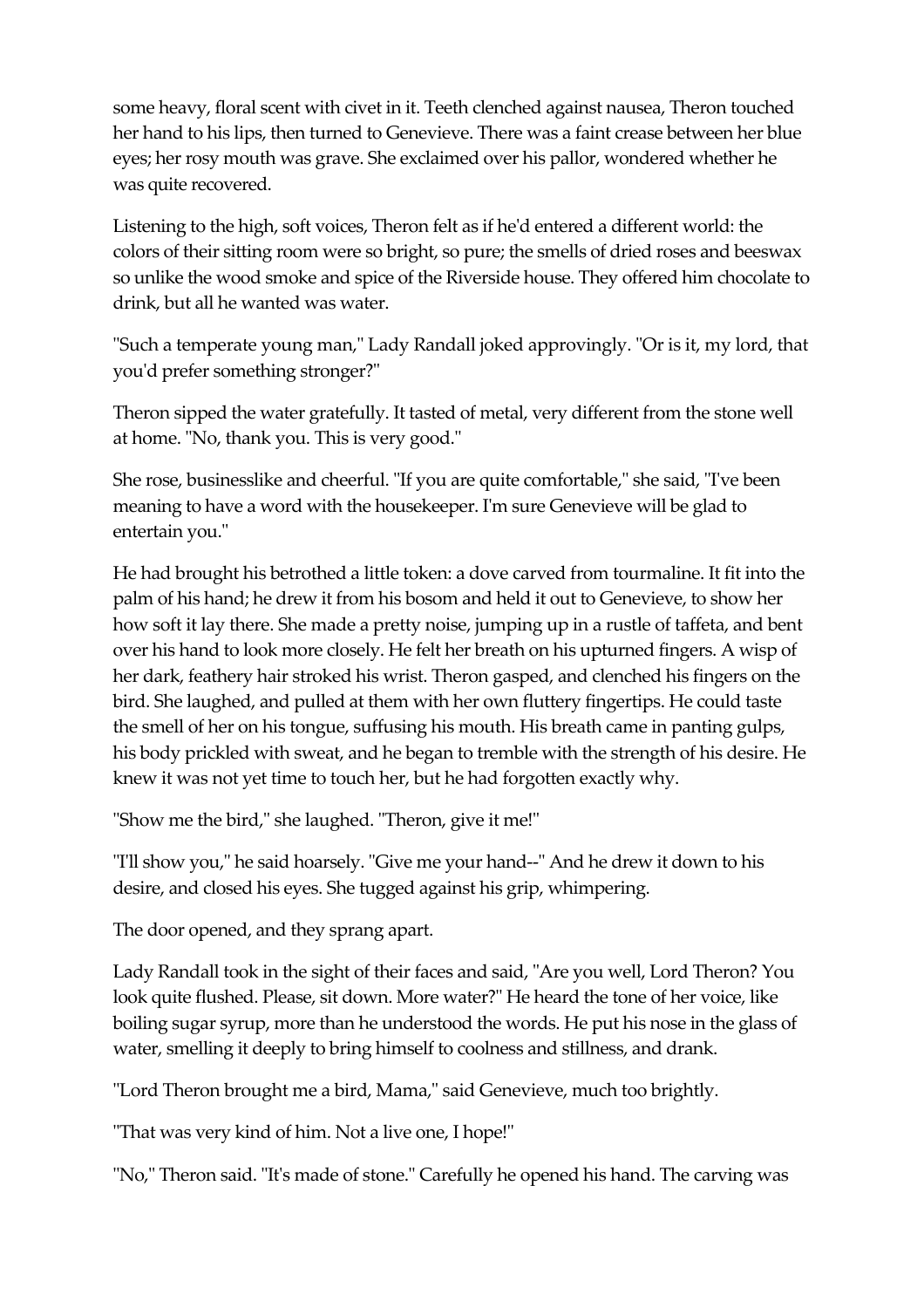some heavy, floral scent with civet in it. Teeth clenched against nausea, Theron touched her hand to his lips, then turned to Genevieve. There was a faint crease between her blue eyes; her rosy mouth was grave. She exclaimed over his pallor, wondered whether he was quite recovered.

Listening to the high, soft voices, Theron felt as if he'd entered a different world: the colors of their sitting room were so bright, so pure; the smells of dried roses and beeswax so unlike the wood smoke and spice of the Riverside house. They offered him chocolate to drink, but all he wanted was water.

"Such a temperate young man," Lady Randall joked approvingly. "Or is it, my lord, that you'd prefer something stronger?"

Theron sipped the water gratefully. It tasted of metal, very different from the stone well at home. "No, thank you. This is very good."

She rose, businesslike and cheerful. "If you are quite comfortable," she said, "I've been meaning to have a word with the housekeeper. I'm sure Genevieve will be glad to entertain you."

He had brought his betrothed a little token: a dove carved from tourmaline. It fit into the palm of his hand; he drew it from his bosom and held it out to Genevieve, to show her how soft it lay there. She made a pretty noise, jumping up in a rustle of taffeta, and bent over his hand to look more closely. He felt her breath on his upturned fingers. A wisp of her dark, feathery hair stroked his wrist. Theron gasped, and clenched his fingers on the bird. She laughed, and pulled at them with her own fluttery fingertips. He could taste the smell of her on his tongue, suffusing his mouth. His breath came in panting gulps, his body prickled with sweat, and he began to tremble with the strength of his desire. He knew it was not yet time to touch her, but he had forgotten exactly why.

"Show me the bird," she laughed. "Theron, give it me!"

"I'll show you," he said hoarsely. "Give me your hand--" And he drew it down to his desire, and closed his eyes. She tugged against his grip, whimpering.

The door opened, and they sprang apart.

Lady Randall took in the sight of their faces and said, "Are you well, Lord Theron? You look quite flushed. Please, sit down. More water?" He heard the tone of her voice, like boiling sugar syrup, more than he understood the words. He put his nose in the glass of water, smelling it deeply to bring himself to coolness and stillness, and drank.

"Lord Theron brought me a bird, Mama," said Genevieve, much too brightly.

"That was very kind of him. Not a live one, I hope!"

"No," Theron said. "It's made of stone." Carefully he opened his hand. The carving was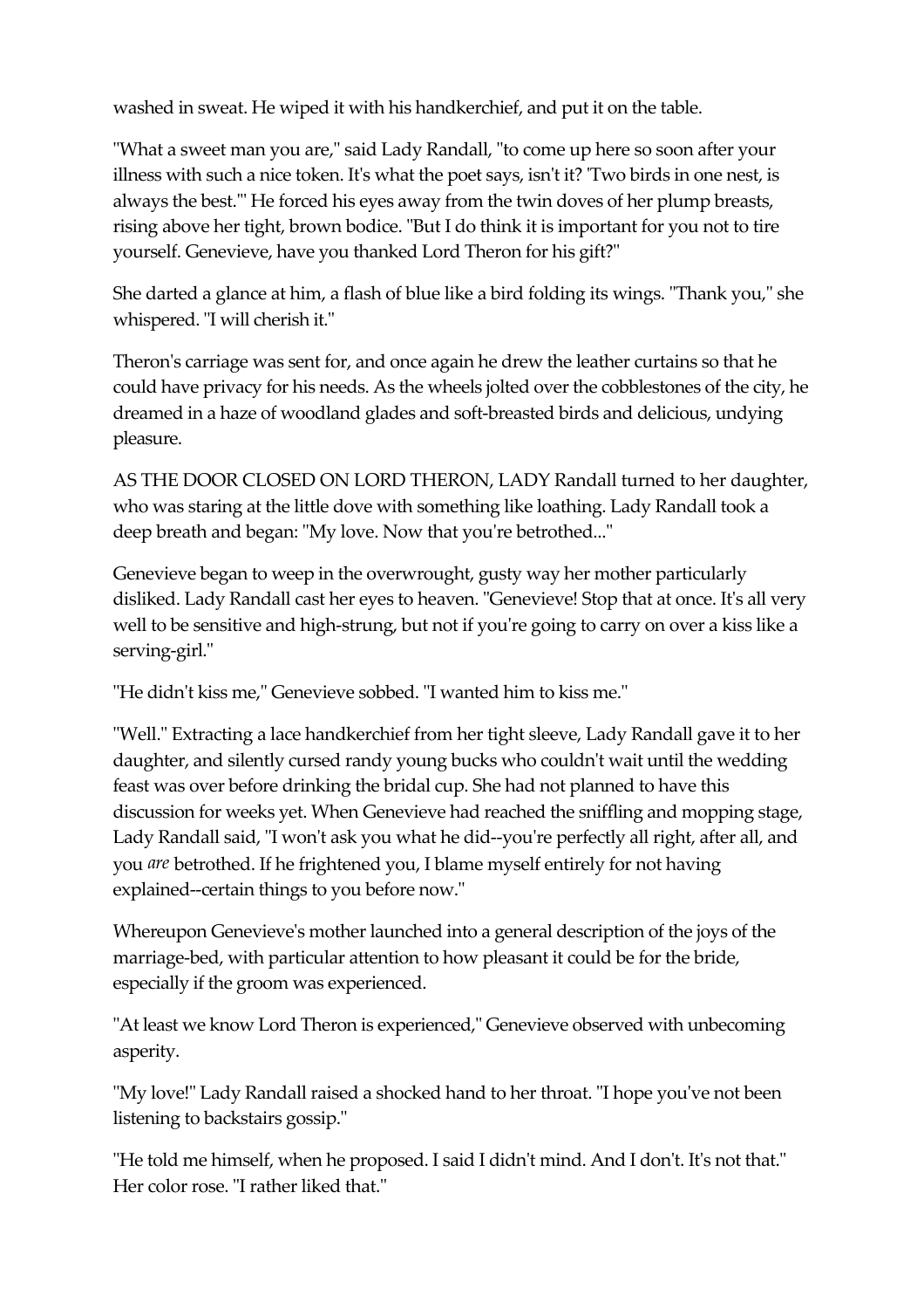washed in sweat. He wiped it with his handkerchief, and put it on the table.

"What a sweet man you are," said Lady Randall, "to come up here so soon after your illness with such a nice token. It's what the poet says, isn't it? 'Two birds in one nest, is always the best.'" He forced his eyes away from the twin doves of her plump breasts, rising above her tight, brown bodice. "But I do think it is important for you not to tire yourself. Genevieve, have you thanked Lord Theron for his gift?"

She darted a glance at him, a flash of blue like a bird folding its wings. "Thank you," she whispered. "I will cherish it."

Theron's carriage was sent for, and once again he drew the leather curtains so that he could have privacy for his needs. As the wheels jolted over the cobblestones of the city, he dreamed in a haze of woodland glades and soft-breasted birds and delicious, undying pleasure.

AS THE DOOR CLOSED ON LORD THERON, LADY Randall turned to her daughter, who was staring at the little dove with something like loathing. Lady Randall took a deep breath and began: "My love. Now that you're betrothed..."

Genevieve began to weep in the overwrought, gusty way her mother particularly disliked. Lady Randall cast her eyes to heaven. "Genevieve! Stop that at once. It's all very well to be sensitive and high-strung, but not if you're going to carry on over a kiss like a serving-girl."

"He didn't kiss me," Genevieve sobbed. "I wanted him to kiss me."

"Well." Extracting a lace handkerchief from her tight sleeve, Lady Randall gave it to her daughter, and silently cursed randy young bucks who couldn't wait until the wedding feast was over before drinking the bridal cup. She had not planned to have this discussion for weeks yet. When Genevieve had reached the sniffling and mopping stage, Lady Randall said, "I won't ask you what he did--you're perfectly all right, after all, and you *are* betrothed. If he frightened you, I blame myself entirely for not having explained--certain things to you before now."

Whereupon Genevieve's mother launched into a general description of the joys of the marriage-bed, with particular attention to how pleasant it could be for the bride, especially if the groom was experienced.

"At least we know Lord Theron is experienced," Genevieve observed with unbecoming asperity.

"My love!" Lady Randall raised a shocked hand to her throat. "I hope you've not been listening to backstairs gossip."

"He told me himself, when he proposed. I said I didn't mind. And I don't. It's not that." Her color rose. "I rather liked that."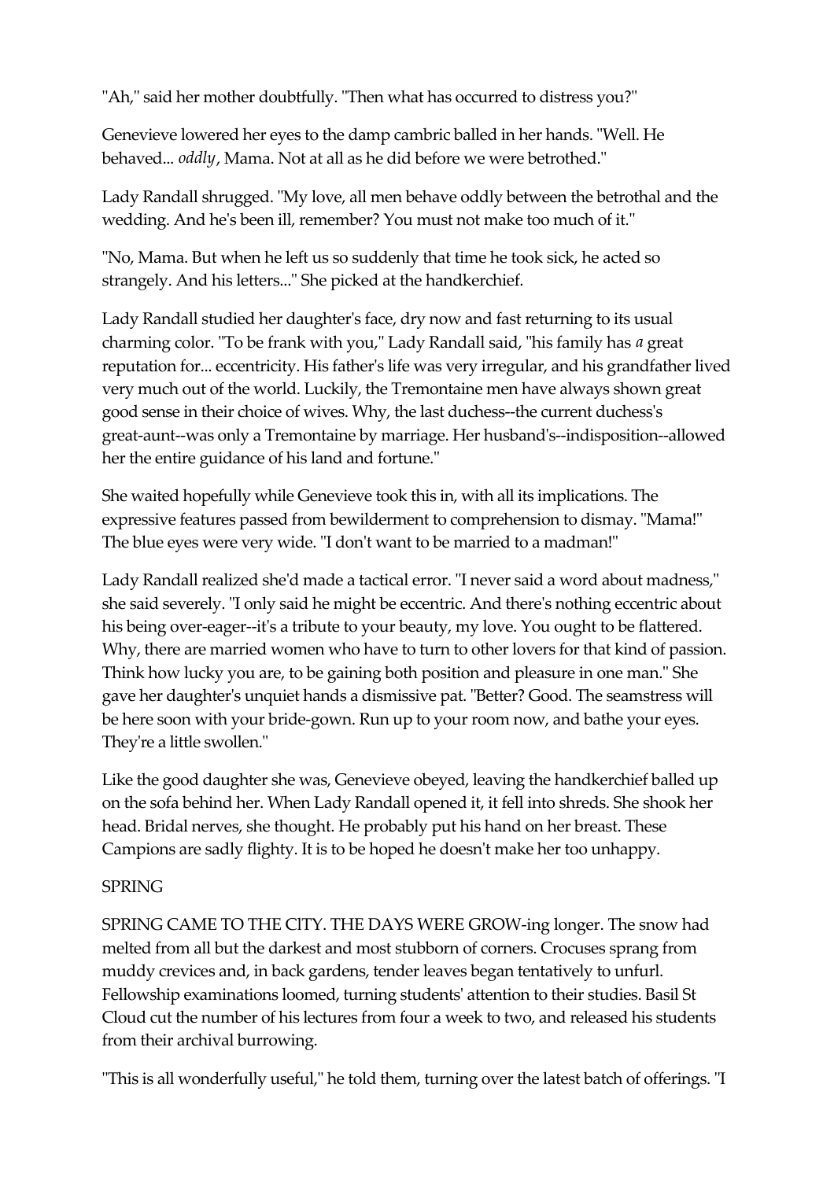"Ah," said her mother doubtfully. "Then what has occurred to distress you?"

Genevieve lowered her eyes to the damp cambric balled in her hands. "Well. He behaved... *oddly*, Mama. Not at all as he did before we were betrothed."

Lady Randall shrugged. "My love, all men behave oddly between the betrothal and the wedding. And he's been ill, remember? You must not make too much of it."

"No, Mama. But when he left us so suddenly that time he took sick, he acted so strangely. And his letters..." She picked at the handkerchief.

Lady Randall studied her daughter's face, dry now and fast returning to its usual charming color. "To be frank with you," Lady Randall said, "his family has *a* great reputation for... eccentricity. His father's life was very irregular, and his grandfather lived very much out of the world. Luckily, the Tremontaine men have always shown great good sense in their choice of wives. Why, the last duchess--the current duchess's great-aunt--was only a Tremontaine by marriage. Her husband's--indisposition--allowed her the entire guidance of his land and fortune."

She waited hopefully while Genevieve took this in, with all its implications. The expressive features passed from bewilderment to comprehension to dismay. "Mama!" The blue eyes were very wide. "I don't want to be married to a madman!"

Lady Randall realized she'd made a tactical error. "I never said a word about madness," she said severely. "I only said he might be eccentric. And there's nothing eccentric about his being over-eager--it's a tribute to your beauty, my love. You ought to be flattered. Why, there are married women who have to turn to other lovers for that kind of passion. Think how lucky you are, to be gaining both position and pleasure in one man." She gave her daughter's unquiet hands a dismissive pat. "Better? Good. The seamstress will be here soon with your bride-gown. Run up to your room now, and bathe your eyes. They're a little swollen."

Like the good daughter she was, Genevieve obeyed, leaving the handkerchief balled up on the sofa behind her. When Lady Randall opened it, it fell into shreds. She shook her head. Bridal nerves, she thought. He probably put his hand on her breast. These Campions are sadly flighty. It is to be hoped he doesn't make her too unhappy.

## SPRING

SPRING CAME TO THE CITY. THE DAYS WERE GROW-ing longer. The snow had melted from all but the darkest and most stubborn of corners. Crocuses sprang from muddy crevices and, in back gardens, tender leaves began tentatively to unfurl. Fellowship examinations loomed, turning students' attention to their studies. Basil St Cloud cut the number of his lectures from four a week to two, and released his students from their archival burrowing.

"This is all wonderfully useful," he told them, turning over the latest batch of offerings. "I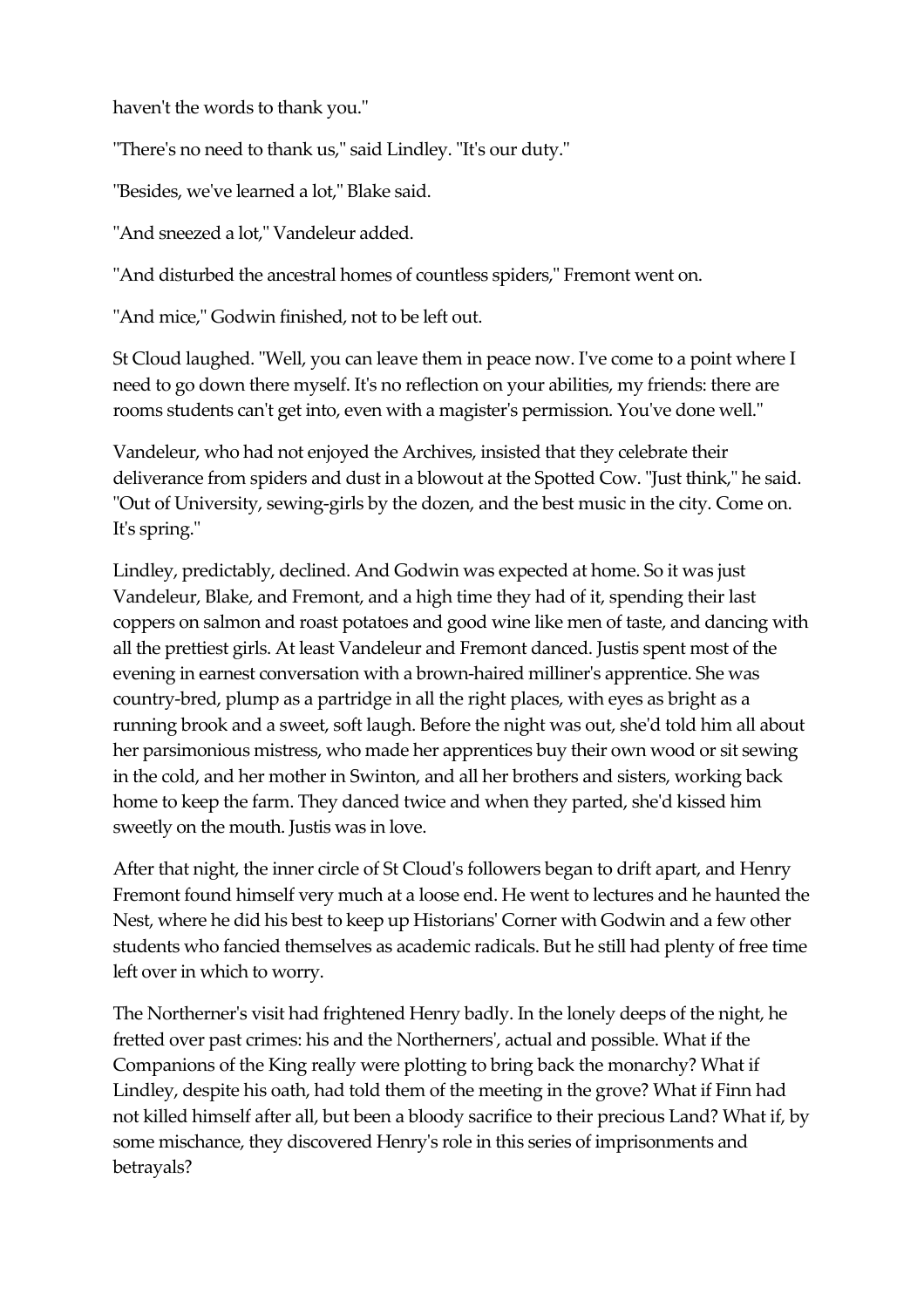haven't the words to thank you."

"There's no need to thank us," said Lindley. "It's our duty."

"Besides, we've learned a lot," Blake said.

"And sneezed a lot," Vandeleur added.

"And disturbed the ancestral homes of countless spiders," Fremont went on.

"And mice," Godwin finished, not to be left out.

St Cloud laughed. "Well, you can leave them in peace now. I've come to a point where I need to go down there myself. It's no reflection on your abilities, my friends: there are rooms students can't get into, even with a magister's permission. You've done well."

Vandeleur, who had not enjoyed the Archives, insisted that they celebrate their deliverance from spiders and dust in a blowout at the Spotted Cow. "Just think," he said. "Out of University, sewing-girls by the dozen, and the best music in the city. Come on. It's spring."

Lindley, predictably, declined. And Godwin was expected at home. So it was just Vandeleur, Blake, and Fremont, and a high time they had of it, spending their last coppers on salmon and roast potatoes and good wine like men of taste, and dancing with all the prettiest girls. At least Vandeleur and Fremont danced. Justis spent most of the evening in earnest conversation with a brown-haired milliner's apprentice. She was country-bred, plump as a partridge in all the right places, with eyes as bright as a running brook and a sweet, soft laugh. Before the night was out, she'd told him all about her parsimonious mistress, who made her apprentices buy their own wood or sit sewing in the cold, and her mother in Swinton, and all her brothers and sisters, working back home to keep the farm. They danced twice and when they parted, she'd kissed him sweetly on the mouth. Justis was in love.

After that night, the inner circle of St Cloud's followers began to drift apart, and Henry Fremont found himself very much at a loose end. He went to lectures and he haunted the Nest, where he did his best to keep up Historians' Corner with Godwin and a few other students who fancied themselves as academic radicals. But he still had plenty of free time left over in which to worry.

The Northerner's visit had frightened Henry badly. In the lonely deeps of the night, he fretted over past crimes: his and the Northerners', actual and possible. What if the Companions of the King really were plotting to bring back the monarchy? What if Lindley, despite his oath, had told them of the meeting in the grove? What if Finn had not killed himself after all, but been a bloody sacrifice to their precious Land? What if, by some mischance, they discovered Henry's role in this series of imprisonments and betrayals?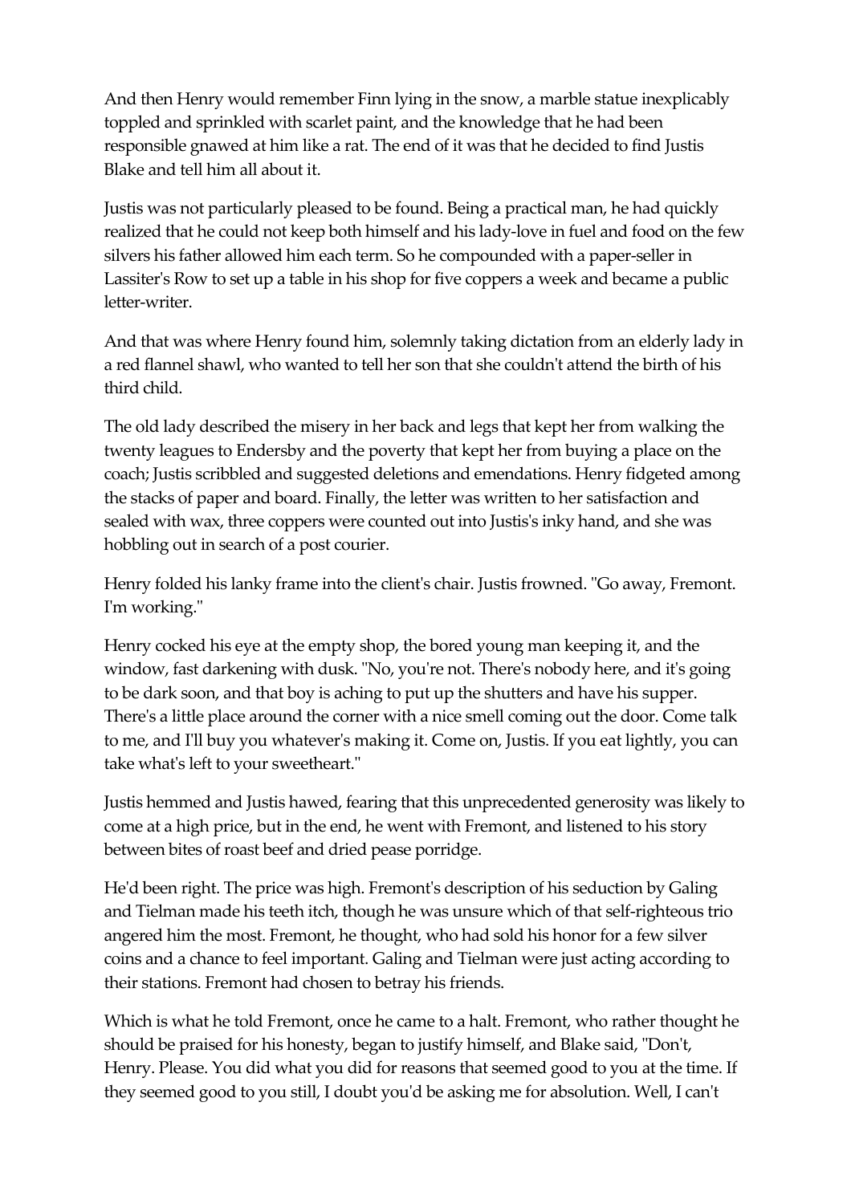And then Henry would remember Finn lying in the snow, a marble statue inexplicably toppled and sprinkled with scarlet paint, and the knowledge that he had been responsible gnawed at him like a rat. The end of it was that he decided to find Justis Blake and tell him all about it.

Justis was not particularly pleased to be found. Being a practical man, he had quickly realized that he could not keep both himself and his lady-love in fuel and food on the few silvers his father allowed him each term. So he compounded with a paper-seller in Lassiter's Row to set up a table in his shop for five coppers a week and became a public letter-writer.

And that was where Henry found him, solemnly taking dictation from an elderly lady in a red flannel shawl, who wanted to tell her son that she couldn't attend the birth of his third child.

The old lady described the misery in her back and legs that kept her from walking the twenty leagues to Endersby and the poverty that kept her from buying a place on the coach; Justis scribbled and suggested deletions and emendations. Henry fidgeted among the stacks of paper and board. Finally, the letter was written to her satisfaction and sealed with wax, three coppers were counted out into Justis's inky hand, and she was hobbling out in search of a post courier.

Henry folded his lanky frame into the client's chair. Justis frowned. "Go away, Fremont. I'm working."

Henry cocked his eye at the empty shop, the bored young man keeping it, and the window, fast darkening with dusk. "No, you're not. There's nobody here, and it's going to be dark soon, and that boy is aching to put up the shutters and have his supper. There's a little place around the corner with a nice smell coming out the door. Come talk to me, and I'll buy you whatever's making it. Come on, Justis. If you eat lightly, you can take what's left to your sweetheart."

Justis hemmed and Justis hawed, fearing that this unprecedented generosity was likely to come at a high price, but in the end, he went with Fremont, and listened to his story between bites of roast beef and dried pease porridge.

He'd been right. The price was high. Fremont's description of his seduction by Galing and Tielman made his teeth itch, though he was unsure which of that self-righteous trio angered him the most. Fremont, he thought, who had sold his honor for a few silver coins and a chance to feel important. Galing and Tielman were just acting according to their stations. Fremont had chosen to betray his friends.

Which is what he told Fremont, once he came to a halt. Fremont, who rather thought he should be praised for his honesty, began to justify himself, and Blake said, "Don't, Henry. Please. You did what you did for reasons that seemed good to you at the time. If they seemed good to you still, I doubt you'd be asking me for absolution. Well, I can't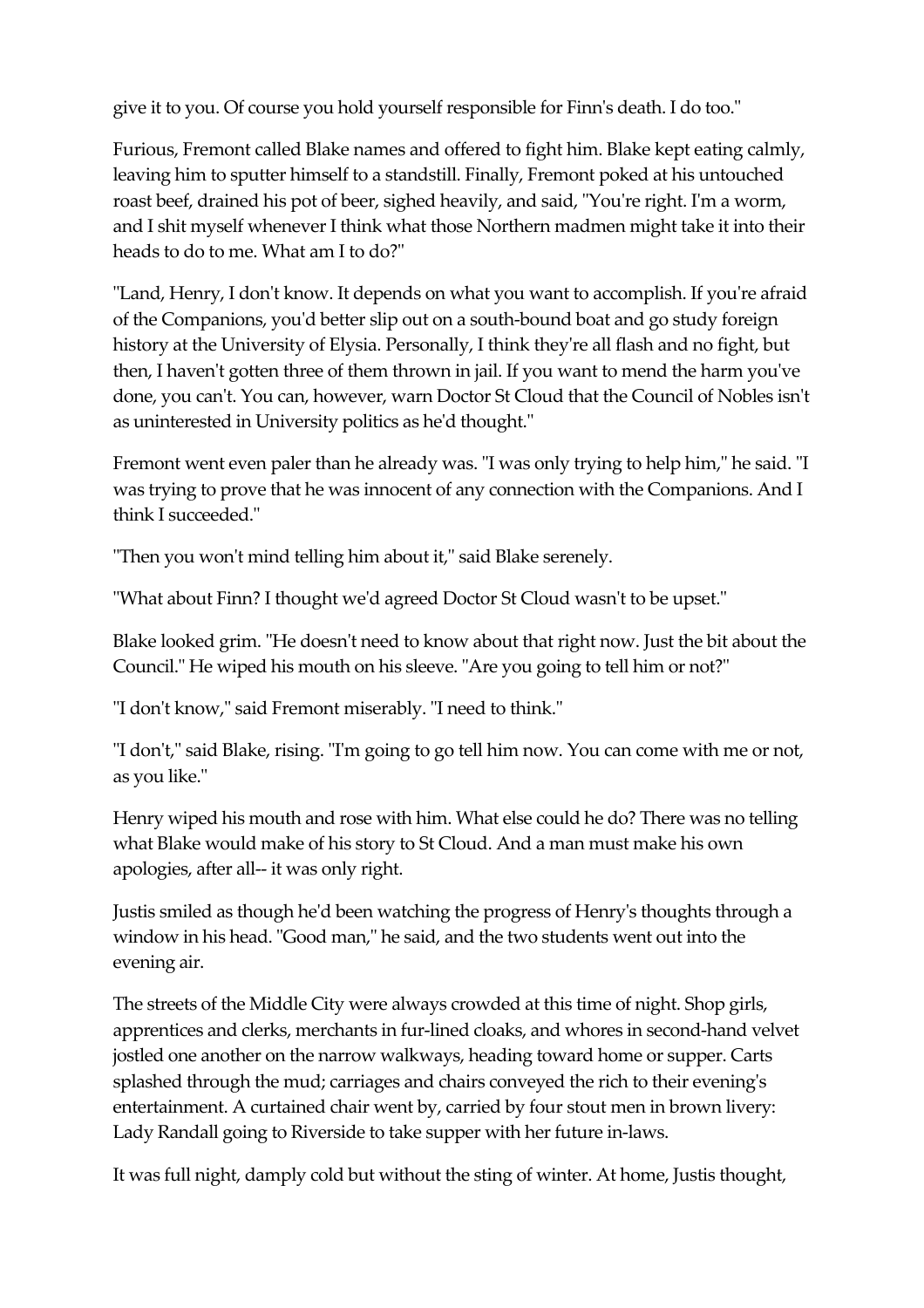give it to you. Of course you hold yourself responsible for Finn's death. I do too."

Furious, Fremont called Blake names and offered to fight him. Blake kept eating calmly, leaving him to sputter himself to a standstill. Finally, Fremont poked at his untouched roast beef, drained his pot of beer, sighed heavily, and said, "You're right. I'm a worm, and I shit myself whenever I think what those Northern madmen might take it into their heads to do to me. What am I to do?"

"Land, Henry, I don't know. It depends on what you want to accomplish. If you're afraid of the Companions, you'd better slip out on a south-bound boat and go study foreign history at the University of Elysia. Personally, I think they're all flash and no fight, but then, I haven't gotten three of them thrown in jail. If you want to mend the harm you've done, you can't. You can, however, warn Doctor St Cloud that the Council of Nobles isn't as uninterested in University politics as he'd thought."

Fremont went even paler than he already was. "I was only trying to help him," he said. "I was trying to prove that he was innocent of any connection with the Companions. And I think I succeeded."

"Then you won't mind telling him about it," said Blake serenely.

"What about Finn? I thought we'd agreed Doctor St Cloud wasn't to be upset."

Blake looked grim. "He doesn't need to know about that right now. Just the bit about the Council." He wiped his mouth on his sleeve. "Are you going to tell him or not?"

"I don't know," said Fremont miserably. "I need to think."

"I don't," said Blake, rising. "I'm going to go tell him now. You can come with me or not, as you like."

Henry wiped his mouth and rose with him. What else could he do? There was no telling what Blake would make of his story to St Cloud. And a man must make his own apologies, after all-- it was only right.

Justis smiled as though he'd been watching the progress of Henry's thoughts through a window in his head. "Good man," he said, and the two students went out into the evening air.

The streets of the Middle City were always crowded at this time of night. Shop girls, apprentices and clerks, merchants in fur-lined cloaks, and whores in second-hand velvet jostled one another on the narrow walkways, heading toward home or supper. Carts splashed through the mud; carriages and chairs conveyed the rich to their evening's entertainment. A curtained chair went by, carried by four stout men in brown livery: Lady Randall going to Riverside to take supper with her future in-laws.

It was full night, damply cold but without the sting of winter. At home, Justis thought,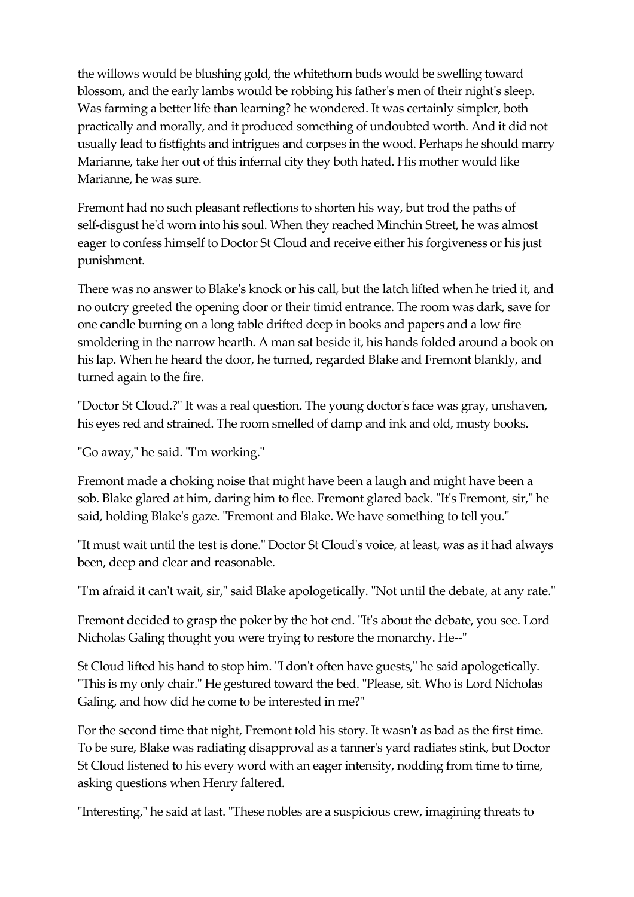the willows would be blushing gold, the whitethorn buds would be swelling toward blossom, and the early lambs would be robbing his father's men of their night's sleep. Was farming a better life than learning? he wondered. It was certainly simpler, both practically and morally, and it produced something of undoubted worth. And it did not usually lead to fistfights and intrigues and corpses in the wood. Perhaps he should marry Marianne, take her out of this infernal city they both hated. His mother would like Marianne, he was sure.

Fremont had no such pleasant reflections to shorten his way, but trod the paths of self-disgust he'd worn into his soul. When they reached Minchin Street, he was almost eager to confess himself to Doctor St Cloud and receive either his forgiveness or his just punishment.

There was no answer to Blake's knock or his call, but the latch lifted when he tried it, and no outcry greeted the opening door or their timid entrance. The room was dark, save for one candle burning on a long table drifted deep in books and papers and a low fire smoldering in the narrow hearth. A man sat beside it, his hands folded around a book on his lap. When he heard the door, he turned, regarded Blake and Fremont blankly, and turned again to the fire.

"Doctor St Cloud.?" It was a real question. The young doctor's face was gray, unshaven, his eyes red and strained. The room smelled of damp and ink and old, musty books.

"Go away," he said. "I'm working."

Fremont made a choking noise that might have been a laugh and might have been a sob. Blake glared at him, daring him to flee. Fremont glared back. "It's Fremont, sir," he said, holding Blake's gaze. "Fremont and Blake. We have something to tell you."

"It must wait until the test is done." Doctor St Cloud's voice, at least, was as it had always been, deep and clear and reasonable.

"I'm afraid it can't wait, sir," said Blake apologetically. "Not until the debate, at any rate."

Fremont decided to grasp the poker by the hot end. "It's about the debate, you see. Lord Nicholas Galing thought you were trying to restore the monarchy. He--"

St Cloud lifted his hand to stop him. "I don't often have guests," he said apologetically. "This is my only chair." He gestured toward the bed. "Please, sit. Who is Lord Nicholas Galing, and how did he come to be interested in me?"

For the second time that night, Fremont told his story. It wasn't as bad as the first time. To be sure, Blake was radiating disapproval as a tanner's yard radiates stink, but Doctor St Cloud listened to his every word with an eager intensity, nodding from time to time, asking questions when Henry faltered.

"Interesting," he said at last. "These nobles are a suspicious crew, imagining threats to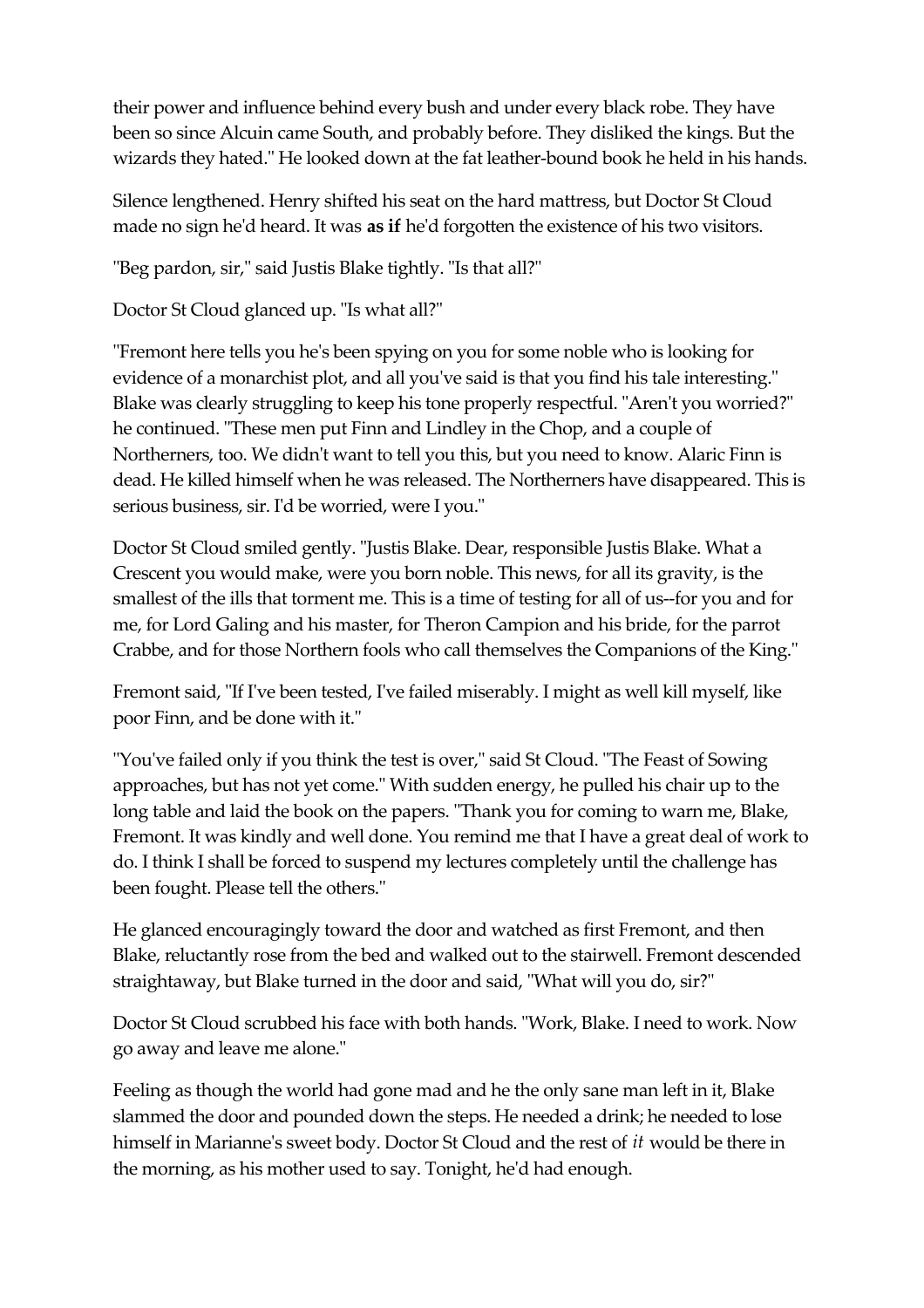their power and influence behind every bush and under every black robe. They have been so since Alcuin came South, and probably before. They disliked the kings. But the wizards they hated." He looked down at the fat leather-bound book he held in his hands.

Silence lengthened. Henry shifted his seat on the hard mattress, but Doctor St Cloud made no sign he'd heard. It was **as if** he'd forgotten the existence of his two visitors.

"Beg pardon, sir," said Justis Blake tightly. "Is that all?"

Doctor St Cloud glanced up. "Is what all?"

"Fremont here tells you he's been spying on you for some noble who is looking for evidence of a monarchist plot, and all you've said is that you find his tale interesting." Blake was clearly struggling to keep his tone properly respectful. "Aren't you worried?" he continued. "These men put Finn and Lindley in the Chop, and a couple of Northerners, too. We didn't want to tell you this, but you need to know. Alaric Finn is dead. He killed himself when he was released. The Northerners have disappeared. This is serious business, sir. I'd be worried, were I you."

Doctor St Cloud smiled gently. "Justis Blake. Dear, responsible Justis Blake. What a Crescent you would make, were you born noble. This news, for all its gravity, is the smallest of the ills that torment me. This is a time of testing for all of us--for you and for me, for Lord Galing and his master, for Theron Campion and his bride, for the parrot Crabbe, and for those Northern fools who call themselves the Companions of the King."

Fremont said, "If I've been tested, I've failed miserably. I might as well kill myself, like poor Finn, and be done with it."

"You've failed only if you think the test is over," said St Cloud. "The Feast of Sowing approaches, but has not yet come." With sudden energy, he pulled his chair up to the long table and laid the book on the papers. "Thank you for coming to warn me, Blake, Fremont. It was kindly and well done. You remind me that I have a great deal of work to do. I think I shall be forced to suspend my lectures completely until the challenge has been fought. Please tell the others."

He glanced encouragingly toward the door and watched as first Fremont, and then Blake, reluctantly rose from the bed and walked out to the stairwell. Fremont descended straightaway, but Blake turned in the door and said, "What will you do, sir?"

Doctor St Cloud scrubbed his face with both hands. "Work, Blake. I need to work. Now go away and leave me alone."

Feeling as though the world had gone mad and he the only sane man left in it, Blake slammed the door and pounded down the steps. He needed a drink; he needed to lose himself in Marianne's sweet body. Doctor St Cloud and the rest of *it* would be there in the morning, as his mother used to say. Tonight, he'd had enough.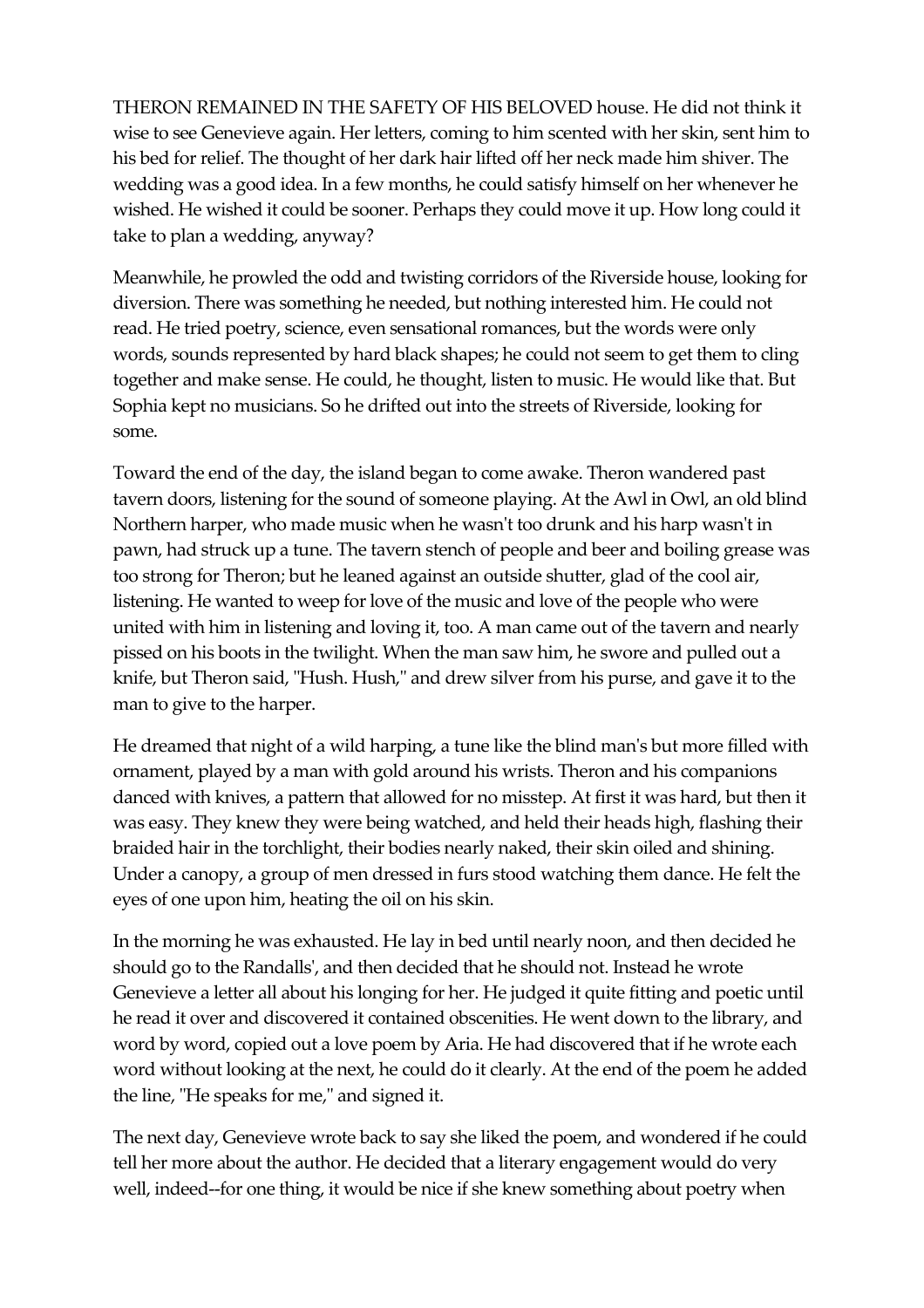THERON REMAINED IN THE SAFETY OF HIS BELOVED house. He did not think it wise to see Genevieve again. Her letters, coming to him scented with her skin, sent him to his bed for relief. The thought of her dark hair lifted off her neck made him shiver. The wedding was a good idea. In a few months, he could satisfy himself on her whenever he wished. He wished it could be sooner. Perhaps they could move it up. How long could it take to plan a wedding, anyway?

Meanwhile, he prowled the odd and twisting corridors of the Riverside house, looking for diversion. There was something he needed, but nothing interested him. He could not read. He tried poetry, science, even sensational romances, but the words were only words, sounds represented by hard black shapes; he could not seem to get them to cling together and make sense. He could, he thought, listen to music. He would like that. But Sophia kept no musicians. So he drifted out into the streets of Riverside, looking for some.

Toward the end of the day, the island began to come awake. Theron wandered past tavern doors, listening for the sound of someone playing. At the Awl in Owl, an old blind Northern harper, who made music when he wasn't too drunk and his harp wasn't in pawn, had struck up a tune. The tavern stench of people and beer and boiling grease was too strong for Theron; but he leaned against an outside shutter, glad of the cool air, listening. He wanted to weep for love of the music and love of the people who were united with him in listening and loving it, too. A man came out of the tavern and nearly pissed on his boots in the twilight. When the man saw him, he swore and pulled out a knife, but Theron said, "Hush. Hush," and drew silver from his purse, and gave it to the man to give to the harper.

He dreamed that night of a wild harping, a tune like the blind man's but more filled with ornament, played by a man with gold around his wrists. Theron and his companions danced with knives, a pattern that allowed for no misstep. At first it was hard, but then it was easy. They knew they were being watched, and held their heads high, flashing their braided hair in the torchlight, their bodies nearly naked, their skin oiled and shining. Under a canopy, a group of men dressed in furs stood watching them dance. He felt the eyes of one upon him, heating the oil on his skin.

In the morning he was exhausted. He lay in bed until nearly noon, and then decided he should go to the Randalls', and then decided that he should not. Instead he wrote Genevieve a letter all about his longing for her. He judged it quite fitting and poetic until he read it over and discovered it contained obscenities. He went down to the library, and word by word, copied out a love poem by Aria. He had discovered that if he wrote each word without looking at the next, he could do it clearly. At the end of the poem he added the line, "He speaks for me," and signed it.

The next day, Genevieve wrote back to say she liked the poem, and wondered if he could tell her more about the author. He decided that a literary engagement would do very well, indeed--for one thing, it would be nice if she knew something about poetry when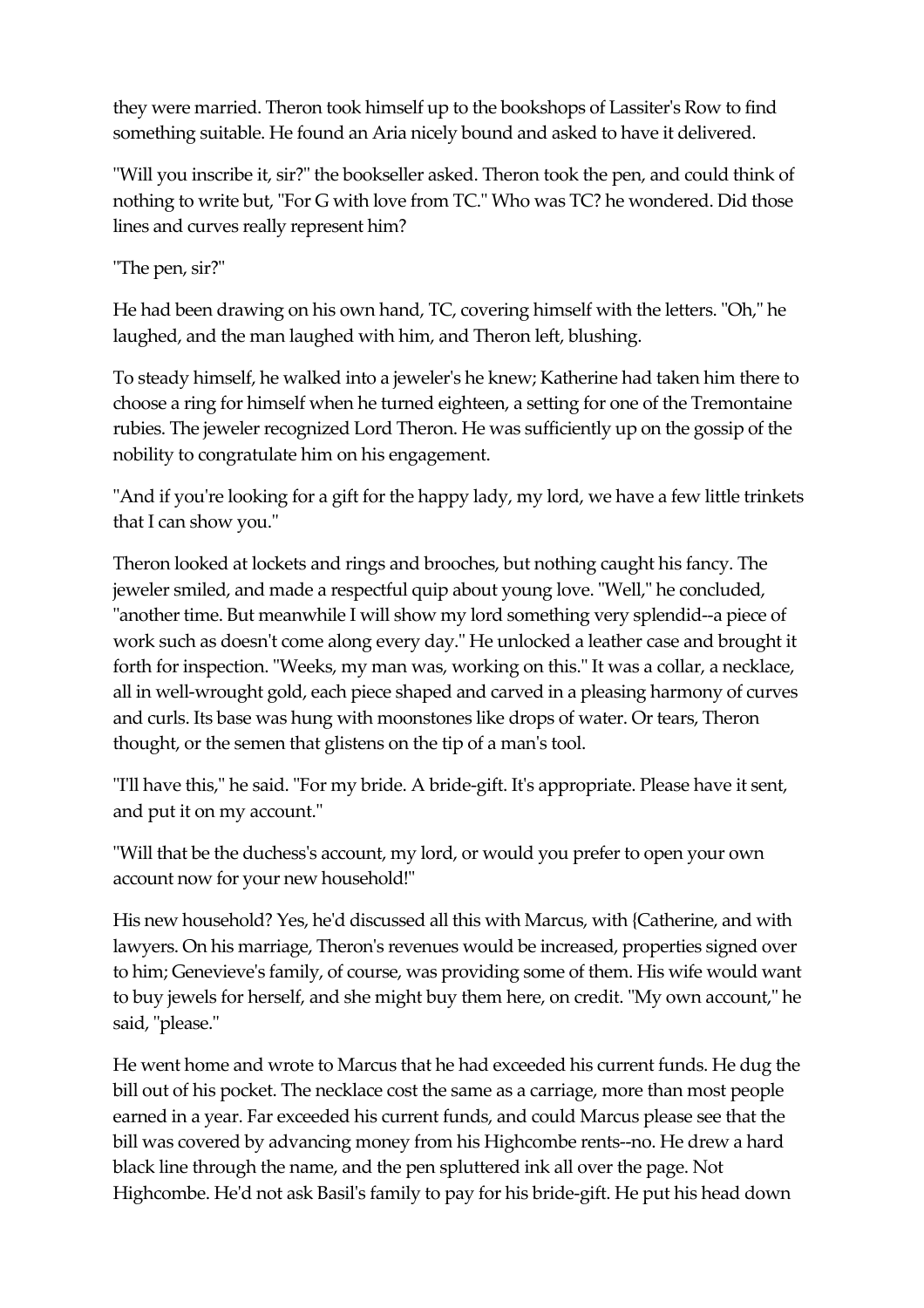they were married. Theron took himself up to the bookshops of Lassiter's Row to find something suitable. He found an Aria nicely bound and asked to have it delivered.

"Will you inscribe it, sir?" the bookseller asked. Theron took the pen, and could think of nothing to write but, "For G with love from TC." Who was TC? he wondered. Did those lines and curves really represent him?

"The pen, sir?"

He had been drawing on his own hand, TC, covering himself with the letters. "Oh," he laughed, and the man laughed with him, and Theron left, blushing.

To steady himself, he walked into a jeweler's he knew; Katherine had taken him there to choose a ring for himself when he turned eighteen, a setting for one of the Tremontaine rubies. The jeweler recognized Lord Theron. He was sufficiently up on the gossip of the nobility to congratulate him on his engagement.

"And if you're looking for a gift for the happy lady, my lord, we have a few little trinkets that I can show you."

Theron looked at lockets and rings and brooches, but nothing caught his fancy. The jeweler smiled, and made a respectful quip about young love. "Well," he concluded, "another time. But meanwhile I will show my lord something very splendid--a piece of work such as doesn't come along every day." He unlocked a leather case and brought it forth for inspection. "Weeks, my man was, working on this." It was a collar, a necklace, all in well-wrought gold, each piece shaped and carved in a pleasing harmony of curves and curls. Its base was hung with moonstones like drops of water. Or tears, Theron thought, or the semen that glistens on the tip of a man's tool.

"I'll have this," he said. "For my bride. A bride-gift. It's appropriate. Please have it sent, and put it on my account."

"Will that be the duchess's account, my lord, or would you prefer to open your own account now for your new household!"

His new household? Yes, he'd discussed all this with Marcus, with {Catherine, and with lawyers. On his marriage, Theron's revenues would be increased, properties signed over to him; Genevieve's family, of course, was providing some of them. His wife would want to buy jewels for herself, and she might buy them here, on credit. "My own account," he said, "please."

He went home and wrote to Marcus that he had exceeded his current funds. He dug the bill out of his pocket. The necklace cost the same as a carriage, more than most people earned in a year. Far exceeded his current funds, and could Marcus please see that the bill was covered by advancing money from his Highcombe rents--no. He drew a hard black line through the name, and the pen spluttered ink all over the page. Not Highcombe. He'd not ask Basil's family to pay for his bride-gift. He put his head down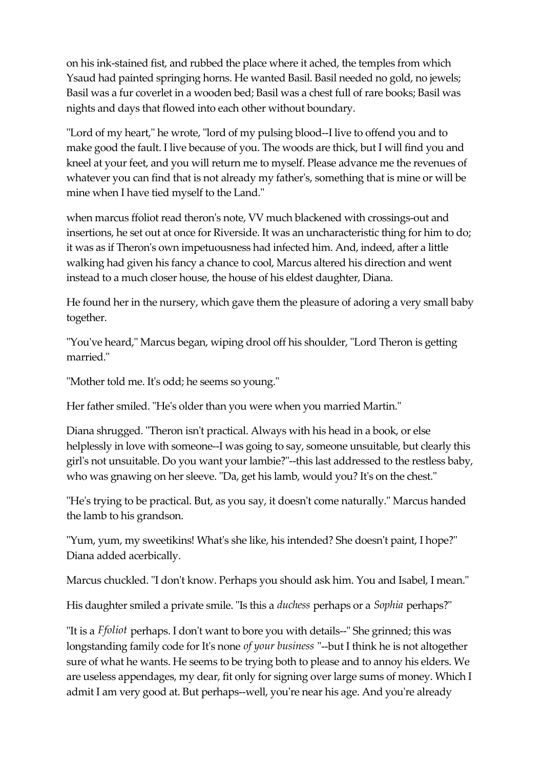on his ink-stained fist, and rubbed the place where it ached, the temples from which Ysaud had painted springing horns. He wanted Basil. Basil needed no gold, no jewels; Basil was a fur coverlet in a wooden bed; Basil was a chest full of rare books; Basil was nights and days that flowed into each other without boundary.

"Lord of my heart," he wrote, "lord of my pulsing blood--I live to offend you and to make good the fault. I live because of you. The woods are thick, but I will find you and kneel at your feet, and you will return me to myself. Please advance me the revenues of whatever you can find that is not already my father's, something that is mine or will be mine when I have tied myself to the Land."

when marcus ffoliot read theron's note, VV much blackened with crossings-out and insertions, he set out at once for Riverside. It was an uncharacteristic thing for him to do; it was as if Theron's own impetuousness had infected him. And, indeed, after a little walking had given his fancy a chance to cool, Marcus altered his direction and went instead to a much closer house, the house of his eldest daughter, Diana.

He found her in the nursery, which gave them the pleasure of adoring a very small baby together.

"You've heard," Marcus began, wiping drool off his shoulder, "Lord Theron is getting married."

"Mother told me. It's odd; he seems so young."

Her father smiled. "He's older than you were when you married Martin."

Diana shrugged. "Theron isn't practical. Always with his head in a book, or else helplessly in love with someone--I was going to say, someone unsuitable, but clearly this girl's not unsuitable. Do you want your lambie?"--this last addressed to the restless baby, who was gnawing on her sleeve. "Da, get his lamb, would you? It's on the chest."

"He's trying to be practical. But, as you say, it doesn't come naturally." Marcus handed the lamb to his grandson.

"Yum, yum, my sweetikins! What's she like, his intended? She doesn't paint, I hope?" Diana added acerbically.

Marcus chuckled. "I don't know. Perhaps you should ask him. You and Isabel, I mean."

His daughter smiled a private smile. "Is this a *duchess* perhaps or a *Sophia* perhaps?"

"It is a *Ffoliot* perhaps. I don't want to bore you with details--" She grinned; this was longstanding family code for It's none *of your business* "--but I think he is not altogether sure of what he wants. He seems to be trying both to please and to annoy his elders. We are useless appendages, my dear, fit only for signing over large sums of money. Which I admit I am very good at. But perhaps--well, you're near his age. And you're already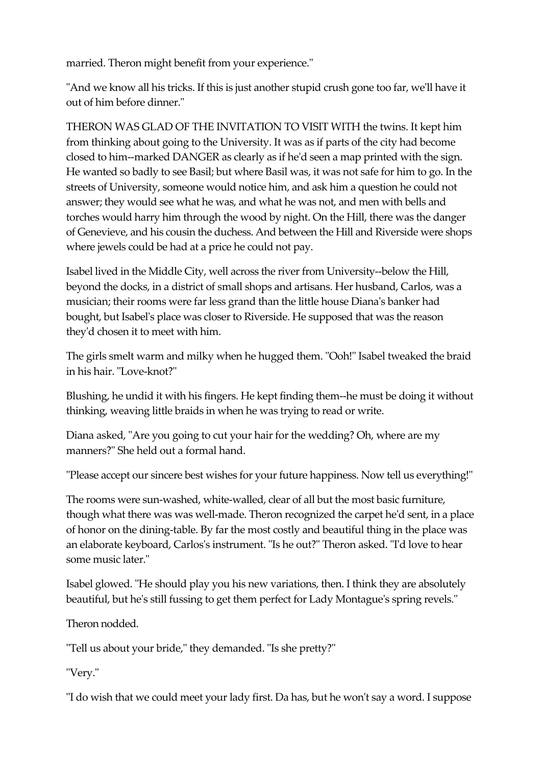married. Theron might benefit from your experience."

"And we know all his tricks. If this is just another stupid crush gone too far, we'll have it out of him before dinner."

THERON WAS GLAD OF THE INVITATION TO VISIT WITH the twins. It kept him from thinking about going to the University. It was as if parts of the city had become closed to him--marked DANGER as clearly as if he'd seen a map printed with the sign. He wanted so badly to see Basil; but where Basil was, it was not safe for him to go. In the streets of University, someone would notice him, and ask him a question he could not answer; they would see what he was, and what he was not, and men with bells and torches would harry him through the wood by night. On the Hill, there was the danger of Genevieve, and his cousin the duchess. And between the Hill and Riverside were shops where jewels could be had at a price he could not pay.

Isabel lived in the Middle City, well across the river from University--below the Hill, beyond the docks, in a district of small shops and artisans. Her husband, Carlos, was a musician; their rooms were far less grand than the little house Diana's banker had bought, but Isabel's place was closer to Riverside. He supposed that was the reason they'd chosen it to meet with him.

The girls smelt warm and milky when he hugged them. "Ooh!" Isabel tweaked the braid in his hair. "Love-knot?"

Blushing, he undid it with his fingers. He kept finding them--he must be doing it without thinking, weaving little braids in when he was trying to read or write.

Diana asked, "Are you going to cut your hair for the wedding? Oh, where are my manners?" She held out a formal hand.

"Please accept our sincere best wishes for your future happiness. Now tell us everything!"

The rooms were sun-washed, white-walled, clear of all but the most basic furniture, though what there was was well-made. Theron recognized the carpet he'd sent, in a place of honor on the dining-table. By far the most costly and beautiful thing in the place was an elaborate keyboard, Carlos's instrument. "Is he out?" Theron asked. "I'd love to hear some music later."

Isabel glowed. "He should play you his new variations, then. I think they are absolutely beautiful, but he's still fussing to get them perfect for Lady Montague's spring revels."

Theron nodded.

"Tell us about your bride," they demanded. "Is she pretty?"

"Very."

"I do wish that we could meet your lady first. Da has, but he won't say a word. I suppose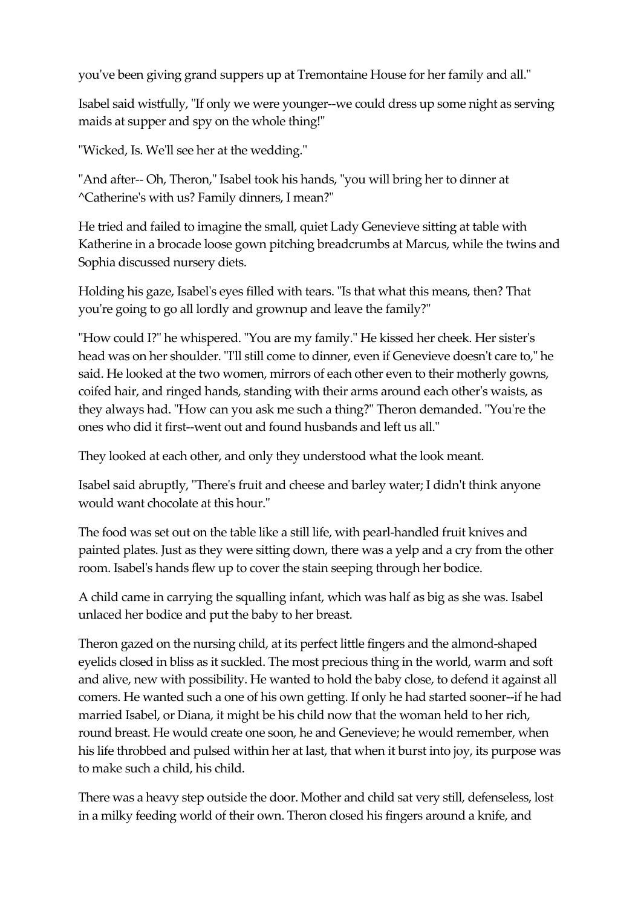you've been giving grand suppers up at Tremontaine House for her family and all."

Isabel said wistfully, "If only we were younger--we could dress up some night as serving maids at supper and spy on the whole thing!"

"Wicked, Is. We'll see her at the wedding."

"And after-- Oh, Theron," Isabel took his hands, "you will bring her to dinner at ^Catherine's with us? Family dinners, I mean?"

He tried and failed to imagine the small, quiet Lady Genevieve sitting at table with Katherine in a brocade loose gown pitching breadcrumbs at Marcus, while the twins and Sophia discussed nursery diets.

Holding his gaze, Isabel's eyes filled with tears. "Is that what this means, then? That you're going to go all lordly and grownup and leave the family?"

"How could I?" he whispered. "You are my family." He kissed her cheek. Her sister's head was on her shoulder. "I'll still come to dinner, even if Genevieve doesn't care to," he said. He looked at the two women, mirrors of each other even to their motherly gowns, coifed hair, and ringed hands, standing with their arms around each other's waists, as they always had. "How can you ask me such a thing?" Theron demanded. "You're the ones who did it first--went out and found husbands and left us all."

They looked at each other, and only they understood what the look meant.

Isabel said abruptly, "There's fruit and cheese and barley water; I didn't think anyone would want chocolate at this hour."

The food was set out on the table like a still life, with pearl-handled fruit knives and painted plates. Just as they were sitting down, there was a yelp and a cry from the other room. Isabel's hands flew up to cover the stain seeping through her bodice.

A child came in carrying the squalling infant, which was half as big as she was. Isabel unlaced her bodice and put the baby to her breast.

Theron gazed on the nursing child, at its perfect little fingers and the almond-shaped eyelids closed in bliss as it suckled. The most precious thing in the world, warm and soft and alive, new with possibility. He wanted to hold the baby close, to defend it against all comers. He wanted such a one of his own getting. If only he had started sooner--if he had married Isabel, or Diana, it might be his child now that the woman held to her rich, round breast. He would create one soon, he and Genevieve; he would remember, when his life throbbed and pulsed within her at last, that when it burst into joy, its purpose was to make such a child, his child.

There was a heavy step outside the door. Mother and child sat very still, defenseless, lost in a milky feeding world of their own. Theron closed his fingers around a knife, and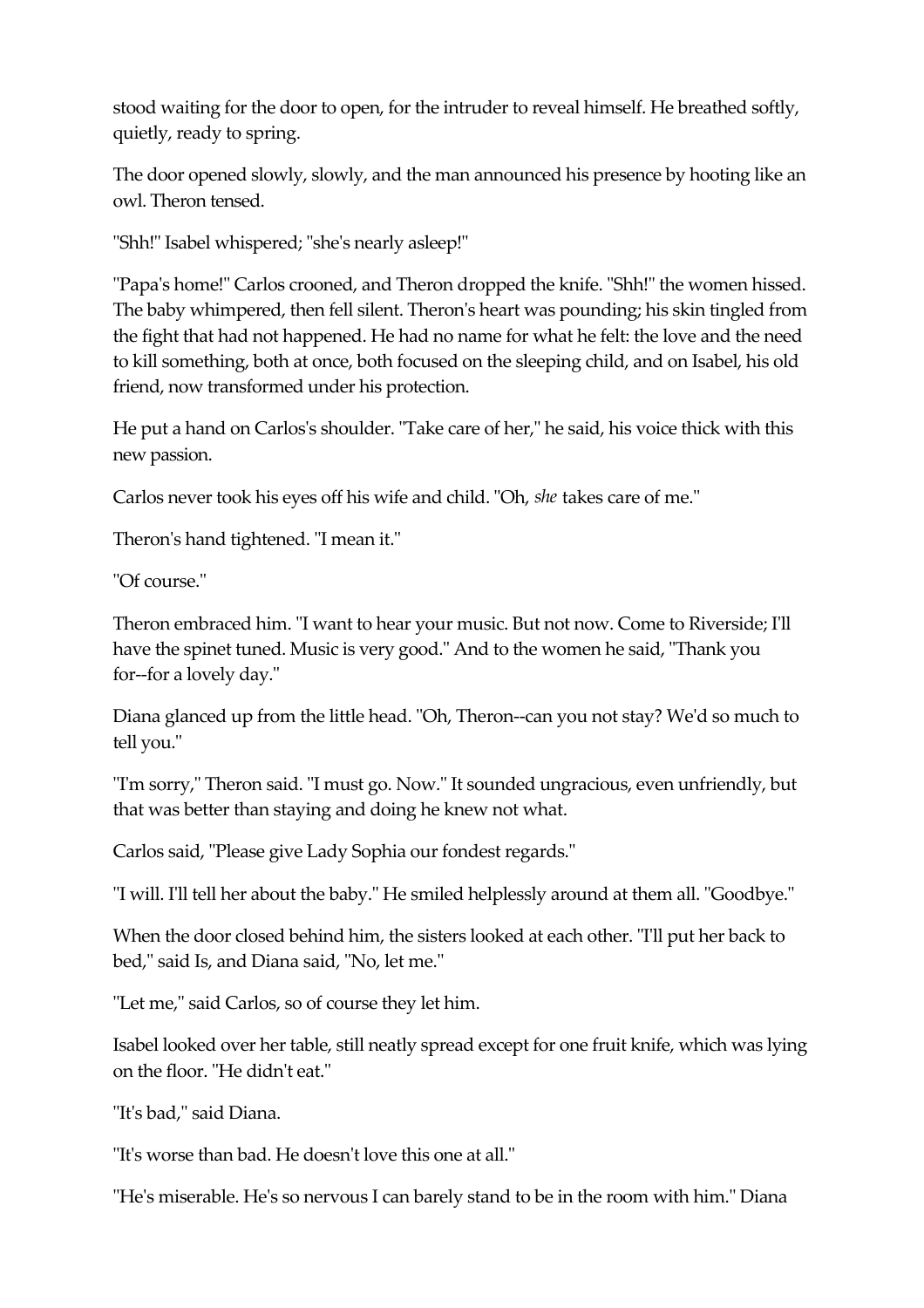stood waiting for the door to open, for the intruder to reveal himself. He breathed softly, quietly, ready to spring.

The door opened slowly, slowly, and the man announced his presence by hooting like an owl. Theron tensed.

"Shh!" Isabel whispered; "she's nearly asleep!"

"Papa's home!" Carlos crooned, and Theron dropped the knife. "Shh!" the women hissed. The baby whimpered, then fell silent. Theron's heart was pounding; his skin tingled from the fight that had not happened. He had no name for what he felt: the love and the need to kill something, both at once, both focused on the sleeping child, and on Isabel, his old friend, now transformed under his protection.

He put a hand on Carlos's shoulder. "Take care of her," he said, his voice thick with this new passion.

Carlos never took his eyes off his wife and child. "Oh, *she* takes care of me."

Theron's hand tightened. "I mean it."

"Of course."

Theron embraced him. "I want to hear your music. But not now. Come to Riverside; I'll have the spinet tuned. Music is very good." And to the women he said, "Thank you for--for a lovely day."

Diana glanced up from the little head. "Oh, Theron--can you not stay? We'd so much to tell you."

"I'm sorry," Theron said. "I must go. Now." It sounded ungracious, even unfriendly, but that was better than staying and doing he knew not what.

Carlos said, "Please give Lady Sophia our fondest regards."

"I will. I'll tell her about the baby." He smiled helplessly around at them all. "Goodbye."

When the door closed behind him, the sisters looked at each other. "I'll put her back to bed," said Is, and Diana said, "No, let me."

"Let me," said Carlos, so of course they let him.

Isabel looked over her table, still neatly spread except for one fruit knife, which was lying on the floor. "He didn't eat."

"It's bad," said Diana.

"It's worse than bad. He doesn't love this one at all."

"He's miserable. He's so nervous I can barely stand to be in the room with him." Diana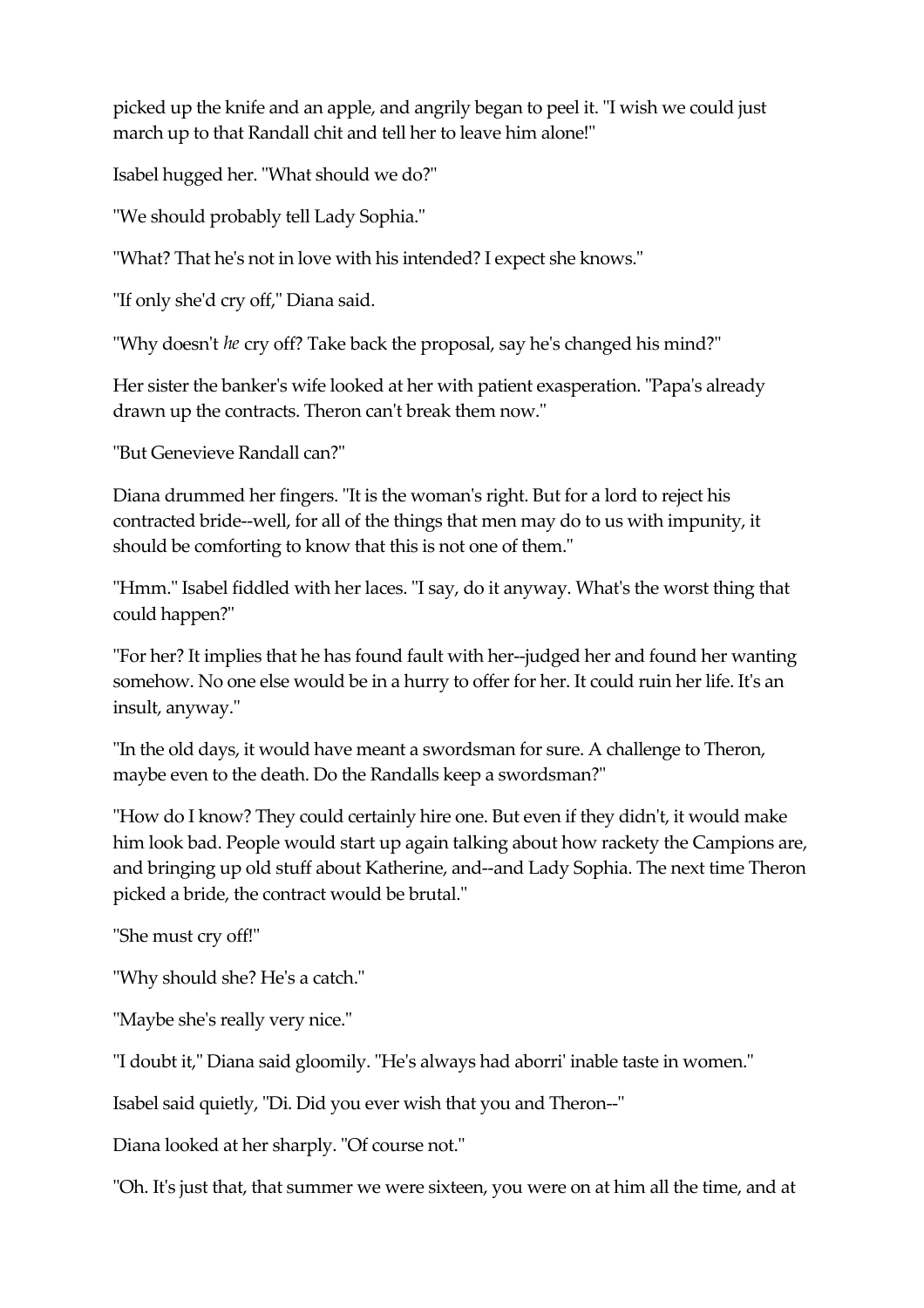picked up the knife and an apple, and angrily began to peel it. "I wish we could just march up to that Randall chit and tell her to leave him alone!"

Isabel hugged her. "What should we do?"

"We should probably tell Lady Sophia."

"What? That he's not in love with his intended? I expect she knows."

"If only she'd cry off," Diana said.

"Why doesn't *he* cry off? Take back the proposal, say he's changed his mind?"

Her sister the banker's wife looked at her with patient exasperation. "Papa's already drawn up the contracts. Theron can't break them now."

"But Genevieve Randall can?"

Diana drummed her fingers. "It is the woman's right. But for a lord to reject his contracted bride--well, for all of the things that men may do to us with impunity, it should be comforting to know that this is not one of them."

"Hmm." Isabel fiddled with her laces. "I say, do it anyway. What's the worst thing that could happen?"

"For her? It implies that he has found fault with her--judged her and found her wanting somehow. No one else would be in a hurry to offer for her. It could ruin her life. It's an insult, anyway."

"In the old days, it would have meant a swordsman for sure. A challenge to Theron, maybe even to the death. Do the Randalls keep a swordsman?"

"How do I know? They could certainly hire one. But even if they didn't, it would make him look bad. People would start up again talking about how rackety the Campions are, and bringing up old stuff about Katherine, and--and Lady Sophia. The next time Theron picked a bride, the contract would be brutal."

"She must cry off!"

"Why should she? He's a catch."

"Maybe she's really very nice."

"I doubt it," Diana said gloomily. "He's always had aborri' inable taste in women."

Isabel said quietly, "Di. Did you ever wish that you and Theron--"

Diana looked at her sharply. "Of course not."

"Oh. It's just that, that summer we were sixteen, you were on at him all the time, and at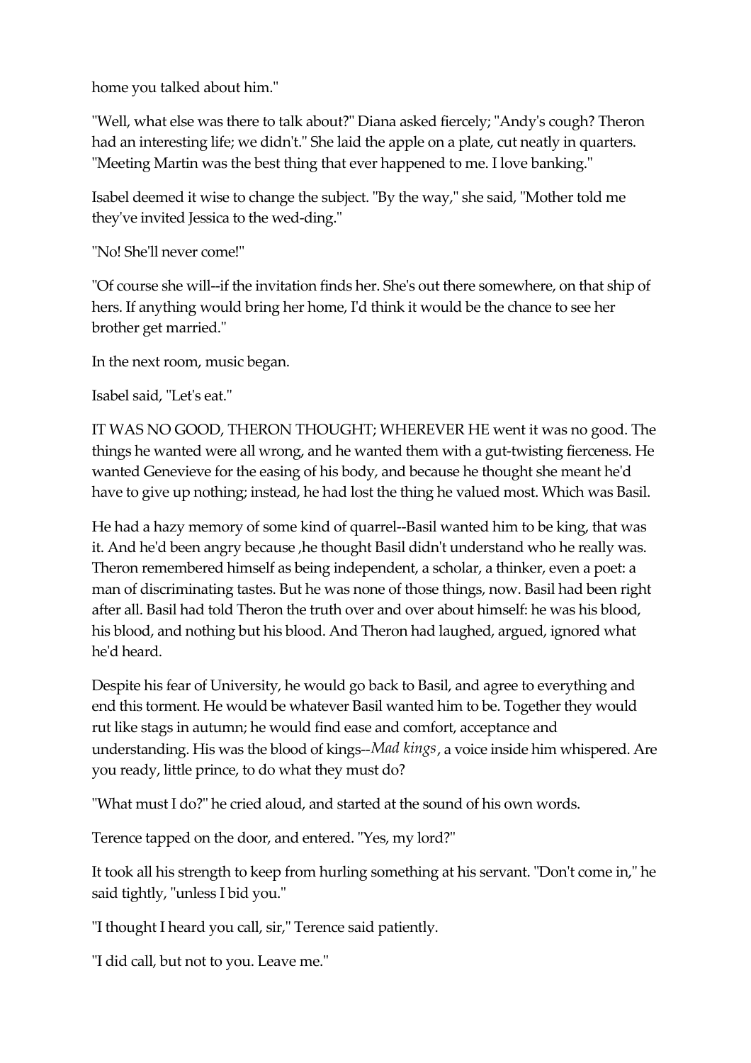home you talked about him."

"Well, what else was there to talk about?" Diana asked fiercely; "Andy's cough? Theron had an interesting life; we didn't." She laid the apple on a plate, cut neatly in quarters. "Meeting Martin was the best thing that ever happened to me. I love banking."

Isabel deemed it wise to change the subject. "By the way," she said, "Mother told me they've invited Jessica to the wed-ding."

"No! She'll never come!"

"Of course she will--if the invitation finds her. She's out there somewhere, on that ship of hers. If anything would bring her home, I'd think it would be the chance to see her brother get married."

In the next room, music began.

Isabel said, "Let's eat."

IT WAS NO GOOD, THERON THOUGHT; WHEREVER HE went it was no good. The things he wanted were all wrong, and he wanted them with a gut-twisting fierceness. He wanted Genevieve for the easing of his body, and because he thought she meant he'd have to give up nothing; instead, he had lost the thing he valued most. Which was Basil.

He had a hazy memory of some kind of quarrel--Basil wanted him to be king, that was it. And he'd been angry because ,he thought Basil didn't understand who he really was. Theron remembered himself as being independent, a scholar, a thinker, even a poet: a man of discriminating tastes. But he was none of those things, now. Basil had been right after all. Basil had told Theron the truth over and over about himself: he was his blood, his blood, and nothing but his blood. And Theron had laughed, argued, ignored what he'd heard.

Despite his fear of University, he would go back to Basil, and agree to everything and end this torment. He would be whatever Basil wanted him to be. Together they would rut like stags in autumn; he would find ease and comfort, acceptance and understanding. His was the blood of kings--*Mad kings*, a voice inside him whispered. Are you ready, little prince, to do what they must do?

"What must I do?" he cried aloud, and started at the sound of his own words.

Terence tapped on the door, and entered. "Yes, my lord?"

It took all his strength to keep from hurling something at his servant. "Don't come in," he said tightly, "unless I bid you."

"I thought I heard you call, sir," Terence said patiently.

"I did call, but not to you. Leave me."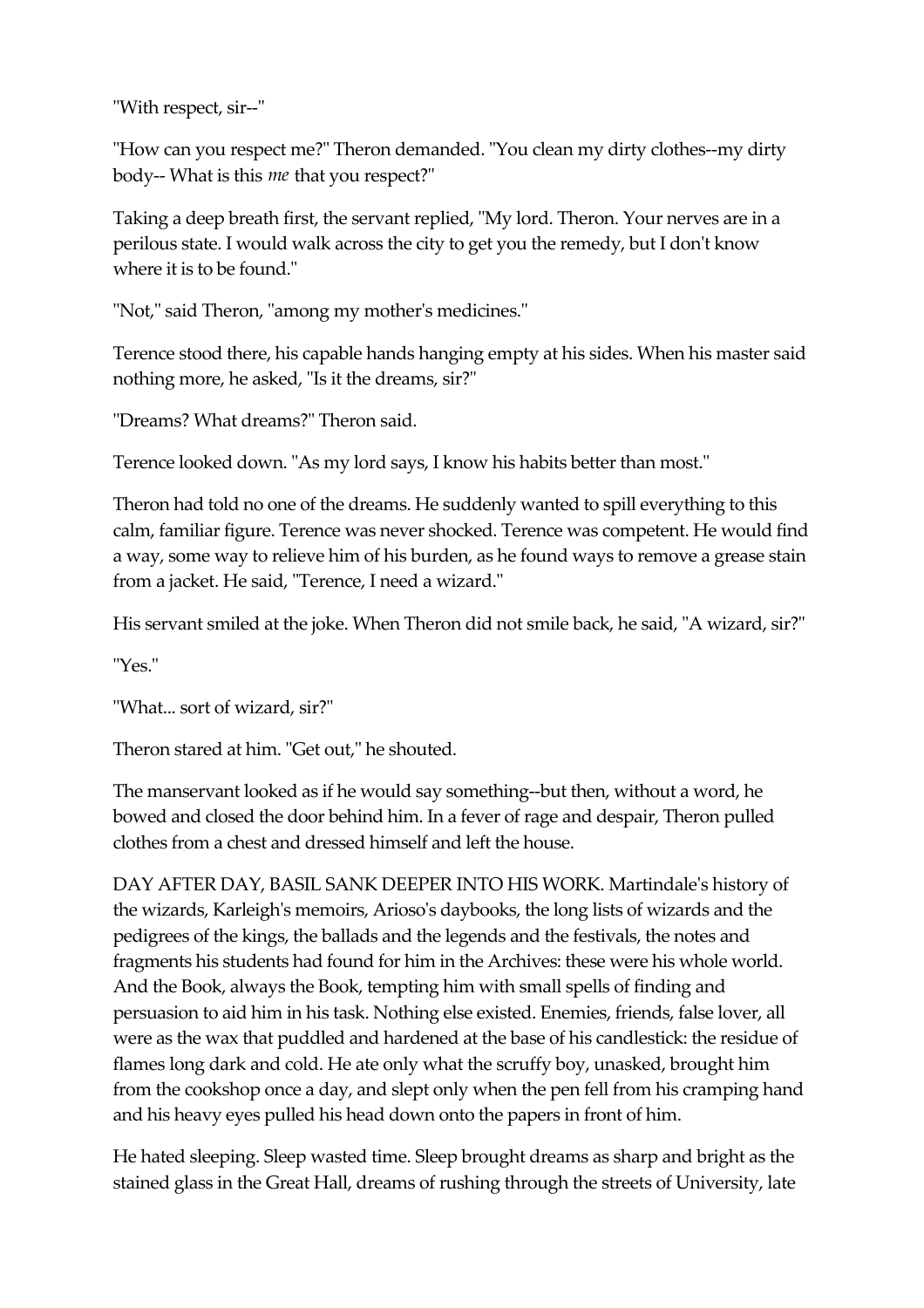"With respect, sir--"

"How can you respect me?" Theron demanded. "You clean my dirty clothes--my dirty body-- What is this *me* that you respect?"

Taking a deep breath first, the servant replied, "My lord. Theron. Your nerves are in a perilous state. I would walk across the city to get you the remedy, but I don't know where it is to be found."

"Not," said Theron, "among my mother's medicines."

Terence stood there, his capable hands hanging empty at his sides. When his master said nothing more, he asked, "Is it the dreams, sir?"

"Dreams? What dreams?" Theron said.

Terence looked down. "As my lord says, I know his habits better than most."

Theron had told no one of the dreams. He suddenly wanted to spill everything to this calm, familiar figure. Terence was never shocked. Terence was competent. He would find a way, some way to relieve him of his burden, as he found ways to remove a grease stain from a jacket. He said, "Terence, I need a wizard."

His servant smiled at the joke. When Theron did not smile back, he said, "A wizard, sir?"

"Yes."

"What... sort of wizard, sir?"

Theron stared at him. "Get out," he shouted.

The manservant looked as if he would say something--but then, without a word, he bowed and closed the door behind him. In a fever of rage and despair, Theron pulled clothes from a chest and dressed himself and left the house.

DAY AFTER DAY, BASIL SANK DEEPER INTO HIS WORK. Martindale's history of the wizards, Karleigh's memoirs, Arioso's daybooks, the long lists of wizards and the pedigrees of the kings, the ballads and the legends and the festivals, the notes and fragments his students had found for him in the Archives: these were his whole world. And the Book, always the Book, tempting him with small spells of finding and persuasion to aid him in his task. Nothing else existed. Enemies, friends, false lover, all were as the wax that puddled and hardened at the base of his candlestick: the residue of flames long dark and cold. He ate only what the scruffy boy, unasked, brought him from the cookshop once a day, and slept only when the pen fell from his cramping hand and his heavy eyes pulled his head down onto the papers in front of him.

He hated sleeping. Sleep wasted time. Sleep brought dreams as sharp and bright as the stained glass in the Great Hall, dreams of rushing through the streets of University, late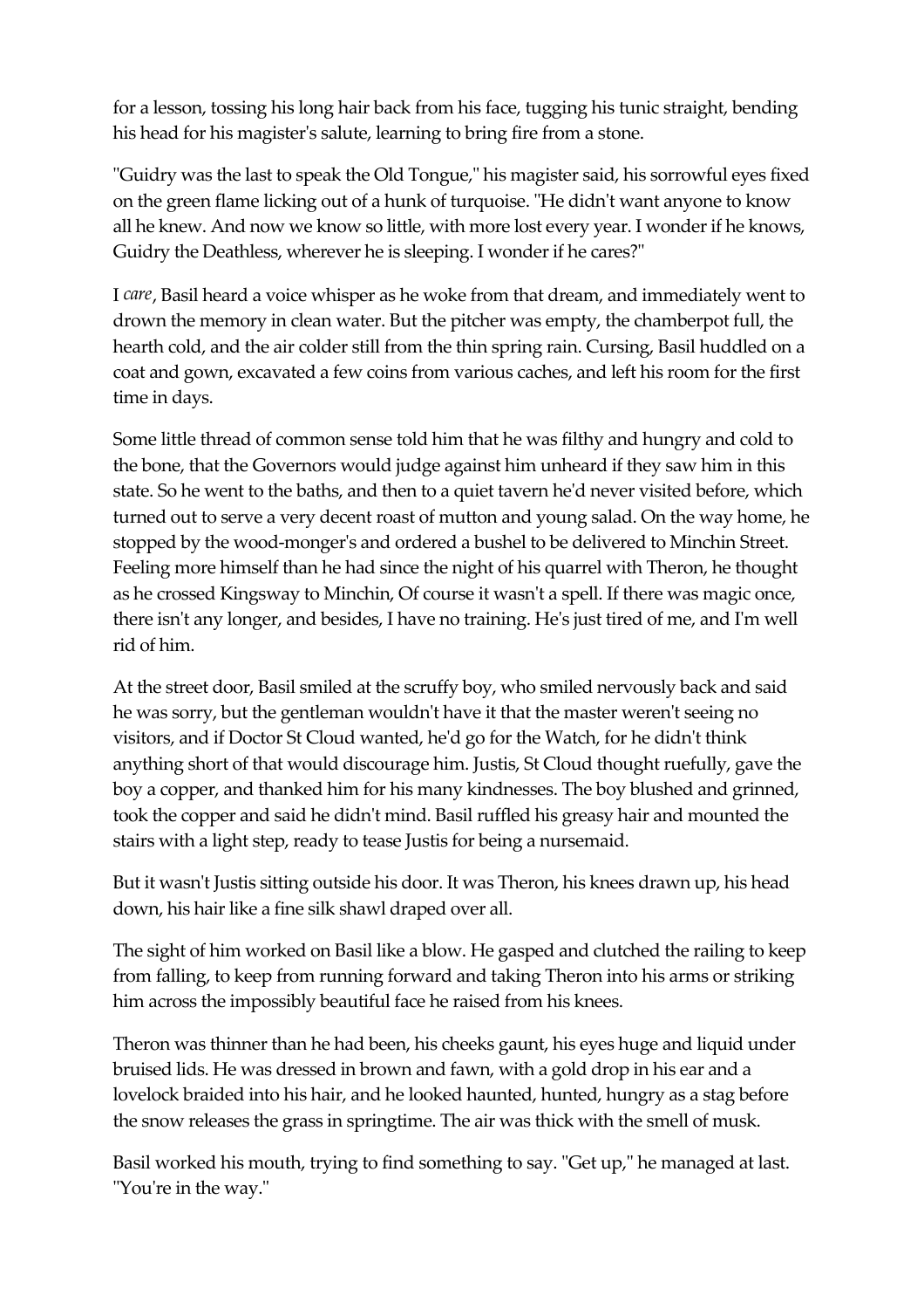for a lesson, tossing his long hair back from his face, tugging his tunic straight, bending his head for his magister's salute, learning to bring fire from a stone.

"Guidry was the last to speak the Old Tongue," his magister said, his sorrowful eyes fixed on the green flame licking out of a hunk of turquoise. "He didn't want anyone to know all he knew. And now we know so little, with more lost every year. I wonder if he knows, Guidry the Deathless, wherever he is sleeping. I wonder if he cares?"

I *care*, Basil heard a voice whisper as he woke from that dream, and immediately went to drown the memory in clean water. But the pitcher was empty, the chamberpot full, the hearth cold, and the air colder still from the thin spring rain. Cursing, Basil huddled on a coat and gown, excavated a few coins from various caches, and left his room for the first time in days.

Some little thread of common sense told him that he was filthy and hungry and cold to the bone, that the Governors would judge against him unheard if they saw him in this state. So he went to the baths, and then to a quiet tavern he'd never visited before, which turned out to serve a very decent roast of mutton and young salad. On the way home, he stopped by the wood-monger's and ordered a bushel to be delivered to Minchin Street. Feeling more himself than he had since the night of his quarrel with Theron, he thought as he crossed Kingsway to Minchin, Of course it wasn't a spell. If there was magic once, there isn't any longer, and besides, I have no training. He's just tired of me, and I'm well rid of him.

At the street door, Basil smiled at the scruffy boy, who smiled nervously back and said he was sorry, but the gentleman wouldn't have it that the master weren't seeing no visitors, and if Doctor St Cloud wanted, he'd go for the Watch, for he didn't think anything short of that would discourage him. Justis, St Cloud thought ruefully, gave the boy a copper, and thanked him for his many kindnesses. The boy blushed and grinned, took the copper and said he didn't mind. Basil ruffled his greasy hair and mounted the stairs with a light step, ready to tease Justis for being a nursemaid.

But it wasn't Justis sitting outside his door. It was Theron, his knees drawn up, his head down, his hair like a fine silk shawl draped over all.

The sight of him worked on Basil like a blow. He gasped and clutched the railing to keep from falling, to keep from running forward and taking Theron into his arms or striking him across the impossibly beautiful face he raised from his knees.

Theron was thinner than he had been, his cheeks gaunt, his eyes huge and liquid under bruised lids. He was dressed in brown and fawn, with a gold drop in his ear and a lovelock braided into his hair, and he looked haunted, hunted, hungry as a stag before the snow releases the grass in springtime. The air was thick with the smell of musk.

Basil worked his mouth, trying to find something to say. "Get up," he managed at last. "You're in the way."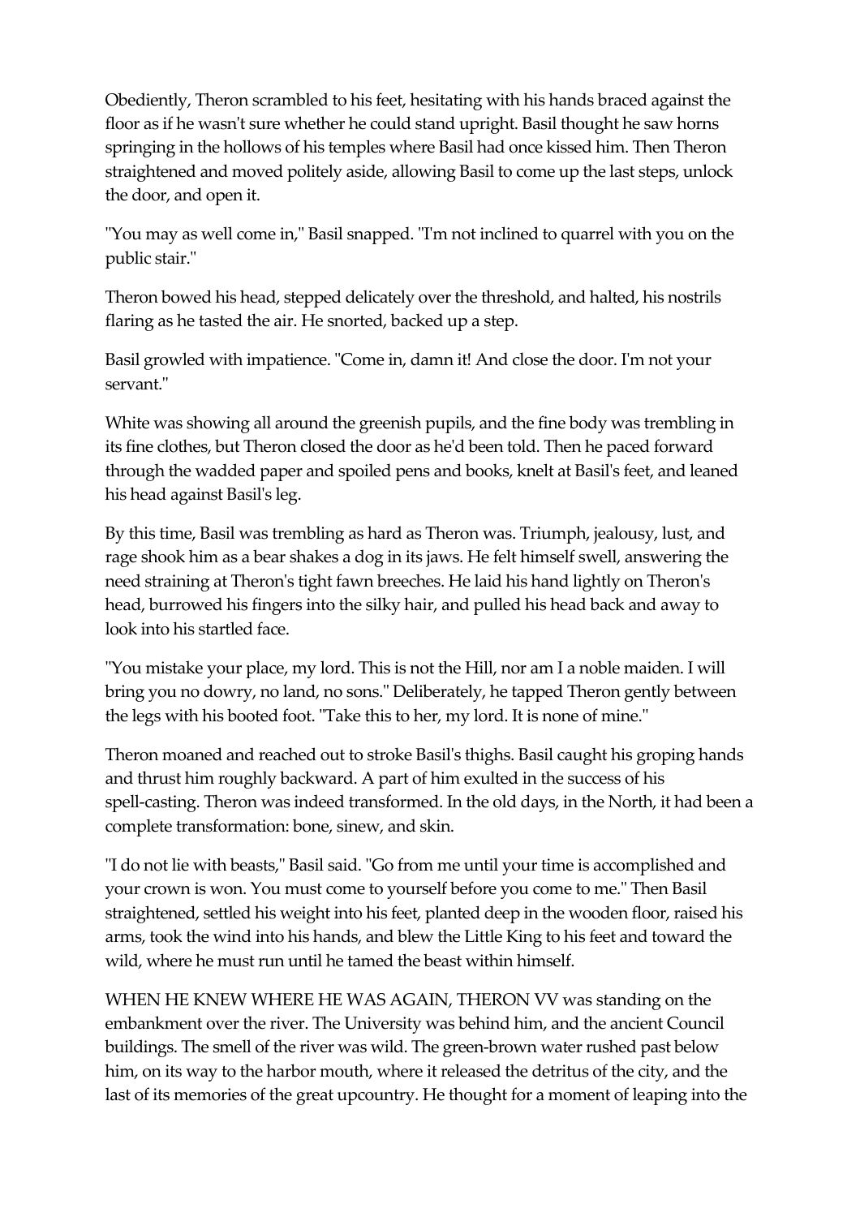Obediently, Theron scrambled to his feet, hesitating with his hands braced against the floor as if he wasn't sure whether he could stand upright. Basil thought he saw horns springing in the hollows of his temples where Basil had once kissed him. Then Theron straightened and moved politely aside, allowing Basil to come up the last steps, unlock the door, and open it.

"You may as well come in," Basil snapped. "I'm not inclined to quarrel with you on the public stair."

Theron bowed his head, stepped delicately over the threshold, and halted, his nostrils flaring as he tasted the air. He snorted, backed up a step.

Basil growled with impatience. "Come in, damn it! And close the door. I'm not your servant."

White was showing all around the greenish pupils, and the fine body was trembling in its fine clothes, but Theron closed the door as he'd been told. Then he paced forward through the wadded paper and spoiled pens and books, knelt at Basil's feet, and leaned his head against Basil's leg.

By this time, Basil was trembling as hard as Theron was. Triumph, jealousy, lust, and rage shook him as a bear shakes a dog in its jaws. He felt himself swell, answering the need straining at Theron's tight fawn breeches. He laid his hand lightly on Theron's head, burrowed his fingers into the silky hair, and pulled his head back and away to look into his startled face.

"You mistake your place, my lord. This is not the Hill, nor am I a noble maiden. I will bring you no dowry, no land, no sons." Deliberately, he tapped Theron gently between the legs with his booted foot. "Take this to her, my lord. It is none of mine."

Theron moaned and reached out to stroke Basil's thighs. Basil caught his groping hands and thrust him roughly backward. A part of him exulted in the success of his spell-casting. Theron was indeed transformed. In the old days, in the North, it had been a complete transformation: bone, sinew, and skin.

"I do not lie with beasts," Basil said. "Go from me until your time is accomplished and your crown is won. You must come to yourself before you come to me." Then Basil straightened, settled his weight into his feet, planted deep in the wooden floor, raised his arms, took the wind into his hands, and blew the Little King to his feet and toward the wild, where he must run until he tamed the beast within himself.

WHEN HE KNEW WHERE HE WAS AGAIN, THERON VV was standing on the embankment over the river. The University was behind him, and the ancient Council buildings. The smell of the river was wild. The green-brown water rushed past below him, on its way to the harbor mouth, where it released the detritus of the city, and the last of its memories of the great upcountry. He thought for a moment of leaping into the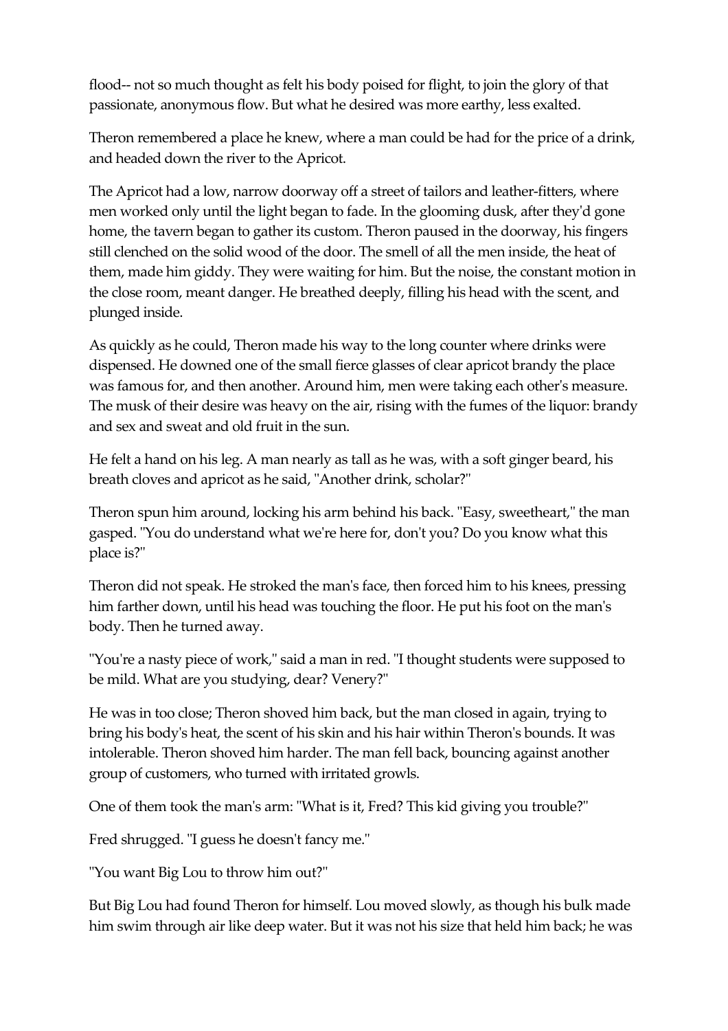flood-- not so much thought as felt his body poised for flight, to join the glory of that passionate, anonymous flow. But what he desired was more earthy, less exalted.

Theron remembered a place he knew, where a man could be had for the price of a drink, and headed down the river to the Apricot.

The Apricot had a low, narrow doorway off a street of tailors and leather-fitters, where men worked only until the light began to fade. In the glooming dusk, after they'd gone home, the tavern began to gather its custom. Theron paused in the doorway, his fingers still clenched on the solid wood of the door. The smell of all the men inside, the heat of them, made him giddy. They were waiting for him. But the noise, the constant motion in the close room, meant danger. He breathed deeply, filling his head with the scent, and plunged inside.

As quickly as he could, Theron made his way to the long counter where drinks were dispensed. He downed one of the small fierce glasses of clear apricot brandy the place was famous for, and then another. Around him, men were taking each other's measure. The musk of their desire was heavy on the air, rising with the fumes of the liquor: brandy and sex and sweat and old fruit in the sun.

He felt a hand on his leg. A man nearly as tall as he was, with a soft ginger beard, his breath cloves and apricot as he said, "Another drink, scholar?"

Theron spun him around, locking his arm behind his back. "Easy, sweetheart," the man gasped. "You do understand what we're here for, don't you? Do you know what this place is?"

Theron did not speak. He stroked the man's face, then forced him to his knees, pressing him farther down, until his head was touching the floor. He put his foot on the man's body. Then he turned away.

"You're a nasty piece of work," said a man in red. "I thought students were supposed to be mild. What are you studying, dear? Venery?"

He was in too close; Theron shoved him back, but the man closed in again, trying to bring his body's heat, the scent of his skin and his hair within Theron's bounds. It was intolerable. Theron shoved him harder. The man fell back, bouncing against another group of customers, who turned with irritated growls.

One of them took the man's arm: "What is it, Fred? This kid giving you trouble?"

Fred shrugged. "I guess he doesn't fancy me."

"You want Big Lou to throw him out?"

But Big Lou had found Theron for himself. Lou moved slowly, as though his bulk made him swim through air like deep water. But it was not his size that held him back; he was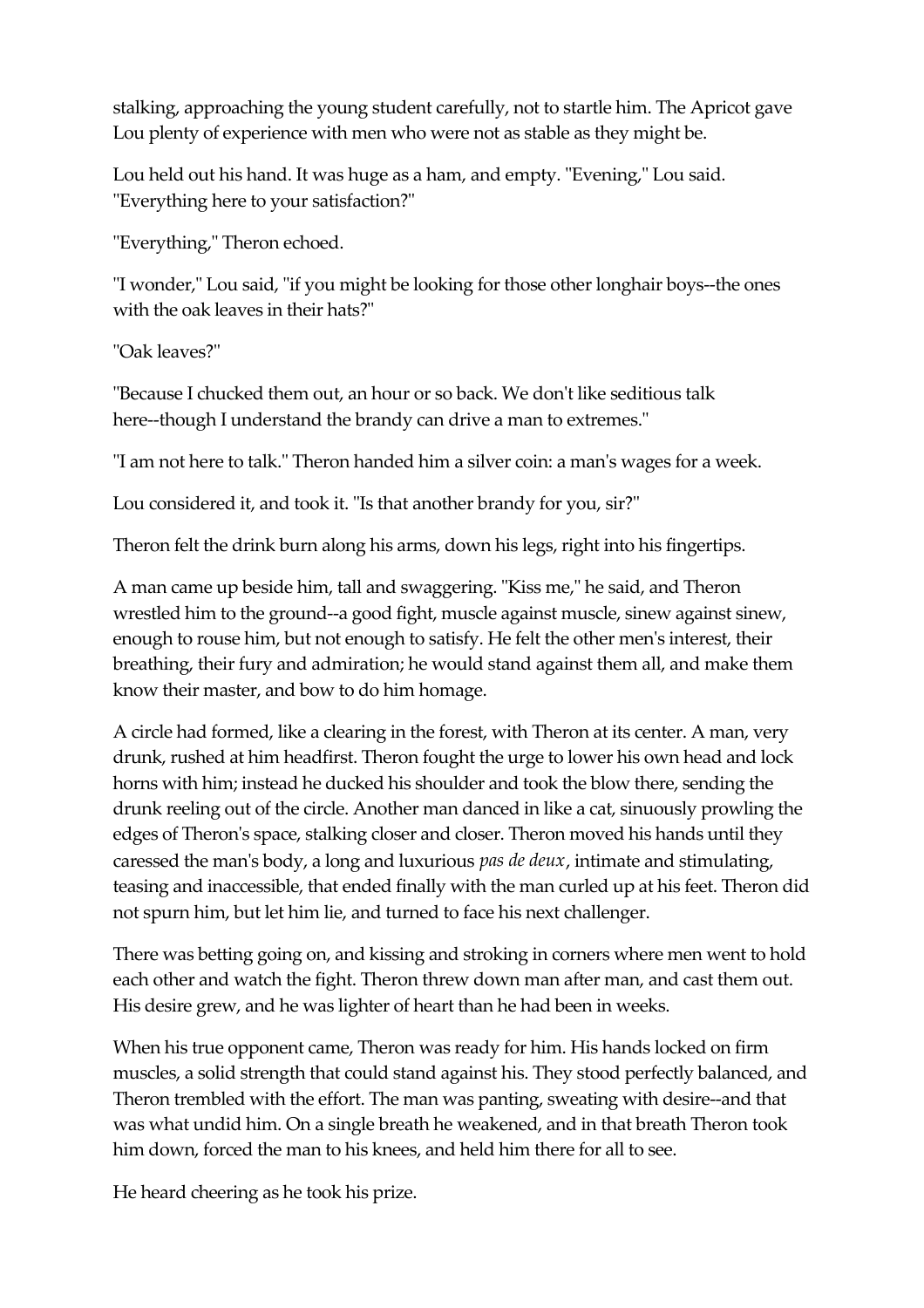stalking, approaching the young student carefully, not to startle him. The Apricot gave Lou plenty of experience with men who were not as stable as they might be.

Lou held out his hand. It was huge as a ham, and empty. "Evening," Lou said. "Everything here to your satisfaction?"

"Everything," Theron echoed.

"I wonder," Lou said, "if you might be looking for those other longhair boys--the ones with the oak leaves in their hats?"

"Oak leaves?"

"Because I chucked them out, an hour or so back. We don't like seditious talk here--though I understand the brandy can drive a man to extremes."

"I am not here to talk." Theron handed him a silver coin: a man's wages for a week.

Lou considered it, and took it. "Is that another brandy for you, sir?"

Theron felt the drink burn along his arms, down his legs, right into his fingertips.

A man came up beside him, tall and swaggering. "Kiss me," he said, and Theron wrestled him to the ground--a good fight, muscle against muscle, sinew against sinew, enough to rouse him, but not enough to satisfy. He felt the other men's interest, their breathing, their fury and admiration; he would stand against them all, and make them know their master, and bow to do him homage.

A circle had formed, like a clearing in the forest, with Theron at its center. A man, very drunk, rushed at him headfirst. Theron fought the urge to lower his own head and lock horns with him; instead he ducked his shoulder and took the blow there, sending the drunk reeling out of the circle. Another man danced in like a cat, sinuously prowling the edges of Theron's space, stalking closer and closer. Theron moved his hands until they caressed the man's body, a long and luxurious *pas de deux*, intimate and stimulating, teasing and inaccessible, that ended finally with the man curled up at his feet. Theron did not spurn him, but let him lie, and turned to face his next challenger.

There was betting going on, and kissing and stroking in corners where men went to hold each other and watch the fight. Theron threw down man after man, and cast them out. His desire grew, and he was lighter of heart than he had been in weeks.

When his true opponent came, Theron was ready for him. His hands locked on firm muscles, a solid strength that could stand against his. They stood perfectly balanced, and Theron trembled with the effort. The man was panting, sweating with desire--and that was what undid him. On a single breath he weakened, and in that breath Theron took him down, forced the man to his knees, and held him there for all to see.

He heard cheering as he took his prize.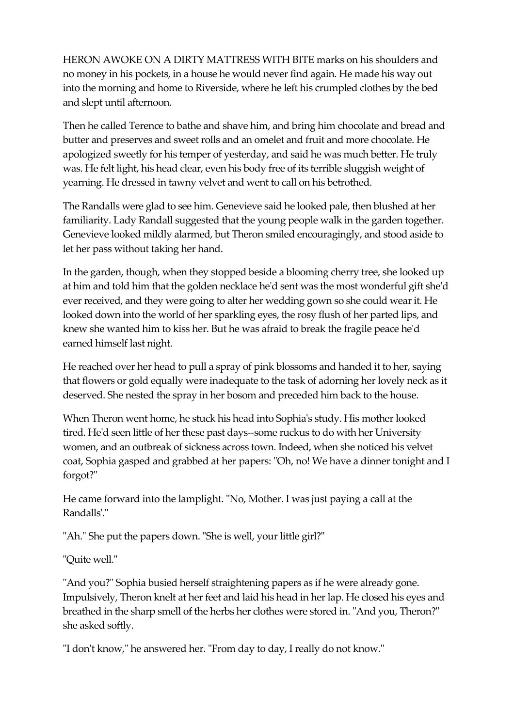HERON AWOKE ON A DIRTY MATTRESS WITH BITE marks on his shoulders and no money in his pockets, in a house he would never find again. He made his way out into the morning and home to Riverside, where he left his crumpled clothes by the bed and slept until afternoon.

Then he called Terence to bathe and shave him, and bring him chocolate and bread and butter and preserves and sweet rolls and an omelet and fruit and more chocolate. He apologized sweetly for his temper of yesterday, and said he was much better. He truly was. He felt light, his head clear, even his body free of its terrible sluggish weight of yearning. He dressed in tawny velvet and went to call on his betrothed.

The Randalls were glad to see him. Genevieve said he looked pale, then blushed at her familiarity. Lady Randall suggested that the young people walk in the garden together. Genevieve looked mildly alarmed, but Theron smiled encouragingly, and stood aside to let her pass without taking her hand.

In the garden, though, when they stopped beside a blooming cherry tree, she looked up at him and told him that the golden necklace he'd sent was the most wonderful gift she'd ever received, and they were going to alter her wedding gown so she could wear it. He looked down into the world of her sparkling eyes, the rosy flush of her parted lips, and knew she wanted him to kiss her. But he was afraid to break the fragile peace he'd earned himself last night.

He reached over her head to pull a spray of pink blossoms and handed it to her, saying that flowers or gold equally were inadequate to the task of adorning her lovely neck as it deserved. She nested the spray in her bosom and preceded him back to the house.

When Theron went home, he stuck his head into Sophia's study. His mother looked tired. He'd seen little of her these past days--some ruckus to do with her University women, and an outbreak of sickness across town. Indeed, when she noticed his velvet coat, Sophia gasped and grabbed at her papers: "Oh, no! We have a dinner tonight and I forgot?"

He came forward into the lamplight. "No, Mother. I was just paying a call at the Randalls'."

"Ah." She put the papers down. "She is well, your little girl?"

"Quite well."

"And you?" Sophia busied herself straightening papers as if he were already gone. Impulsively, Theron knelt at her feet and laid his head in her lap. He closed his eyes and breathed in the sharp smell of the herbs her clothes were stored in. "And you, Theron?" she asked softly.

"I don't know," he answered her. "From day to day, I really do not know."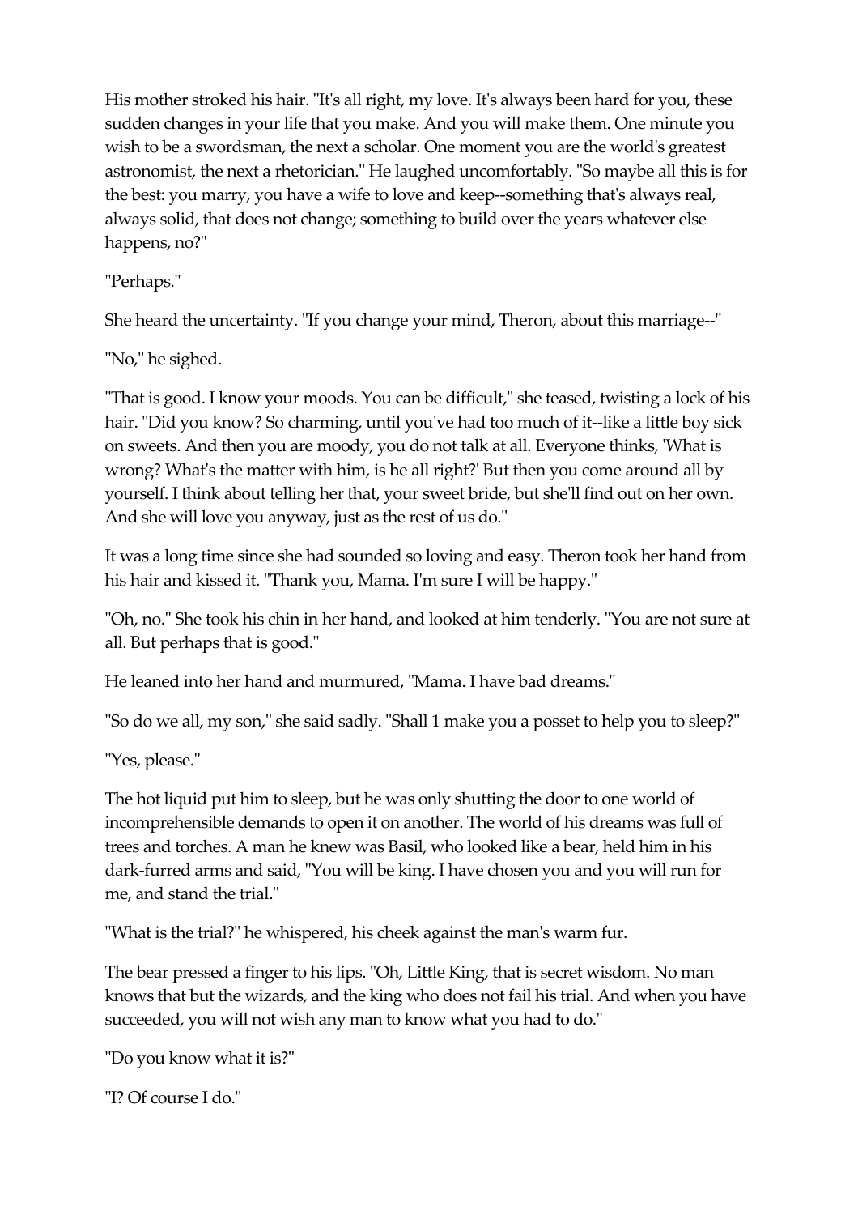His mother stroked his hair. "It's all right, my love. It's always been hard for you, these sudden changes in your life that you make. And you will make them. One minute you wish to be a swordsman, the next a scholar. One moment you are the world's greatest astronomist, the next a rhetorician." He laughed uncomfortably. "So maybe all this is for the best: you marry, you have a wife to love and keep--something that's always real, always solid, that does not change; something to build over the years whatever else happens, no?"

"Perhaps."

She heard the uncertainty. "If you change your mind, Theron, about this marriage--"

"No," he sighed.

"That is good. I know your moods. You can be difficult," she teased, twisting a lock of his hair. "Did you know? So charming, until you've had too much of it--like a little boy sick on sweets. And then you are moody, you do not talk at all. Everyone thinks, 'What is wrong? What's the matter with him, is he all right?' But then you come around all by yourself. I think about telling her that, your sweet bride, but she'll find out on her own. And she will love you anyway, just as the rest of us do."

It was a long time since she had sounded so loving and easy. Theron took her hand from his hair and kissed it. "Thank you, Mama. I'm sure I will be happy."

"Oh, no." She took his chin in her hand, and looked at him tenderly. "You are not sure at all. But perhaps that is good."

He leaned into her hand and murmured, "Mama. I have bad dreams."

"So do we all, my son," she said sadly. "Shall 1 make you a posset to help you to sleep?"

"Yes, please."

The hot liquid put him to sleep, but he was only shutting the door to one world of incomprehensible demands to open it on another. The world of his dreams was full of trees and torches. A man he knew was Basil, who looked like a bear, held him in his dark-furred arms and said, "You will be king. I have chosen you and you will run for me, and stand the trial."

"What is the trial?" he whispered, his cheek against the man's warm fur.

The bear pressed a finger to his lips. "Oh, Little King, that is secret wisdom. No man knows that but the wizards, and the king who does not fail his trial. And when you have succeeded, you will not wish any man to know what you had to do."

"Do you know what it is?"

"I? Of course I do."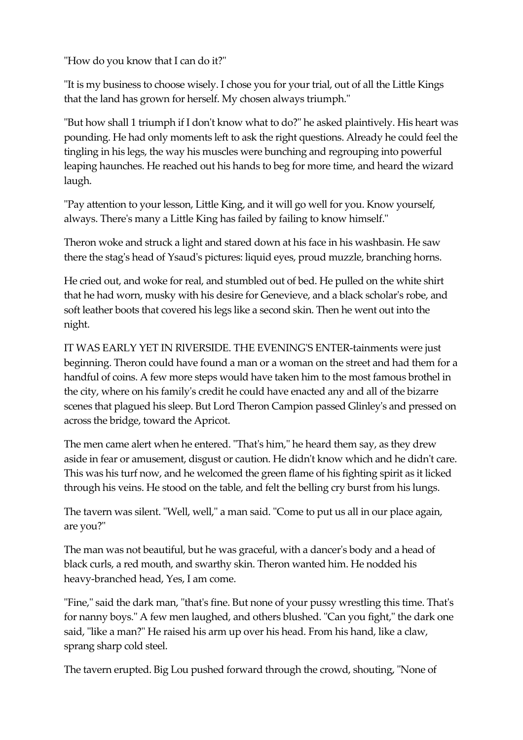"How do you know that I can do it?"

"It is my business to choose wisely. I chose you for your trial, out of all the Little Kings that the land has grown for herself. My chosen always triumph."

"But how shall 1 triumph if I don't know what to do?" he asked plaintively. His heart was pounding. He had only moments left to ask the right questions. Already he could feel the tingling in his legs, the way his muscles were bunching and regrouping into powerful leaping haunches. He reached out his hands to beg for more time, and heard the wizard laugh.

"Pay attention to your lesson, Little King, and it will go well for you. Know yourself, always. There's many a Little King has failed by failing to know himself."

Theron woke and struck a light and stared down at his face in his washbasin. He saw there the stag's head of Ysaud's pictures: liquid eyes, proud muzzle, branching horns.

He cried out, and woke for real, and stumbled out of bed. He pulled on the white shirt that he had worn, musky with his desire for Genevieve, and a black scholar's robe, and soft leather boots that covered his legs like a second skin. Then he went out into the night.

IT WAS EARLY YET IN RIVERSIDE. THE EVENING'S ENTER-tainments were just beginning. Theron could have found a man or a woman on the street and had them for a handful of coins. A few more steps would have taken him to the most famous brothel in the city, where on his family's credit he could have enacted any and all of the bizarre scenes that plagued his sleep. But Lord Theron Campion passed Glinley's and pressed on across the bridge, toward the Apricot.

The men came alert when he entered. "That's him," he heard them say, as they drew aside in fear or amusement, disgust or caution. He didn't know which and he didn't care. This was his turf now, and he welcomed the green flame of his fighting spirit as it licked through his veins. He stood on the table, and felt the belling cry burst from his lungs.

The tavern was silent. "Well, well," a man said. "Come to put us all in our place again, are you?"

The man was not beautiful, but he was graceful, with a dancer's body and a head of black curls, a red mouth, and swarthy skin. Theron wanted him. He nodded his heavy-branched head, Yes, I am come.

"Fine," said the dark man, "that's fine. But none of your pussy wrestling this time. That's for nanny boys." A few men laughed, and others blushed. "Can you fight," the dark one said, "like a man?" He raised his arm up over his head. From his hand, like a claw, sprang sharp cold steel.

The tavern erupted. Big Lou pushed forward through the crowd, shouting, "None of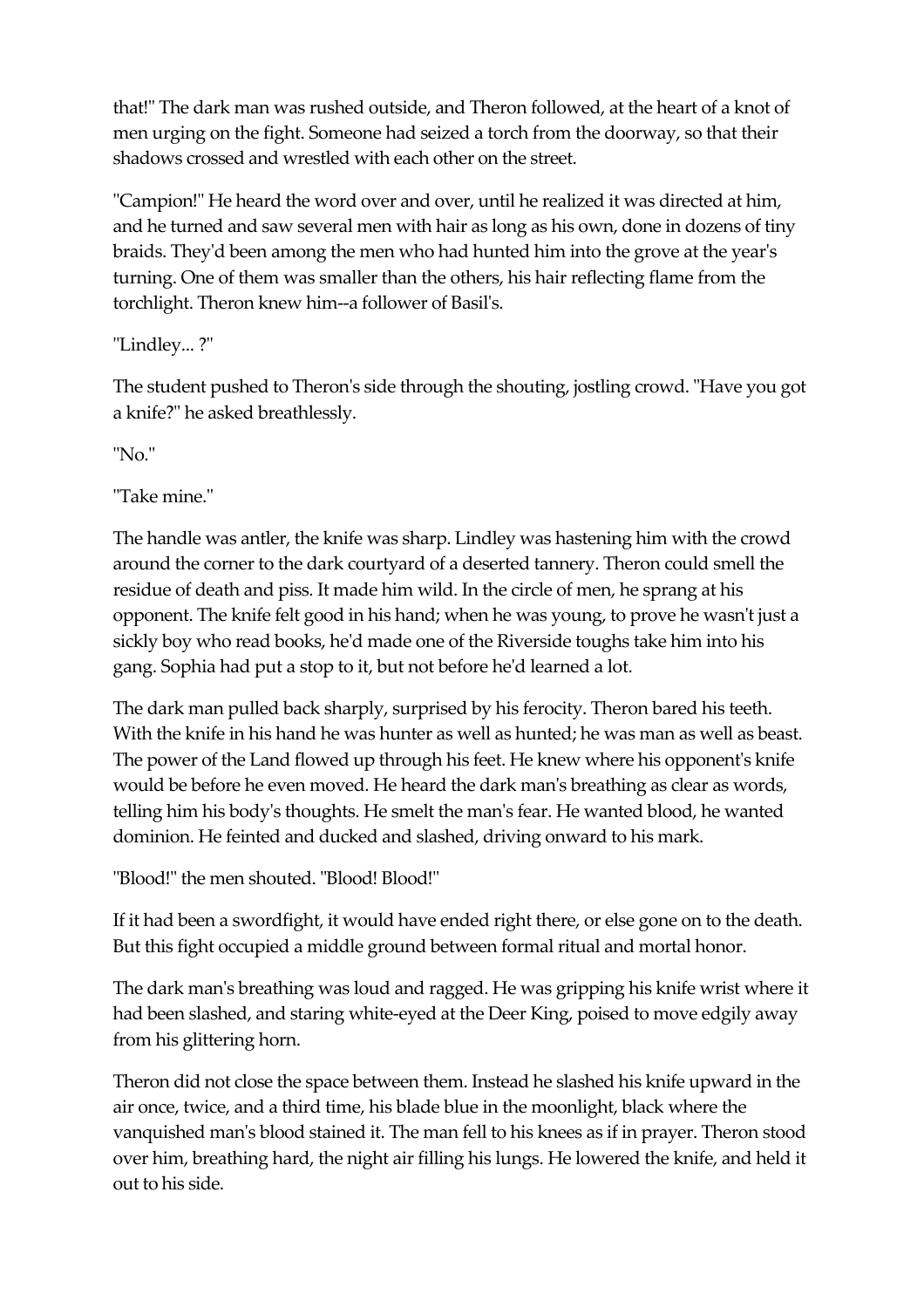that!" The dark man was rushed outside, and Theron followed, at the heart of a knot of men urging on the fight. Someone had seized a torch from the doorway, so that their shadows crossed and wrestled with each other on the street.

"Campion!" He heard the word over and over, until he realized it was directed at him, and he turned and saw several men with hair as long as his own, done in dozens of tiny braids. They'd been among the men who had hunted him into the grove at the year's turning. One of them was smaller than the others, his hair reflecting flame from the torchlight. Theron knew him--a follower of Basil's.

"Lindley... ?"

The student pushed to Theron's side through the shouting, jostling crowd. "Have you got a knife?" he asked breathlessly.

"No."

"Take mine."

The handle was antler, the knife was sharp. Lindley was hastening him with the crowd around the corner to the dark courtyard of a deserted tannery. Theron could smell the residue of death and piss. It made him wild. In the circle of men, he sprang at his opponent. The knife felt good in his hand; when he was young, to prove he wasn't just a sickly boy who read books, he'd made one of the Riverside toughs take him into his gang. Sophia had put a stop to it, but not before he'd learned a lot.

The dark man pulled back sharply, surprised by his ferocity. Theron bared his teeth. With the knife in his hand he was hunter as well as hunted; he was man as well as beast. The power of the Land flowed up through his feet. He knew where his opponent's knife would be before he even moved. He heard the dark man's breathing as clear as words, telling him his body's thoughts. He smelt the man's fear. He wanted blood, he wanted dominion. He feinted and ducked and slashed, driving onward to his mark.

"Blood!" the men shouted. "Blood! Blood!"

If it had been a swordfight, it would have ended right there, or else gone on to the death. But this fight occupied a middle ground between formal ritual and mortal honor.

The dark man's breathing was loud and ragged. He was gripping his knife wrist where it had been slashed, and staring white-eyed at the Deer King, poised to move edgily away from his glittering horn.

Theron did not close the space between them. Instead he slashed his knife upward in the air once, twice, and a third time, his blade blue in the moonlight, black where the vanquished man's blood stained it. The man fell to his knees as if in prayer. Theron stood over him, breathing hard, the night air filling his lungs. He lowered the knife, and held it out to his side.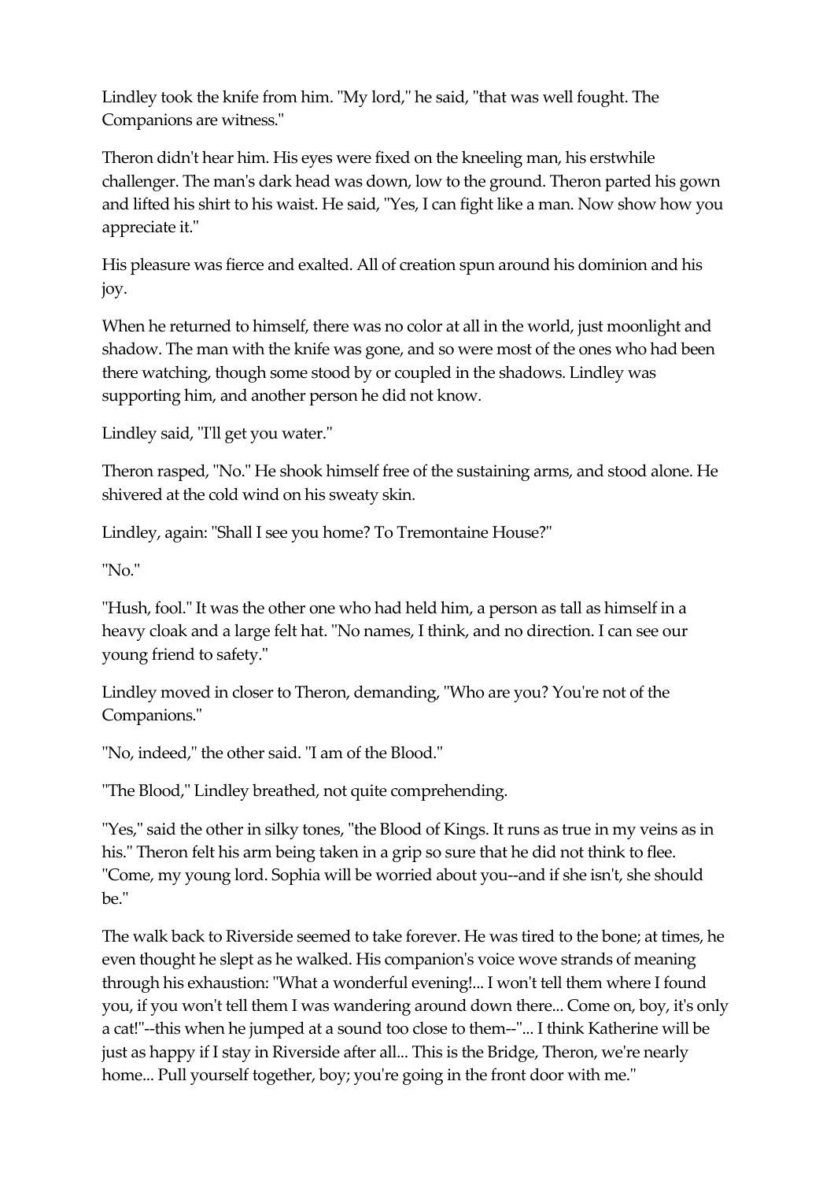Lindley took the knife from him. "My lord," he said, "that was well fought. The Companions are witness."

Theron didn't hear him. His eyes were fixed on the kneeling man, his erstwhile challenger. The man's dark head was down, low to the ground. Theron parted his gown and lifted his shirt to his waist. He said, "Yes, I can fight like a man. Now show how you appreciate it."

His pleasure was fierce and exalted. All of creation spun around his dominion and his joy.

When he returned to himself, there was no color at all in the world, just moonlight and shadow. The man with the knife was gone, and so were most of the ones who had been there watching, though some stood by or coupled in the shadows. Lindley was supporting him, and another person he did not know.

Lindley said, "I'll get you water."

Theron rasped, "No." He shook himself free of the sustaining arms, and stood alone. He shivered at the cold wind on his sweaty skin.

Lindley, again: "Shall I see you home? To Tremontaine House?"

"No."

"Hush, fool." It was the other one who had held him, a person as tall as himself in a heavy cloak and a large felt hat. "No names, I think, and no direction. I can see our young friend to safety."

Lindley moved in closer to Theron, demanding, "Who are you? You're not of the Companions."

"No, indeed," the other said. "I am of the Blood."

"The Blood," Lindley breathed, not quite comprehending.

"Yes," said the other in silky tones, "the Blood of Kings. It runs as true in my veins as in his." Theron felt his arm being taken in a grip so sure that he did not think to flee. "Come, my young lord. Sophia will be worried about you--and if she isn't, she should be."

The walk back to Riverside seemed to take forever. He was tired to the bone; at times, he even thought he slept as he walked. His companion's voice wove strands of meaning through his exhaustion: "What a wonderful evening!... I won't tell them where I found you, if you won't tell them I was wandering around down there... Come on, boy, it's only a cat!"--this when he jumped at a sound too close to them--"... I think Katherine will be just as happy if I stay in Riverside after all... This is the Bridge, Theron, we're nearly home... Pull yourself together, boy; you're going in the front door with me."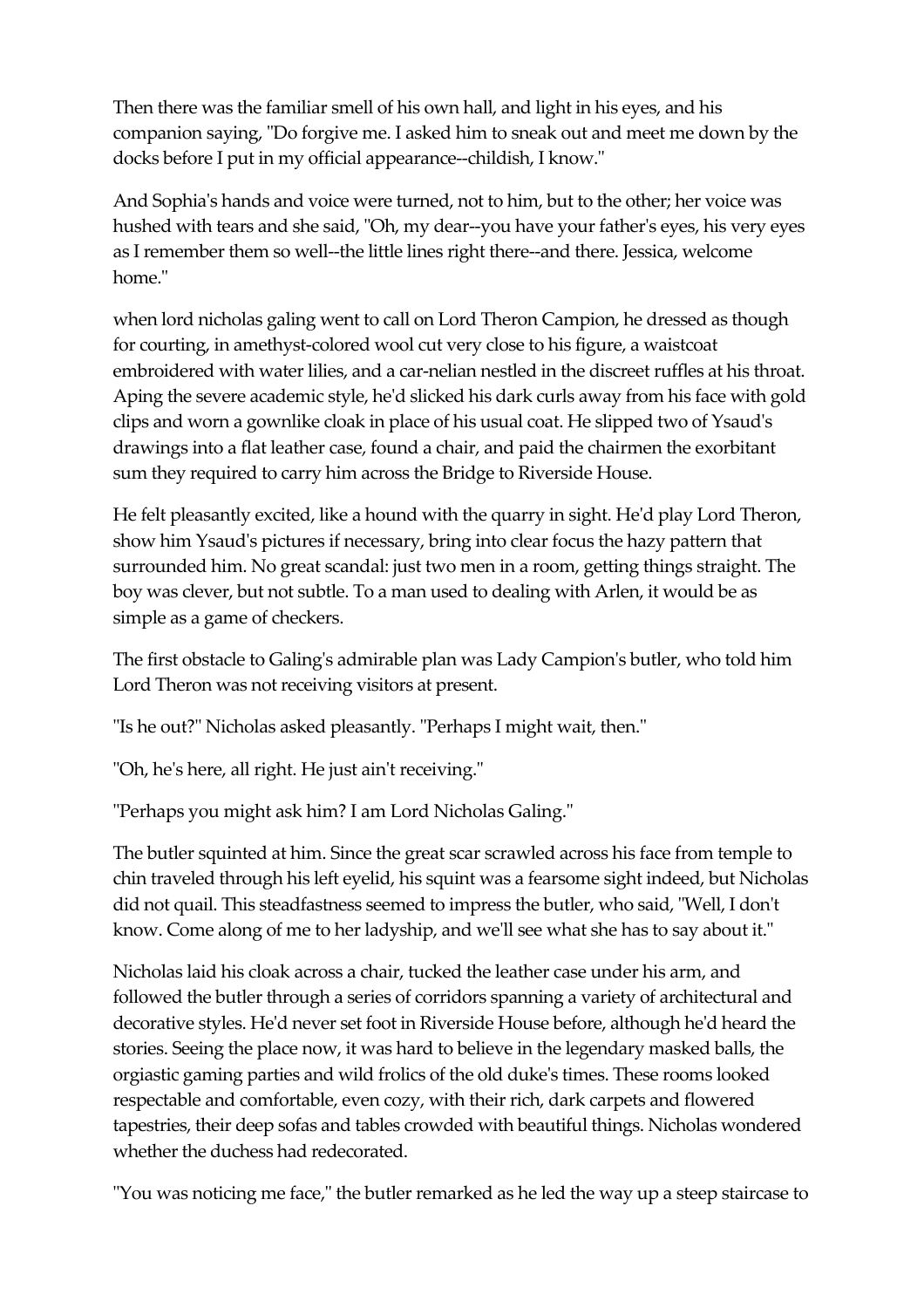Then there was the familiar smell of his own hall, and light in his eyes, and his companion saying, "Do forgive me. I asked him to sneak out and meet me down by the docks before I put in my official appearance--childish, I know."

And Sophia's hands and voice were turned, not to him, but to the other; her voice was hushed with tears and she said, "Oh, my dear--you have your father's eyes, his very eyes as I remember them so well--the little lines right there--and there. Jessica, welcome home."

when lord nicholas galing went to call on Lord Theron Campion, he dressed as though for courting, in amethyst-colored wool cut very close to his figure, a waistcoat embroidered with water lilies, and a car-nelian nestled in the discreet ruffles at his throat. Aping the severe academic style, he'd slicked his dark curls away from his face with gold clips and worn a gownlike cloak in place of his usual coat. He slipped two of Ysaud's drawings into a flat leather case, found a chair, and paid the chairmen the exorbitant sum they required to carry him across the Bridge to Riverside House.

He felt pleasantly excited, like a hound with the quarry in sight. He'd play Lord Theron, show him Ysaud's pictures if necessary, bring into clear focus the hazy pattern that surrounded him. No great scandal: just two men in a room, getting things straight. The boy was clever, but not subtle. To a man used to dealing with Arlen, it would be as simple as a game of checkers.

The first obstacle to Galing's admirable plan was Lady Campion's butler, who told him Lord Theron was not receiving visitors at present.

"Is he out?" Nicholas asked pleasantly. "Perhaps I might wait, then."

"Oh, he's here, all right. He just ain't receiving."

"Perhaps you might ask him? I am Lord Nicholas Galing."

The butler squinted at him. Since the great scar scrawled across his face from temple to chin traveled through his left eyelid, his squint was a fearsome sight indeed, but Nicholas did not quail. This steadfastness seemed to impress the butler, who said, "Well, I don't know. Come along of me to her ladyship, and we'll see what she has to say about it."

Nicholas laid his cloak across a chair, tucked the leather case under his arm, and followed the butler through a series of corridors spanning a variety of architectural and decorative styles. He'd never set foot in Riverside House before, although he'd heard the stories. Seeing the place now, it was hard to believe in the legendary masked balls, the orgiastic gaming parties and wild frolics of the old duke's times. These rooms looked respectable and comfortable, even cozy, with their rich, dark carpets and flowered tapestries, their deep sofas and tables crowded with beautiful things. Nicholas wondered whether the duchess had redecorated.

"You was noticing me face," the butler remarked as he led the way up a steep staircase to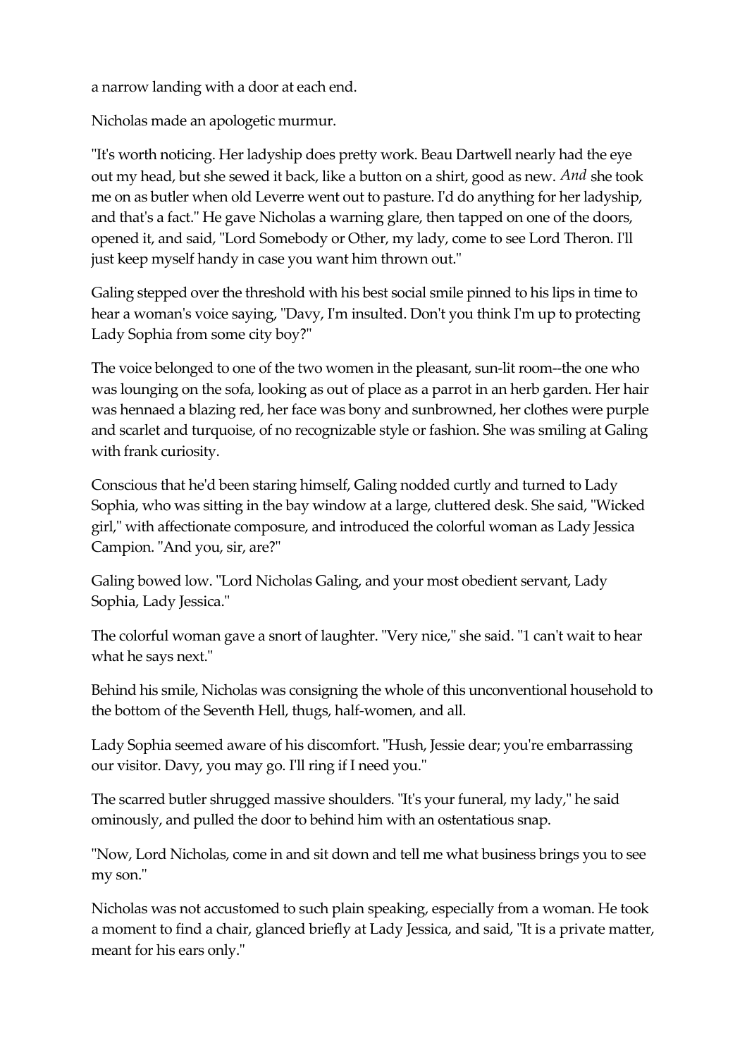a narrow landing with a door at each end.

Nicholas made an apologetic murmur.

"It's worth noticing. Her ladyship does pretty work. Beau Dartwell nearly had the eye out my head, but she sewed it back, like a button on a shirt, good as new. *And* she took me on as butler when old Leverre went out to pasture. I'd do anything for her ladyship, and that's a fact." He gave Nicholas a warning glare, then tapped on one of the doors, opened it, and said, "Lord Somebody or Other, my lady, come to see Lord Theron. I'll just keep myself handy in case you want him thrown out."

Galing stepped over the threshold with his best social smile pinned to his lips in time to hear a woman's voice saying, "Davy, I'm insulted. Don't you think I'm up to protecting Lady Sophia from some city boy?"

The voice belonged to one of the two women in the pleasant, sun-lit room--the one who was lounging on the sofa, looking as out of place as a parrot in an herb garden. Her hair was hennaed a blazing red, her face was bony and sunbrowned, her clothes were purple and scarlet and turquoise, of no recognizable style or fashion. She was smiling at Galing with frank curiosity.

Conscious that he'd been staring himself, Galing nodded curtly and turned to Lady Sophia, who was sitting in the bay window at a large, cluttered desk. She said, "Wicked girl," with affectionate composure, and introduced the colorful woman as Lady Jessica Campion. "And you, sir, are?"

Galing bowed low. "Lord Nicholas Galing, and your most obedient servant, Lady Sophia, Lady Jessica."

The colorful woman gave a snort of laughter. "Very nice," she said. "1 can't wait to hear what he says next."

Behind his smile, Nicholas was consigning the whole of this unconventional household to the bottom of the Seventh Hell, thugs, half-women, and all.

Lady Sophia seemed aware of his discomfort. "Hush, Jessie dear; you're embarrassing our visitor. Davy, you may go. I'll ring if I need you."

The scarred butler shrugged massive shoulders. "It's your funeral, my lady," he said ominously, and pulled the door to behind him with an ostentatious snap.

"Now, Lord Nicholas, come in and sit down and tell me what business brings you to see my son."

Nicholas was not accustomed to such plain speaking, especially from a woman. He took a moment to find a chair, glanced briefly at Lady Jessica, and said, "It is a private matter, meant for his ears only."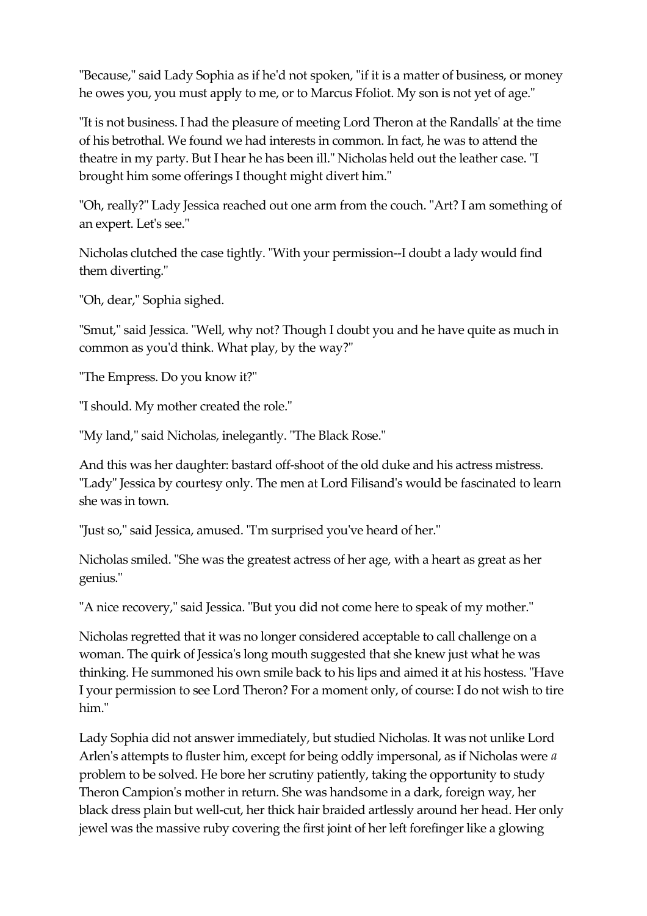"Because," said Lady Sophia as if he'd not spoken, "if it is a matter of business, or money he owes you, you must apply to me, or to Marcus Ffoliot. My son is not yet of age."

"It is not business. I had the pleasure of meeting Lord Theron at the Randalls' at the time of his betrothal. We found we had interests in common. In fact, he was to attend the theatre in my party. But I hear he has been ill." Nicholas held out the leather case. "I brought him some offerings I thought might divert him."

"Oh, really?" Lady Jessica reached out one arm from the couch. "Art? I am something of an expert. Let's see."

Nicholas clutched the case tightly. "With your permission--I doubt a lady would find them diverting."

"Oh, dear," Sophia sighed.

"Smut," said Jessica. "Well, why not? Though I doubt you and he have quite as much in common as you'd think. What play, by the way?"

"The Empress. Do you know it?"

"I should. My mother created the role."

"My land," said Nicholas, inelegantly. "The Black Rose."

And this was her daughter: bastard off-shoot of the old duke and his actress mistress. "Lady" Jessica by courtesy only. The men at Lord Filisand's would be fascinated to learn she was in town.

"Just so," said Jessica, amused. "I'm surprised you've heard of her."

Nicholas smiled. "She was the greatest actress of her age, with a heart as great as her genius."

"A nice recovery," said Jessica. "But you did not come here to speak of my mother."

Nicholas regretted that it was no longer considered acceptable to call challenge on a woman. The quirk of Jessica's long mouth suggested that she knew just what he was thinking. He summoned his own smile back to his lips and aimed it at his hostess. "Have I your permission to see Lord Theron? For a moment only, of course: I do not wish to tire him."

Lady Sophia did not answer immediately, but studied Nicholas. It was not unlike Lord Arlen's attempts to fluster him, except for being oddly impersonal, as if Nicholas were *a* problem to be solved. He bore her scrutiny patiently, taking the opportunity to study Theron Campion's mother in return. She was handsome in a dark, foreign way, her black dress plain but well-cut, her thick hair braided artlessly around her head. Her only jewel was the massive ruby covering the first joint of her left forefinger like a glowing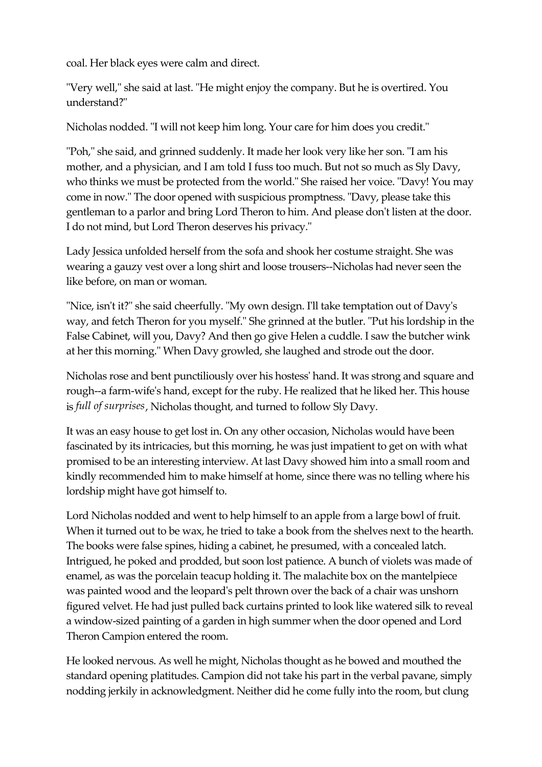coal. Her black eyes were calm and direct.

"Very well," she said at last. "He might enjoy the company. But he is overtired. You understand?"

Nicholas nodded. "I will not keep him long. Your care for him does you credit."

"Poh," she said, and grinned suddenly. It made her look very like her son. "I am his mother, and a physician, and I am told I fuss too much. But not so much as Sly Davy, who thinks we must be protected from the world." She raised her voice. "Davy! You may come in now." The door opened with suspicious promptness. "Davy, please take this gentleman to a parlor and bring Lord Theron to him. And please don't listen at the door. I do not mind, but Lord Theron deserves his privacy."

Lady Jessica unfolded herself from the sofa and shook her costume straight. She was wearing a gauzy vest over a long shirt and loose trousers--Nicholas had never seen the like before, on man or woman.

"Nice, isn't it?" she said cheerfully. "My own design. I'll take temptation out of Davy's way, and fetch Theron for you myself." She grinned at the butler. "Put his lordship in the False Cabinet, will you, Davy? And then go give Helen a cuddle. I saw the butcher wink at her this morning." When Davy growled, she laughed and strode out the door.

Nicholas rose and bent punctiliously over his hostess' hand. It was strong and square and rough--a farm-wife's hand, except for the ruby. He realized that he liked her. This house is *full of surprises*, Nicholas thought, and turned to follow Sly Davy.

It was an easy house to get lost in. On any other occasion, Nicholas would have been fascinated by its intricacies, but this morning, he was just impatient to get on with what promised to be an interesting interview. At last Davy showed him into a small room and kindly recommended him to make himself at home, since there was no telling where his lordship might have got himself to.

Lord Nicholas nodded and went to help himself to an apple from a large bowl of fruit. When it turned out to be wax, he tried to take a book from the shelves next to the hearth. The books were false spines, hiding a cabinet, he presumed, with a concealed latch. Intrigued, he poked and prodded, but soon lost patience. A bunch of violets was made of enamel, as was the porcelain teacup holding it. The malachite box on the mantelpiece was painted wood and the leopard's pelt thrown over the back of a chair was unshorn figured velvet. He had just pulled back curtains printed to look like watered silk to reveal a window-sized painting of a garden in high summer when the door opened and Lord Theron Campion entered the room.

He looked nervous. As well he might, Nicholas thought as he bowed and mouthed the standard opening platitudes. Campion did not take his part in the verbal pavane, simply nodding jerkily in acknowledgment. Neither did he come fully into the room, but clung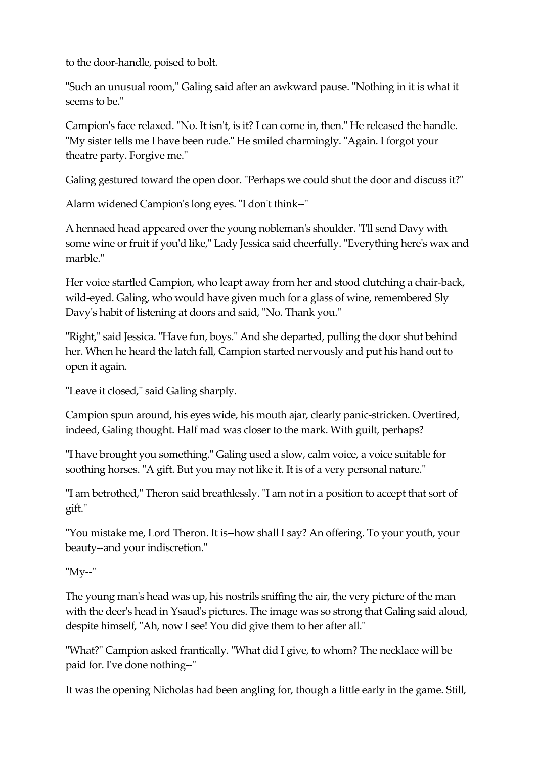to the door-handle, poised to bolt.

"Such an unusual room," Galing said after an awkward pause. "Nothing in it is what it seems to be."

Campion's face relaxed. "No. It isn't, is it? I can come in, then." He released the handle. "My sister tells me I have been rude." He smiled charmingly. "Again. I forgot your theatre party. Forgive me."

Galing gestured toward the open door. "Perhaps we could shut the door and discuss it?"

Alarm widened Campion's long eyes. "I don't think--"

A hennaed head appeared over the young nobleman's shoulder. "I'll send Davy with some wine or fruit if you'd like," Lady Jessica said cheerfully. "Everything here's wax and marble."

Her voice startled Campion, who leapt away from her and stood clutching a chair-back, wild-eyed. Galing, who would have given much for a glass of wine, remembered Sly Davy's habit of listening at doors and said, "No. Thank you."

"Right," said Jessica. "Have fun, boys." And she departed, pulling the door shut behind her. When he heard the latch fall, Campion started nervously and put his hand out to open it again.

"Leave it closed," said Galing sharply.

Campion spun around, his eyes wide, his mouth ajar, clearly panic-stricken. Overtired, indeed, Galing thought. Half mad was closer to the mark. With guilt, perhaps?

"I have brought you something." Galing used a slow, calm voice, a voice suitable for soothing horses. "A gift. But you may not like it. It is of a very personal nature."

"I am betrothed," Theron said breathlessly. "I am not in a position to accept that sort of gift."

"You mistake me, Lord Theron. It is--how shall I say? An offering. To your youth, your beauty--and your indiscretion."

"My--"

The young man's head was up, his nostrils sniffing the air, the very picture of the man with the deer's head in Ysaud's pictures. The image was so strong that Galing said aloud, despite himself, "Ah, now I see! You did give them to her after all."

"What?" Campion asked frantically. "What did I give, to whom? The necklace will be paid for. I've done nothing--"

It was the opening Nicholas had been angling for, though a little early in the game. Still,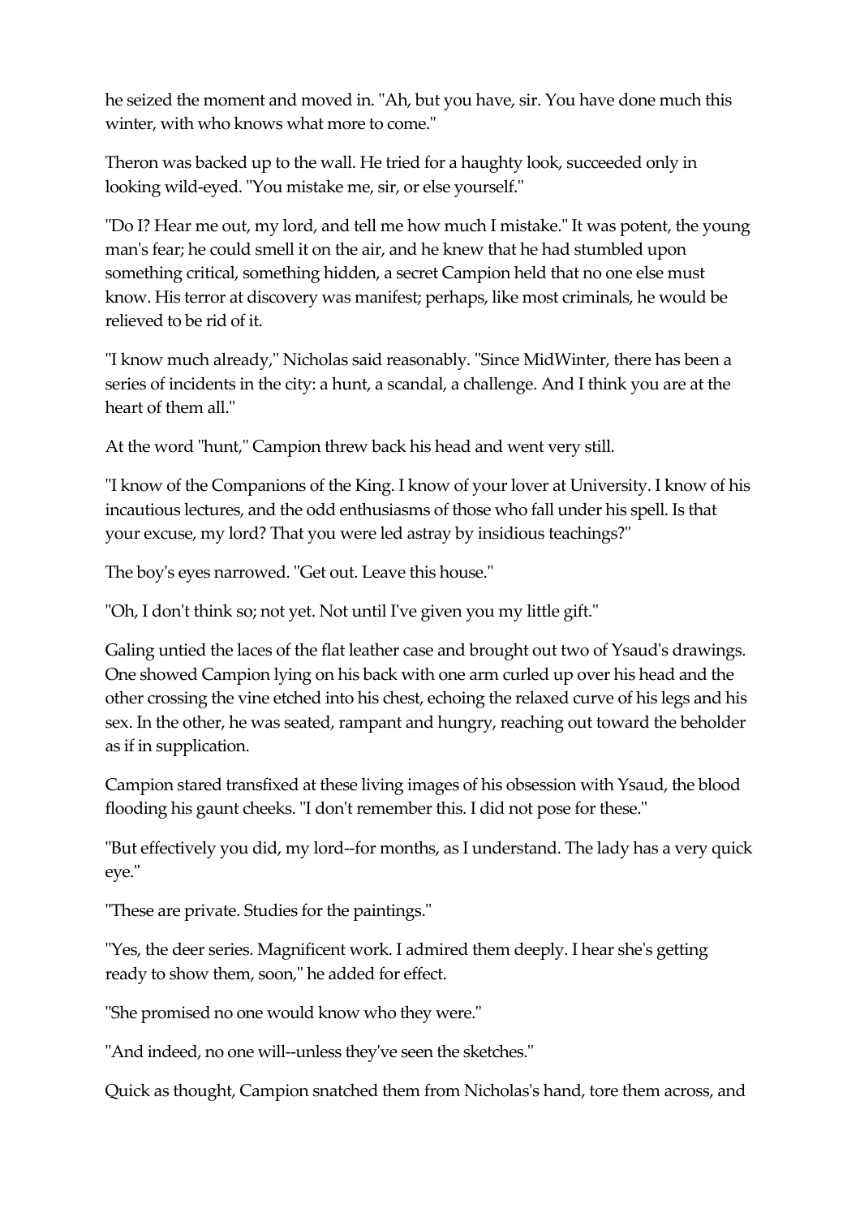he seized the moment and moved in. "Ah, but you have, sir. You have done much this winter, with who knows what more to come."

Theron was backed up to the wall. He tried for a haughty look, succeeded only in looking wild-eyed. "You mistake me, sir, or else yourself."

"Do I? Hear me out, my lord, and tell me how much I mistake." It was potent, the young man's fear; he could smell it on the air, and he knew that he had stumbled upon something critical, something hidden, a secret Campion held that no one else must know. His terror at discovery was manifest; perhaps, like most criminals, he would be relieved to be rid of it.

"I know much already," Nicholas said reasonably. "Since MidWinter, there has been a series of incidents in the city: a hunt, a scandal, a challenge. And I think you are at the heart of them all."

At the word "hunt," Campion threw back his head and went very still.

"I know of the Companions of the King. I know of your lover at University. I know of his incautious lectures, and the odd enthusiasms of those who fall under his spell. Is that your excuse, my lord? That you were led astray by insidious teachings?"

The boy's eyes narrowed. "Get out. Leave this house."

"Oh, I don't think so; not yet. Not until I've given you my little gift."

Galing untied the laces of the flat leather case and brought out two of Ysaud's drawings. One showed Campion lying on his back with one arm curled up over his head and the other crossing the vine etched into his chest, echoing the relaxed curve of his legs and his sex. In the other, he was seated, rampant and hungry, reaching out toward the beholder as if in supplication.

Campion stared transfixed at these living images of his obsession with Ysaud, the blood flooding his gaunt cheeks. "I don't remember this. I did not pose for these."

"But effectively you did, my lord--for months, as I understand. The lady has a very quick eye."

"These are private. Studies for the paintings."

"Yes, the deer series. Magnificent work. I admired them deeply. I hear she's getting ready to show them, soon," he added for effect.

"She promised no one would know who they were."

"And indeed, no one will--unless they've seen the sketches."

Quick as thought, Campion snatched them from Nicholas's hand, tore them across, and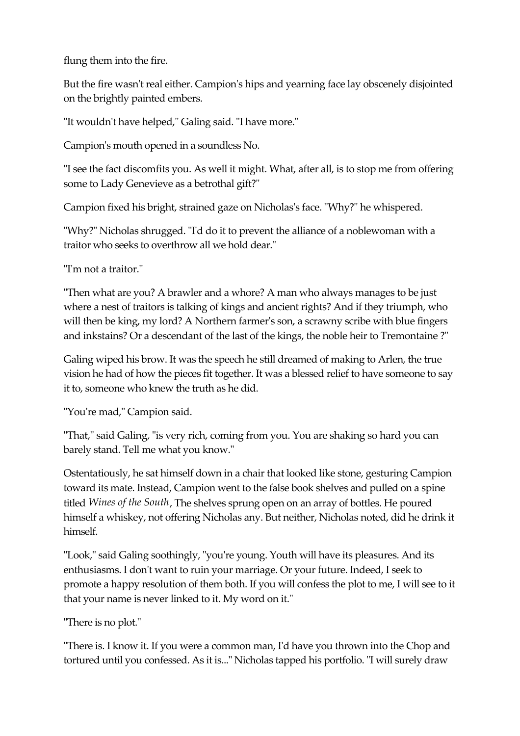flung them into the fire.

But the fire wasn't real either. Campion's hips and yearning face lay obscenely disjointed on the brightly painted embers.

"It wouldn't have helped," Galing said. "I have more."

Campion's mouth opened in a soundless No.

"I see the fact discomfits you. As well it might. What, after all, is to stop me from offering some to Lady Genevieve as a betrothal gift?"

Campion fixed his bright, strained gaze on Nicholas's face. "Why?" he whispered.

"Why?" Nicholas shrugged. "I'd do it to prevent the alliance of a noblewoman with a traitor who seeks to overthrow all we hold dear."

"I'm not a traitor."

"Then what are you? A brawler and a whore? A man who always manages to be just where a nest of traitors is talking of kings and ancient rights? And if they triumph, who will then be king, my lord? A Northern farmer's son, a scrawny scribe with blue fingers and inkstains? Or a descendant of the last of the kings, the noble heir to Tremontaine ?"

Galing wiped his brow. It was the speech he still dreamed of making to Arlen, the true vision he had of how the pieces fit together. It was a blessed relief to have someone to say it to, someone who knew the truth as he did.

"You're mad," Campion said.

"That," said Galing, "is very rich, coming from you. You are shaking so hard you can barely stand. Tell me what you know."

Ostentatiously, he sat himself down in a chair that looked like stone, gesturing Campion toward its mate. Instead, Campion went to the false book shelves and pulled on a spine titled *Wines of the South*, The shelves sprung open on an array of bottles. He poured himself a whiskey, not offering Nicholas any. But neither, Nicholas noted, did he drink it himself.

"Look," said Galing soothingly, "you're young. Youth will have its pleasures. And its enthusiasms. I don't want to ruin your marriage. Or your future. Indeed, I seek to promote a happy resolution of them both. If you will confess the plot to me, I will see to it that your name is never linked to it. My word on it."

"There is no plot."

"There is. I know it. If you were a common man, I'd have you thrown into the Chop and tortured until you confessed. As it is..." Nicholas tapped his portfolio. "I will surely draw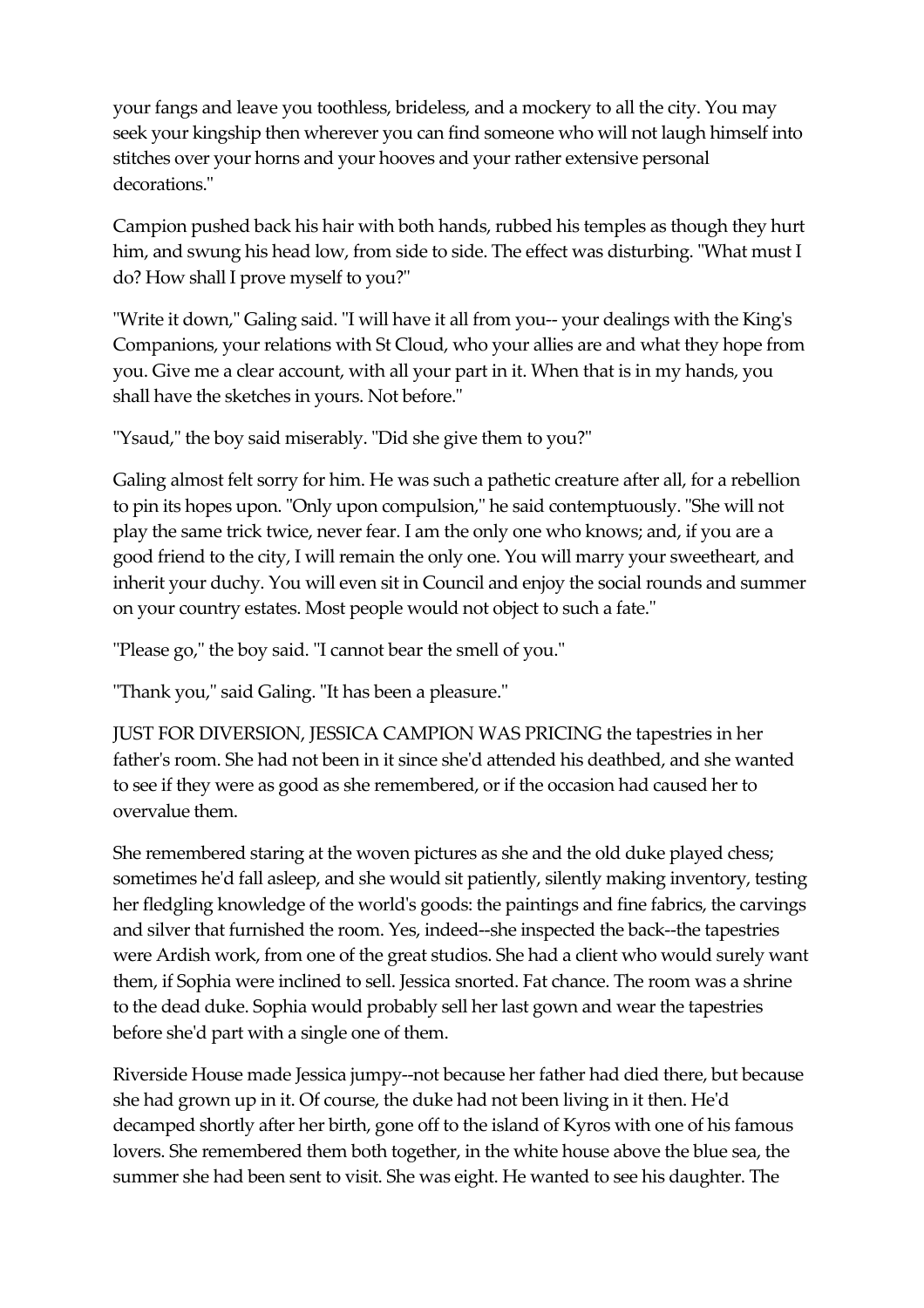your fangs and leave you toothless, brideless, and a mockery to all the city. You may seek your kingship then wherever you can find someone who will not laugh himself into stitches over your horns and your hooves and your rather extensive personal decorations."

Campion pushed back his hair with both hands, rubbed his temples as though they hurt him, and swung his head low, from side to side. The effect was disturbing. "What must I do? How shall I prove myself to you?"

"Write it down," Galing said. "I will have it all from you-- your dealings with the King's Companions, your relations with St Cloud, who your allies are and what they hope from you. Give me a clear account, with all your part in it. When that is in my hands, you shall have the sketches in yours. Not before."

"Ysaud," the boy said miserably. "Did she give them to you?"

Galing almost felt sorry for him. He was such a pathetic creature after all, for a rebellion to pin its hopes upon. "Only upon compulsion," he said contemptuously. "She will not play the same trick twice, never fear. I am the only one who knows; and, if you are a good friend to the city, I will remain the only one. You will marry your sweetheart, and inherit your duchy. You will even sit in Council and enjoy the social rounds and summer on your country estates. Most people would not object to such a fate."

"Please go," the boy said. "I cannot bear the smell of you."

"Thank you," said Galing. "It has been a pleasure."

JUST FOR DIVERSION, JESSICA CAMPION WAS PRICING the tapestries in her father's room. She had not been in it since she'd attended his deathbed, and she wanted to see if they were as good as she remembered, or if the occasion had caused her to overvalue them.

She remembered staring at the woven pictures as she and the old duke played chess; sometimes he'd fall asleep, and she would sit patiently, silently making inventory, testing her fledgling knowledge of the world's goods: the paintings and fine fabrics, the carvings and silver that furnished the room. Yes, indeed--she inspected the back--the tapestries were Ardish work, from one of the great studios. She had a client who would surely want them, if Sophia were inclined to sell. Jessica snorted. Fat chance. The room was a shrine to the dead duke. Sophia would probably sell her last gown and wear the tapestries before she'd part with a single one of them.

Riverside House made Jessica jumpy--not because her father had died there, but because she had grown up in it. Of course, the duke had not been living in it then. He'd decamped shortly after her birth, gone off to the island of Kyros with one of his famous lovers. She remembered them both together, in the white house above the blue sea, the summer she had been sent to visit. She was eight. He wanted to see his daughter. The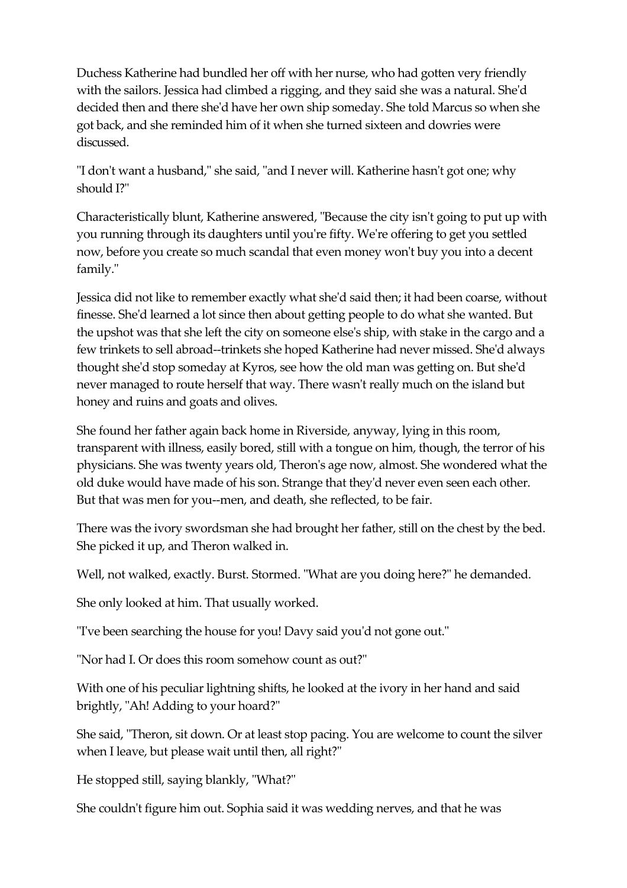Duchess Katherine had bundled her off with her nurse, who had gotten very friendly with the sailors. Jessica had climbed a rigging, and they said she was a natural. She'd decided then and there she'd have her own ship someday. She told Marcus so when she got back, and she reminded him of it when she turned sixteen and dowries were discussed.

"I don't want a husband," she said, "and I never will. Katherine hasn't got one; why should I?"

Characteristically blunt, Katherine answered, "Because the city isn't going to put up with you running through its daughters until you're fifty. We're offering to get you settled now, before you create so much scandal that even money won't buy you into a decent family."

Jessica did not like to remember exactly what she'd said then; it had been coarse, without finesse. She'd learned a lot since then about getting people to do what she wanted. But the upshot was that she left the city on someone else's ship, with stake in the cargo and a few trinkets to sell abroad--trinkets she hoped Katherine had never missed. She'd always thought she'd stop someday at Kyros, see how the old man was getting on. But she'd never managed to route herself that way. There wasn't really much on the island but honey and ruins and goats and olives.

She found her father again back home in Riverside, anyway, lying in this room, transparent with illness, easily bored, still with a tongue on him, though, the terror of his physicians. She was twenty years old, Theron's age now, almost. She wondered what the old duke would have made of his son. Strange that they'd never even seen each other. But that was men for you--men, and death, she reflected, to be fair.

There was the ivory swordsman she had brought her father, still on the chest by the bed. She picked it up, and Theron walked in.

Well, not walked, exactly. Burst. Stormed. "What are you doing here?" he demanded.

She only looked at him. That usually worked.

"I've been searching the house for you! Davy said you'd not gone out."

"Nor had I. Or does this room somehow count as out?"

With one of his peculiar lightning shifts, he looked at the ivory in her hand and said brightly, "Ah! Adding to your hoard?"

She said, "Theron, sit down. Or at least stop pacing. You are welcome to count the silver when I leave, but please wait until then, all right?"

He stopped still, saying blankly, "What?"

She couldn't figure him out. Sophia said it was wedding nerves, and that he was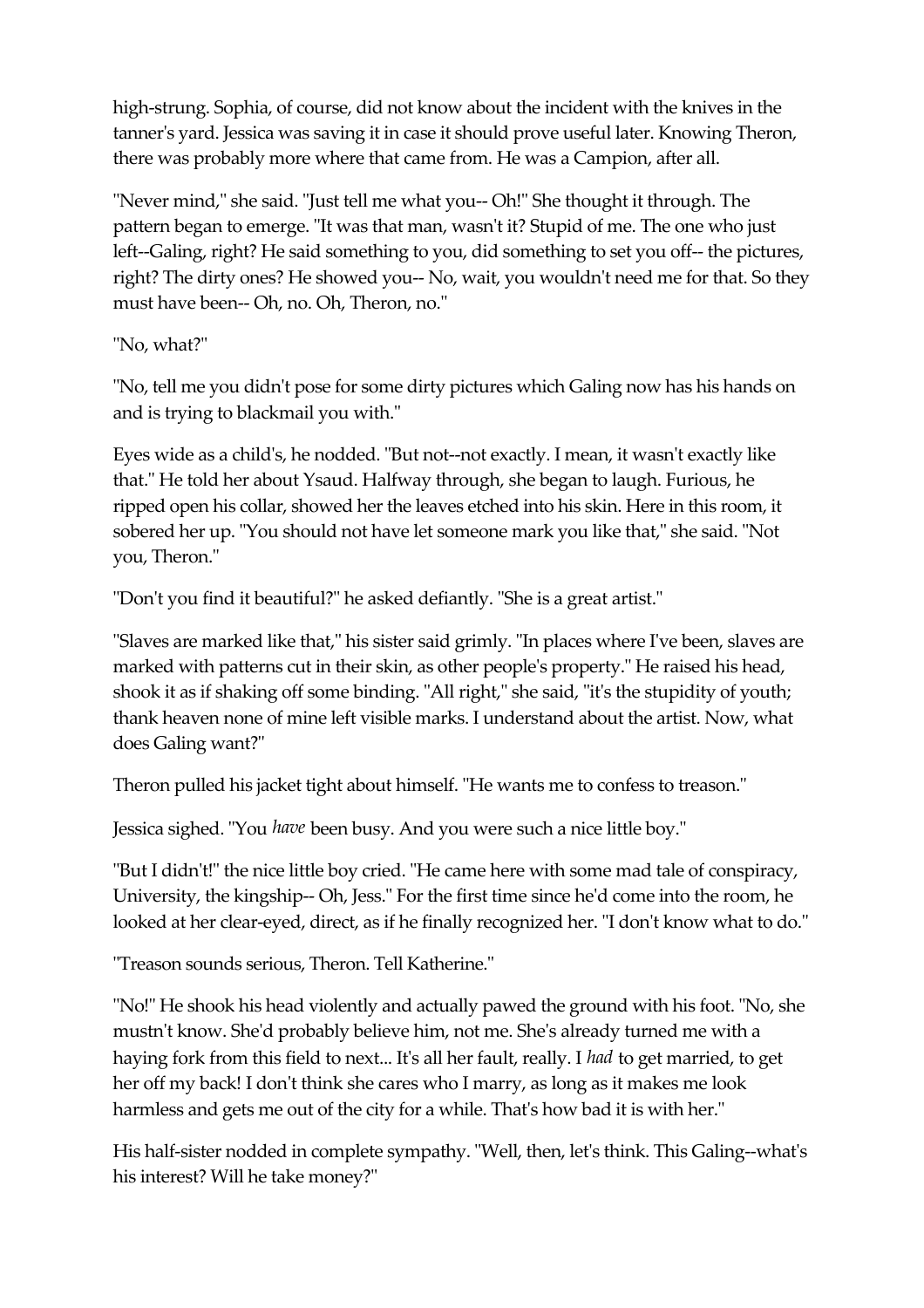high-strung. Sophia, of course, did not know about the incident with the knives in the tanner's yard. Jessica was saving it in case it should prove useful later. Knowing Theron, there was probably more where that came from. He was a Campion, after all.

"Never mind," she said. "Just tell me what you-- Oh!" She thought it through. The pattern began to emerge. "It was that man, wasn't it? Stupid of me. The one who just left--Galing, right? He said something to you, did something to set you off-- the pictures, right? The dirty ones? He showed you-- No, wait, you wouldn't need me for that. So they must have been-- Oh, no. Oh, Theron, no."

"No, what?"

"No, tell me you didn't pose for some dirty pictures which Galing now has his hands on and is trying to blackmail you with."

Eyes wide as a child's, he nodded. "But not--not exactly. I mean, it wasn't exactly like that." He told her about Ysaud. Halfway through, she began to laugh. Furious, he ripped open his collar, showed her the leaves etched into his skin. Here in this room, it sobered her up. "You should not have let someone mark you like that," she said. "Not you, Theron."

"Don't you find it beautiful?" he asked defiantly. "She is a great artist."

"Slaves are marked like that," his sister said grimly. "In places where I've been, slaves are marked with patterns cut in their skin, as other people's property." He raised his head, shook it as if shaking off some binding. "All right," she said, "it's the stupidity of youth; thank heaven none of mine left visible marks. I understand about the artist. Now, what does Galing want?"

Theron pulled his jacket tight about himself. "He wants me to confess to treason."

Jessica sighed. "You *have* been busy. And you were such a nice little boy."

"But I didn't!" the nice little boy cried. "He came here with some mad tale of conspiracy, University, the kingship-- Oh, Jess." For the first time since he'd come into the room, he looked at her clear-eyed, direct, as if he finally recognized her. "I don't know what to do."

"Treason sounds serious, Theron. Tell Katherine."

"No!" He shook his head violently and actually pawed the ground with his foot. "No, she mustn't know. She'd probably believe him, not me. She's already turned me with a haying fork from this field to next... It's all her fault, really. I *had* to get married, to get her off my back! I don't think she cares who I marry, as long as it makes me look harmless and gets me out of the city for a while. That's how bad it is with her."

His half-sister nodded in complete sympathy. "Well, then, let's think. This Galing--what's his interest? Will he take money?"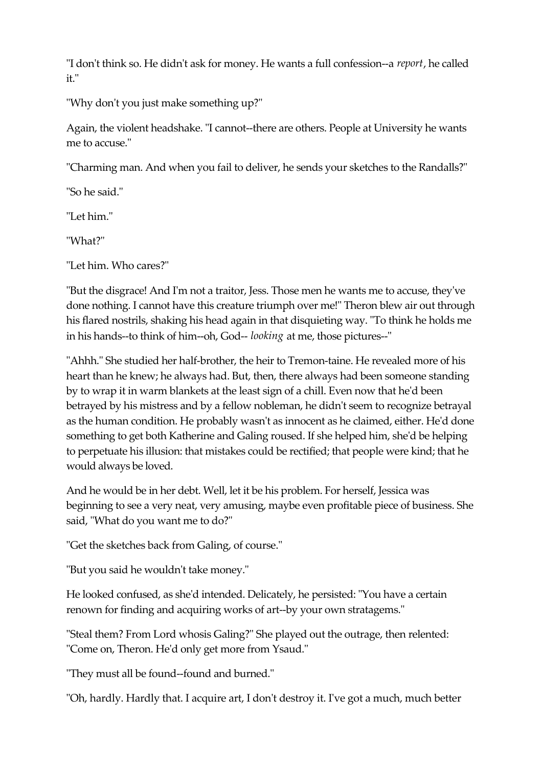"I don't think so. He didn't ask for money. He wants a full confession--a *report*, he called it."

"Why don't you just make something up?"

Again, the violent headshake. "I cannot--there are others. People at University he wants me to accuse."

"Charming man. And when you fail to deliver, he sends your sketches to the Randalls?"

"So he said."

"Let him."

"What?"

"Let him. Who cares?"

"But the disgrace! And I'm not a traitor, Jess. Those men he wants me to accuse, they've done nothing. I cannot have this creature triumph over me!" Theron blew air out through his flared nostrils, shaking his head again in that disquieting way. "To think he holds me in his hands--to think of him--oh, God-- *looking* at me, those pictures--"

"Ahhh." She studied her half-brother, the heir to Tremon-taine. He revealed more of his heart than he knew; he always had. But, then, there always had been someone standing by to wrap it in warm blankets at the least sign of a chill. Even now that he'd been betrayed by his mistress and by a fellow nobleman, he didn't seem to recognize betrayal as the human condition. He probably wasn't as innocent as he claimed, either. He'd done something to get both Katherine and Galing roused. If she helped him, she'd be helping to perpetuate his illusion: that mistakes could be rectified; that people were kind; that he would always be loved.

And he would be in her debt. Well, let it be his problem. For herself, Jessica was beginning to see a very neat, very amusing, maybe even profitable piece of business. She said, "What do you want me to do?"

"Get the sketches back from Galing, of course."

"But you said he wouldn't take money."

He looked confused, as she'd intended. Delicately, he persisted: "You have a certain renown for finding and acquiring works of art--by your own stratagems."

"Steal them? From Lord whosis Galing?" She played out the outrage, then relented: "Come on, Theron. He'd only get more from Ysaud."

"They must all be found--found and burned."

"Oh, hardly. Hardly that. I acquire art, I don't destroy it. I've got a much, much better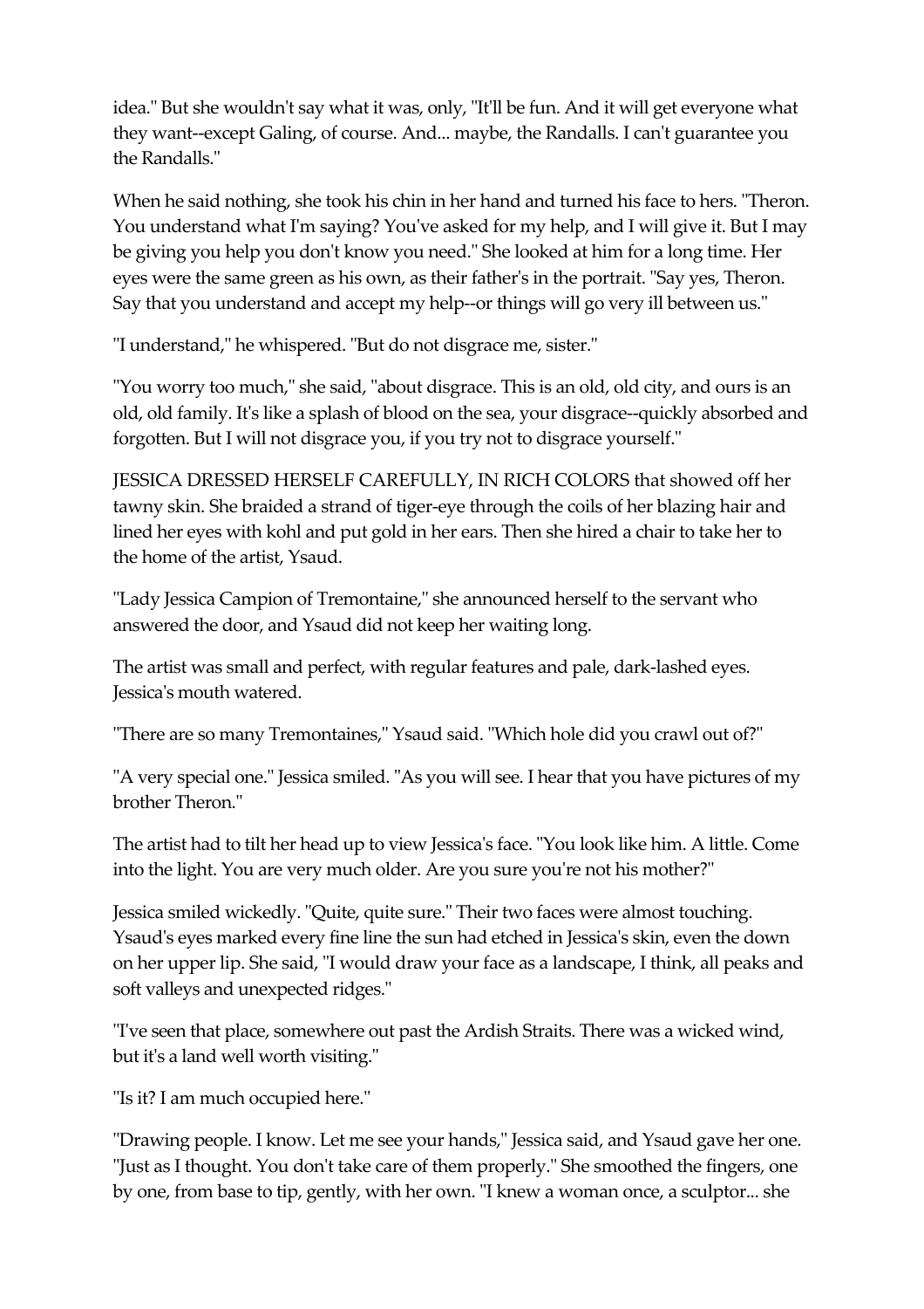idea." But she wouldn't say what it was, only, "It'll be fun. And it will get everyone what they want--except Galing, of course. And... maybe, the Randalls. I can't guarantee you the Randalls."

When he said nothing, she took his chin in her hand and turned his face to hers. "Theron. You understand what I'm saying? You've asked for my help, and I will give it. But I may be giving you help you don't know you need." She looked at him for a long time. Her eyes were the same green as his own, as their father's in the portrait. "Say yes, Theron. Say that you understand and accept my help--or things will go very ill between us."

"I understand," he whispered. "But do not disgrace me, sister."

"You worry too much," she said, "about disgrace. This is an old, old city, and ours is an old, old family. It's like a splash of blood on the sea, your disgrace--quickly absorbed and forgotten. But I will not disgrace you, if you try not to disgrace yourself."

JESSICA DRESSED HERSELF CAREFULLY, IN RICH COLORS that showed off her tawny skin. She braided a strand of tiger-eye through the coils of her blazing hair and lined her eyes with kohl and put gold in her ears. Then she hired a chair to take her to the home of the artist, Ysaud.

"Lady Jessica Campion of Tremontaine," she announced herself to the servant who answered the door, and Ysaud did not keep her waiting long.

The artist was small and perfect, with regular features and pale, dark-lashed eyes. Jessica's mouth watered.

"There are so many Tremontaines," Ysaud said. "Which hole did you crawl out of?"

"A very special one." Jessica smiled. "As you will see. I hear that you have pictures of my brother Theron."

The artist had to tilt her head up to view Jessica's face. "You look like him. A little. Come into the light. You are very much older. Are you sure you're not his mother?"

Jessica smiled wickedly. "Quite, quite sure." Their two faces were almost touching. Ysaud's eyes marked every fine line the sun had etched in Jessica's skin, even the down on her upper lip. She said, "I would draw your face as a landscape, I think, all peaks and soft valleys and unexpected ridges."

"I've seen that place, somewhere out past the Ardish Straits. There was a wicked wind, but it's a land well worth visiting."

"Is it? I am much occupied here."

"Drawing people. I know. Let me see your hands," Jessica said, and Ysaud gave her one. "Just as I thought. You don't take care of them properly." She smoothed the fingers, one by one, from base to tip, gently, with her own. "I knew a woman once, a sculptor... she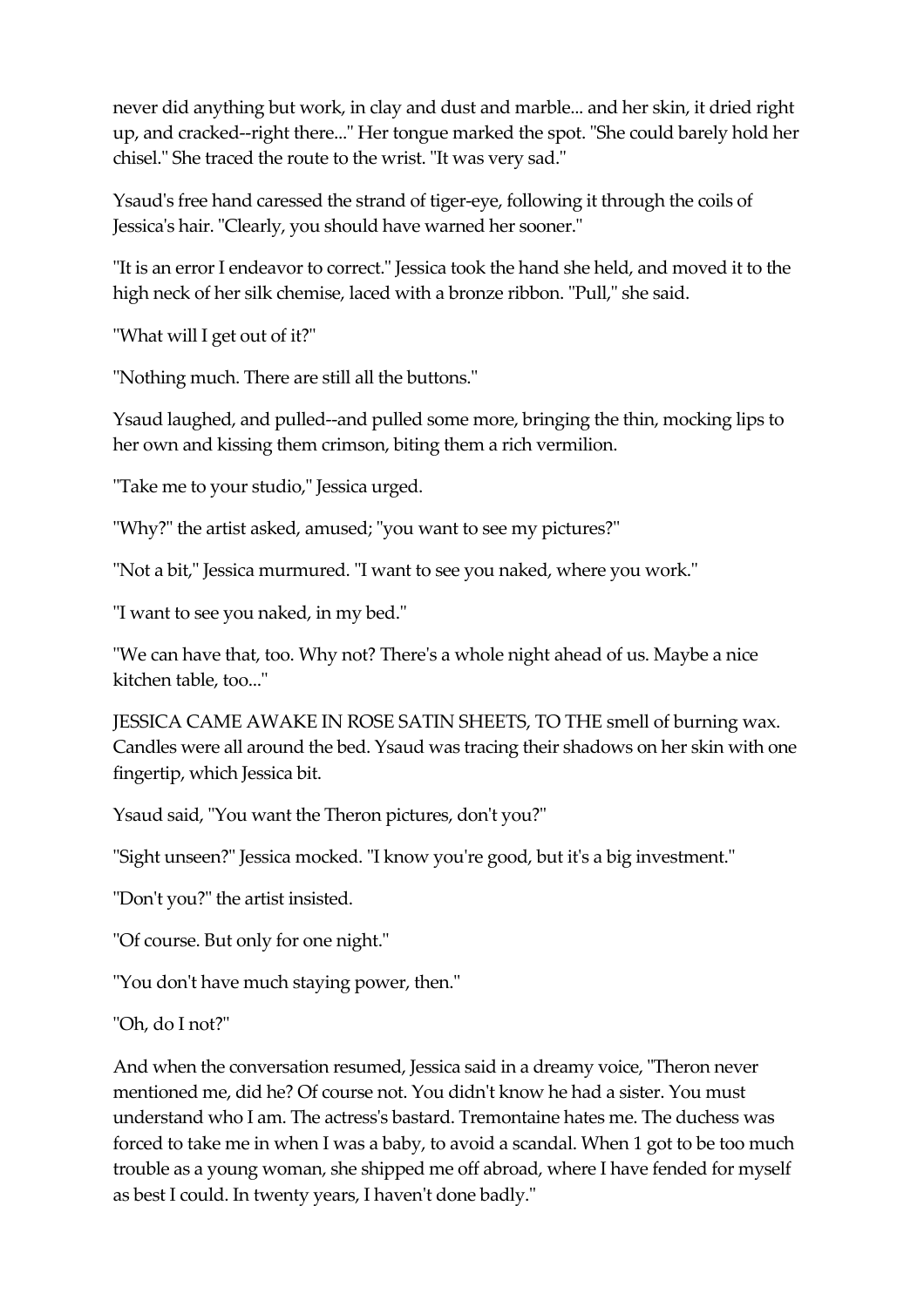never did anything but work, in clay and dust and marble... and her skin, it dried right up, and cracked--right there..." Her tongue marked the spot. "She could barely hold her chisel." She traced the route to the wrist. "It was very sad."

Ysaud's free hand caressed the strand of tiger-eye, following it through the coils of Jessica's hair. "Clearly, you should have warned her sooner."

"It is an error I endeavor to correct." Jessica took the hand she held, and moved it to the high neck of her silk chemise, laced with a bronze ribbon. "Pull," she said.

"What will I get out of it?"

"Nothing much. There are still all the buttons."

Ysaud laughed, and pulled--and pulled some more, bringing the thin, mocking lips to her own and kissing them crimson, biting them a rich vermilion.

"Take me to your studio," Jessica urged.

"Why?" the artist asked, amused; "you want to see my pictures?"

"Not a bit," Jessica murmured. "I want to see you naked, where you work."

"I want to see you naked, in my bed."

"We can have that, too. Why not? There's a whole night ahead of us. Maybe a nice kitchen table, too..."

JESSICA CAME AWAKE IN ROSE SATIN SHEETS, TO THE smell of burning wax. Candles were all around the bed. Ysaud was tracing their shadows on her skin with one fingertip, which Jessica bit.

Ysaud said, "You want the Theron pictures, don't you?"

"Sight unseen?" Jessica mocked. "I know you're good, but it's a big investment."

"Don't you?" the artist insisted.

"Of course. But only for one night."

"You don't have much staying power, then."

"Oh, do I not?"

And when the conversation resumed, Jessica said in a dreamy voice, "Theron never mentioned me, did he? Of course not. You didn't know he had a sister. You must understand who I am. The actress's bastard. Tremontaine hates me. The duchess was forced to take me in when I was a baby, to avoid a scandal. When 1 got to be too much trouble as a young woman, she shipped me off abroad, where I have fended for myself as best I could. In twenty years, I haven't done badly."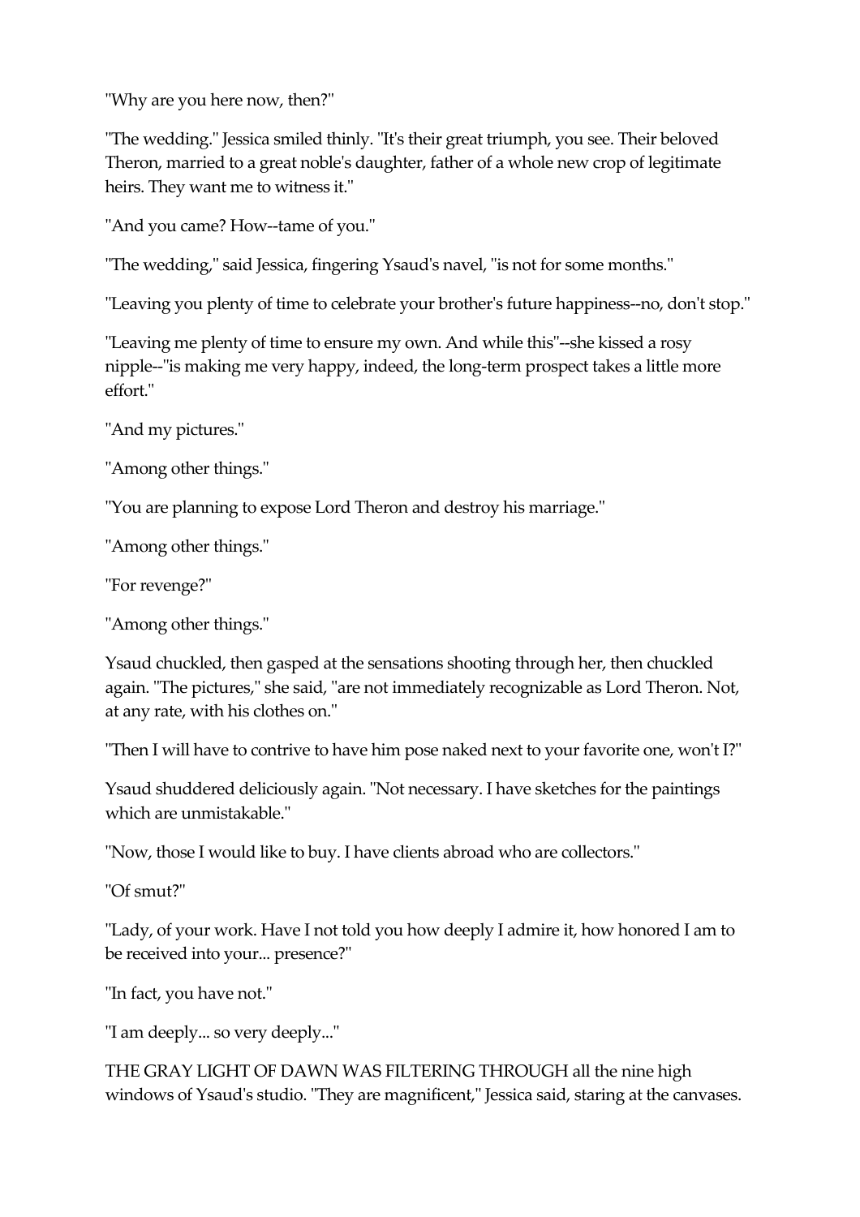"Why are you here now, then?"

"The wedding." Jessica smiled thinly. "It's their great triumph, you see. Their beloved Theron, married to a great noble's daughter, father of a whole new crop of legitimate heirs. They want me to witness it."

"And you came? How--tame of you."

"The wedding," said Jessica, fingering Ysaud's navel, "is not for some months."

"Leaving you plenty of time to celebrate your brother's future happiness--no, don't stop."

"Leaving me plenty of time to ensure my own. And while this"--she kissed a rosy nipple--"is making me very happy, indeed, the long-term prospect takes a little more effort."

"And my pictures."

"Among other things."

"You are planning to expose Lord Theron and destroy his marriage."

"Among other things."

"For revenge?"

"Among other things."

Ysaud chuckled, then gasped at the sensations shooting through her, then chuckled again. "The pictures," she said, "are not immediately recognizable as Lord Theron. Not, at any rate, with his clothes on."

"Then I will have to contrive to have him pose naked next to your favorite one, won't I?"

Ysaud shuddered deliciously again. "Not necessary. I have sketches for the paintings which are unmistakable."

"Now, those I would like to buy. I have clients abroad who are collectors."

"Of smut?"

"Lady, of your work. Have I not told you how deeply I admire it, how honored I am to be received into your... presence?"

"In fact, you have not."

"I am deeply... so very deeply..."

THE GRAY LIGHT OF DAWN WAS FILTERING THROUGH all the nine high windows of Ysaud's studio. "They are magnificent," Jessica said, staring at the canvases.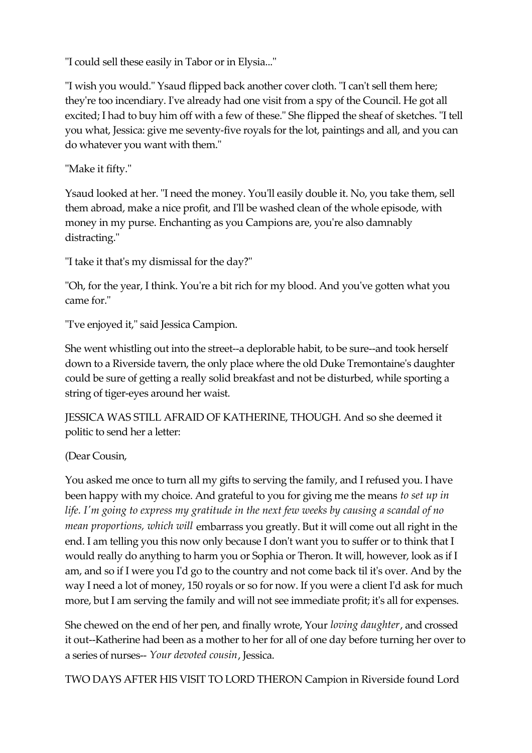"I could sell these easily in Tabor or in Elysia..."

"I wish you would." Ysaud flipped back another cover cloth. "I can't sell them here; they're too incendiary. I've already had one visit from a spy of the Council. He got all excited; I had to buy him off with a few of these." She flipped the sheaf of sketches. "I tell you what, Jessica: give me seventy-five royals for the lot, paintings and all, and you can do whatever you want with them."

"Make it fifty."

Ysaud looked at her. "I need the money. You'll easily double it. No, you take them, sell them abroad, make a nice profit, and I'll be washed clean of the whole episode, with money in my purse. Enchanting as you Campions are, you're also damnably distracting."

"I take it that's my dismissal for the day?"

"Oh, for the year, I think. You're a bit rich for my blood. And you've gotten what you came for."

"I've enjoyed it," said Jessica Campion.

She went whistling out into the street--a deplorable habit, to be sure--and took herself down to a Riverside tavern, the only place where the old Duke Tremontaine's daughter could be sure of getting a really solid breakfast and not be disturbed, while sporting a string of tiger-eyes around her waist.

JESSICA WAS STILL AFRAID OF KATHERINE, THOUGH. And so she deemed it politic to send her a letter:

(Dear Cousin,

You asked me once to turn all my gifts to serving the family, and I refused you. I have been happy with my choice. And grateful to you for giving me the means *to set up in life. I'm going to express my gratitude in the next few weeks by causing a scandal of no mean proportions, which will* embarrass you greatly. But it will come out all right in the end. I am telling you this now only because I don't want you to suffer or to think that I would really do anything to harm you or Sophia or Theron. It will, however, look as if I am, and so if I were you I'd go to the country and not come back til it's over. And by the way I need a lot of money, 150 royals or so for now. If you were a client I'd ask for much more, but I am serving the family and will not see immediate profit; it's all for expenses.

She chewed on the end of her pen, and finally wrote, Your *loving daughter*, and crossed it out--Katherine had been as a mother to her for all of one day before turning her over to a series of nurses-- *Your devoted cousin*, Jessica.

TWO DAYS AFTER HIS VISIT TO LORD THERON Campion in Riverside found Lord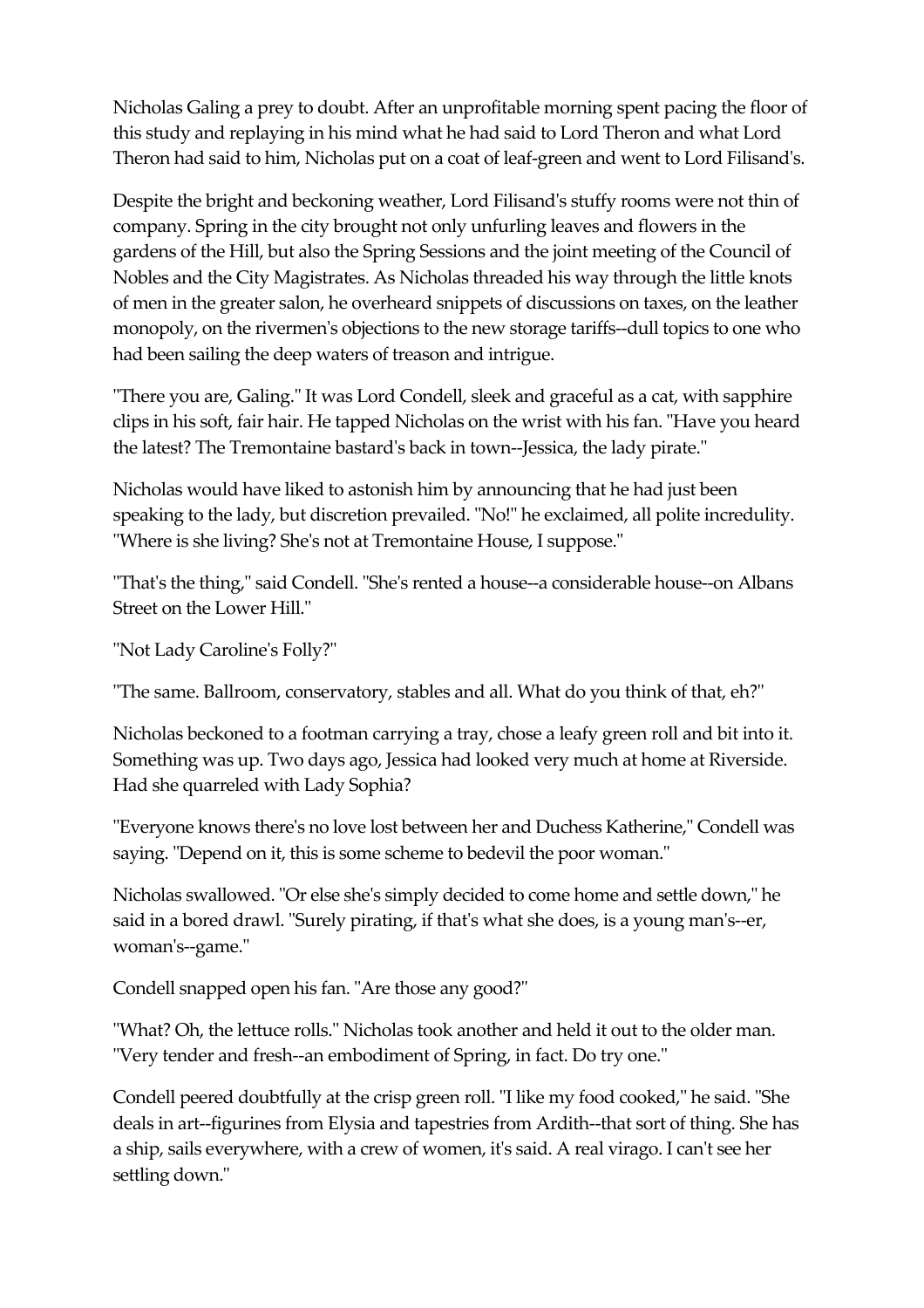Nicholas Galing a prey to doubt. After an unprofitable morning spent pacing the floor of this study and replaying in his mind what he had said to Lord Theron and what Lord Theron had said to him, Nicholas put on a coat of leaf-green and went to Lord Filisand's.

Despite the bright and beckoning weather, Lord Filisand's stuffy rooms were not thin of company. Spring in the city brought not only unfurling leaves and flowers in the gardens of the Hill, but also the Spring Sessions and the joint meeting of the Council of Nobles and the City Magistrates. As Nicholas threaded his way through the little knots of men in the greater salon, he overheard snippets of discussions on taxes, on the leather monopoly, on the rivermen's objections to the new storage tariffs--dull topics to one who had been sailing the deep waters of treason and intrigue.

"There you are, Galing." It was Lord Condell, sleek and graceful as a cat, with sapphire clips in his soft, fair hair. He tapped Nicholas on the wrist with his fan. "Have you heard the latest? The Tremontaine bastard's back in town--Jessica, the lady pirate."

Nicholas would have liked to astonish him by announcing that he had just been speaking to the lady, but discretion prevailed. "No!" he exclaimed, all polite incredulity. "Where is she living? She's not at Tremontaine House, I suppose."

"That's the thing," said Condell. "She's rented a house--a considerable house--on Albans Street on the Lower Hill."

"Not Lady Caroline's Folly?"

"The same. Ballroom, conservatory, stables and all. What do you think of that, eh?"

Nicholas beckoned to a footman carrying a tray, chose a leafy green roll and bit into it. Something was up. Two days ago, Jessica had looked very much at home at Riverside. Had she quarreled with Lady Sophia?

"Everyone knows there's no love lost between her and Duchess Katherine," Condell was saying. "Depend on it, this is some scheme to bedevil the poor woman."

Nicholas swallowed. "Or else she's simply decided to come home and settle down," he said in a bored drawl. "Surely pirating, if that's what she does, is a young man's--er, woman's--game."

Condell snapped open his fan. "Are those any good?"

"What? Oh, the lettuce rolls." Nicholas took another and held it out to the older man. "Very tender and fresh--an embodiment of Spring, in fact. Do try one."

Condell peered doubtfully at the crisp green roll. "I like my food cooked," he said. "She deals in art--figurines from Elysia and tapestries from Ardith--that sort of thing. She has a ship, sails everywhere, with a crew of women, it's said. A real virago. I can't see her settling down."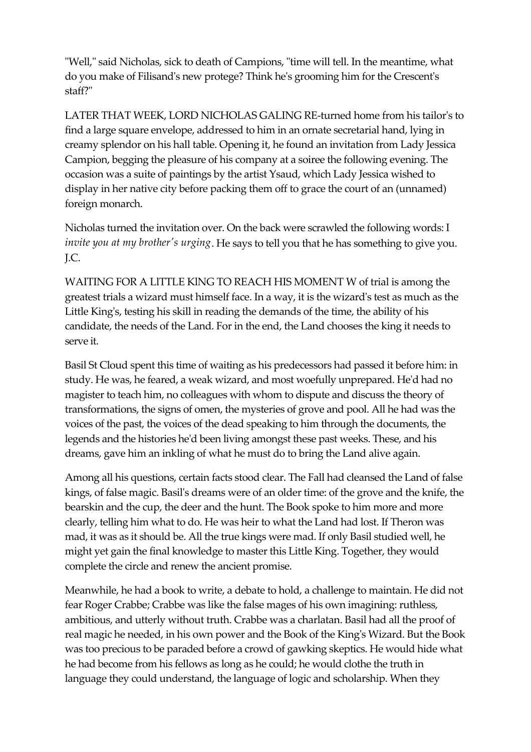"Well," said Nicholas, sick to death of Campions, "time will tell. In the meantime, what do you make of Filisand's new protege? Think he's grooming him for the Crescent's staff?"

LATER THAT WEEK, LORD NICHOLAS GALING RE-turned home from his tailor's to find a large square envelope, addressed to him in an ornate secretarial hand, lying in creamy splendor on his hall table. Opening it, he found an invitation from Lady Jessica Campion, begging the pleasure of his company at a soiree the following evening. The occasion was a suite of paintings by the artist Ysaud, which Lady Jessica wished to display in her native city before packing them off to grace the court of an (unnamed) foreign monarch.

Nicholas turned the invitation over. On the back were scrawled the following words: I *invite you at my brother's urging*. He says to tell you that he has something to give you. J.C.

WAITING FOR A LITTLE KING TO REACH HIS MOMENT W of trial is among the greatest trials a wizard must himself face. In a way, it is the wizard's test as much as the Little King's, testing his skill in reading the demands of the time, the ability of his candidate, the needs of the Land. For in the end, the Land chooses the king it needs to serve it.

Basil St Cloud spent this time of waiting as his predecessors had passed it before him: in study. He was, he feared, a weak wizard, and most woefully unprepared. He'd had no magister to teach him, no colleagues with whom to dispute and discuss the theory of transformations, the signs of omen, the mysteries of grove and pool. All he had was the voices of the past, the voices of the dead speaking to him through the documents, the legends and the histories he'd been living amongst these past weeks. These, and his dreams, gave him an inkling of what he must do to bring the Land alive again.

Among all his questions, certain facts stood clear. The Fall had cleansed the Land of false kings, of false magic. Basil's dreams were of an older time: of the grove and the knife, the bearskin and the cup, the deer and the hunt. The Book spoke to him more and more clearly, telling him what to do. He was heir to what the Land had lost. If Theron was mad, it was as it should be. All the true kings were mad. If only Basil studied well, he might yet gain the final knowledge to master this Little King. Together, they would complete the circle and renew the ancient promise.

Meanwhile, he had a book to write, a debate to hold, a challenge to maintain. He did not fear Roger Crabbe; Crabbe was like the false mages of his own imagining: ruthless, ambitious, and utterly without truth. Crabbe was a charlatan. Basil had all the proof of real magic he needed, in his own power and the Book of the King's Wizard. But the Book was too precious to be paraded before a crowd of gawking skeptics. He would hide what he had become from his fellows as long as he could; he would clothe the truth in language they could understand, the language of logic and scholarship. When they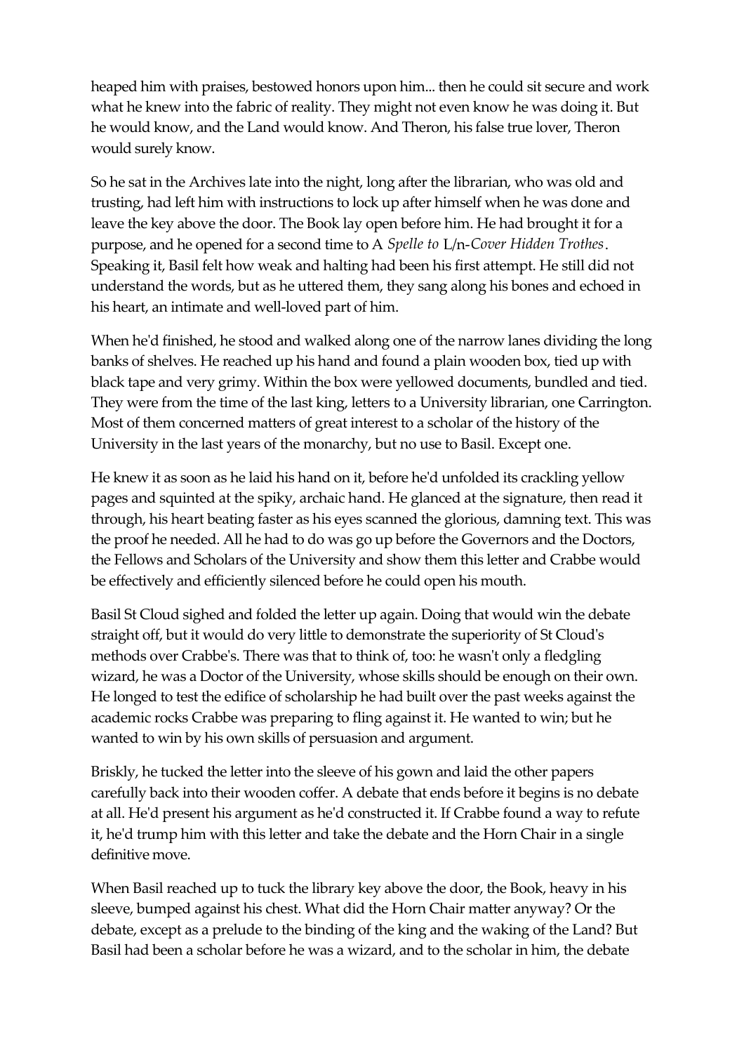heaped him with praises, bestowed honors upon him... then he could sit secure and work what he knew into the fabric of reality. They might not even know he was doing it. But he would know, and the Land would know. And Theron, his false true lover, Theron would surely know.

So he sat in the Archives late into the night, long after the librarian, who was old and trusting, had left him with instructions to lock up after himself when he was done and leave the key above the door. The Book lay open before him. He had brought it for a purpose, and he opened for a second time to A *Spelle to* L/n-*Cover Hidden Trothes*. Speaking it, Basil felt how weak and halting had been his first attempt. He still did not understand the words, but as he uttered them, they sang along his bones and echoed in his heart, an intimate and well-loved part of him.

When he'd finished, he stood and walked along one of the narrow lanes dividing the long banks of shelves. He reached up his hand and found a plain wooden box, tied up with black tape and very grimy. Within the box were yellowed documents, bundled and tied. They were from the time of the last king, letters to a University librarian, one Carrington. Most of them concerned matters of great interest to a scholar of the history of the University in the last years of the monarchy, but no use to Basil. Except one.

He knew it as soon as he laid his hand on it, before he'd unfolded its crackling yellow pages and squinted at the spiky, archaic hand. He glanced at the signature, then read it through, his heart beating faster as his eyes scanned the glorious, damning text. This was the proof he needed. All he had to do was go up before the Governors and the Doctors, the Fellows and Scholars of the University and show them this letter and Crabbe would be effectively and efficiently silenced before he could open his mouth.

Basil St Cloud sighed and folded the letter up again. Doing that would win the debate straight off, but it would do very little to demonstrate the superiority of St Cloud's methods over Crabbe's. There was that to think of, too: he wasn't only a fledgling wizard, he was a Doctor of the University, whose skills should be enough on their own. He longed to test the edifice of scholarship he had built over the past weeks against the academic rocks Crabbe was preparing to fling against it. He wanted to win; but he wanted to win by his own skills of persuasion and argument.

Briskly, he tucked the letter into the sleeve of his gown and laid the other papers carefully back into their wooden coffer. A debate that ends before it begins is no debate at all. He'd present his argument as he'd constructed it. If Crabbe found a way to refute it, he'd trump him with this letter and take the debate and the Horn Chair in a single definitive move.

When Basil reached up to tuck the library key above the door, the Book, heavy in his sleeve, bumped against his chest. What did the Horn Chair matter anyway? Or the debate, except as a prelude to the binding of the king and the waking of the Land? But Basil had been a scholar before he was a wizard, and to the scholar in him, the debate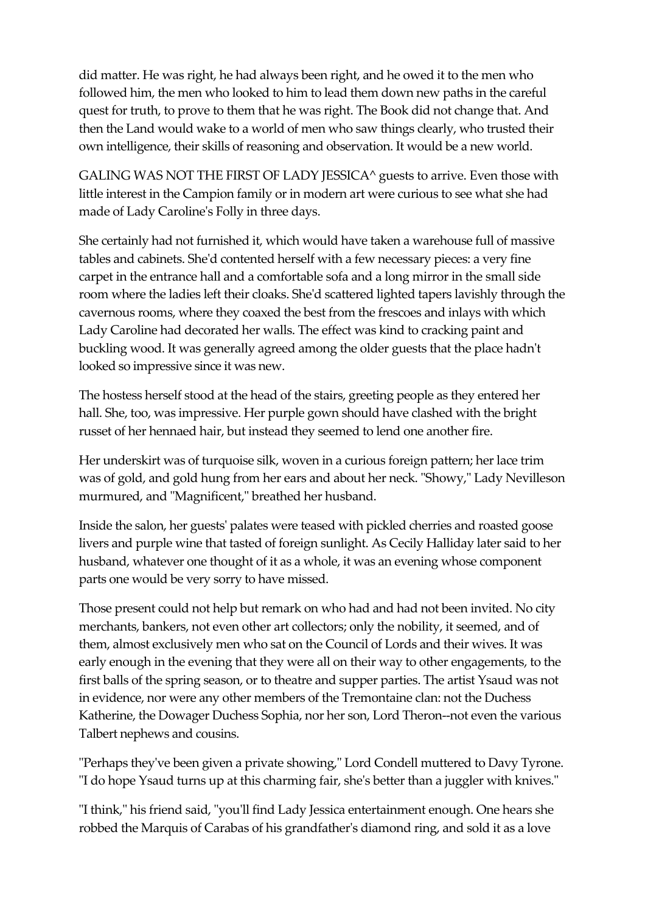did matter. He was right, he had always been right, and he owed it to the men who followed him, the men who looked to him to lead them down new paths in the careful quest for truth, to prove to them that he was right. The Book did not change that. And then the Land would wake to a world of men who saw things clearly, who trusted their own intelligence, their skills of reasoning and observation. It would be a new world.

GALING WAS NOT THE FIRST OF LADY JESSICA^ guests to arrive. Even those with little interest in the Campion family or in modern art were curious to see what she had made of Lady Caroline's Folly in three days.

She certainly had not furnished it, which would have taken a warehouse full of massive tables and cabinets. She'd contented herself with a few necessary pieces: a very fine carpet in the entrance hall and a comfortable sofa and a long mirror in the small side room where the ladies left their cloaks. She'd scattered lighted tapers lavishly through the cavernous rooms, where they coaxed the best from the frescoes and inlays with which Lady Caroline had decorated her walls. The effect was kind to cracking paint and buckling wood. It was generally agreed among the older guests that the place hadn't looked so impressive since it was new.

The hostess herself stood at the head of the stairs, greeting people as they entered her hall. She, too, was impressive. Her purple gown should have clashed with the bright russet of her hennaed hair, but instead they seemed to lend one another fire.

Her underskirt was of turquoise silk, woven in a curious foreign pattern; her lace trim was of gold, and gold hung from her ears and about her neck. "Showy," Lady Nevilleson murmured, and "Magnificent," breathed her husband.

Inside the salon, her guests' palates were teased with pickled cherries and roasted goose livers and purple wine that tasted of foreign sunlight. As Cecily Halliday later said to her husband, whatever one thought of it as a whole, it was an evening whose component parts one would be very sorry to have missed.

Those present could not help but remark on who had and had not been invited. No city merchants, bankers, not even other art collectors; only the nobility, it seemed, and of them, almost exclusively men who sat on the Council of Lords and their wives. It was early enough in the evening that they were all on their way to other engagements, to the first balls of the spring season, or to theatre and supper parties. The artist Ysaud was not in evidence, nor were any other members of the Tremontaine clan: not the Duchess Katherine, the Dowager Duchess Sophia, nor her son, Lord Theron--not even the various Talbert nephews and cousins.

"Perhaps they've been given a private showing," Lord Condell muttered to Davy Tyrone. "I do hope Ysaud turns up at this charming fair, she's better than a juggler with knives."

"I think," his friend said, "you'll find Lady Jessica entertainment enough. One hears she robbed the Marquis of Carabas of his grandfather's diamond ring, and sold it as a love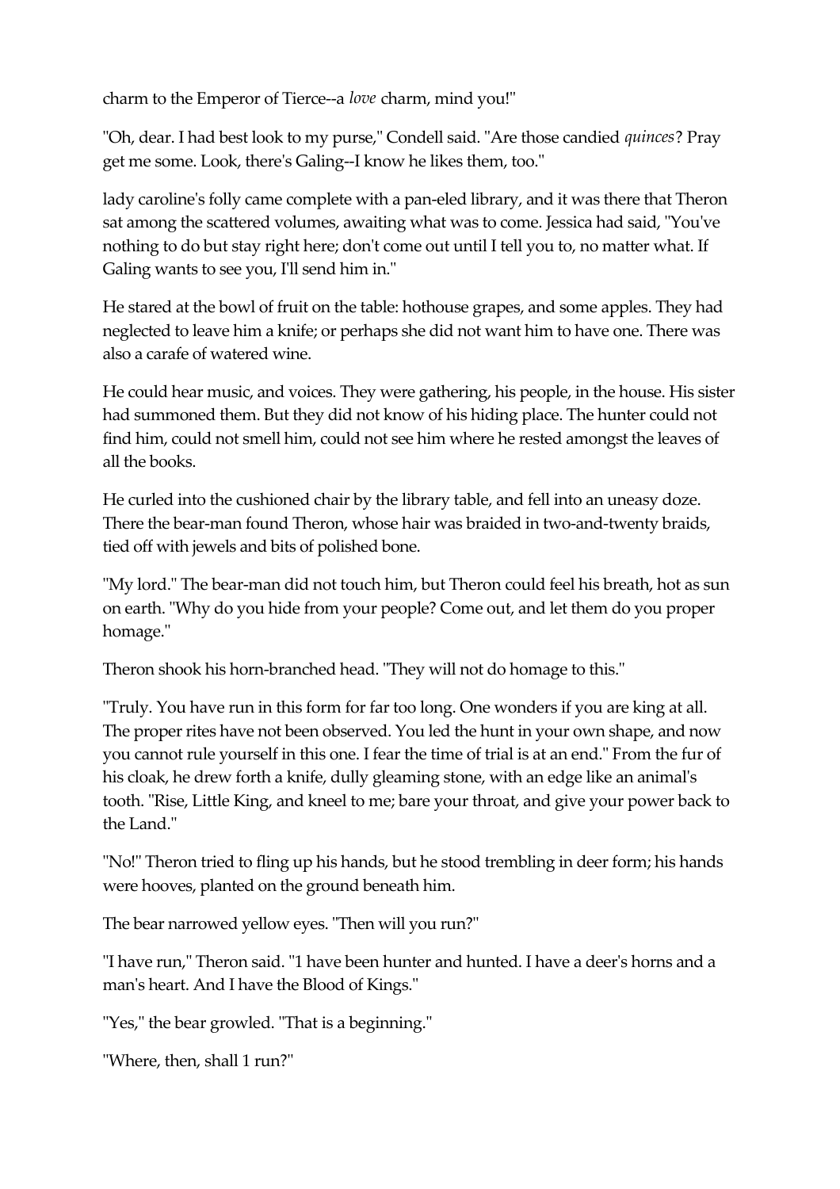charm to the Emperor of Tierce--a *love* charm, mind you!"

"Oh, dear. I had best look to my purse," Condell said. "Are those candied *quinces*? Pray get me some. Look, there's Galing--I know he likes them, too."

lady caroline's folly came complete with a pan-eled library, and it was there that Theron sat among the scattered volumes, awaiting what was to come. Jessica had said, "You've nothing to do but stay right here; don't come out until I tell you to, no matter what. If Galing wants to see you, I'll send him in."

He stared at the bowl of fruit on the table: hothouse grapes, and some apples. They had neglected to leave him a knife; or perhaps she did not want him to have one. There was also a carafe of watered wine.

He could hear music, and voices. They were gathering, his people, in the house. His sister had summoned them. But they did not know of his hiding place. The hunter could not find him, could not smell him, could not see him where he rested amongst the leaves of all the books.

He curled into the cushioned chair by the library table, and fell into an uneasy doze. There the bear-man found Theron, whose hair was braided in two-and-twenty braids, tied off with jewels and bits of polished bone.

"My lord." The bear-man did not touch him, but Theron could feel his breath, hot as sun on earth. "Why do you hide from your people? Come out, and let them do you proper homage."

Theron shook his horn-branched head. "They will not do homage to this."

"Truly. You have run in this form for far too long. One wonders if you are king at all. The proper rites have not been observed. You led the hunt in your own shape, and now you cannot rule yourself in this one. I fear the time of trial is at an end." From the fur of his cloak, he drew forth a knife, dully gleaming stone, with an edge like an animal's tooth. "Rise, Little King, and kneel to me; bare your throat, and give your power back to the Land."

"No!" Theron tried to fling up his hands, but he stood trembling in deer form; his hands were hooves, planted on the ground beneath him.

The bear narrowed yellow eyes. "Then will you run?"

"I have run," Theron said. "1 have been hunter and hunted. I have a deer's horns and a man's heart. And I have the Blood of Kings."

"Yes," the bear growled. "That is a beginning."

"Where, then, shall 1 run?"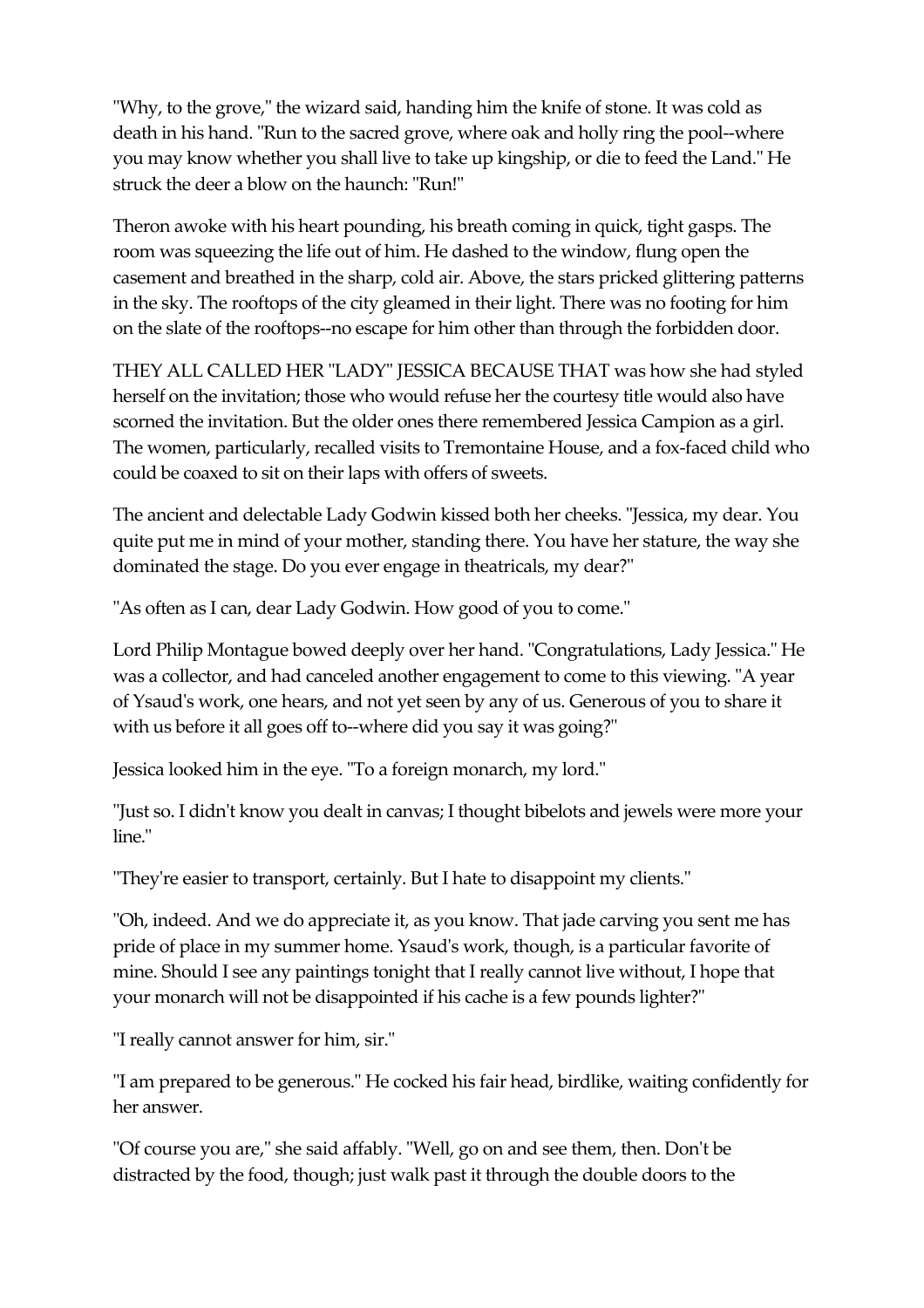"Why, to the grove," the wizard said, handing him the knife of stone. It was cold as death in his hand. "Run to the sacred grove, where oak and holly ring the pool--where you may know whether you shall live to take up kingship, or die to feed the Land." He struck the deer a blow on the haunch: "Run!"

Theron awoke with his heart pounding, his breath coming in quick, tight gasps. The room was squeezing the life out of him. He dashed to the window, flung open the casement and breathed in the sharp, cold air. Above, the stars pricked glittering patterns in the sky. The rooftops of the city gleamed in their light. There was no footing for him on the slate of the rooftops--no escape for him other than through the forbidden door.

THEY ALL CALLED HER "LADY" JESSICA BECAUSE THAT was how she had styled herself on the invitation; those who would refuse her the courtesy title would also have scorned the invitation. But the older ones there remembered Jessica Campion as a girl. The women, particularly, recalled visits to Tremontaine House, and a fox-faced child who could be coaxed to sit on their laps with offers of sweets.

The ancient and delectable Lady Godwin kissed both her cheeks. "Jessica, my dear. You quite put me in mind of your mother, standing there. You have her stature, the way she dominated the stage. Do you ever engage in theatricals, my dear?"

"As often as I can, dear Lady Godwin. How good of you to come."

Lord Philip Montague bowed deeply over her hand. "Congratulations, Lady Jessica." He was a collector, and had canceled another engagement to come to this viewing. "A year of Ysaud's work, one hears, and not yet seen by any of us. Generous of you to share it with us before it all goes off to--where did you say it was going?"

Jessica looked him in the eye. "To a foreign monarch, my lord."

"Just so. I didn't know you dealt in canvas; I thought bibelots and jewels were more your line."

"They're easier to transport, certainly. But I hate to disappoint my clients."

"Oh, indeed. And we do appreciate it, as you know. That jade carving you sent me has pride of place in my summer home. Ysaud's work, though, is a particular favorite of mine. Should I see any paintings tonight that I really cannot live without, I hope that your monarch will not be disappointed if his cache is a few pounds lighter?"

"I really cannot answer for him, sir."

"I am prepared to be generous." He cocked his fair head, birdlike, waiting confidently for her answer.

"Of course you are," she said affably. "Well, go on and see them, then. Don't be distracted by the food, though; just walk past it through the double doors to the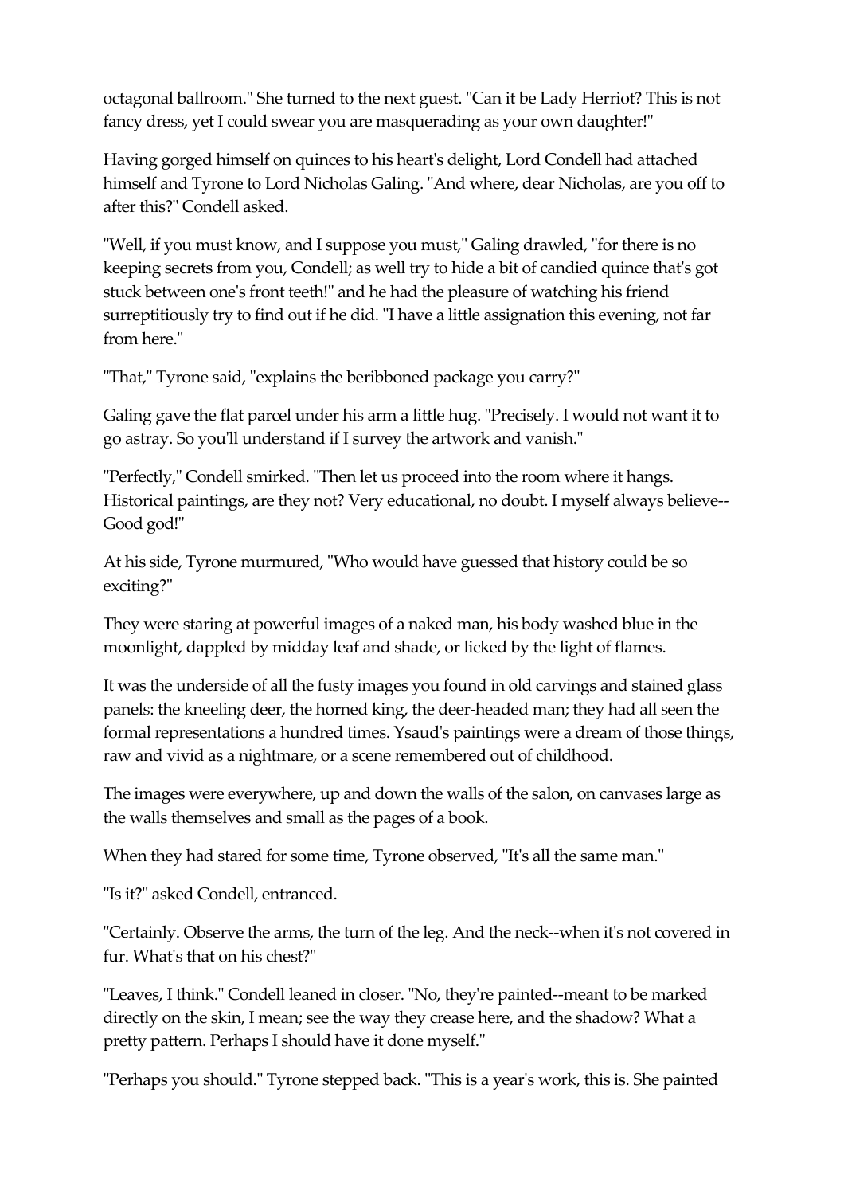octagonal ballroom." She turned to the next guest. "Can it be Lady Herriot? This is not fancy dress, yet I could swear you are masquerading as your own daughter!"

Having gorged himself on quinces to his heart's delight, Lord Condell had attached himself and Tyrone to Lord Nicholas Galing. "And where, dear Nicholas, are you off to after this?" Condell asked.

"Well, if you must know, and I suppose you must," Galing drawled, "for there is no keeping secrets from you, Condell; as well try to hide a bit of candied quince that's got stuck between one's front teeth!" and he had the pleasure of watching his friend surreptitiously try to find out if he did. "I have a little assignation this evening, not far from here."

"That," Tyrone said, "explains the beribboned package you carry?"

Galing gave the flat parcel under his arm a little hug. "Precisely. I would not want it to go astray. So you'll understand if I survey the artwork and vanish."

"Perfectly," Condell smirked. "Then let us proceed into the room where it hangs. Historical paintings, are they not? Very educational, no doubt. I myself always believe--Good god!"

At his side, Tyrone murmured, "Who would have guessed that history could be so exciting?"

They were staring at powerful images of a naked man, his body washed blue in the moonlight, dappled by midday leaf and shade, or licked by the light of flames.

It was the underside of all the fusty images you found in old carvings and stained glass panels: the kneeling deer, the horned king, the deer-headed man; they had all seen the formal representations a hundred times. Ysaud's paintings were a dream of those things, raw and vivid as a nightmare, or a scene remembered out of childhood.

The images were everywhere, up and down the walls of the salon, on canvases large as the walls themselves and small as the pages of a book.

When they had stared for some time, Tyrone observed, "It's all the same man."

"Is it?" asked Condell, entranced.

"Certainly. Observe the arms, the turn of the leg. And the neck--when it's not covered in fur. What's that on his chest?"

"Leaves, I think." Condell leaned in closer. "No, they're painted--meant to be marked directly on the skin, I mean; see the way they crease here, and the shadow? What a pretty pattern. Perhaps I should have it done myself."

"Perhaps you should." Tyrone stepped back. "This is a year's work, this is. She painted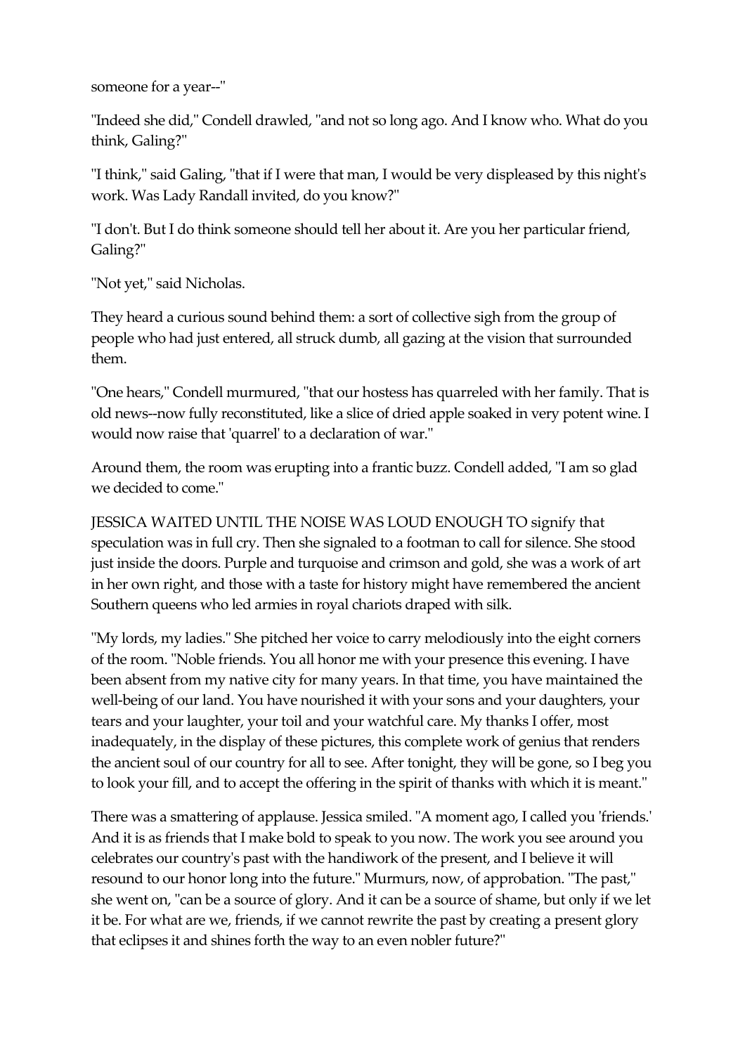someone for a year--"

"Indeed she did," Condell drawled, "and not so long ago. And I know who. What do you think, Galing?"

"I think," said Galing, "that if I were that man, I would be very displeased by this night's work. Was Lady Randall invited, do you know?"

"I don't. But I do think someone should tell her about it. Are you her particular friend, Galing?"

"Not yet," said Nicholas.

They heard a curious sound behind them: a sort of collective sigh from the group of people who had just entered, all struck dumb, all gazing at the vision that surrounded them.

"One hears," Condell murmured, "that our hostess has quarreled with her family. That is old news--now fully reconstituted, like a slice of dried apple soaked in very potent wine. I would now raise that 'quarrel' to a declaration of war."

Around them, the room was erupting into a frantic buzz. Condell added, "I am so glad we decided to come."

JESSICA WAITED UNTIL THE NOISE WAS LOUD ENOUGH TO signify that speculation was in full cry. Then she signaled to a footman to call for silence. She stood just inside the doors. Purple and turquoise and crimson and gold, she was a work of art in her own right, and those with a taste for history might have remembered the ancient Southern queens who led armies in royal chariots draped with silk.

"My lords, my ladies." She pitched her voice to carry melodiously into the eight corners of the room. "Noble friends. You all honor me with your presence this evening. I have been absent from my native city for many years. In that time, you have maintained the well-being of our land. You have nourished it with your sons and your daughters, your tears and your laughter, your toil and your watchful care. My thanks I offer, most inadequately, in the display of these pictures, this complete work of genius that renders the ancient soul of our country for all to see. After tonight, they will be gone, so I beg you to look your fill, and to accept the offering in the spirit of thanks with which it is meant."

There was a smattering of applause. Jessica smiled. "A moment ago, I called you 'friends.' And it is as friends that I make bold to speak to you now. The work you see around you celebrates our country's past with the handiwork of the present, and I believe it will resound to our honor long into the future." Murmurs, now, of approbation. "The past," she went on, "can be a source of glory. And it can be a source of shame, but only if we let it be. For what are we, friends, if we cannot rewrite the past by creating a present glory that eclipses it and shines forth the way to an even nobler future?"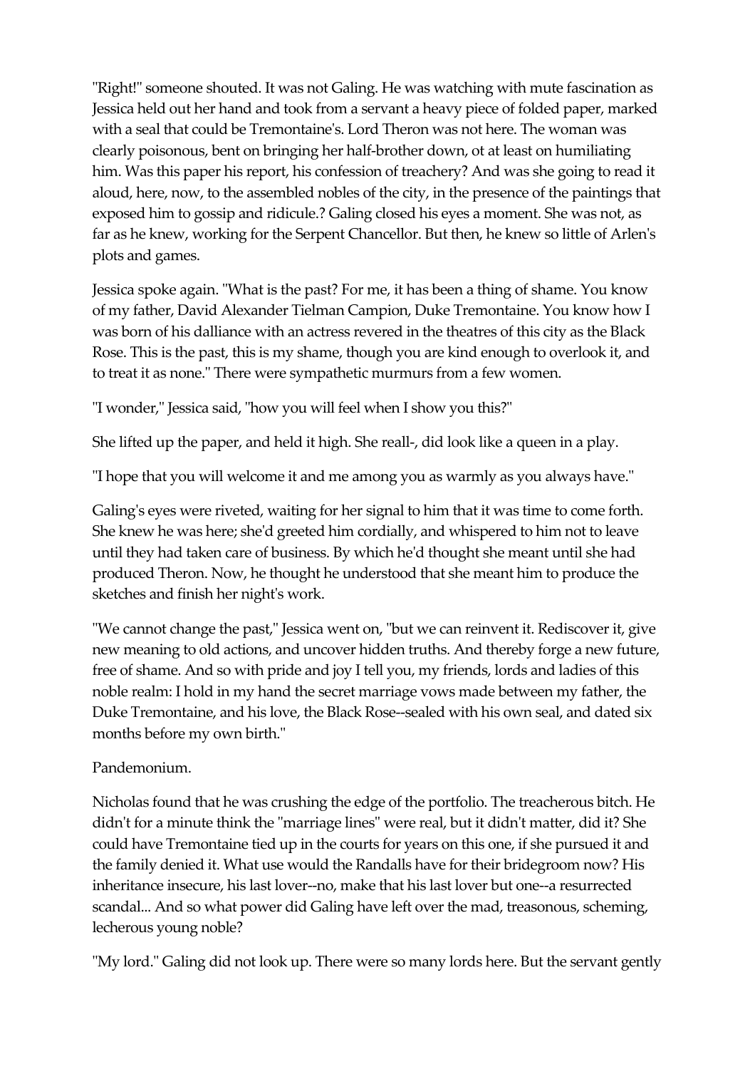"Right!" someone shouted. It was not Galing. He was watching with mute fascination as Jessica held out her hand and took from a servant a heavy piece of folded paper, marked with a seal that could be Tremontaine's. Lord Theron was not here. The woman was clearly poisonous, bent on bringing her half-brother down, ot at least on humiliating him. Was this paper his report, his confession of treachery? And was she going to read it aloud, here, now, to the assembled nobles of the city, in the presence of the paintings that exposed him to gossip and ridicule.? Galing closed his eyes a moment. She was not, as far as he knew, working for the Serpent Chancellor. But then, he knew so little of Arlen's plots and games.

Jessica spoke again. "What is the past? For me, it has been a thing of shame. You know of my father, David Alexander Tielman Campion, Duke Tremontaine. You know how I was born of his dalliance with an actress revered in the theatres of this city as the Black Rose. This is the past, this is my shame, though you are kind enough to overlook it, and to treat it as none." There were sympathetic murmurs from a few women.

"I wonder," Jessica said, "how you will feel when I show you this?"

She lifted up the paper, and held it high. She reall-, did look like a queen in a play.

"I hope that you will welcome it and me among you as warmly as you always have."

Galing's eyes were riveted, waiting for her signal to him that it was time to come forth. She knew he was here; she'd greeted him cordially, and whispered to him not to leave until they had taken care of business. By which he'd thought she meant until she had produced Theron. Now, he thought he understood that she meant him to produce the sketches and finish her night's work.

"We cannot change the past," Jessica went on, "but we can reinvent it. Rediscover it, give new meaning to old actions, and uncover hidden truths. And thereby forge a new future, free of shame. And so with pride and joy I tell you, my friends, lords and ladies of this noble realm: I hold in my hand the secret marriage vows made between my father, the Duke Tremontaine, and his love, the Black Rose--sealed with his own seal, and dated six months before my own birth."

Pandemonium.

Nicholas found that he was crushing the edge of the portfolio. The treacherous bitch. He didn't for a minute think the "marriage lines" were real, but it didn't matter, did it? She could have Tremontaine tied up in the courts for years on this one, if she pursued it and the family denied it. What use would the Randalls have for their bridegroom now? His inheritance insecure, his last lover--no, make that his last lover but one--a resurrected scandal... And so what power did Galing have left over the mad, treasonous, scheming, lecherous young noble?

"My lord." Galing did not look up. There were so many lords here. But the servant gently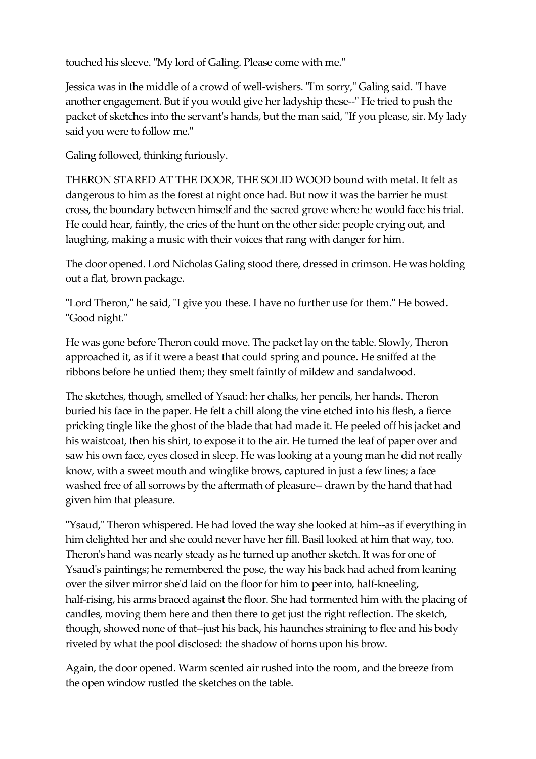touched his sleeve. "My lord of Galing. Please come with me."

Jessica was in the middle of a crowd of well-wishers. "I'm sorry," Galing said. "I have another engagement. But if you would give her ladyship these--" He tried to push the packet of sketches into the servant's hands, but the man said, "If you please, sir. My lady said you were to follow me."

Galing followed, thinking furiously.

THERON STARED AT THE DOOR, THE SOLID WOOD bound with metal. It felt as dangerous to him as the forest at night once had. But now it was the barrier he must cross, the boundary between himself and the sacred grove where he would face his trial. He could hear, faintly, the cries of the hunt on the other side: people crying out, and laughing, making a music with their voices that rang with danger for him.

The door opened. Lord Nicholas Galing stood there, dressed in crimson. He was holding out a flat, brown package.

"Lord Theron," he said, "I give you these. I have no further use for them." He bowed. "Good night."

He was gone before Theron could move. The packet lay on the table. Slowly, Theron approached it, as if it were a beast that could spring and pounce. He sniffed at the ribbons before he untied them; they smelt faintly of mildew and sandalwood.

The sketches, though, smelled of Ysaud: her chalks, her pencils, her hands. Theron buried his face in the paper. He felt a chill along the vine etched into his flesh, a fierce pricking tingle like the ghost of the blade that had made it. He peeled off his jacket and his waistcoat, then his shirt, to expose it to the air. He turned the leaf of paper over and saw his own face, eyes closed in sleep. He was looking at a young man he did not really know, with a sweet mouth and winglike brows, captured in just a few lines; a face washed free of all sorrows by the aftermath of pleasure-- drawn by the hand that had given him that pleasure.

"Ysaud," Theron whispered. He had loved the way she looked at him--as if everything in him delighted her and she could never have her fill. Basil looked at him that way, too. Theron's hand was nearly steady as he turned up another sketch. It was for one of Ysaud's paintings; he remembered the pose, the way his back had ached from leaning over the silver mirror she'd laid on the floor for him to peer into, half-kneeling, half-rising, his arms braced against the floor. She had tormented him with the placing of candles, moving them here and then there to get just the right reflection. The sketch, though, showed none of that--just his back, his haunches straining to flee and his body riveted by what the pool disclosed: the shadow of horns upon his brow.

Again, the door opened. Warm scented air rushed into the room, and the breeze from the open window rustled the sketches on the table.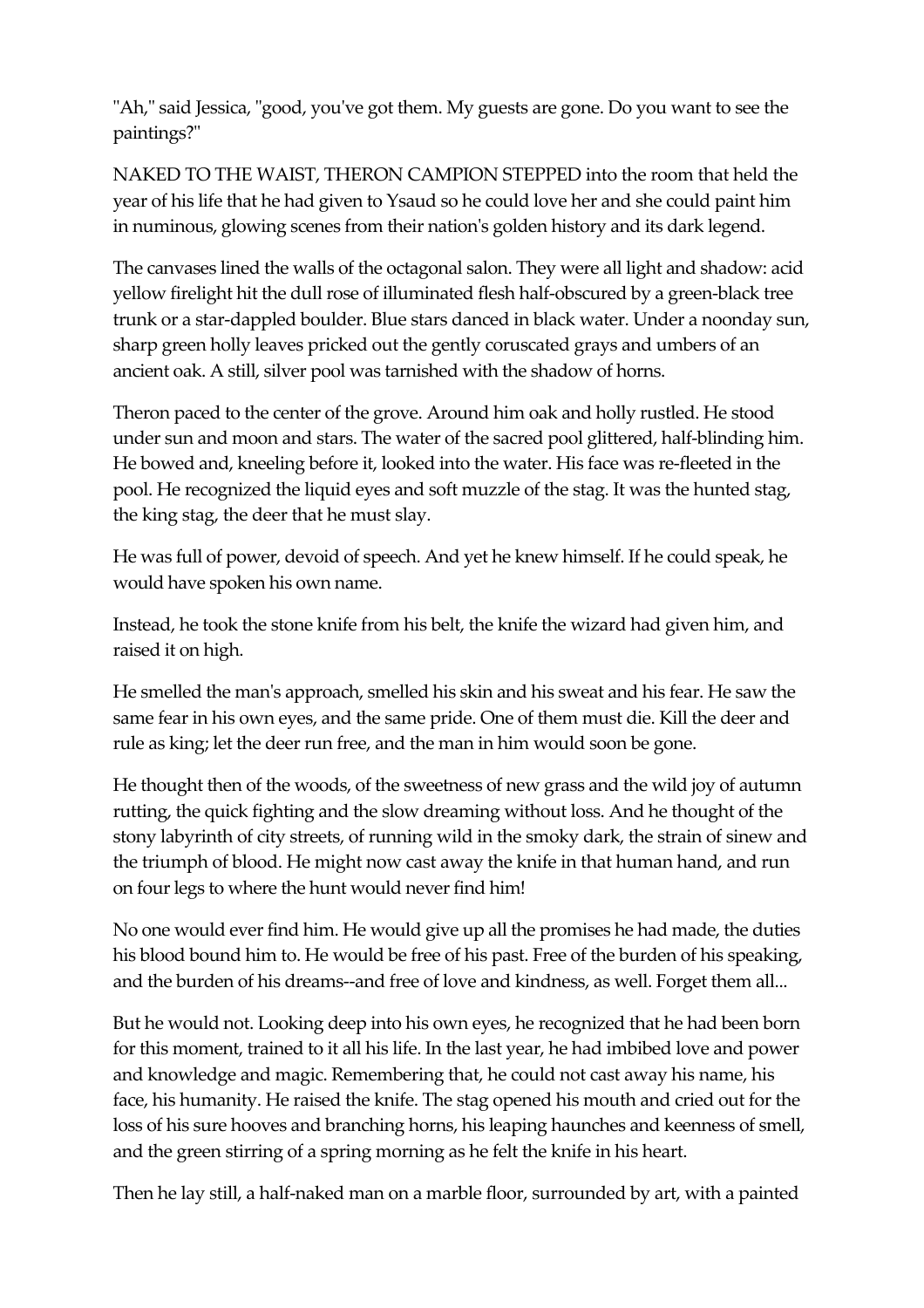"Ah," said Jessica, "good, you've got them. My guests are gone. Do you want to see the paintings?"

NAKED TO THE WAIST, THERON CAMPION STEPPED into the room that held the year of his life that he had given to Ysaud so he could love her and she could paint him in numinous, glowing scenes from their nation's golden history and its dark legend.

The canvases lined the walls of the octagonal salon. They were all light and shadow: acid yellow firelight hit the dull rose of illuminated flesh half-obscured by a green-black tree trunk or a star-dappled boulder. Blue stars danced in black water. Under a noonday sun, sharp green holly leaves pricked out the gently coruscated grays and umbers of an ancient oak. A still, silver pool was tarnished with the shadow of horns.

Theron paced to the center of the grove. Around him oak and holly rustled. He stood under sun and moon and stars. The water of the sacred pool glittered, half-blinding him. He bowed and, kneeling before it, looked into the water. His face was re-fleeted in the pool. He recognized the liquid eyes and soft muzzle of the stag. It was the hunted stag, the king stag, the deer that he must slay.

He was full of power, devoid of speech. And yet he knew himself. If he could speak, he would have spoken his own name.

Instead, he took the stone knife from his belt, the knife the wizard had given him, and raised it on high.

He smelled the man's approach, smelled his skin and his sweat and his fear. He saw the same fear in his own eyes, and the same pride. One of them must die. Kill the deer and rule as king; let the deer run free, and the man in him would soon be gone.

He thought then of the woods, of the sweetness of new grass and the wild joy of autumn rutting, the quick fighting and the slow dreaming without loss. And he thought of the stony labyrinth of city streets, of running wild in the smoky dark, the strain of sinew and the triumph of blood. He might now cast away the knife in that human hand, and run on four legs to where the hunt would never find him!

No one would ever find him. He would give up all the promises he had made, the duties his blood bound him to. He would be free of his past. Free of the burden of his speaking, and the burden of his dreams--and free of love and kindness, as well. Forget them all...

But he would not. Looking deep into his own eyes, he recognized that he had been born for this moment, trained to it all his life. In the last year, he had imbibed love and power and knowledge and magic. Remembering that, he could not cast away his name, his face, his humanity. He raised the knife. The stag opened his mouth and cried out for the loss of his sure hooves and branching horns, his leaping haunches and keenness of smell, and the green stirring of a spring morning as he felt the knife in his heart.

Then he lay still, a half-naked man on a marble floor, surrounded by art, with a painted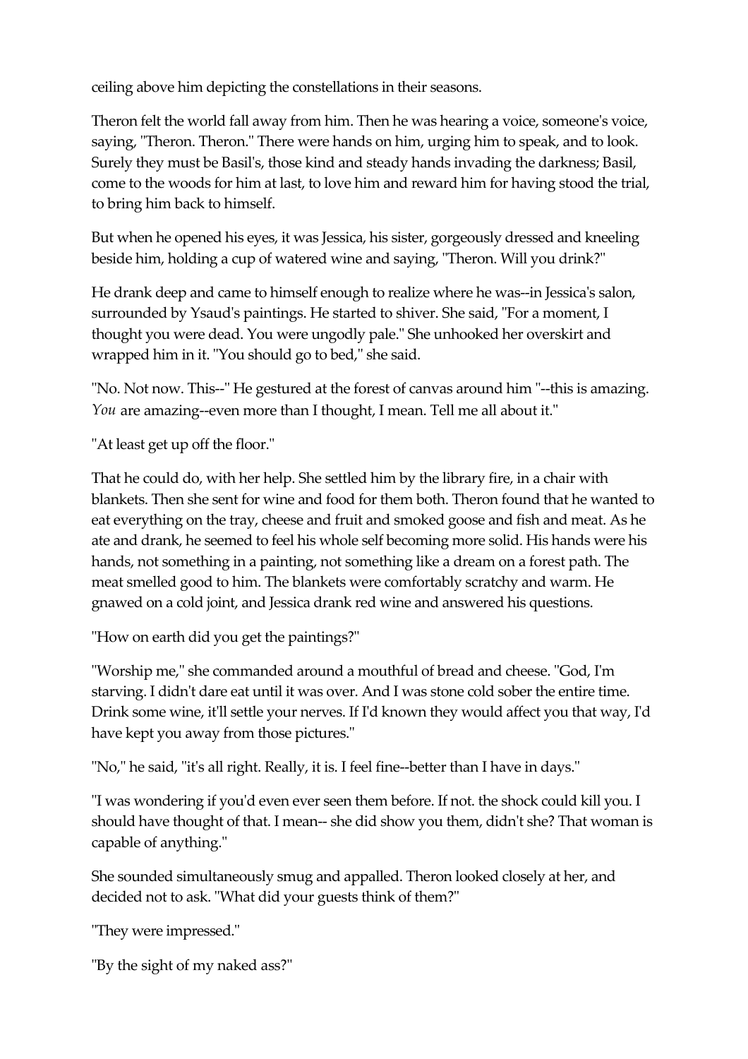ceiling above him depicting the constellations in their seasons.

Theron felt the world fall away from him. Then he was hearing a voice, someone's voice, saying, "Theron. Theron." There were hands on him, urging him to speak, and to look. Surely they must be Basil's, those kind and steady hands invading the darkness; Basil, come to the woods for him at last, to love him and reward him for having stood the trial, to bring him back to himself.

But when he opened his eyes, it was Jessica, his sister, gorgeously dressed and kneeling beside him, holding a cup of watered wine and saying, "Theron. Will you drink?"

He drank deep and came to himself enough to realize where he was--in Jessica's salon, surrounded by Ysaud's paintings. He started to shiver. She said, "For a moment, I thought you were dead. You were ungodly pale." She unhooked her overskirt and wrapped him in it. "You should go to bed," she said.

"No. Not now. This--" He gestured at the forest of canvas around him "--this is amazing. *You* are amazing--even more than I thought, I mean. Tell me all about it."

"At least get up off the floor."

That he could do, with her help. She settled him by the library fire, in a chair with blankets. Then she sent for wine and food for them both. Theron found that he wanted to eat everything on the tray, cheese and fruit and smoked goose and fish and meat. As he ate and drank, he seemed to feel his whole self becoming more solid. His hands were his hands, not something in a painting, not something like a dream on a forest path. The meat smelled good to him. The blankets were comfortably scratchy and warm. He gnawed on a cold joint, and Jessica drank red wine and answered his questions.

"How on earth did you get the paintings?"

"Worship me," she commanded around a mouthful of bread and cheese. "God, I'm starving. I didn't dare eat until it was over. And I was stone cold sober the entire time. Drink some wine, it'll settle your nerves. If I'd known they would affect you that way, I'd have kept you away from those pictures."

"No," he said, "it's all right. Really, it is. I feel fine--better than I have in days."

"I was wondering if you'd even ever seen them before. If not. the shock could kill you. I should have thought of that. I mean-- she did show you them, didn't she? That woman is capable of anything."

She sounded simultaneously smug and appalled. Theron looked closely at her, and decided not to ask. "What did your guests think of them?"

"They were impressed."

"By the sight of my naked ass?"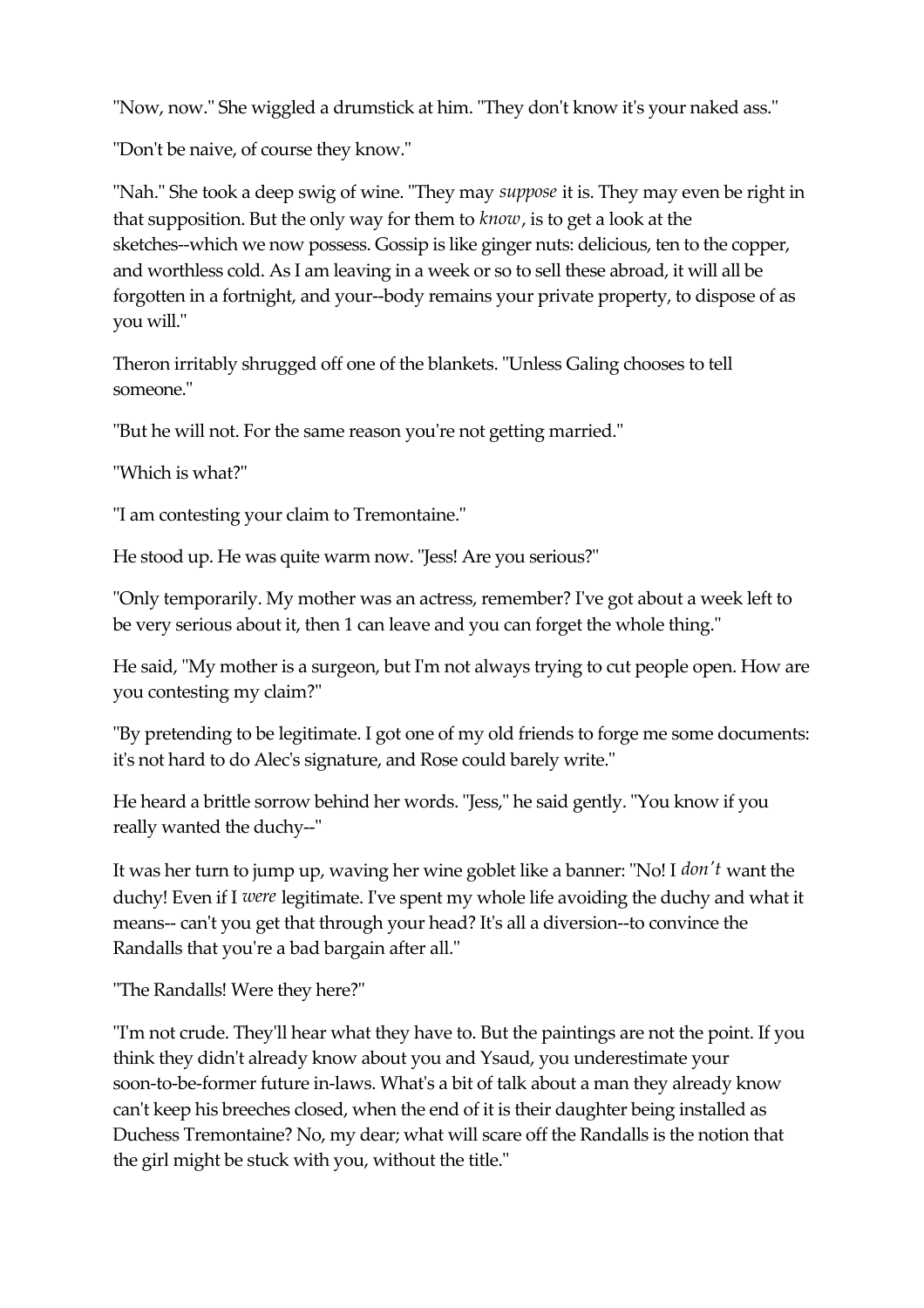"Now, now." She wiggled a drumstick at him. "They don't know it's your naked ass."

"Don't be naive, of course they know."

"Nah." She took a deep swig of wine. "They may *suppose* it is. They may even be right in that supposition. But the only way for them to *know*, is to get a look at the sketches--which we now possess. Gossip is like ginger nuts: delicious, ten to the copper, and worthless cold. As I am leaving in a week or so to sell these abroad, it will all be forgotten in a fortnight, and your--body remains your private property, to dispose of as you will."

Theron irritably shrugged off one of the blankets. "Unless Galing chooses to tell someone."

"But he will not. For the same reason you're not getting married."

"Which is what?"

"I am contesting your claim to Tremontaine."

He stood up. He was quite warm now. "Jess! Are you serious?"

"Only temporarily. My mother was an actress, remember? I've got about a week left to be very serious about it, then 1 can leave and you can forget the whole thing."

He said, "My mother is a surgeon, but I'm not always trying to cut people open. How are you contesting my claim?"

"By pretending to be legitimate. I got one of my old friends to forge me some documents: it's not hard to do Alec's signature, and Rose could barely write."

He heard a brittle sorrow behind her words. "Jess," he said gently. "You know if you really wanted the duchy--"

It was her turn to jump up, waving her wine goblet like a banner: "No! I *don't* want the duchy! Even if I *were* legitimate. I've spent my whole life avoiding the duchy and what it means-- can't you get that through your head? It's all a diversion--to convince the Randalls that you're a bad bargain after all."

"The Randalls! Were they here?"

"I'm not crude. They'll hear what they have to. But the paintings are not the point. If you think they didn't already know about you and Ysaud, you underestimate your soon-to-be-former future in-laws. What's a bit of talk about a man they already know can't keep his breeches closed, when the end of it is their daughter being installed as Duchess Tremontaine? No, my dear; what will scare off the Randalls is the notion that the girl might be stuck with you, without the title."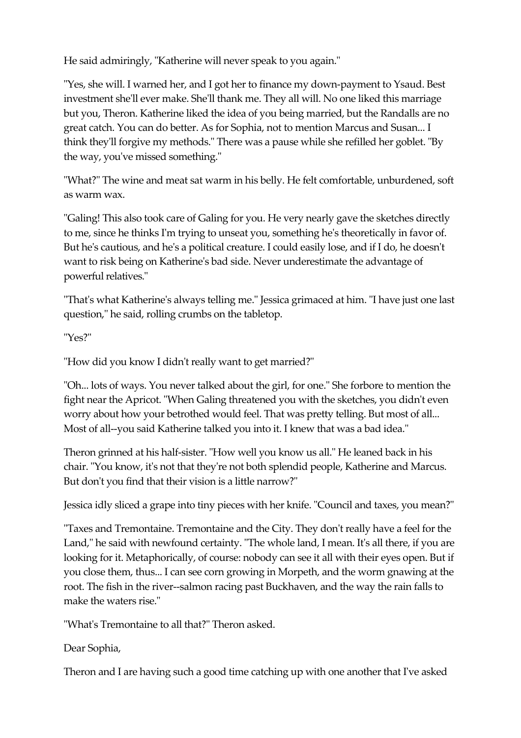He said admiringly, "Katherine will never speak to you again."

"Yes, she will. I warned her, and I got her to finance my down-payment to Ysaud. Best investment she'll ever make. She'll thank me. They all will. No one liked this marriage but you, Theron. Katherine liked the idea of you being married, but the Randalls are no great catch. You can do better. As for Sophia, not to mention Marcus and Susan... I think they'll forgive my methods." There was a pause while she refilled her goblet. "By the way, you've missed something."

"What?" The wine and meat sat warm in his belly. He felt comfortable, unburdened, soft as warm wax.

"Galing! This also took care of Galing for you. He very nearly gave the sketches directly to me, since he thinks I'm trying to unseat you, something he's theoretically in favor of. But he's cautious, and he's a political creature. I could easily lose, and if I do, he doesn't want to risk being on Katherine's bad side. Never underestimate the advantage of powerful relatives."

"That's what Katherine's always telling me." Jessica grimaced at him. "I have just one last question," he said, rolling crumbs on the tabletop.

"Yes?"

"How did you know I didn't really want to get married?"

"Oh... lots of ways. You never talked about the girl, for one." She forbore to mention the fight near the Apricot. "When Galing threatened you with the sketches, you didn't even worry about how your betrothed would feel. That was pretty telling. But most of all... Most of all--you said Katherine talked you into it. I knew that was a bad idea."

Theron grinned at his half-sister. "How well you know us all." He leaned back in his chair. "You know, it's not that they're not both splendid people, Katherine and Marcus. But don't you find that their vision is a little narrow?"

Jessica idly sliced a grape into tiny pieces with her knife. "Council and taxes, you mean?"

"Taxes and Tremontaine. Tremontaine and the City. They don't really have a feel for the Land," he said with newfound certainty. "The whole land, I mean. It's all there, if you are looking for it. Metaphorically, of course: nobody can see it all with their eyes open. But if you close them, thus... I can see corn growing in Morpeth, and the worm gnawing at the root. The fish in the river--salmon racing past Buckhaven, and the way the rain falls to make the waters rise."

"What's Tremontaine to all that?" Theron asked.

Dear Sophia,

Theron and I are having such a good time catching up with one another that I've asked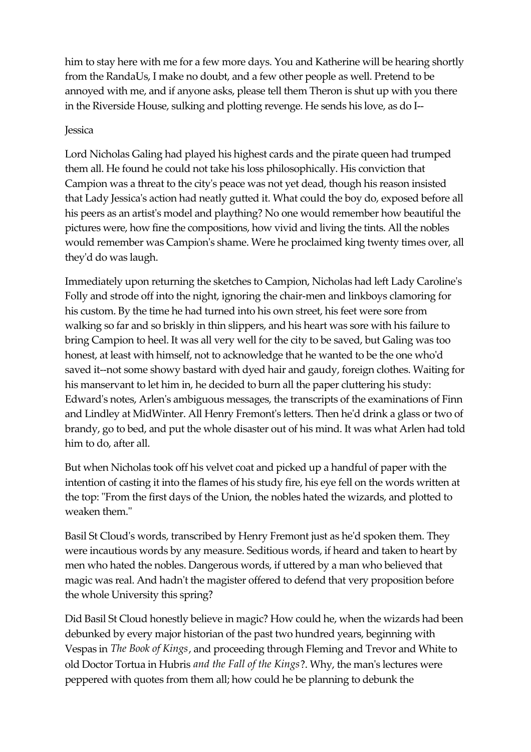him to stay here with me for a few more days. You and Katherine will be hearing shortly from the RandaUs, I make no doubt, and a few other people as well. Pretend to be annoyed with me, and if anyone asks, please tell them Theron is shut up with you there in the Riverside House, sulking and plotting revenge. He sends his love, as do I--

Jessica

Lord Nicholas Galing had played his highest cards and the pirate queen had trumped them all. He found he could not take his loss philosophically. His conviction that Campion was a threat to the city's peace was not yet dead, though his reason insisted that Lady Jessica's action had neatly gutted it. What could the boy do, exposed before all his peers as an artist's model and plaything? No one would remember how beautiful the pictures were, how fine the compositions, how vivid and living the tints. All the nobles would remember was Campion's shame. Were he proclaimed king twenty times over, all they'd do was laugh.

Immediately upon returning the sketches to Campion, Nicholas had left Lady Caroline's Folly and strode off into the night, ignoring the chair-men and linkboys clamoring for his custom. By the time he had turned into his own street, his feet were sore from walking so far and so briskly in thin slippers, and his heart was sore with his failure to bring Campion to heel. It was all very well for the city to be saved, but Galing was too honest, at least with himself, not to acknowledge that he wanted to be the one who'd saved it--not some showy bastard with dyed hair and gaudy, foreign clothes. Waiting for his manservant to let him in, he decided to burn all the paper cluttering his study: Edward's notes, Arlen's ambiguous messages, the transcripts of the examinations of Finn and Lindley at MidWinter. All Henry Fremont's letters. Then he'd drink a glass or two of brandy, go to bed, and put the whole disaster out of his mind. It was what Arlen had told him to do, after all.

But when Nicholas took off his velvet coat and picked up a handful of paper with the intention of casting it into the flames of his study fire, his eye fell on the words written at the top: "From the first days of the Union, the nobles hated the wizards, and plotted to weaken them."

Basil St Cloud's words, transcribed by Henry Fremont just as he'd spoken them. They were incautious words by any measure. Seditious words, if heard and taken to heart by men who hated the nobles. Dangerous words, if uttered by a man who believed that magic was real. And hadn't the magister offered to defend that very proposition before the whole University this spring?

Did Basil St Cloud honestly believe in magic? How could he, when the wizards had been debunked by every major historian of the past two hundred years, beginning with Vespas in *The Book of Kings*, and proceeding through Fleming and Trevor and White to old Doctor Tortua in Hubris *and the Fall of the Kings*?. Why, the man's lectures were peppered with quotes from them all; how could he be planning to debunk the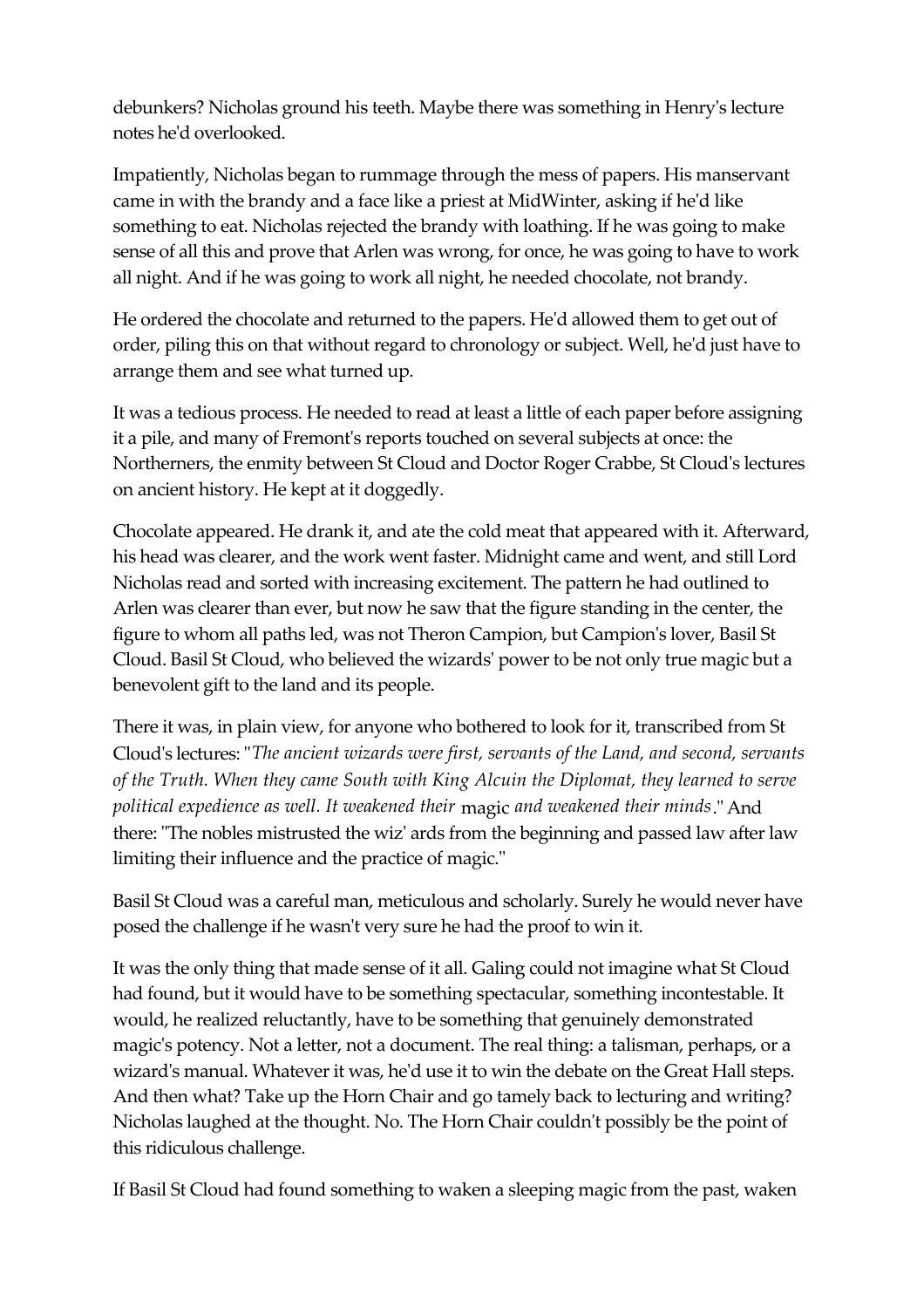debunkers? Nicholas ground his teeth. Maybe there was something in Henry's lecture notes he'd overlooked.

Impatiently, Nicholas began to rummage through the mess of papers. His manservant came in with the brandy and a face like a priest at MidWinter, asking if he'd like something to eat. Nicholas rejected the brandy with loathing. If he was going to make sense of all this and prove that Arlen was wrong, for once, he was going to have to work all night. And if he was going to work all night, he needed chocolate, not brandy.

He ordered the chocolate and returned to the papers. He'd allowed them to get out of order, piling this on that without regard to chronology or subject. Well, he'd just have to arrange them and see what turned up.

It was a tedious process. He needed to read at least a little of each paper before assigning it a pile, and many of Fremont's reports touched on several subjects at once: the Northerners, the enmity between St Cloud and Doctor Roger Crabbe, St Cloud's lectures on ancient history. He kept at it doggedly.

Chocolate appeared. He drank it, and ate the cold meat that appeared with it. Afterward, his head was clearer, and the work went faster. Midnight came and went, and still Lord Nicholas read and sorted with increasing excitement. The pattern he had outlined to Arlen was clearer than ever, but now he saw that the figure standing in the center, the figure to whom all paths led, was not Theron Campion, but Campion's lover, Basil St Cloud. Basil St Cloud, who believed the wizards' power to be not only true magic but a benevolent gift to the land and its people.

There it was, in plain view, for anyone who bothered to look for it, transcribed from St Cloud's lectures: "*The ancient wizards were first, servants of the Land, and second, servants of the Truth. When they came South with King Alcuin the Diplomat, they learned to serve political expedience as well. It weakened their* magic *and weakened their minds*." And there: "The nobles mistrusted the wiz' ards from the beginning and passed law after law limiting their influence and the practice of magic."

Basil St Cloud was a careful man, meticulous and scholarly. Surely he would never have posed the challenge if he wasn't very sure he had the proof to win it.

It was the only thing that made sense of it all. Galing could not imagine what St Cloud had found, but it would have to be something spectacular, something incontestable. It would, he realized reluctantly, have to be something that genuinely demonstrated magic's potency. Not a letter, not a document. The real thing: a talisman, perhaps, or a wizard's manual. Whatever it was, he'd use it to win the debate on the Great Hall steps. And then what? Take up the Horn Chair and go tamely back to lecturing and writing? Nicholas laughed at the thought. No. The Horn Chair couldn't possibly be the point of this ridiculous challenge.

If Basil St Cloud had found something to waken a sleeping magic from the past, waken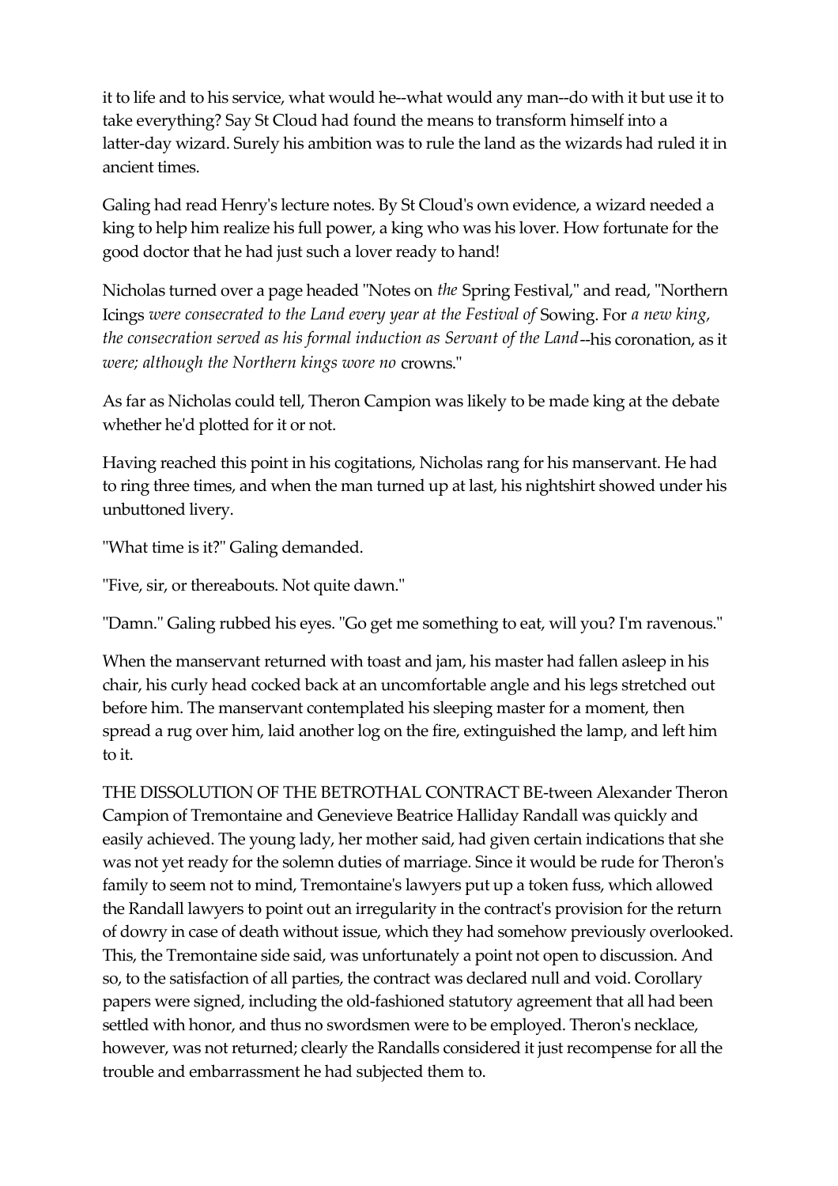it to life and to his service, what would he--what would any man--do with it but use it to take everything? Say St Cloud had found the means to transform himself into a latter-day wizard. Surely his ambition was to rule the land as the wizards had ruled it in ancient times.

Galing had read Henry's lecture notes. By St Cloud's own evidence, a wizard needed a king to help him realize his full power, a king who was his lover. How fortunate for the good doctor that he had just such a lover ready to hand!

Nicholas turned over a page headed "Notes on *the* Spring Festival," and read, "Northern Icings *were consecrated to the Land every year at the Festival of* Sowing. For *a new king, the consecration served as his formal induction as Servant of the Land*--his coronation, as it *were; although the Northern kings wore no* crowns."

As far as Nicholas could tell, Theron Campion was likely to be made king at the debate whether he'd plotted for it or not.

Having reached this point in his cogitations, Nicholas rang for his manservant. He had to ring three times, and when the man turned up at last, his nightshirt showed under his unbuttoned livery.

"What time is it?" Galing demanded.

"Five, sir, or thereabouts. Not quite dawn."

"Damn." Galing rubbed his eyes. "Go get me something to eat, will you? I'm ravenous."

When the manservant returned with toast and jam, his master had fallen asleep in his chair, his curly head cocked back at an uncomfortable angle and his legs stretched out before him. The manservant contemplated his sleeping master for a moment, then spread a rug over him, laid another log on the fire, extinguished the lamp, and left him to it.

THE DISSOLUTION OF THE BETROTHAL CONTRACT BE-tween Alexander Theron Campion of Tremontaine and Genevieve Beatrice Halliday Randall was quickly and easily achieved. The young lady, her mother said, had given certain indications that she was not yet ready for the solemn duties of marriage. Since it would be rude for Theron's family to seem not to mind, Tremontaine's lawyers put up a token fuss, which allowed the Randall lawyers to point out an irregularity in the contract's provision for the return of dowry in case of death without issue, which they had somehow previously overlooked. This, the Tremontaine side said, was unfortunately a point not open to discussion. And so, to the satisfaction of all parties, the contract was declared null and void. Corollary papers were signed, including the old-fashioned statutory agreement that all had been settled with honor, and thus no swordsmen were to be employed. Theron's necklace, however, was not returned; clearly the Randalls considered it just recompense for all the trouble and embarrassment he had subjected them to.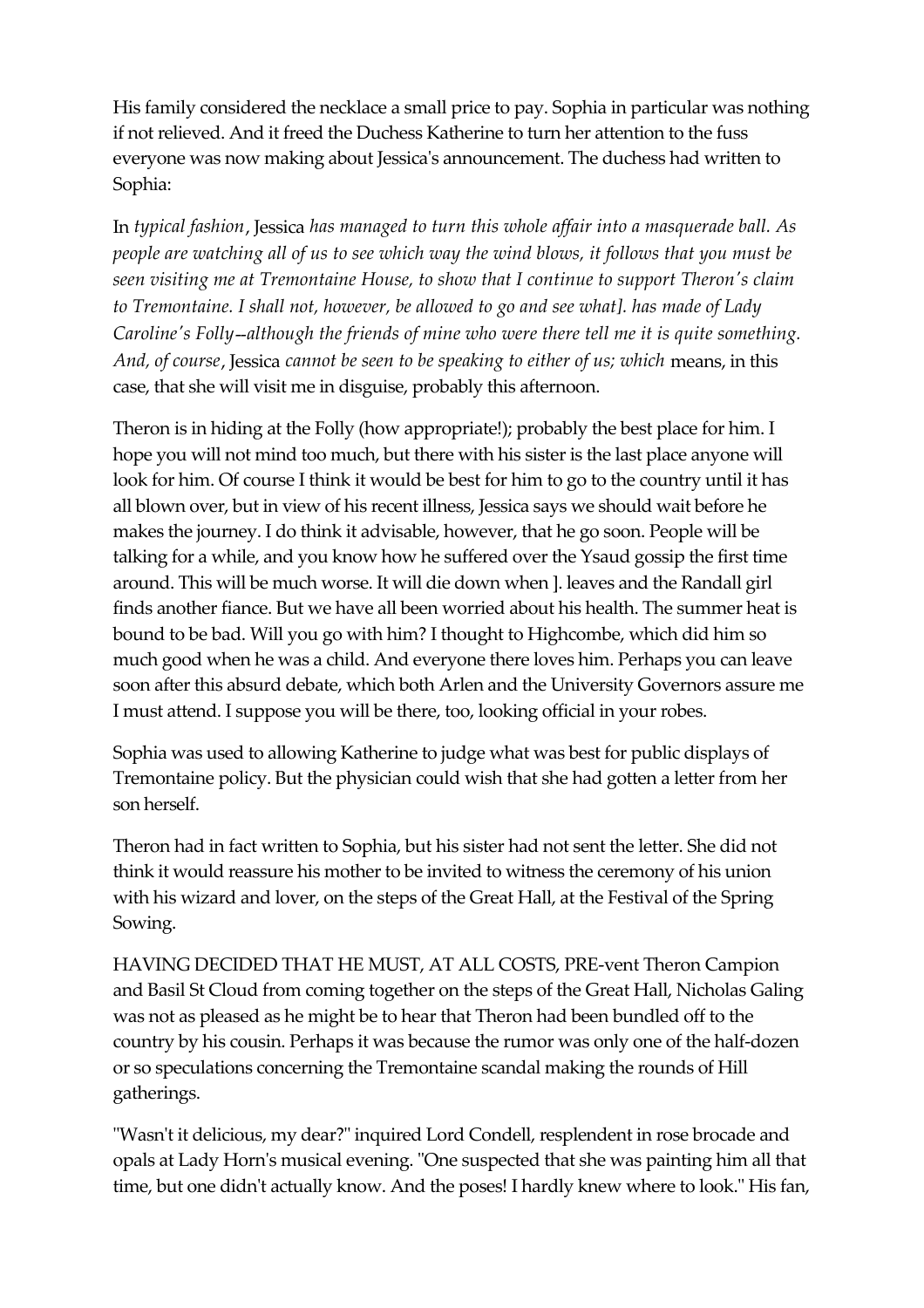His family considered the necklace a small price to pay. Sophia in particular was nothing if not relieved. And it freed the Duchess Katherine to turn her attention to the fuss everyone was now making about Jessica's announcement. The duchess had written to Sophia:

In *typical fashion*, Jessica *has managed to turn this whole affair into a masquerade ball. As people are watching all of us to see which way the wind blows, it follows that you must be seen visiting me at Tremontaine House, to show that I continue to support Theron's claim to Tremontaine. I shall not, however, be allowed to go and see what]. has made of Lady Caroline's Folly--although the friends of mine who were there tell me it is quite something. And, of course*, Jessica *cannot be seen to be speaking to either of us; which* means, in this case, that she will visit me in disguise, probably this afternoon.

Theron is in hiding at the Folly (how appropriate!); probably the best place for him. I hope you will not mind too much, but there with his sister is the last place anyone will look for him. Of course I think it would be best for him to go to the country until it has all blown over, but in view of his recent illness, Jessica says we should wait before he makes the journey. I do think it advisable, however, that he go soon. People will be talking for a while, and you know how he suffered over the Ysaud gossip the first time around. This will be much worse. It will die down when ]. leaves and the Randall girl finds another fiance. But we have all been worried about his health. The summer heat is bound to be bad. Will you go with him? I thought to Highcombe, which did him so much good when he was a child. And everyone there loves him. Perhaps you can leave soon after this absurd debate, which both Arlen and the University Governors assure me I must attend. I suppose you will be there, too, looking official in your robes.

Sophia was used to allowing Katherine to judge what was best for public displays of Tremontaine policy. But the physician could wish that she had gotten a letter from her son herself.

Theron had in fact written to Sophia, but his sister had not sent the letter. She did not think it would reassure his mother to be invited to witness the ceremony of his union with his wizard and lover, on the steps of the Great Hall, at the Festival of the Spring Sowing.

HAVING DECIDED THAT HE MUST, AT ALL COSTS, PRE-vent Theron Campion and Basil St Cloud from coming together on the steps of the Great Hall, Nicholas Galing was not as pleased as he might be to hear that Theron had been bundled off to the country by his cousin. Perhaps it was because the rumor was only one of the half-dozen or so speculations concerning the Tremontaine scandal making the rounds of Hill gatherings.

"Wasn't it delicious, my dear?" inquired Lord Condell, resplendent in rose brocade and opals at Lady Horn's musical evening. "One suspected that she was painting him all that time, but one didn't actually know. And the poses! I hardly knew where to look." His fan,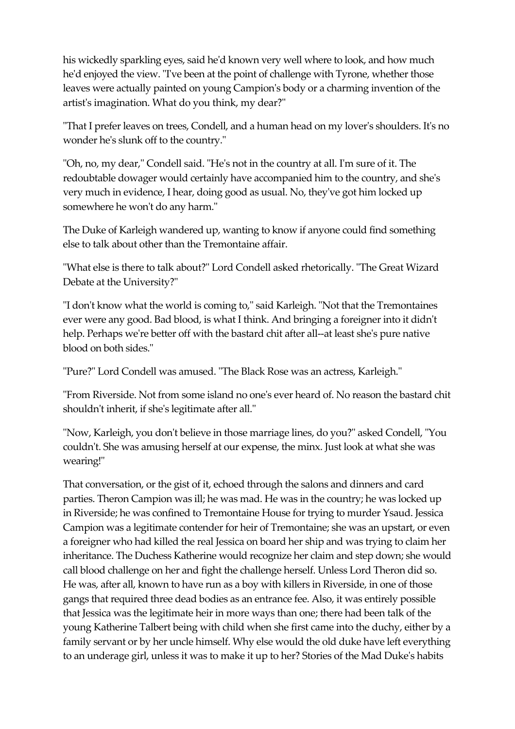his wickedly sparkling eyes, said he'd known very well where to look, and how much he'd enjoyed the view. "I've been at the point of challenge with Tyrone, whether those leaves were actually painted on young Campion's body or a charming invention of the artist's imagination. What do you think, my dear?"

"That I prefer leaves on trees, Condell, and a human head on my lover's shoulders. It's no wonder he's slunk off to the country."

"Oh, no, my dear," Condell said. "He's not in the country at all. I'm sure of it. The redoubtable dowager would certainly have accompanied him to the country, and she's very much in evidence, I hear, doing good as usual. No, they've got him locked up somewhere he won't do any harm."

The Duke of Karleigh wandered up, wanting to know if anyone could find something else to talk about other than the Tremontaine affair.

"What else is there to talk about?" Lord Condell asked rhetorically. "The Great Wizard Debate at the University?"

"I don't know what the world is coming to," said Karleigh. "Not that the Tremontaines ever were any good. Bad blood, is what I think. And bringing a foreigner into it didn't help. Perhaps we're better off with the bastard chit after all--at least she's pure native blood on both sides."

"Pure?" Lord Condell was amused. "The Black Rose was an actress, Karleigh."

"From Riverside. Not from some island no one's ever heard of. No reason the bastard chit shouldn't inherit, if she's legitimate after all."

"Now, Karleigh, you don't believe in those marriage lines, do you?" asked Condell, "You couldn't. She was amusing herself at our expense, the minx. Just look at what she was wearing!"

That conversation, or the gist of it, echoed through the salons and dinners and card parties. Theron Campion was ill; he was mad. He was in the country; he was locked up in Riverside; he was confined to Tremontaine House for trying to murder Ysaud. Jessica Campion was a legitimate contender for heir of Tremontaine; she was an upstart, or even a foreigner who had killed the real Jessica on board her ship and was trying to claim her inheritance. The Duchess Katherine would recognize her claim and step down; she would call blood challenge on her and fight the challenge herself. Unless Lord Theron did so. He was, after all, known to have run as a boy with killers in Riverside, in one of those gangs that required three dead bodies as an entrance fee. Also, it was entirely possible that Jessica was the legitimate heir in more ways than one; there had been talk of the young Katherine Talbert being with child when she first came into the duchy, either by a family servant or by her uncle himself. Why else would the old duke have left everything to an underage girl, unless it was to make it up to her? Stories of the Mad Duke's habits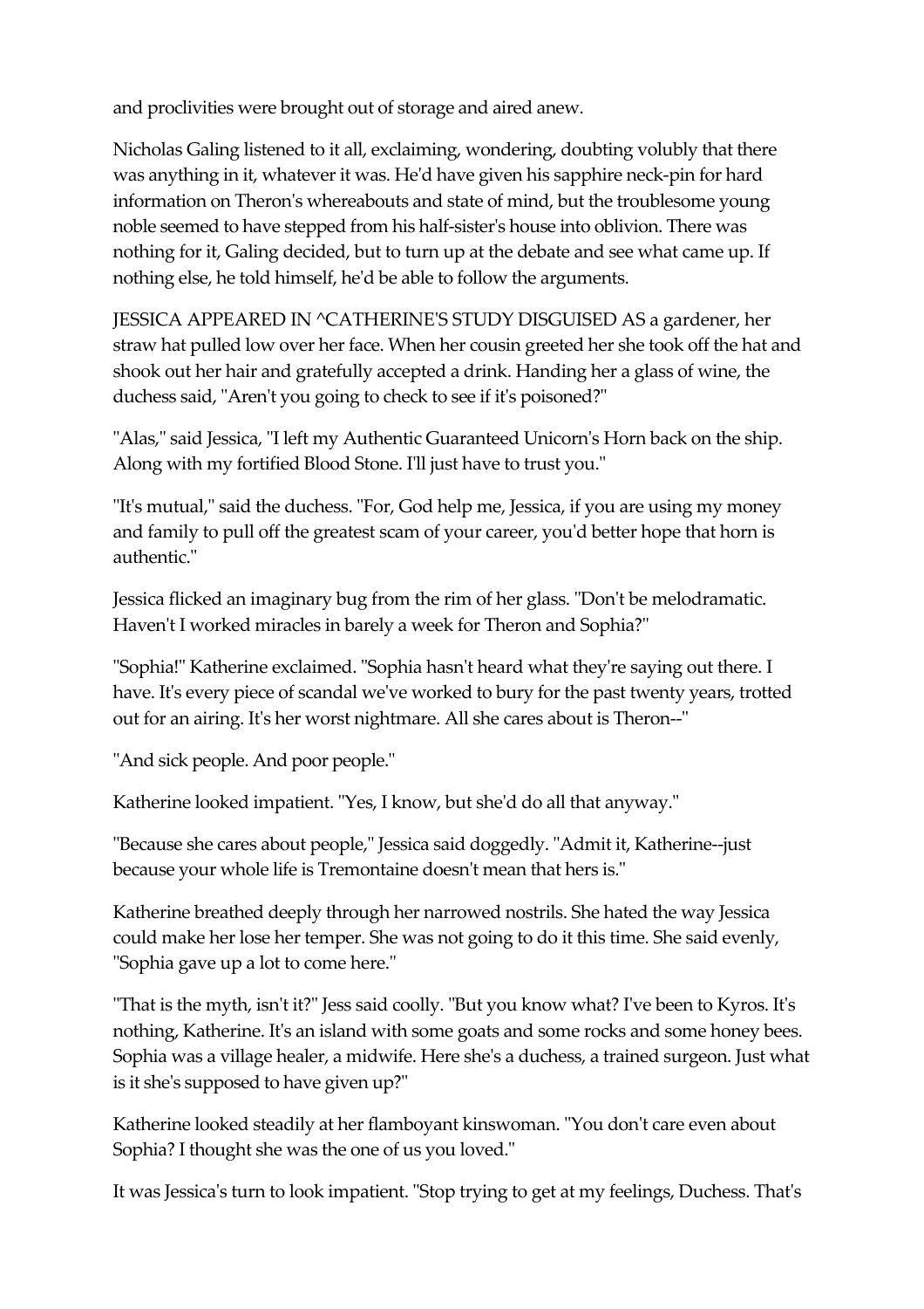and proclivities were brought out of storage and aired anew.

Nicholas Galing listened to it all, exclaiming, wondering, doubting volubly that there was anything in it, whatever it was. He'd have given his sapphire neck-pin for hard information on Theron's whereabouts and state of mind, but the troublesome young noble seemed to have stepped from his half-sister's house into oblivion. There was nothing for it, Galing decided, but to turn up at the debate and see what came up. If nothing else, he told himself, he'd be able to follow the arguments.

JESSICA APPEARED IN ^CATHERINE'S STUDY DISGUISED AS a gardener, her straw hat pulled low over her face. When her cousin greeted her she took off the hat and shook out her hair and gratefully accepted a drink. Handing her a glass of wine, the duchess said, "Aren't you going to check to see if it's poisoned?"

"Alas," said Jessica, "I left my Authentic Guaranteed Unicorn's Horn back on the ship. Along with my fortified Blood Stone. I'll just have to trust you."

"It's mutual," said the duchess. "For, God help me, Jessica, if you are using my money and family to pull off the greatest scam of your career, you'd better hope that horn is authentic."

Jessica flicked an imaginary bug from the rim of her glass. "Don't be melodramatic. Haven't I worked miracles in barely a week for Theron and Sophia?"

"Sophia!" Katherine exclaimed. "Sophia hasn't heard what they're saying out there. I have. It's every piece of scandal we've worked to bury for the past twenty years, trotted out for an airing. It's her worst nightmare. All she cares about is Theron--"

"And sick people. And poor people."

Katherine looked impatient. "Yes, I know, but she'd do all that anyway."

"Because she cares about people," Jessica said doggedly. "Admit it, Katherine--just because your whole life is Tremontaine doesn't mean that hers is."

Katherine breathed deeply through her narrowed nostrils. She hated the way Jessica could make her lose her temper. She was not going to do it this time. She said evenly, "Sophia gave up a lot to come here."

"That is the myth, isn't it?" Jess said coolly. "But you know what? I've been to Kyros. It's nothing, Katherine. It's an island with some goats and some rocks and some honey bees. Sophia was a village healer, a midwife. Here she's a duchess, a trained surgeon. Just what is it she's supposed to have given up?"

Katherine looked steadily at her flamboyant kinswoman. "You don't care even about Sophia? I thought she was the one of us you loved."

It was Jessica's turn to look impatient. "Stop trying to get at my feelings, Duchess. That's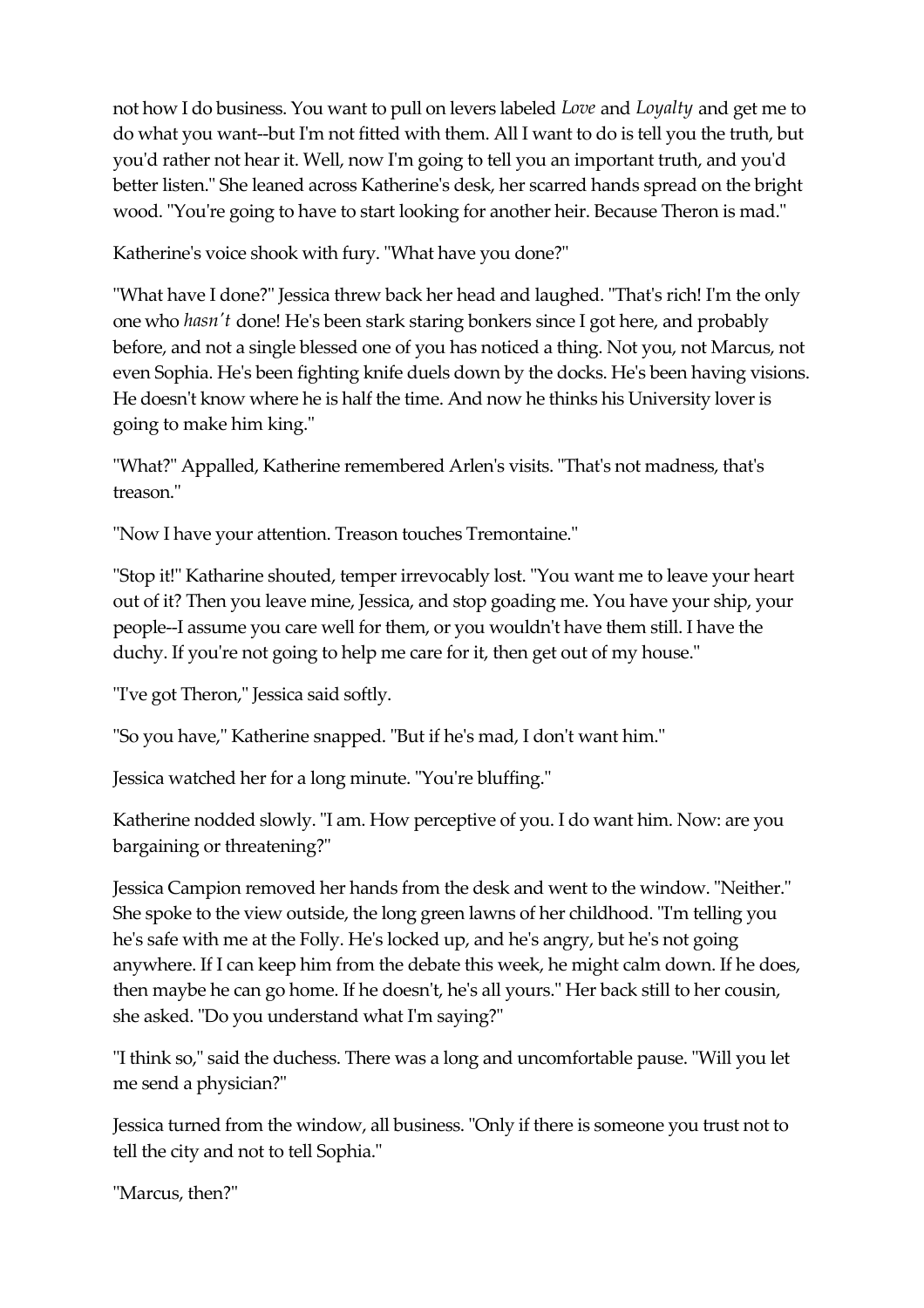not how I do business. You want to pull on levers labeled *Love* and *Loyalty* and get me to do what you want--but I'm not fitted with them. All I want to do is tell you the truth, but you'd rather not hear it. Well, now I'm going to tell you an important truth, and you'd better listen." She leaned across Katherine's desk, her scarred hands spread on the bright wood. "You're going to have to start looking for another heir. Because Theron is mad."

Katherine's voice shook with fury. "What have you done?"

"What have I done?" Jessica threw back her head and laughed. "That's rich! I'm the only one who *hasn't* done! He's been stark staring bonkers since I got here, and probably before, and not a single blessed one of you has noticed a thing. Not you, not Marcus, not even Sophia. He's been fighting knife duels down by the docks. He's been having visions. He doesn't know where he is half the time. And now he thinks his University lover is going to make him king."

"What?" Appalled, Katherine remembered Arlen's visits. "That's not madness, that's treason."

"Now I have your attention. Treason touches Tremontaine."

"Stop it!" Katharine shouted, temper irrevocably lost. "You want me to leave your heart out of it? Then you leave mine, Jessica, and stop goading me. You have your ship, your people--I assume you care well for them, or you wouldn't have them still. I have the duchy. If you're not going to help me care for it, then get out of my house."

"I've got Theron," Jessica said softly.

"So you have," Katherine snapped. "But if he's mad, I don't want him."

Jessica watched her for a long minute. "You're bluffing."

Katherine nodded slowly. "I am. How perceptive of you. I do want him. Now: are you bargaining or threatening?"

Jessica Campion removed her hands from the desk and went to the window. "Neither." She spoke to the view outside, the long green lawns of her childhood. "I'm telling you he's safe with me at the Folly. He's locked up, and he's angry, but he's not going anywhere. If I can keep him from the debate this week, he might calm down. If he does, then maybe he can go home. If he doesn't, he's all yours." Her back still to her cousin, she asked. "Do you understand what I'm saying?"

"I think so," said the duchess. There was a long and uncomfortable pause. "Will you let me send a physician?"

Jessica turned from the window, all business. "Only if there is someone you trust not to tell the city and not to tell Sophia."

"Marcus, then?"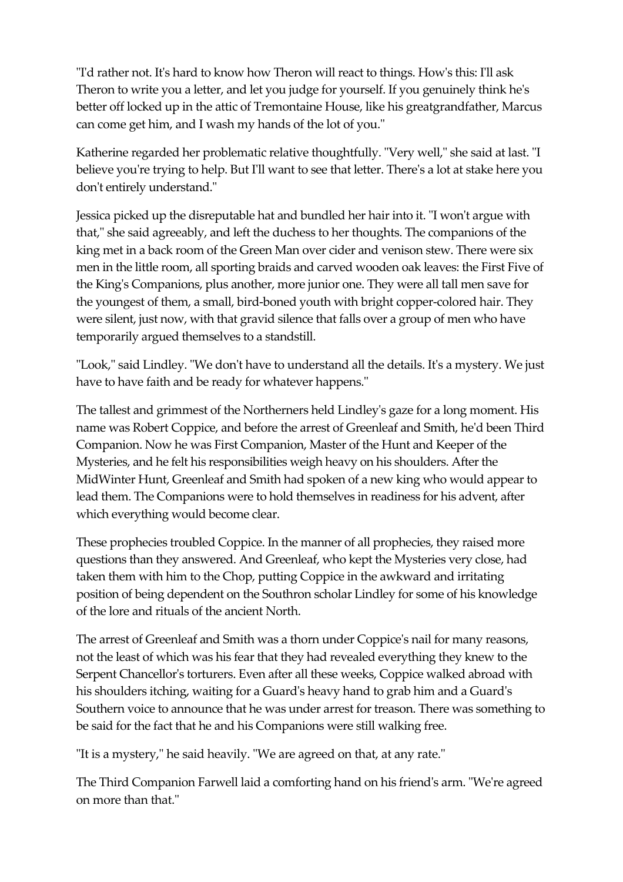"I'd rather not. It's hard to know how Theron will react to things. How's this: I'll ask Theron to write you a letter, and let you judge for yourself. If you genuinely think he's better off locked up in the attic of Tremontaine House, like his greatgrandfather, Marcus can come get him, and I wash my hands of the lot of you."

Katherine regarded her problematic relative thoughtfully. "Very well," she said at last. "I believe you're trying to help. But I'll want to see that letter. There's a lot at stake here you don't entirely understand."

Jessica picked up the disreputable hat and bundled her hair into it. "I won't argue with that," she said agreeably, and left the duchess to her thoughts. The companions of the king met in a back room of the Green Man over cider and venison stew. There were six men in the little room, all sporting braids and carved wooden oak leaves: the First Five of the King's Companions, plus another, more junior one. They were all tall men save for the youngest of them, a small, bird-boned youth with bright copper-colored hair. They were silent, just now, with that gravid silence that falls over a group of men who have temporarily argued themselves to a standstill.

"Look," said Lindley. "We don't have to understand all the details. It's a mystery. We just have to have faith and be ready for whatever happens."

The tallest and grimmest of the Northerners held Lindley's gaze for a long moment. His name was Robert Coppice, and before the arrest of Greenleaf and Smith, he'd been Third Companion. Now he was First Companion, Master of the Hunt and Keeper of the Mysteries, and he felt his responsibilities weigh heavy on his shoulders. After the MidWinter Hunt, Greenleaf and Smith had spoken of a new king who would appear to lead them. The Companions were to hold themselves in readiness for his advent, after which everything would become clear.

These prophecies troubled Coppice. In the manner of all prophecies, they raised more questions than they answered. And Greenleaf, who kept the Mysteries very close, had taken them with him to the Chop, putting Coppice in the awkward and irritating position of being dependent on the Southron scholar Lindley for some of his knowledge of the lore and rituals of the ancient North.

The arrest of Greenleaf and Smith was a thorn under Coppice's nail for many reasons, not the least of which was his fear that they had revealed everything they knew to the Serpent Chancellor's torturers. Even after all these weeks, Coppice walked abroad with his shoulders itching, waiting for a Guard's heavy hand to grab him and a Guard's Southern voice to announce that he was under arrest for treason. There was something to be said for the fact that he and his Companions were still walking free.

"It is a mystery," he said heavily. "We are agreed on that, at any rate."

The Third Companion Farwell laid a comforting hand on his friend's arm. "We're agreed on more than that."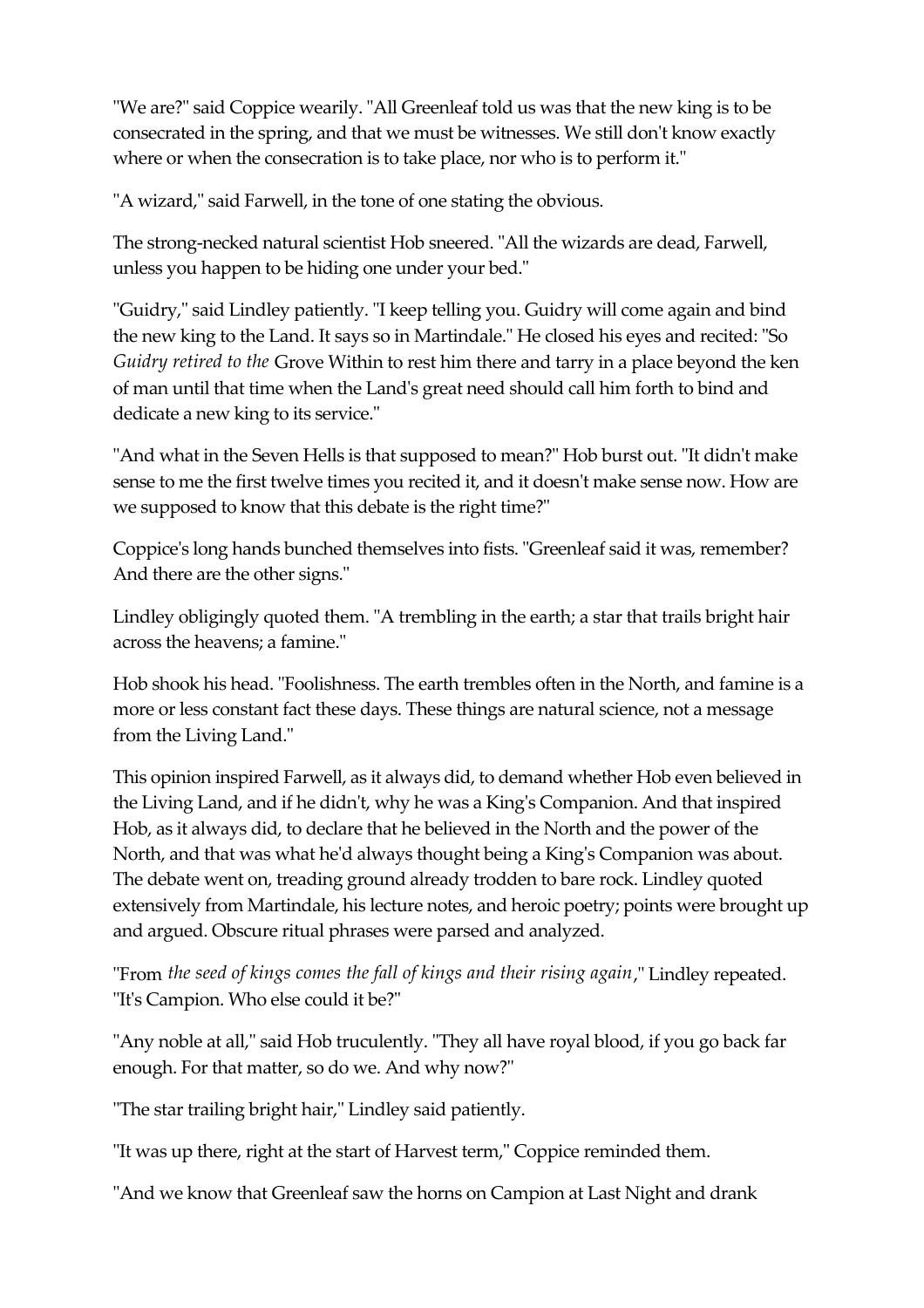"We are?" said Coppice wearily. "All Greenleaf told us was that the new king is to be consecrated in the spring, and that we must be witnesses. We still don't know exactly where or when the consecration is to take place, nor who is to perform it."

"A wizard," said Farwell, in the tone of one stating the obvious.

The strong-necked natural scientist Hob sneered. "All the wizards are dead, Farwell, unless you happen to be hiding one under your bed."

"Guidry," said Lindley patiently. "I keep telling you. Guidry will come again and bind the new king to the Land. It says so in Martindale." He closed his eyes and recited: "So *Guidry retired to the* Grove Within to rest him there and tarry in a place beyond the ken of man until that time when the Land's great need should call him forth to bind and dedicate a new king to its service."

"And what in the Seven Hells is that supposed to mean?" Hob burst out. "It didn't make sense to me the first twelve times you recited it, and it doesn't make sense now. How are we supposed to know that this debate is the right time?"

Coppice's long hands bunched themselves into fists. "Greenleaf said it was, remember? And there are the other signs."

Lindley obligingly quoted them. "A trembling in the earth; a star that trails bright hair across the heavens; a famine."

Hob shook his head. "Foolishness. The earth trembles often in the North, and famine is a more or less constant fact these days. These things are natural science, not a message from the Living Land."

This opinion inspired Farwell, as it always did, to demand whether Hob even believed in the Living Land, and if he didn't, why he was a King's Companion. And that inspired Hob, as it always did, to declare that he believed in the North and the power of the North, and that was what he'd always thought being a King's Companion was about. The debate went on, treading ground already trodden to bare rock. Lindley quoted extensively from Martindale, his lecture notes, and heroic poetry; points were brought up and argued. Obscure ritual phrases were parsed and analyzed.

"From *the seed of kings comes the fall of kings and their rising again*," Lindley repeated. "It's Campion. Who else could it be?"

"Any noble at all," said Hob truculently. "They all have royal blood, if you go back far enough. For that matter, so do we. And why now?"

"The star trailing bright hair," Lindley said patiently.

"It was up there, right at the start of Harvest term," Coppice reminded them.

"And we know that Greenleaf saw the horns on Campion at Last Night and drank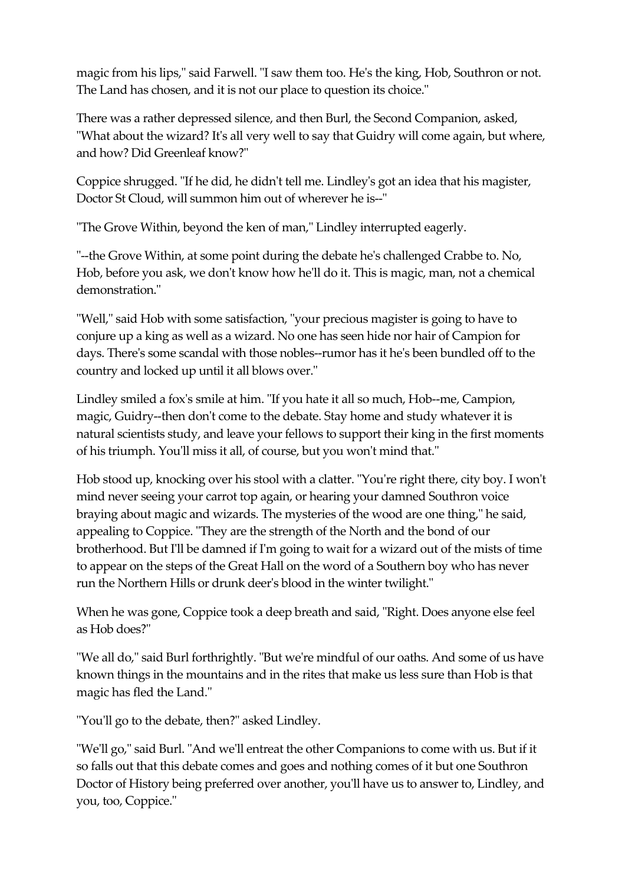magic from his lips," said Farwell. "I saw them too. He's the king, Hob, Southron or not. The Land has chosen, and it is not our place to question its choice."

There was a rather depressed silence, and then Burl, the Second Companion, asked, "What about the wizard? It's all very well to say that Guidry will come again, but where, and how? Did Greenleaf know?"

Coppice shrugged. "If he did, he didn't tell me. Lindley's got an idea that his magister, Doctor St Cloud, will summon him out of wherever he is--"

"The Grove Within, beyond the ken of man," Lindley interrupted eagerly.

"--the Grove Within, at some point during the debate he's challenged Crabbe to. No, Hob, before you ask, we don't know how he'll do it. This is magic, man, not a chemical demonstration."

"Well," said Hob with some satisfaction, "your precious magister is going to have to conjure up a king as well as a wizard. No one has seen hide nor hair of Campion for days. There's some scandal with those nobles--rumor has it he's been bundled off to the country and locked up until it all blows over."

Lindley smiled a fox's smile at him. "If you hate it all so much, Hob--me, Campion, magic, Guidry--then don't come to the debate. Stay home and study whatever it is natural scientists study, and leave your fellows to support their king in the first moments of his triumph. You'll miss it all, of course, but you won't mind that."

Hob stood up, knocking over his stool with a clatter. "You're right there, city boy. I won't mind never seeing your carrot top again, or hearing your damned Southron voice braying about magic and wizards. The mysteries of the wood are one thing," he said, appealing to Coppice. "They are the strength of the North and the bond of our brotherhood. But I'll be damned if I'm going to wait for a wizard out of the mists of time to appear on the steps of the Great Hall on the word of a Southern boy who has never run the Northern Hills or drunk deer's blood in the winter twilight."

When he was gone, Coppice took a deep breath and said, "Right. Does anyone else feel as Hob does?"

"We all do," said Burl forthrightly. "But we're mindful of our oaths. And some of us have known things in the mountains and in the rites that make us less sure than Hob is that magic has fled the Land."

"You'll go to the debate, then?" asked Lindley.

"We'll go," said Burl. "And we'll entreat the other Companions to come with us. But if it so falls out that this debate comes and goes and nothing comes of it but one Southron Doctor of History being preferred over another, you'll have us to answer to, Lindley, and you, too, Coppice."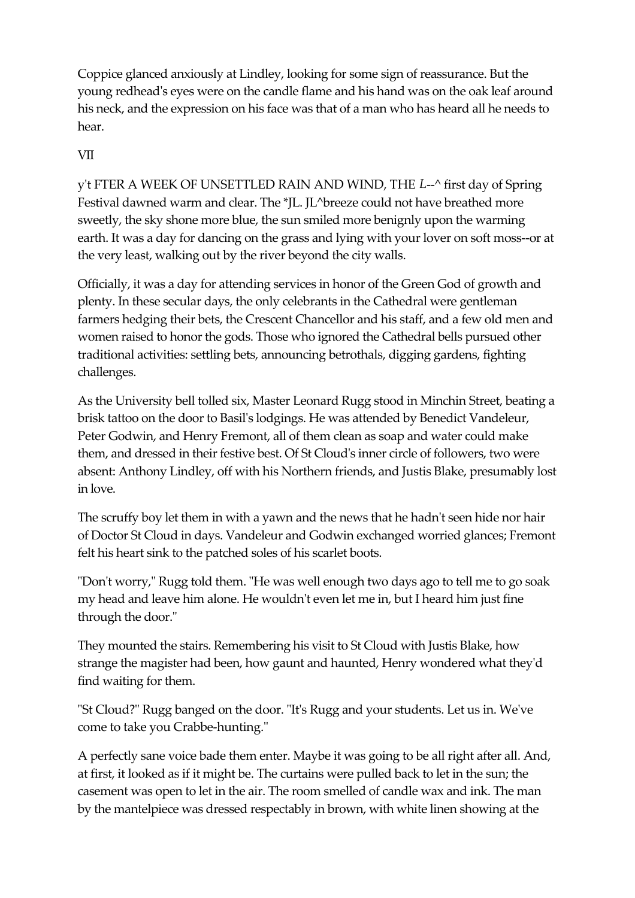Coppice glanced anxiously at Lindley, looking for some sign of reassurance. But the young redhead's eyes were on the candle flame and his hand was on the oak leaf around his neck, and the expression on his face was that of a man who has heard all he needs to hear.

## VII

y't FTER A WEEK OF UNSETTLED RAIN AND WIND, THE L--^ first day of Spring Festival dawned warm and clear. The *JL. JL^breeze could not have breathed more sweetly, the sky shone more blue, the sun smiled more benignly upon the warming earth. It was a day for dancing on the grass and lying with your lover on soft moss--or at the very least, walking out by the river beyond the city walls.

Officially, it was a day for attending services in honor of the Green God of growth and plenty. In these secular days, the only celebrants in the Cathedral were gentleman farmers hedging their bets, the Crescent Chancellor and his staff, and a few old men and women raised to honor the gods. Those who ignored the Cathedral bells pursued other traditional activities: settling bets, announcing betrothals, digging gardens, fighting challenges.

As the University bell tolled six, Master Leonard Rugg stood in Minchin Street, beating a brisk tattoo on the door to Basil's lodgings. He was attended by Benedict Vandeleur, Peter Godwin, and Henry Fremont, all of them clean as soap and water could make them, and dressed in their festive best. Of St Cloud's inner circle of followers, two were absent: Anthony Lindley, off with his Northern friends, and Justis Blake, presumably lost in love.

The scruffy boy let them in with a yawn and the news that he hadn't seen hide nor hair of Doctor St Cloud in days. Vandeleur and Godwin exchanged worried glances; Fremont felt his heart sink to the patched soles of his scarlet boots.

"Don't worry," Rugg told them. "He was well enough two days ago to tell me to go soak my head and leave him alone. He wouldn't even let me in, but I heard him just fine through the door."

They mounted the stairs. Remembering his visit to St Cloud with Justis Blake, how strange the magister had been, how gaunt and haunted, Henry wondered what they'd find waiting for them.

"St Cloud?" Rugg banged on the door. "It's Rugg and your students. Let us in. We've come to take you Crabbe-hunting."

A perfectly sane voice bade them enter. Maybe it was going to be all right after all. And, at first, it looked as if it might be. The curtains were pulled back to let in the sun; the casement was open to let in the air. The room smelled of candle wax and ink. The man by the mantelpiece was dressed respectably in brown, with white linen showing at the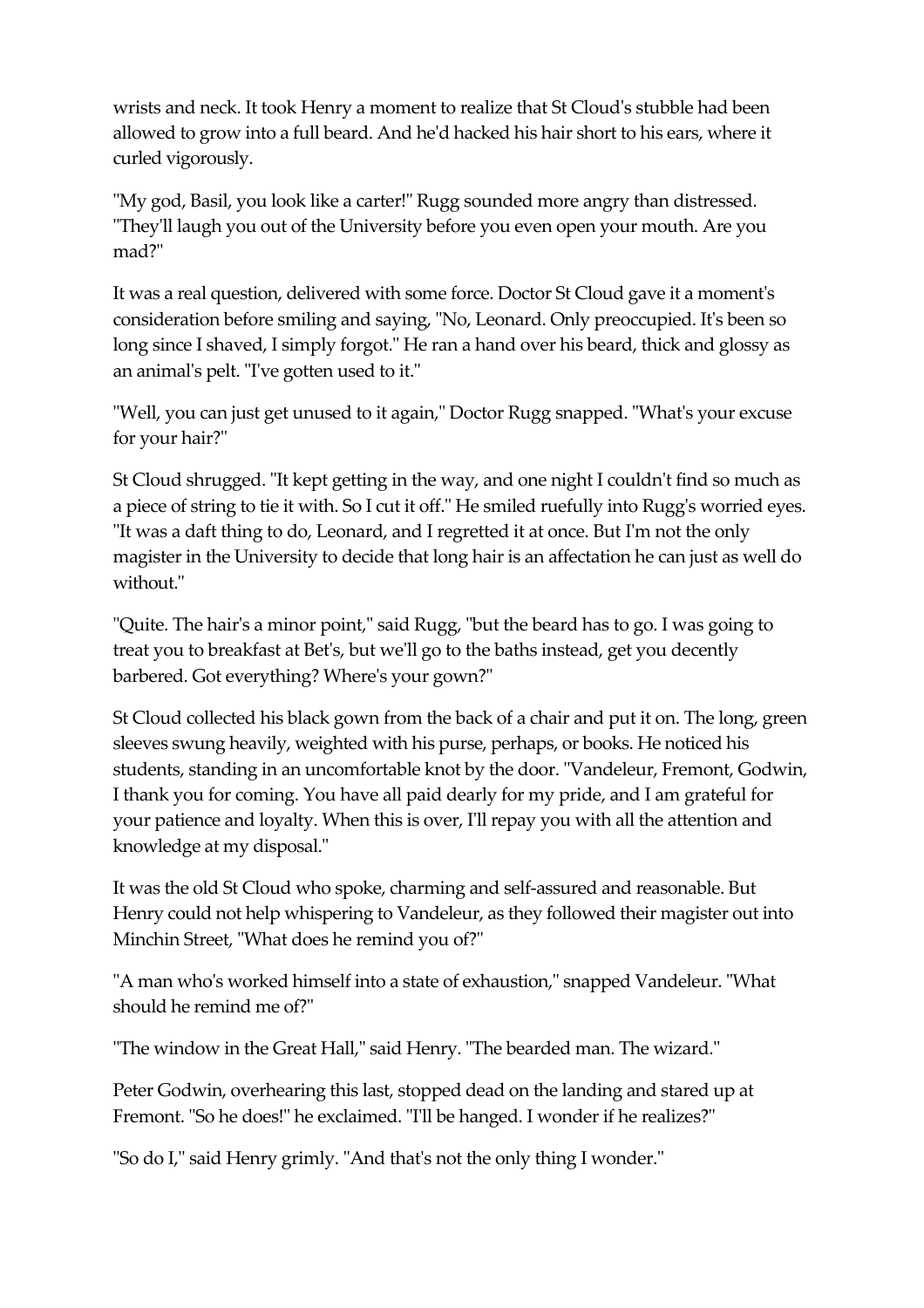wrists and neck. It took Henry a moment to realize that St Cloud's stubble had been allowed to grow into a full beard. And he'd hacked his hair short to his ears, where it curled vigorously.

"My god, Basil, you look like a carter!" Rugg sounded more angry than distressed. "They'll laugh you out of the University before you even open your mouth. Are you mad?"

It was a real question, delivered with some force. Doctor St Cloud gave it a moment's consideration before smiling and saying, "No, Leonard. Only preoccupied. It's been so long since I shaved, I simply forgot." He ran a hand over his beard, thick and glossy as an animal's pelt. "I've gotten used to it."

"Well, you can just get unused to it again," Doctor Rugg snapped. "What's your excuse for your hair?"

St Cloud shrugged. "It kept getting in the way, and one night I couldn't find so much as a piece of string to tie it with. So I cut it off." He smiled ruefully into Rugg's worried eyes. "It was a daft thing to do, Leonard, and I regretted it at once. But I'm not the only magister in the University to decide that long hair is an affectation he can just as well do without."

"Quite. The hair's a minor point," said Rugg, "but the beard has to go. I was going to treat you to breakfast at Bet's, but we'll go to the baths instead, get you decently barbered. Got everything? Where's your gown?"

St Cloud collected his black gown from the back of a chair and put it on. The long, green sleeves swung heavily, weighted with his purse, perhaps, or books. He noticed his students, standing in an uncomfortable knot by the door. "Vandeleur, Fremont, Godwin, I thank you for coming. You have all paid dearly for my pride, and I am grateful for your patience and loyalty. When this is over, I'll repay you with all the attention and knowledge at my disposal."

It was the old St Cloud who spoke, charming and self-assured and reasonable. But Henry could not help whispering to Vandeleur, as they followed their magister out into Minchin Street, "What does he remind you of?"

"A man who's worked himself into a state of exhaustion," snapped Vandeleur. "What should he remind me of?"

"The window in the Great Hall," said Henry. "The bearded man. The wizard."

Peter Godwin, overhearing this last, stopped dead on the landing and stared up at Fremont. "So he does!" he exclaimed. "I'll be hanged. I wonder if he realizes?"

"So do I," said Henry grimly. "And that's not the only thing I wonder."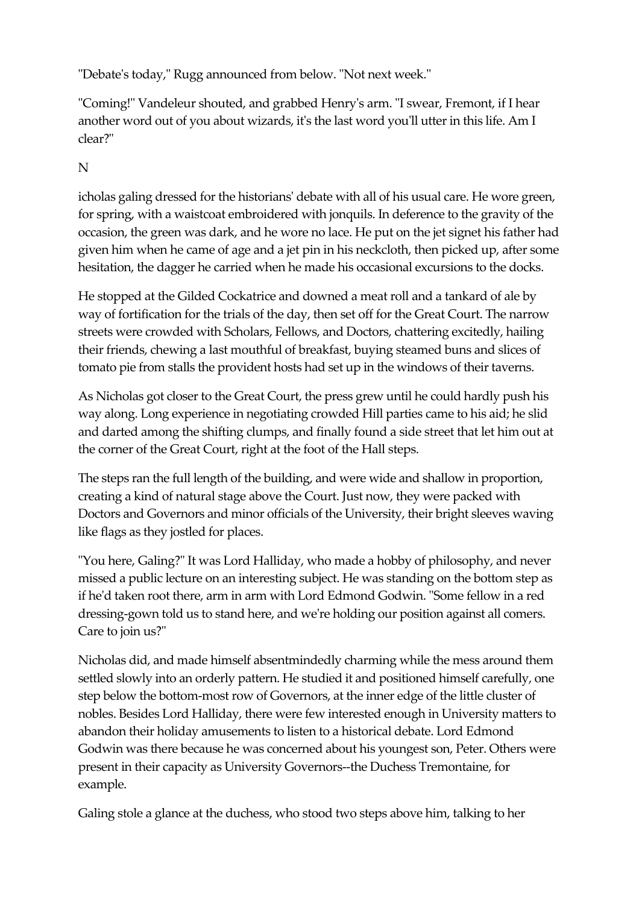"Debate's today," Rugg announced from below. "Not next week."

"Coming!" Vandeleur shouted, and grabbed Henry's arm. "I swear, Fremont, if I hear another word out of you about wizards, it's the last word you'll utter in this life. Am I clear?"

N

icholas galing dressed for the historians' debate with all of his usual care. He wore green, for spring, with a waistcoat embroidered with jonquils. In deference to the gravity of the occasion, the green was dark, and he wore no lace. He put on the jet signet his father had given him when he came of age and a jet pin in his neckcloth, then picked up, after some hesitation, the dagger he carried when he made his occasional excursions to the docks.

He stopped at the Gilded Cockatrice and downed a meat roll and a tankard of ale by way of fortification for the trials of the day, then set off for the Great Court. The narrow streets were crowded with Scholars, Fellows, and Doctors, chattering excitedly, hailing their friends, chewing a last mouthful of breakfast, buying steamed buns and slices of tomato pie from stalls the provident hosts had set up in the windows of their taverns.

As Nicholas got closer to the Great Court, the press grew until he could hardly push his way along. Long experience in negotiating crowded Hill parties came to his aid; he slid and darted among the shifting clumps, and finally found a side street that let him out at the corner of the Great Court, right at the foot of the Hall steps.

The steps ran the full length of the building, and were wide and shallow in proportion, creating a kind of natural stage above the Court. Just now, they were packed with Doctors and Governors and minor officials of the University, their bright sleeves waving like flags as they jostled for places.

"You here, Galing?" It was Lord Halliday, who made a hobby of philosophy, and never missed a public lecture on an interesting subject. He was standing on the bottom step as if he'd taken root there, arm in arm with Lord Edmond Godwin. "Some fellow in a red dressing-gown told us to stand here, and we're holding our position against all comers. Care to join us?"

Nicholas did, and made himself absentmindedly charming while the mess around them settled slowly into an orderly pattern. He studied it and positioned himself carefully, one step below the bottom-most row of Governors, at the inner edge of the little cluster of nobles. Besides Lord Halliday, there were few interested enough in University matters to abandon their holiday amusements to listen to a historical debate. Lord Edmond Godwin was there because he was concerned about his youngest son, Peter. Others were present in their capacity as University Governors--the Duchess Tremontaine, for example.

Galing stole a glance at the duchess, who stood two steps above him, talking to her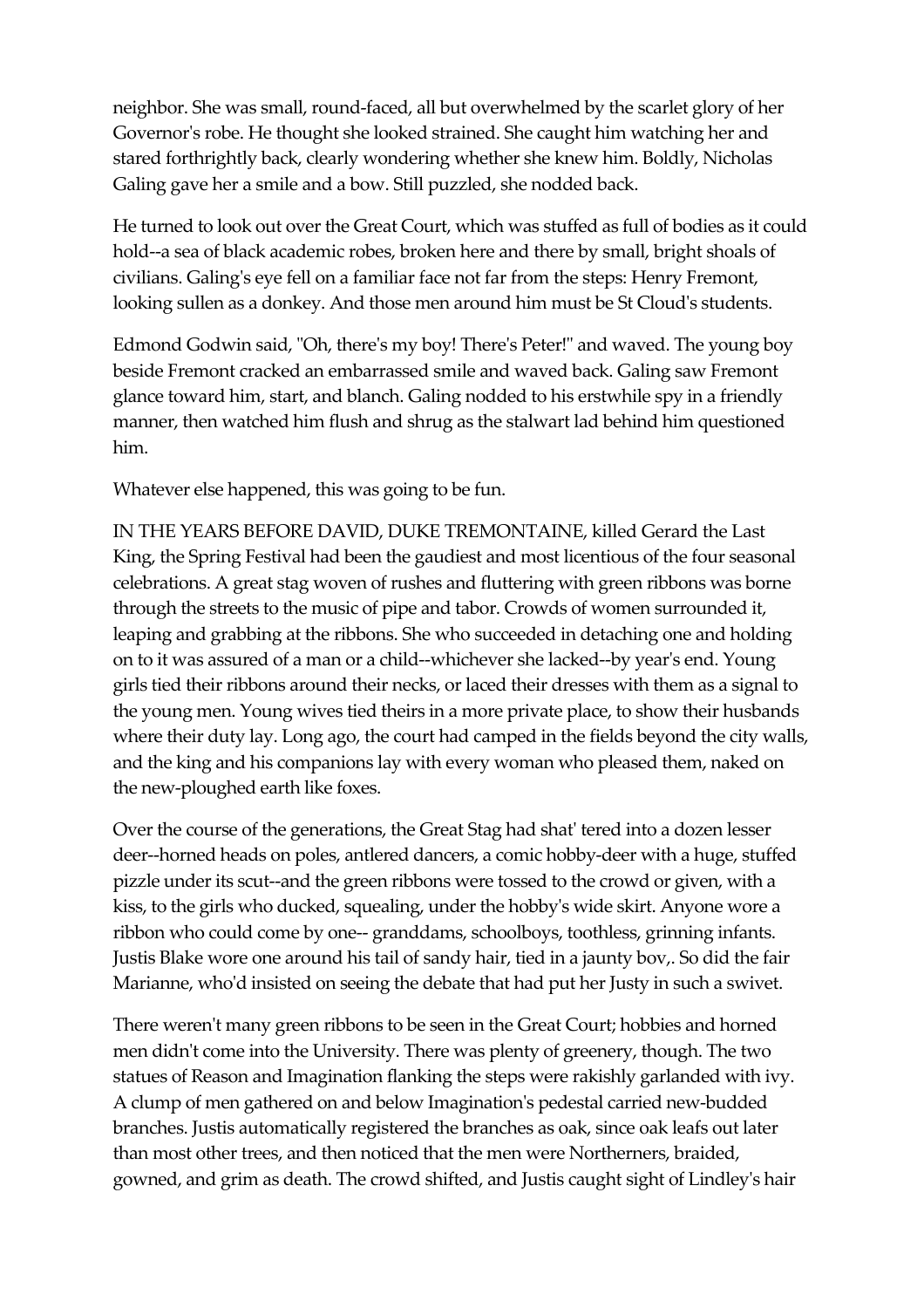neighbor. She was small, round-faced, all but overwhelmed by the scarlet glory of her Governor's robe. He thought she looked strained. She caught him watching her and stared forthrightly back, clearly wondering whether she knew him. Boldly, Nicholas Galing gave her a smile and a bow. Still puzzled, she nodded back.

He turned to look out over the Great Court, which was stuffed as full of bodies as it could hold--a sea of black academic robes, broken here and there by small, bright shoals of civilians. Galing's eye fell on a familiar face not far from the steps: Henry Fremont, looking sullen as a donkey. And those men around him must be St Cloud's students.

Edmond Godwin said, "Oh, there's my boy! There's Peter!" and waved. The young boy beside Fremont cracked an embarrassed smile and waved back. Galing saw Fremont glance toward him, start, and blanch. Galing nodded to his erstwhile spy in a friendly manner, then watched him flush and shrug as the stalwart lad behind him questioned him.

Whatever else happened, this was going to be fun.

IN THE YEARS BEFORE DAVID, DUKE TREMONTAINE, killed Gerard the Last King, the Spring Festival had been the gaudiest and most licentious of the four seasonal celebrations. A great stag woven of rushes and fluttering with green ribbons was borne through the streets to the music of pipe and tabor. Crowds of women surrounded it, leaping and grabbing at the ribbons. She who succeeded in detaching one and holding on to it was assured of a man or a child--whichever she lacked--by year's end. Young girls tied their ribbons around their necks, or laced their dresses with them as a signal to the young men. Young wives tied theirs in a more private place, to show their husbands where their duty lay. Long ago, the court had camped in the fields beyond the city walls, and the king and his companions lay with every woman who pleased them, naked on the new-ploughed earth like foxes.

Over the course of the generations, the Great Stag had shat' tered into a dozen lesser deer--horned heads on poles, antlered dancers, a comic hobby-deer with a huge, stuffed pizzle under its scut--and the green ribbons were tossed to the crowd or given, with a kiss, to the girls who ducked, squealing, under the hobby's wide skirt. Anyone wore a ribbon who could come by one-- granddams, schoolboys, toothless, grinning infants. Justis Blake wore one around his tail of sandy hair, tied in a jaunty bov,. So did the fair Marianne, who'd insisted on seeing the debate that had put her Justy in such a swivet.

There weren't many green ribbons to be seen in the Great Court; hobbies and horned men didn't come into the University. There was plenty of greenery, though. The two statues of Reason and Imagination flanking the steps were rakishly garlanded with ivy. A clump of men gathered on and below Imagination's pedestal carried new-budded branches. Justis automatically registered the branches as oak, since oak leafs out later than most other trees, and then noticed that the men were Northerners, braided, gowned, and grim as death. The crowd shifted, and Justis caught sight of Lindley's hair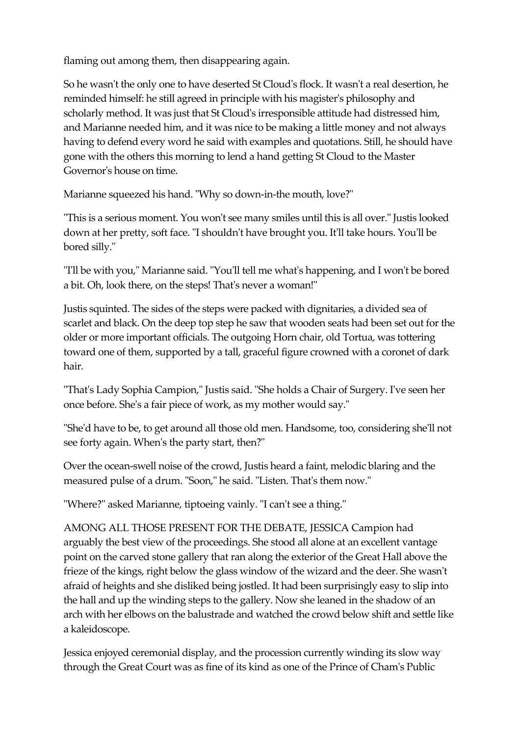flaming out among them, then disappearing again.

So he wasn't the only one to have deserted St Cloud's flock. It wasn't a real desertion, he reminded himself: he still agreed in principle with his magister's philosophy and scholarly method. It was just that St Cloud's irresponsible attitude had distressed him, and Marianne needed him, and it was nice to be making a little money and not always having to defend every word he said with examples and quotations. Still, he should have gone with the others this morning to lend a hand getting St Cloud to the Master Governor's house on time.

Marianne squeezed his hand. "Why so down-in-the mouth, love?"

"This is a serious moment. You won't see many smiles until this is all over." Justis looked down at her pretty, soft face. "I shouldn't have brought you. It'll take hours. You'll be bored silly."

"I'll be with you," Marianne said. "You'll tell me what's happening, and I won't be bored a bit. Oh, look there, on the steps! That's never a woman!"

Justis squinted. The sides of the steps were packed with dignitaries, a divided sea of scarlet and black. On the deep top step he saw that wooden seats had been set out for the older or more important officials. The outgoing Horn chair, old Tortua, was tottering toward one of them, supported by a tall, graceful figure crowned with a coronet of dark hair.

"That's Lady Sophia Campion," Justis said. "She holds a Chair of Surgery. I've seen her once before. She's a fair piece of work, as my mother would say."

"She'd have to be, to get around all those old men. Handsome, too, considering she'll not see forty again. When's the party start, then?"

Over the ocean-swell noise of the crowd, Justis heard a faint, melodic blaring and the measured pulse of a drum. "Soon," he said. "Listen. That's them now."

"Where?" asked Marianne, tiptoeing vainly. "I can't see a thing."

AMONG ALL THOSE PRESENT FOR THE DEBATE, JESSICA Campion had arguably the best view of the proceedings. She stood all alone at an excellent vantage point on the carved stone gallery that ran along the exterior of the Great Hall above the frieze of the kings, right below the glass window of the wizard and the deer. She wasn't afraid of heights and she disliked being jostled. It had been surprisingly easy to slip into the hall and up the winding steps to the gallery. Now she leaned in the shadow of an arch with her elbows on the balustrade and watched the crowd below shift and settle like a kaleidoscope.

Jessica enjoyed ceremonial display, and the procession currently winding its slow way through the Great Court was as fine of its kind as one of the Prince of Cham's Public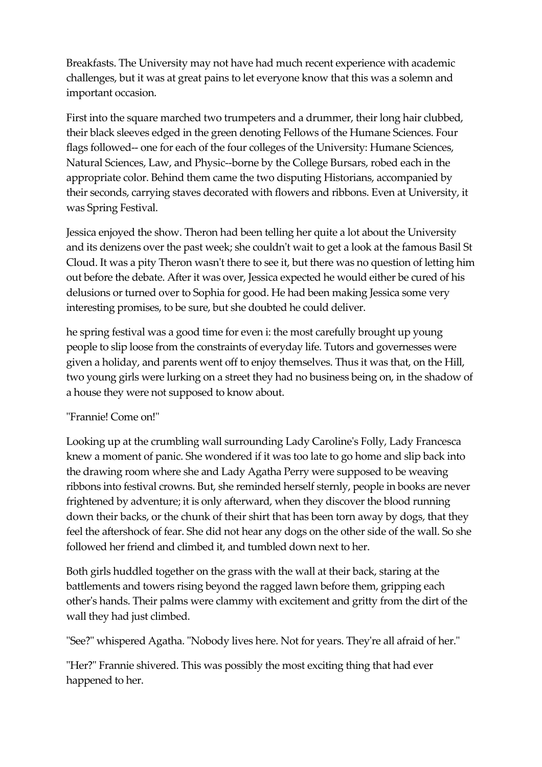Breakfasts. The University may not have had much recent experience with academic challenges, but it was at great pains to let everyone know that this was a solemn and important occasion.

First into the square marched two trumpeters and a drummer, their long hair clubbed, their black sleeves edged in the green denoting Fellows of the Humane Sciences. Four flags followed-- one for each of the four colleges of the University: Humane Sciences, Natural Sciences, Law, and Physic--borne by the College Bursars, robed each in the appropriate color. Behind them came the two disputing Historians, accompanied by their seconds, carrying staves decorated with flowers and ribbons. Even at University, it was Spring Festival.

Jessica enjoyed the show. Theron had been telling her quite a lot about the University and its denizens over the past week; she couldn't wait to get a look at the famous Basil St Cloud. It was a pity Theron wasn't there to see it, but there was no question of letting him out before the debate. After it was over, Jessica expected he would either be cured of his delusions or turned over to Sophia for good. He had been making Jessica some very interesting promises, to be sure, but she doubted he could deliver.

he spring festival was a good time for even i: the most carefully brought up young people to slip loose from the constraints of everyday life. Tutors and governesses were given a holiday, and parents went off to enjoy themselves. Thus it was that, on the Hill, two young girls were lurking on a street they had no business being on, in the shadow of a house they were not supposed to know about.

"Frannie! Come on!"

Looking up at the crumbling wall surrounding Lady Caroline's Folly, Lady Francesca knew a moment of panic. She wondered if it was too late to go home and slip back into the drawing room where she and Lady Agatha Perry were supposed to be weaving ribbons into festival crowns. But, she reminded herself sternly, people in books are never frightened by adventure; it is only afterward, when they discover the blood running down their backs, or the chunk of their shirt that has been torn away by dogs, that they feel the aftershock of fear. She did not hear any dogs on the other side of the wall. So she followed her friend and climbed it, and tumbled down next to her.

Both girls huddled together on the grass with the wall at their back, staring at the battlements and towers rising beyond the ragged lawn before them, gripping each other's hands. Their palms were clammy with excitement and gritty from the dirt of the wall they had just climbed.

"See?" whispered Agatha. "Nobody lives here. Not for years. They're all afraid of her."

"Her?" Frannie shivered. This was possibly the most exciting thing that had ever happened to her.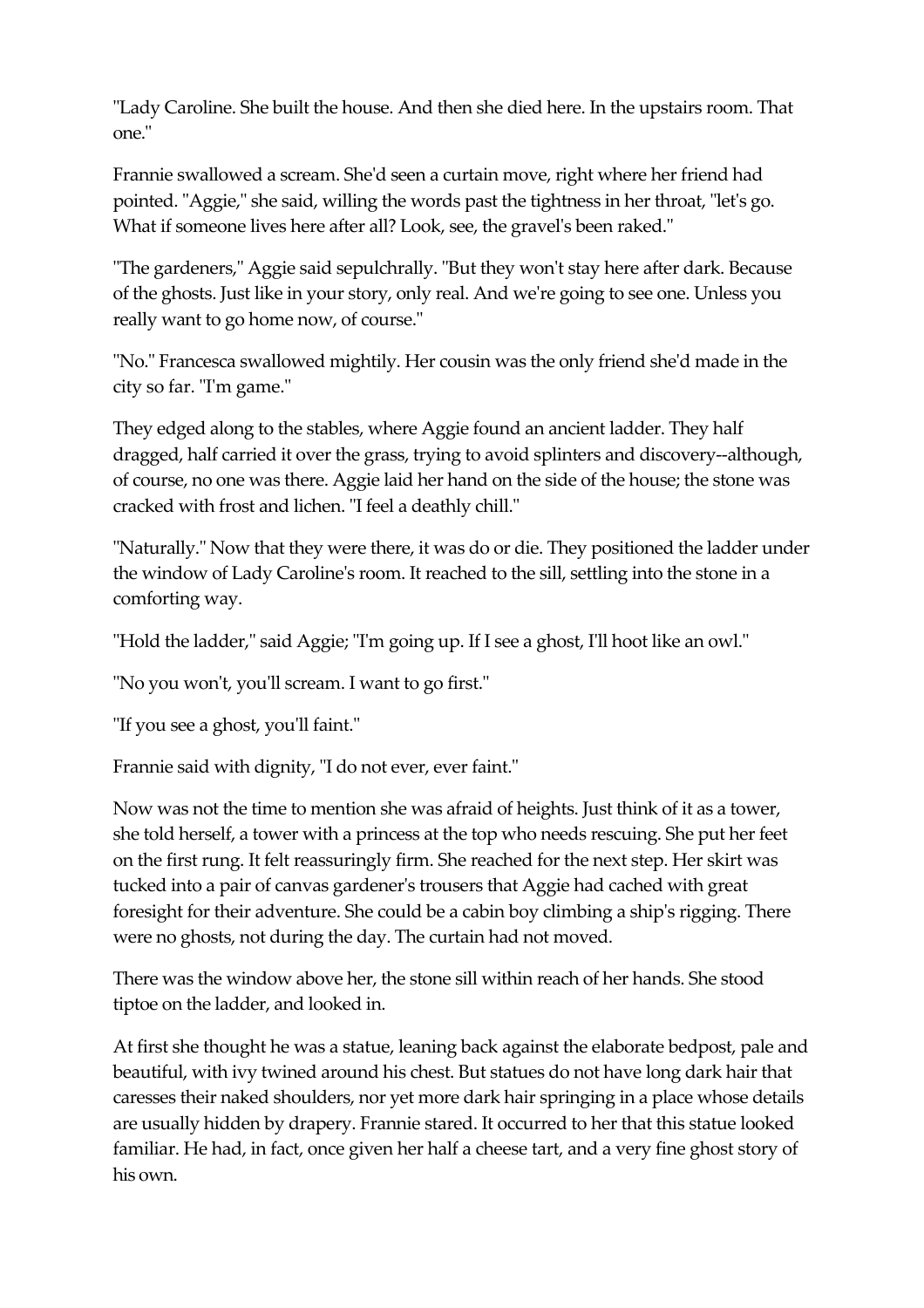"Lady Caroline. She built the house. And then she died here. In the upstairs room. That one."

Frannie swallowed a scream. She'd seen a curtain move, right where her friend had pointed. "Aggie," she said, willing the words past the tightness in her throat, "let's go. What if someone lives here after all? Look, see, the gravel's been raked."

"The gardeners," Aggie said sepulchrally. "But they won't stay here after dark. Because of the ghosts. Just like in your story, only real. And we're going to see one. Unless you really want to go home now, of course."

"No." Francesca swallowed mightily. Her cousin was the only friend she'd made in the city so far. "I'm game."

They edged along to the stables, where Aggie found an ancient ladder. They half dragged, half carried it over the grass, trying to avoid splinters and discovery--although, of course, no one was there. Aggie laid her hand on the side of the house; the stone was cracked with frost and lichen. "I feel a deathly chill."

"Naturally." Now that they were there, it was do or die. They positioned the ladder under the window of Lady Caroline's room. It reached to the sill, settling into the stone in a comforting way.

"Hold the ladder," said Aggie; "I'm going up. If I see a ghost, I'll hoot like an owl."

"No you won't, you'll scream. I want to go first."

"If you see a ghost, you'll faint."

Frannie said with dignity, "I do not ever, ever faint."

Now was not the time to mention she was afraid of heights. Just think of it as a tower, she told herself, a tower with a princess at the top who needs rescuing. She put her feet on the first rung. It felt reassuringly firm. She reached for the next step. Her skirt was tucked into a pair of canvas gardener's trousers that Aggie had cached with great foresight for their adventure. She could be a cabin boy climbing a ship's rigging. There were no ghosts, not during the day. The curtain had not moved.

There was the window above her, the stone sill within reach of her hands. She stood tiptoe on the ladder, and looked in.

At first she thought he was a statue, leaning back against the elaborate bedpost, pale and beautiful, with ivy twined around his chest. But statues do not have long dark hair that caresses their naked shoulders, nor yet more dark hair springing in a place whose details are usually hidden by drapery. Frannie stared. It occurred to her that this statue looked familiar. He had, in fact, once given her half a cheese tart, and a very fine ghost story of his own.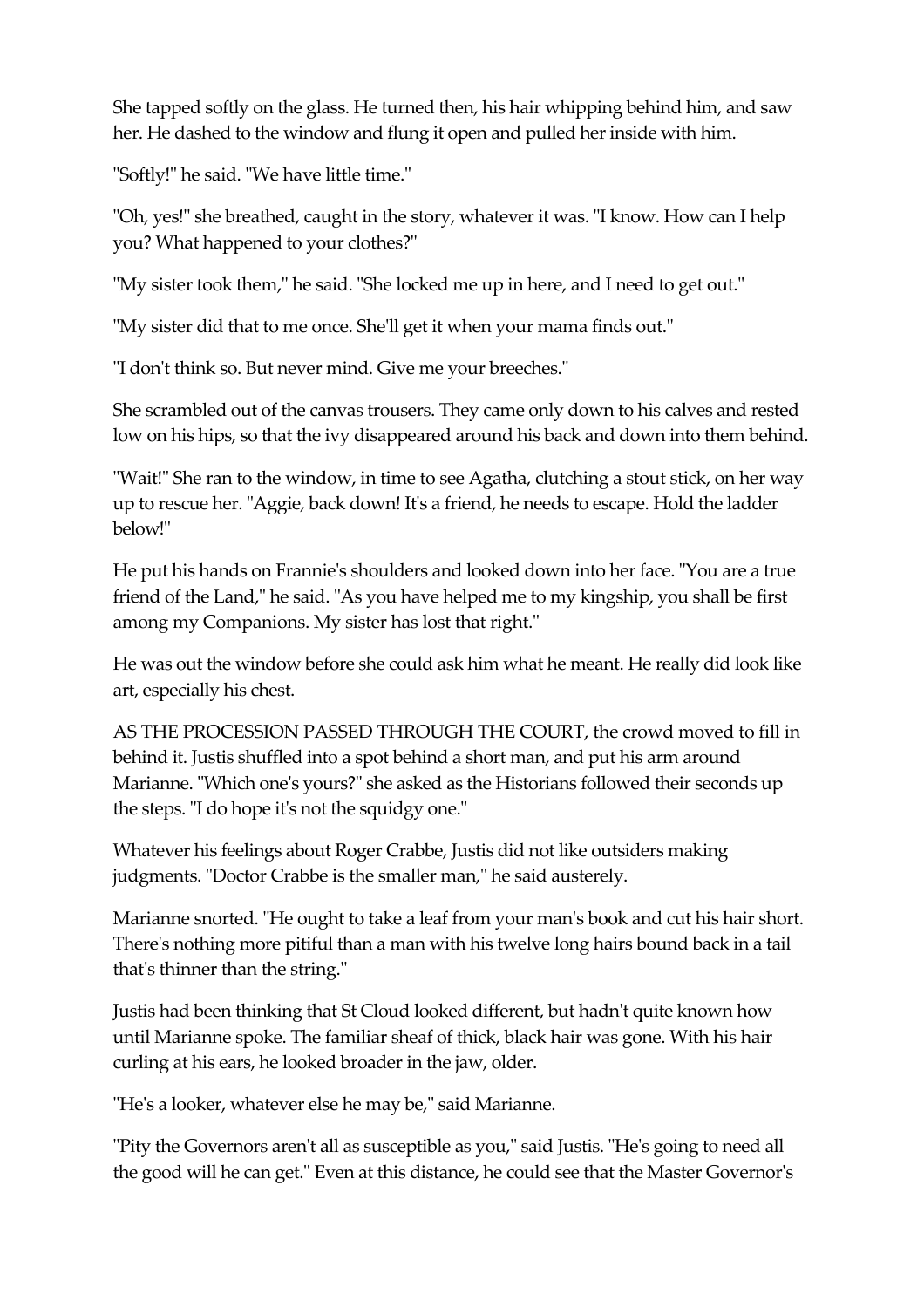She tapped softly on the glass. He turned then, his hair whipping behind him, and saw her. He dashed to the window and flung it open and pulled her inside with him.

"Softly!" he said. "We have little time."

"Oh, yes!" she breathed, caught in the story, whatever it was. "I know. How can I help you? What happened to your clothes?"

"My sister took them," he said. "She locked me up in here, and I need to get out."

"My sister did that to me once. She'll get it when your mama finds out."

"I don't think so. But never mind. Give me your breeches."

She scrambled out of the canvas trousers. They came only down to his calves and rested low on his hips, so that the ivy disappeared around his back and down into them behind.

"Wait!" She ran to the window, in time to see Agatha, clutching a stout stick, on her way up to rescue her. "Aggie, back down! It's a friend, he needs to escape. Hold the ladder below!"

He put his hands on Frannie's shoulders and looked down into her face. "You are a true friend of the Land," he said. "As you have helped me to my kingship, you shall be first among my Companions. My sister has lost that right."

He was out the window before she could ask him what he meant. He really did look like art, especially his chest.

AS THE PROCESSION PASSED THROUGH THE COURT, the crowd moved to fill in behind it. Justis shuffled into a spot behind a short man, and put his arm around Marianne. "Which one's yours?" she asked as the Historians followed their seconds up the steps. "I do hope it's not the squidgy one."

Whatever his feelings about Roger Crabbe, Justis did not like outsiders making judgments. "Doctor Crabbe is the smaller man," he said austerely.

Marianne snorted. "He ought to take a leaf from your man's book and cut his hair short. There's nothing more pitiful than a man with his twelve long hairs bound back in a tail that's thinner than the string."

Justis had been thinking that St Cloud looked different, but hadn't quite known how until Marianne spoke. The familiar sheaf of thick, black hair was gone. With his hair curling at his ears, he looked broader in the jaw, older.

"He's a looker, whatever else he may be," said Marianne.

"Pity the Governors aren't all as susceptible as you," said Justis. "He's going to need all the good will he can get." Even at this distance, he could see that the Master Governor's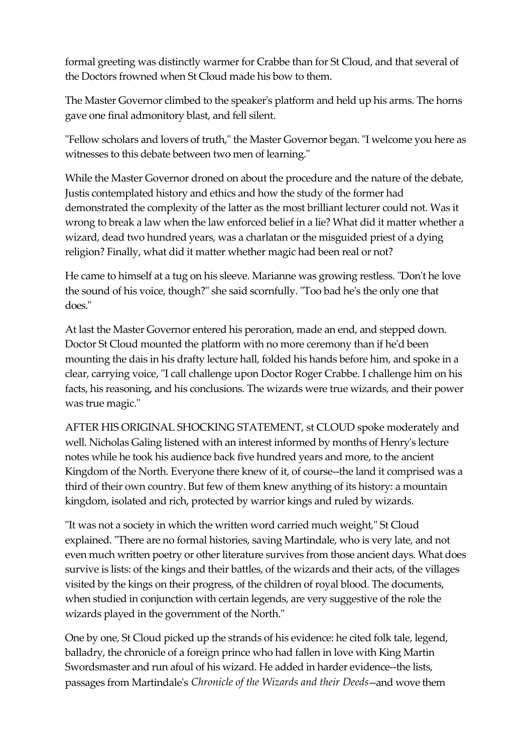formal greeting was distinctly warmer for Crabbe than for St Cloud, and that several of the Doctors frowned when St Cloud made his bow to them.

The Master Governor climbed to the speaker's platform and held up his arms. The horns gave one final admonitory blast, and fell silent.

"Fellow scholars and lovers of truth," the Master Governor began. "I welcome you here as witnesses to this debate between two men of learning."

While the Master Governor droned on about the procedure and the nature of the debate, Justis contemplated history and ethics and how the study of the former had demonstrated the complexity of the latter as the most brilliant lecturer could not. Was it wrong to break a law when the law enforced belief in a lie? What did it matter whether a wizard, dead two hundred years, was a charlatan or the misguided priest of a dying religion? Finally, what did it matter whether magic had been real or not?

He came to himself at a tug on his sleeve. Marianne was growing restless. "Don't he love the sound of his voice, though?" she said scornfully. "Too bad he's the only one that does."

At last the Master Governor entered his peroration, made an end, and stepped down. Doctor St Cloud mounted the platform with no more ceremony than if he'd been mounting the dais in his drafty lecture hall, folded his hands before him, and spoke in a clear, carrying voice, "I call challenge upon Doctor Roger Crabbe. I challenge him on his facts, his reasoning, and his conclusions. The wizards were true wizards, and their power was true magic."

AFTER HIS ORIGINAL SHOCKING STATEMENT, st CLOUD spoke moderately and well. Nicholas Galing listened with an interest informed by months of Henry's lecture notes while he took his audience back five hundred years and more, to the ancient Kingdom of the North. Everyone there knew of it, of course--the land it comprised was a third of their own country. But few of them knew anything of its history: a mountain kingdom, isolated and rich, protected by warrior kings and ruled by wizards.

"It was not a society in which the written word carried much weight," St Cloud explained. "There are no formal histories, saving Martindale, who is very late, and not even much written poetry or other literature survives from those ancient days. What does survive is lists: of the kings and their battles, of the wizards and their acts, of the villages visited by the kings on their progress, of the children of royal blood. The documents, when studied in conjunction with certain legends, are very suggestive of the role the wizards played in the government of the North."

One by one, St Cloud picked up the strands of his evidence: he cited folk tale, legend, balladry, the chronicle of a foreign prince who had fallen in love with King Martin Swordsmaster and run afoul of his wizard. He added in harder evidence--the lists, passages from Martindale's *Chronicle of the Wizards and their Deeds*--and wove them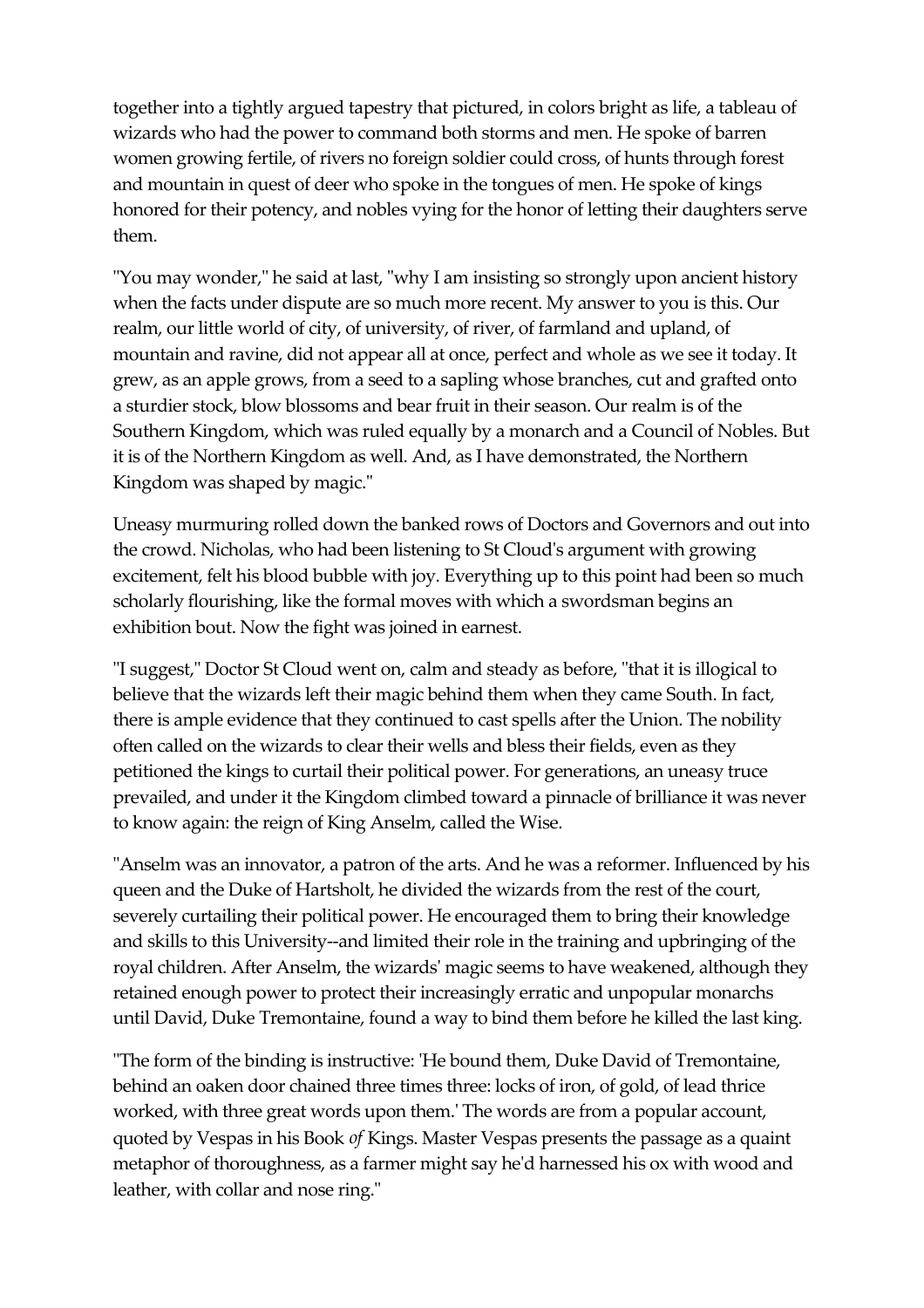together into a tightly argued tapestry that pictured, in colors bright as life, a tableau of wizards who had the power to command both storms and men. He spoke of barren women growing fertile, of rivers no foreign soldier could cross, of hunts through forest and mountain in quest of deer who spoke in the tongues of men. He spoke of kings honored for their potency, and nobles vying for the honor of letting their daughters serve them.

"You may wonder," he said at last, "why I am insisting so strongly upon ancient history when the facts under dispute are so much more recent. My answer to you is this. Our realm, our little world of city, of university, of river, of farmland and upland, of mountain and ravine, did not appear all at once, perfect and whole as we see it today. It grew, as an apple grows, from a seed to a sapling whose branches, cut and grafted onto a sturdier stock, blow blossoms and bear fruit in their season. Our realm is of the Southern Kingdom, which was ruled equally by a monarch and a Council of Nobles. But it is of the Northern Kingdom as well. And, as I have demonstrated, the Northern Kingdom was shaped by magic."

Uneasy murmuring rolled down the banked rows of Doctors and Governors and out into the crowd. Nicholas, who had been listening to St Cloud's argument with growing excitement, felt his blood bubble with joy. Everything up to this point had been so much scholarly flourishing, like the formal moves with which a swordsman begins an exhibition bout. Now the fight was joined in earnest.

"I suggest," Doctor St Cloud went on, calm and steady as before, "that it is illogical to believe that the wizards left their magic behind them when they came South. In fact, there is ample evidence that they continued to cast spells after the Union. The nobility often called on the wizards to clear their wells and bless their fields, even as they petitioned the kings to curtail their political power. For generations, an uneasy truce prevailed, and under it the Kingdom climbed toward a pinnacle of brilliance it was never to know again: the reign of King Anselm, called the Wise.

"Anselm was an innovator, a patron of the arts. And he was a reformer. Influenced by his queen and the Duke of Hartsholt, he divided the wizards from the rest of the court, severely curtailing their political power. He encouraged them to bring their knowledge and skills to this University--and limited their role in the training and upbringing of the royal children. After Anselm, the wizards' magic seems to have weakened, although they retained enough power to protect their increasingly erratic and unpopular monarchs until David, Duke Tremontaine, found a way to bind them before he killed the last king.

"The form of the binding is instructive: 'He bound them, Duke David of Tremontaine, behind an oaken door chained three times three: locks of iron, of gold, of lead thrice worked, with three great words upon them.' The words are from a popular account, quoted by Vespas in his Book *of* Kings. Master Vespas presents the passage as a quaint metaphor of thoroughness, as a farmer might say he'd harnessed his ox with wood and leather, with collar and nose ring."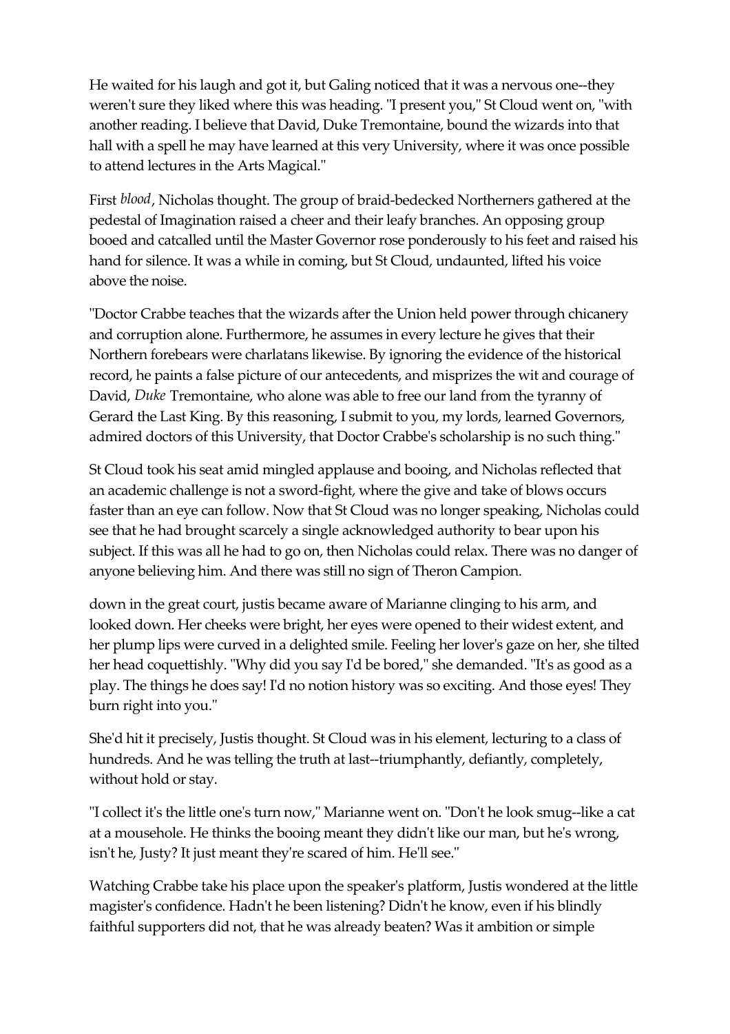He waited for his laugh and got it, but Galing noticed that it was a nervous one--they weren't sure they liked where this was heading. "I present you," St Cloud went on, "with another reading. I believe that David, Duke Tremontaine, bound the wizards into that hall with a spell he may have learned at this very University, where it was once possible to attend lectures in the Arts Magical."

First *blood*, Nicholas thought. The group of braid-bedecked Northerners gathered at the pedestal of Imagination raised a cheer and their leafy branches. An opposing group booed and catcalled until the Master Governor rose ponderously to his feet and raised his hand for silence. It was a while in coming, but St Cloud, undaunted, lifted his voice above the noise.

"Doctor Crabbe teaches that the wizards after the Union held power through chicanery and corruption alone. Furthermore, he assumes in every lecture he gives that their Northern forebears were charlatans likewise. By ignoring the evidence of the historical record, he paints a false picture of our antecedents, and misprizes the wit and courage of David, *Duke* Tremontaine, who alone was able to free our land from the tyranny of Gerard the Last King. By this reasoning, I submit to you, my lords, learned Governors, admired doctors of this University, that Doctor Crabbe's scholarship is no such thing."

St Cloud took his seat amid mingled applause and booing, and Nicholas reflected that an academic challenge is not a sword-fight, where the give and take of blows occurs faster than an eye can follow. Now that St Cloud was no longer speaking, Nicholas could see that he had brought scarcely a single acknowledged authority to bear upon his subject. If this was all he had to go on, then Nicholas could relax. There was no danger of anyone believing him. And there was still no sign of Theron Campion.

down in the great court, justis became aware of Marianne clinging to his arm, and looked down. Her cheeks were bright, her eyes were opened to their widest extent, and her plump lips were curved in a delighted smile. Feeling her lover's gaze on her, she tilted her head coquettishly. "Why did you say I'd be bored," she demanded. "It's as good as a play. The things he does say! I'd no notion history was so exciting. And those eyes! They burn right into you."

She'd hit it precisely, Justis thought. St Cloud was in his element, lecturing to a class of hundreds. And he was telling the truth at last--triumphantly, defiantly, completely, without hold or stay.

"I collect it's the little one's turn now," Marianne went on. "Don't he look smug--like a cat at a mousehole. He thinks the booing meant they didn't like our man, but he's wrong, isn't he, Justy? It just meant they're scared of him. He'll see."

Watching Crabbe take his place upon the speaker's platform, Justis wondered at the little magister's confidence. Hadn't he been listening? Didn't he know, even if his blindly faithful supporters did not, that he was already beaten? Was it ambition or simple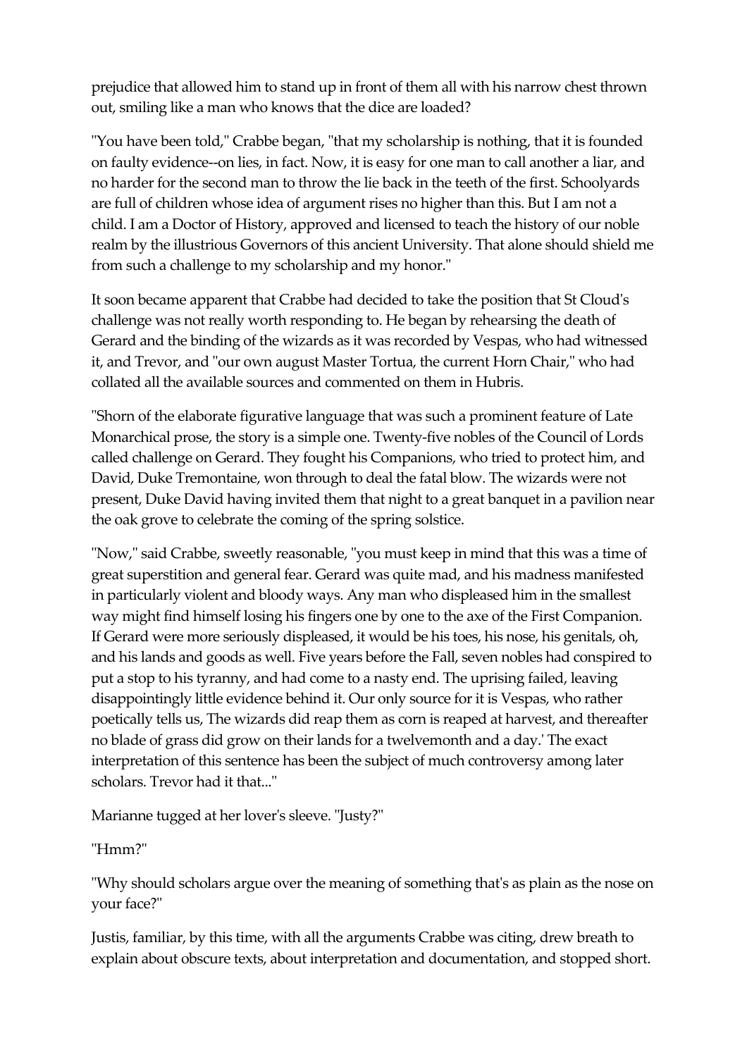prejudice that allowed him to stand up in front of them all with his narrow chest thrown out, smiling like a man who knows that the dice are loaded?

"You have been told," Crabbe began, "that my scholarship is nothing, that it is founded on faulty evidence--on lies, in fact. Now, it is easy for one man to call another a liar, and no harder for the second man to throw the lie back in the teeth of the first. Schoolyards are full of children whose idea of argument rises no higher than this. But I am not a child. I am a Doctor of History, approved and licensed to teach the history of our noble realm by the illustrious Governors of this ancient University. That alone should shield me from such a challenge to my scholarship and my honor."

It soon became apparent that Crabbe had decided to take the position that St Cloud's challenge was not really worth responding to. He began by rehearsing the death of Gerard and the binding of the wizards as it was recorded by Vespas, who had witnessed it, and Trevor, and "our own august Master Tortua, the current Horn Chair," who had collated all the available sources and commented on them in Hubris.

"Shorn of the elaborate figurative language that was such a prominent feature of Late Monarchical prose, the story is a simple one. Twenty-five nobles of the Council of Lords called challenge on Gerard. They fought his Companions, who tried to protect him, and David, Duke Tremontaine, won through to deal the fatal blow. The wizards were not present, Duke David having invited them that night to a great banquet in a pavilion near the oak grove to celebrate the coming of the spring solstice.

"Now," said Crabbe, sweetly reasonable, "you must keep in mind that this was a time of great superstition and general fear. Gerard was quite mad, and his madness manifested in particularly violent and bloody ways. Any man who displeased him in the smallest way might find himself losing his fingers one by one to the axe of the First Companion. If Gerard were more seriously displeased, it would be his toes, his nose, his genitals, oh, and his lands and goods as well. Five years before the Fall, seven nobles had conspired to put a stop to his tyranny, and had come to a nasty end. The uprising failed, leaving disappointingly little evidence behind it. Our only source for it is Vespas, who rather poetically tells us, The wizards did reap them as corn is reaped at harvest, and thereafter no blade of grass did grow on their lands for a twelvemonth and a day.' The exact interpretation of this sentence has been the subject of much controversy among later scholars. Trevor had it that..."

Marianne tugged at her lover's sleeve. "Justy?"

"Hmm?"

"Why should scholars argue over the meaning of something that's as plain as the nose on your face?"

Justis, familiar, by this time, with all the arguments Crabbe was citing, drew breath to explain about obscure texts, about interpretation and documentation, and stopped short.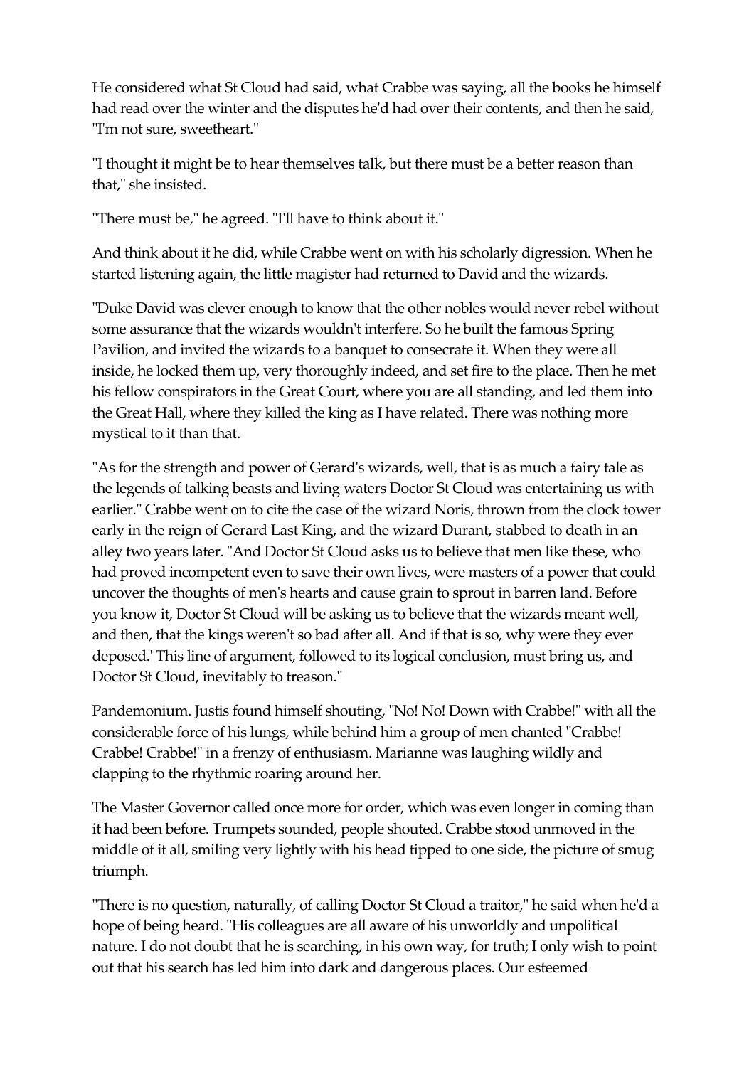He considered what St Cloud had said, what Crabbe was saying, all the books he himself had read over the winter and the disputes he'd had over their contents, and then he said, "I'm not sure, sweetheart."

"I thought it might be to hear themselves talk, but there must be a better reason than that," she insisted.

"There must be," he agreed. "I'll have to think about it."

And think about it he did, while Crabbe went on with his scholarly digression. When he started listening again, the little magister had returned to David and the wizards.

"Duke David was clever enough to know that the other nobles would never rebel without some assurance that the wizards wouldn't interfere. So he built the famous Spring Pavilion, and invited the wizards to a banquet to consecrate it. When they were all inside, he locked them up, very thoroughly indeed, and set fire to the place. Then he met his fellow conspirators in the Great Court, where you are all standing, and led them into the Great Hall, where they killed the king as I have related. There was nothing more mystical to it than that.

"As for the strength and power of Gerard's wizards, well, that is as much a fairy tale as the legends of talking beasts and living waters Doctor St Cloud was entertaining us with earlier." Crabbe went on to cite the case of the wizard Noris, thrown from the clock tower early in the reign of Gerard Last King, and the wizard Durant, stabbed to death in an alley two years later. "And Doctor St Cloud asks us to believe that men like these, who had proved incompetent even to save their own lives, were masters of a power that could uncover the thoughts of men's hearts and cause grain to sprout in barren land. Before you know it, Doctor St Cloud will be asking us to believe that the wizards meant well, and then, that the kings weren't so bad after all. And if that is so, why were they ever deposed.' This line of argument, followed to its logical conclusion, must bring us, and Doctor St Cloud, inevitably to treason."

Pandemonium. Justis found himself shouting, "No! No! Down with Crabbe!" with all the considerable force of his lungs, while behind him a group of men chanted "Crabbe! Crabbe! Crabbe!" in a frenzy of enthusiasm. Marianne was laughing wildly and clapping to the rhythmic roaring around her.

The Master Governor called once more for order, which was even longer in coming than it had been before. Trumpets sounded, people shouted. Crabbe stood unmoved in the middle of it all, smiling very lightly with his head tipped to one side, the picture of smug triumph.

"There is no question, naturally, of calling Doctor St Cloud a traitor," he said when he'd a hope of being heard. "His colleagues are all aware of his unworldly and unpolitical nature. I do not doubt that he is searching, in his own way, for truth; I only wish to point out that his search has led him into dark and dangerous places. Our esteemed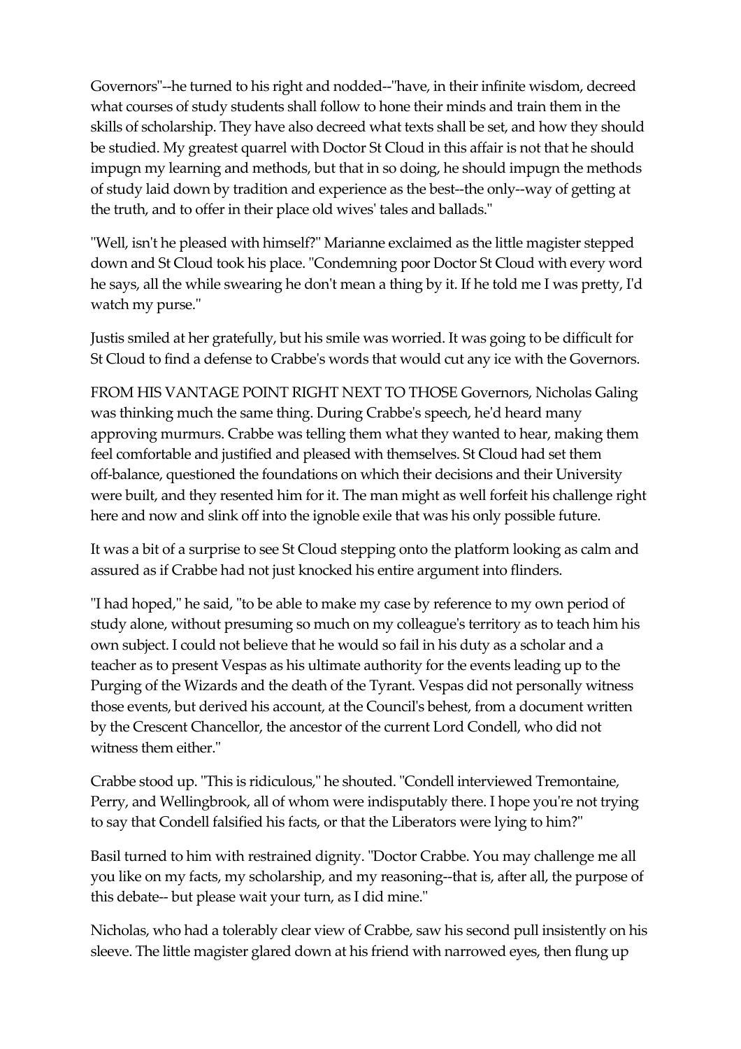Governors"--he turned to his right and nodded--"have, in their infinite wisdom, decreed what courses of study students shall follow to hone their minds and train them in the skills of scholarship. They have also decreed what texts shall be set, and how they should be studied. My greatest quarrel with Doctor St Cloud in this affair is not that he should impugn my learning and methods, but that in so doing, he should impugn the methods of study laid down by tradition and experience as the best--the only--way of getting at the truth, and to offer in their place old wives' tales and ballads."

"Well, isn't he pleased with himself?" Marianne exclaimed as the little magister stepped down and St Cloud took his place. "Condemning poor Doctor St Cloud with every word he says, all the while swearing he don't mean a thing by it. If he told me I was pretty, I'd watch my purse."

Justis smiled at her gratefully, but his smile was worried. It was going to be difficult for St Cloud to find a defense to Crabbe's words that would cut any ice with the Governors.

FROM HIS VANTAGE POINT RIGHT NEXT TO THOSE Governors, Nicholas Galing was thinking much the same thing. During Crabbe's speech, he'd heard many approving murmurs. Crabbe was telling them what they wanted to hear, making them feel comfortable and justified and pleased with themselves. St Cloud had set them off-balance, questioned the foundations on which their decisions and their University were built, and they resented him for it. The man might as well forfeit his challenge right here and now and slink off into the ignoble exile that was his only possible future.

It was a bit of a surprise to see St Cloud stepping onto the platform looking as calm and assured as if Crabbe had not just knocked his entire argument into flinders.

"I had hoped," he said, "to be able to make my case by reference to my own period of study alone, without presuming so much on my colleague's territory as to teach him his own subject. I could not believe that he would so fail in his duty as a scholar and a teacher as to present Vespas as his ultimate authority for the events leading up to the Purging of the Wizards and the death of the Tyrant. Vespas did not personally witness those events, but derived his account, at the Council's behest, from a document written by the Crescent Chancellor, the ancestor of the current Lord Condell, who did not witness them either."

Crabbe stood up. "This is ridiculous," he shouted. "Condell interviewed Tremontaine, Perry, and Wellingbrook, all of whom were indisputably there. I hope you're not trying to say that Condell falsified his facts, or that the Liberators were lying to him?"

Basil turned to him with restrained dignity. "Doctor Crabbe. You may challenge me all you like on my facts, my scholarship, and my reasoning--that is, after all, the purpose of this debate-- but please wait your turn, as I did mine."

Nicholas, who had a tolerably clear view of Crabbe, saw his second pull insistently on his sleeve. The little magister glared down at his friend with narrowed eyes, then flung up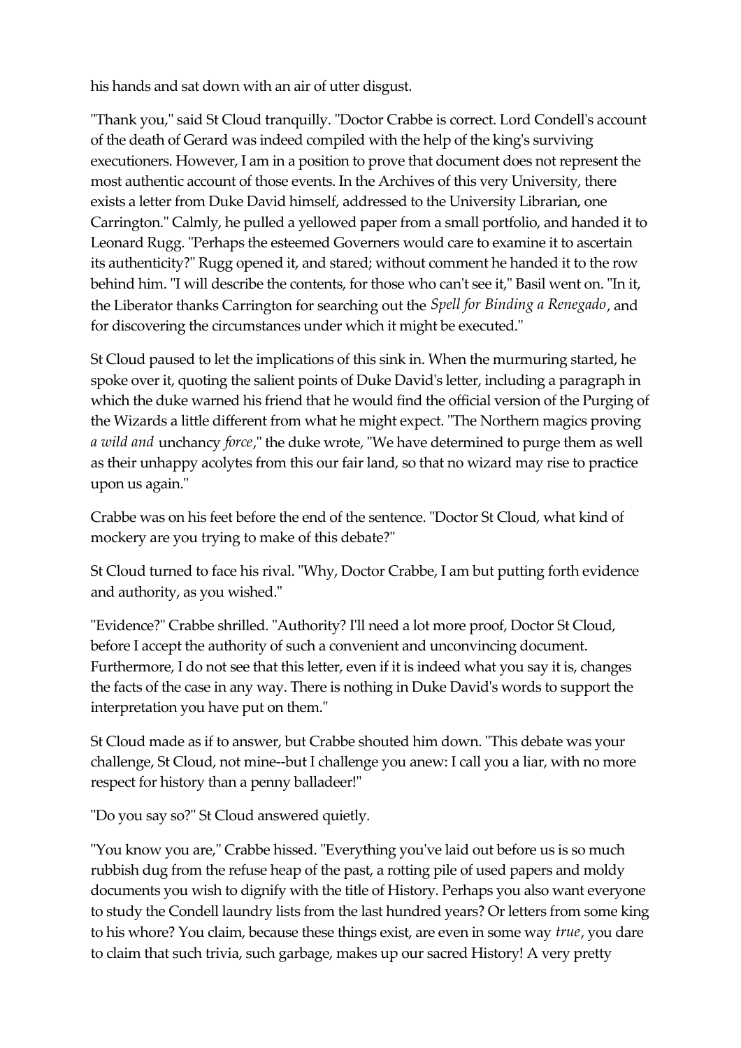his hands and sat down with an air of utter disgust.

"Thank you," said St Cloud tranquilly. "Doctor Crabbe is correct. Lord Condell's account of the death of Gerard was indeed compiled with the help of the king's surviving executioners. However, I am in a position to prove that document does not represent the most authentic account of those events. In the Archives of this very University, there exists a letter from Duke David himself, addressed to the University Librarian, one Carrington." Calmly, he pulled a yellowed paper from a small portfolio, and handed it to Leonard Rugg. "Perhaps the esteemed Governers would care to examine it to ascertain its authenticity?" Rugg opened it, and stared; without comment he handed it to the row behind him. "I will describe the contents, for those who can't see it," Basil went on. "In it, the Liberator thanks Carrington for searching out the *Spell for Binding a Renegado*, and for discovering the circumstances under which it might be executed."

St Cloud paused to let the implications of this sink in. When the murmuring started, he spoke over it, quoting the salient points of Duke David's letter, including a paragraph in which the duke warned his friend that he would find the official version of the Purging of the Wizards a little different from what he might expect. "The Northern magics proving *a wild and* unchancy *force*," the duke wrote, "We have determined to purge them as well as their unhappy acolytes from this our fair land, so that no wizard may rise to practice upon us again."

Crabbe was on his feet before the end of the sentence. "Doctor St Cloud, what kind of mockery are you trying to make of this debate?"

St Cloud turned to face his rival. "Why, Doctor Crabbe, I am but putting forth evidence and authority, as you wished."

"Evidence?" Crabbe shrilled. "Authority? I'll need a lot more proof, Doctor St Cloud, before I accept the authority of such a convenient and unconvincing document. Furthermore, I do not see that this letter, even if it is indeed what you say it is, changes the facts of the case in any way. There is nothing in Duke David's words to support the interpretation you have put on them."

St Cloud made as if to answer, but Crabbe shouted him down. "This debate was your challenge, St Cloud, not mine--but I challenge you anew: I call you a liar, with no more respect for history than a penny balladeer!"

"Do you say so?" St Cloud answered quietly.

"You know you are," Crabbe hissed. "Everything you've laid out before us is so much rubbish dug from the refuse heap of the past, a rotting pile of used papers and moldy documents you wish to dignify with the title of History. Perhaps you also want everyone to study the Condell laundry lists from the last hundred years? Or letters from some king to his whore? You claim, because these things exist, are even in some way *true*, you dare to claim that such trivia, such garbage, makes up our sacred History! A very pretty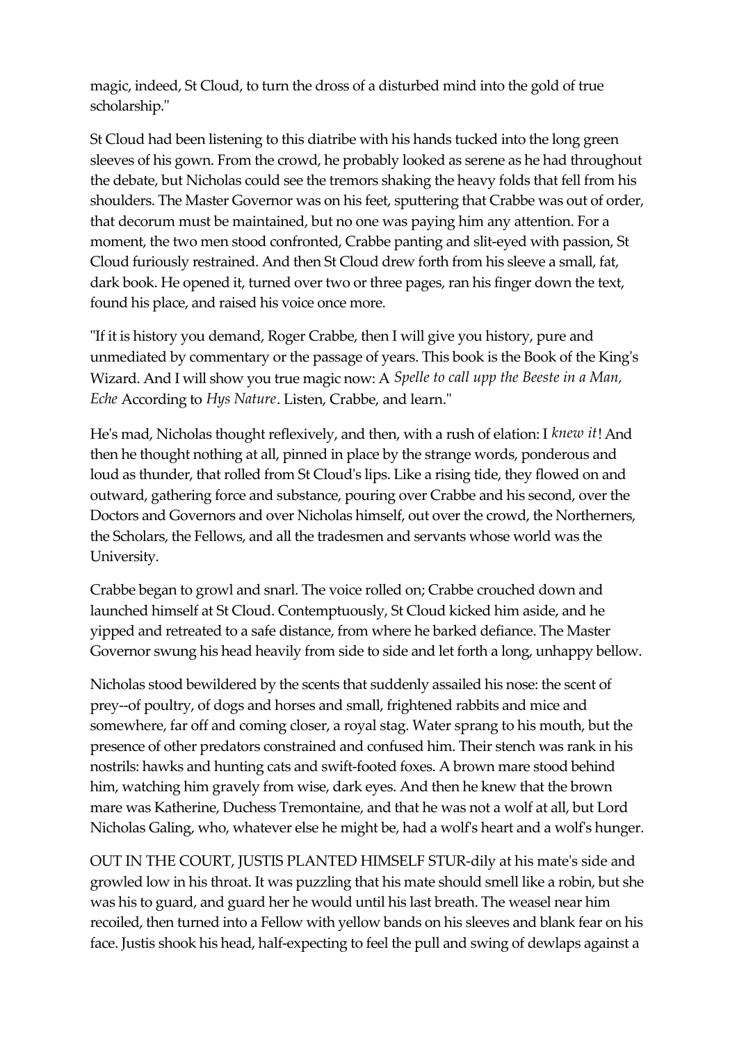magic, indeed, St Cloud, to turn the dross of a disturbed mind into the gold of true scholarship."

St Cloud had been listening to this diatribe with his hands tucked into the long green sleeves of his gown. From the crowd, he probably looked as serene as he had throughout the debate, but Nicholas could see the tremors shaking the heavy folds that fell from his shoulders. The Master Governor was on his feet, sputtering that Crabbe was out of order, that decorum must be maintained, but no one was paying him any attention. For a moment, the two men stood confronted, Crabbe panting and slit-eyed with passion, St Cloud furiously restrained. And then St Cloud drew forth from his sleeve a small, fat, dark book. He opened it, turned over two or three pages, ran his finger down the text, found his place, and raised his voice once more.

"If it is history you demand, Roger Crabbe, then I will give you history, pure and unmediated by commentary or the passage of years. This book is the Book of the King's Wizard. And I will show you true magic now: A *Spelle to call upp the Beeste in a Man, Eche* According to *Hys Nature*. Listen, Crabbe, and learn."

He's mad, Nicholas thought reflexively, and then, with a rush of elation: I *knew it*! And then he thought nothing at all, pinned in place by the strange words, ponderous and loud as thunder, that rolled from St Cloud's lips. Like a rising tide, they flowed on and outward, gathering force and substance, pouring over Crabbe and his second, over the Doctors and Governors and over Nicholas himself, out over the crowd, the Northerners, the Scholars, the Fellows, and all the tradesmen and servants whose world was the University.

Crabbe began to growl and snarl. The voice rolled on; Crabbe crouched down and launched himself at St Cloud. Contemptuously, St Cloud kicked him aside, and he yipped and retreated to a safe distance, from where he barked defiance. The Master Governor swung his head heavily from side to side and let forth a long, unhappy bellow.

Nicholas stood bewildered by the scents that suddenly assailed his nose: the scent of prey--of poultry, of dogs and horses and small, frightened rabbits and mice and somewhere, far off and coming closer, a royal stag. Water sprang to his mouth, but the presence of other predators constrained and confused him. Their stench was rank in his nostrils: hawks and hunting cats and swift-footed foxes. A brown mare stood behind him, watching him gravely from wise, dark eyes. And then he knew that the brown mare was Katherine, Duchess Tremontaine, and that he was not a wolf at all, but Lord Nicholas Galing, who, whatever else he might be, had a wolf's heart and a wolf's hunger.

OUT IN THE COURT, JUSTIS PLANTED HIMSELF STUR-dily at his mate's side and growled low in his throat. It was puzzling that his mate should smell like a robin, but she was his to guard, and guard her he would until his last breath. The weasel near him recoiled, then turned into a Fellow with yellow bands on his sleeves and blank fear on his face. Justis shook his head, half-expecting to feel the pull and swing of dewlaps against a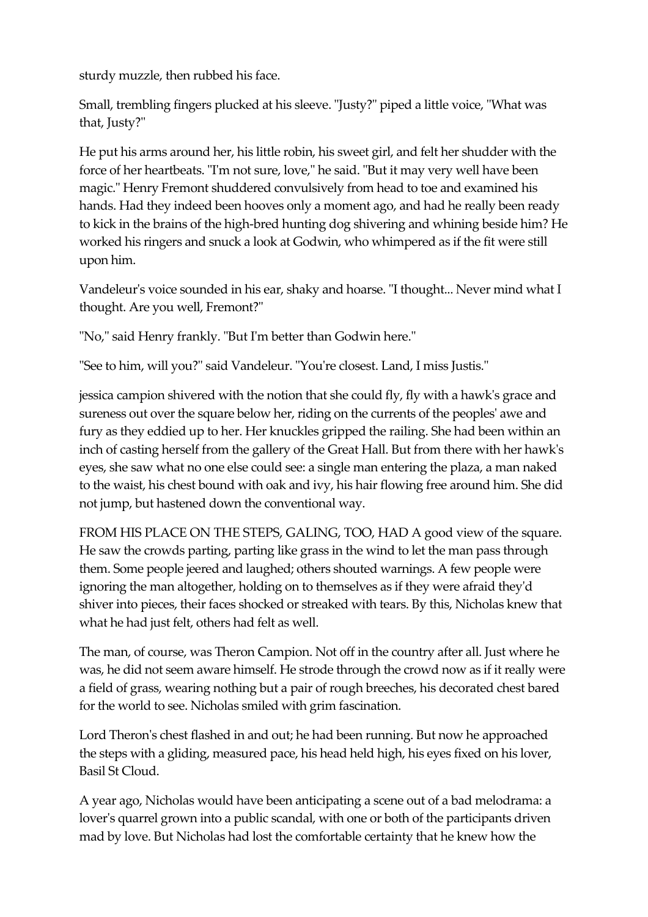sturdy muzzle, then rubbed his face.

Small, trembling fingers plucked at his sleeve. "Justy?" piped a little voice, "What was that, Justy?"

He put his arms around her, his little robin, his sweet girl, and felt her shudder with the force of her heartbeats. "I'm not sure, love," he said. "But it may very well have been magic." Henry Fremont shuddered convulsively from head to toe and examined his hands. Had they indeed been hooves only a moment ago, and had he really been ready to kick in the brains of the high-bred hunting dog shivering and whining beside him? He worked his ringers and snuck a look at Godwin, who whimpered as if the fit were still upon him.

Vandeleur's voice sounded in his ear, shaky and hoarse. "I thought... Never mind what I thought. Are you well, Fremont?"

"No," said Henry frankly. "But I'm better than Godwin here."

"See to him, will you?" said Vandeleur. "You're closest. Land, I miss Justis."

jessica campion shivered with the notion that she could fly, fly with a hawk's grace and sureness out over the square below her, riding on the currents of the peoples' awe and fury as they eddied up to her. Her knuckles gripped the railing. She had been within an inch of casting herself from the gallery of the Great Hall. But from there with her hawk's eyes, she saw what no one else could see: a single man entering the plaza, a man naked to the waist, his chest bound with oak and ivy, his hair flowing free around him. She did not jump, but hastened down the conventional way.

FROM HIS PLACE ON THE STEPS, GALING, TOO, HAD A good view of the square. He saw the crowds parting, parting like grass in the wind to let the man pass through them. Some people jeered and laughed; others shouted warnings. A few people were ignoring the man altogether, holding on to themselves as if they were afraid they'd shiver into pieces, their faces shocked or streaked with tears. By this, Nicholas knew that what he had just felt, others had felt as well.

The man, of course, was Theron Campion. Not off in the country after all. Just where he was, he did not seem aware himself. He strode through the crowd now as if it really were a field of grass, wearing nothing but a pair of rough breeches, his decorated chest bared for the world to see. Nicholas smiled with grim fascination.

Lord Theron's chest flashed in and out; he had been running. But now he approached the steps with a gliding, measured pace, his head held high, his eyes fixed on his lover, Basil St Cloud.

A year ago, Nicholas would have been anticipating a scene out of a bad melodrama: a lover's quarrel grown into a public scandal, with one or both of the participants driven mad by love. But Nicholas had lost the comfortable certainty that he knew how the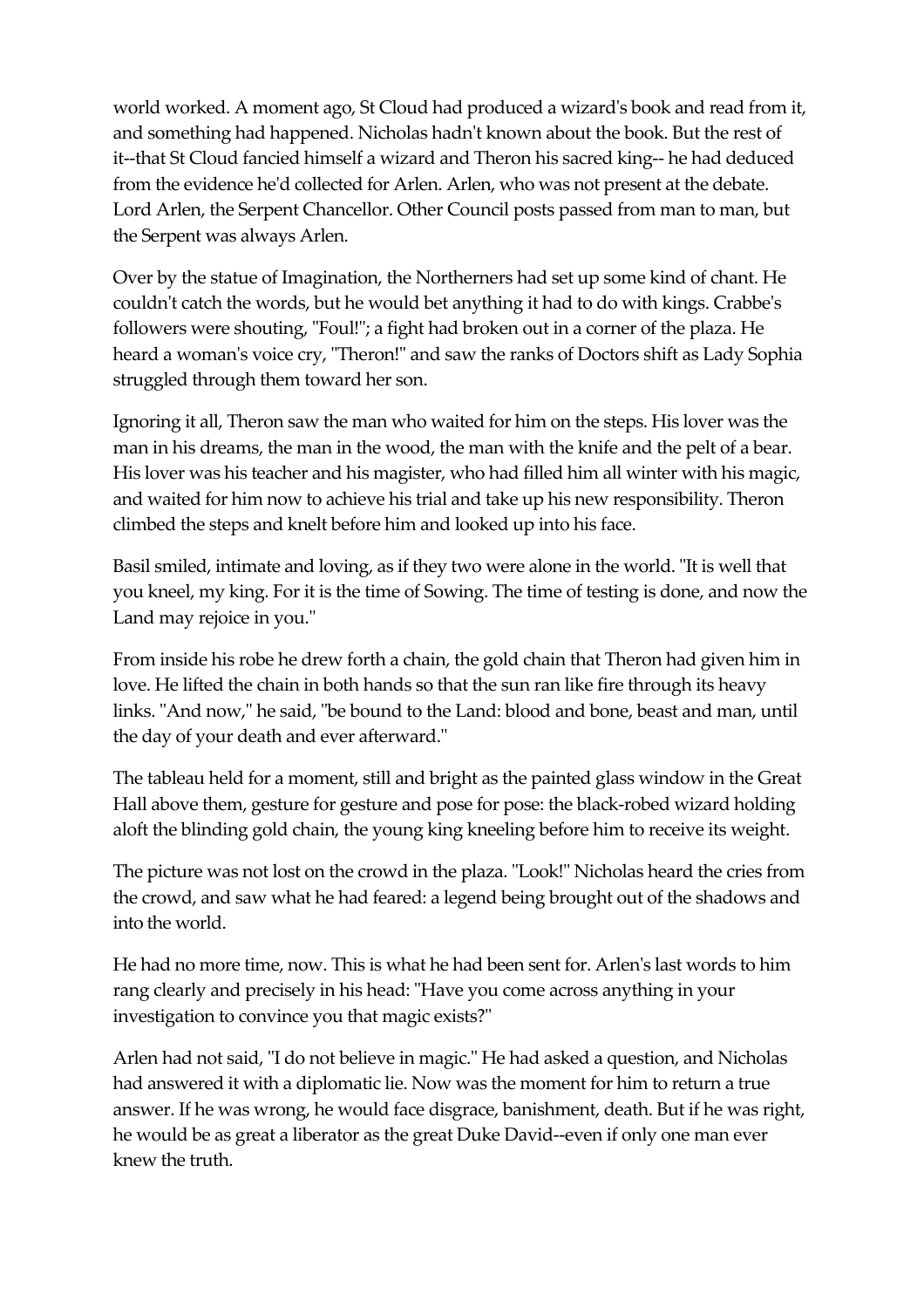world worked. A moment ago, St Cloud had produced a wizard's book and read from it, and something had happened. Nicholas hadn't known about the book. But the rest of it--that St Cloud fancied himself a wizard and Theron his sacred king-- he had deduced from the evidence he'd collected for Arlen. Arlen, who was not present at the debate. Lord Arlen, the Serpent Chancellor. Other Council posts passed from man to man, but the Serpent was always Arlen.

Over by the statue of Imagination, the Northerners had set up some kind of chant. He couldn't catch the words, but he would bet anything it had to do with kings. Crabbe's followers were shouting, "Foul!"; a fight had broken out in a corner of the plaza. He heard a woman's voice cry, "Theron!" and saw the ranks of Doctors shift as Lady Sophia struggled through them toward her son.

Ignoring it all, Theron saw the man who waited for him on the steps. His lover was the man in his dreams, the man in the wood, the man with the knife and the pelt of a bear. His lover was his teacher and his magister, who had filled him all winter with his magic, and waited for him now to achieve his trial and take up his new responsibility. Theron climbed the steps and knelt before him and looked up into his face.

Basil smiled, intimate and loving, as if they two were alone in the world. "It is well that you kneel, my king. For it is the time of Sowing. The time of testing is done, and now the Land may rejoice in you."

From inside his robe he drew forth a chain, the gold chain that Theron had given him in love. He lifted the chain in both hands so that the sun ran like fire through its heavy links. "And now," he said, "be bound to the Land: blood and bone, beast and man, until the day of your death and ever afterward."

The tableau held for a moment, still and bright as the painted glass window in the Great Hall above them, gesture for gesture and pose for pose: the black-robed wizard holding aloft the blinding gold chain, the young king kneeling before him to receive its weight.

The picture was not lost on the crowd in the plaza. "Look!" Nicholas heard the cries from the crowd, and saw what he had feared: a legend being brought out of the shadows and into the world.

He had no more time, now. This is what he had been sent for. Arlen's last words to him rang clearly and precisely in his head: "Have you come across anything in your investigation to convince you that magic exists?"

Arlen had not said, "I do not believe in magic." He had asked a question, and Nicholas had answered it with a diplomatic lie. Now was the moment for him to return a true answer. If he was wrong, he would face disgrace, banishment, death. But if he was right, he would be as great a liberator as the great Duke David--even if only one man ever knew the truth.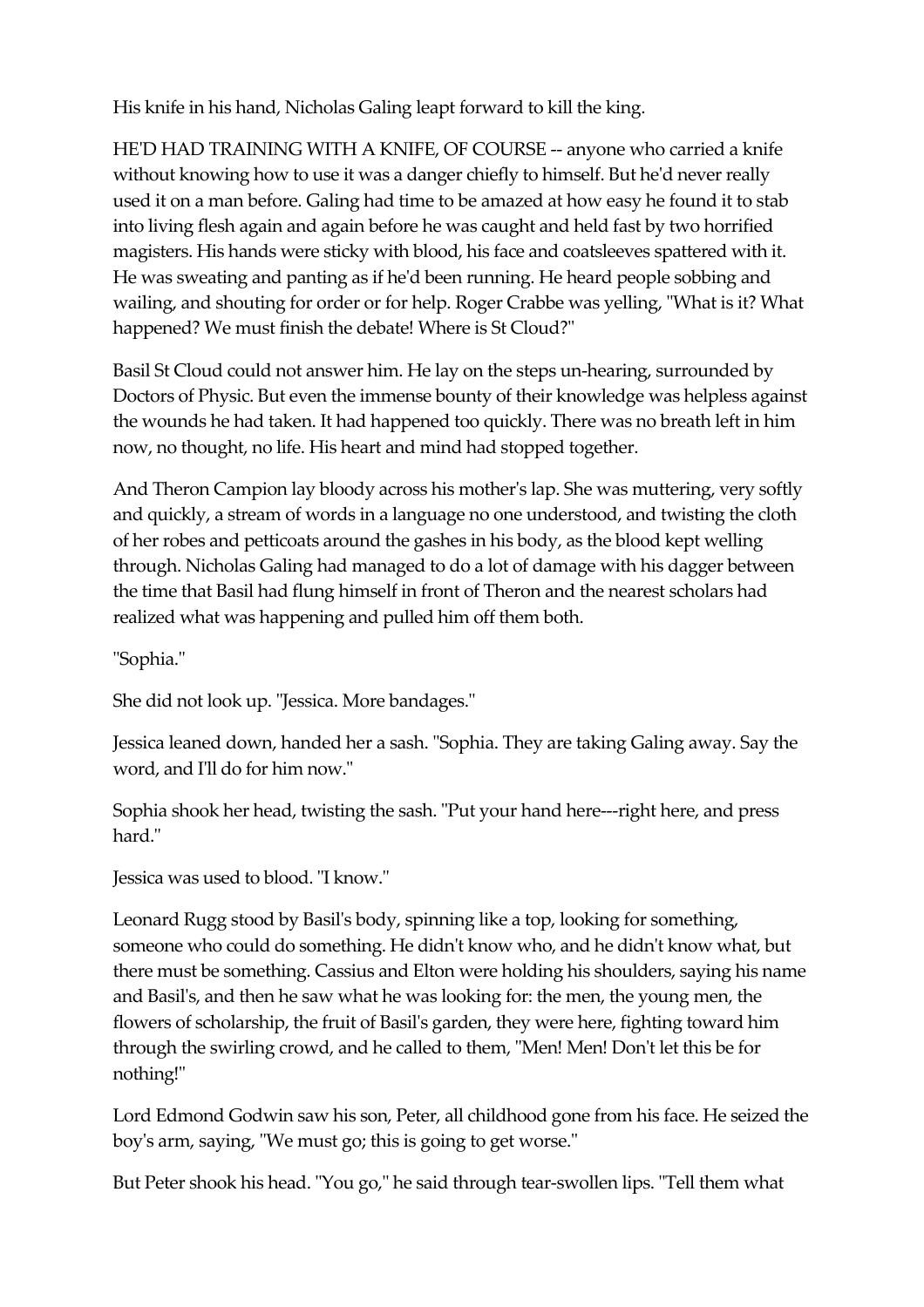His knife in his hand, Nicholas Galing leapt forward to kill the king.

HE'D HAD TRAINING WITH A KNIFE, OF COURSE -- anyone who carried a knife without knowing how to use it was a danger chiefly to himself. But he'd never really used it on a man before. Galing had time to be amazed at how easy he found it to stab into living flesh again and again before he was caught and held fast by two horrified magisters. His hands were sticky with blood, his face and coatsleeves spattered with it. He was sweating and panting as if he'd been running. He heard people sobbing and wailing, and shouting for order or for help. Roger Crabbe was yelling, "What is it? What happened? We must finish the debate! Where is St Cloud?"

Basil St Cloud could not answer him. He lay on the steps un-hearing, surrounded by Doctors of Physic. But even the immense bounty of their knowledge was helpless against the wounds he had taken. It had happened too quickly. There was no breath left in him now, no thought, no life. His heart and mind had stopped together.

And Theron Campion lay bloody across his mother's lap. She was muttering, very softly and quickly, a stream of words in a language no one understood, and twisting the cloth of her robes and petticoats around the gashes in his body, as the blood kept welling through. Nicholas Galing had managed to do a lot of damage with his dagger between the time that Basil had flung himself in front of Theron and the nearest scholars had realized what was happening and pulled him off them both.

"Sophia."

She did not look up. "Jessica. More bandages."

Jessica leaned down, handed her a sash. "Sophia. They are taking Galing away. Say the word, and I'll do for him now."

Sophia shook her head, twisting the sash. "Put your hand here---right here, and press hard."

Jessica was used to blood. "I know."

Leonard Rugg stood by Basil's body, spinning like a top, looking for something, someone who could do something. He didn't know who, and he didn't know what, but there must be something. Cassius and Elton were holding his shoulders, saying his name and Basil's, and then he saw what he was looking for: the men, the young men, the flowers of scholarship, the fruit of Basil's garden, they were here, fighting toward him through the swirling crowd, and he called to them, "Men! Men! Don't let this be for nothing!"

Lord Edmond Godwin saw his son, Peter, all childhood gone from his face. He seized the boy's arm, saying, "We must go; this is going to get worse."

But Peter shook his head. "You go," he said through tear-swollen lips. "Tell them what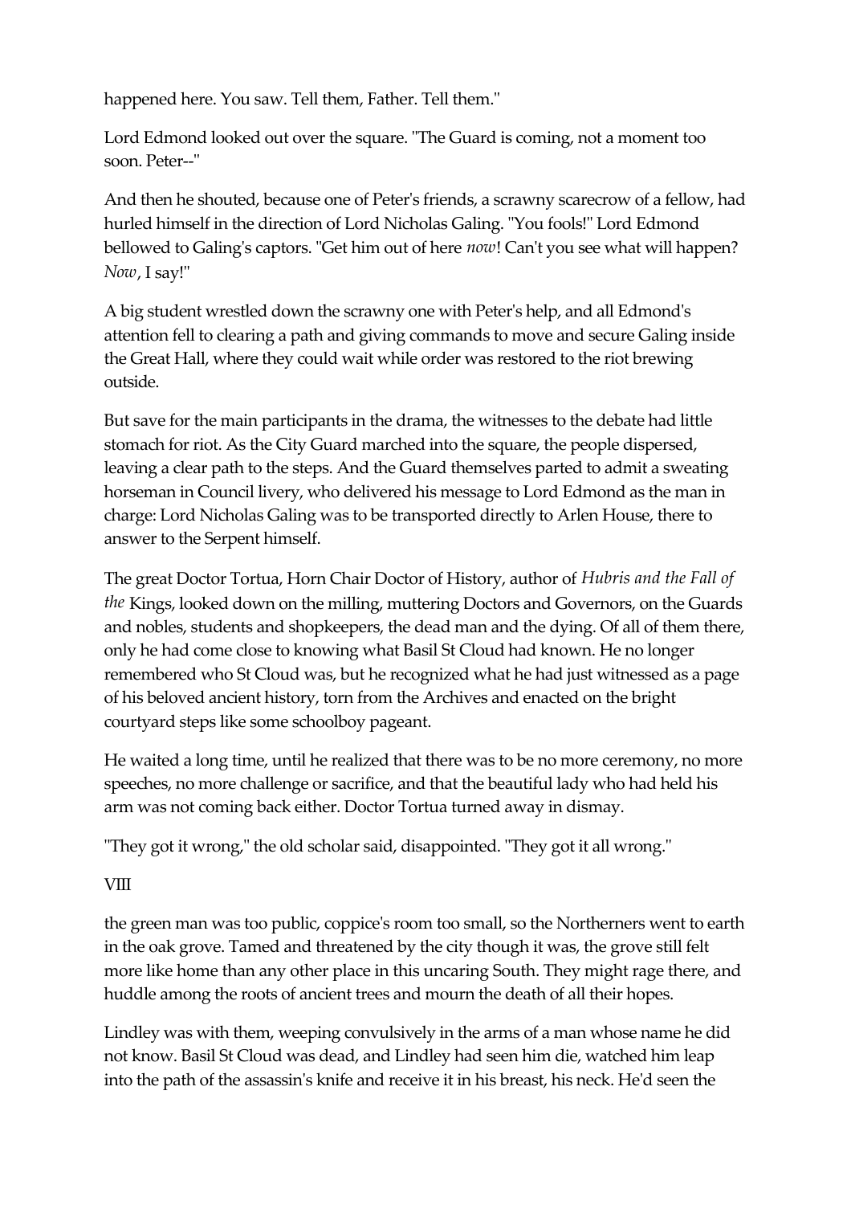happened here. You saw. Tell them, Father. Tell them."

Lord Edmond looked out over the square. "The Guard is coming, not a moment too soon. Peter--"

And then he shouted, because one of Peter's friends, a scrawny scarecrow of a fellow, had hurled himself in the direction of Lord Nicholas Galing. "You fools!" Lord Edmond bellowed to Galing's captors. "Get him out of here *now*! Can't you see what will happen? *Now*, I say!"

A big student wrestled down the scrawny one with Peter's help, and all Edmond's attention fell to clearing a path and giving commands to move and secure Galing inside the Great Hall, where they could wait while order was restored to the riot brewing outside.

But save for the main participants in the drama, the witnesses to the debate had little stomach for riot. As the City Guard marched into the square, the people dispersed, leaving a clear path to the steps. And the Guard themselves parted to admit a sweating horseman in Council livery, who delivered his message to Lord Edmond as the man in charge: Lord Nicholas Galing was to be transported directly to Arlen House, there to answer to the Serpent himself.

The great Doctor Tortua, Horn Chair Doctor of History, author of *Hubris and the Fall of the* Kings, looked down on the milling, muttering Doctors and Governors, on the Guards and nobles, students and shopkeepers, the dead man and the dying. Of all of them there, only he had come close to knowing what Basil St Cloud had known. He no longer remembered who St Cloud was, but he recognized what he had just witnessed as a page of his beloved ancient history, torn from the Archives and enacted on the bright courtyard steps like some schoolboy pageant.

He waited a long time, until he realized that there was to be no more ceremony, no more speeches, no more challenge or sacrifice, and that the beautiful lady who had held his arm was not coming back either. Doctor Tortua turned away in dismay.

"They got it wrong," the old scholar said, disappointed. "They got it all wrong."

## VIII

the green man was too public, coppice's room too small, so the Northerners went to earth in the oak grove. Tamed and threatened by the city though it was, the grove still felt more like home than any other place in this uncaring South. They might rage there, and huddle among the roots of ancient trees and mourn the death of all their hopes.

Lindley was with them, weeping convulsively in the arms of a man whose name he did not know. Basil St Cloud was dead, and Lindley had seen him die, watched him leap into the path of the assassin's knife and receive it in his breast, his neck. He'd seen the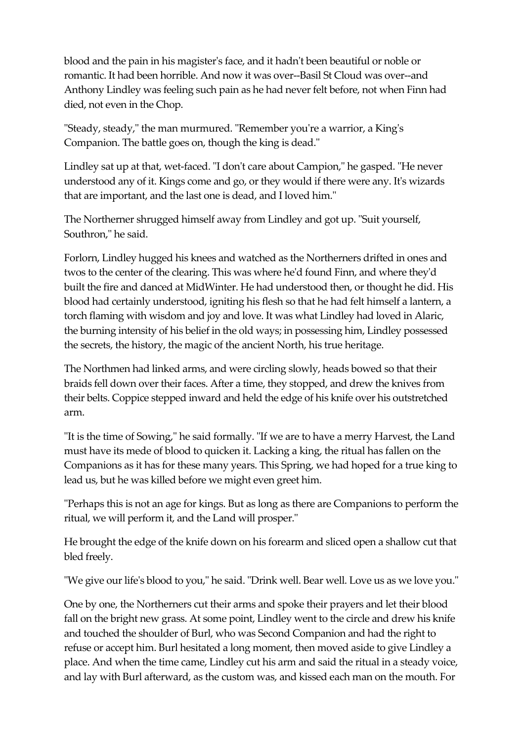blood and the pain in his magister's face, and it hadn't been beautiful or noble or romantic. It had been horrible. And now it was over--Basil St Cloud was over--and Anthony Lindley was feeling such pain as he had never felt before, not when Finn had died, not even in the Chop.

"Steady, steady," the man murmured. "Remember you're a warrior, a King's Companion. The battle goes on, though the king is dead."

Lindley sat up at that, wet-faced. "I don't care about Campion," he gasped. "He never understood any of it. Kings come and go, or they would if there were any. It's wizards that are important, and the last one is dead, and I loved him."

The Northerner shrugged himself away from Lindley and got up. "Suit yourself, Southron," he said.

Forlorn, Lindley hugged his knees and watched as the Northerners drifted in ones and twos to the center of the clearing. This was where he'd found Finn, and where they'd built the fire and danced at MidWinter. He had understood then, or thought he did. His blood had certainly understood, igniting his flesh so that he had felt himself a lantern, a torch flaming with wisdom and joy and love. It was what Lindley had loved in Alaric, the burning intensity of his belief in the old ways; in possessing him, Lindley possessed the secrets, the history, the magic of the ancient North, his true heritage.

The Northmen had linked arms, and were circling slowly, heads bowed so that their braids fell down over their faces. After a time, they stopped, and drew the knives from their belts. Coppice stepped inward and held the edge of his knife over his outstretched arm.

"It is the time of Sowing," he said formally. "If we are to have a merry Harvest, the Land must have its mede of blood to quicken it. Lacking a king, the ritual has fallen on the Companions as it has for these many years. This Spring, we had hoped for a true king to lead us, but he was killed before we might even greet him.

"Perhaps this is not an age for kings. But as long as there are Companions to perform the ritual, we will perform it, and the Land will prosper."

He brought the edge of the knife down on his forearm and sliced open a shallow cut that bled freely.

"We give our life's blood to you," he said. "Drink well. Bear well. Love us as we love you."

One by one, the Northerners cut their arms and spoke their prayers and let their blood fall on the bright new grass. At some point, Lindley went to the circle and drew his knife and touched the shoulder of Burl, who was Second Companion and had the right to refuse or accept him. Burl hesitated a long moment, then moved aside to give Lindley a place. And when the time came, Lindley cut his arm and said the ritual in a steady voice, and lay with Burl afterward, as the custom was, and kissed each man on the mouth. For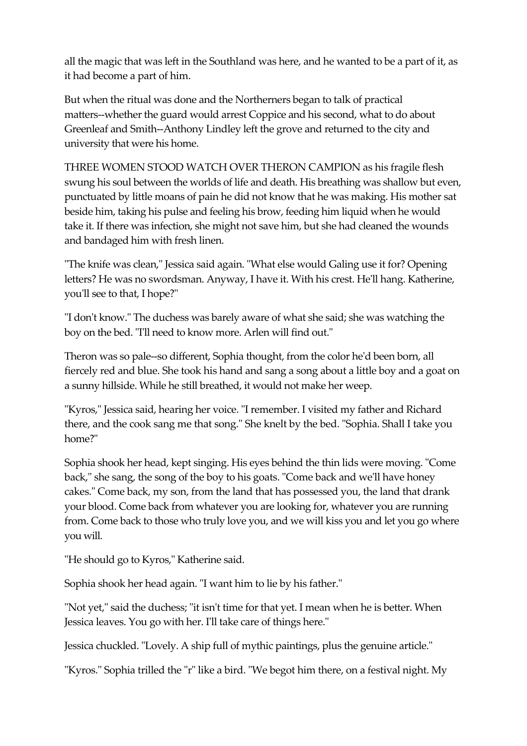all the magic that was left in the Southland was here, and he wanted to be a part of it, as it had become a part of him.

But when the ritual was done and the Northerners began to talk of practical matters--whether the guard would arrest Coppice and his second, what to do about Greenleaf and Smith--Anthony Lindley left the grove and returned to the city and university that were his home.

THREE WOMEN STOOD WATCH OVER THERON CAMPION as his fragile flesh swung his soul between the worlds of life and death. His breathing was shallow but even, punctuated by little moans of pain he did not know that he was making. His mother sat beside him, taking his pulse and feeling his brow, feeding him liquid when he would take it. If there was infection, she might not save him, but she had cleaned the wounds and bandaged him with fresh linen.

"The knife was clean," Jessica said again. "What else would Galing use it for? Opening letters? He was no swordsman. Anyway, I have it. With his crest. He'll hang. Katherine, you'll see to that, I hope?"

"I don't know." The duchess was barely aware of what she said; she was watching the boy on the bed. "I'll need to know more. Arlen will find out."

Theron was so pale--so different, Sophia thought, from the color he'd been born, all fiercely red and blue. She took his hand and sang a song about a little boy and a goat on a sunny hillside. While he still breathed, it would not make her weep.

"Kyros," Jessica said, hearing her voice. "I remember. I visited my father and Richard there, and the cook sang me that song." She knelt by the bed. "Sophia. Shall I take you home?"

Sophia shook her head, kept singing. His eyes behind the thin lids were moving. "Come back," she sang, the song of the boy to his goats. "Come back and we'll have honey cakes." Come back, my son, from the land that has possessed you, the land that drank your blood. Come back from whatever you are looking for, whatever you are running from. Come back to those who truly love you, and we will kiss you and let you go where you will.

"He should go to Kyros," Katherine said.

Sophia shook her head again. "I want him to lie by his father."

"Not yet," said the duchess; "it isn't time for that yet. I mean when he is better. When Jessica leaves. You go with her. I'll take care of things here."

Jessica chuckled. "Lovely. A ship full of mythic paintings, plus the genuine article."

"Kyros." Sophia trilled the "r" like a bird. "We begot him there, on a festival night. My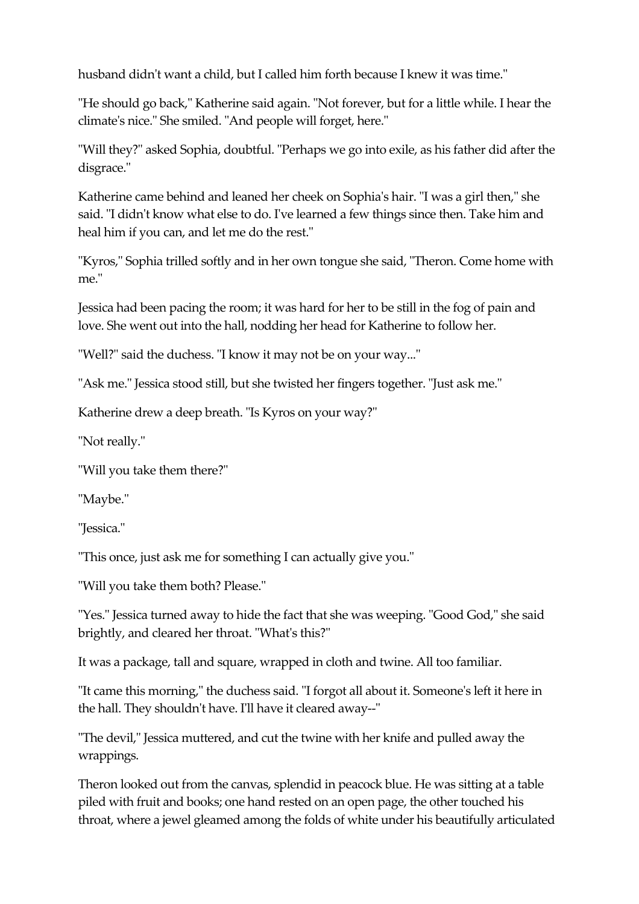husband didn't want a child, but I called him forth because I knew it was time."

"He should go back," Katherine said again. "Not forever, but for a little while. I hear the climate's nice." She smiled. "And people will forget, here."

"Will they?" asked Sophia, doubtful. "Perhaps we go into exile, as his father did after the disgrace."

Katherine came behind and leaned her cheek on Sophia's hair. "I was a girl then," she said. "I didn't know what else to do. I've learned a few things since then. Take him and heal him if you can, and let me do the rest."

"Kyros," Sophia trilled softly and in her own tongue she said, "Theron. Come home with me."

Jessica had been pacing the room; it was hard for her to be still in the fog of pain and love. She went out into the hall, nodding her head for Katherine to follow her.

"Well?" said the duchess. "I know it may not be on your way..."

"Ask me." Jessica stood still, but she twisted her fingers together. "Just ask me."

Katherine drew a deep breath. "Is Kyros on your way?"

"Not really."

"Will you take them there?"

"Maybe."

"Jessica."

"This once, just ask me for something I can actually give you."

"Will you take them both? Please."

"Yes." Jessica turned away to hide the fact that she was weeping. "Good God," she said brightly, and cleared her throat. "What's this?"

It was a package, tall and square, wrapped in cloth and twine. All too familiar.

"It came this morning," the duchess said. "I forgot all about it. Someone's left it here in the hall. They shouldn't have. I'll have it cleared away--"

"The devil," Jessica muttered, and cut the twine with her knife and pulled away the wrappings.

Theron looked out from the canvas, splendid in peacock blue. He was sitting at a table piled with fruit and books; one hand rested on an open page, the other touched his throat, where a jewel gleamed among the folds of white under his beautifully articulated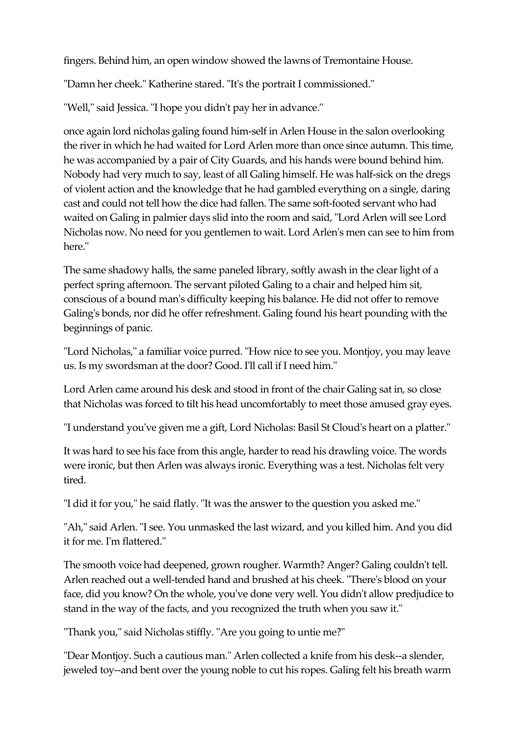fingers. Behind him, an open window showed the lawns of Tremontaine House.

"Damn her cheek." Katherine stared. "It's the portrait I commissioned."

"Well," said Jessica. "I hope you didn't pay her in advance."

once again lord nicholas galing found him-self in Arlen House in the salon overlooking the river in which he had waited for Lord Arlen more than once since autumn. This time, he was accompanied by a pair of City Guards, and his hands were bound behind him. Nobody had very much to say, least of all Galing himself. He was half-sick on the dregs of violent action and the knowledge that he had gambled everything on a single, daring cast and could not tell how the dice had fallen. The same soft-footed servant who had waited on Galing in palmier days slid into the room and said, "Lord Arlen will see Lord Nicholas now. No need for you gentlemen to wait. Lord Arlen's men can see to him from here."

The same shadowy halls, the same paneled library, softly awash in the clear light of a perfect spring afternoon. The servant piloted Galing to a chair and helped him sit, conscious of a bound man's difficulty keeping his balance. He did not offer to remove Galing's bonds, nor did he offer refreshment. Galing found his heart pounding with the beginnings of panic.

"Lord Nicholas," a familiar voice purred. "How nice to see you. Montjoy, you may leave us. Is my swordsman at the door? Good. I'll call if I need him."

Lord Arlen came around his desk and stood in front of the chair Galing sat in, so close that Nicholas was forced to tilt his head uncomfortably to meet those amused gray eyes.

"I understand you've given me a gift, Lord Nicholas: Basil St Cloud's heart on a platter."

It was hard to see his face from this angle, harder to read his drawling voice. The words were ironic, but then Arlen was always ironic. Everything was a test. Nicholas felt very tired.

"I did it for you," he said flatly. "It was the answer to the question you asked me."

"Ah," said Arlen. "I see. You unmasked the last wizard, and you killed him. And you did it for me. I'm flattered."

The smooth voice had deepened, grown rougher. Warmth? Anger? Galing couldn't tell. Arlen reached out a well-tended hand and brushed at his cheek. "There's blood on your face, did you know? On the whole, you've done very well. You didn't allow predjudice to stand in the way of the facts, and you recognized the truth when you saw it."

"Thank you," said Nicholas stiffly. "Are you going to untie me?"

"Dear Montjoy. Such a cautious man." Arlen collected a knife from his desk--a slender, jeweled toy--and bent over the young noble to cut his ropes. Galing felt his breath warm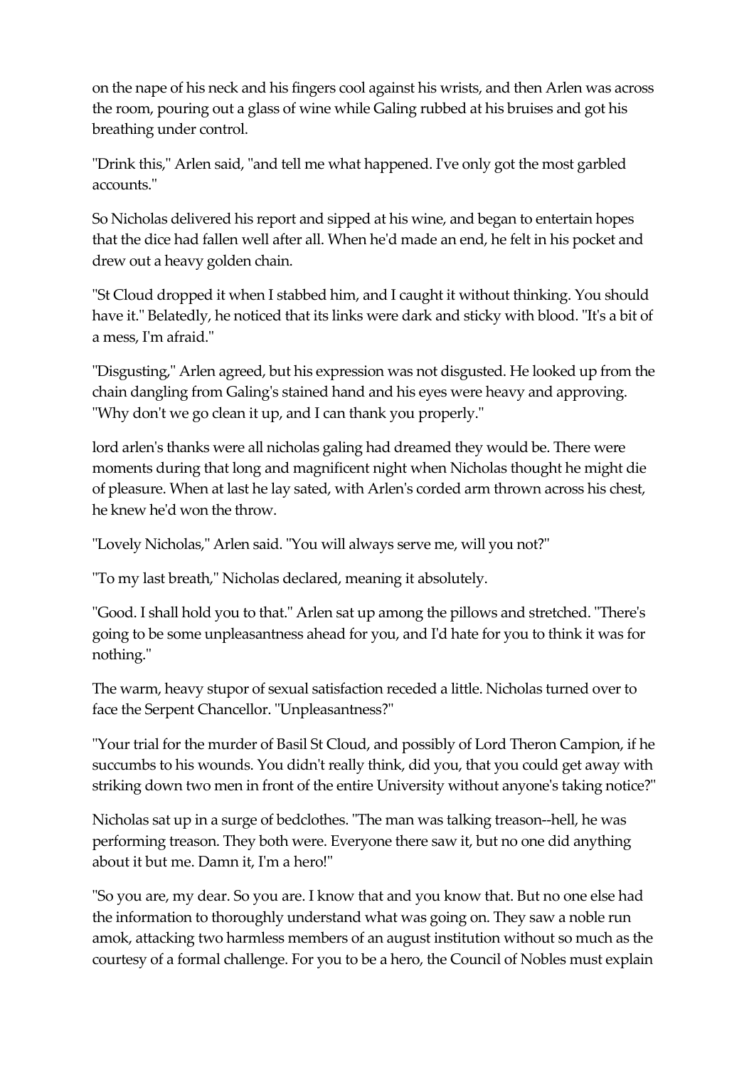on the nape of his neck and his fingers cool against his wrists, and then Arlen was across the room, pouring out a glass of wine while Galing rubbed at his bruises and got his breathing under control.

"Drink this," Arlen said, "and tell me what happened. I've only got the most garbled accounts."

So Nicholas delivered his report and sipped at his wine, and began to entertain hopes that the dice had fallen well after all. When he'd made an end, he felt in his pocket and drew out a heavy golden chain.

"St Cloud dropped it when I stabbed him, and I caught it without thinking. You should have it." Belatedly, he noticed that its links were dark and sticky with blood. "It's a bit of a mess, I'm afraid."

"Disgusting," Arlen agreed, but his expression was not disgusted. He looked up from the chain dangling from Galing's stained hand and his eyes were heavy and approving. "Why don't we go clean it up, and I can thank you properly."

lord arlen's thanks were all nicholas galing had dreamed they would be. There were moments during that long and magnificent night when Nicholas thought he might die of pleasure. When at last he lay sated, with Arlen's corded arm thrown across his chest, he knew he'd won the throw.

"Lovely Nicholas," Arlen said. "You will always serve me, will you not?"

"To my last breath," Nicholas declared, meaning it absolutely.

"Good. I shall hold you to that." Arlen sat up among the pillows and stretched. "There's going to be some unpleasantness ahead for you, and I'd hate for you to think it was for nothing."

The warm, heavy stupor of sexual satisfaction receded a little. Nicholas turned over to face the Serpent Chancellor. "Unpleasantness?"

"Your trial for the murder of Basil St Cloud, and possibly of Lord Theron Campion, if he succumbs to his wounds. You didn't really think, did you, that you could get away with striking down two men in front of the entire University without anyone's taking notice?"

Nicholas sat up in a surge of bedclothes. "The man was talking treason--hell, he was performing treason. They both were. Everyone there saw it, but no one did anything about it but me. Damn it, I'm a hero!"

"So you are, my dear. So you are. I know that and you know that. But no one else had the information to thoroughly understand what was going on. They saw a noble run amok, attacking two harmless members of an august institution without so much as the courtesy of a formal challenge. For you to be a hero, the Council of Nobles must explain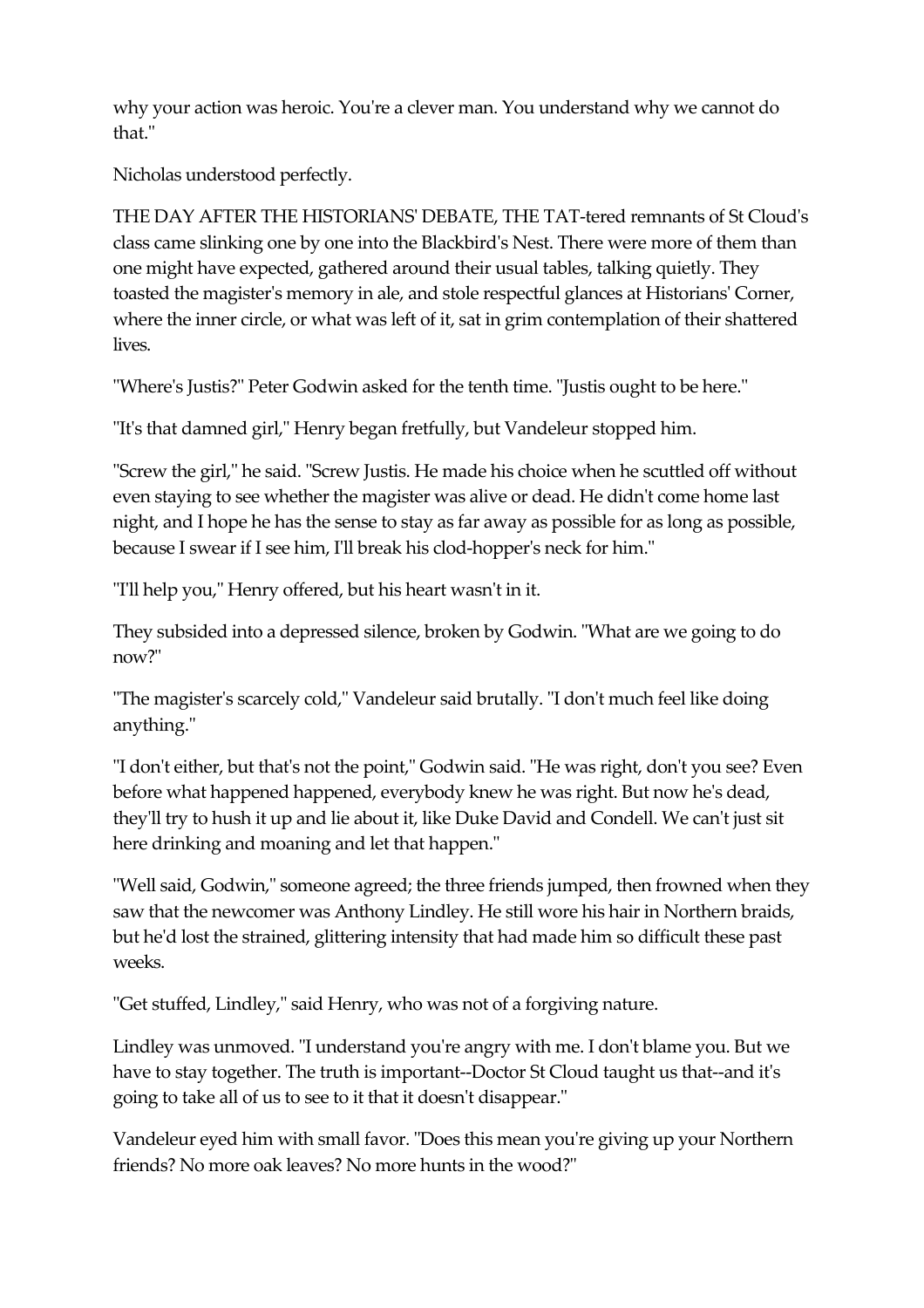why your action was heroic. You're a clever man. You understand why we cannot do that."

Nicholas understood perfectly.

THE DAY AFTER THE HISTORIANS' DEBATE, THE TAT-tered remnants of St Cloud's class came slinking one by one into the Blackbird's Nest. There were more of them than one might have expected, gathered around their usual tables, talking quietly. They toasted the magister's memory in ale, and stole respectful glances at Historians' Corner, where the inner circle, or what was left of it, sat in grim contemplation of their shattered lives.

"Where's Justis?" Peter Godwin asked for the tenth time. "Justis ought to be here."

"It's that damned girl," Henry began fretfully, but Vandeleur stopped him.

"Screw the girl," he said. "Screw Justis. He made his choice when he scuttled off without even staying to see whether the magister was alive or dead. He didn't come home last night, and I hope he has the sense to stay as far away as possible for as long as possible, because I swear if I see him, I'll break his clod-hopper's neck for him."

"I'll help you," Henry offered, but his heart wasn't in it.

They subsided into a depressed silence, broken by Godwin. "What are we going to do now?"

"The magister's scarcely cold," Vandeleur said brutally. "I don't much feel like doing anything."

"I don't either, but that's not the point," Godwin said. "He was right, don't you see? Even before what happened happened, everybody knew he was right. But now he's dead, they'll try to hush it up and lie about it, like Duke David and Condell. We can't just sit here drinking and moaning and let that happen."

"Well said, Godwin," someone agreed; the three friends jumped, then frowned when they saw that the newcomer was Anthony Lindley. He still wore his hair in Northern braids, but he'd lost the strained, glittering intensity that had made him so difficult these past weeks.

"Get stuffed, Lindley," said Henry, who was not of a forgiving nature.

Lindley was unmoved. "I understand you're angry with me. I don't blame you. But we have to stay together. The truth is important--Doctor St Cloud taught us that--and it's going to take all of us to see to it that it doesn't disappear."

Vandeleur eyed him with small favor. "Does this mean you're giving up your Northern friends? No more oak leaves? No more hunts in the wood?"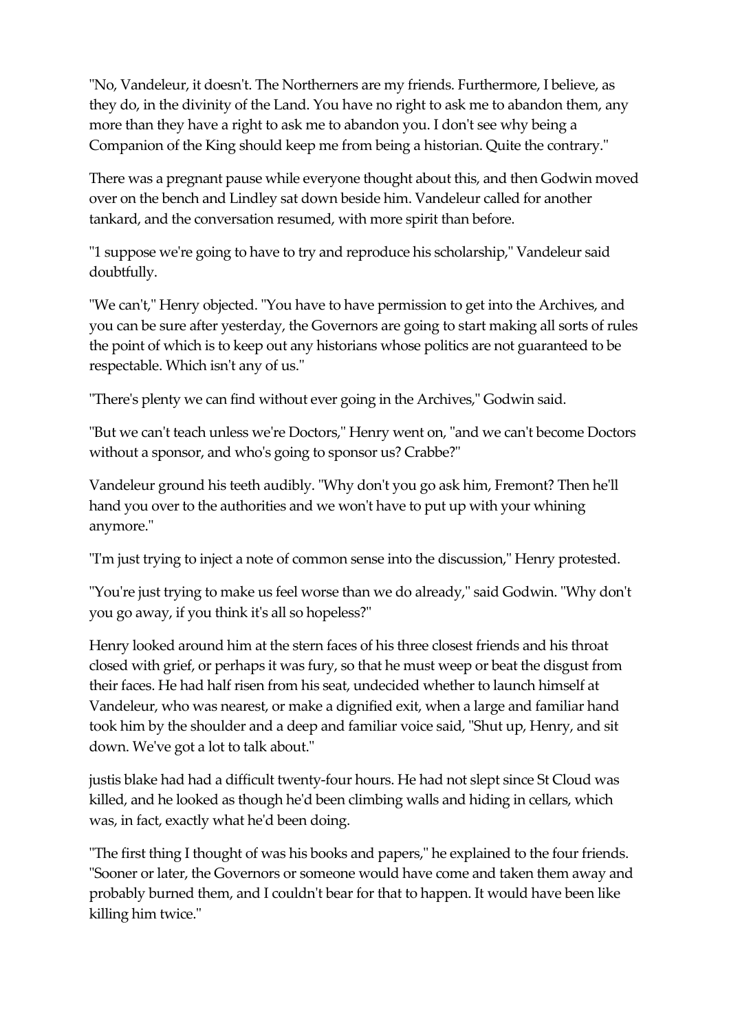"No, Vandeleur, it doesn't. The Northerners are my friends. Furthermore, I believe, as they do, in the divinity of the Land. You have no right to ask me to abandon them, any more than they have a right to ask me to abandon you. I don't see why being a Companion of the King should keep me from being a historian. Quite the contrary."

There was a pregnant pause while everyone thought about this, and then Godwin moved over on the bench and Lindley sat down beside him. Vandeleur called for another tankard, and the conversation resumed, with more spirit than before.

"1 suppose we're going to have to try and reproduce his scholarship," Vandeleur said doubtfully.

"We can't," Henry objected. "You have to have permission to get into the Archives, and you can be sure after yesterday, the Governors are going to start making all sorts of rules the point of which is to keep out any historians whose politics are not guaranteed to be respectable. Which isn't any of us."

"There's plenty we can find without ever going in the Archives," Godwin said.

"But we can't teach unless we're Doctors," Henry went on, "and we can't become Doctors without a sponsor, and who's going to sponsor us? Crabbe?"

Vandeleur ground his teeth audibly. "Why don't you go ask him, Fremont? Then he'll hand you over to the authorities and we won't have to put up with your whining anymore."

"I'm just trying to inject a note of common sense into the discussion," Henry protested.

"You're just trying to make us feel worse than we do already," said Godwin. "Why don't you go away, if you think it's all so hopeless?"

Henry looked around him at the stern faces of his three closest friends and his throat closed with grief, or perhaps it was fury, so that he must weep or beat the disgust from their faces. He had half risen from his seat, undecided whether to launch himself at Vandeleur, who was nearest, or make a dignified exit, when a large and familiar hand took him by the shoulder and a deep and familiar voice said, "Shut up, Henry, and sit down. We've got a lot to talk about."

justis blake had had a difficult twenty-four hours. He had not slept since St Cloud was killed, and he looked as though he'd been climbing walls and hiding in cellars, which was, in fact, exactly what he'd been doing.

"The first thing I thought of was his books and papers," he explained to the four friends. "Sooner or later, the Governors or someone would have come and taken them away and probably burned them, and I couldn't bear for that to happen. It would have been like killing him twice."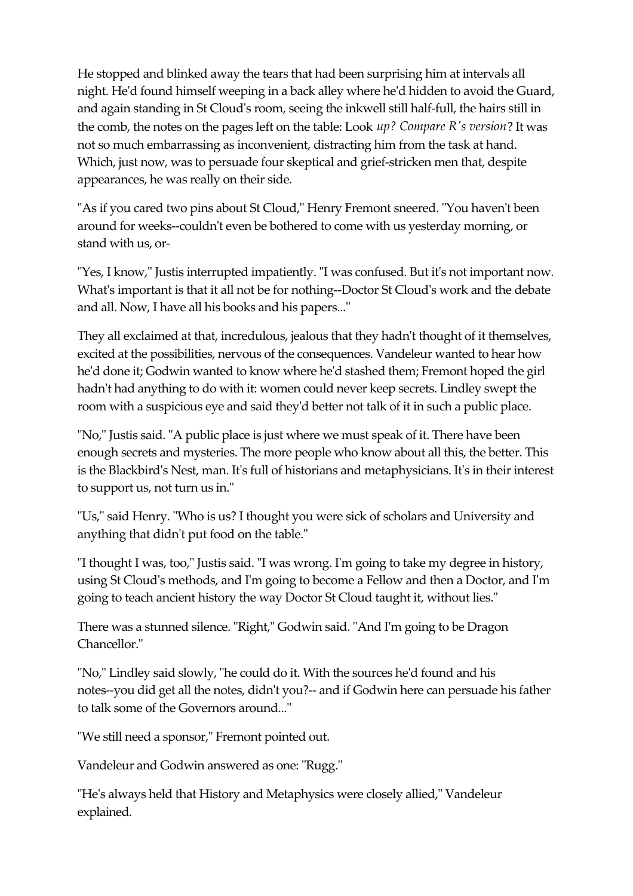He stopped and blinked away the tears that had been surprising him at intervals all night. He'd found himself weeping in a back alley where he'd hidden to avoid the Guard, and again standing in St Cloud's room, seeing the inkwell still half-full, the hairs still in the comb, the notes on the pages left on the table: Look *up? Compare R's version*? It was not so much embarrassing as inconvenient, distracting him from the task at hand. Which, just now, was to persuade four skeptical and grief-stricken men that, despite appearances, he was really on their side.

"As if you cared two pins about St Cloud," Henry Fremont sneered. "You haven't been around for weeks--couldn't even be bothered to come with us yesterday morning, or stand with us, or-

"Yes, I know," Justis interrupted impatiently. "I was confused. But it's not important now. What's important is that it all not be for nothing--Doctor St Cloud's work and the debate and all. Now, I have all his books and his papers..."

They all exclaimed at that, incredulous, jealous that they hadn't thought of it themselves, excited at the possibilities, nervous of the consequences. Vandeleur wanted to hear how he'd done it; Godwin wanted to know where he'd stashed them; Fremont hoped the girl hadn't had anything to do with it: women could never keep secrets. Lindley swept the room with a suspicious eye and said they'd better not talk of it in such a public place.

"No," Justis said. "A public place is just where we must speak of it. There have been enough secrets and mysteries. The more people who know about all this, the better. This is the Blackbird's Nest, man. It's full of historians and metaphysicians. It's in their interest to support us, not turn us in."

"Us," said Henry. "Who is us? I thought you were sick of scholars and University and anything that didn't put food on the table."

"I thought I was, too," Justis said. "I was wrong. I'm going to take my degree in history, using St Cloud's methods, and I'm going to become a Fellow and then a Doctor, and I'm going to teach ancient history the way Doctor St Cloud taught it, without lies."

There was a stunned silence. "Right," Godwin said. "And I'm going to be Dragon Chancellor."

"No," Lindley said slowly, "he could do it. With the sources he'd found and his notes--you did get all the notes, didn't you?-- and if Godwin here can persuade his father to talk some of the Governors around..."

"We still need a sponsor," Fremont pointed out.

Vandeleur and Godwin answered as one: "Rugg."

"He's always held that History and Metaphysics were closely allied," Vandeleur explained.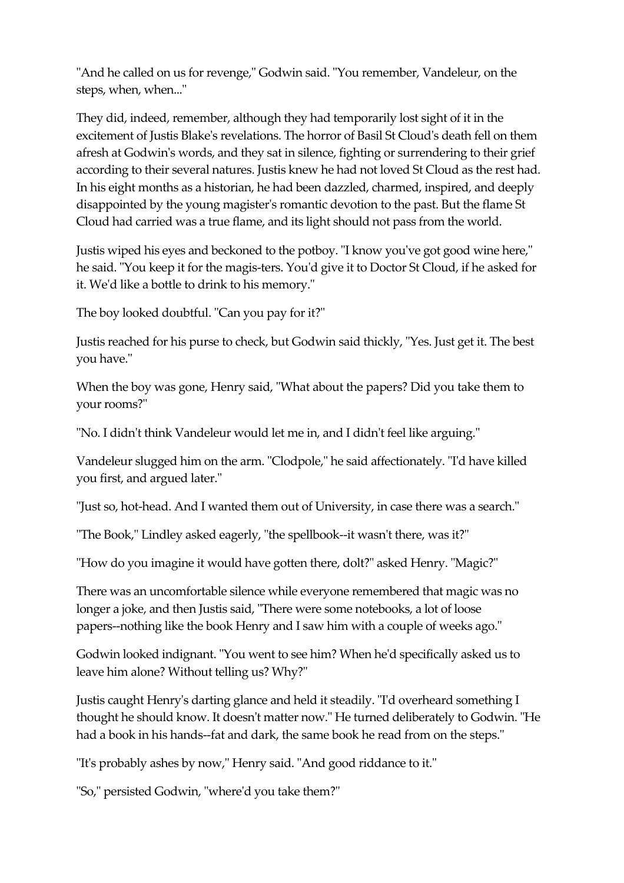"And he called on us for revenge," Godwin said. "You remember, Vandeleur, on the steps, when, when..."

They did, indeed, remember, although they had temporarily lost sight of it in the excitement of Justis Blake's revelations. The horror of Basil St Cloud's death fell on them afresh at Godwin's words, and they sat in silence, fighting or surrendering to their grief according to their several natures. Justis knew he had not loved St Cloud as the rest had. In his eight months as a historian, he had been dazzled, charmed, inspired, and deeply disappointed by the young magister's romantic devotion to the past. But the flame St Cloud had carried was a true flame, and its light should not pass from the world.

Justis wiped his eyes and beckoned to the potboy. "I know you've got good wine here," he said. "You keep it for the magis-ters. You'd give it to Doctor St Cloud, if he asked for it. We'd like a bottle to drink to his memory."

The boy looked doubtful. "Can you pay for it?"

Justis reached for his purse to check, but Godwin said thickly, "Yes. Just get it. The best you have."

When the boy was gone, Henry said, "What about the papers? Did you take them to your rooms?"

"No. I didn't think Vandeleur would let me in, and I didn't feel like arguing."

Vandeleur slugged him on the arm. "Clodpole," he said affectionately. "I'd have killed you first, and argued later."

"Just so, hot-head. And I wanted them out of University, in case there was a search."

"The Book," Lindley asked eagerly, "the spellbook--it wasn't there, was it?"

"How do you imagine it would have gotten there, dolt?" asked Henry. "Magic?"

There was an uncomfortable silence while everyone remembered that magic was no longer a joke, and then Justis said, "There were some notebooks, a lot of loose papers--nothing like the book Henry and I saw him with a couple of weeks ago."

Godwin looked indignant. "You went to see him? When he'd specifically asked us to leave him alone? Without telling us? Why?"

Justis caught Henry's darting glance and held it steadily. "I'd overheard something I thought he should know. It doesn't matter now." He turned deliberately to Godwin. "He had a book in his hands--fat and dark, the same book he read from on the steps."

"It's probably ashes by now," Henry said. "And good riddance to it."

"So," persisted Godwin, "where'd you take them?"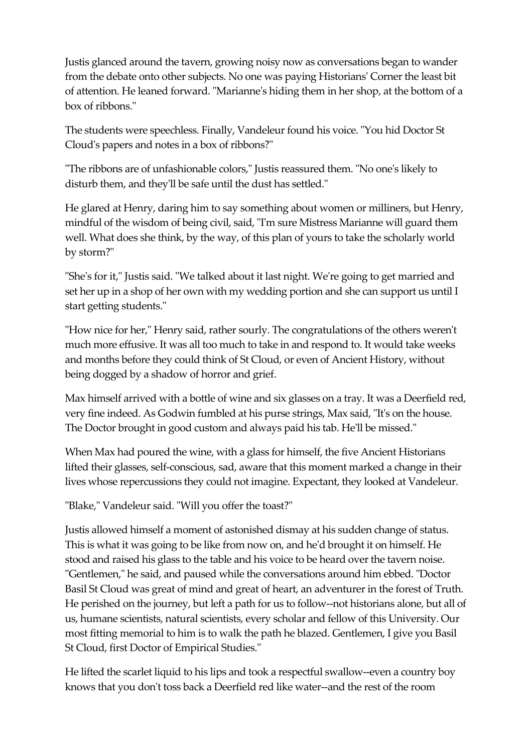Justis glanced around the tavern, growing noisy now as conversations began to wander from the debate onto other subjects. No one was paying Historians' Corner the least bit of attention. He leaned forward. "Marianne's hiding them in her shop, at the bottom of a box of ribbons."

The students were speechless. Finally, Vandeleur found his voice. "You hid Doctor St Cloud's papers and notes in a box of ribbons?"

"The ribbons are of unfashionable colors," Justis reassured them. "No one's likely to disturb them, and they'll be safe until the dust has settled."

He glared at Henry, daring him to say something about women or milliners, but Henry, mindful of the wisdom of being civil, said, "I'm sure Mistress Marianne will guard them well. What does she think, by the way, of this plan of yours to take the scholarly world by storm?"

"She's for it," Justis said. "We talked about it last night. We're going to get married and set her up in a shop of her own with my wedding portion and she can support us until I start getting students."

"How nice for her," Henry said, rather sourly. The congratulations of the others weren't much more effusive. It was all too much to take in and respond to. It would take weeks and months before they could think of St Cloud, or even of Ancient History, without being dogged by a shadow of horror and grief.

Max himself arrived with a bottle of wine and six glasses on a tray. It was a Deerfield red, very fine indeed. As Godwin fumbled at his purse strings, Max said, "It's on the house. The Doctor brought in good custom and always paid his tab. He'll be missed."

When Max had poured the wine, with a glass for himself, the five Ancient Historians lifted their glasses, self-conscious, sad, aware that this moment marked a change in their lives whose repercussions they could not imagine. Expectant, they looked at Vandeleur.

"Blake," Vandeleur said. "Will you offer the toast?"

Justis allowed himself a moment of astonished dismay at his sudden change of status. This is what it was going to be like from now on, and he'd brought it on himself. He stood and raised his glass to the table and his voice to be heard over the tavern noise. "Gentlemen," he said, and paused while the conversations around him ebbed. "Doctor Basil St Cloud was great of mind and great of heart, an adventurer in the forest of Truth. He perished on the journey, but left a path for us to follow--not historians alone, but all of us, humane scientists, natural scientists, every scholar and fellow of this University. Our most fitting memorial to him is to walk the path he blazed. Gentlemen, I give you Basil St Cloud, first Doctor of Empirical Studies."

He lifted the scarlet liquid to his lips and took a respectful swallow--even a country boy knows that you don't toss back a Deerfield red like water--and the rest of the room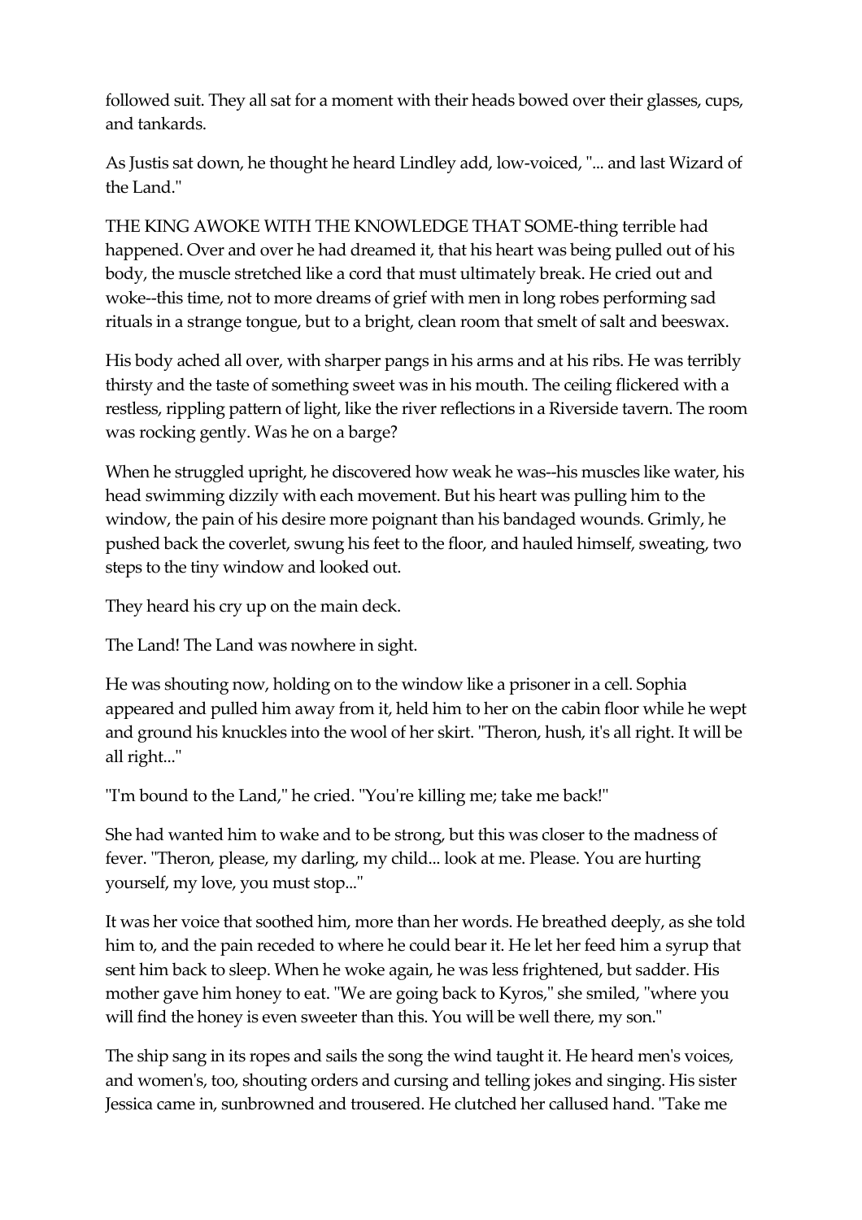followed suit. They all sat for a moment with their heads bowed over their glasses, cups, and tankards.

As Justis sat down, he thought he heard Lindley add, low-voiced, "... and last Wizard of the Land."

THE KING AWOKE WITH THE KNOWLEDGE THAT SOME-thing terrible had happened. Over and over he had dreamed it, that his heart was being pulled out of his body, the muscle stretched like a cord that must ultimately break. He cried out and woke--this time, not to more dreams of grief with men in long robes performing sad rituals in a strange tongue, but to a bright, clean room that smelt of salt and beeswax.

His body ached all over, with sharper pangs in his arms and at his ribs. He was terribly thirsty and the taste of something sweet was in his mouth. The ceiling flickered with a restless, rippling pattern of light, like the river reflections in a Riverside tavern. The room was rocking gently. Was he on a barge?

When he struggled upright, he discovered how weak he was--his muscles like water, his head swimming dizzily with each movement. But his heart was pulling him to the window, the pain of his desire more poignant than his bandaged wounds. Grimly, he pushed back the coverlet, swung his feet to the floor, and hauled himself, sweating, two steps to the tiny window and looked out.

They heard his cry up on the main deck.

The Land! The Land was nowhere in sight.

He was shouting now, holding on to the window like a prisoner in a cell. Sophia appeared and pulled him away from it, held him to her on the cabin floor while he wept and ground his knuckles into the wool of her skirt. "Theron, hush, it's all right. It will be all right..."

"I'm bound to the Land," he cried. "You're killing me; take me back!"

She had wanted him to wake and to be strong, but this was closer to the madness of fever. "Theron, please, my darling, my child... look at me. Please. You are hurting yourself, my love, you must stop..."

It was her voice that soothed him, more than her words. He breathed deeply, as she told him to, and the pain receded to where he could bear it. He let her feed him a syrup that sent him back to sleep. When he woke again, he was less frightened, but sadder. His mother gave him honey to eat. "We are going back to Kyros," she smiled, "where you will find the honey is even sweeter than this. You will be well there, my son."

The ship sang in its ropes and sails the song the wind taught it. He heard men's voices, and women's, too, shouting orders and cursing and telling jokes and singing. His sister Jessica came in, sunbrowned and trousered. He clutched her callused hand. "Take me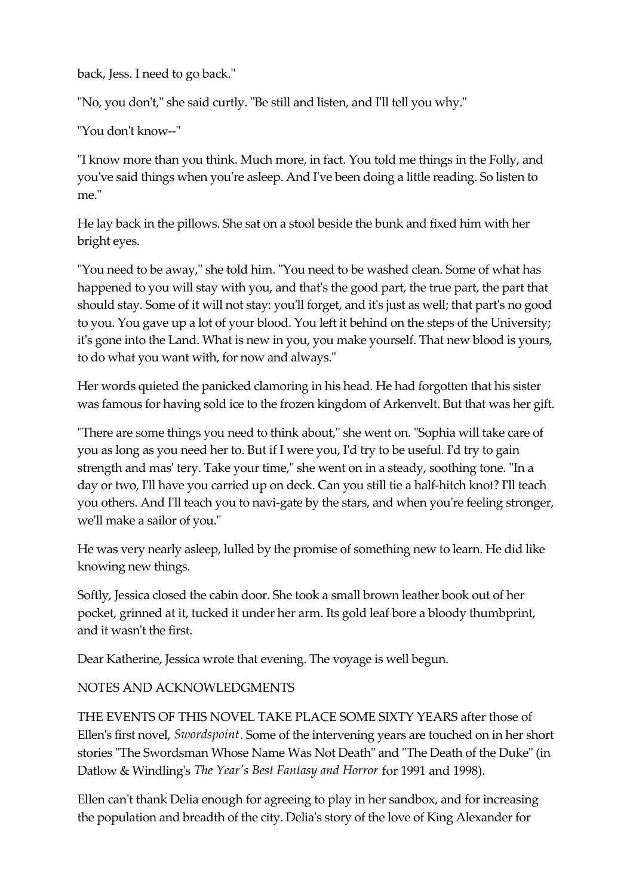back, Jess. I need to go back."

"No, you don't," she said curtly. "Be still and listen, and I'll tell you why."

"You don't know--"

"I know more than you think. Much more, in fact. You told me things in the Folly, and you've said things when you're asleep. And I've been doing a little reading. So listen to me."

He lay back in the pillows. She sat on a stool beside the bunk and fixed him with her bright eyes.

"You need to be away," she told him. "You need to be washed clean. Some of what has happened to you will stay with you, and that's the good part, the true part, the part that should stay. Some of it will not stay: you'll forget, and it's just as well; that part's no good to you. You gave up a lot of your blood. You left it behind on the steps of the University; it's gone into the Land. What is new in you, you make yourself. That new blood is yours, to do what you want with, for now and always."

Her words quieted the panicked clamoring in his head. He had forgotten that his sister was famous for having sold ice to the frozen kingdom of Arkenvelt. But that was her gift.

"There are some things you need to think about," she went on. "Sophia will take care of you as long as you need her to. But if I were you, I'd try to be useful. I'd try to gain strength and mas' tery. Take your time," she went on in a steady, soothing tone. "In a day or two, I'll have you carried up on deck. Can you still tie a half-hitch knot? I'll teach you others. And I'll teach you to navi-gate by the stars, and when you're feeling stronger, we'll make a sailor of you."

He was very nearly asleep, lulled by the promise of something new to learn. He did like knowing new things.

Softly, Jessica closed the cabin door. She took a small brown leather book out of her pocket, grinned at it, tucked it under her arm. Its gold leaf bore a bloody thumbprint, and it wasn't the first.

Dear Katherine, Jessica wrote that evening. The voyage is well begun.

## NOTES AND ACKNOWLEDGMENTS

THE EVENTS OF THIS NOVEL TAKE PLACE SOME SIXTY YEARS after those of Ellen's first novel, *Swordspoint*. Some of the intervening years are touched on in her short stories "The Swordsman Whose Name Was Not Death" and "The Death of the Duke" (in Datlow & Windling's *The Year's Best Fantasy and Horror* for 1991 and 1998).

Ellen can't thank Delia enough for agreeing to play in her sandbox, and for increasing the population and breadth of the city. Delia's story of the love of King Alexander for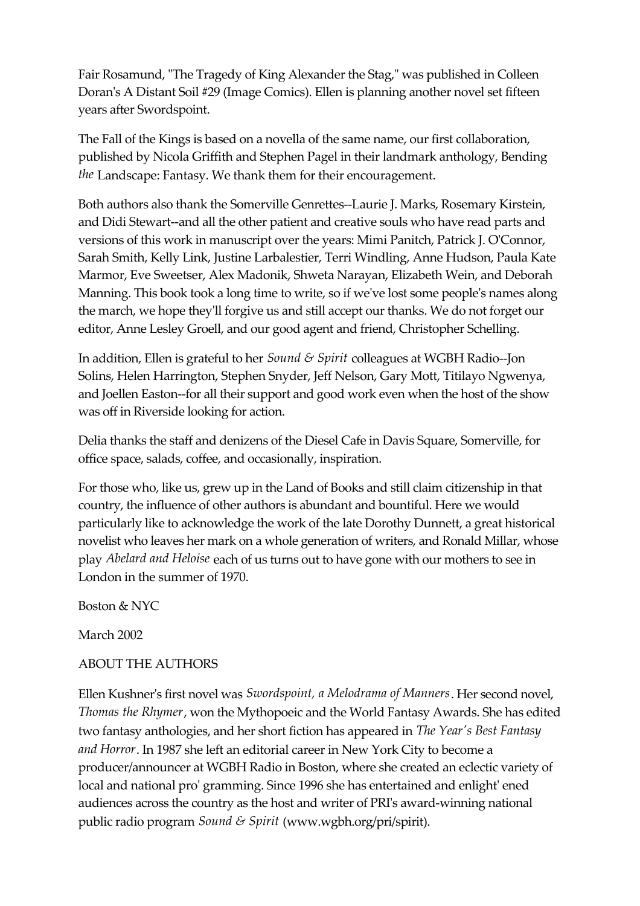Fair Rosamund, "The Tragedy of King Alexander the Stag," was published in Colleen Doran's A Distant Soil #29 (Image Comics). Ellen is planning another novel set fifteen years after Swordspoint.

The Fall of the Kings is based on a novella of the same name, our first collaboration, published by Nicola Griffith and Stephen Pagel in their landmark anthology, Bending *the* Landscape: Fantasy. We thank them for their encouragement.

Both authors also thank the Somerville Genrettes--Laurie J. Marks, Rosemary Kirstein, and Didi Stewart--and all the other patient and creative souls who have read parts and versions of this work in manuscript over the years: Mimi Panitch, Patrick J. O'Connor, Sarah Smith, Kelly Link, Justine Larbalestier, Terri Windling, Anne Hudson, Paula Kate Marmor, Eve Sweetser, Alex Madonik, Shweta Narayan, Elizabeth Wein, and Deborah Manning. This book took a long time to write, so if we've lost some people's names along the march, we hope they'll forgive us and still accept our thanks. We do not forget our editor, Anne Lesley Groell, and our good agent and friend, Christopher Schelling.

In addition, Ellen is grateful to her *Sound & Spirit* colleagues at WGBH Radio--Jon Solins, Helen Harrington, Stephen Snyder, Jeff Nelson, Gary Mott, Titilayo Ngwenya, and Joellen Easton--for all their support and good work even when the host of the show was off in Riverside looking for action.

Delia thanks the staff and denizens of the Diesel Cafe in Davis Square, Somerville, for office space, salads, coffee, and occasionally, inspiration.

For those who, like us, grew up in the Land of Books and still claim citizenship in that country, the influence of other authors is abundant and bountiful. Here we would particularly like to acknowledge the work of the late Dorothy Dunnett, a great historical novelist who leaves her mark on a whole generation of writers, and Ronald Millar, whose play *Abelard and Heloise* each of us turns out to have gone with our mothers to see in London in the summer of 1970.

Boston & NYC

March 2002

## ABOUT THE AUTHORS

Ellen Kushner's first novel was *Swordspoint, a Melodrama of Manners*. Her second novel, *Thomas the Rhymer*, won the Mythopoeic and the World Fantasy Awards. She has edited two fantasy anthologies, and her short fiction has appeared in *The Year's Best Fantasy and Horror*. In 1987 she left an editorial career in New York City to become a producer/announcer at WGBH Radio in Boston, where she created an eclectic variety of local and national pro' gramming. Since 1996 she has entertained and enlight' ened audiences across the country as the host and writer of PRI's award-winning national public radio program *Sound & Spirit* (www.wgbh.org/pri/spirit).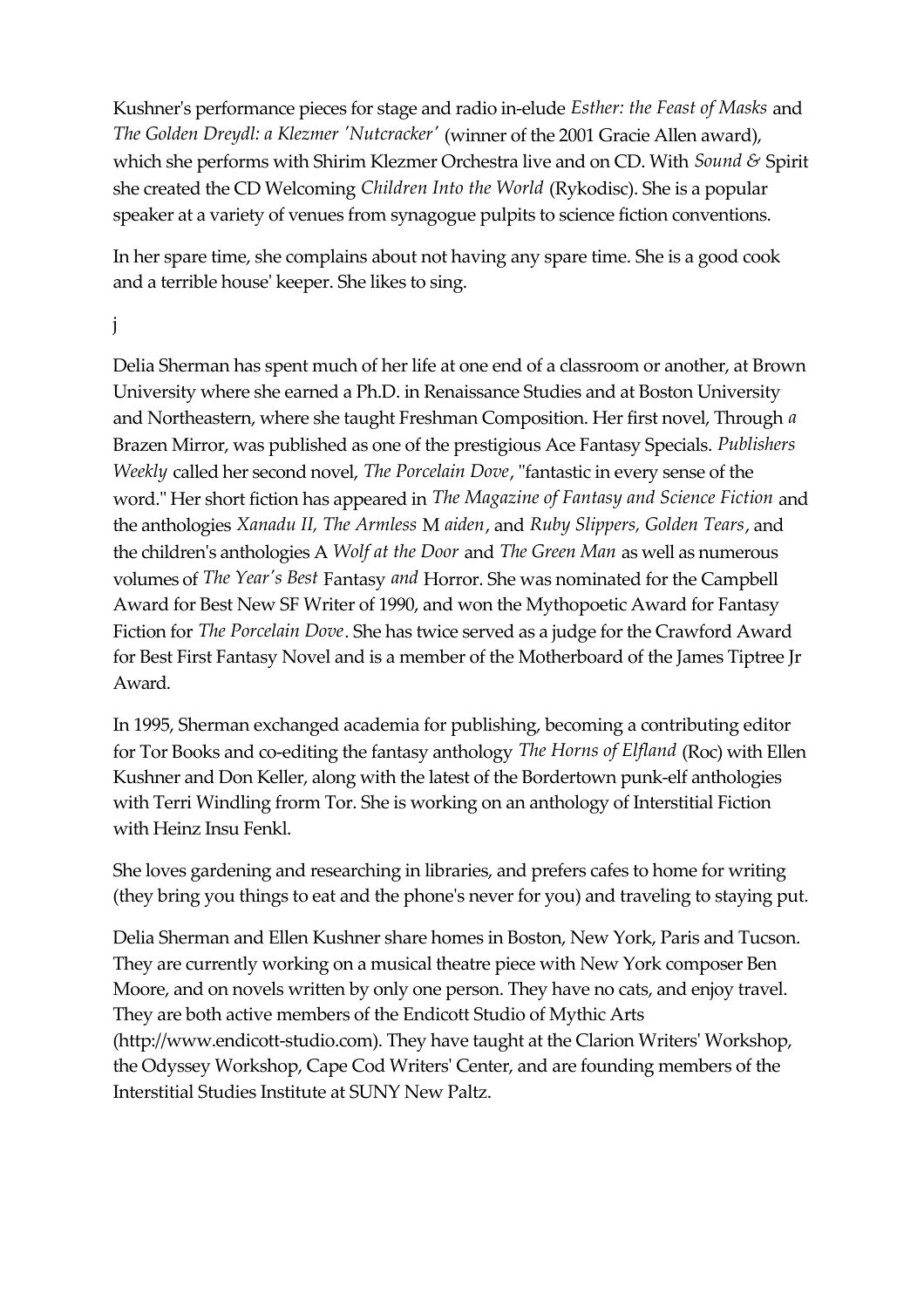Kushner's performance pieces for stage and radio in-elude *Esther: the Feast of Masks* and *The Golden Dreydl: a Klezmer 'Nutcracker'* (winner of the 2001 Gracie Allen award), which she performs with Shirim Klezmer Orchestra live and on CD. With *Sound &* Spirit she created the CD Welcoming *Children Into the World* (Rykodisc). She is a popular speaker at a variety of venues from synagogue pulpits to science fiction conventions.

In her spare time, she complains about not having any spare time. She is a good cook and a terrible house' keeper. She likes to sing.

j

Delia Sherman has spent much of her life at one end of a classroom or another, at Brown University where she earned a Ph.D. in Renaissance Studies and at Boston University and Northeastern, where she taught Freshman Composition. Her first novel, Through *a* Brazen Mirror, was published as one of the prestigious Ace Fantasy Specials. *Publishers Weekly* called her second novel, *The Porcelain Dove*, "fantastic in every sense of the word." Her short fiction has appeared in *The Magazine of Fantasy and Science Fiction* and the anthologies *Xanadu II, The Armless* M *aiden*, and *Ruby Slippers, Golden Tears*, and the children's anthologies A *Wolf at the Door* and *The Green Man* as well as numerous volumes of *The Year's Best* Fantasy *and* Horror. She was nominated for the Campbell Award for Best New SF Writer of 1990, and won the Mythopoetic Award for Fantasy Fiction for *The Porcelain Dove*. She has twice served as a judge for the Crawford Award for Best First Fantasy Novel and is a member of the Motherboard of the James Tiptree Jr Award.

In 1995, Sherman exchanged academia for publishing, becoming a contributing editor for Tor Books and co-editing the fantasy anthology *The Horns of Elfland* (Roc) with Ellen Kushner and Don Keller, along with the latest of the Bordertown punk-elf anthologies with Terri Windling frorm Tor. She is working on an anthology of Interstitial Fiction with Heinz Insu Fenkl.

She loves gardening and researching in libraries, and prefers cafes to home for writing (they bring you things to eat and the phone's never for you) and traveling to staying put.

Delia Sherman and Ellen Kushner share homes in Boston, New York, Paris and Tucson. They are currently working on a musical theatre piece with New York composer Ben Moore, and on novels written by only one person. They have no cats, and enjoy travel. They are both active members of the Endicott Studio of Mythic Arts (http://www.endicott-studio.com). They have taught at the Clarion Writers' Workshop, the Odyssey Workshop, Cape Cod Writers' Center, and are founding members of the Interstitial Studies Institute at SUNY New Paltz.